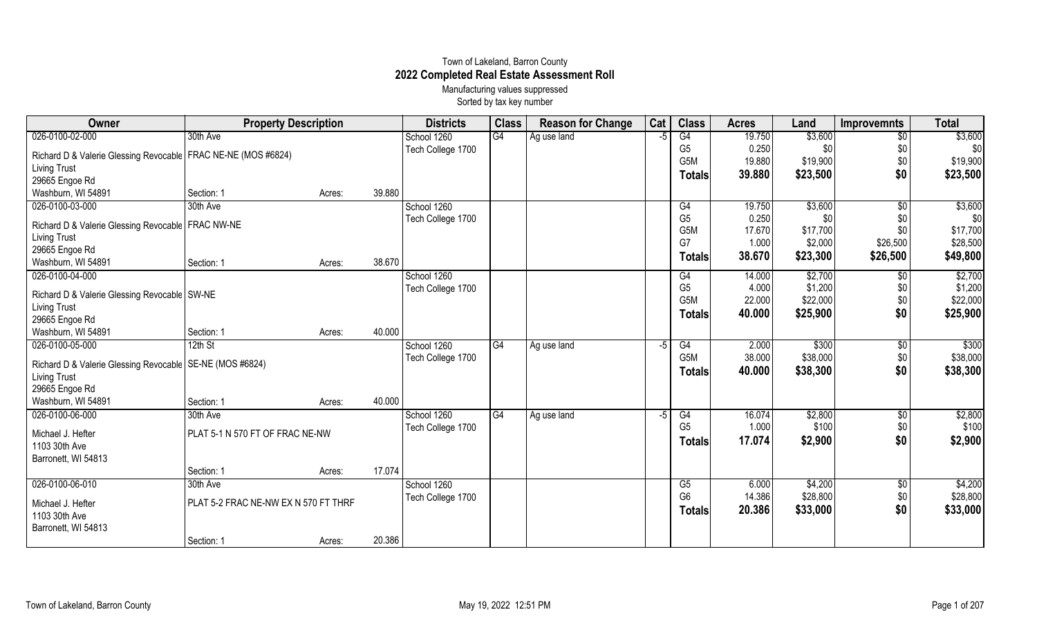# Town of Lakeland, Barron County

## 2022 Completed Real Estate Assessment Roll

Manufacturing values suppressed

Sorted by tax key number

| Owner | Property Description | | | Districts | Class | Reason for Change | Cat | Class | Acres | Land | Improvemnts | Total |
|---|---|---|---|---|---|---|---|---|---|---|---|---|
| 026-0100-02-000 | 30th Ave | | | School 1260 | G4 | Ag use land | -5 | G4 | 19.750 | $3,600 | $0 | $3,600 |
| Richard D & Valerie Glessing Revocable Living Trust | FRAC NE-NE (MOS #6824) | | | Tech College 1700 | | | | G5 | 0.250 | $0 | $0 | $0 |
| 29665 Engoe Rd | | | | | | | | G5M | 19.880 | $19,900 | $0 | $19,900 |
| Washburn, WI 54891 | Section: 1 | Acres: | 39.880 | | | | | Totals | 39.880 | $23,500 | $0 | $23,500 |
| 026-0100-03-000 | 30th Ave | | | School 1260 | | | | G4 | 19.750 | $3,600 | $0 | $3,600 |
| Richard D & Valerie Glessing Revocable Living Trust | FRAC NW-NE | | | Tech College 1700 | | | | G5 | 0.250 | $0 | $0 | $0 |
| 29665 Engoe Rd | | | | | | | | G5M | 17.670 | $17,700 | $0 | $17,700 |
| | | | | | | | | G7 | 1.000 | $2,000 | $26,500 | $28,500 |
| Washburn, WI 54891 | Section: 1 | Acres: | 38.670 | | | | | Totals | 38.670 | $23,300 | $26,500 | $49,800 |
| 026-0100-04-000 | | | | School 1260 | | | | G4 | 14.000 | $2,700 | $0 | $2,700 |
| Richard D & Valerie Glessing Revocable Living Trust | SW-NE | | | Tech College 1700 | | | | G5 | 4.000 | $1,200 | $0 | $1,200 |
| 29665 Engoe Rd | | | | | | | | G5M | 22.000 | $22,000 | $0 | $22,000 |
| Washburn, WI 54891 | Section: 1 | Acres: | 40.000 | | | | | Totals | 40.000 | $25,900 | $0 | $25,900 |
| 026-0100-05-000 | 12th St | | | School 1260 | G4 | Ag use land | -5 | G4 | 2.000 | $300 | $0 | $300 |
| Richard D & Valerie Glessing Revocable Living Trust | SE-NE (MOS #6824) | | | Tech College 1700 | | | | G5M | 38.000 | $38,000 | $0 | $38,000 |
| 29665 Engoe Rd | | | | | | | | Totals | 40.000 | $38,300 | $0 | $38,300 |
| Washburn, WI 54891 | Section: 1 | Acres: | 40.000 | | | | | | | | | |
| 026-0100-06-000 | 30th Ave | | | School 1260 | G4 | Ag use land | -5 | G4 | 16.074 | $2,800 | $0 | $2,800 |
| Michael J. Hefter | PLAT 5-1 N 570 FT OF FRAC NE-NW | | | Tech College 1700 | | | | G5 | 1.000 | $100 | $0 | $100 |
| 1103 30th Ave | | | | | | | | Totals | 17.074 | $2,900 | $0 | $2,900 |
| Barronett, WI 54813 | Section: 1 | Acres: | 17.074 | | | | | | | | | |
| 026-0100-06-010 | 30th Ave | | | School 1260 | | | | G5 | 6.000 | $4,200 | $0 | $4,200 |
| Michael J. Hefter | PLAT 5-2 FRAC NE-NW EX N 570 FT THRF | | | Tech College 1700 | | | | G6 | 14.386 | $28,800 | $0 | $28,800 |
| 1103 30th Ave | | | | | | | | Totals | 20.386 | $33,000 | $0 | $33,000 |
| Barronett, WI 54813 | Section: 1 | Acres: | 20.386 | | | | | | | | | |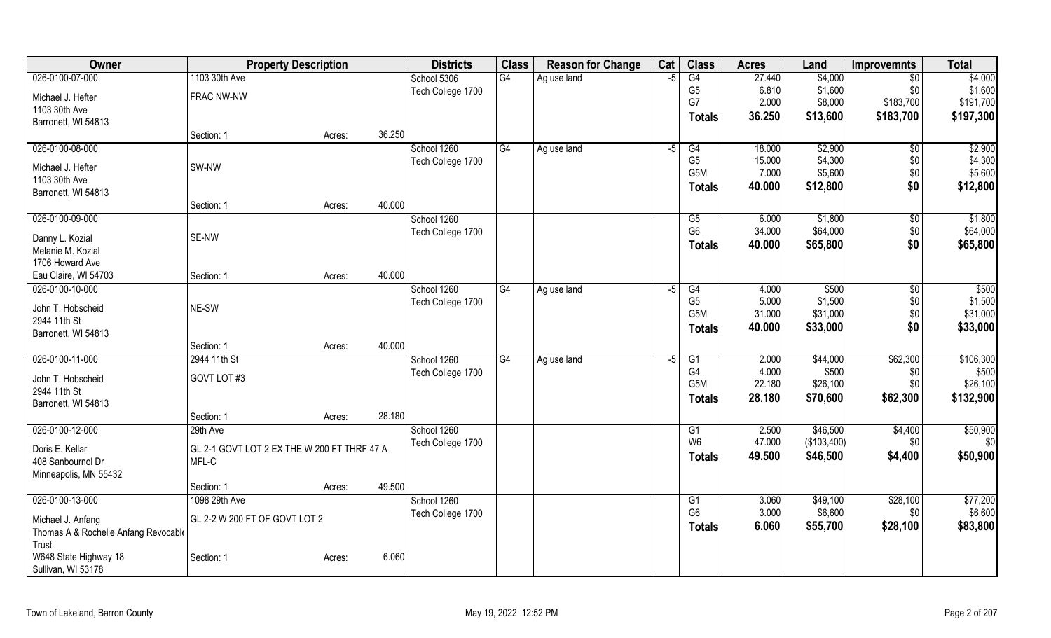| Owner | Property Description | | | Districts | Class | Reason for Change | Cat | Class | Acres | Land | Improvemnts | Total |
|---|---|---|---|---|---|---|---|---|---|---|---|---|
| 026-0100-07-000 | 1103 30th Ave | | | School 5306 | G4 | Ag use land | -5 | G4 | 27.440 | $4,000 | $0 | $4,000 |
| Michael J. Hefter | FRAC NW-NW | | | Tech College 1700 | | | | G5 | 6.810 | $1,600 | $0 | $1,600 |
| 1103 30th Ave | | | | | | | | G7 | 2.000 | $8,000 | $183,700 | $191,700 |
| Barronett, WI 54813 | | | | | | | | **Totals** | **36.250** | **$13,600** | **$183,700** | **$197,300** |
| | Section: 1 | Acres: | 36.250 | | | | | | | | | |
| 026-0100-08-000 | | | | School 1260 | G4 | Ag use land | -5 | G4 | 18.000 | $2,900 | $0 | $2,900 |
| Michael J. Hefter | SW-NW | | | Tech College 1700 | | | | G5 | 15.000 | $4,300 | $0 | $4,300 |
| 1103 30th Ave | | | | | | | | G5M | 7.000 | $5,600 | $0 | $5,600 |
| Barronett, WI 54813 | | | | | | | | **Totals** | **40.000** | **$12,800** | **$0** | **$12,800** |
| | Section: 1 | Acres: | 40.000 | | | | | | | | | |
| 026-0100-09-000 | | | | School 1260 | | | | G5 | 6.000 | $1,800 | $0 | $1,800 |
| Danny L. Kozial | SE-NW | | | Tech College 1700 | | | | G6 | 34.000 | $64,000 | $0 | $64,000 |
| Melanie M. Kozial | | | | | | | | **Totals** | **40.000** | **$65,800** | **$0** | **$65,800** |
| 1706 Howard Ave | | | | | | | | | | | | |
| Eau Claire, WI 54703 | Section: 1 | Acres: | 40.000 | | | | | | | | | |
| 026-0100-10-000 | | | | School 1260 | G4 | Ag use land | -5 | G4 | 4.000 | $500 | $0 | $500 |
| John T. Hobscheid | NE-SW | | | Tech College 1700 | | | | G5 | 5.000 | $1,500 | $0 | $1,500 |
| 2944 11th St | | | | | | | | G5M | 31.000 | $31,000 | $0 | $31,000 |
| Barronett, WI 54813 | | | | | | | | **Totals** | **40.000** | **$33,000** | **$0** | **$33,000** |
| | Section: 1 | Acres: | 40.000 | | | | | | | | | |
| 026-0100-11-000 | 2944 11th St | | | School 1260 | G4 | Ag use land | -5 | G1 | 2.000 | $44,000 | $62,300 | $106,300 |
| John T. Hobscheid | GOVT LOT #3 | | | Tech College 1700 | | | | G4 | 4.000 | $500 | $0 | $500 |
| 2944 11th St | | | | | | | | G5M | 22.180 | $26,100 | $0 | $26,100 |
| Barronett, WI 54813 | | | | | | | | **Totals** | **28.180** | **$70,600** | **$62,300** | **$132,900** |
| | Section: 1 | Acres: | 28.180 | | | | | | | | | |
| 026-0100-12-000 | 29th Ave | | | School 1260 | | | | G1 | 2.500 | $46,500 | $4,400 | $50,900 |
| Doris E. Kellar | GL 2-1 GOVT LOT 2 EX THE W 200 FT THRF 47 A | | | Tech College 1700 | | | | W6 | 47.000 | ($103,400) | $0 | $0 |
| 408 Sanbournol Dr | MFL-C | | | | | | | **Totals** | **49.500** | **$46,500** | **$4,400** | **$50,900** |
| Minneapolis, MN 55432 | | | | | | | | | | | | |
| | Section: 1 | Acres: | 49.500 | | | | | | | | | |
| 026-0100-13-000 | 1098 29th Ave | | | School 1260 | | | | G1 | 3.060 | $49,100 | $28,100 | $77,200 |
| Michael J. Anfang | GL 2-2 W 200 FT OF GOVT LOT 2 | | | Tech College 1700 | | | | G6 | 3.000 | $6,600 | $0 | $6,600 |
| Thomas A & Rochelle Anfang Revocable Trust | | | | | | | | **Totals** | **6.060** | **$55,700** | **$28,100** | **$83,800** |
| W648 State Highway 18 | Section: 1 | Acres: | 6.060 | | | | | | | | | |
| Sullivan, WI 53178 | | | | | | | | | | | | |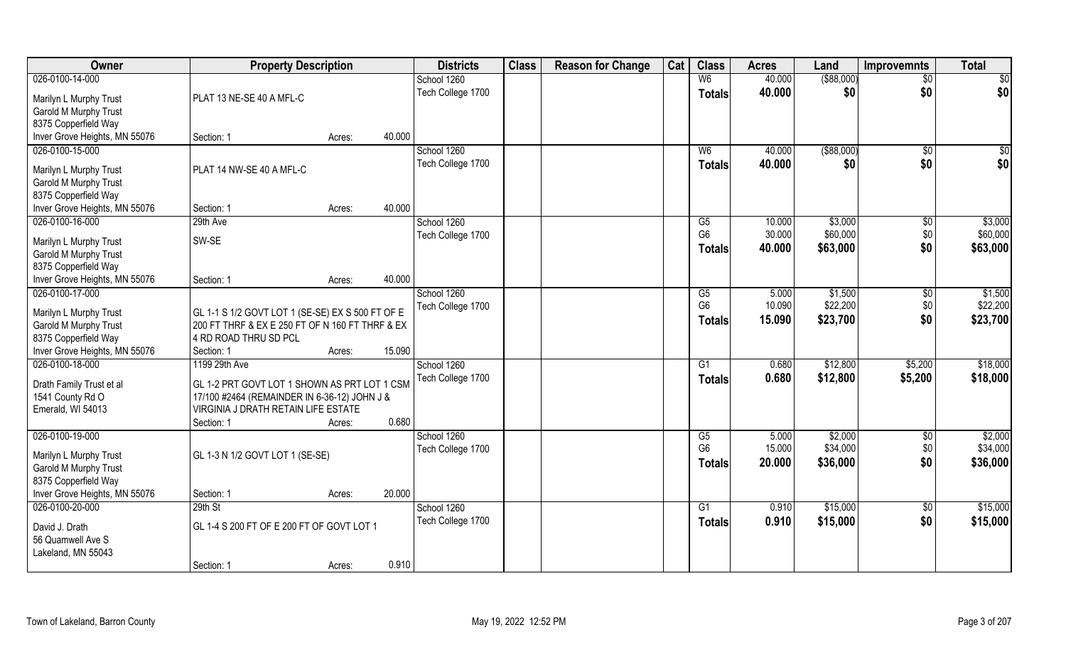| Owner | Property Description | | Districts | Class | Reason for Change | Cat | Class | Acres | Land | Improvemnts | Total |
|---|---|---|---|---|---|---|---|---|---|---|---|
| 026-0100-14-000 | | | School 1260 | | | | W6 | 40.000 | ($88,000) | $0 | $0 |
| Marilyn L Murphy Trust<br>Garold M Murphy Trust<br>8375 Copperfield Way<br>Inver Grove Heights, MN 55076 | PLAT 13 NE-SE 40 A MFL-C<br>Section: 1 | Acres: 40.000 | Tech College 1700 | | | | **Totals** | **40.000** | **$0** | **$0** | **$0** |
| 026-0100-15-000 | | | School 1260 | | | | W6 | 40.000 | ($88,000) | $0 | $0 |
| Marilyn L Murphy Trust<br>Garold M Murphy Trust<br>8375 Copperfield Way<br>Inver Grove Heights, MN 55076 | PLAT 14 NW-SE 40 A MFL-C<br>Section: 1 | Acres: 40.000 | Tech College 1700 | | | | **Totals** | **40.000** | **$0** | **$0** | **$0** |
| 026-0100-16-000 | 29th Ave | | School 1260 | | | | G5 | 10.000 | $3,000 | $0 | $3,000 |
| Marilyn L Murphy Trust<br>Garold M Murphy Trust<br>8375 Copperfield Way<br>Inver Grove Heights, MN 55076 | SW-SE<br>Section: 1 | Acres: 40.000 | Tech College 1700 | | | | G6 | 30.000 | $60,000 | $0 | $60,000 |
| | | | | | | | **Totals** | **40.000** | **$63,000** | **$0** | **$63,000** |
| 026-0100-17-000 | | | School 1260 | | | | G5 | 5.000 | $1,500 | $0 | $1,500 |
| Marilyn L Murphy Trust<br>Garold M Murphy Trust<br>8375 Copperfield Way<br>Inver Grove Heights, MN 55076 | GL 1-1 S 1/2 GOVT LOT 1 (SE-SE) EX S 500 FT OF E 200 FT THRF & EX E 250 FT OF N 160 FT THRF & EX 4 RD ROAD THRU SD PCL<br>Section: 1 | Acres: 15.090 | Tech College 1700 | | | | G6 | 10.090 | $22,200 | $0 | $22,200 |
| | | | | | | | **Totals** | **15.090** | **$23,700** | **$0** | **$23,700** |
| 026-0100-18-000 | 1199 29th Ave | | School 1260 | | | | G1 | 0.680 | $12,800 | $5,200 | $18,000 |
| Drath Family Trust et al<br>1541 County Rd O<br>Emerald, WI 54013 | GL 1-2 PRT GOVT LOT 1 SHOWN AS PRT LOT 1 CSM 17/100 #2464 (REMAINDER IN 6-36-12) JOHN J & VIRGINIA J DRATH RETAIN LIFE ESTATE<br>Section: 1 | Acres: 0.680 | Tech College 1700 | | | | **Totals** | **0.680** | **$12,800** | **$5,200** | **$18,000** |
| 026-0100-19-000 | | | School 1260 | | | | G5 | 5.000 | $2,000 | $0 | $2,000 |
| Marilyn L Murphy Trust<br>Garold M Murphy Trust<br>8375 Copperfield Way<br>Inver Grove Heights, MN 55076 | GL 1-3 N 1/2 GOVT LOT 1 (SE-SE)<br>Section: 1 | Acres: 20.000 | Tech College 1700 | | | | G6 | 15.000 | $34,000 | $0 | $34,000 |
| | | | | | | | **Totals** | **20.000** | **$36,000** | **$0** | **$36,000** |
| 026-0100-20-000 | 29th St | | School 1260 | | | | G1 | 0.910 | $15,000 | $0 | $15,000 |
| David J. Drath<br>56 Quamwell Ave S<br>Lakeland, MN 55043 | GL 1-4 S 200 FT OF E 200 FT OF GOVT LOT 1<br>Section: 1 | Acres: 0.910 | Tech College 1700 | | | | **Totals** | **0.910** | **$15,000** | **$0** | **$15,000** |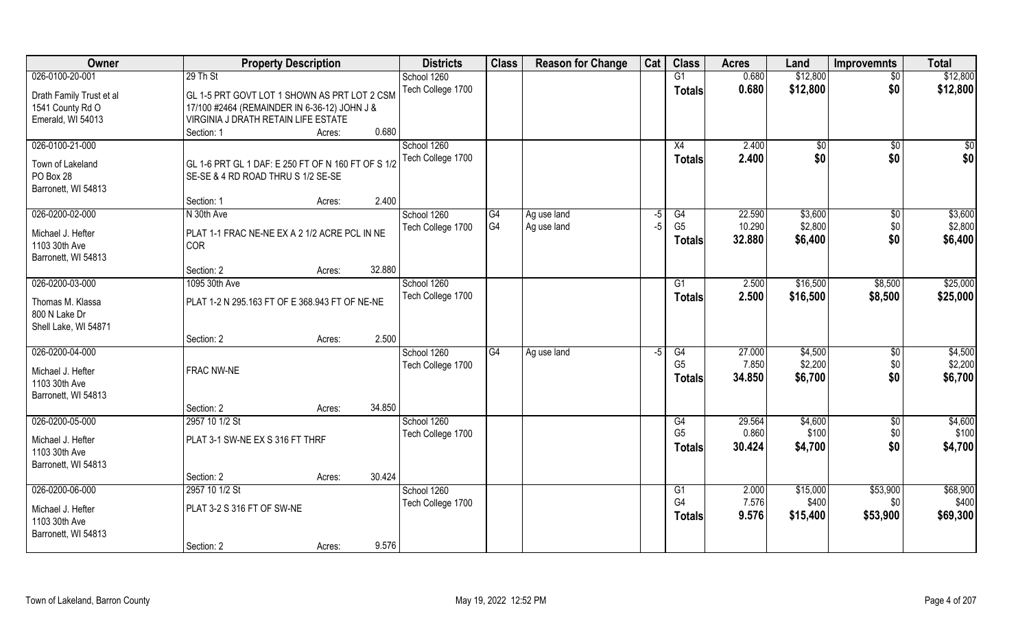| Owner | Property Description | | Districts | Class | Reason for Change | Cat | Class | Acres | Land | Improvemnts | Total |
|---|---|---|---|---|---|---|---|---|---|---|---|
| 026-0100-20-001 | 29 Th St | | School 1260 | | | | G1 | 0.680 | $12,800 | $0 | $12,800 |
| Drath Family Trust et al<br>1541 County Rd O<br>Emerald, WI 54013 | GL 1-5 PRT GOVT LOT 1 SHOWN AS PRT LOT 2 CSM 17/100 #2464 (REMAINDER IN 6-36-12) JOHN J & VIRGINIA J DRATH RETAIN LIFE ESTATE | | Tech College 1700 | | | | **Totals** | **0.680** | **$12,800** | **$0** | **$12,800** |
| | Section: 1 | Acres: 0.680 | | | | | | | | | |
| 026-0100-21-000 | | | School 1260 | | | | X4 | 2.400 | $0 | $0 | $0 |
| Town of Lakeland<br>PO Box 28<br>Barronett, WI 54813 | GL 1-6 PRT GL 1 DAF: E 250 FT OF N 160 FT OF S 1/2 SE-SE & 4 RD ROAD THRU S 1/2 SE-SE | | Tech College 1700 | | | | **Totals** | **2.400** | **$0** | **$0** | **$0** |
| | Section: 1 | Acres: 2.400 | | | | | | | | | |
| 026-0200-02-000 | N 30th Ave | | School 1260 | G4 | Ag use land | -5 | G4 | 22.590 | $3,600 | $0 | $3,600 |
| Michael J. Hefter<br>1103 30th Ave<br>Barronett, WI 54813 | PLAT 1-1 FRAC NE-NE EX A 2 1/2 ACRE PCL IN NE COR | | Tech College 1700 | G4 | Ag use land | -5 | G5 | 10.290 | $2,800 | $0 | $2,800 |
| | | | | | | | **Totals** | **32.880** | **$6,400** | **$0** | **$6,400** |
| | Section: 2 | Acres: 32.880 | | | | | | | | | |
| 026-0200-03-000 | 1095 30th Ave | | School 1260 | | | | G1 | 2.500 | $16,500 | $8,500 | $25,000 |
| Thomas M. Klassa<br>800 N Lake Dr<br>Shell Lake, WI 54871 | PLAT 1-2 N 295.163 FT OF E 368.943 FT OF NE-NE | | Tech College 1700 | | | | **Totals** | **2.500** | **$16,500** | **$8,500** | **$25,000** |
| | Section: 2 | Acres: 2.500 | | | | | | | | | |
| 026-0200-04-000 | | | School 1260 | G4 | Ag use land | -5 | G4 | 27.000 | $4,500 | $0 | $4,500 |
| Michael J. Hefter<br>1103 30th Ave<br>Barronett, WI 54813 | FRAC NW-NE | | Tech College 1700 | | | | G5 | 7.850 | $2,200 | $0 | $2,200 |
| | | | | | | | **Totals** | **34.850** | **$6,700** | **$0** | **$6,700** |
| | Section: 2 | Acres: 34.850 | | | | | | | | | |
| 026-0200-05-000 | 2957 10 1/2 St | | School 1260 | | | | G4 | 29.564 | $4,600 | $0 | $4,600 |
| Michael J. Hefter<br>1103 30th Ave<br>Barronett, WI 54813 | PLAT 3-1 SW-NE EX S 316 FT THRF | | Tech College 1700 | | | | G5 | 0.860 | $100 | $0 | $100 |
| | | | | | | | **Totals** | **30.424** | **$4,700** | **$0** | **$4,700** |
| | Section: 2 | Acres: 30.424 | | | | | | | | | |
| 026-0200-06-000 | 2957 10 1/2 St | | School 1260 | | | | G1 | 2.000 | $15,000 | $53,900 | $68,900 |
| Michael J. Hefter<br>1103 30th Ave<br>Barronett, WI 54813 | PLAT 3-2 S 316 FT OF SW-NE | | Tech College 1700 | | | | G4 | 7.576 | $400 | $0 | $400 |
| | | | | | | | **Totals** | **9.576** | **$15,400** | **$53,900** | **$69,300** |
| | Section: 2 | Acres: 9.576 | | | | | | | | | |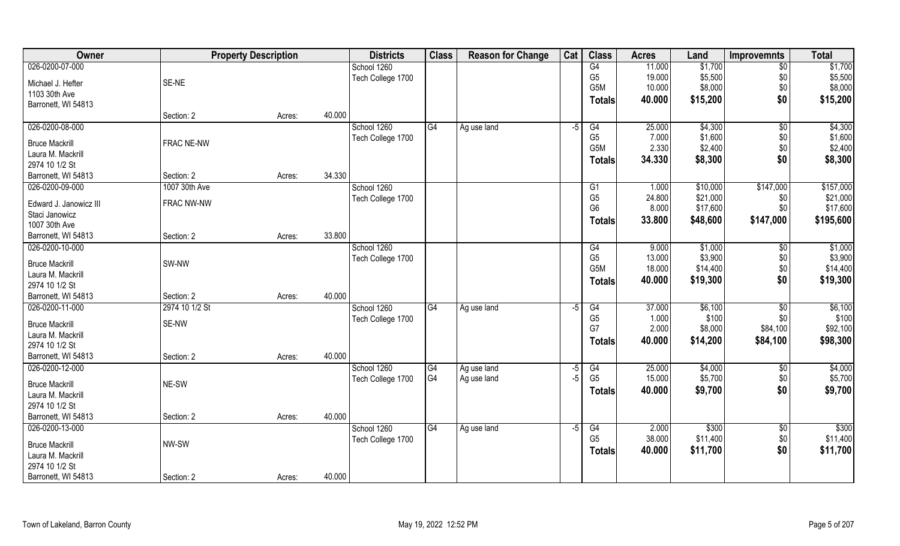| Owner | Property Description | | | Districts | Class | Reason for Change | Cat | Class | Acres | Land | Improvemnts | Total |
|---|---|---|---|---|---|---|---|---|---|---|---|---|
| 026-0200-07-000 | | | | School 1260 | | | | G4 | 11.000 | $1,700 | $0 | $1,700 |
| Michael J. Hefter | SE-NE | | | Tech College 1700 | | | | G5 | 19.000 | $5,500 | $0 | $5,500 |
| 1103 30th Ave | | | | | | | | G5M | 10.000 | $8,000 | $0 | $8,000 |
| Barronett, WI 54813 | | | | | | | | **Totals** | **40.000** | **$15,200** | **$0** | **$15,200** |
| | Section: 2 | Acres: | 40.000 | | | | | | | | | |
| 026-0200-08-000 | | | | School 1260 | G4 | Ag use land | -5 | G4 | 25.000 | $4,300 | $0 | $4,300 |
| Bruce Mackrill | FRAC NE-NW | | | Tech College 1700 | | | | G5 | 7.000 | $1,600 | $0 | $1,600 |
| Laura M. Mackrill | | | | | | | | G5M | 2.330 | $2,400 | $0 | $2,400 |
| 2974 10 1/2 St | | | | | | | | **Totals** | **34.330** | **$8,300** | **$0** | **$8,300** |
| Barronett, WI 54813 | Section: 2 | Acres: | 34.330 | | | | | | | | | |
| 026-0200-09-000 | 1007 30th Ave | | | School 1260 | | | | G1 | 1.000 | $10,000 | $147,000 | $157,000 |
| Edward J. Janowicz III | FRAC NW-NW | | | Tech College 1700 | | | | G5 | 24.800 | $21,000 | $0 | $21,000 |
| Staci Janowicz | | | | | | | | G6 | 8.000 | $17,600 | $0 | $17,600 |
| 1007 30th Ave | | | | | | | | **Totals** | **33.800** | **$48,600** | **$147,000** | **$195,600** |
| Barronett, WI 54813 | Section: 2 | Acres: | 33.800 | | | | | | | | | |
| 026-0200-10-000 | | | | School 1260 | | | | G4 | 9.000 | $1,000 | $0 | $1,000 |
| Bruce Mackrill | SW-NW | | | Tech College 1700 | | | | G5 | 13.000 | $3,900 | $0 | $3,900 |
| Laura M. Mackrill | | | | | | | | G5M | 18.000 | $14,400 | $0 | $14,400 |
| 2974 10 1/2 St | | | | | | | | **Totals** | **40.000** | **$19,300** | **$0** | **$19,300** |
| Barronett, WI 54813 | Section: 2 | Acres: | 40.000 | | | | | | | | | |
| 026-0200-11-000 | 2974 10 1/2 St | | | School 1260 | G4 | Ag use land | -5 | G4 | 37.000 | $6,100 | $0 | $6,100 |
| Bruce Mackrill | SE-NW | | | Tech College 1700 | | | | G5 | 1.000 | $100 | $0 | $100 |
| Laura M. Mackrill | | | | | | | | G7 | 2.000 | $8,000 | $84,100 | $92,100 |
| 2974 10 1/2 St | | | | | | | | **Totals** | **40.000** | **$14,200** | **$84,100** | **$98,300** |
| Barronett, WI 54813 | Section: 2 | Acres: | 40.000 | | | | | | | | | |
| 026-0200-12-000 | | | | School 1260 | G4 | Ag use land | -5 | G4 | 25.000 | $4,000 | $0 | $4,000 |
| Bruce Mackrill | NE-SW | | | Tech College 1700 | G4 | Ag use land | -5 | G5 | 15.000 | $5,700 | $0 | $5,700 |
| Laura M. Mackrill | | | | | | | | **Totals** | **40.000** | **$9,700** | **$0** | **$9,700** |
| 2974 10 1/2 St | | | | | | | | | | | | |
| Barronett, WI 54813 | Section: 2 | Acres: | 40.000 | | | | | | | | | |
| 026-0200-13-000 | | | | School 1260 | G4 | Ag use land | -5 | G4 | 2.000 | $300 | $0 | $300 |
| Bruce Mackrill | NW-SW | | | Tech College 1700 | | | | G5 | 38.000 | $11,400 | $0 | $11,400 |
| Laura M. Mackrill | | | | | | | | **Totals** | **40.000** | **$11,700** | **$0** | **$11,700** |
| 2974 10 1/2 St | | | | | | | | | | | | |
| Barronett, WI 54813 | Section: 2 | Acres: | 40.000 | | | | | | | | | |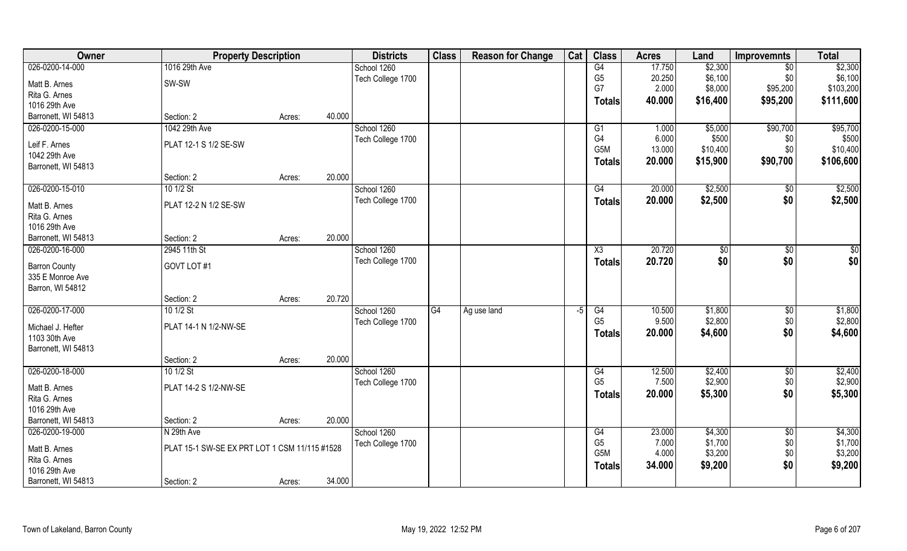| Owner | Property Description | | | Districts | Class | Reason for Change | Cat | Class | Acres | Land | Improvemnts | Total |
|---|---|---|---|---|---|---|---|---|---|---|---|---|
| 026-0200-14-000 | 1016 29th Ave | | | School 1260 | | | | G4 | 17.750 | $2,300 | $0 | $2,300 |
| Matt B. Arnes | SW-SW | | | Tech College 1700 | | | | G5 | 20.250 | $6,100 | $0 | $6,100 |
| Rita G. Arnes | | | | | | | | G7 | 2.000 | $8,000 | $95,200 | $103,200 |
| 1016 29th Ave | | | | | | | | **Totals** | **40.000** | **$16,400** | **$95,200** | **$111,600** |
| Barronett, WI 54813 | Section: 2 | Acres: | 40.000 | | | | | | | | | |
| 026-0200-15-000 | 1042 29th Ave | | | School 1260 | | | | G1 | 1.000 | $5,000 | $90,700 | $95,700 |
| Leif F. Arnes | PLAT 12-1 S 1/2 SE-SW | | | Tech College 1700 | | | | G4 | 6.000 | $500 | $0 | $500 |
| 1042 29th Ave | | | | | | | | G5M | 13.000 | $10,400 | $0 | $10,400 |
| Barronett, WI 54813 | | | | | | | | **Totals** | **20.000** | **$15,900** | **$90,700** | **$106,600** |
| | Section: 2 | Acres: | 20.000 | | | | | | | | | |
| 026-0200-15-010 | 10 1/2 St | | | School 1260 | | | | G4 | 20.000 | $2,500 | $0 | $2,500 |
| Matt B. Arnes | PLAT 12-2 N 1/2 SE-SW | | | Tech College 1700 | | | | **Totals** | **20.000** | **$2,500** | **$0** | **$2,500** |
| Rita G. Arnes | | | | | | | | | | | | |
| 1016 29th Ave | | | | | | | | | | | | |
| Barronett, WI 54813 | Section: 2 | Acres: | 20.000 | | | | | | | | | |
| 026-0200-16-000 | 2945 11th St | | | School 1260 | | | | X3 | 20.720 | $0 | $0 | $0 |
| Barron County | GOVT LOT #1 | | | Tech College 1700 | | | | **Totals** | **20.720** | **$0** | **$0** | **$0** |
| 335 E Monroe Ave | | | | | | | | | | | | |
| Barron, WI 54812 | | | | | | | | | | | | |
| | Section: 2 | Acres: | 20.720 | | | | | | | | | |
| 026-0200-17-000 | 10 1/2 St | | | School 1260 | G4 | Ag use land | -5 | G4 | 10.500 | $1,800 | $0 | $1,800 |
| Michael J. Hefter | PLAT 14-1 N 1/2-NW-SE | | | Tech College 1700 | | | | G5 | 9.500 | $2,800 | $0 | $2,800 |
| 1103 30th Ave | | | | | | | | **Totals** | **20.000** | **$4,600** | **$0** | **$4,600** |
| Barronett, WI 54813 | | | | | | | | | | | | |
| | Section: 2 | Acres: | 20.000 | | | | | | | | | |
| 026-0200-18-000 | 10 1/2 St | | | School 1260 | | | | G4 | 12.500 | $2,400 | $0 | $2,400 |
| Matt B. Arnes | PLAT 14-2 S 1/2-NW-SE | | | Tech College 1700 | | | | G5 | 7.500 | $2,900 | $0 | $2,900 |
| Rita G. Arnes | | | | | | | | **Totals** | **20.000** | **$5,300** | **$0** | **$5,300** |
| 1016 29th Ave | | | | | | | | | | | | |
| Barronett, WI 54813 | Section: 2 | Acres: | 20.000 | | | | | | | | | |
| 026-0200-19-000 | N 29th Ave | | | School 1260 | | | | G4 | 23.000 | $4,300 | $0 | $4,300 |
| Matt B. Arnes | PLAT 15-1 SW-SE EX PRT LOT 1 CSM 11/115 #1528 | | | Tech College 1700 | | | | G5 | 7.000 | $1,700 | $0 | $1,700 |
| Rita G. Arnes | | | | | | | | G5M | 4.000 | $3,200 | $0 | $3,200 |
| 1016 29th Ave | | | | | | | | **Totals** | **34.000** | **$9,200** | **$0** | **$9,200** |
| Barronett, WI 54813 | Section: 2 | Acres: | 34.000 | | | | | | | | | |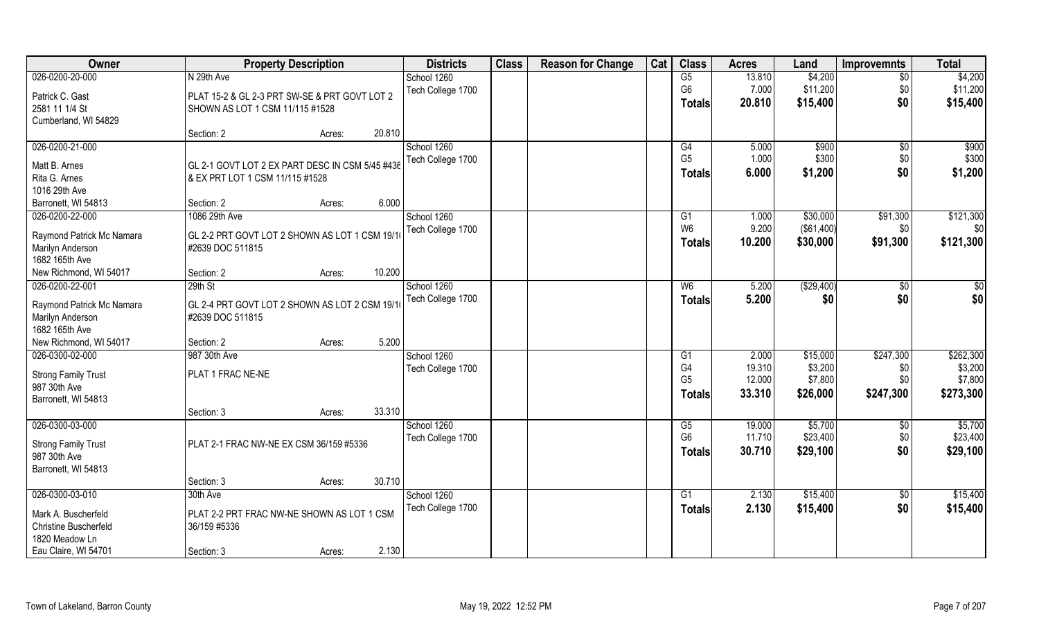| Owner | Property Description | | | Districts | Class | Reason for Change | Cat | Class | Acres | Land | Improvemnts | Total |
|---|---|---|---|---|---|---|---|---|---|---|---|---|
| 026-0200-20-000 | N 29th Ave | | | School 1260 | | | | G5 | 13.810 | $4,200 | $0 | $4,200 |
| Patrick C. Gast | PLAT 15-2 & GL 2-3 PRT SW-SE & PRT GOVT LOT 2 | | | Tech College 1700 | | | | G6 | 7.000 | $11,200 | $0 | $11,200 |
| 2581 11 1/4 St | SHOWN AS LOT 1 CSM 11/115 #1528 | | | | | | | **Totals** | **20.810** | **$15,400** | **$0** | **$15,400** |
| Cumberland, WI 54829 | | | | | | | | | | | | |
| | Section: 2 | Acres: | 20.810 | | | | | | | | | |
| 026-0200-21-000 | | | | School 1260 | | | | G4 | 5.000 | $900 | $0 | $900 |
| Matt B. Arnes | GL 2-1 GOVT LOT 2 EX PART DESC IN CSM 5/45 #436 | | | Tech College 1700 | | | | G5 | 1.000 | $300 | $0 | $300 |
| Rita G. Arnes | & EX PRT LOT 1 CSM 11/115 #1528 | | | | | | | **Totals** | **6.000** | **$1,200** | **$0** | **$1,200** |
| 1016 29th Ave | | | | | | | | | | | | |
| Barronett, WI 54813 | Section: 2 | Acres: | 6.000 | | | | | | | | | |
| 026-0200-22-000 | 1086 29th Ave | | | School 1260 | | | | G1 | 1.000 | $30,000 | $91,300 | $121,300 |
| Raymond Patrick Mc Namara | GL 2-2 PRT GOVT LOT 2 SHOWN AS LOT 1 CSM 19/1( | | | Tech College 1700 | | | | W6 | 9.200 | ($61,400) | $0 | $0 |
| Marilyn Anderson | #2639 DOC 511815 | | | | | | | **Totals** | **10.200** | **$30,000** | **$91,300** | **$121,300** |
| 1682 165th Ave | | | | | | | | | | | | |
| New Richmond, WI 54017 | Section: 2 | Acres: | 10.200 | | | | | | | | | |
| 026-0200-22-001 | 29th St | | | School 1260 | | | | W6 | 5.200 | ($29,400) | $0 | $0 |
| Raymond Patrick Mc Namara | GL 2-4 PRT GOVT LOT 2 SHOWN AS LOT 2 CSM 19/1( | | | Tech College 1700 | | | | **Totals** | **5.200** | **$0** | **$0** | **$0** |
| Marilyn Anderson | #2639 DOC 511815 | | | | | | | | | | | |
| 1682 165th Ave | | | | | | | | | | | | |
| New Richmond, WI 54017 | Section: 2 | Acres: | 5.200 | | | | | | | | | |
| 026-0300-02-000 | 987 30th Ave | | | School 1260 | | | | G1 | 2.000 | $15,000 | $247,300 | $262,300 |
| Strong Family Trust | PLAT 1 FRAC NE-NE | | | Tech College 1700 | | | | G4 | 19.310 | $3,200 | $0 | $3,200 |
| 987 30th Ave | | | | | | | | G5 | 12.000 | $7,800 | $0 | $7,800 |
| Barronett, WI 54813 | | | | | | | | **Totals** | **33.310** | **$26,000** | **$247,300** | **$273,300** |
| | Section: 3 | Acres: | 33.310 | | | | | | | | | |
| 026-0300-03-000 | | | | School 1260 | | | | G5 | 19.000 | $5,700 | $0 | $5,700 |
| Strong Family Trust | PLAT 2-1 FRAC NW-NE EX CSM 36/159 #5336 | | | Tech College 1700 | | | | G6 | 11.710 | $23,400 | $0 | $23,400 |
| 987 30th Ave | | | | | | | | **Totals** | **30.710** | **$29,100** | **$0** | **$29,100** |
| Barronett, WI 54813 | | | | | | | | | | | | |
| | Section: 3 | Acres: | 30.710 | | | | | | | | | |
| 026-0300-03-010 | 30th Ave | | | School 1260 | | | | G1 | 2.130 | $15,400 | $0 | $15,400 |
| Mark A. Buscherfeld | PLAT 2-2 PRT FRAC NW-NE SHOWN AS LOT 1 CSM | | | Tech College 1700 | | | | **Totals** | **2.130** | **$15,400** | **$0** | **$15,400** |
| Christine Buscherfeld | 36/159 #5336 | | | | | | | | | | | |
| 1820 Meadow Ln | | | | | | | | | | | | |
| Eau Claire, WI 54701 | Section: 3 | Acres: | 2.130 | | | | | | | | | |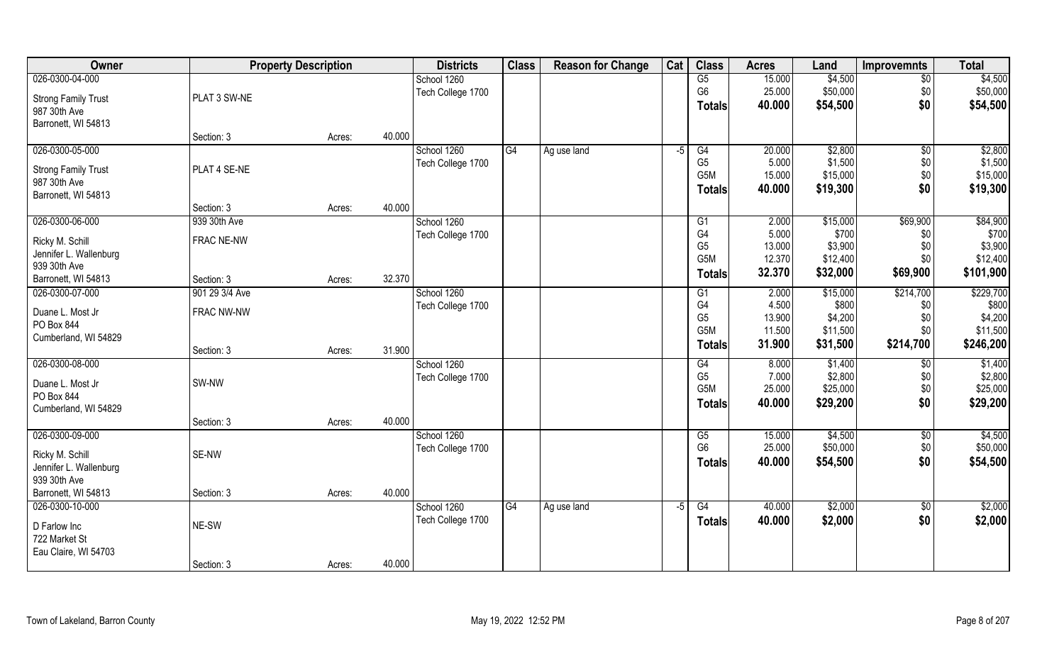| Owner | Property Description | | | Districts | Class | Reason for Change | Cat | Class | Acres | Land | Improvemnts | Total |
|---|---|---|---|---|---|---|---|---|---|---|---|---|
| 026-0300-04-000 | | | | School 1260 | | | | G5 | 15.000 | $4,500 | $0 | $4,500 |
| Strong Family Trust | PLAT 3 SW-NE | | | Tech College 1700 | | | | G6 | 25.000 | $50,000 | $0 | $50,000 |
| 987 30th Ave | | | | | | | | **Totals** | **40.000** | **$54,500** | **$0** | **$54,500** |
| Barronett, WI 54813 | | | | | | | | | | | | |
| | Section: 3 | Acres: | 40.000 | | | | | | | | | |
| 026-0300-05-000 | | | | School 1260 | G4 | Ag use land | -5 | G4 | 20.000 | $2,800 | $0 | $2,800 |
| Strong Family Trust | PLAT 4 SE-NE | | | Tech College 1700 | | | | G5 | 5.000 | $1,500 | $0 | $1,500 |
| 987 30th Ave | | | | | | | | G5M | 15.000 | $15,000 | $0 | $15,000 |
| Barronett, WI 54813 | | | | | | | | **Totals** | **40.000** | **$19,300** | **$0** | **$19,300** |
| | Section: 3 | Acres: | 40.000 | | | | | | | | | |
| 026-0300-06-000 | 939 30th Ave | | | School 1260 | | | | G1 | 2.000 | $15,000 | $69,900 | $84,900 |
| Ricky M. Schill | FRAC NE-NW | | | Tech College 1700 | | | | G4 | 5.000 | $700 | $0 | $700 |
| Jennifer L. Wallenburg | | | | | | | | G5 | 13.000 | $3,900 | $0 | $3,900 |
| 939 30th Ave | | | | | | | | G5M | 12.370 | $12,400 | $0 | $12,400 |
| Barronett, WI 54813 | Section: 3 | Acres: | 32.370 | | | | | **Totals** | **32.370** | **$32,000** | **$69,900** | **$101,900** |
| 026-0300-07-000 | 901 29 3/4 Ave | | | School 1260 | | | | G1 | 2.000 | $15,000 | $214,700 | $229,700 |
| Duane L. Most Jr | FRAC NW-NW | | | Tech College 1700 | | | | G4 | 4.500 | $800 | $0 | $800 |
| PO Box 844 | | | | | | | | G5 | 13.900 | $4,200 | $0 | $4,200 |
| Cumberland, WI 54829 | | | | | | | | G5M | 11.500 | $11,500 | $0 | $11,500 |
| | Section: 3 | Acres: | 31.900 | | | | | **Totals** | **31.900** | **$31,500** | **$214,700** | **$246,200** |
| 026-0300-08-000 | | | | School 1260 | | | | G4 | 8.000 | $1,400 | $0 | $1,400 |
| Duane L. Most Jr | SW-NW | | | Tech College 1700 | | | | G5 | 7.000 | $2,800 | $0 | $2,800 |
| PO Box 844 | | | | | | | | G5M | 25.000 | $25,000 | $0 | $25,000 |
| Cumberland, WI 54829 | | | | | | | | **Totals** | **40.000** | **$29,200** | **$0** | **$29,200** |
| | Section: 3 | Acres: | 40.000 | | | | | | | | | |
| 026-0300-09-000 | | | | School 1260 | | | | G5 | 15.000 | $4,500 | $0 | $4,500 |
| Ricky M. Schill | SE-NW | | | Tech College 1700 | | | | G6 | 25.000 | $50,000 | $0 | $50,000 |
| Jennifer L. Wallenburg | | | | | | | | **Totals** | **40.000** | **$54,500** | **$0** | **$54,500** |
| 939 30th Ave | | | | | | | | | | | | |
| Barronett, WI 54813 | Section: 3 | Acres: | 40.000 | | | | | | | | | |
| 026-0300-10-000 | | | | School 1260 | G4 | Ag use land | -5 | G4 | 40.000 | $2,000 | $0 | $2,000 |
| D Farlow Inc | NE-SW | | | Tech College 1700 | | | | **Totals** | **40.000** | **$2,000** | **$0** | **$2,000** |
| 722 Market St | | | | | | | | | | | | |
| Eau Claire, WI 54703 | | | | | | | | | | | | |
| | Section: 3 | Acres: | 40.000 | | | | | | | | | |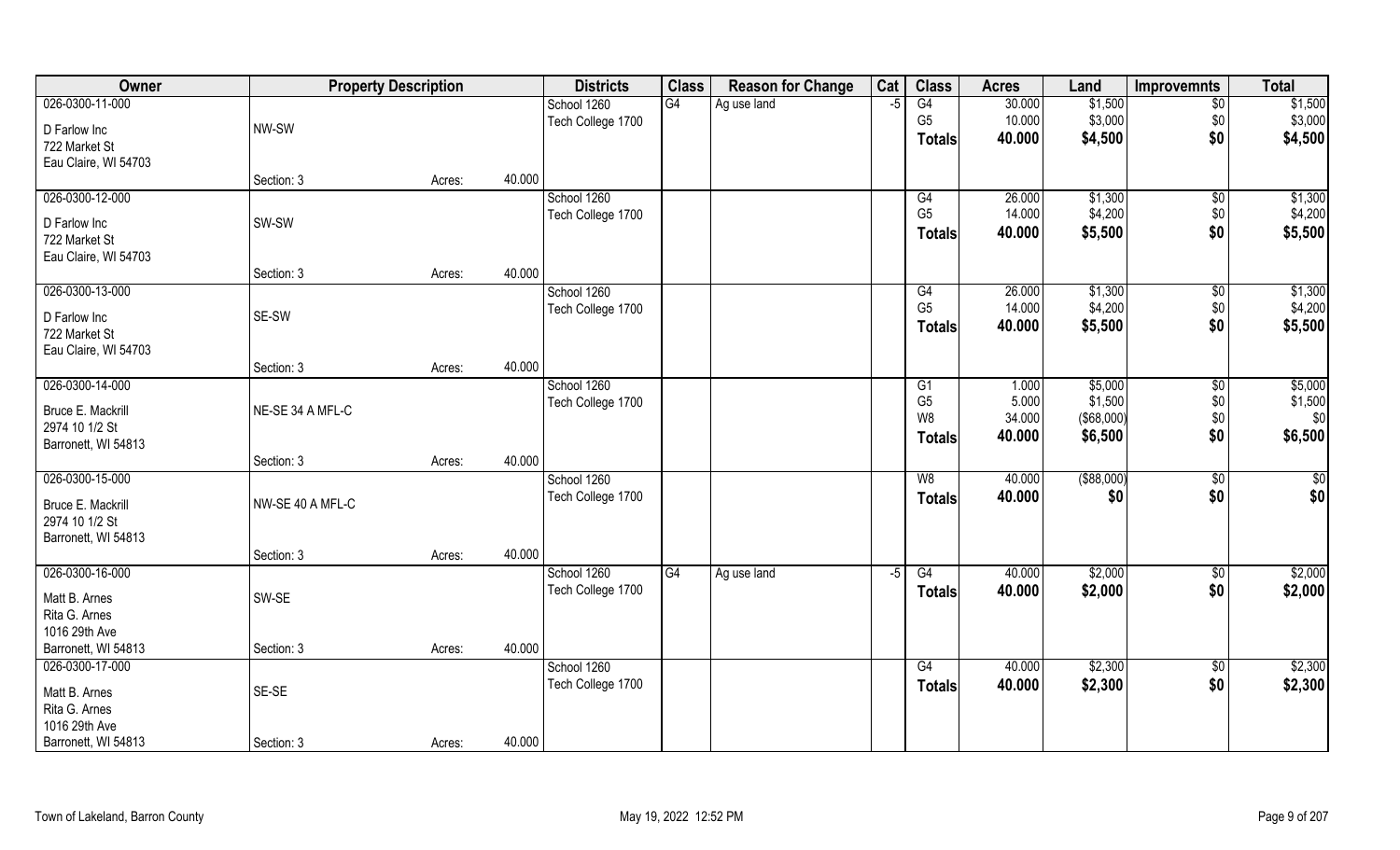| Owner | Property Description | | | Districts | Class | Reason for Change | Cat | Class | Acres | Land | Improvemnts | Total |
|---|---|---|---|---|---|---|---|---|---|---|---|---|
| 026-0300-11-000 | | | | School 1260 | G4 | Ag use land | -5 | G4 | 30.000 | $1,500 | $0 | $1,500 |
| D Farlow Inc | NW-SW | | | Tech College 1700 | | | | G5 | 10.000 | $3,000 | $0 | $3,000 |
| 722 Market St | | | | | | | | **Totals** | **40.000** | **$4,500** | **$0** | **$4,500** |
| Eau Claire, WI 54703 | | | | | | | | | | | | |
| | Section: 3 | Acres: | 40.000 | | | | | | | | | |
| 026-0300-12-000 | | | | School 1260 | | | | G4 | 26.000 | $1,300 | $0 | $1,300 |
| D Farlow Inc | SW-SW | | | Tech College 1700 | | | | G5 | 14.000 | $4,200 | $0 | $4,200 |
| 722 Market St | | | | | | | | **Totals** | **40.000** | **$5,500** | **$0** | **$5,500** |
| Eau Claire, WI 54703 | | | | | | | | | | | | |
| | Section: 3 | Acres: | 40.000 | | | | | | | | | |
| 026-0300-13-000 | | | | School 1260 | | | | G4 | 26.000 | $1,300 | $0 | $1,300 |
| D Farlow Inc | SE-SW | | | Tech College 1700 | | | | G5 | 14.000 | $4,200 | $0 | $4,200 |
| 722 Market St | | | | | | | | **Totals** | **40.000** | **$5,500** | **$0** | **$5,500** |
| Eau Claire, WI 54703 | | | | | | | | | | | | |
| | Section: 3 | Acres: | 40.000 | | | | | | | | | |
| 026-0300-14-000 | | | | School 1260 | | | | G1 | 1.000 | $5,000 | $0 | $5,000 |
| Bruce E. Mackrill | NE-SE 34 A MFL-C | | | Tech College 1700 | | | | G5 | 5.000 | $1,500 | $0 | $1,500 |
| 2974 10 1/2 St | | | | | | | | W8 | 34.000 | ($68,000) | $0 | $0 |
| Barronett, WI 54813 | | | | | | | | **Totals** | **40.000** | **$6,500** | **$0** | **$6,500** |
| | Section: 3 | Acres: | 40.000 | | | | | | | | | |
| 026-0300-15-000 | | | | School 1260 | | | | W8 | 40.000 | ($88,000) | $0 | $0 |
| Bruce E. Mackrill | NW-SE 40 A MFL-C | | | Tech College 1700 | | | | **Totals** | **40.000** | **$0** | **$0** | **$0** |
| 2974 10 1/2 St | | | | | | | | | | | | |
| Barronett, WI 54813 | | | | | | | | | | | | |
| | Section: 3 | Acres: | 40.000 | | | | | | | | | |
| 026-0300-16-000 | | | | School 1260 | G4 | Ag use land | -5 | G4 | 40.000 | $2,000 | $0 | $2,000 |
| Matt B. Arnes | SW-SE | | | Tech College 1700 | | | | **Totals** | **40.000** | **$2,000** | **$0** | **$2,000** |
| Rita G. Arnes | | | | | | | | | | | | |
| 1016 29th Ave | | | | | | | | | | | | |
| Barronett, WI 54813 | Section: 3 | Acres: | 40.000 | | | | | | | | | |
| 026-0300-17-000 | | | | School 1260 | | | | G4 | 40.000 | $2,300 | $0 | $2,300 |
| Matt B. Arnes | SE-SE | | | Tech College 1700 | | | | **Totals** | **40.000** | **$2,300** | **$0** | **$2,300** |
| Rita G. Arnes | | | | | | | | | | | | |
| 1016 29th Ave | | | | | | | | | | | | |
| Barronett, WI 54813 | Section: 3 | Acres: | 40.000 | | | | | | | | | |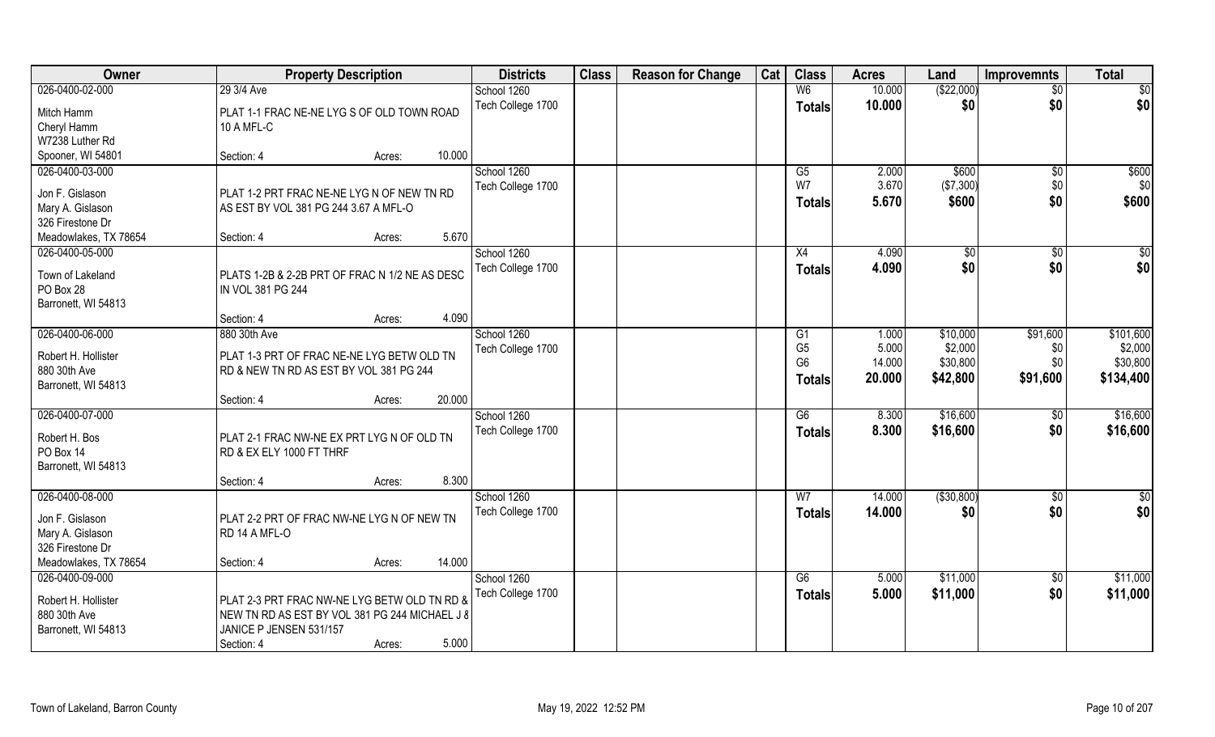| Owner | Property Description | | Districts | Class | Reason for Change | Cat | Class | Acres | Land | Improvemnts | Total |
|---|---|---|---|---|---|---|---|---|---|---|---|
| 026-0400-02-000 | 29 3/4 Ave | | School 1260 | | | | W6 | 10.000 | ($22,000) | $0 | $0 |
| Mitch Hamm | PLAT 1-1 FRAC NE-NE LYG S OF OLD TOWN ROAD | | Tech College 1700 | | | | **Totals** | **10.000** | **$0** | **$0** | **$0** |
| Cheryl Hamm | 10 A MFL-C | | | | | | | | | | |
| W7238 Luther Rd | | | | | | | | | | | |
| Spooner, WI 54801 | Section: 4 | Acres: 10.000 | | | | | | | | | |
| 026-0400-03-000 | | | School 1260 | | | | G5 | 2.000 | $600 | $0 | $600 |
| Jon F. Gislason | PLAT 1-2 PRT FRAC NE-NE LYG N OF NEW TN RD | | Tech College 1700 | | | | W7 | 3.670 | ($7,300) | $0 | $0 |
| Mary A. Gislason | AS EST BY VOL 381 PG 244 3.67 A MFL-O | | | | | | **Totals** | **5.670** | **$600** | **$0** | **$600** |
| 326 Firestone Dr | | | | | | | | | | | |
| Meadowlakes, TX 78654 | Section: 4 | Acres: 5.670 | | | | | | | | | |
| 026-0400-05-000 | | | School 1260 | | | | X4 | 4.090 | $0 | $0 | $0 |
| Town of Lakeland | PLATS 1-2B & 2-2B PRT OF FRAC N 1/2 NE AS DESC | | Tech College 1700 | | | | **Totals** | **4.090** | **$0** | **$0** | **$0** |
| PO Box 28 | IN VOL 381 PG 244 | | | | | | | | | | |
| Barronett, WI 54813 | | | | | | | | | | | |
| | Section: 4 | Acres: 4.090 | | | | | | | | | |
| 026-0400-06-000 | 880 30th Ave | | School 1260 | | | | G1 | 1.000 | $10,000 | $91,600 | $101,600 |
| Robert H. Hollister | PLAT 1-3 PRT OF FRAC NE-NE LYG BETW OLD TN | | Tech College 1700 | | | | G5 | 5.000 | $2,000 | $0 | $2,000 |
| 880 30th Ave | RD & NEW TN RD AS EST BY VOL 381 PG 244 | | | | | | G6 | 14.000 | $30,800 | $0 | $30,800 |
| Barronett, WI 54813 | | | | | | | **Totals** | **20.000** | **$42,800** | **$91,600** | **$134,400** |
| | Section: 4 | Acres: 20.000 | | | | | | | | | |
| 026-0400-07-000 | | | School 1260 | | | | G6 | 8.300 | $16,600 | $0 | $16,600 |
| Robert H. Bos | PLAT 2-1 FRAC NW-NE EX PRT LYG N OF OLD TN | | Tech College 1700 | | | | **Totals** | **8.300** | **$16,600** | **$0** | **$16,600** |
| PO Box 14 | RD & EX ELY 1000 FT THRF | | | | | | | | | | |
| Barronett, WI 54813 | | | | | | | | | | | |
| | Section: 4 | Acres: 8.300 | | | | | | | | | |
| 026-0400-08-000 | | | School 1260 | | | | W7 | 14.000 | ($30,800) | $0 | $0 |
| Jon F. Gislason | PLAT 2-2 PRT OF FRAC NW-NE LYG N OF NEW TN | | Tech College 1700 | | | | **Totals** | **14.000** | **$0** | **$0** | **$0** |
| Mary A. Gislason | RD 14 A MFL-O | | | | | | | | | | |
| 326 Firestone Dr | | | | | | | | | | | |
| Meadowlakes, TX 78654 | Section: 4 | Acres: 14.000 | | | | | | | | | |
| 026-0400-09-000 | | | School 1260 | | | | G6 | 5.000 | $11,000 | $0 | $11,000 |
| Robert H. Hollister | PLAT 2-3 PRT FRAC NW-NE LYG BETW OLD TN RD & | | Tech College 1700 | | | | **Totals** | **5.000** | **$11,000** | **$0** | **$11,000** |
| 880 30th Ave | NEW TN RD AS EST BY VOL 381 PG 244 MICHAEL J & | | | | | | | | | | |
| Barronett, WI 54813 | JANICE P JENSEN 531/157 | | | | | | | | | | |
| | Section: 4 | Acres: 5.000 | | | | | | | | | |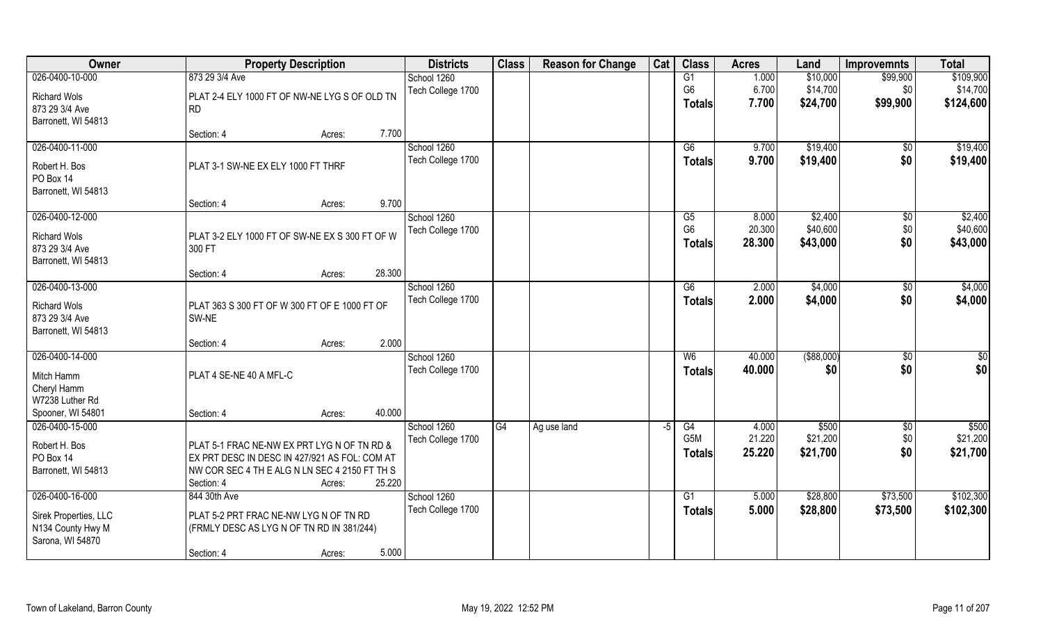| Owner | Property Description | | | Districts | Class | Reason for Change | Cat | Class | Acres | Land | Improvemnts | Total |
|---|---|---|---|---|---|---|---|---|---|---|---|---|
| 026-0400-10-000 | 873 29 3/4 Ave | | | School 1260 | | | | G1 | 1.000 | $10,000 | $99,900 | $109,900 |
| Richard Wols | PLAT 2-4 ELY 1000 FT OF NW-NE LYG S OF OLD TN RD | | | Tech College 1700 | | | | G6 | 6.700 | $14,700 | $0 | $14,700 |
| 873 29 3/4 Ave | | | | | | | | **Totals** | **7.700** | **$24,700** | **$99,900** | **$124,600** |
| Barronett, WI 54813 | | | | | | | | | | | | |
| | Section: 4 | Acres: | 7.700 | | | | | | | | | |
| 026-0400-11-000 | | | | School 1260 | | | | G6 | 9.700 | $19,400 | $0 | $19,400 |
| Robert H. Bos | PLAT 3-1 SW-NE EX ELY 1000 FT THRF | | | Tech College 1700 | | | | **Totals** | **9.700** | **$19,400** | **$0** | **$19,400** |
| PO Box 14 | | | | | | | | | | | | |
| Barronett, WI 54813 | | | | | | | | | | | | |
| | Section: 4 | Acres: | 9.700 | | | | | | | | | |
| 026-0400-12-000 | | | | School 1260 | | | | G5 | 8.000 | $2,400 | $0 | $2,400 |
| Richard Wols | PLAT 3-2 ELY 1000 FT OF SW-NE EX S 300 FT OF W 300 FT | | | Tech College 1700 | | | | G6 | 20.300 | $40,600 | $0 | $40,600 |
| 873 29 3/4 Ave | | | | | | | | **Totals** | **28.300** | **$43,000** | **$0** | **$43,000** |
| Barronett, WI 54813 | | | | | | | | | | | | |
| | Section: 4 | Acres: | 28.300 | | | | | | | | | |
| 026-0400-13-000 | | | | School 1260 | | | | G6 | 2.000 | $4,000 | $0 | $4,000 |
| Richard Wols | PLAT 363 S 300 FT OF W 300 FT OF E 1000 FT OF SW-NE | | | Tech College 1700 | | | | **Totals** | **2.000** | **$4,000** | **$0** | **$4,000** |
| 873 29 3/4 Ave | | | | | | | | | | | | |
| Barronett, WI 54813 | | | | | | | | | | | | |
| | Section: 4 | Acres: | 2.000 | | | | | | | | | |
| 026-0400-14-000 | | | | School 1260 | | | | W6 | 40.000 | ($88,000) | $0 | $0 |
| Mitch Hamm | PLAT 4 SE-NE 40 A MFL-C | | | Tech College 1700 | | | | **Totals** | **40.000** | **$0** | **$0** | **$0** |
| Cheryl Hamm | | | | | | | | | | | | |
| W7238 Luther Rd | | | | | | | | | | | | |
| Spooner, WI 54801 | Section: 4 | Acres: | 40.000 | | | | | | | | | |
| 026-0400-15-000 | | | | School 1260 | G4 | Ag use land | -5 | G4 | 4.000 | $500 | $0 | $500 |
| Robert H. Bos | PLAT 5-1 FRAC NE-NW EX PRT LYG N OF TN RD & EX PRT DESC IN DESC IN 427/921 AS FOL: COM AT NW COR SEC 4 TH E ALG N LN SEC 4 2150 FT TH S | | | Tech College 1700 | | | | G5M | 21.220 | $21,200 | $0 | $21,200 |
| PO Box 14 | | | | | | | | **Totals** | **25.220** | **$21,700** | **$0** | **$21,700** |
| Barronett, WI 54813 | | | | | | | | | | | | |
| | Section: 4 | Acres: | 25.220 | | | | | | | | | |
| 026-0400-16-000 | 844 30th Ave | | | School 1260 | | | | G1 | 5.000 | $28,800 | $73,500 | $102,300 |
| Sirek Properties, LLC | PLAT 5-2 PRT FRAC NE-NW LYG N OF TN RD (FRMLY DESC AS LYG N OF TN RD IN 381/244) | | | Tech College 1700 | | | | **Totals** | **5.000** | **$28,800** | **$73,500** | **$102,300** |
| N134 County Hwy M | | | | | | | | | | | | |
| Sarona, WI 54870 | | | | | | | | | | | | |
| | Section: 4 | Acres: | 5.000 | | | | | | | | | |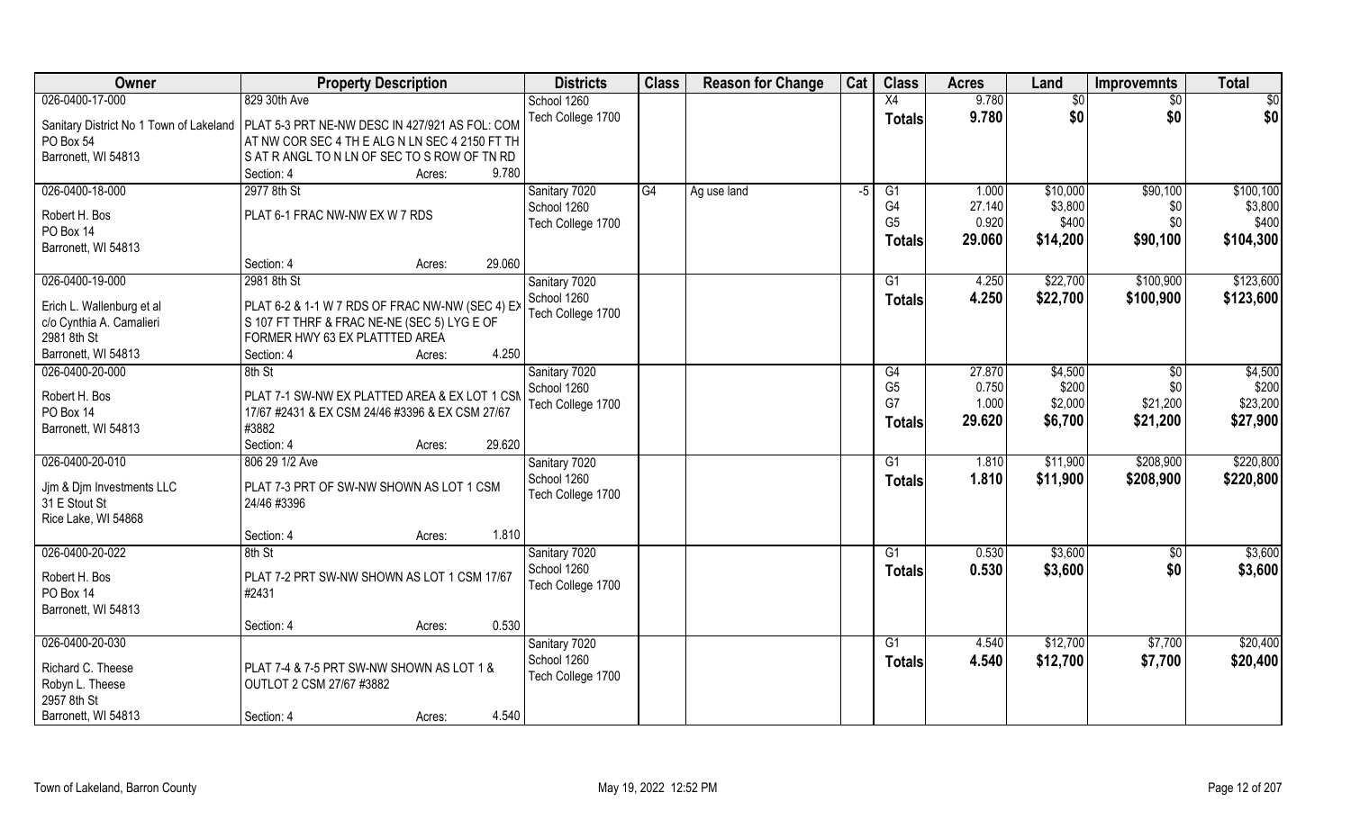| Owner | Property Description | Districts | Class | Reason for Change | Cat | Class | Acres | Land | Improvmnts | Total |
|---|---|---|---|---|---|---|---|---|---|---|
| 026-0400-17-000<br>Sanitary District No 1 Town of Lakeland<br>PO Box 54<br>Barronett, WI 54813 | 829 30th Ave<br>PLAT 5-3 PRT NE-NW DESC IN 427/921 AS FOL: COM AT NW COR SEC 4 TH E ALG N LN SEC 4 2150 FT TH S AT R ANGL TO N LN OF SEC TO S ROW OF TN RD<br>Section: 4 Acres: 9.780 | School 1260<br>Tech College 1700 | | | | X4<br>**Totals** | 9.780<br>**9.780** | $0<br>**$0** | $0<br>**$0** | $0<br>**$0** |
| 026-0400-18-000<br>Robert H. Bos<br>PO Box 14<br>Barronett, WI 54813 | 2977 8th St<br>PLAT 6-1 FRAC NW-NW EX W 7 RDS<br>Section: 4 Acres: 29.060 | Sanitary 7020<br>School 1260<br>Tech College 1700 | G4 | Ag use land | -5 | G1<br>G4<br>G5<br>**Totals** | 1.000<br>27.140<br>0.920<br>**29.060** | $10,000<br>$3,800<br>$400<br>**$14,200** | $90,100<br>$0<br>$0<br>**$90,100** | $100,100<br>$3,800<br>$400<br>**$104,300** |
| 026-0400-19-000<br>Erich L. Wallenburg et al<br>c/o Cynthia A. Camalieri<br>2981 8th St<br>Barronett, WI 54813 | 2981 8th St<br>PLAT 6-2 & 1-1 W 7 RDS OF FRAC NW-NW (SEC 4) EX S 107 FT THRF & FRAC NE-NE (SEC 5) LYG E OF FORMER HWY 63 EX PLATTTED AREA<br>Section: 4 Acres: 4.250 | Sanitary 7020<br>School 1260<br>Tech College 1700 | | | | G1<br>**Totals** | 4.250<br>**4.250** | $22,700<br>**$22,700** | $100,900<br>**$100,900** | $123,600<br>**$123,600** |
| 026-0400-20-000<br>Robert H. Bos<br>PO Box 14<br>Barronett, WI 54813 | 8th St<br>PLAT 7-1 SW-NW EX PLATTED AREA & EX LOT 1 CSM 17/67 #2431 & EX CSM 24/46 #3396 & EX CSM 27/67 #3882<br>Section: 4 Acres: 29.620 | Sanitary 7020<br>School 1260<br>Tech College 1700 | | | | G4<br>G5<br>G7<br>**Totals** | 27.870<br>0.750<br>1.000<br>**29.620** | $4,500<br>$200<br>$2,000<br>**$6,700** | $0<br>$0<br>$21,200<br>**$21,200** | $4,500<br>$200<br>$23,200<br>**$27,900** |
| 026-0400-20-010<br>Jjm & Djm Investments LLC<br>31 E Stout St<br>Rice Lake, WI 54868 | 806 29 1/2 Ave<br>PLAT 7-3 PRT OF SW-NW SHOWN AS LOT 1 CSM 24/46 #3396<br>Section: 4 Acres: 1.810 | Sanitary 7020<br>School 1260<br>Tech College 1700 | | | | G1<br>**Totals** | 1.810<br>**1.810** | $11,900<br>**$11,900** | $208,900<br>**$208,900** | $220,800<br>**$220,800** |
| 026-0400-20-022<br>Robert H. Bos<br>PO Box 14<br>Barronett, WI 54813 | 8th St<br>PLAT 7-2 PRT SW-NW SHOWN AS LOT 1 CSM 17/67 #2431<br>Section: 4 Acres: 0.530 | Sanitary 7020<br>School 1260<br>Tech College 1700 | | | | G1<br>**Totals** | 0.530<br>**0.530** | $3,600<br>**$3,600** | $0<br>**$0** | $3,600<br>**$3,600** |
| 026-0400-20-030<br>Richard C. Theese<br>Robyn L. Theese<br>2957 8th St<br>Barronett, WI 54813 | PLAT 7-4 & 7-5 PRT SW-NW SHOWN AS LOT 1 & OUTLOT 2 CSM 27/67 #3882<br>Section: 4 Acres: 4.540 | Sanitary 7020<br>School 1260<br>Tech College 1700 | | | | G1<br>**Totals** | 4.540<br>**4.540** | $12,700<br>**$12,700** | $7,700<br>**$7,700** | $20,400<br>**$20,400** |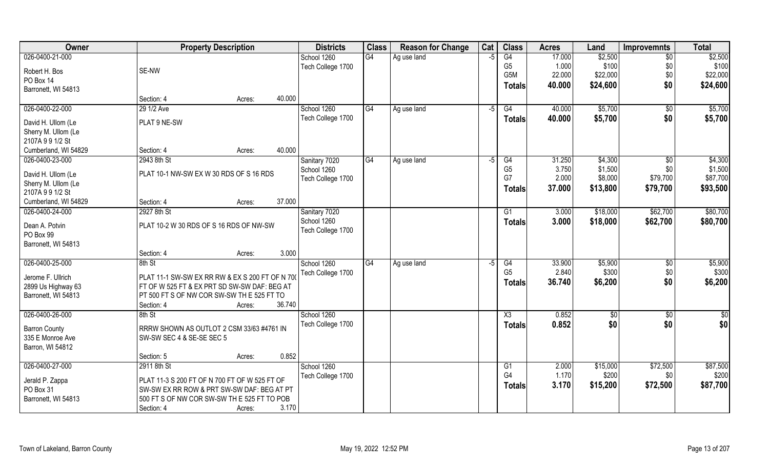| Owner | Property Description | Districts | Class | Reason for Change | Cat | Class | Acres | Land | Improvemnts | Total |
|---|---|---|---|---|---|---|---|---|---|---|
| 026-0400-21-000<br>Robert H. Bos<br>PO Box 14<br>Barronett, WI 54813 | SE-NW<br>Section: 4 Acres: 40.000 | School 1260<br>Tech College 1700 | G4 | Ag use land | -5 | G4<br>G5<br>G5M<br>**Totals** | 17.000<br>1.000<br>22.000<br>**40.000** | $2,500<br>$100<br>$22,000<br>**$24,600** | $0<br>$0<br>$0<br>**$0** | $2,500<br>$100<br>$22,000<br>**$24,600** |
| 026-0400-22-000<br>David H. Ullom (Le<br>Sherry M. Ullom (Le<br>2107A 9 9 1/2 St<br>Cumberland, WI 54829 | 29 1/2 Ave<br>PLAT 9 NE-SW<br>Section: 4 Acres: 40.000 | School 1260<br>Tech College 1700 | G4 | Ag use land | -5 | G4<br>**Totals** | 40.000<br>**40.000** | $5,700<br>**$5,700** | $0<br>**$0** | $5,700<br>**$5,700** |
| 026-0400-23-000<br>David H. Ullom (Le<br>Sherry M. Ullom (Le<br>2107A 9 9 1/2 St<br>Cumberland, WI 54829 | 2943 8th St<br>PLAT 10-1 NW-SW EX W 30 RDS OF S 16 RDS<br>Section: 4 Acres: 37.000 | Sanitary 7020<br>School 1260<br>Tech College 1700 | G4 | Ag use land | -5 | G4<br>G5<br>G7<br>**Totals** | 31.250<br>3.750<br>2.000<br>**37.000** | $4,300<br>$1,500<br>$8,000<br>**$13,800** | $0<br>$0<br>$79,700<br>**$79,700** | $4,300<br>$1,500<br>$87,700<br>**$93,500** |
| 026-0400-24-000<br>Dean A. Potvin<br>PO Box 99<br>Barronett, WI 54813 | 2927 8th St<br>PLAT 10-2 W 30 RDS OF S 16 RDS OF NW-SW<br>Section: 4 Acres: 3.000 | Sanitary 7020<br>School 1260<br>Tech College 1700 | | | | G1<br>**Totals** | 3.000<br>**3.000** | $18,000<br>**$18,000** | $62,700<br>**$62,700** | $80,700<br>**$80,700** |
| 026-0400-25-000<br>Jerome F. Ullrich<br>2899 Us Highway 63<br>Barronett, WI 54813 | 8th St<br>PLAT 11-1 SW-SW EX RR RW & EX S 200 FT OF N 700 FT OF W 525 FT & EX PRT SD SW-SW DAF: BEG AT PT 500 FT S OF NW COR SW-SW TH E 525 FT TO<br>Section: 4 Acres: 36.740 | School 1260<br>Tech College 1700 | G4 | Ag use land | -5 | G4<br>G5<br>**Totals** | 33.900<br>2.840<br>**36.740** | $5,900<br>$300<br>**$6,200** | $0<br>$0<br>**$0** | $5,900<br>$300<br>**$6,200** |
| 026-0400-26-000<br>Barron County<br>335 E Monroe Ave<br>Barron, WI 54812 | 8th St<br>RRRW SHOWN AS OUTLOT 2 CSM 33/63 #4761 IN SW-SW SEC 4 & SE-SE SEC 5<br>Section: 5 Acres: 0.852 | School 1260<br>Tech College 1700 | | | | X3<br>**Totals** | 0.852<br>**0.852** | $0<br>**$0** | $0<br>**$0** | $0<br>**$0** |
| 026-0400-27-000<br>Jerald P. Zappa<br>PO Box 31<br>Barronett, WI 54813 | 2911 8th St<br>PLAT 11-3 S 200 FT OF N 700 FT OF W 525 FT OF SW-SW EX RR ROW & PRT SW-SW DAF: BEG AT PT 500 FT S OF NW COR SW-SW TH E 525 FT TO POB<br>Section: 4 Acres: 3.170 | School 1260<br>Tech College 1700 | | | | G1<br>G4<br>**Totals** | 2.000<br>1.170<br>**3.170** | $15,000<br>$200<br>**$15,200** | $72,500<br>$0<br>**$72,500** | $87,500<br>$200<br>**$87,700** |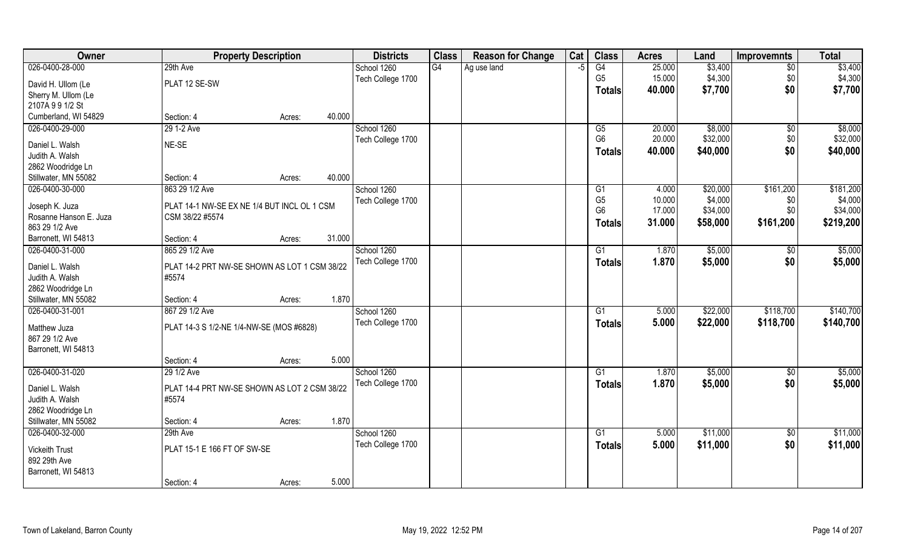| Owner | Property Description | | | Districts | Class | Reason for Change | Cat | Class | Acres | Land | Improvemnts | Total |
|---|---|---|---|---|---|---|---|---|---|---|---|---|
| 026-0400-28-000 | 29th Ave | | | School 1260 | G4 | Ag use land | -5 | G4 | 25.000 | $3,400 | $0 | $3,400 |
| David H. Ullom (Le | PLAT 12 SE-SW | | | Tech College 1700 | | | | G5 | 15.000 | $4,300 | $0 | $4,300 |
| Sherry M. Ullom (Le | | | | | | | | **Totals** | **40.000** | **$7,700** | **$0** | **$7,700** |
| 2107A 9 9 1/2 St | | | | | | | | | | | | |
| Cumberland, WI 54829 | Section: 4 | Acres: | 40.000 | | | | | | | | | |
| 026-0400-29-000 | 29 1-2 Ave | | | School 1260 | | | | G5 | 20.000 | $8,000 | $0 | $8,000 |
| Daniel L. Walsh | NE-SE | | | Tech College 1700 | | | | G6 | 20.000 | $32,000 | $0 | $32,000 |
| Judith A. Walsh | | | | | | | | **Totals** | **40.000** | **$40,000** | **$0** | **$40,000** |
| 2862 Woodridge Ln | | | | | | | | | | | | |
| Stillwater, MN 55082 | Section: 4 | Acres: | 40.000 | | | | | | | | | |
| 026-0400-30-000 | 863 29 1/2 Ave | | | School 1260 | | | | G1 | 4.000 | $20,000 | $161,200 | $181,200 |
| Joseph K. Juza | PLAT 14-1 NW-SE EX NE 1/4 BUT INCL OL 1 CSM | | | Tech College 1700 | | | | G5 | 10.000 | $4,000 | $0 | $4,000 |
| Rosanne Hanson E. Juza | CSM 38/22 #5574 | | | | | | | G6 | 17.000 | $34,000 | $0 | $34,000 |
| 863 29 1/2 Ave | | | | | | | | **Totals** | **31.000** | **$58,000** | **$161,200** | **$219,200** |
| Barronett, WI 54813 | Section: 4 | Acres: | 31.000 | | | | | | | | | |
| 026-0400-31-000 | 865 29 1/2 Ave | | | School 1260 | | | | G1 | 1.870 | $5,000 | $0 | $5,000 |
| Daniel L. Walsh | PLAT 14-2 PRT NW-SE SHOWN AS LOT 1 CSM 38/22 | | | Tech College 1700 | | | | **Totals** | **1.870** | **$5,000** | **$0** | **$5,000** |
| Judith A. Walsh | #5574 | | | | | | | | | | | |
| 2862 Woodridge Ln | | | | | | | | | | | | |
| Stillwater, MN 55082 | Section: 4 | Acres: | 1.870 | | | | | | | | | |
| 026-0400-31-001 | 867 29 1/2 Ave | | | School 1260 | | | | G1 | 5.000 | $22,000 | $118,700 | $140,700 |
| Matthew Juza | PLAT 14-3 S 1/2-NE 1/4-NW-SE (MOS #6828) | | | Tech College 1700 | | | | **Totals** | **5.000** | **$22,000** | **$118,700** | **$140,700** |
| 867 29 1/2 Ave | | | | | | | | | | | | |
| Barronett, WI 54813 | | | | | | | | | | | | |
| | Section: 4 | Acres: | 5.000 | | | | | | | | | |
| 026-0400-31-020 | 29 1/2 Ave | | | School 1260 | | | | G1 | 1.870 | $5,000 | $0 | $5,000 |
| Daniel L. Walsh | PLAT 14-4 PRT NW-SE SHOWN AS LOT 2 CSM 38/22 | | | Tech College 1700 | | | | **Totals** | **1.870** | **$5,000** | **$0** | **$5,000** |
| Judith A. Walsh | #5574 | | | | | | | | | | | |
| 2862 Woodridge Ln | | | | | | | | | | | | |
| Stillwater, MN 55082 | Section: 4 | Acres: | 1.870 | | | | | | | | | |
| 026-0400-32-000 | 29th Ave | | | School 1260 | | | | G1 | 5.000 | $11,000 | $0 | $11,000 |
| Vickeith Trust | PLAT 15-1 E 166 FT OF SW-SE | | | Tech College 1700 | | | | **Totals** | **5.000** | **$11,000** | **$0** | **$11,000** |
| 892 29th Ave | | | | | | | | | | | | |
| Barronett, WI 54813 | | | | | | | | | | | | |
| | Section: 4 | Acres: | 5.000 | | | | | | | | | |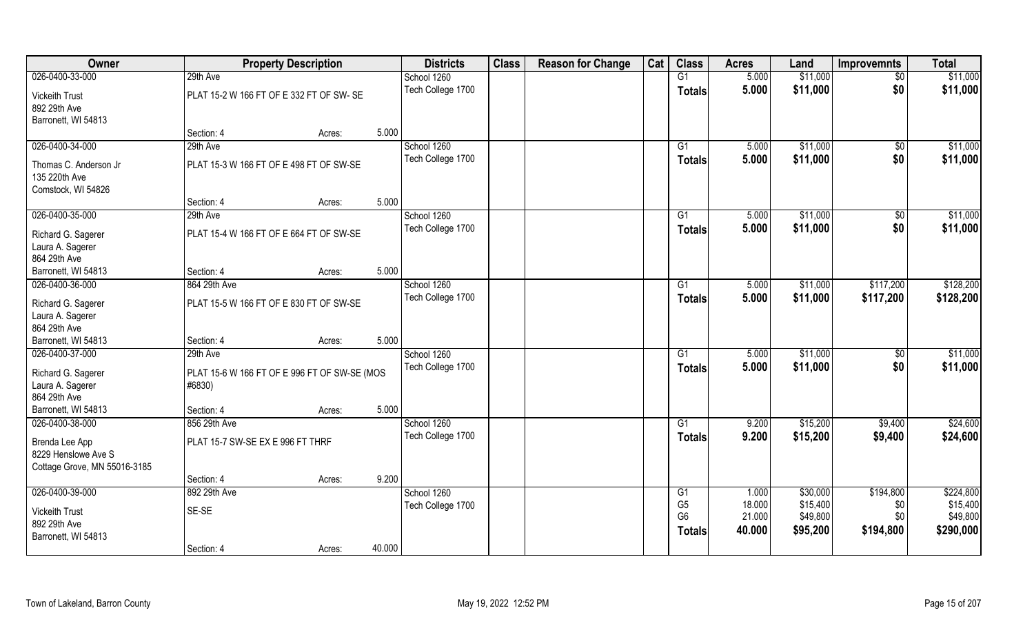| Owner | Property Description | | | Districts | Class | Reason for Change | Cat | Class | Acres | Land | Improvemnts | Total |
|---|---|---|---|---|---|---|---|---|---|---|---|---|
| 026-0400-33-000 | 29th Ave | | | School 1260 | | | | G1 | 5.000 | $11,000 | $0 | $11,000 |
| Vickeith Trust<br>892 29th Ave<br>Barronett, WI 54813 | PLAT 15-2 W 166 FT OF E 332 FT OF SW- SE | | | Tech College 1700 | | | | Totals | 5.000 | $11,000 | $0 | $11,000 |
| | Section: 4 | Acres: | 5.000 | | | | | | | | | |
| 026-0400-34-000 | 29th Ave | | | School 1260 | | | | G1 | 5.000 | $11,000 | $0 | $11,000 |
| Thomas C. Anderson Jr<br>135 220th Ave<br>Comstock, WI 54826 | PLAT 15-3 W 166 FT OF E 498 FT OF SW-SE | | | Tech College 1700 | | | | Totals | 5.000 | $11,000 | $0 | $11,000 |
| | Section: 4 | Acres: | 5.000 | | | | | | | | | |
| 026-0400-35-000 | 29th Ave | | | School 1260 | | | | G1 | 5.000 | $11,000 | $0 | $11,000 |
| Richard G. Sagerer<br>Laura A. Sagerer<br>864 29th Ave<br>Barronett, WI 54813 | PLAT 15-4 W 166 FT OF E 664 FT OF SW-SE | | | Tech College 1700 | | | | Totals | 5.000 | $11,000 | $0 | $11,000 |
| | Section: 4 | Acres: | 5.000 | | | | | | | | | |
| 026-0400-36-000 | 864 29th Ave | | | School 1260 | | | | G1 | 5.000 | $11,000 | $117,200 | $128,200 |
| Richard G. Sagerer<br>Laura A. Sagerer<br>864 29th Ave<br>Barronett, WI 54813 | PLAT 15-5 W 166 FT OF E 830 FT OF SW-SE | | | Tech College 1700 | | | | Totals | 5.000 | $11,000 | $117,200 | $128,200 |
| | Section: 4 | Acres: | 5.000 | | | | | | | | | |
| 026-0400-37-000 | 29th Ave | | | School 1260 | | | | G1 | 5.000 | $11,000 | $0 | $11,000 |
| Richard G. Sagerer<br>Laura A. Sagerer<br>864 29th Ave<br>Barronett, WI 54813 | PLAT 15-6 W 166 FT OF E 996 FT OF SW-SE (MOS #6830) | | | Tech College 1700 | | | | Totals | 5.000 | $11,000 | $0 | $11,000 |
| | Section: 4 | Acres: | 5.000 | | | | | | | | | |
| 026-0400-38-000 | 856 29th Ave | | | School 1260 | | | | G1 | 9.200 | $15,200 | $9,400 | $24,600 |
| Brenda Lee App<br>8229 Henslowe Ave S<br>Cottage Grove, MN 55016-3185 | PLAT 15-7 SW-SE EX E 996 FT THRF | | | Tech College 1700 | | | | Totals | 9.200 | $15,200 | $9,400 | $24,600 |
| | Section: 4 | Acres: | 9.200 | | | | | | | | | |
| 026-0400-39-000 | 892 29th Ave | | | School 1260 | | | | G1 | 1.000 | $30,000 | $194,800 | $224,800 |
| Vickeith Trust<br>892 29th Ave<br>Barronett, WI 54813 | SE-SE | | | Tech College 1700 | | | | G5 | 18.000 | $15,400 | $0 | $15,400 |
| | | | | | | | | G6 | 21.000 | $49,800 | $0 | $49,800 |
| | | | | | | | | Totals | 40.000 | $95,200 | $194,800 | $290,000 |
| | Section: 4 | Acres: | 40.000 | | | | | | | | | |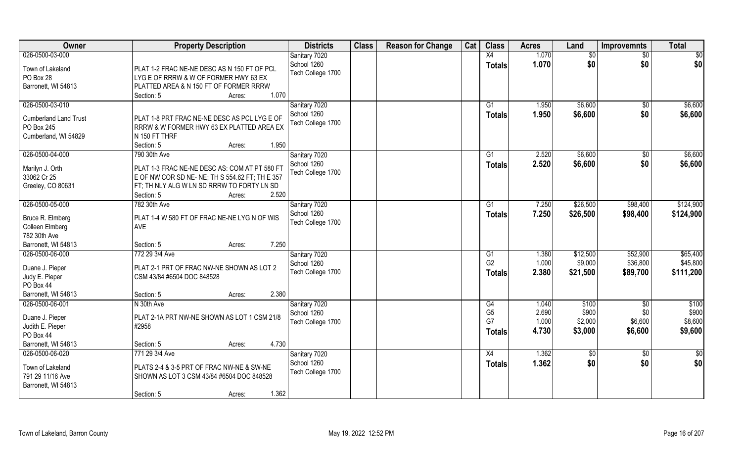| Owner | Property Description | Districts | Class | Reason for Change | Cat | Class | Acres | Land | Improvemnts | Total |
|---|---|---|---|---|---|---|---|---|---|---|
| 026-0500-03-000<br>Town of Lakeland<br>PO Box 28<br>Barronett, WI 54813 | PLAT 1-2 FRAC NE-NE DESC AS N 150 FT OF PCL LYG E OF RRRW & W OF FORMER HWY 63 EX PLATTED AREA & N 150 FT OF FORMER RRRW<br>Section: 5 Acres: 1.070 | Sanitary 7020<br>School 1260<br>Tech College 1700 | | | | X4<br>**Totals** | 1.070<br>**1.070** | $0<br>**$0** | $0<br>**$0** | $0<br>**$0** |
| 026-0500-03-010<br>Cumberland Land Trust<br>PO Box 245<br>Cumberland, WI 54829 | PLAT 1-8 PRT FRAC NE-NE DESC AS PCL LYG E OF RRRW & W FORMER HWY 63 EX PLATTED AREA EX N 150 FT THRF<br>Section: 5 Acres: 1.950 | Sanitary 7020<br>School 1260<br>Tech College 1700 | | | | G1<br>**Totals** | 1.950<br>**1.950** | $6,600<br>**$6,600** | $0<br>**$0** | $6,600<br>**$6,600** |
| 026-0500-04-000<br>Marilyn J. Orth<br>33062 Cr 25<br>Greeley, CO 80631 | 790 30th Ave<br>PLAT 1-3 FRAC NE-NE DESC AS: COM AT PT 580 FT E OF NW COR SD NE- NE; TH S 554.62 FT; TH E 357 FT; TH NLY ALG W LN SD RRRW TO FORTY LN SD<br>Section: 5 Acres: 2.520 | Sanitary 7020<br>School 1260<br>Tech College 1700 | | | | G1<br>**Totals** | 2.520<br>**2.520** | $6,600<br>**$6,600** | $0<br>**$0** | $6,600<br>**$6,600** |
| 026-0500-05-000<br>Bruce R. Elmberg<br>Colleen Elmberg<br>782 30th Ave<br>Barronett, WI 54813 | 782 30th Ave<br>PLAT 1-4 W 580 FT OF FRAC NE-NE LYG N OF WIS AVE<br>Section: 5 Acres: 7.250 | Sanitary 7020<br>School 1260<br>Tech College 1700 | | | | G1<br>**Totals** | 7.250<br>**7.250** | $26,500<br>**$26,500** | $98,400<br>**$98,400** | $124,900<br>**$124,900** |
| 026-0500-06-000<br>Duane J. Pieper<br>Judy E. Pieper<br>PO Box 44<br>Barronett, WI 54813 | 772 29 3/4 Ave<br>PLAT 2-1 PRT OF FRAC NW-NE SHOWN AS LOT 2 CSM 43/84 #6504 DOC 848528<br>Section: 5 Acres: 2.380 | Sanitary 7020<br>School 1260<br>Tech College 1700 | | | | G1<br>G2<br>**Totals** | 1.380<br>1.000<br>**2.380** | $12,500<br>$9,000<br>**$21,500** | $52,900<br>$36,800<br>**$89,700** | $65,400<br>$45,800<br>**$111,200** |
| 026-0500-06-001<br>Duane J. Pieper<br>Judith E. Pieper<br>PO Box 44<br>Barronett, WI 54813 | N 30th Ave<br>PLAT 2-1A PRT NW-NE SHOWN AS LOT 1 CSM 21/8 #2958<br>Section: 5 Acres: 4.730 | Sanitary 7020<br>School 1260<br>Tech College 1700 | | | | G4<br>G5<br>G7<br>**Totals** | 1.040<br>2.690<br>1.000<br>**4.730** | $100<br>$900<br>$2,000<br>**$3,000** | $0<br>$0<br>$6,600<br>**$6,600** | $100<br>$900<br>$8,600<br>**$9,600** |
| 026-0500-06-020<br>Town of Lakeland<br>791 29 11/16 Ave<br>Barronett, WI 54813 | 771 29 3/4 Ave<br>PLATS 2-4 & 3-5 PRT OF FRAC NW-NE & SW-NE SHOWN AS LOT 3 CSM 43/84 #6504 DOC 848528<br>Section: 5 Acres: 1.362 | Sanitary 7020<br>School 1260<br>Tech College 1700 | | | | X4<br>**Totals** | 1.362<br>**1.362** | $0<br>**$0** | $0<br>**$0** | $0<br>**$0** |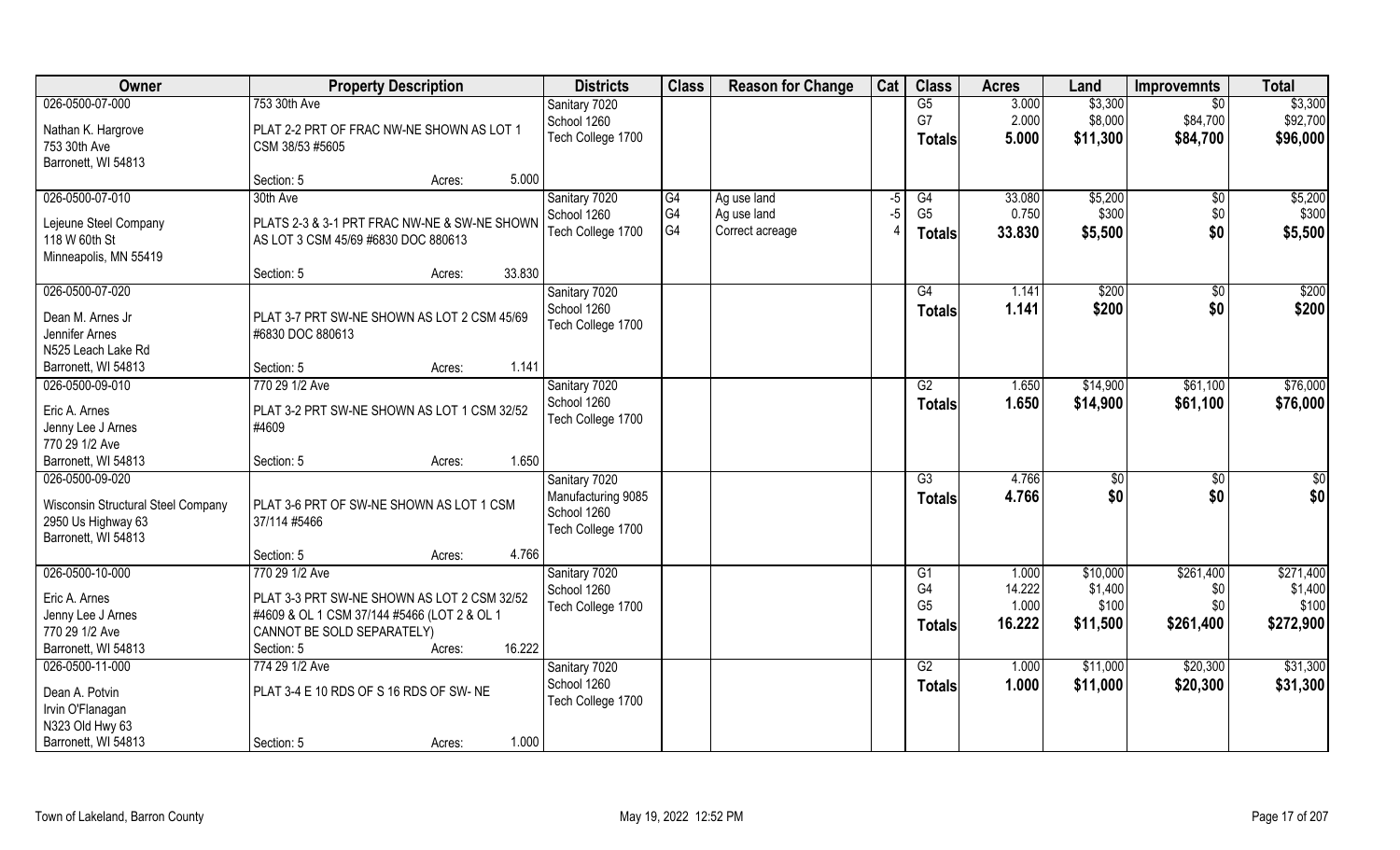| Owner | Property Description | Districts | Class | Reason for Change | Cat | Class | Acres | Land | Improvemnts | Total |
|---|---|---|---|---|---|---|---|---|---|---|
| 026-0500-07-000<br>Nathan K. Hargrove<br>753 30th Ave<br>Barronett, WI 54813 | 753 30th Ave<br>PLAT 2-2 PRT OF FRAC NW-NE SHOWN AS LOT 1 CSM 38/53 #5605<br>Section: 5 Acres: 5.000 | Sanitary 7020<br>School 1260<br>Tech College 1700 | | | | G5<br>G7<br>**Totals** | 3.000<br>2.000<br>**5.000** | $3,300<br>$8,000<br>**$11,300** | $0<br>$84,700<br>**$84,700** | $3,300<br>$92,700<br>**$96,000** |
| 026-0500-07-010<br>Lejeune Steel Company<br>118 W 60th St<br>Minneapolis, MN 55419 | 30th Ave<br>PLATS 2-3 & 3-1 PRT FRAC NW-NE & SW-NE SHOWN AS LOT 3 CSM 45/69 #6830 DOC 880613<br>Section: 5 Acres: 33.830 | Sanitary 7020<br>School 1260<br>Tech College 1700 | G4<br>G4<br>G4 | Ag use land<br>Ag use land<br>Correct acreage | -5<br>-5<br>4 | G4<br>G5<br>**Totals** | 33.080<br>0.750<br>**33.830** | $5,200<br>$300<br>**$5,500** | $0<br>$0<br>**$0** | $5,200<br>$300<br>**$5,500** |
| 026-0500-07-020<br>Dean M. Arnes Jr<br>Jennifer Arnes<br>N525 Leach Lake Rd<br>Barronett, WI 54813 | PLAT 3-7 PRT SW-NE SHOWN AS LOT 2 CSM 45/69 #6830 DOC 880613<br>Section: 5 Acres: 1.141 | Sanitary 7020<br>School 1260<br>Tech College 1700 | | | | G4<br>**Totals** | 1.141<br>**1.141** | $200<br>**$200** | $0<br>**$0** | $200<br>**$200** |
| 026-0500-09-010<br>Eric A. Arnes<br>Jenny Lee J Arnes<br>770 29 1/2 Ave<br>Barronett, WI 54813 | 770 29 1/2 Ave<br>PLAT 3-2 PRT SW-NE SHOWN AS LOT 1 CSM 32/52 #4609<br>Section: 5 Acres: 1.650 | Sanitary 7020<br>School 1260<br>Tech College 1700 | | | | G2<br>**Totals** | 1.650<br>**1.650** | $14,900<br>**$14,900** | $61,100<br>**$61,100** | $76,000<br>**$76,000** |
| 026-0500-09-020<br>Wisconsin Structural Steel Company<br>2950 Us Highway 63<br>Barronett, WI 54813 | PLAT 3-6 PRT OF SW-NE SHOWN AS LOT 1 CSM 37/114 #5466<br>Section: 5 Acres: 4.766 | Sanitary 7020<br>Manufacturing 9085<br>School 1260<br>Tech College 1700 | | | | G3<br>**Totals** | 4.766<br>**4.766** | $0<br>**$0** | $0<br>**$0** | $0<br>**$0** |
| 026-0500-10-000<br>Eric A. Arnes<br>Jenny Lee J Arnes<br>770 29 1/2 Ave<br>Barronett, WI 54813 | 770 29 1/2 Ave<br>PLAT 3-3 PRT SW-NE SHOWN AS LOT 2 CSM 32/52 #4609 & OL 1 CSM 37/144 #5466 (LOT 2 & OL 1 CANNOT BE SOLD SEPARATELY)<br>Section: 5 Acres: 16.222 | Sanitary 7020<br>School 1260<br>Tech College 1700 | | | | G1<br>G4<br>G5<br>**Totals** | 1.000<br>14.222<br>1.000<br>**16.222** | $10,000<br>$1,400<br>$100<br>**$11,500** | $261,400<br>$0<br>$0<br>**$261,400** | $271,400<br>$1,400<br>$100<br>**$272,900** |
| 026-0500-11-000<br>Dean A. Potvin<br>Irvin O'Flanagan<br>N323 Old Hwy 63<br>Barronett, WI 54813 | 774 29 1/2 Ave<br>PLAT 3-4 E 10 RDS OF S 16 RDS OF SW- NE<br>Section: 5 Acres: 1.000 | Sanitary 7020<br>School 1260<br>Tech College 1700 | | | | G2<br>**Totals** | 1.000<br>**1.000** | $11,000<br>**$11,000** | $20,300<br>**$20,300** | $31,300<br>**$31,300** |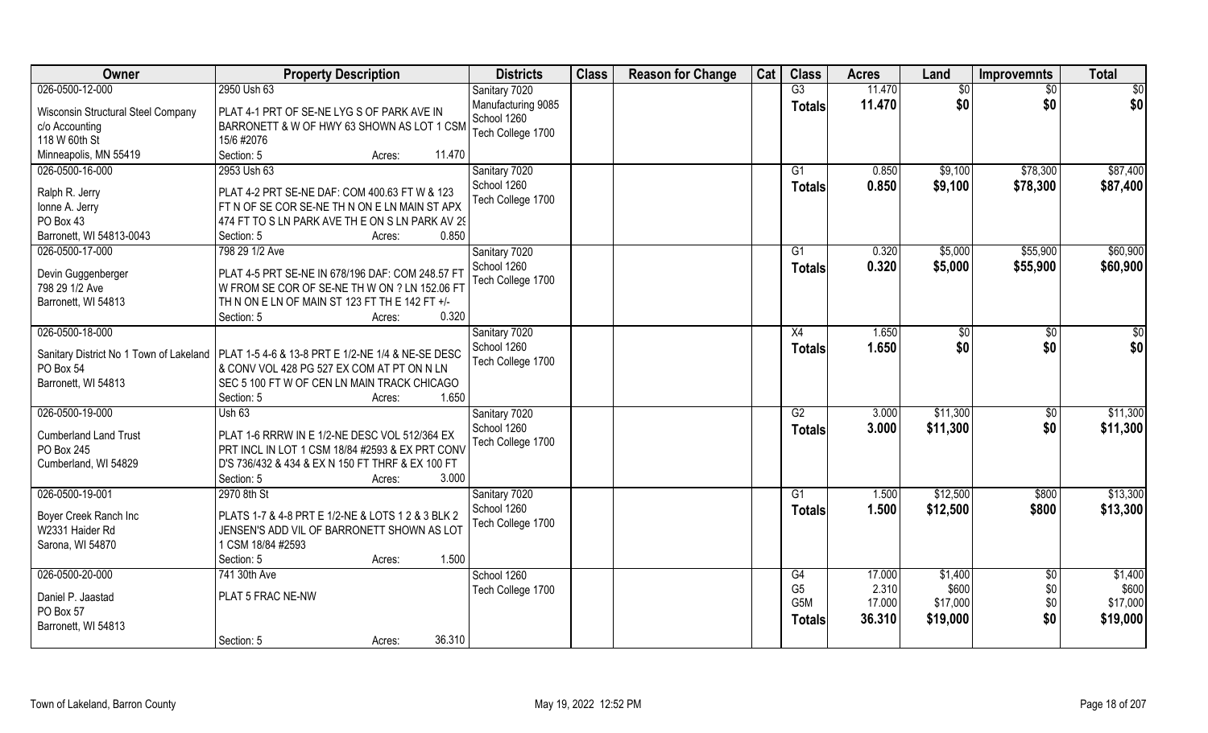| Owner | Property Description | Districts | Class | Reason for Change | Cat | Class | Acres | Land | Improvemnts | Total |
|---|---|---|---|---|---|---|---|---|---|---|
| 026-0500-12-000<br>Wisconsin Structural Steel Company<br>c/o Accounting<br>118 W 60th St<br>Minneapolis, MN 55419 | 2950 Ush 63<br>PLAT 4-1 PRT OF SE-NE LYG S OF PARK AVE IN BARRONETT & W OF HWY 63 SHOWN AS LOT 1 CSM 15/6 #2076<br>Section: 5 Acres: 11.470 | Sanitary 7020<br>Manufacturing 9085<br>School 1260<br>Tech College 1700 | | | | G3<br>**Totals** | 11.470<br>**11.470** | $0<br>**$0** | $0<br>**$0** | $0<br>**$0** |
| 026-0500-16-000<br>Ralph R. Jerry<br>Ionne A. Jerry<br>PO Box 43<br>Barronett, WI 54813-0043 | 2953 Ush 63<br>PLAT 4-2 PRT SE-NE DAF: COM 400.63 FT W & 123 FT N OF SE COR SE-NE TH N ON E LN MAIN ST APX 474 FT TO S LN PARK AVE TH E ON S LN PARK AV 29<br>Section: 5 Acres: 0.850 | Sanitary 7020<br>School 1260<br>Tech College 1700 | | | | G1<br>**Totals** | 0.850<br>**0.850** | $9,100<br>**$9,100** | $78,300<br>**$78,300** | $87,400<br>**$87,400** |
| 026-0500-17-000<br>Devin Guggenberger<br>798 29 1/2 Ave<br>Barronett, WI 54813 | 798 29 1/2 Ave<br>PLAT 4-5 PRT SE-NE IN 678/196 DAF: COM 248.57 FT W FROM SE COR OF SE-NE TH W ON ? LN 152.06 FT TH N ON E LN OF MAIN ST 123 FT TH E 142 FT +/-<br>Section: 5 Acres: 0.320 | Sanitary 7020<br>School 1260<br>Tech College 1700 | | | | G1<br>**Totals** | 0.320<br>**0.320** | $5,000<br>**$5,000** | $55,900<br>**$55,900** | $60,900<br>**$60,900** |
| 026-0500-18-000<br>Sanitary District No 1 Town of Lakeland<br>PO Box 54<br>Barronett, WI 54813 | PLAT 1-5 4-6 & 13-8 PRT E 1/2-NE 1/4 & NE-SE DESC & CONV VOL 428 PG 527 EX COM AT PT ON N LN SEC 5 100 FT W OF CEN LN MAIN TRACK CHICAGO<br>Section: 5 Acres: 1.650 | Sanitary 7020<br>School 1260<br>Tech College 1700 | | | | X4<br>**Totals** | 1.650<br>**1.650** | $0<br>**$0** | $0<br>**$0** | $0<br>**$0** |
| 026-0500-19-000<br>Cumberland Land Trust<br>PO Box 245<br>Cumberland, WI 54829 | Ush 63<br>PLAT 1-6 RRRW IN E 1/2-NE DESC VOL 512/364 EX PRT INCL IN LOT 1 CSM 18/84 #2593 & EX PRT CONV D'S 736/432 & 434 & EX N 150 FT THRF & EX 100 FT<br>Section: 5 Acres: 3.000 | Sanitary 7020<br>School 1260<br>Tech College 1700 | | | | G2<br>**Totals** | 3.000<br>**3.000** | $11,300<br>**$11,300** | $0<br>**$0** | $11,300<br>**$11,300** |
| 026-0500-19-001<br>Boyer Creek Ranch Inc<br>W2331 Haider Rd<br>Sarona, WI 54870 | 2970 8th St<br>PLATS 1-7 & 4-8 PRT E 1/2-NE & LOTS 1 2 & 3 BLK 2 JENSEN'S ADD VIL OF BARRONETT SHOWN AS LOT 1 CSM 18/84 #2593<br>Section: 5 Acres: 1.500 | Sanitary 7020<br>School 1260<br>Tech College 1700 | | | | G1<br>**Totals** | 1.500<br>**1.500** | $12,500<br>**$12,500** | $800<br>**$800** | $13,300<br>**$13,300** |
| 026-0500-20-000<br>Daniel P. Jaastad<br>PO Box 57<br>Barronett, WI 54813 | 741 30th Ave<br>PLAT 5 FRAC NE-NW<br>Section: 5 Acres: 36.310 | School 1260<br>Tech College 1700 | | | | G4<br>G5<br>G5M<br>**Totals** | 17.000<br>2.310<br>17.000<br>**36.310** | $1,400<br>$600<br>$17,000<br>**$19,000** | $0<br>$0<br>$0<br>**$0** | $1,400<br>$600<br>$17,000<br>**$19,000** |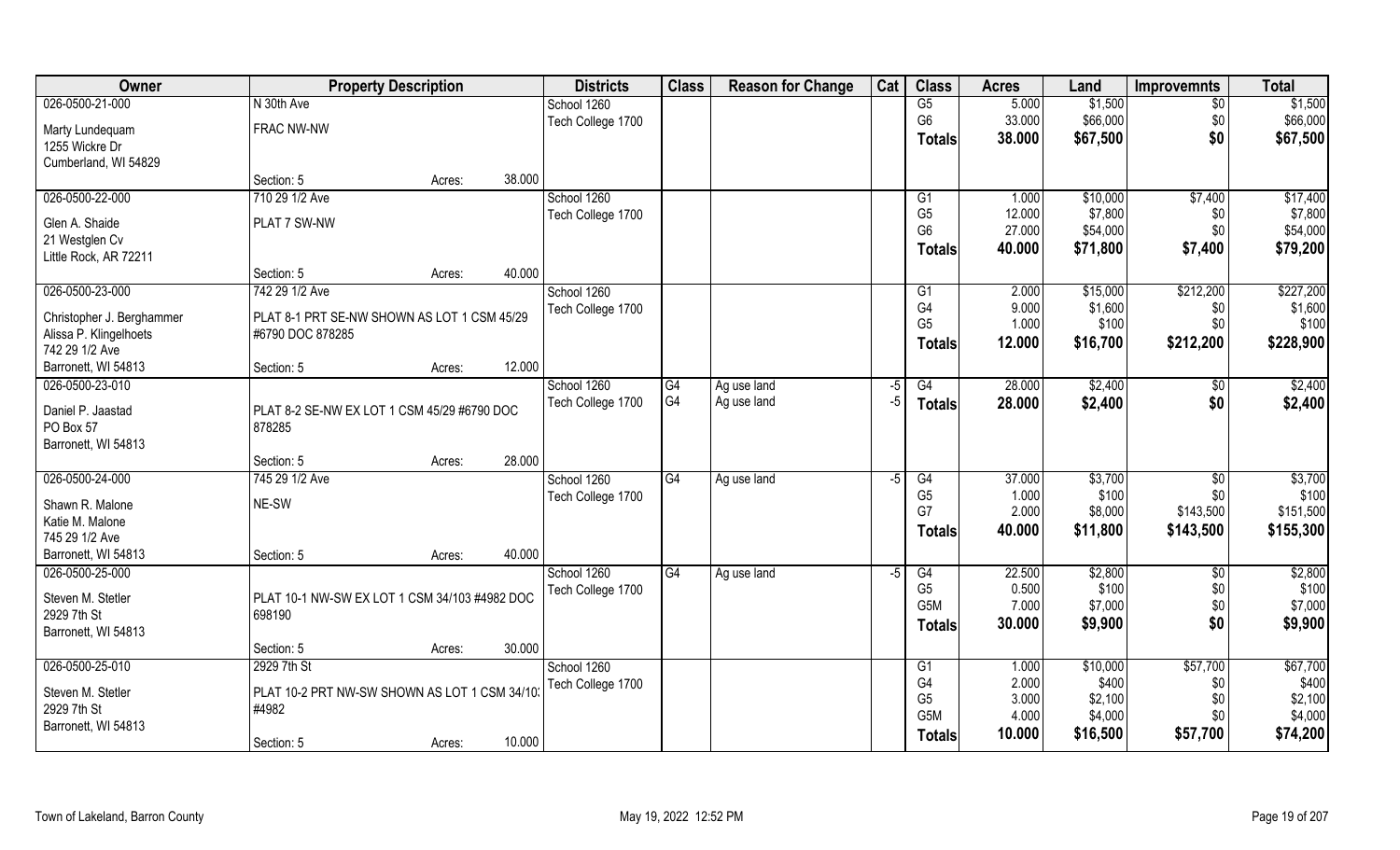| Owner | Property Description | | Districts | Class | Reason for Change | Cat | Class | Acres | Land | Improvemnts | Total |
|---|---|---|---|---|---|---|---|---|---|---|---|
| 026-0500-21-000 | N 30th Ave | | School 1260 | | | | G5 | 5.000 | $1,500 | $0 | $1,500 |
| Marty Lundequam | FRAC NW-NW | | Tech College 1700 | | | | G6 | 33.000 | $66,000 | $0 | $66,000 |
| 1255 Wickre Dr | | | | | | | **Totals** | **38.000** | **$67,500** | **$0** | **$67,500** |
| Cumberland, WI 54829 | | | | | | | | | | | |
| | Section: 5 | Acres: 38.000 | | | | | | | | | |
| 026-0500-22-000 | 710 29 1/2 Ave | | School 1260 | | | | G1 | 1.000 | $10,000 | $7,400 | $17,400 |
| Glen A. Shaide | PLAT 7 SW-NW | | Tech College 1700 | | | | G5 | 12.000 | $7,800 | $0 | $7,800 |
| 21 Westglen Cv | | | | | | | G6 | 27.000 | $54,000 | $0 | $54,000 |
| Little Rock, AR 72211 | | | | | | | **Totals** | **40.000** | **$71,800** | **$7,400** | **$79,200** |
| | Section: 5 | Acres: 40.000 | | | | | | | | | |
| 026-0500-23-000 | 742 29 1/2 Ave | | School 1260 | | | | G1 | 2.000 | $15,000 | $212,200 | $227,200 |
| Christopher J. Berghammer | PLAT 8-1 PRT SE-NW SHOWN AS LOT 1 CSM 45/29 #6790 DOC 878285 | | Tech College 1700 | | | | G4 | 9.000 | $1,600 | $0 | $1,600 |
| Alissa P. Klingelhoets | | | | | | | G5 | 1.000 | $100 | $0 | $100 |
| 742 29 1/2 Ave | | | | | | | **Totals** | **12.000** | **$16,700** | **$212,200** | **$228,900** |
| Barronett, WI 54813 | Section: 5 | Acres: 12.000 | | | | | | | | | |
| 026-0500-23-010 | | | School 1260 | G4 | Ag use land | -5 | G4 | 28.000 | $2,400 | $0 | $2,400 |
| Daniel P. Jaastad | PLAT 8-2 SE-NW EX LOT 1 CSM 45/29 #6790 DOC 878285 | | Tech College 1700 | G4 | Ag use land | -5 | **Totals** | **28.000** | **$2,400** | **$0** | **$2,400** |
| PO Box 57 | | | | | | | | | | | |
| Barronett, WI 54813 | | | | | | | | | | | |
| | Section: 5 | Acres: 28.000 | | | | | | | | | |
| 026-0500-24-000 | 745 29 1/2 Ave | | School 1260 | G4 | Ag use land | -5 | G4 | 37.000 | $3,700 | $0 | $3,700 |
| Shawn R. Malone | NE-SW | | Tech College 1700 | | | | G5 | 1.000 | $100 | $0 | $100 |
| Katie M. Malone | | | | | | | G7 | 2.000 | $8,000 | $143,500 | $151,500 |
| 745 29 1/2 Ave | | | | | | | **Totals** | **40.000** | **$11,800** | **$143,500** | **$155,300** |
| Barronett, WI 54813 | Section: 5 | Acres: 40.000 | | | | | | | | | |
| 026-0500-25-000 | | | School 1260 | G4 | Ag use land | -5 | G4 | 22.500 | $2,800 | $0 | $2,800 |
| Steven M. Stetler | PLAT 10-1 NW-SW EX LOT 1 CSM 34/103 #4982 DOC 698190 | | Tech College 1700 | | | | G5 | 0.500 | $100 | $0 | $100 |
| 2929 7th St | | | | | | | G5M | 7.000 | $7,000 | $0 | $7,000 |
| Barronett, WI 54813 | | | | | | | **Totals** | **30.000** | **$9,900** | **$0** | **$9,900** |
| | Section: 5 | Acres: 30.000 | | | | | | | | | |
| 026-0500-25-010 | 2929 7th St | | School 1260 | | | | G1 | 1.000 | $10,000 | $57,700 | $67,700 |
| Steven M. Stetler | PLAT 10-2 PRT NW-SW SHOWN AS LOT 1 CSM 34/103 #4982 | | Tech College 1700 | | | | G4 | 2.000 | $400 | $0 | $400 |
| 2929 7th St | | | | | | | G5 | 3.000 | $2,100 | $0 | $2,100 |
| Barronett, WI 54813 | | | | | | | G5M | 4.000 | $4,000 | $0 | $4,000 |
| | Section: 5 | Acres: 10.000 | | | | | **Totals** | **10.000** | **$16,500** | **$57,700** | **$74,200** |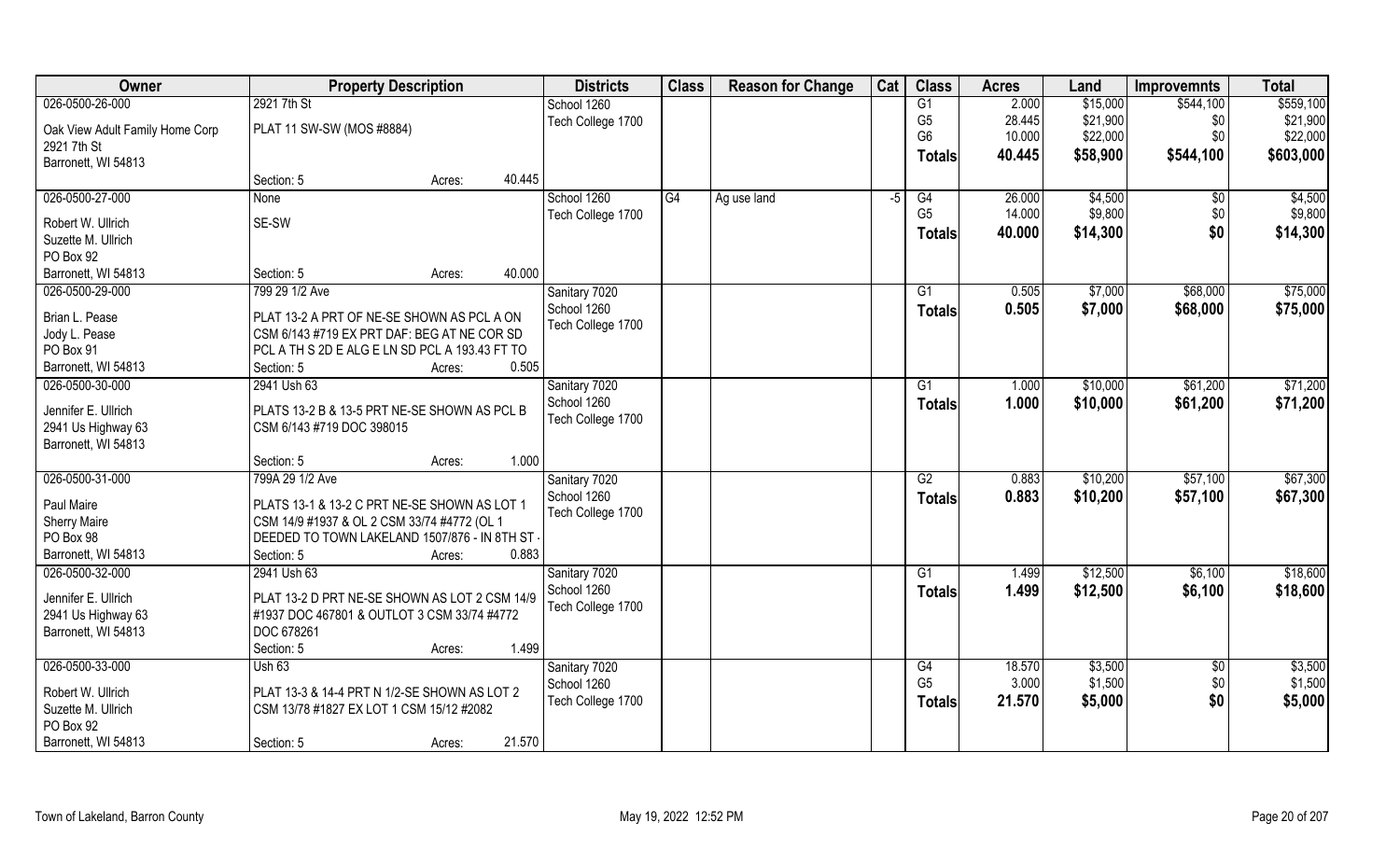| Owner | Property Description | Districts | Class | Reason for Change | Cat | Class | Acres | Land | Improvemnts | Total |
|---|---|---|---|---|---|---|---|---|---|---|
| 026-0500-26-000<br><br>Oak View Adult Family Home Corp<br>2921 7th St<br>Barronett, WI 54813 | 2921 7th St<br><br>PLAT 11 SW-SW (MOS #8884)<br><br>Section: 5 Acres: 40.445 | School 1260<br>Tech College 1700 | | | | G1<br>G5<br>G6<br>**Totals** | 2.000<br>28.445<br>10.000<br>**40.445** | $15,000<br>$21,900<br>$22,000<br>**$58,900** | $544,100<br>$0<br>$0<br>**$544,100** | $559,100<br>$21,900<br>$22,000<br>**$603,000** |
| 026-0500-27-000<br><br>Robert W. Ullrich<br>Suzette M. Ullrich<br>PO Box 92<br>Barronett, WI 54813 | None<br><br>SE-SW<br><br>Section: 5 Acres: 40.000 | School 1260<br>Tech College 1700 | G4 | Ag use land | -5 | G4<br>G5<br>**Totals** | 26.000<br>14.000<br>**40.000** | $4,500<br>$9,800<br>**$14,300** | $0<br>$0<br>**$0** | $4,500<br>$9,800<br>**$14,300** |
| 026-0500-29-000<br><br>Brian L. Pease<br>Jody L. Pease<br>PO Box 91<br>Barronett, WI 54813 | 799 29 1/2 Ave<br><br>PLAT 13-2 A PRT OF NE-SE SHOWN AS PCL A ON CSM 6/143 #719 EX PRT DAF: BEG AT NE COR SD PCL A TH S 2D E ALG E LN SD PCL A 193.43 FT TO<br>Section: 5 Acres: 0.505 | Sanitary 7020<br>School 1260<br>Tech College 1700 | | | | G1<br>**Totals** | 0.505<br>**0.505** | $7,000<br>**$7,000** | $68,000<br>**$68,000** | $75,000<br>**$75,000** |
| 026-0500-30-000<br><br>Jennifer E. Ullrich<br>2941 Us Highway 63<br>Barronett, WI 54813 | 2941 Ush 63<br><br>PLATS 13-2 B & 13-5 PRT NE-SE SHOWN AS PCL B CSM 6/143 #719 DOC 398015<br><br>Section: 5 Acres: 1.000 | Sanitary 7020<br>School 1260<br>Tech College 1700 | | | | G1<br>**Totals** | 1.000<br>**1.000** | $10,000<br>**$10,000** | $61,200<br>**$61,200** | $71,200<br>**$71,200** |
| 026-0500-31-000<br><br>Paul Maire<br>Sherry Maire<br>PO Box 98<br>Barronett, WI 54813 | 799A 29 1/2 Ave<br><br>PLATS 13-1 & 13-2 C PRT NE-SE SHOWN AS LOT 1 CSM 14/9 #1937 & OL 2 CSM 33/74 #4772 (OL 1 DEEDED TO TOWN LAKELAND 1507/876 - IN 8TH ST -<br>Section: 5 Acres: 0.883 | Sanitary 7020<br>School 1260<br>Tech College 1700 | | | | G2<br>**Totals** | 0.883<br>**0.883** | $10,200<br>**$10,200** | $57,100<br>**$57,100** | $67,300<br>**$67,300** |
| 026-0500-32-000<br><br>Jennifer E. Ullrich<br>2941 Us Highway 63<br>Barronett, WI 54813 | 2941 Ush 63<br><br>PLAT 13-2 D PRT NE-SE SHOWN AS LOT 2 CSM 14/9 #1937 DOC 467801 & OUTLOT 3 CSM 33/74 #4772 DOC 678261<br>Section: 5 Acres: 1.499 | Sanitary 7020<br>School 1260<br>Tech College 1700 | | | | G1<br>**Totals** | 1.499<br>**1.499** | $12,500<br>**$12,500** | $6,100<br>**$6,100** | $18,600<br>**$18,600** |
| 026-0500-33-000<br><br>Robert W. Ullrich<br>Suzette M. Ullrich<br>PO Box 92<br>Barronett, WI 54813 | Ush 63<br><br>PLAT 13-3 & 14-4 PRT N 1/2-SE SHOWN AS LOT 2 CSM 13/78 #1827 EX LOT 1 CSM 15/12 #2082<br><br>Section: 5 Acres: 21.570 | Sanitary 7020<br>School 1260<br>Tech College 1700 | | | | G4<br>G5<br>**Totals** | 18.570<br>3.000<br>**21.570** | $3,500<br>$1,500<br>**$5,000** | $0<br>$0<br>**$0** | $3,500<br>$1,500<br>**$5,000** |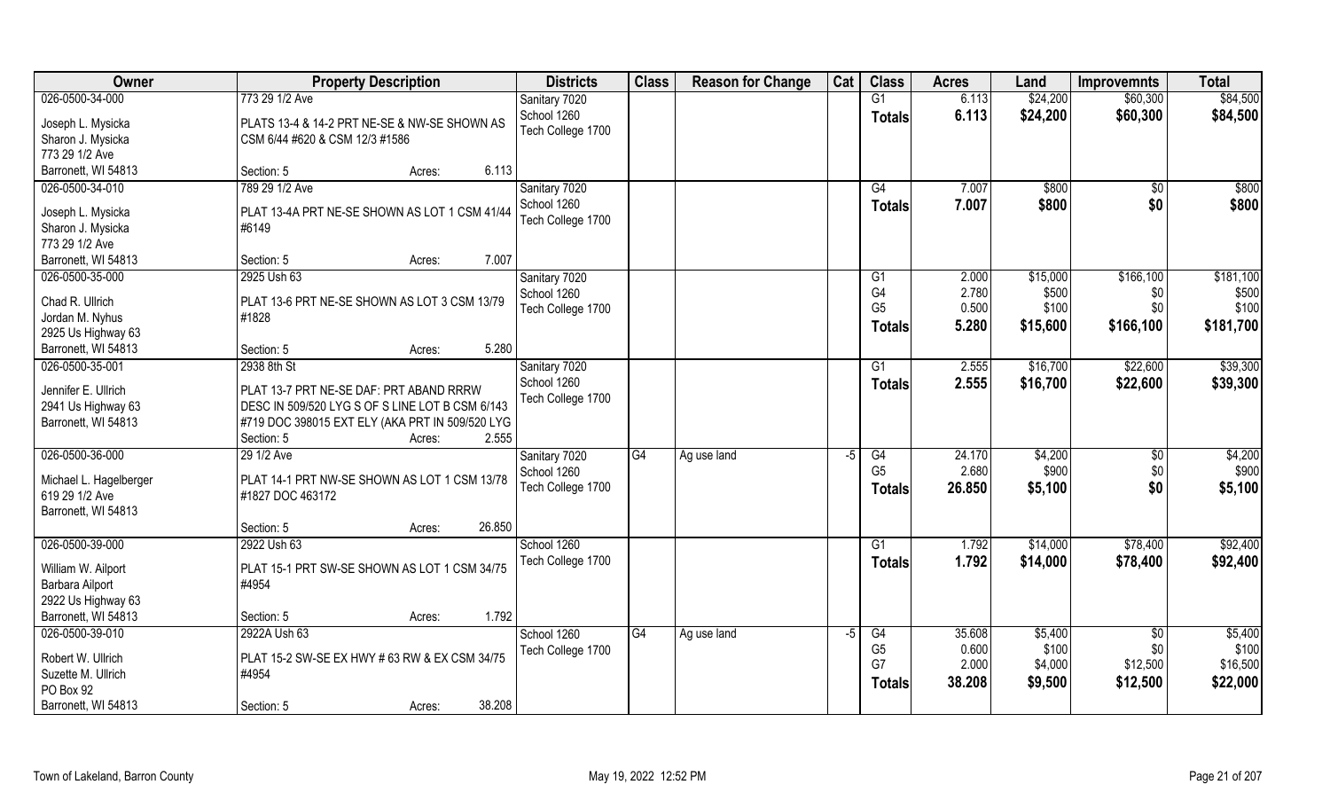| Owner | Property Description | Districts | Class | Reason for Change | Cat | Class | Acres | Land | Improvemnts | Total |
|---|---|---|---|---|---|---|---|---|---|---|
| 026-0500-34-000<br>Joseph L. Mysicka<br>Sharon J. Mysicka<br>773 29 1/2 Ave<br>Barronett, WI 54813 | 773 29 1/2 Ave<br>PLATS 13-4 & 14-2 PRT NE-SE & NW-SE SHOWN AS CSM 6/44 #620 & CSM 12/3 #1586<br>Section: 5 Acres: 6.113 | Sanitary 7020<br>School 1260<br>Tech College 1700 | | | | G1<br>**Totals** | 6.113<br>**6.113** | $24,200<br>**$24,200** | $60,300<br>**$60,300** | $84,500<br>**$84,500** |
| 026-0500-34-010<br>Joseph L. Mysicka<br>Sharon J. Mysicka<br>773 29 1/2 Ave<br>Barronett, WI 54813 | 789 29 1/2 Ave<br>PLAT 13-4A PRT NE-SE SHOWN AS LOT 1 CSM 41/44 #6149<br>Section: 5 Acres: 7.007 | Sanitary 7020<br>School 1260<br>Tech College 1700 | | | | G4<br>**Totals** | 7.007<br>**7.007** | $800<br>**$800** | $0<br>**$0** | $800<br>**$800** |
| 026-0500-35-000<br>Chad R. Ullrich<br>Jordan M. Nyhus<br>2925 Us Highway 63<br>Barronett, WI 54813 | 2925 Ush 63<br>PLAT 13-6 PRT NE-SE SHOWN AS LOT 3 CSM 13/79 #1828<br>Section: 5 Acres: 5.280 | Sanitary 7020<br>School 1260<br>Tech College 1700 | | | | G1<br>G4<br>G5<br>**Totals** | 2.000<br>2.780<br>0.500<br>**5.280** | $15,000<br>$500<br>$100<br>**$15,600** | $166,100<br>$0<br>$0<br>**$166,100** | $181,100<br>$500<br>$100<br>**$181,700** |
| 026-0500-35-001<br>Jennifer E. Ullrich<br>2941 Us Highway 63<br>Barronett, WI 54813 | 2938 8th St<br>PLAT 13-7 PRT NE-SE DAF: PRT ABAND RRRW DESC IN 509/520 LYG S OF S LINE LOT B CSM 6/143 #719 DOC 398015 EXT ELY (AKA PRT IN 509/520 LYG<br>Section: 5 Acres: 2.555 | Sanitary 7020<br>School 1260<br>Tech College 1700 | | | | G1<br>**Totals** | 2.555<br>**2.555** | $16,700<br>**$16,700** | $22,600<br>**$22,600** | $39,300<br>**$39,300** |
| 026-0500-36-000<br>Michael L. Hagelberger<br>619 29 1/2 Ave<br>Barronett, WI 54813 | 29 1/2 Ave<br>PLAT 14-1 PRT NW-SE SHOWN AS LOT 1 CSM 13/78 #1827 DOC 463172<br>Section: 5 Acres: 26.850 | Sanitary 7020<br>School 1260<br>Tech College 1700 | G4 | Ag use land | -5 | G4<br>G5<br>**Totals** | 24.170<br>2.680<br>**26.850** | $4,200<br>$900<br>**$5,100** | $0<br>$0<br>**$0** | $4,200<br>$900<br>**$5,100** |
| 026-0500-39-000<br>William W. Ailport<br>Barbara Ailport<br>2922 Us Highway 63<br>Barronett, WI 54813 | 2922 Ush 63<br>PLAT 15-1 PRT SW-SE SHOWN AS LOT 1 CSM 34/75 #4954<br>Section: 5 Acres: 1.792 | School 1260<br>Tech College 1700 | | | | G1<br>**Totals** | 1.792<br>**1.792** | $14,000<br>**$14,000** | $78,400<br>**$78,400** | $92,400<br>**$92,400** |
| 026-0500-39-010<br>Robert W. Ullrich<br>Suzette M. Ullrich<br>PO Box 92<br>Barronett, WI 54813 | 2922A Ush 63<br>PLAT 15-2 SW-SE EX HWY # 63 RW & EX CSM 34/75 #4954<br>Section: 5 Acres: 38.208 | School 1260<br>Tech College 1700 | G4 | Ag use land | -5 | G4<br>G5<br>G7<br>**Totals** | 35.608<br>0.600<br>2.000<br>**38.208** | $5,400<br>$100<br>$4,000<br>**$9,500** | $0<br>$0<br>$12,500<br>**$12,500** | $5,400<br>$100<br>$16,500<br>**$22,000** |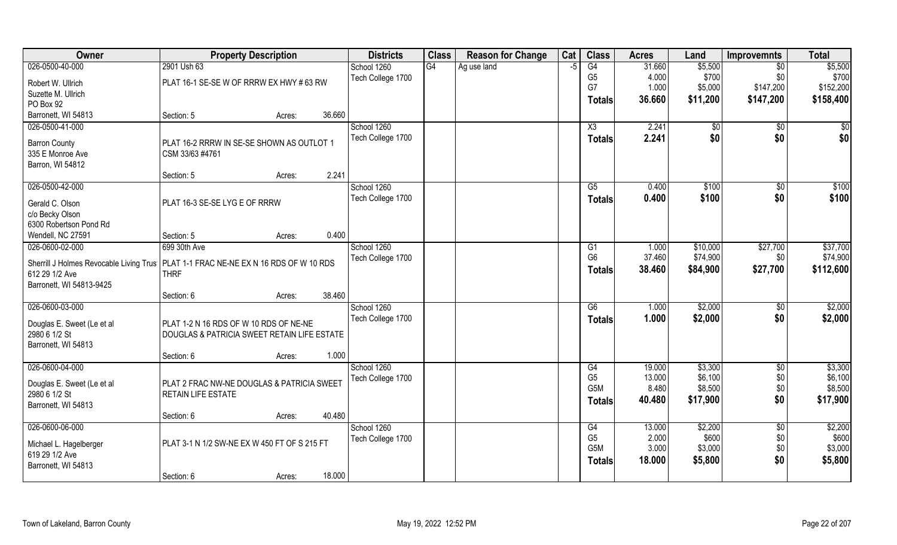| Owner | Property Description | | | Districts | Class | Reason for Change | Cat | Class | Acres | Land | Improvemnts | Total |
|---|---|---|---|---|---|---|---|---|---|---|---|---|
| 026-0500-40-000 | 2901 Ush 63 | | | School 1260 | G4 | Ag use land | -5 | G4 | 31.660 | $5,500 | $0 | $5,500 |
| Robert W. Ullrich | PLAT 16-1 SE-SE W OF RRRW EX HWY # 63 RW | | | Tech College 1700 | | | | G5 | 4.000 | $700 | $0 | $700 |
| Suzette M. Ullrich | | | | | | | | G7 | 1.000 | $5,000 | $147,200 | $152,200 |
| PO Box 92 | | | | | | | | **Totals** | **36.660** | **$11,200** | **$147,200** | **$158,400** |
| Barronett, WI 54813 | Section: 5 | Acres: | 36.660 | | | | | | | | | |
| 026-0500-41-000 | | | | School 1260 | | | | X3 | 2.241 | $0 | $0 | $0 |
| Barron County | PLAT 16-2 RRRW IN SE-SE SHOWN AS OUTLOT 1 | | | Tech College 1700 | | | | **Totals** | **2.241** | **$0** | **$0** | **$0** |
| 335 E Monroe Ave | CSM 33/63 #4761 | | | | | | | | | | | |
| Barron, WI 54812 | | | | | | | | | | | | |
| | Section: 5 | Acres: | 2.241 | | | | | | | | | |
| 026-0500-42-000 | | | | School 1260 | | | | G5 | 0.400 | $100 | $0 | $100 |
| Gerald C. Olson | PLAT 16-3 SE-SE LYG E OF RRRW | | | Tech College 1700 | | | | **Totals** | **0.400** | **$100** | **$0** | **$100** |
| c/o Becky Olson | | | | | | | | | | | | |
| 6300 Robertson Pond Rd | | | | | | | | | | | | |
| Wendell, NC 27591 | Section: 5 | Acres: | 0.400 | | | | | | | | | |
| 026-0600-02-000 | 699 30th Ave | | | School 1260 | | | | G1 | 1.000 | $10,000 | $27,700 | $37,700 |
| Sherrill J Holmes Revocable Living Trus | PLAT 1-1 FRAC NE-NE EX N 16 RDS OF W 10 RDS | | | Tech College 1700 | | | | G6 | 37.460 | $74,900 | $0 | $74,900 |
| 612 29 1/2 Ave | THRF | | | | | | | **Totals** | **38.460** | **$84,900** | **$27,700** | **$112,600** |
| Barronett, WI 54813-9425 | | | | | | | | | | | | |
| | Section: 6 | Acres: | 38.460 | | | | | | | | | |
| 026-0600-03-000 | | | | School 1260 | | | | G6 | 1.000 | $2,000 | $0 | $2,000 |
| Douglas E. Sweet (Le et al | PLAT 1-2 N 16 RDS OF W 10 RDS OF NE-NE | | | Tech College 1700 | | | | **Totals** | **1.000** | **$2,000** | **$0** | **$2,000** |
| 2980 6 1/2 St | DOUGLAS & PATRICIA SWEET RETAIN LIFE ESTATE | | | | | | | | | | | |
| Barronett, WI 54813 | | | | | | | | | | | | |
| | Section: 6 | Acres: | 1.000 | | | | | | | | | |
| 026-0600-04-000 | | | | School 1260 | | | | G4 | 19.000 | $3,300 | $0 | $3,300 |
| Douglas E. Sweet (Le et al | PLAT 2 FRAC NW-NE DOUGLAS & PATRICIA SWEET | | | Tech College 1700 | | | | G5 | 13.000 | $6,100 | $0 | $6,100 |
| 2980 6 1/2 St | RETAIN LIFE ESTATE | | | | | | | G5M | 8.480 | $8,500 | $0 | $8,500 |
| Barronett, WI 54813 | | | | | | | | **Totals** | **40.480** | **$17,900** | **$0** | **$17,900** |
| | Section: 6 | Acres: | 40.480 | | | | | | | | | |
| 026-0600-06-000 | | | | School 1260 | | | | G4 | 13.000 | $2,200 | $0 | $2,200 |
| Michael L. Hagelberger | PLAT 3-1 N 1/2 SW-NE EX W 450 FT OF S 215 FT | | | Tech College 1700 | | | | G5 | 2.000 | $600 | $0 | $600 |
| 619 29 1/2 Ave | | | | | | | | G5M | 3.000 | $3,000 | $0 | $3,000 |
| Barronett, WI 54813 | | | | | | | | **Totals** | **18.000** | **$5,800** | **$0** | **$5,800** |
| | Section: 6 | Acres: | 18.000 | | | | | | | | | |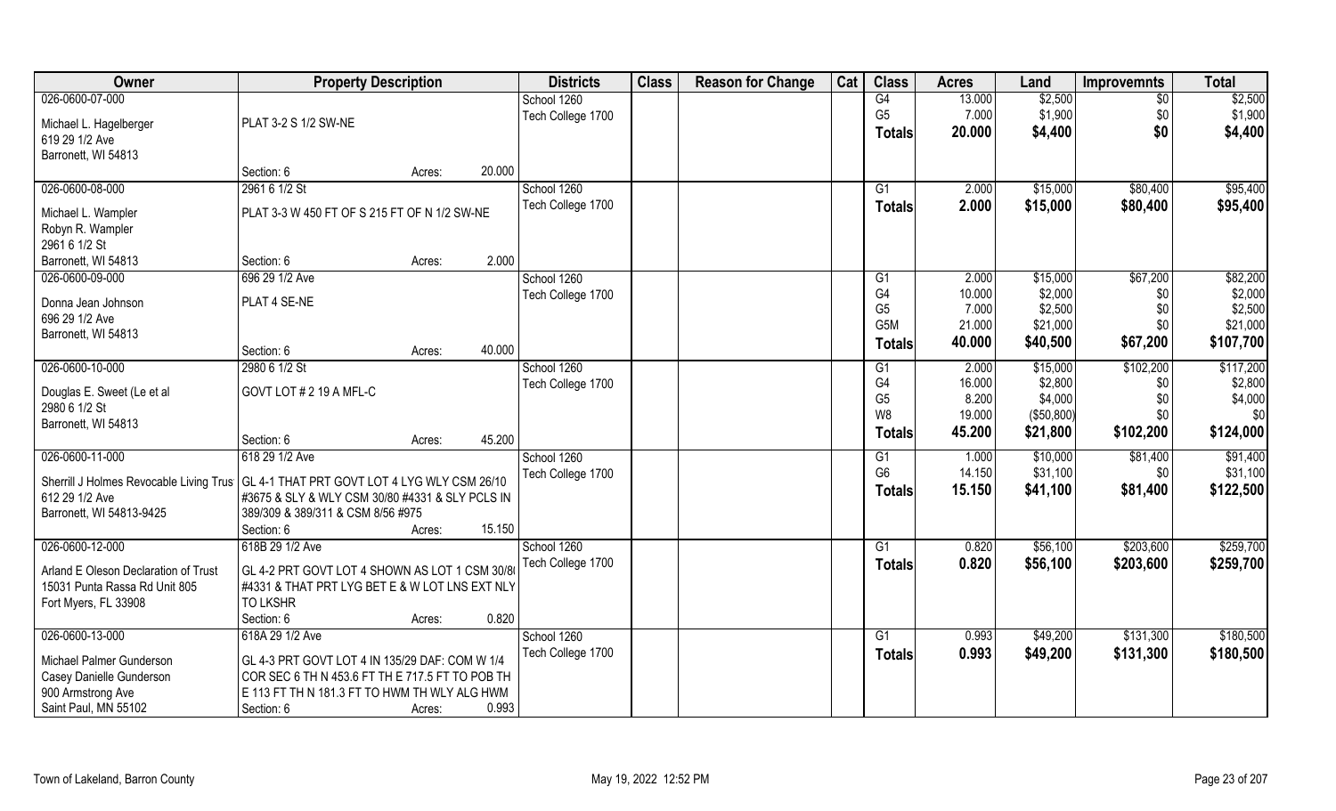| Owner | Property Description | | Districts | Class | Reason for Change | Cat | Class | Acres | Land | Improvemnts | Total |
|---|---|---|---|---|---|---|---|---|---|---|---|
| 026-0600-07-000<br><br>Michael L. Hagelberger<br>619 29 1/2 Ave<br>Barronett, WI 54813 | PLAT 3-2 S 1/2 SW-NE<br><br>Section: 6 | Acres: 20.000 | School 1260<br>Tech College 1700 | | | | G4<br>G5<br>**Totals** | 13.000<br>7.000<br>**20.000** | $2,500<br>$1,900<br>**$4,400** | $0<br>$0<br>**$0** | $2,500<br>$1,900<br>**$4,400** |
| 026-0600-08-000<br><br>Michael L. Wampler<br>Robyn R. Wampler<br>2961 6 1/2 St<br>Barronett, WI 54813 | 2961 6 1/2 St<br>PLAT 3-3 W 450 FT OF S 215 FT OF N 1/2 SW-NE<br><br>Section: 6 | Acres: 2.000 | School 1260<br>Tech College 1700 | | | | G1<br>**Totals** | 2.000<br>**2.000** | $15,000<br>**$15,000** | $80,400<br>**$80,400** | $95,400<br>**$95,400** |
| 026-0600-09-000<br><br>Donna Jean Johnson<br>696 29 1/2 Ave<br>Barronett, WI 54813 | 696 29 1/2 Ave<br>PLAT 4 SE-NE<br><br>Section: 6 | Acres: 40.000 | School 1260<br>Tech College 1700 | | | | G1<br>G4<br>G5<br>G5M<br>**Totals** | 2.000<br>10.000<br>7.000<br>21.000<br>**40.000** | $15,000<br>$2,000<br>$2,500<br>$21,000<br>**$40,500** | $67,200<br>$0<br>$0<br>$0<br>**$67,200** | $82,200<br>$2,000<br>$2,500<br>$21,000<br>**$107,700** |
| 026-0600-10-000<br><br>Douglas E. Sweet (Le et al<br>2980 6 1/2 St<br>Barronett, WI 54813 | 2980 6 1/2 St<br>GOVT LOT # 2 19 A MFL-C<br><br>Section: 6 | Acres: 45.200 | School 1260<br>Tech College 1700 | | | | G1<br>G4<br>G5<br>W8<br>**Totals** | 2.000<br>16.000<br>8.200<br>19.000<br>**45.200** | $15,000<br>$2,800<br>$4,000<br>($50,800)<br>**$21,800** | $102,200<br>$0<br>$0<br>$0<br>**$102,200** | $117,200<br>$2,800<br>$4,000<br>$0<br>**$124,000** |
| 026-0600-11-000<br><br>Sherrill J Holmes Revocable Living Trust<br>612 29 1/2 Ave<br>Barronett, WI 54813-9425 | 618 29 1/2 Ave<br>GL 4-1 THAT PRT GOVT LOT 4 LYG WLY CSM 26/10 #3675 & SLY & WLY CSM 30/80 #4331 & SLY PCLS IN 389/309 & 389/311 & CSM 8/56 #975<br>Section: 6 | Acres: 15.150 | School 1260<br>Tech College 1700 | | | | G1<br>G6<br>**Totals** | 1.000<br>14.150<br>**15.150** | $10,000<br>$31,100<br>**$41,100** | $81,400<br>$0<br>**$81,400** | $91,400<br>$31,100<br>**$122,500** |
| 026-0600-12-000<br><br>Arland E Oleson Declaration of Trust<br>15031 Punta Rassa Rd Unit 805<br>Fort Myers, FL 33908 | 618B 29 1/2 Ave<br>GL 4-2 PRT GOVT LOT 4 SHOWN AS LOT 1 CSM 30/80 #4331 & THAT PRT LYG BET E & W LOT LNS EXT NLY TO LKSHR<br>Section: 6 | Acres: 0.820 | School 1260<br>Tech College 1700 | | | | G1<br>**Totals** | 0.820<br>**0.820** | $56,100<br>**$56,100** | $203,600<br>**$203,600** | $259,700<br>**$259,700** |
| 026-0600-13-000<br><br>Michael Palmer Gunderson<br>Casey Danielle Gunderson<br>900 Armstrong Ave<br>Saint Paul, MN 55102 | 618A 29 1/2 Ave<br>GL 4-3 PRT GOVT LOT 4 IN 135/29 DAF: COM W 1/4 COR SEC 6 TH N 453.6 FT TH E 717.5 FT TO POB TH E 113 FT TH N 181.3 FT TO HWM TH WLY ALG HWM<br>Section: 6 | Acres: 0.993 | School 1260<br>Tech College 1700 | | | | G1<br>**Totals** | 0.993<br>**0.993** | $49,200<br>**$49,200** | $131,300<br>**$131,300** | $180,500<br>**$180,500** |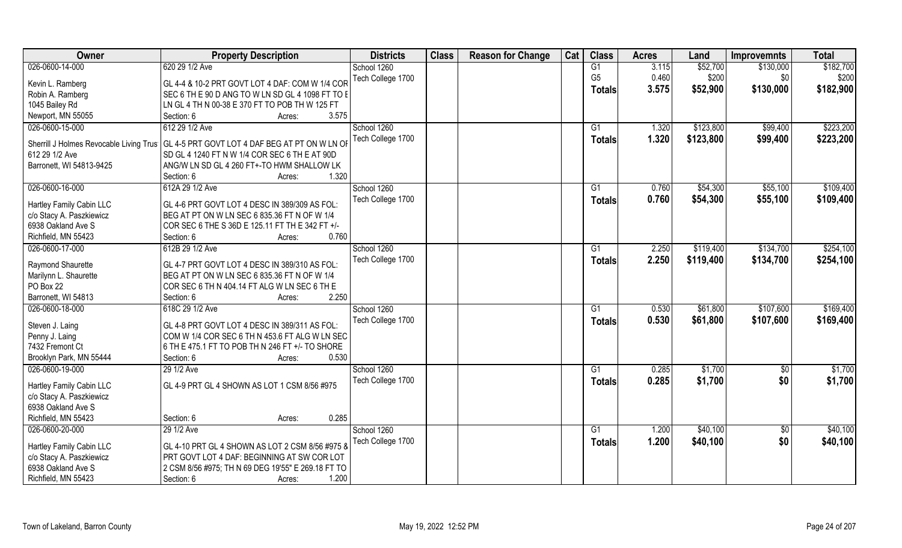| Owner | Property Description | Districts | Class | Reason for Change | Cat | Class | Acres | Land | Improvemnts | Total |
|---|---|---|---|---|---|---|---|---|---|---|
| 026-0600-14-000 | 620 29 1/2 Ave | School 1260 | | | | G1 | 3.115 | $52,700 | $130,000 | $182,700 |
| Kevin L. Ramberg | GL 4-4 & 10-2 PRT GOVT LOT 4 DAF: COM W 1/4 COR | Tech College 1700 | | | | G5 | 0.460 | $200 | $0 | $200 |
| Robin A. Ramberg | SEC 6 TH E 90 D ANG TO W LN SD GL 4 1098 FT TO E | | | | | **Totals** | **3.575** | **$52,900** | **$130,000** | **$182,900** |
| 1045 Bailey Rd | LN GL 4 TH N 00-38 E 370 FT TO POB TH W 125 FT | | | | | | | | | |
| Newport, MN 55055 | Section: 6 Acres: 3.575 | | | | | | | | | |
| 026-0600-15-000 | 612 29 1/2 Ave | School 1260 | | | | G1 | 1.320 | $123,800 | $99,400 | $223,200 |
| Sherrill J Holmes Revocable Living Trust | GL 4-5 PRT GOVT LOT 4 DAF BEG AT PT ON W LN OF | Tech College 1700 | | | | **Totals** | **1.320** | **$123,800** | **$99,400** | **$223,200** |
| 612 29 1/2 Ave | SD GL 4 1240 FT N W 1/4 COR SEC 6 TH E AT 90D | | | | | | | | | |
| Barronett, WI 54813-9425 | ANG/W LN SD GL 4 260 FT+-TO HWM SHALLOW LK | | | | | | | | | |
| | Section: 6 Acres: 1.320 | | | | | | | | | |
| 026-0600-16-000 | 612A 29 1/2 Ave | School 1260 | | | | G1 | 0.760 | $54,300 | $55,100 | $109,400 |
| Hartley Family Cabin LLC | GL 4-6 PRT GOVT LOT 4 DESC IN 389/309 AS FOL: | Tech College 1700 | | | | **Totals** | **0.760** | **$54,300** | **$55,100** | **$109,400** |
| c/o Stacy A. Paszkiewicz | BEG AT PT ON W LN SEC 6 835.36 FT N OF W 1/4 | | | | | | | | | |
| 6938 Oakland Ave S | COR SEC 6 THE S 36D E 125.11 FT TH E 342 FT +/- | | | | | | | | | |
| Richfield, MN 55423 | Section: 6 Acres: 0.760 | | | | | | | | | |
| 026-0600-17-000 | 612B 29 1/2 Ave | School 1260 | | | | G1 | 2.250 | $119,400 | $134,700 | $254,100 |
| Raymond Shaurette | GL 4-7 PRT GOVT LOT 4 DESC IN 389/310 AS FOL: | Tech College 1700 | | | | **Totals** | **2.250** | **$119,400** | **$134,700** | **$254,100** |
| Marilynn L. Shaurette | BEG AT PT ON W LN SEC 6 835.36 FT N OF W 1/4 | | | | | | | | | |
| PO Box 22 | COR SEC 6 TH N 404.14 FT ALG W LN SEC 6 TH E | | | | | | | | | |
| Barronett, WI 54813 | Section: 6 Acres: 2.250 | | | | | | | | | |
| 026-0600-18-000 | 618C 29 1/2 Ave | School 1260 | | | | G1 | 0.530 | $61,800 | $107,600 | $169,400 |
| Steven J. Laing | GL 4-8 PRT GOVT LOT 4 DESC IN 389/311 AS FOL: | Tech College 1700 | | | | **Totals** | **0.530** | **$61,800** | **$107,600** | **$169,400** |
| Penny J. Laing | COM W 1/4 COR SEC 6 TH N 453.6 FT ALG W LN SEC | | | | | | | | | |
| 7432 Fremont Ct | 6 TH E 475.1 FT TO POB TH N 246 FT +/- TO SHORE | | | | | | | | | |
| Brooklyn Park, MN 55444 | Section: 6 Acres: 0.530 | | | | | | | | | |
| 026-0600-19-000 | 29 1/2 Ave | School 1260 | | | | G1 | 0.285 | $1,700 | $0 | $1,700 |
| Hartley Family Cabin LLC | GL 4-9 PRT GL 4 SHOWN AS LOT 1 CSM 8/56 #975 | Tech College 1700 | | | | **Totals** | **0.285** | **$1,700** | **$0** | **$1,700** |
| c/o Stacy A. Paszkiewicz | | | | | | | | | | |
| 6938 Oakland Ave S | | | | | | | | | | |
| Richfield, MN 55423 | Section: 6 Acres: 0.285 | | | | | | | | | |
| 026-0600-20-000 | 29 1/2 Ave | School 1260 | | | | G1 | 1.200 | $40,100 | $0 | $40,100 |
| Hartley Family Cabin LLC | GL 4-10 PRT GL 4 SHOWN AS LOT 2 CSM 8/56 #975 & | Tech College 1700 | | | | **Totals** | **1.200** | **$40,100** | **$0** | **$40,100** |
| c/o Stacy A. Paszkiewicz | PRT GOVT LOT 4 DAF: BEGINNING AT SW COR LOT | | | | | | | | | |
| 6938 Oakland Ave S | 2 CSM 8/56 #975; TH N 69 DEG 19'55" E 269.18 FT TO | | | | | | | | | |
| Richfield, MN 55423 | Section: 6 Acres: 1.200 | | | | | | | | | |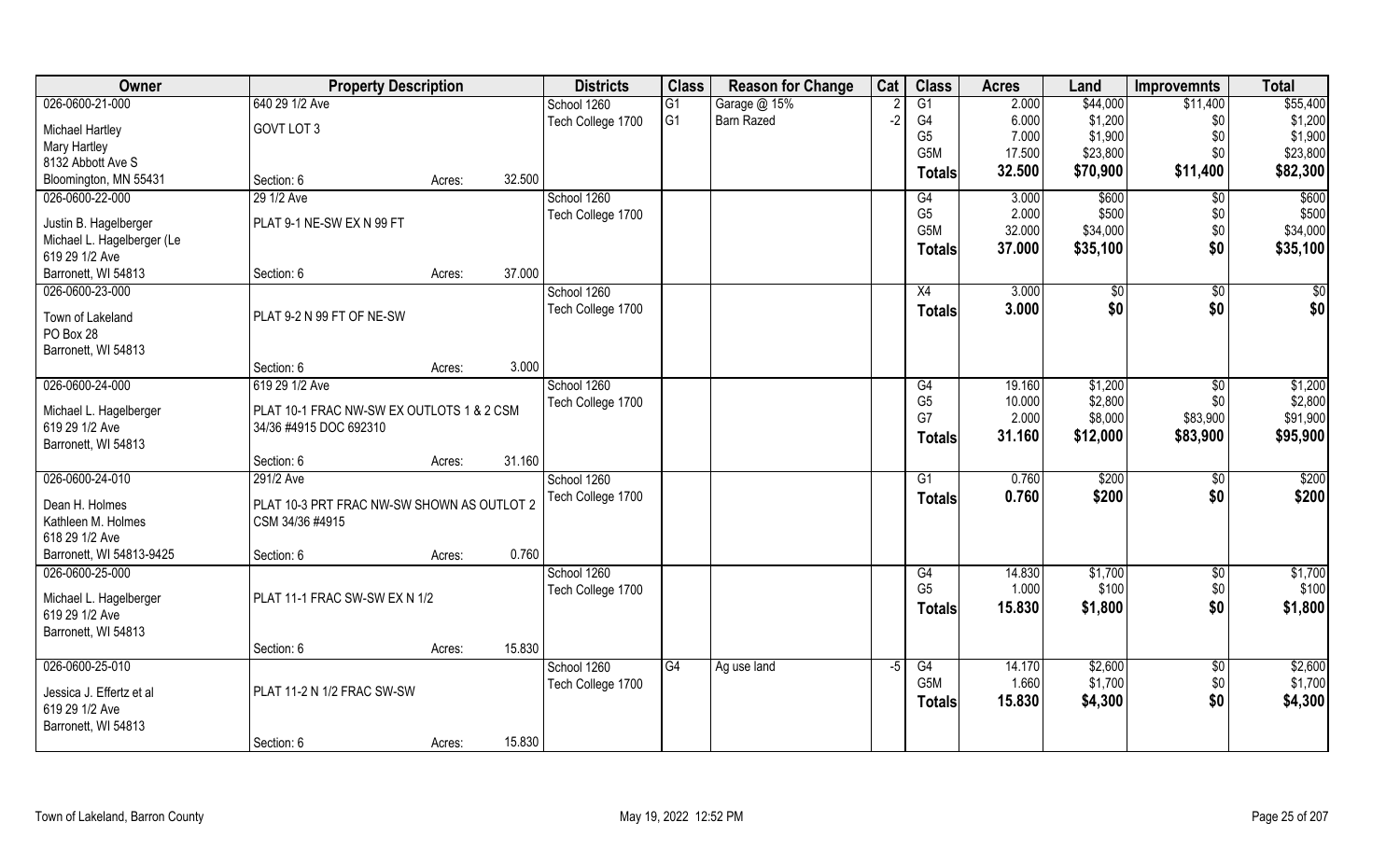| Owner | Property Description | | | Districts | Class | Reason for Change | Cat | Class | Acres | Land | Improvemnts | Total |
|---|---|---|---|---|---|---|---|---|---|---|---|---|
| 026-0600-21-000 | 640 29 1/2 Ave | | | School 1260 | G1 | Garage @ 15% | 2 | G1 | 2.000 | $44,000 | $11,400 | $55,400 |
| Michael Hartley | GOVT LOT 3 | | | Tech College 1700 | G1 | Barn Razed | -2 | G4 | 6.000 | $1,200 | $0 | $1,200 |
| Mary Hartley | | | | | | | | G5 | 7.000 | $1,900 | $0 | $1,900 |
| 8132 Abbott Ave S | | | | | | | | G5M | 17.500 | $23,800 | $0 | $23,800 |
| Bloomington, MN 55431 | Section: 6 | Acres: | 32.500 | | | | | Totals | 32.500 | $70,900 | $11,400 | $82,300 |
| 026-0600-22-000 | 29 1/2 Ave | | | School 1260 | | | | G4 | 3.000 | $600 | $0 | $600 |
| Justin B. Hagelberger | PLAT 9-1 NE-SW EX N 99 FT | | | Tech College 1700 | | | | G5 | 2.000 | $500 | $0 | $500 |
| Michael L. Hagelberger (Le | | | | | | | | G5M | 32.000 | $34,000 | $0 | $34,000 |
| 619 29 1/2 Ave | | | | | | | | Totals | 37.000 | $35,100 | $0 | $35,100 |
| Barronett, WI 54813 | Section: 6 | Acres: | 37.000 | | | | | | | | | |
| 026-0600-23-000 | | | | School 1260 | | | | X4 | 3.000 | $0 | $0 | $0 |
| Town of Lakeland | PLAT 9-2 N 99 FT OF NE-SW | | | Tech College 1700 | | | | Totals | 3.000 | $0 | $0 | $0 |
| PO Box 28 | | | | | | | | | | | | |
| Barronett, WI 54813 | | | | | | | | | | | | |
| | Section: 6 | Acres: | 3.000 | | | | | | | | | |
| 026-0600-24-000 | 619 29 1/2 Ave | | | School 1260 | | | | G4 | 19.160 | $1,200 | $0 | $1,200 |
| Michael L. Hagelberger | PLAT 10-1 FRAC NW-SW EX OUTLOTS 1 & 2 CSM | | | Tech College 1700 | | | | G5 | 10.000 | $2,800 | $0 | $2,800 |
| 619 29 1/2 Ave | 34/36 #4915 DOC 692310 | | | | | | | G7 | 2.000 | $8,000 | $83,900 | $91,900 |
| Barronett, WI 54813 | | | | | | | | Totals | 31.160 | $12,000 | $83,900 | $95,900 |
| | Section: 6 | Acres: | 31.160 | | | | | | | | | |
| 026-0600-24-010 | 291/2 Ave | | | School 1260 | | | | G1 | 0.760 | $200 | $0 | $200 |
| Dean H. Holmes | PLAT 10-3 PRT FRAC NW-SW SHOWN AS OUTLOT 2 | | | Tech College 1700 | | | | Totals | 0.760 | $200 | $0 | $200 |
| Kathleen M. Holmes | CSM 34/36 #4915 | | | | | | | | | | | |
| 618 29 1/2 Ave | | | | | | | | | | | | |
| Barronett, WI 54813-9425 | Section: 6 | Acres: | 0.760 | | | | | | | | | |
| 026-0600-25-000 | | | | School 1260 | | | | G4 | 14.830 | $1,700 | $0 | $1,700 |
| Michael L. Hagelberger | PLAT 11-1 FRAC SW-SW EX N 1/2 | | | Tech College 1700 | | | | G5 | 1.000 | $100 | $0 | $100 |
| 619 29 1/2 Ave | | | | | | | | Totals | 15.830 | $1,800 | $0 | $1,800 |
| Barronett, WI 54813 | | | | | | | | | | | | |
| | Section: 6 | Acres: | 15.830 | | | | | | | | | |
| 026-0600-25-010 | | | | School 1260 | G4 | Ag use land | -5 | G4 | 14.170 | $2,600 | $0 | $2,600 |
| Jessica J. Effertz et al | PLAT 11-2 N 1/2 FRAC SW-SW | | | Tech College 1700 | | | | G5M | 1.660 | $1,700 | $0 | $1,700 |
| 619 29 1/2 Ave | | | | | | | | Totals | 15.830 | $4,300 | $0 | $4,300 |
| Barronett, WI 54813 | | | | | | | | | | | | |
| | Section: 6 | Acres: | 15.830 | | | | | | | | | |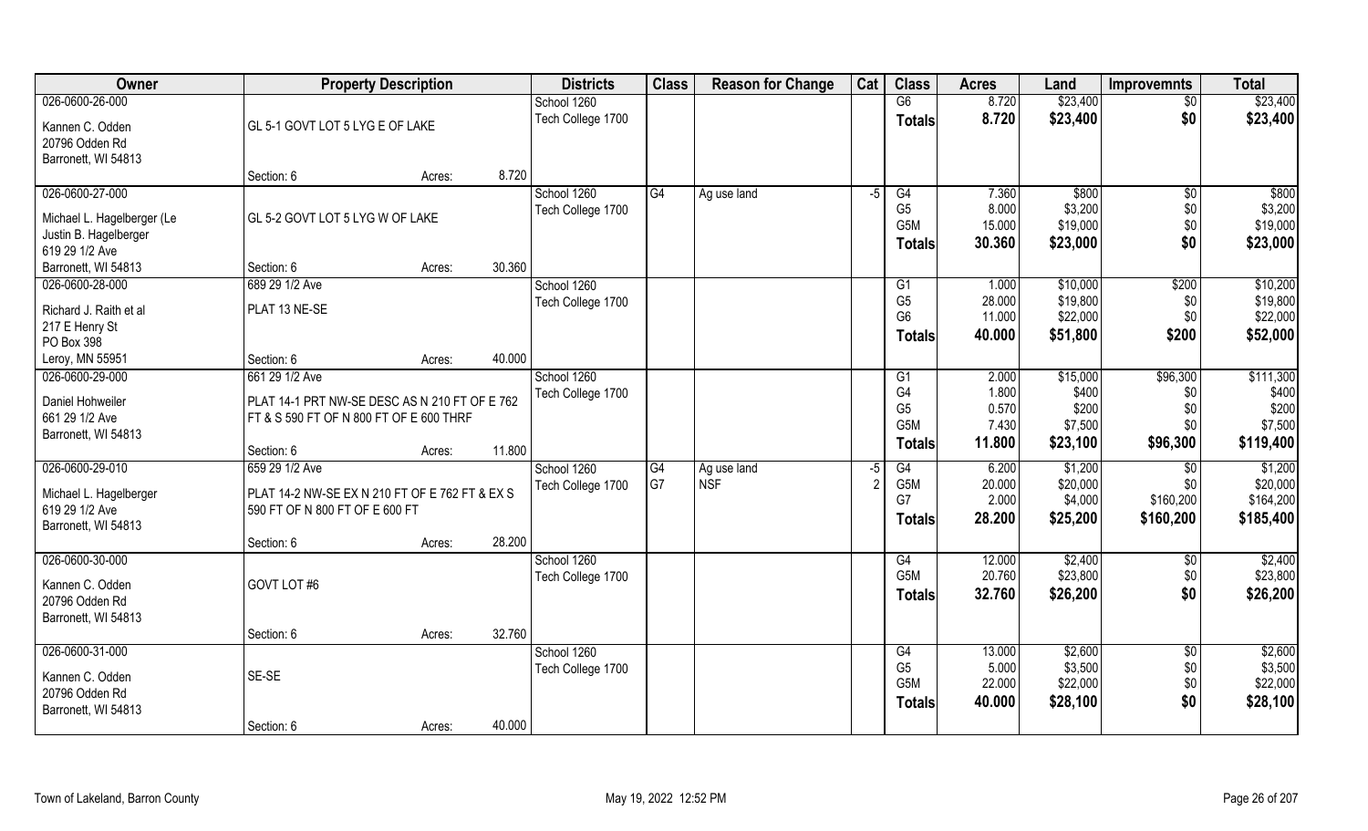| Owner | Property Description | | | Districts | Class | Reason for Change | Cat | Class | Acres | Land | Improvemnts | Total |
|---|---|---|---|---|---|---|---|---|---|---|---|---|
| 026-0600-26-000 | | | | School 1260 | | | | G6 | 8.720 | $23,400 | $0 | $23,400 |
| Kannen C. Odden | GL 5-1 GOVT LOT 5 LYG E OF LAKE | | | Tech College 1700 | | | | **Totals** | **8.720** | **$23,400** | **$0** | **$23,400** |
| 20796 Odden Rd | | | | | | | | | | | | |
| Barronett, WI 54813 | | | | | | | | | | | | |
| | Section: 6 | Acres: | 8.720 | | | | | | | | | |
| 026-0600-27-000 | | | | School 1260 | G4 | Ag use land | -5 | G4 | 7.360 | $800 | $0 | $800 |
| Michael L. Hagelberger (Le | GL 5-2 GOVT LOT 5 LYG W OF LAKE | | | Tech College 1700 | | | | G5 | 8.000 | $3,200 | $0 | $3,200 |
| Justin B. Hagelberger | | | | | | | | G5M | 15.000 | $19,000 | $0 | $19,000 |
| 619 29 1/2 Ave | | | | | | | | **Totals** | **30.360** | **$23,000** | **$0** | **$23,000** |
| Barronett, WI 54813 | Section: 6 | Acres: | 30.360 | | | | | | | | | |
| 026-0600-28-000 | 689 29 1/2 Ave | | | School 1260 | | | | G1 | 1.000 | $10,000 | $200 | $10,200 |
| Richard J. Raith et al | PLAT 13 NE-SE | | | Tech College 1700 | | | | G5 | 28.000 | $19,800 | $0 | $19,800 |
| 217 E Henry St | | | | | | | | G6 | 11.000 | $22,000 | $0 | $22,000 |
| PO Box 398 | | | | | | | | **Totals** | **40.000** | **$51,800** | **$200** | **$52,000** |
| Leroy, MN 55951 | Section: 6 | Acres: | 40.000 | | | | | | | | | |
| 026-0600-29-000 | 661 29 1/2 Ave | | | School 1260 | | | | G1 | 2.000 | $15,000 | $96,300 | $111,300 |
| Daniel Hohweiler | PLAT 14-1 PRT NW-SE DESC AS N 210 FT OF E 762 | | | Tech College 1700 | | | | G4 | 1.800 | $400 | $0 | $400 |
| 661 29 1/2 Ave | FT & S 590 FT OF N 800 FT OF E 600 THRF | | | | | | | G5 | 0.570 | $200 | $0 | $200 |
| Barronett, WI 54813 | | | | | | | | G5M | 7.430 | $7,500 | $0 | $7,500 |
| | Section: 6 | Acres: | 11.800 | | | | | **Totals** | **11.800** | **$23,100** | **$96,300** | **$119,400** |
| 026-0600-29-010 | 659 29 1/2 Ave | | | School 1260 | G4 | Ag use land | -5 | G4 | 6.200 | $1,200 | $0 | $1,200 |
| Michael L. Hagelberger | PLAT 14-2 NW-SE EX N 210 FT OF E 762 FT & EX S | | | Tech College 1700 | G7 | NSF | 2 | G5M | 20.000 | $20,000 | $0 | $20,000 |
| 619 29 1/2 Ave | 590 FT OF N 800 FT OF E 600 FT | | | | | | | G7 | 2.000 | $4,000 | $160,200 | $164,200 |
| Barronett, WI 54813 | | | | | | | | **Totals** | **28.200** | **$25,200** | **$160,200** | **$185,400** |
| | Section: 6 | Acres: | 28.200 | | | | | | | | | |
| 026-0600-30-000 | | | | School 1260 | | | | G4 | 12.000 | $2,400 | $0 | $2,400 |
| Kannen C. Odden | GOVT LOT #6 | | | Tech College 1700 | | | | G5M | 20.760 | $23,800 | $0 | $23,800 |
| 20796 Odden Rd | | | | | | | | **Totals** | **32.760** | **$26,200** | **$0** | **$26,200** |
| Barronett, WI 54813 | | | | | | | | | | | | |
| | Section: 6 | Acres: | 32.760 | | | | | | | | | |
| 026-0600-31-000 | | | | School 1260 | | | | G4 | 13.000 | $2,600 | $0 | $2,600 |
| Kannen C. Odden | SE-SE | | | Tech College 1700 | | | | G5 | 5.000 | $3,500 | $0 | $3,500 |
| 20796 Odden Rd | | | | | | | | G5M | 22.000 | $22,000 | $0 | $22,000 |
| Barronett, WI 54813 | | | | | | | | **Totals** | **40.000** | **$28,100** | **$0** | **$28,100** |
| | Section: 6 | Acres: | 40.000 | | | | | | | | | |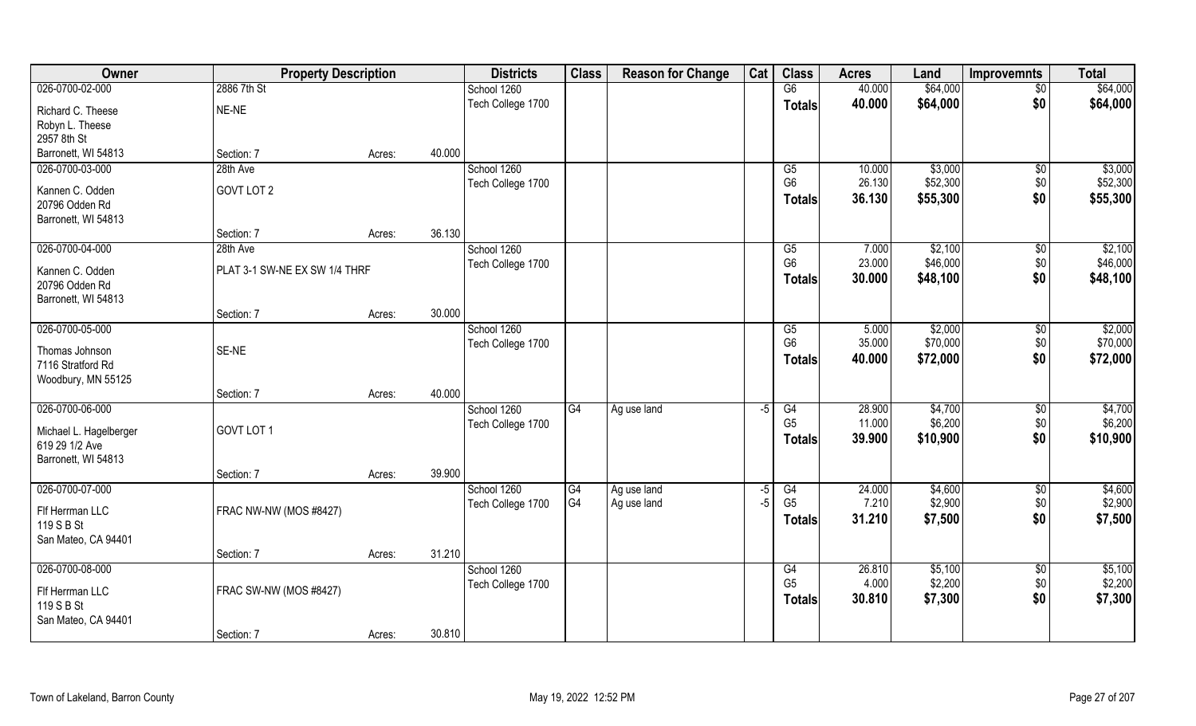| Owner | Property Description | | | Districts | Class | Reason for Change | Cat | Class | Acres | Land | Improvemnts | Total |
|---|---|---|---|---|---|---|---|---|---|---|---|---|
| 026-0700-02-000 | 2886 7th St | | | School 1260 | | | | G6 | 40.000 | $64,000 | $0 | $64,000 |
| Richard C. Theese | NE-NE | | | Tech College 1700 | | | | Totals | 40.000 | $64,000 | $0 | $64,000 |
| Robyn L. Theese | | | | | | | | | | | | |
| 2957 8th St | | | | | | | | | | | | |
| Barronett, WI 54813 | Section: 7 | Acres: | 40.000 | | | | | | | | | |
| 026-0700-03-000 | 28th Ave | | | School 1260 | | | | G5 | 10.000 | $3,000 | $0 | $3,000 |
| Kannen C. Odden | GOVT LOT 2 | | | Tech College 1700 | | | | G6 | 26.130 | $52,300 | $0 | $52,300 |
| 20796 Odden Rd | | | | | | | | Totals | 36.130 | $55,300 | $0 | $55,300 |
| Barronett, WI 54813 | | | | | | | | | | | | |
| | Section: 7 | Acres: | 36.130 | | | | | | | | | |
| 026-0700-04-000 | 28th Ave | | | School 1260 | | | | G5 | 7.000 | $2,100 | $0 | $2,100 |
| Kannen C. Odden | PLAT 3-1 SW-NE EX SW 1/4 THRF | | | Tech College 1700 | | | | G6 | 23.000 | $46,000 | $0 | $46,000 |
| 20796 Odden Rd | | | | | | | | Totals | 30.000 | $48,100 | $0 | $48,100 |
| Barronett, WI 54813 | | | | | | | | | | | | |
| | Section: 7 | Acres: | 30.000 | | | | | | | | | |
| 026-0700-05-000 | | | | School 1260 | | | | G5 | 5.000 | $2,000 | $0 | $2,000 |
| Thomas Johnson | SE-NE | | | Tech College 1700 | | | | G6 | 35.000 | $70,000 | $0 | $70,000 |
| 7116 Stratford Rd | | | | | | | | Totals | 40.000 | $72,000 | $0 | $72,000 |
| Woodbury, MN 55125 | | | | | | | | | | | | |
| | Section: 7 | Acres: | 40.000 | | | | | | | | | |
| 026-0700-06-000 | | | | School 1260 | G4 | Ag use land | -5 | G4 | 28.900 | $4,700 | $0 | $4,700 |
| Michael L. Hagelberger | GOVT LOT 1 | | | Tech College 1700 | | | | G5 | 11.000 | $6,200 | $0 | $6,200 |
| 619 29 1/2 Ave | | | | | | | | Totals | 39.900 | $10,900 | $0 | $10,900 |
| Barronett, WI 54813 | | | | | | | | | | | | |
| | Section: 7 | Acres: | 39.900 | | | | | | | | | |
| 026-0700-07-000 | | | | School 1260 | G4 | Ag use land | -5 | G4 | 24.000 | $4,600 | $0 | $4,600 |
| Flf Herrman LLC | FRAC NW-NW (MOS #8427) | | | Tech College 1700 | G4 | Ag use land | -5 | G5 | 7.210 | $2,900 | $0 | $2,900 |
| 119 S B St | | | | | | | | Totals | 31.210 | $7,500 | $0 | $7,500 |
| San Mateo, CA 94401 | | | | | | | | | | | | |
| | Section: 7 | Acres: | 31.210 | | | | | | | | | |
| 026-0700-08-000 | | | | School 1260 | | | | G4 | 26.810 | $5,100 | $0 | $5,100 |
| Flf Herrman LLC | FRAC SW-NW (MOS #8427) | | | Tech College 1700 | | | | G5 | 4.000 | $2,200 | $0 | $2,200 |
| 119 S B St | | | | | | | | Totals | 30.810 | $7,300 | $0 | $7,300 |
| San Mateo, CA 94401 | | | | | | | | | | | | |
| | Section: 7 | Acres: | 30.810 | | | | | | | | | |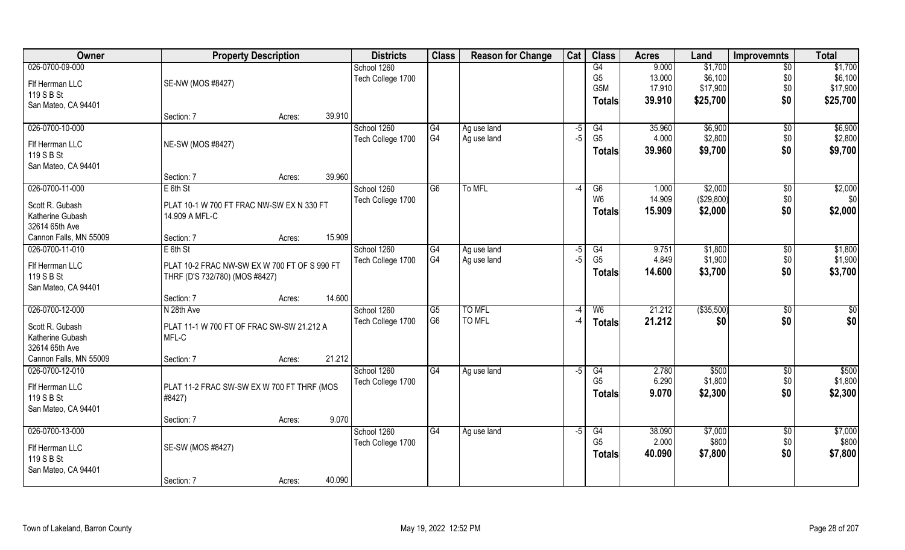| Owner | Property Description | | | Districts | Class | Reason for Change | Cat | Class | Acres | Land | Improvemnts | Total |
|---|---|---|---|---|---|---|---|---|---|---|---|---|
| 026-0700-09-000 | | | | School 1260 | | | | G4 | 9.000 | $1,700 | $0 | $1,700 |
| Flf Herrman LLC | SE-NW (MOS #8427) | | | Tech College 1700 | | | | G5 | 13.000 | $6,100 | $0 | $6,100 |
| 119 S B St | | | | | | | | G5M | 17.910 | $17,900 | $0 | $17,900 |
| San Mateo, CA 94401 | | | | | | | | **Totals** | **39.910** | **$25,700** | **$0** | **$25,700** |
| | Section: 7 | Acres: | 39.910 | | | | | | | | | |
| 026-0700-10-000 | | | | School 1260 | G4 | Ag use land | -5 | G4 | 35.960 | $6,900 | $0 | $6,900 |
| Flf Herrman LLC | NE-SW (MOS #8427) | | | Tech College 1700 | G4 | Ag use land | -5 | G5 | 4.000 | $2,800 | $0 | $2,800 |
| 119 S B St | | | | | | | | **Totals** | **39.960** | **$9,700** | **$0** | **$9,700** |
| San Mateo, CA 94401 | | | | | | | | | | | | |
| | Section: 7 | Acres: | 39.960 | | | | | | | | | |
| 026-0700-11-000 | E 6th St | | | School 1260 | G6 | To MFL | -4 | G6 | 1.000 | $2,000 | $0 | $2,000 |
| Scott R. Gubash | PLAT 10-1 W 700 FT FRAC NW-SW EX N 330 FT | | | Tech College 1700 | | | | W6 | 14.909 | ($29,800) | $0 | $0 |
| Katherine Gubash | 14.909 A MFL-C | | | | | | | **Totals** | **15.909** | **$2,000** | **$0** | **$2,000** |
| 32614 65th Ave | | | | | | | | | | | | |
| Cannon Falls, MN 55009 | Section: 7 | Acres: | 15.909 | | | | | | | | | |
| 026-0700-11-010 | E 6th St | | | School 1260 | G4 | Ag use land | -5 | G4 | 9.751 | $1,800 | $0 | $1,800 |
| Flf Herrman LLC | PLAT 10-2 FRAC NW-SW EX W 700 FT OF S 990 FT | | | Tech College 1700 | G4 | Ag use land | -5 | G5 | 4.849 | $1,900 | $0 | $1,900 |
| 119 S B St | THRF (D'S 732/780) (MOS #8427) | | | | | | | **Totals** | **14.600** | **$3,700** | **$0** | **$3,700** |
| San Mateo, CA 94401 | | | | | | | | | | | | |
| | Section: 7 | Acres: | 14.600 | | | | | | | | | |
| 026-0700-12-000 | N 28th Ave | | | School 1260 | G5 | TO MFL | -4 | W6 | 21.212 | ($35,500) | $0 | $0 |
| Scott R. Gubash | PLAT 11-1 W 700 FT OF FRAC SW-SW 21.212 A | | | Tech College 1700 | G6 | TO MFL | -4 | **Totals** | **21.212** | **$0** | **$0** | **$0** |
| Katherine Gubash | MFL-C | | | | | | | | | | | |
| 32614 65th Ave | | | | | | | | | | | | |
| Cannon Falls, MN 55009 | Section: 7 | Acres: | 21.212 | | | | | | | | | |
| 026-0700-12-010 | | | | School 1260 | G4 | Ag use land | -5 | G4 | 2.780 | $500 | $0 | $500 |
| Flf Herrman LLC | PLAT 11-2 FRAC SW-SW EX W 700 FT THRF (MOS | | | Tech College 1700 | | | | G5 | 6.290 | $1,800 | $0 | $1,800 |
| 119 S B St | #8427) | | | | | | | **Totals** | **9.070** | **$2,300** | **$0** | **$2,300** |
| San Mateo, CA 94401 | | | | | | | | | | | | |
| | Section: 7 | Acres: | 9.070 | | | | | | | | | |
| 026-0700-13-000 | | | | School 1260 | G4 | Ag use land | -5 | G4 | 38.090 | $7,000 | $0 | $7,000 |
| Flf Herrman LLC | SE-SW (MOS #8427) | | | Tech College 1700 | | | | G5 | 2.000 | $800 | $0 | $800 |
| 119 S B St | | | | | | | | **Totals** | **40.090** | **$7,800** | **$0** | **$7,800** |
| San Mateo, CA 94401 | | | | | | | | | | | | |
| | Section: 7 | Acres: | 40.090 | | | | | | | | | |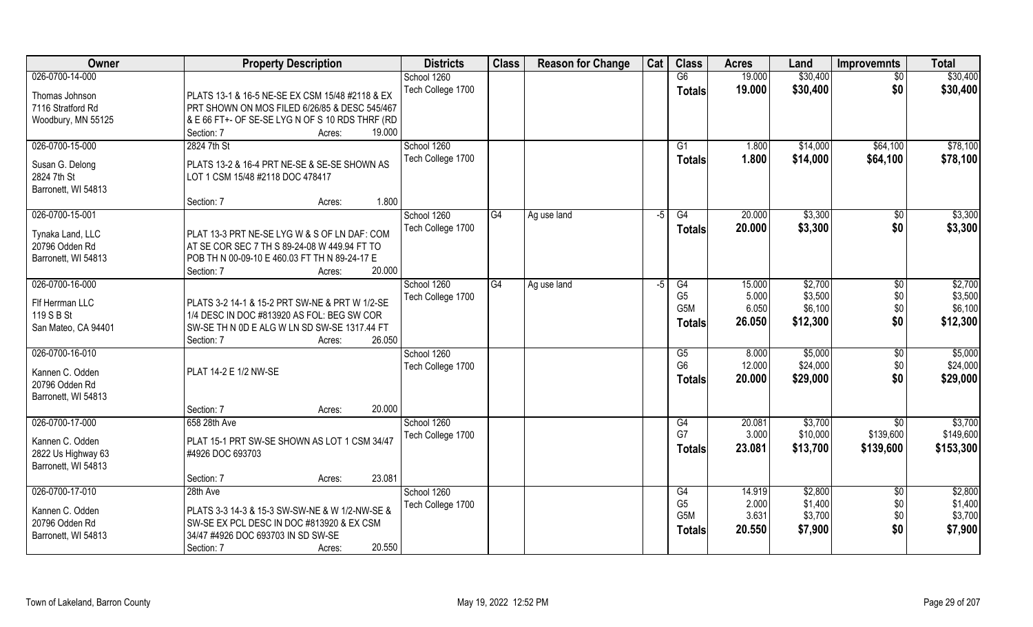| Owner | Property Description | Districts | Class | Reason for Change | Cat | Class | Acres | Land | Improvemnts | Total |
|---|---|---|---|---|---|---|---|---|---|---|
| 026-0700-14-000<br>Thomas Johnson<br>7116 Stratford Rd<br>Woodbury, MN 55125 | PLATS 13-1 & 16-5 NE-SE EX CSM 15/48 #2118 & EX PRT SHOWN ON MOS FILED 6/26/85 & DESC 545/467 & E 66 FT+- OF SE-SE LYG N OF S 10 RDS THRF (RD<br>Section: 7 Acres: 19.000 | School 1260<br>Tech College 1700 | | | | G6<br>**Totals** | 19.000<br>**19.000** | \$30,400<br>**\$30,400** | \$0<br>**\$0** | \$30,400<br>**\$30,400** |
| 026-0700-15-000<br>Susan G. Delong<br>2824 7th St<br>Barronett, WI 54813 | 2824 7th St<br>PLATS 13-2 & 16-4 PRT NE-SE & SE-SE SHOWN AS LOT 1 CSM 15/48 #2118 DOC 478417<br>Section: 7 Acres: 1.800 | School 1260<br>Tech College 1700 | | | | G1<br>**Totals** | 1.800<br>**1.800** | \$14,000<br>**\$14,000** | \$64,100<br>**\$64,100** | \$78,100<br>**\$78,100** |
| 026-0700-15-001<br>Tynaka Land, LLC<br>20796 Odden Rd<br>Barronett, WI 54813 | PLAT 13-3 PRT NE-SE LYG W & S OF LN DAF: COM AT SE COR SEC 7 TH S 89-24-08 W 449.94 FT TO POB TH N 00-09-10 E 460.03 FT TH N 89-24-17 E<br>Section: 7 Acres: 20.000 | School 1260<br>Tech College 1700 | G4 | Ag use land | -5 | G4<br>**Totals** | 20.000<br>**20.000** | \$3,300<br>**\$3,300** | \$0<br>**\$0** | \$3,300<br>**\$3,300** |
| 026-0700-16-000<br>Flf Herrman LLC<br>119 S B St<br>San Mateo, CA 94401 | PLATS 3-2 14-1 & 15-2 PRT SW-NE & PRT W 1/2-SE 1/4 DESC IN DOC #813920 AS FOL: BEG SW COR SW-SE TH N 0D E ALG W LN SD SW-SE 1317.44 FT<br>Section: 7 Acres: 26.050 | School 1260<br>Tech College 1700 | G4 | Ag use land | -5 | G4<br>G5<br>G5M<br>**Totals** | 15.000<br>5.000<br>6.050<br>**26.050** | \$2,700<br>\$3,500<br>\$6,100<br>**\$12,300** | \$0<br>\$0<br>\$0<br>**\$0** | \$2,700<br>\$3,500<br>\$6,100<br>**\$12,300** |
| 026-0700-16-010<br>Kannen C. Odden<br>20796 Odden Rd<br>Barronett, WI 54813 | PLAT 14-2 E 1/2 NW-SE<br>Section: 7 Acres: 20.000 | School 1260<br>Tech College 1700 | | | | G5<br>G6<br>**Totals** | 8.000<br>12.000<br>**20.000** | \$5,000<br>\$24,000<br>**\$29,000** | \$0<br>\$0<br>**\$0** | \$5,000<br>\$24,000<br>**\$29,000** |
| 026-0700-17-000<br>Kannen C. Odden<br>2822 Us Highway 63<br>Barronett, WI 54813 | 658 28th Ave<br>PLAT 15-1 PRT SW-SE SHOWN AS LOT 1 CSM 34/47 #4926 DOC 693703<br>Section: 7 Acres: 23.081 | School 1260<br>Tech College 1700 | | | | G4<br>G7<br>**Totals** | 20.081<br>3.000<br>**23.081** | \$3,700<br>\$10,000<br>**\$13,700** | \$0<br>\$139,600<br>**\$139,600** | \$3,700<br>\$149,600<br>**\$153,300** |
| 026-0700-17-010<br>Kannen C. Odden<br>20796 Odden Rd<br>Barronett, WI 54813 | 28th Ave<br>PLATS 3-3 14-3 & 15-3 SW-SW-NE & W 1/2-NW-SE & SW-SE EX PCL DESC IN DOC #813920 & EX CSM 34/47 #4926 DOC 693703 IN SD SW-SE<br>Section: 7 Acres: 20.550 | School 1260<br>Tech College 1700 | | | | G4<br>G5<br>G5M<br>**Totals** | 14.919<br>2.000<br>3.631<br>**20.550** | \$2,800<br>\$1,400<br>\$3,700<br>**\$7,900** | \$0<br>\$0<br>\$0<br>**\$0** | \$2,800<br>\$1,400<br>\$3,700<br>**\$7,900** |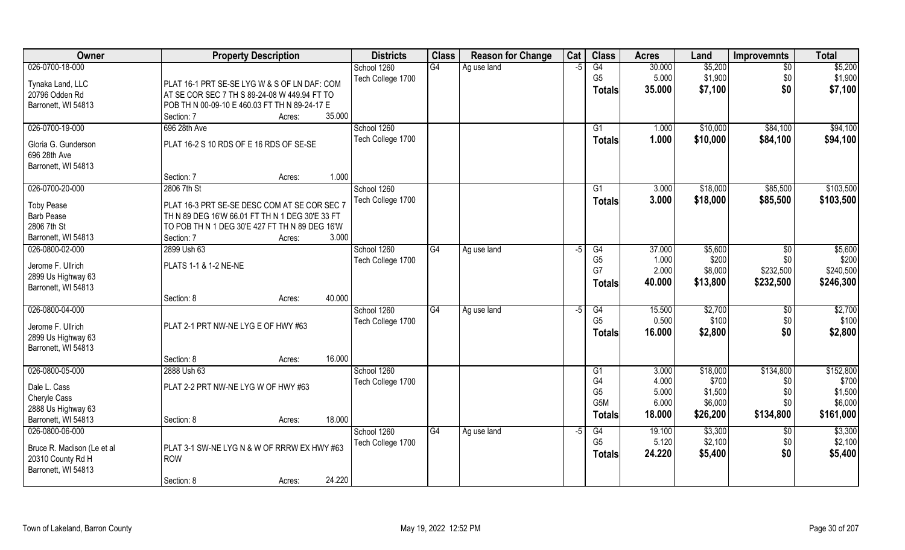| Owner | Property Description | | | Districts | Class | Reason for Change | Cat | Class | Acres | Land | Improvemnts | Total |
|---|---|---|---|---|---|---|---|---|---|---|---|---|
| 026-0700-18-000 | | | | School 1260 | G4 | Ag use land | -5 | G4 | 30.000 | $5,200 | $0 | $5,200 |
| Tynaka Land, LLC | PLAT 16-1 PRT SE-SE LYG W & S OF LN DAF: COM | | | Tech College 1700 | | | | G5 | 5.000 | $1,900 | $0 | $1,900 |
| 20796 Odden Rd | AT SE COR SEC 7 TH S 89-24-08 W 449.94 FT TO | | | | | | | **Totals** | **35.000** | **$7,100** | **$0** | **$7,100** |
| Barronett, WI 54813 | POB TH N 00-09-10 E 460.03 FT TH N 89-24-17 E | | | | | | | | | | | |
| | Section: 7 | Acres: | 35.000 | | | | | | | | | |
| 026-0700-19-000 | 696 28th Ave | | | School 1260 | | | | G1 | 1.000 | $10,000 | $84,100 | $94,100 |
| Gloria G. Gunderson | PLAT 16-2 S 10 RDS OF E 16 RDS OF SE-SE | | | Tech College 1700 | | | | **Totals** | **1.000** | **$10,000** | **$84,100** | **$94,100** |
| 696 28th Ave | | | | | | | | | | | | |
| Barronett, WI 54813 | | | | | | | | | | | | |
| | Section: 7 | Acres: | 1.000 | | | | | | | | | |
| 026-0700-20-000 | 2806 7th St | | | School 1260 | | | | G1 | 3.000 | $18,000 | $85,500 | $103,500 |
| Toby Pease | PLAT 16-3 PRT SE-SE DESC COM AT SE COR SEC 7 | | | Tech College 1700 | | | | **Totals** | **3.000** | **$18,000** | **$85,500** | **$103,500** |
| Barb Pease | TH N 89 DEG 16'W 66.01 FT TH N 1 DEG 30'E 33 FT | | | | | | | | | | | |
| 2806 7th St | TO POB TH N 1 DEG 30'E 427 FT TH N 89 DEG 16'W | | | | | | | | | | | |
| Barronett, WI 54813 | Section: 7 | Acres: | 3.000 | | | | | | | | | |
| 026-0800-02-000 | 2899 Ush 63 | | | School 1260 | G4 | Ag use land | -5 | G4 | 37.000 | $5,600 | $0 | $5,600 |
| Jerome F. Ullrich | PLATS 1-1 & 1-2 NE-NE | | | Tech College 1700 | | | | G5 | 1.000 | $200 | $0 | $200 |
| 2899 Us Highway 63 | | | | | | | | G7 | 2.000 | $8,000 | $232,500 | $240,500 |
| Barronett, WI 54813 | | | | | | | | **Totals** | **40.000** | **$13,800** | **$232,500** | **$246,300** |
| | Section: 8 | Acres: | 40.000 | | | | | | | | | |
| 026-0800-04-000 | | | | School 1260 | G4 | Ag use land | -5 | G4 | 15.500 | $2,700 | $0 | $2,700 |
| Jerome F. Ullrich | PLAT 2-1 PRT NW-NE LYG E OF HWY #63 | | | Tech College 1700 | | | | G5 | 0.500 | $100 | $0 | $100 |
| 2899 Us Highway 63 | | | | | | | | **Totals** | **16.000** | **$2,800** | **$0** | **$2,800** |
| Barronett, WI 54813 | | | | | | | | | | | | |
| | Section: 8 | Acres: | 16.000 | | | | | | | | | |
| 026-0800-05-000 | 2888 Ush 63 | | | School 1260 | | | | G1 | 3.000 | $18,000 | $134,800 | $152,800 |
| Dale L. Cass | PLAT 2-2 PRT NW-NE LYG W OF HWY #63 | | | Tech College 1700 | | | | G4 | 4.000 | $700 | $0 | $700 |
| Cheryle Cass | | | | | | | | G5 | 5.000 | $1,500 | $0 | $1,500 |
| 2888 Us Highway 63 | | | | | | | | G5M | 6.000 | $6,000 | $0 | $6,000 |
| Barronett, WI 54813 | Section: 8 | Acres: | 18.000 | | | | | **Totals** | **18.000** | **$26,200** | **$134,800** | **$161,000** |
| 026-0800-06-000 | | | | School 1260 | G4 | Ag use land | -5 | G4 | 19.100 | $3,300 | $0 | $3,300 |
| Bruce R. Madison (Le et al | PLAT 3-1 SW-NE LYG N & W OF RRRW EX HWY #63 | | | Tech College 1700 | | | | G5 | 5.120 | $2,100 | $0 | $2,100 |
| 20310 County Rd H | ROW | | | | | | | **Totals** | **24.220** | **$5,400** | **$0** | **$5,400** |
| Barronett, WI 54813 | | | | | | | | | | | | |
| | Section: 8 | Acres: | 24.220 | | | | | | | | | |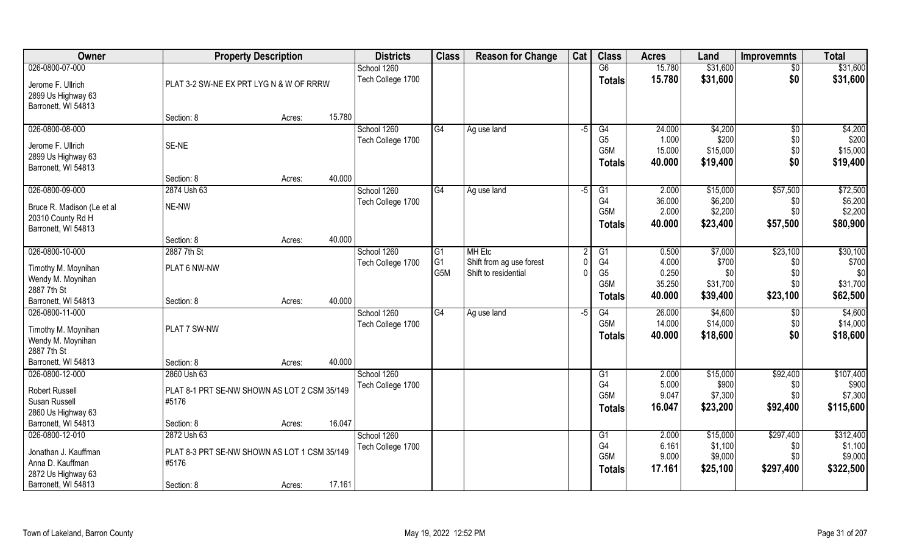| Owner | Property Description | | | Districts | Class | Reason for Change | Cat | Class | Acres | Land | Improvemnts | Total |
|---|---|---|---|---|---|---|---|---|---|---|---|---|
| 026-0800-07-000 | | | | School 1260 | | | | G6 | 15.780 | $31,600 | $0 | $31,600 |
| Jerome F. Ullrich | PLAT 3-2 SW-NE EX PRT LYG N & W OF RRRW | | | Tech College 1700 | | | | **Totals** | **15.780** | **$31,600** | **$0** | **$31,600** |
| 2899 Us Highway 63 | | | | | | | | | | | | |
| Barronett, WI 54813 | | | | | | | | | | | | |
| | Section: 8 | Acres: | 15.780 | | | | | | | | | |
| 026-0800-08-000 | | | | School 1260 | G4 | Ag use land | -5 | G4 | 24.000 | $4,200 | $0 | $4,200 |
| Jerome F. Ullrich | SE-NE | | | Tech College 1700 | | | | G5 | 1.000 | $200 | $0 | $200 |
| 2899 Us Highway 63 | | | | | | | | G5M | 15.000 | $15,000 | $0 | $15,000 |
| Barronett, WI 54813 | | | | | | | | **Totals** | **40.000** | **$19,400** | **$0** | **$19,400** |
| | Section: 8 | Acres: | 40.000 | | | | | | | | | |
| 026-0800-09-000 | 2874 Ush 63 | | | School 1260 | G4 | Ag use land | -5 | G1 | 2.000 | $15,000 | $57,500 | $72,500 |
| Bruce R. Madison (Le et al | NE-NW | | | Tech College 1700 | | | | G4 | 36.000 | $6,200 | $0 | $6,200 |
| 20310 County Rd H | | | | | | | | G5M | 2.000 | $2,200 | $0 | $2,200 |
| Barronett, WI 54813 | | | | | | | | **Totals** | **40.000** | **$23,400** | **$57,500** | **$80,900** |
| | Section: 8 | Acres: | 40.000 | | | | | | | | | |
| 026-0800-10-000 | 2887 7th St | | | School 1260 | G1 | MH Etc | 2 | G1 | 0.500 | $7,000 | $23,100 | $30,100 |
| Timothy M. Moynihan | PLAT 6 NW-NW | | | Tech College 1700 | G1 | Shift from ag use forest | 0 | G4 | 4.000 | $700 | $0 | $700 |
| Wendy M. Moynihan | | | | | G5M | Shift to residential | 0 | G5 | 0.250 | $0 | $0 | $0 |
| 2887 7th St | | | | | | | | G5M | 35.250 | $31,700 | $0 | $31,700 |
| Barronett, WI 54813 | Section: 8 | Acres: | 40.000 | | | | | **Totals** | **40.000** | **$39,400** | **$23,100** | **$62,500** |
| 026-0800-11-000 | | | | School 1260 | G4 | Ag use land | -5 | G4 | 26.000 | $4,600 | $0 | $4,600 |
| Timothy M. Moynihan | PLAT 7 SW-NW | | | Tech College 1700 | | | | G5M | 14.000 | $14,000 | $0 | $14,000 |
| Wendy M. Moynihan | | | | | | | | **Totals** | **40.000** | **$18,600** | **$0** | **$18,600** |
| 2887 7th St | | | | | | | | | | | | |
| Barronett, WI 54813 | Section: 8 | Acres: | 40.000 | | | | | | | | | |
| 026-0800-12-000 | 2860 Ush 63 | | | School 1260 | | | | G1 | 2.000 | $15,000 | $92,400 | $107,400 |
| Robert Russell | PLAT 8-1 PRT SE-NW SHOWN AS LOT 2 CSM 35/149 | | | Tech College 1700 | | | | G4 | 5.000 | $900 | $0 | $900 |
| Susan Russell | #5176 | | | | | | | G5M | 9.047 | $7,300 | $0 | $7,300 |
| 2860 Us Highway 63 | | | | | | | | **Totals** | **16.047** | **$23,200** | **$92,400** | **$115,600** |
| Barronett, WI 54813 | Section: 8 | Acres: | 16.047 | | | | | | | | | |
| 026-0800-12-010 | 2872 Ush 63 | | | School 1260 | | | | G1 | 2.000 | $15,000 | $297,400 | $312,400 |
| Jonathan J. Kauffman | PLAT 8-3 PRT SE-NW SHOWN AS LOT 1 CSM 35/149 | | | Tech College 1700 | | | | G4 | 6.161 | $1,100 | $0 | $1,100 |
| Anna D. Kauffman | #5176 | | | | | | | G5M | 9.000 | $9,000 | $0 | $9,000 |
| 2872 Us Highway 63 | | | | | | | | **Totals** | **17.161** | **$25,100** | **$297,400** | **$322,500** |
| Barronett, WI 54813 | Section: 8 | Acres: | 17.161 | | | | | | | | | |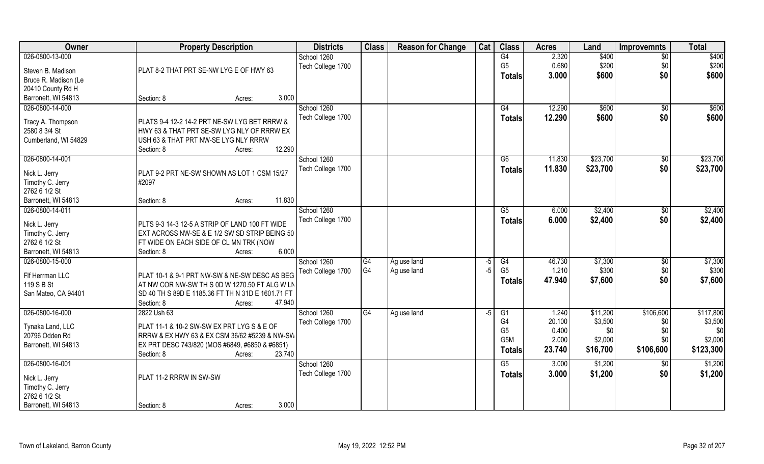| Owner | Property Description | Districts | Class | Reason for Change | Cat | Class | Acres | Land | Improvemnts | Total |
|---|---|---|---|---|---|---|---|---|---|---|
| 026-0800-13-000 | | School 1260 | | | | G4 | 2.320 | $400 | $0 | $400 |
| Steven B. Madison | PLAT 8-2 THAT PRT SE-NW LYG E OF HWY 63 | Tech College 1700 | | | | G5 | 0.680 | $200 | $0 | $200 |
| Bruce R. Madison (Le | | | | | | **Totals** | **3.000** | **$600** | **$0** | **$600** |
| 20410 County Rd H | | | | | | | | | | |
| Barronett, WI 54813 | Section: 8 Acres: 3.000 | | | | | | | | | |
| 026-0800-14-000 | | School 1260 | | | | G4 | 12.290 | $600 | $0 | $600 |
| Tracy A. Thompson | PLATS 9-4 12-2 14-2 PRT NE-SW LYG BET RRRW & | Tech College 1700 | | | | **Totals** | **12.290** | **$600** | **$0** | **$600** |
| 2580 8 3/4 St | HWY 63 & THAT PRT SE-SW LYG NLY OF RRRW EX | | | | | | | | | |
| Cumberland, WI 54829 | USH 63 & THAT PRT NW-SE LYG NLY RRRW | | | | | | | | | |
| | Section: 8 Acres: 12.290 | | | | | | | | | |
| 026-0800-14-001 | | School 1260 | | | | G6 | 11.830 | $23,700 | $0 | $23,700 |
| Nick L. Jerry | PLAT 9-2 PRT NE-SW SHOWN AS LOT 1 CSM 15/27 | Tech College 1700 | | | | **Totals** | **11.830** | **$23,700** | **$0** | **$23,700** |
| Timothy C. Jerry | #2097 | | | | | | | | | |
| 2762 6 1/2 St | | | | | | | | | | |
| Barronett, WI 54813 | Section: 8 Acres: 11.830 | | | | | | | | | |
| 026-0800-14-011 | | School 1260 | | | | G5 | 6.000 | $2,400 | $0 | $2,400 |
| Nick L. Jerry | PLTS 9-3 14-3 12-5 A STRIP OF LAND 100 FT WIDE | Tech College 1700 | | | | **Totals** | **6.000** | **$2,400** | **$0** | **$2,400** |
| Timothy C. Jerry | EXT ACROSS NW-SE & E 1/2 SW SD STRIP BEING 50 | | | | | | | | | |
| 2762 6 1/2 St | FT WIDE ON EACH SIDE OF CL MN TRK (NOW | | | | | | | | | |
| Barronett, WI 54813 | Section: 8 Acres: 6.000 | | | | | | | | | |
| 026-0800-15-000 | | School 1260 | G4 | Ag use land | -5 | G4 | 46.730 | $7,300 | $0 | $7,300 |
| Flf Herrman LLC | PLAT 10-1 & 9-1 PRT NW-SW & NE-SW DESC AS BEG | Tech College 1700 | G4 | Ag use land | -5 | G5 | 1.210 | $300 | $0 | $300 |
| 119 S B St | AT NW COR NW-SW TH S 0D W 1270.50 FT ALG W LN | | | | | **Totals** | **47.940** | **$7,600** | **$0** | **$7,600** |
| San Mateo, CA 94401 | SD 40 TH S 89D E 1185.36 FT TH N 31D E 1601.71 FT | | | | | | | | | |
| | Section: 8 Acres: 47.940 | | | | | | | | | |
| 026-0800-16-000 | 2822 Ush 63 | School 1260 | G4 | Ag use land | -5 | G1 | 1.240 | $11,200 | $106,600 | $117,800 |
| Tynaka Land, LLC | PLAT 11-1 & 10-2 SW-SW EX PRT LYG S & E OF | Tech College 1700 | | | | G4 | 20.100 | $3,500 | $0 | $3,500 |
| 20796 Odden Rd | RRRW & EX HWY 63 & EX CSM 36/62 #5239 & NW-SW | | | | | G5 | 0.400 | $0 | $0 | $0 |
| Barronett, WI 54813 | EX PRT DESC 743/820 (MOS #6849, #6850 & #6851) | | | | | G5M | 2.000 | $2,000 | $0 | $2,000 |
| | Section: 8 Acres: 23.740 | | | | | **Totals** | **23.740** | **$16,700** | **$106,600** | **$123,300** |
| 026-0800-16-001 | | School 1260 | | | | G5 | 3.000 | $1,200 | $0 | $1,200 |
| Nick L. Jerry | PLAT 11-2 RRRW IN SW-SW | Tech College 1700 | | | | **Totals** | **3.000** | **$1,200** | **$0** | **$1,200** |
| Timothy C. Jerry | | | | | | | | | | |
| 2762 6 1/2 St | | | | | | | | | | |
| Barronett, WI 54813 | Section: 8 Acres: 3.000 | | | | | | | | | |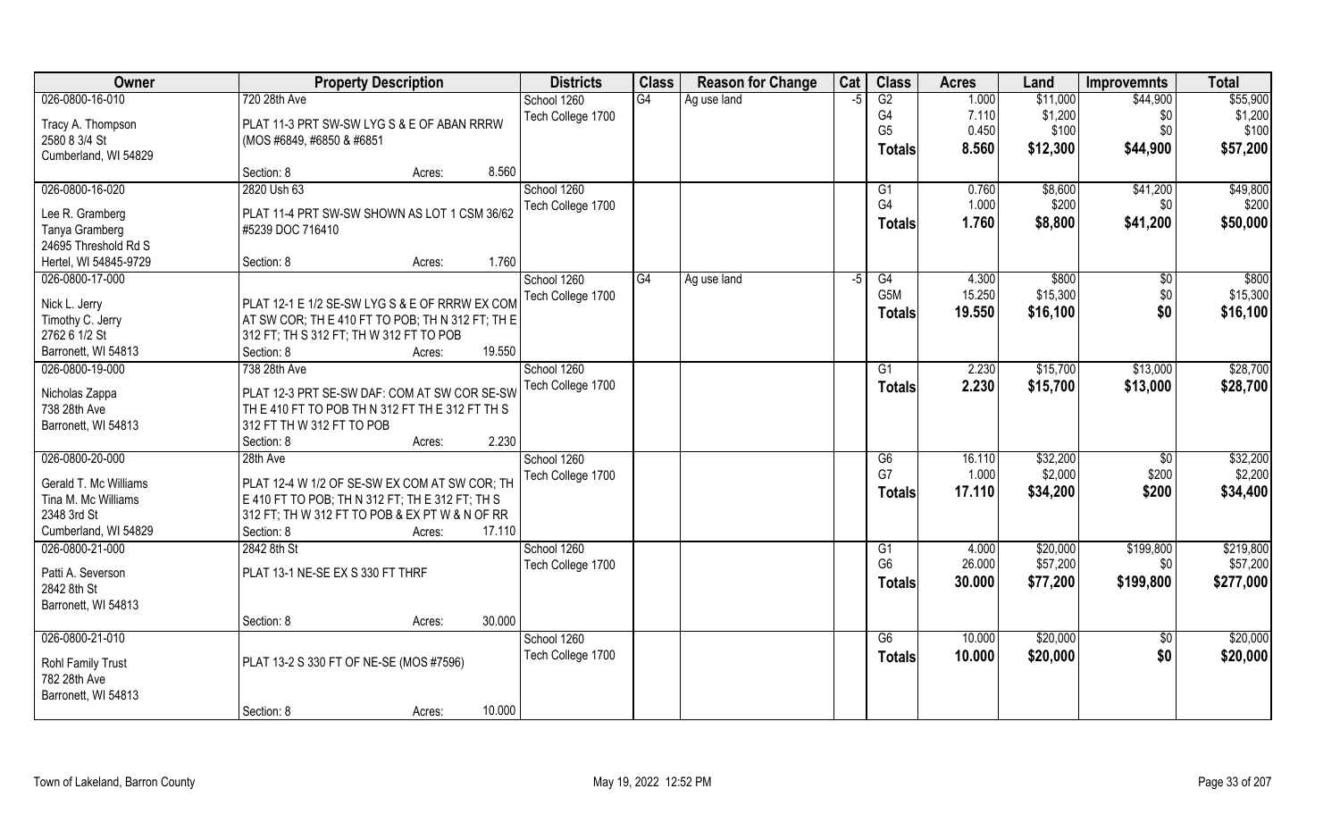| Owner | Property Description | | | Districts | Class | Reason for Change | Cat | Class | Acres | Land | Improvemnts | Total |
|---|---|---|---|---|---|---|---|---|---|---|---|---|
| 026-0800-16-010 | 720 28th Ave | | | School 1260 | G4 | Ag use land | -5 | G2 | 1.000 | $11,000 | $44,900 | $55,900 |
| Tracy A. Thompson | PLAT 11-3 PRT SW-SW LYG S & E OF ABAN RRRW | | | Tech College 1700 | | | | G4 | 7.110 | $1,200 | $0 | $1,200 |
| 2580 8 3/4 St | (MOS #6849, #6850 & #6851 | | | | | | | G5 | 0.450 | $100 | $0 | $100 |
| Cumberland, WI 54829 | | | | | | | | **Totals** | **8.560** | **$12,300** | **$44,900** | **$57,200** |
| | Section: 8 | Acres: | 8.560 | | | | | | | | | |
| 026-0800-16-020 | 2820 Ush 63 | | | School 1260 | | | | G1 | 0.760 | $8,600 | $41,200 | $49,800 |
| Lee R. Gramberg | PLAT 11-4 PRT SW-SW SHOWN AS LOT 1 CSM 36/62 | | | Tech College 1700 | | | | G4 | 1.000 | $200 | $0 | $200 |
| Tanya Gramberg | #5239 DOC 716410 | | | | | | | **Totals** | **1.760** | **$8,800** | **$41,200** | **$50,000** |
| 24695 Threshold Rd S | | | | | | | | | | | | |
| Hertel, WI 54845-9729 | Section: 8 | Acres: | 1.760 | | | | | | | | | |
| 026-0800-17-000 | | | | School 1260 | G4 | Ag use land | -5 | G4 | 4.300 | $800 | $0 | $800 |
| Nick L. Jerry | PLAT 12-1 E 1/2 SE-SW LYG S & E OF RRRW EX COM | | | Tech College 1700 | | | | G5M | 15.250 | $15,300 | $0 | $15,300 |
| Timothy C. Jerry | AT SW COR; TH E 410 FT TO POB; TH N 312 FT; TH E | | | | | | | **Totals** | **19.550** | **$16,100** | **$0** | **$16,100** |
| 2762 6 1/2 St | 312 FT; TH S 312 FT; TH W 312 FT TO POB | | | | | | | | | | | |
| Barronett, WI 54813 | Section: 8 | Acres: | 19.550 | | | | | | | | | |
| 026-0800-19-000 | 738 28th Ave | | | School 1260 | | | | G1 | 2.230 | $15,700 | $13,000 | $28,700 |
| Nicholas Zappa | PLAT 12-3 PRT SE-SW DAF: COM AT SW COR SE-SW | | | Tech College 1700 | | | | **Totals** | **2.230** | **$15,700** | **$13,000** | **$28,700** |
| 738 28th Ave | TH E 410 FT TO POB TH N 312 FT TH E 312 FT TH S | | | | | | | | | | | |
| Barronett, WI 54813 | 312 FT TH W 312 FT TO POB | | | | | | | | | | | |
| | Section: 8 | Acres: | 2.230 | | | | | | | | | |
| 026-0800-20-000 | 28th Ave | | | School 1260 | | | | G6 | 16.110 | $32,200 | $0 | $32,200 |
| Gerald T. Mc Williams | PLAT 12-4 W 1/2 OF SE-SW EX COM AT SW COR; TH | | | Tech College 1700 | | | | G7 | 1.000 | $2,000 | $200 | $2,200 |
| Tina M. Mc Williams | E 410 FT TO POB; TH N 312 FT; TH E 312 FT; TH S | | | | | | | **Totals** | **17.110** | **$34,200** | **$200** | **$34,400** |
| 2348 3rd St | 312 FT; TH W 312 FT TO POB & EX PT W & N OF RR | | | | | | | | | | | |
| Cumberland, WI 54829 | Section: 8 | Acres: | 17.110 | | | | | | | | | |
| 026-0800-21-000 | 2842 8th St | | | School 1260 | | | | G1 | 4.000 | $20,000 | $199,800 | $219,800 |
| Patti A. Severson | PLAT 13-1 NE-SE EX S 330 FT THRF | | | Tech College 1700 | | | | G6 | 26.000 | $57,200 | $0 | $57,200 |
| 2842 8th St | | | | | | | | **Totals** | **30.000** | **$77,200** | **$199,800** | **$277,000** |
| Barronett, WI 54813 | | | | | | | | | | | | |
| | Section: 8 | Acres: | 30.000 | | | | | | | | | |
| 026-0800-21-010 | | | | School 1260 | | | | G6 | 10.000 | $20,000 | $0 | $20,000 |
| Rohl Family Trust | PLAT 13-2 S 330 FT OF NE-SE (MOS #7596) | | | Tech College 1700 | | | | **Totals** | **10.000** | **$20,000** | **$0** | **$20,000** |
| 782 28th Ave | | | | | | | | | | | | |
| Barronett, WI 54813 | | | | | | | | | | | | |
| | Section: 8 | Acres: | 10.000 | | | | | | | | | |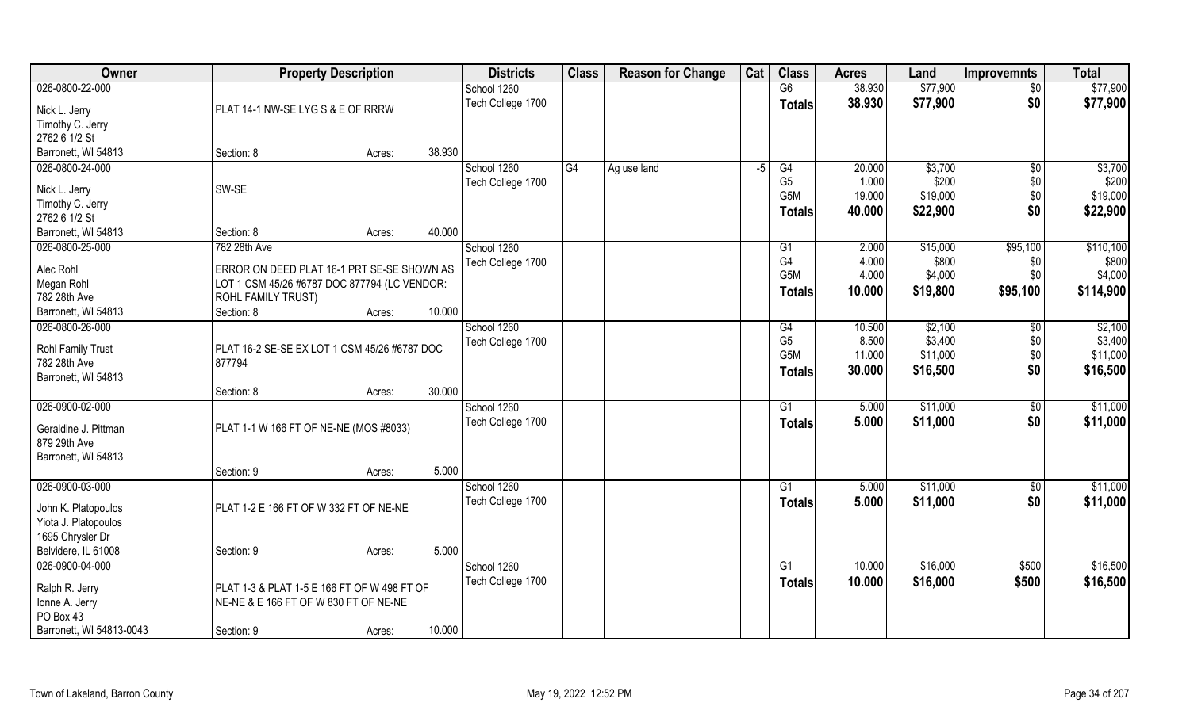| Owner | Property Description | Districts | Class | Reason for Change | Cat | Class | Acres | Land | Improvemnts | Total |
|---|---|---|---|---|---|---|---|---|---|---|
| 026-0800-22-000 | | School 1260 | | | | G6 | 38.930 | $77,900 | $0 | $77,900 |
| Nick L. Jerry | PLAT 14-1 NW-SE LYG S & E OF RRRW | Tech College 1700 | | | | **Totals** | **38.930** | **$77,900** | **$0** | **$77,900** |
| Timothy C. Jerry | | | | | | | | | | |
| 2762 6 1/2 St | | | | | | | | | | |
| Barronett, WI 54813 | Section: 8 Acres: 38.930 | | | | | | | | | |
| 026-0800-24-000 | | School 1260 | G4 | Ag use land | -5 | G4 | 20.000 | $3,700 | $0 | $3,700 |
| Nick L. Jerry | SW-SE | Tech College 1700 | | | | G5 | 1.000 | $200 | $0 | $200 |
| Timothy C. Jerry | | | | | | G5M | 19.000 | $19,000 | $0 | $19,000 |
| 2762 6 1/2 St | | | | | | **Totals** | **40.000** | **$22,900** | **$0** | **$22,900** |
| Barronett, WI 54813 | Section: 8 Acres: 40.000 | | | | | | | | | |
| 026-0800-25-000 | 782 28th Ave | School 1260 | | | | G1 | 2.000 | $15,000 | $95,100 | $110,100 |
| Alec Rohl | ERROR ON DEED PLAT 16-1 PRT SE-SE SHOWN AS | Tech College 1700 | | | | G4 | 4.000 | $800 | $0 | $800 |
| Megan Rohl | LOT 1 CSM 45/26 #6787 DOC 877794 (LC VENDOR: | | | | | G5M | 4.000 | $4,000 | $0 | $4,000 |
| 782 28th Ave | ROHL FAMILY TRUST) | | | | | **Totals** | **10.000** | **$19,800** | **$95,100** | **$114,900** |
| Barronett, WI 54813 | Section: 8 Acres: 10.000 | | | | | | | | | |
| 026-0800-26-000 | | School 1260 | | | | G4 | 10.500 | $2,100 | $0 | $2,100 |
| Rohl Family Trust | PLAT 16-2 SE-SE EX LOT 1 CSM 45/26 #6787 DOC | Tech College 1700 | | | | G5 | 8.500 | $3,400 | $0 | $3,400 |
| 782 28th Ave | 877794 | | | | | G5M | 11.000 | $11,000 | $0 | $11,000 |
| Barronett, WI 54813 | | | | | | **Totals** | **30.000** | **$16,500** | **$0** | **$16,500** |
| | Section: 8 Acres: 30.000 | | | | | | | | | |
| 026-0900-02-000 | | School 1260 | | | | G1 | 5.000 | $11,000 | $0 | $11,000 |
| Geraldine J. Pittman | PLAT 1-1 W 166 FT OF NE-NE (MOS #8033) | Tech College 1700 | | | | **Totals** | **5.000** | **$11,000** | **$0** | **$11,000** |
| 879 29th Ave | | | | | | | | | | |
| Barronett, WI 54813 | | | | | | | | | | |
| | Section: 9 Acres: 5.000 | | | | | | | | | |
| 026-0900-03-000 | | School 1260 | | | | G1 | 5.000 | $11,000 | $0 | $11,000 |
| John K. Platopoulos | PLAT 1-2 E 166 FT OF W 332 FT OF NE-NE | Tech College 1700 | | | | **Totals** | **5.000** | **$11,000** | **$0** | **$11,000** |
| Yiota J. Platopoulos | | | | | | | | | | |
| 1695 Chrysler Dr | | | | | | | | | | |
| Belvidere, IL 61008 | Section: 9 Acres: 5.000 | | | | | | | | | |
| 026-0900-04-000 | | School 1260 | | | | G1 | 10.000 | $16,000 | $500 | $16,500 |
| Ralph R. Jerry | PLAT 1-3 & PLAT 1-5 E 166 FT OF W 498 FT OF | Tech College 1700 | | | | **Totals** | **10.000** | **$16,000** | **$500** | **$16,500** |
| Ionne A. Jerry | NE-NE & E 166 FT OF W 830 FT OF NE-NE | | | | | | | | | |
| PO Box 43 | | | | | | | | | | |
| Barronett, WI 54813-0043 | Section: 9 Acres: 10.000 | | | | | | | | | |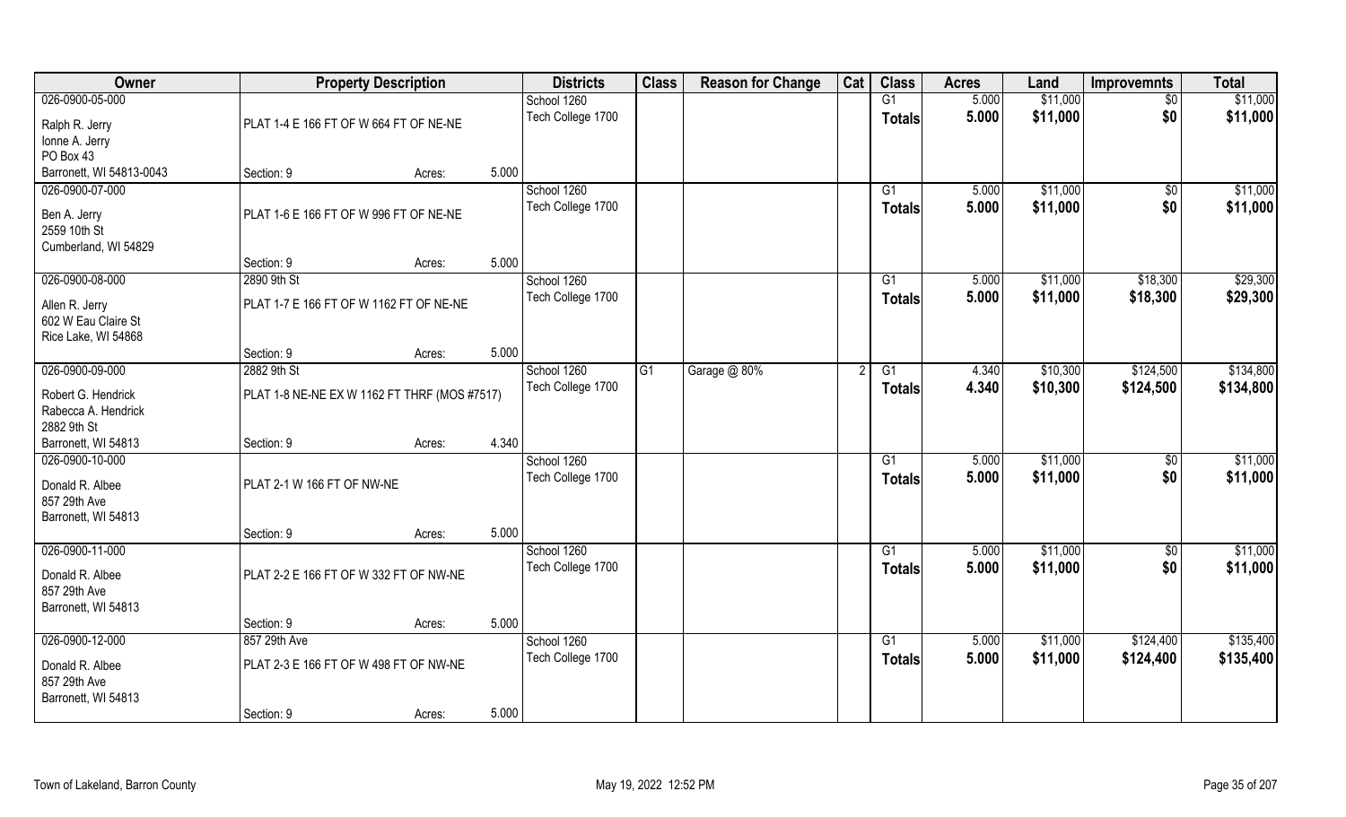| Owner | Property Description | | | Districts | Class | Reason for Change | Cat | Class | Acres | Land | Improvemnts | Total |
|---|---|---|---|---|---|---|---|---|---|---|---|---|
| 026-0900-05-000 | | | | School 1260 | | | | G1 | 5.000 | $11,000 | $0 | $11,000 |
| Ralph R. Jerry<br>Ionne A. Jerry<br>PO Box 43<br>Barronett, WI 54813-0043 | PLAT 1-4 E 166 FT OF W 664 FT OF NE-NE | | | Tech College 1700 | | | | Totals | 5.000 | $11,000 | $0 | $11,000 |
| | Section: 9 | Acres: | 5.000 | | | | | | | | | |
| 026-0900-07-000 | | | | School 1260 | | | | G1 | 5.000 | $11,000 | $0 | $11,000 |
| Ben A. Jerry<br>2559 10th St<br>Cumberland, WI 54829 | PLAT 1-6 E 166 FT OF W 996 FT OF NE-NE | | | Tech College 1700 | | | | Totals | 5.000 | $11,000 | $0 | $11,000 |
| | Section: 9 | Acres: | 5.000 | | | | | | | | | |
| 026-0900-08-000 | 2890 9th St | | | School 1260 | | | | G1 | 5.000 | $11,000 | $18,300 | $29,300 |
| Allen R. Jerry<br>602 W Eau Claire St<br>Rice Lake, WI 54868 | PLAT 1-7 E 166 FT OF W 1162 FT OF NE-NE | | | Tech College 1700 | | | | Totals | 5.000 | $11,000 | $18,300 | $29,300 |
| | Section: 9 | Acres: | 5.000 | | | | | | | | | |
| 026-0900-09-000 | 2882 9th St | | | School 1260 | G1 | Garage @ 80% | 2 | G1 | 4.340 | $10,300 | $124,500 | $134,800 |
| Robert G. Hendrick<br>Rabecca A. Hendrick<br>2882 9th St<br>Barronett, WI 54813 | PLAT 1-8 NE-NE EX W 1162 FT THRF (MOS #7517) | | | Tech College 1700 | | | | Totals | 4.340 | $10,300 | $124,500 | $134,800 |
| | Section: 9 | Acres: | 4.340 | | | | | | | | | |
| 026-0900-10-000 | | | | School 1260 | | | | G1 | 5.000 | $11,000 | $0 | $11,000 |
| Donald R. Albee<br>857 29th Ave<br>Barronett, WI 54813 | PLAT 2-1 W 166 FT OF NW-NE | | | Tech College 1700 | | | | Totals | 5.000 | $11,000 | $0 | $11,000 |
| | Section: 9 | Acres: | 5.000 | | | | | | | | | |
| 026-0900-11-000 | | | | School 1260 | | | | G1 | 5.000 | $11,000 | $0 | $11,000 |
| Donald R. Albee<br>857 29th Ave<br>Barronett, WI 54813 | PLAT 2-2 E 166 FT OF W 332 FT OF NW-NE | | | Tech College 1700 | | | | Totals | 5.000 | $11,000 | $0 | $11,000 |
| | Section: 9 | Acres: | 5.000 | | | | | | | | | |
| 026-0900-12-000 | 857 29th Ave | | | School 1260 | | | | G1 | 5.000 | $11,000 | $124,400 | $135,400 |
| Donald R. Albee<br>857 29th Ave<br>Barronett, WI 54813 | PLAT 2-3 E 166 FT OF W 498 FT OF NW-NE | | | Tech College 1700 | | | | Totals | 5.000 | $11,000 | $124,400 | $135,400 |
| | Section: 9 | Acres: | 5.000 | | | | | | | | | |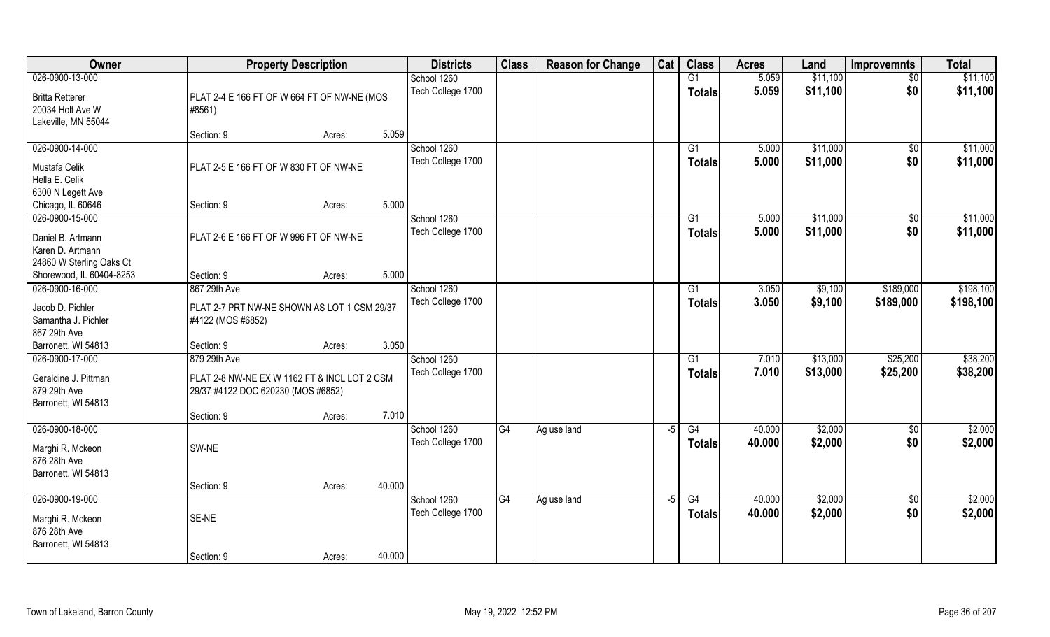| Owner | Property Description | | | Districts | Class | Reason for Change | Cat | Class | Acres | Land | Improvemnts | Total |
|---|---|---|---|---|---|---|---|---|---|---|---|---|
| 026-0900-13-000 | | | | School 1260 | | | | G1 | 5.059 | $11,100 | $0 | $11,100 |
| Britta Retterer<br>20034 Holt Ave W<br>Lakeville, MN 55044 | PLAT 2-4 E 166 FT OF W 664 FT OF NW-NE (MOS #8561) | | | Tech College 1700 | | | | Totals | 5.059 | $11,100 | $0 | $11,100 |
| | Section: 9 | Acres: | 5.059 | | | | | | | | | |
| 026-0900-14-000 | | | | School 1260 | | | | G1 | 5.000 | $11,000 | $0 | $11,000 |
| Mustafa Celik<br>Hella E. Celik<br>6300 N Legett Ave<br>Chicago, IL 60646 | PLAT 2-5 E 166 FT OF W 830 FT OF NW-NE | | | Tech College 1700 | | | | Totals | 5.000 | $11,000 | $0 | $11,000 |
| | Section: 9 | Acres: | 5.000 | | | | | | | | | |
| 026-0900-15-000 | | | | School 1260 | | | | G1 | 5.000 | $11,000 | $0 | $11,000 |
| Daniel B. Artmann<br>Karen D. Artmann<br>24860 W Sterling Oaks Ct<br>Shorewood, IL 60404-8253 | PLAT 2-6 E 166 FT OF W 996 FT OF NW-NE | | | Tech College 1700 | | | | Totals | 5.000 | $11,000 | $0 | $11,000 |
| | Section: 9 | Acres: | 5.000 | | | | | | | | | |
| 026-0900-16-000 | 867 29th Ave | | | School 1260 | | | | G1 | 3.050 | $9,100 | $189,000 | $198,100 |
| Jacob D. Pichler<br>Samantha J. Pichler<br>867 29th Ave<br>Barronett, WI 54813 | PLAT 2-7 PRT NW-NE SHOWN AS LOT 1 CSM 29/37 #4122 (MOS #6852) | | | Tech College 1700 | | | | Totals | 3.050 | $9,100 | $189,000 | $198,100 |
| | Section: 9 | Acres: | 3.050 | | | | | | | | | |
| 026-0900-17-000 | 879 29th Ave | | | School 1260 | | | | G1 | 7.010 | $13,000 | $25,200 | $38,200 |
| Geraldine J. Pittman<br>879 29th Ave<br>Barronett, WI 54813 | PLAT 2-8 NW-NE EX W 1162 FT & INCL LOT 2 CSM 29/37 #4122 DOC 620230 (MOS #6852) | | | Tech College 1700 | | | | Totals | 7.010 | $13,000 | $25,200 | $38,200 |
| | Section: 9 | Acres: | 7.010 | | | | | | | | | |
| 026-0900-18-000 | | | | School 1260 | G4 | Ag use land | -5 | G4 | 40.000 | $2,000 | $0 | $2,000 |
| Marghi R. Mckeon<br>876 28th Ave<br>Barronett, WI 54813 | SW-NE | | | Tech College 1700 | | | | Totals | 40.000 | $2,000 | $0 | $2,000 |
| | Section: 9 | Acres: | 40.000 | | | | | | | | | |
| 026-0900-19-000 | | | | School 1260 | G4 | Ag use land | -5 | G4 | 40.000 | $2,000 | $0 | $2,000 |
| Marghi R. Mckeon<br>876 28th Ave<br>Barronett, WI 54813 | SE-NE | | | Tech College 1700 | | | | Totals | 40.000 | $2,000 | $0 | $2,000 |
| | Section: 9 | Acres: | 40.000 | | | | | | | | | |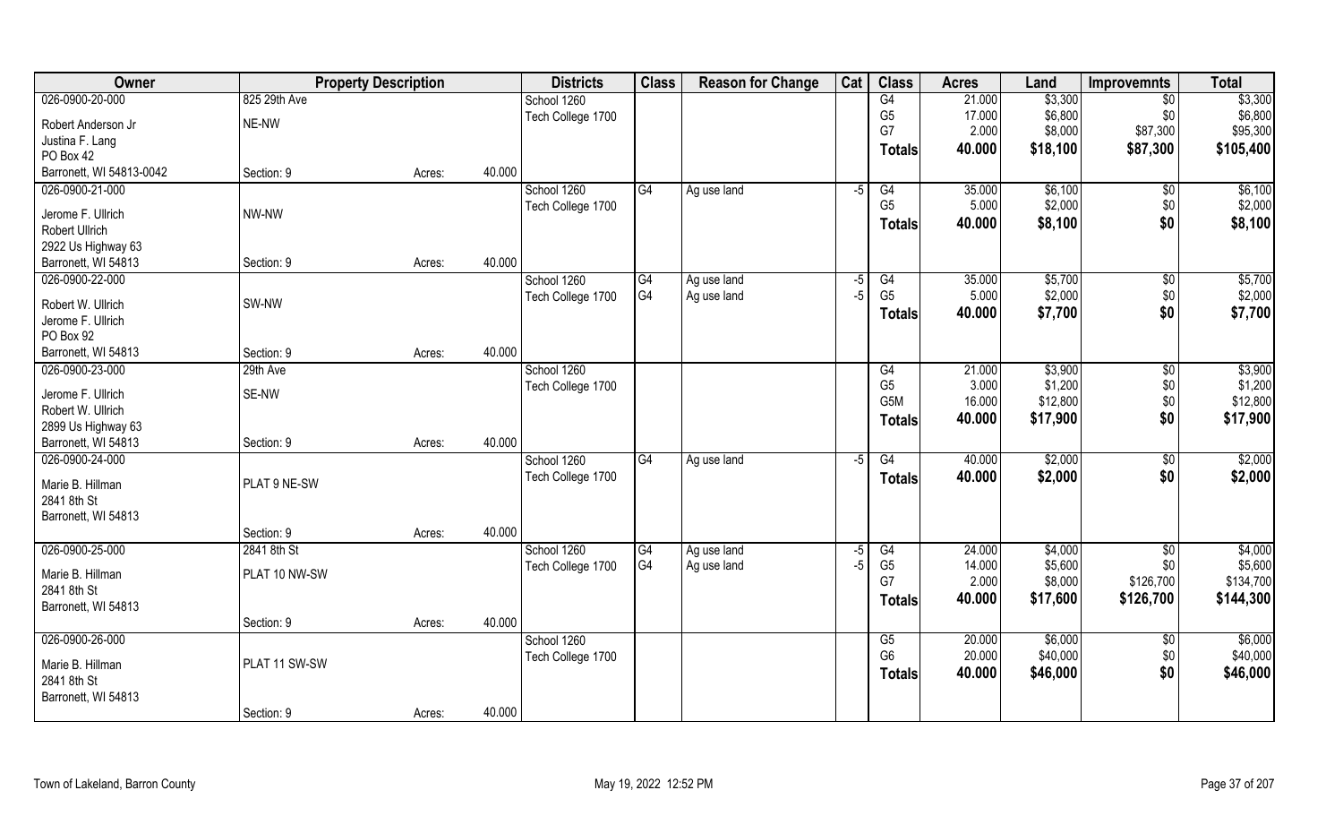| Owner | Property Description | | | Districts | Class | Reason for Change | Cat | Class | Acres | Land | Improvemnts | Total |
|---|---|---|---|---|---|---|---|---|---|---|---|---|
| 026-0900-20-000 | 825 29th Ave | | | School 1260 | | | | G4 | 21.000 | $3,300 | $0 | $3,300 |
| Robert Anderson Jr | NE-NW | | | Tech College 1700 | | | | G5 | 17.000 | $6,800 | $0 | $6,800 |
| Justina F. Lang | | | | | | | | G7 | 2.000 | $8,000 | $87,300 | $95,300 |
| PO Box 42 | | | | | | | | **Totals** | **40.000** | **$18,100** | **$87,300** | **$105,400** |
| Barronett, WI 54813-0042 | Section: 9 | Acres: | 40.000 | | | | | | | | | |
| 026-0900-21-000 | | | | School 1260 | G4 | Ag use land | -5 | G4 | 35.000 | $6,100 | $0 | $6,100 |
| Jerome F. Ullrich | NW-NW | | | Tech College 1700 | | | | G5 | 5.000 | $2,000 | $0 | $2,000 |
| Robert Ullrich | | | | | | | | **Totals** | **40.000** | **$8,100** | **$0** | **$8,100** |
| 2922 Us Highway 63 | | | | | | | | | | | | |
| Barronett, WI 54813 | Section: 9 | Acres: | 40.000 | | | | | | | | | |
| 026-0900-22-000 | | | | School 1260 | G4 | Ag use land | -5 | G4 | 35.000 | $5,700 | $0 | $5,700 |
| Robert W. Ullrich | SW-NW | | | Tech College 1700 | G4 | Ag use land | -5 | G5 | 5.000 | $2,000 | $0 | $2,000 |
| Jerome F. Ullrich | | | | | | | | **Totals** | **40.000** | **$7,700** | **$0** | **$7,700** |
| PO Box 92 | | | | | | | | | | | | |
| Barronett, WI 54813 | Section: 9 | Acres: | 40.000 | | | | | | | | | |
| 026-0900-23-000 | 29th Ave | | | School 1260 | | | | G4 | 21.000 | $3,900 | $0 | $3,900 |
| Jerome F. Ullrich | SE-NW | | | Tech College 1700 | | | | G5 | 3.000 | $1,200 | $0 | $1,200 |
| Robert W. Ullrich | | | | | | | | G5M | 16.000 | $12,800 | $0 | $12,800 |
| 2899 Us Highway 63 | | | | | | | | **Totals** | **40.000** | **$17,900** | **$0** | **$17,900** |
| Barronett, WI 54813 | Section: 9 | Acres: | 40.000 | | | | | | | | | |
| 026-0900-24-000 | | | | School 1260 | G4 | Ag use land | -5 | G4 | 40.000 | $2,000 | $0 | $2,000 |
| Marie B. Hillman | PLAT 9 NE-SW | | | Tech College 1700 | | | | **Totals** | **40.000** | **$2,000** | **$0** | **$2,000** |
| 2841 8th St | | | | | | | | | | | | |
| Barronett, WI 54813 | | | | | | | | | | | | |
| | Section: 9 | Acres: | 40.000 | | | | | | | | | |
| 026-0900-25-000 | 2841 8th St | | | School 1260 | G4 | Ag use land | -5 | G4 | 24.000 | $4,000 | $0 | $4,000 |
| Marie B. Hillman | PLAT 10 NW-SW | | | Tech College 1700 | G4 | Ag use land | -5 | G5 | 14.000 | $5,600 | $0 | $5,600 |
| 2841 8th St | | | | | | | | G7 | 2.000 | $8,000 | $126,700 | $134,700 |
| Barronett, WI 54813 | | | | | | | | **Totals** | **40.000** | **$17,600** | **$126,700** | **$144,300** |
| | Section: 9 | Acres: | 40.000 | | | | | | | | | |
| 026-0900-26-000 | | | | School 1260 | | | | G5 | 20.000 | $6,000 | $0 | $6,000 |
| Marie B. Hillman | PLAT 11 SW-SW | | | Tech College 1700 | | | | G6 | 20.000 | $40,000 | $0 | $40,000 |
| 2841 8th St | | | | | | | | **Totals** | **40.000** | **$46,000** | **$0** | **$46,000** |
| Barronett, WI 54813 | | | | | | | | | | | | |
| | Section: 9 | Acres: | 40.000 | | | | | | | | | |

Town of Lakeland, Barron County — May 19, 2022 12:52 PM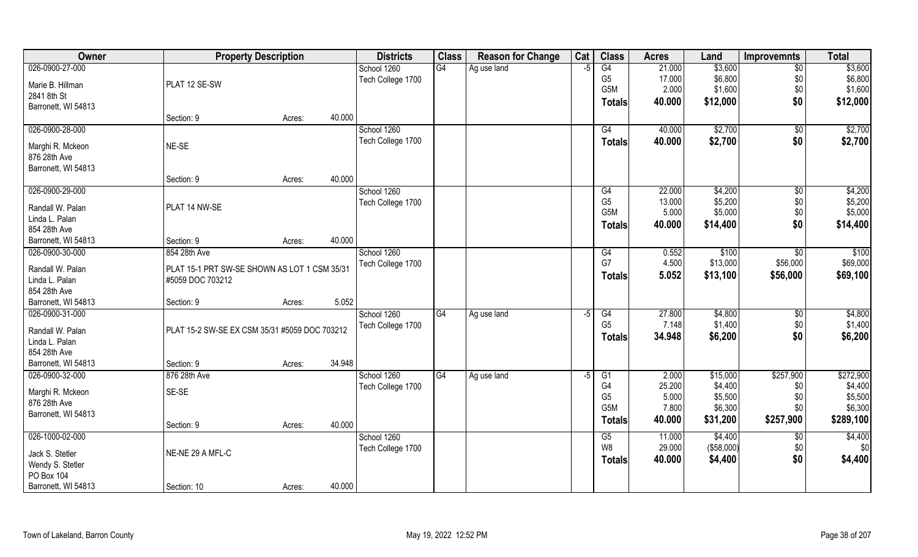| Owner | Property Description | | | Districts | Class | Reason for Change | Cat | Class | Acres | Land | Improvemnts | Total |
|---|---|---|---|---|---|---|---|---|---|---|---|---|
| 026-0900-27-000 | | | | School 1260 | G4 | Ag use land | -5 | G4 | 21.000 | $3,600 | $0 | $3,600 |
| Marie B. Hillman | PLAT 12 SE-SW | | | Tech College 1700 | | | | G5 | 17.000 | $6,800 | $0 | $6,800 |
| 2841 8th St | | | | | | | | G5M | 2.000 | $1,600 | $0 | $1,600 |
| Barronett, WI 54813 | | | | | | | | **Totals** | **40.000** | **$12,000** | **$0** | **$12,000** |
| | Section: 9 | Acres: | 40.000 | | | | | | | | | |
| 026-0900-28-000 | | | | School 1260 | | | | G4 | 40.000 | $2,700 | $0 | $2,700 |
| Marghi R. Mckeon | NE-SE | | | Tech College 1700 | | | | **Totals** | **40.000** | **$2,700** | **$0** | **$2,700** |
| 876 28th Ave | | | | | | | | | | | | |
| Barronett, WI 54813 | | | | | | | | | | | | |
| | Section: 9 | Acres: | 40.000 | | | | | | | | | |
| 026-0900-29-000 | | | | School 1260 | | | | G4 | 22.000 | $4,200 | $0 | $4,200 |
| Randall W. Palan | PLAT 14 NW-SE | | | Tech College 1700 | | | | G5 | 13.000 | $5,200 | $0 | $5,200 |
| Linda L. Palan | | | | | | | | G5M | 5.000 | $5,000 | $0 | $5,000 |
| 854 28th Ave | | | | | | | | **Totals** | **40.000** | **$14,400** | **$0** | **$14,400** |
| Barronett, WI 54813 | Section: 9 | Acres: | 40.000 | | | | | | | | | |
| 026-0900-30-000 | 854 28th Ave | | | School 1260 | | | | G4 | 0.552 | $100 | $0 | $100 |
| Randall W. Palan | PLAT 15-1 PRT SW-SE SHOWN AS LOT 1 CSM 35/31 | | | Tech College 1700 | | | | G7 | 4.500 | $13,000 | $56,000 | $69,000 |
| Linda L. Palan | #5059 DOC 703212 | | | | | | | **Totals** | **5.052** | **$13,100** | **$56,000** | **$69,100** |
| 854 28th Ave | | | | | | | | | | | | |
| Barronett, WI 54813 | Section: 9 | Acres: | 5.052 | | | | | | | | | |
| 026-0900-31-000 | | | | School 1260 | G4 | Ag use land | -5 | G4 | 27.800 | $4,800 | $0 | $4,800 |
| Randall W. Palan | PLAT 15-2 SW-SE EX CSM 35/31 #5059 DOC 703212 | | | Tech College 1700 | | | | G5 | 7.148 | $1,400 | $0 | $1,400 |
| Linda L. Palan | | | | | | | | **Totals** | **34.948** | **$6,200** | **$0** | **$6,200** |
| 854 28th Ave | | | | | | | | | | | | |
| Barronett, WI 54813 | Section: 9 | Acres: | 34.948 | | | | | | | | | |
| 026-0900-32-000 | 876 28th Ave | | | School 1260 | G4 | Ag use land | -5 | G1 | 2.000 | $15,000 | $257,900 | $272,900 |
| Marghi R. Mckeon | SE-SE | | | Tech College 1700 | | | | G4 | 25.200 | $4,400 | $0 | $4,400 |
| 876 28th Ave | | | | | | | | G5 | 5.000 | $5,500 | $0 | $5,500 |
| Barronett, WI 54813 | | | | | | | | G5M | 7.800 | $6,300 | $0 | $6,300 |
| | Section: 9 | Acres: | 40.000 | | | | | **Totals** | **40.000** | **$31,200** | **$257,900** | **$289,100** |
| 026-1000-02-000 | | | | School 1260 | | | | G5 | 11.000 | $4,400 | $0 | $4,400 |
| Jack S. Stetler | NE-NE 29 A MFL-C | | | Tech College 1700 | | | | W8 | 29.000 | ($58,000) | $0 | $0 |
| Wendy S. Stetler | | | | | | | | **Totals** | **40.000** | **$4,400** | **$0** | **$4,400** |
| PO Box 104 | | | | | | | | | | | | |
| Barronett, WI 54813 | Section: 10 | Acres: | 40.000 | | | | | | | | | |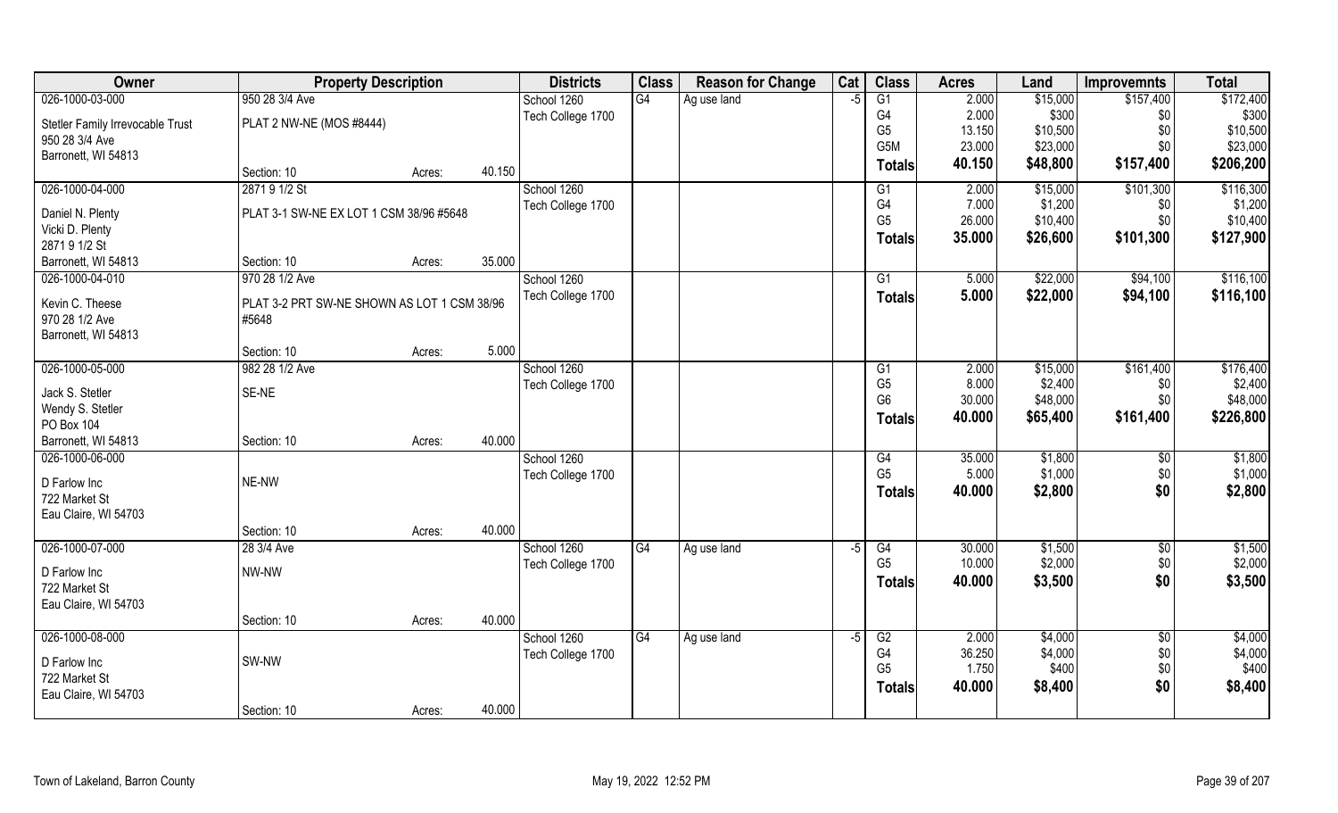| Owner | Property Description | | | Districts | Class | Reason for Change | Cat | Class | Acres | Land | Improvemnts | Total |
|---|---|---|---|---|---|---|---|---|---|---|---|---|
| 026-1000-03-000 | 950 28 3/4 Ave | | | School 1260 | G4 | Ag use land | -5 | G1 | 2.000 | $15,000 | $157,400 | $172,400 |
| Stetler Family Irrevocable Trust | PLAT 2 NW-NE (MOS #8444) | | | Tech College 1700 | | | | G4 | 2.000 | $300 | $0 | $300 |
| 950 28 3/4 Ave | | | | | | | | G5 | 13.150 | $10,500 | $0 | $10,500 |
| Barronett, WI 54813 | | | | | | | | G5M | 23.000 | $23,000 | $0 | $23,000 |
| | Section: 10 | Acres: | 40.150 | | | | | **Totals** | **40.150** | **$48,800** | **$157,400** | **$206,200** |
| 026-1000-04-000 | 2871 9 1/2 St | | | School 1260 | | | | G1 | 2.000 | $15,000 | $101,300 | $116,300 |
| Daniel N. Plenty | PLAT 3-1 SW-NE EX LOT 1 CSM 38/96 #5648 | | | Tech College 1700 | | | | G4 | 7.000 | $1,200 | $0 | $1,200 |
| Vicki D. Plenty | | | | | | | | G5 | 26.000 | $10,400 | $0 | $10,400 |
| 2871 9 1/2 St | | | | | | | | **Totals** | **35.000** | **$26,600** | **$101,300** | **$127,900** |
| Barronett, WI 54813 | Section: 10 | Acres: | 35.000 | | | | | | | | | |
| 026-1000-04-010 | 970 28 1/2 Ave | | | School 1260 | | | | G1 | 5.000 | $22,000 | $94,100 | $116,100 |
| Kevin C. Theese | PLAT 3-2 PRT SW-NE SHOWN AS LOT 1 CSM 38/96 #5648 | | | Tech College 1700 | | | | **Totals** | **5.000** | **$22,000** | **$94,100** | **$116,100** |
| 970 28 1/2 Ave | | | | | | | | | | | | |
| Barronett, WI 54813 | | | | | | | | | | | | |
| | Section: 10 | Acres: | 5.000 | | | | | | | | | |
| 026-1000-05-000 | 982 28 1/2 Ave | | | School 1260 | | | | G1 | 2.000 | $15,000 | $161,400 | $176,400 |
| Jack S. Stetler | SE-NE | | | Tech College 1700 | | | | G5 | 8.000 | $2,400 | $0 | $2,400 |
| Wendy S. Stetler | | | | | | | | G6 | 30.000 | $48,000 | $0 | $48,000 |
| PO Box 104 | | | | | | | | **Totals** | **40.000** | **$65,400** | **$161,400** | **$226,800** |
| Barronett, WI 54813 | Section: 10 | Acres: | 40.000 | | | | | | | | | |
| 026-1000-06-000 | | | | School 1260 | | | | G4 | 35.000 | $1,800 | $0 | $1,800 |
| D Farlow Inc | NE-NW | | | Tech College 1700 | | | | G5 | 5.000 | $1,000 | $0 | $1,000 |
| 722 Market St | | | | | | | | **Totals** | **40.000** | **$2,800** | **$0** | **$2,800** |
| Eau Claire, WI 54703 | | | | | | | | | | | | |
| | Section: 10 | Acres: | 40.000 | | | | | | | | | |
| 026-1000-07-000 | 28 3/4 Ave | | | School 1260 | G4 | Ag use land | -5 | G4 | 30.000 | $1,500 | $0 | $1,500 |
| D Farlow Inc | NW-NW | | | Tech College 1700 | | | | G5 | 10.000 | $2,000 | $0 | $2,000 |
| 722 Market St | | | | | | | | **Totals** | **40.000** | **$3,500** | **$0** | **$3,500** |
| Eau Claire, WI 54703 | | | | | | | | | | | | |
| | Section: 10 | Acres: | 40.000 | | | | | | | | | |
| 026-1000-08-000 | | | | School 1260 | G4 | Ag use land | -5 | G2 | 2.000 | $4,000 | $0 | $4,000 |
| D Farlow Inc | SW-NW | | | Tech College 1700 | | | | G4 | 36.250 | $4,000 | $0 | $4,000 |
| 722 Market St | | | | | | | | G5 | 1.750 | $400 | $0 | $400 |
| Eau Claire, WI 54703 | | | | | | | | **Totals** | **40.000** | **$8,400** | **$0** | **$8,400** |
| | Section: 10 | Acres: | 40.000 | | | | | | | | | |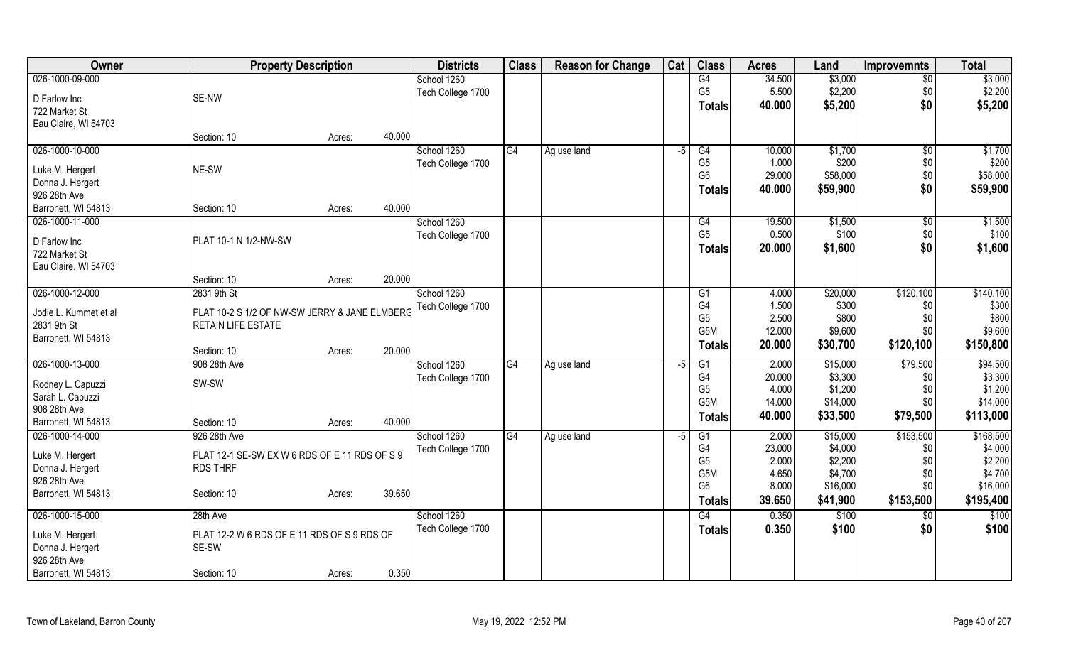| Owner | Property Description | | | Districts | Class | Reason for Change | Cat | Class | Acres | Land | Improvemnts | Total |
|---|---|---|---|---|---|---|---|---|---|---|---|---|
| 026-1000-09-000 | | | | School 1260 | | | | G4 | 34.500 | $3,000 | $0 | $3,000 |
| D Farlow Inc | SE-NW | | | Tech College 1700 | | | | G5 | 5.500 | $2,200 | $0 | $2,200 |
| 722 Market St | | | | | | | | **Totals** | **40.000** | **$5,200** | **$0** | **$5,200** |
| Eau Claire, WI 54703 | | | | | | | | | | | | |
| | Section: 10 | Acres: | 40.000 | | | | | | | | | |
| 026-1000-10-000 | | | | School 1260 | G4 | Ag use land | -5 | G4 | 10.000 | $1,700 | $0 | $1,700 |
| Luke M. Hergert | NE-SW | | | Tech College 1700 | | | | G5 | 1.000 | $200 | $0 | $200 |
| Donna J. Hergert | | | | | | | | G6 | 29.000 | $58,000 | $0 | $58,000 |
| 926 28th Ave | | | | | | | | **Totals** | **40.000** | **$59,900** | **$0** | **$59,900** |
| Barronett, WI 54813 | Section: 10 | Acres: | 40.000 | | | | | | | | | |
| 026-1000-11-000 | | | | School 1260 | | | | G4 | 19.500 | $1,500 | $0 | $1,500 |
| D Farlow Inc | PLAT 10-1 N 1/2-NW-SW | | | Tech College 1700 | | | | G5 | 0.500 | $100 | $0 | $100 |
| 722 Market St | | | | | | | | **Totals** | **20.000** | **$1,600** | **$0** | **$1,600** |
| Eau Claire, WI 54703 | | | | | | | | | | | | |
| | Section: 10 | Acres: | 20.000 | | | | | | | | | |
| 026-1000-12-000 | 2831 9th St | | | School 1260 | | | | G1 | 4.000 | $20,000 | $120,100 | $140,100 |
| Jodie L. Kummet et al | PLAT 10-2 S 1/2 OF NW-SW JERRY & JANE ELMBERG | | | Tech College 1700 | | | | G4 | 1.500 | $300 | $0 | $300 |
| 2831 9th St | RETAIN LIFE ESTATE | | | | | | | G5 | 2.500 | $800 | $0 | $800 |
| Barronett, WI 54813 | | | | | | | | G5M | 12.000 | $9,600 | $0 | $9,600 |
| | Section: 10 | Acres: | 20.000 | | | | | **Totals** | **20.000** | **$30,700** | **$120,100** | **$150,800** |
| 026-1000-13-000 | 908 28th Ave | | | School 1260 | G4 | Ag use land | -5 | G1 | 2.000 | $15,000 | $79,500 | $94,500 |
| Rodney L. Capuzzi | SW-SW | | | Tech College 1700 | | | | G4 | 20.000 | $3,300 | $0 | $3,300 |
| Sarah L. Capuzzi | | | | | | | | G5 | 4.000 | $1,200 | $0 | $1,200 |
| 908 28th Ave | | | | | | | | G5M | 14.000 | $14,000 | $0 | $14,000 |
| Barronett, WI 54813 | Section: 10 | Acres: | 40.000 | | | | | **Totals** | **40.000** | **$33,500** | **$79,500** | **$113,000** |
| 026-1000-14-000 | 926 28th Ave | | | School 1260 | G4 | Ag use land | -5 | G1 | 2.000 | $15,000 | $153,500 | $168,500 |
| Luke M. Hergert | PLAT 12-1 SE-SW EX W 6 RDS OF E 11 RDS OF S 9 | | | Tech College 1700 | | | | G4 | 23.000 | $4,000 | $0 | $4,000 |
| Donna J. Hergert | RDS THRF | | | | | | | G5 | 2.000 | $2,200 | $0 | $2,200 |
| 926 28th Ave | | | | | | | | G5M | 4.650 | $4,700 | $0 | $4,700 |
| Barronett, WI 54813 | Section: 10 | Acres: | 39.650 | | | | | G6 | 8.000 | $16,000 | $0 | $16,000 |
| | | | | | | | | **Totals** | **39.650** | **$41,900** | **$153,500** | **$195,400** |
| 026-1000-15-000 | 28th Ave | | | School 1260 | | | | G4 | 0.350 | $100 | $0 | $100 |
| Luke M. Hergert | PLAT 12-2 W 6 RDS OF E 11 RDS OF S 9 RDS OF | | | Tech College 1700 | | | | **Totals** | **0.350** | **$100** | **$0** | **$100** |
| Donna J. Hergert | SE-SW | | | | | | | | | | | |
| 926 28th Ave | | | | | | | | | | | | |
| Barronett, WI 54813 | Section: 10 | Acres: | 0.350 | | | | | | | | | |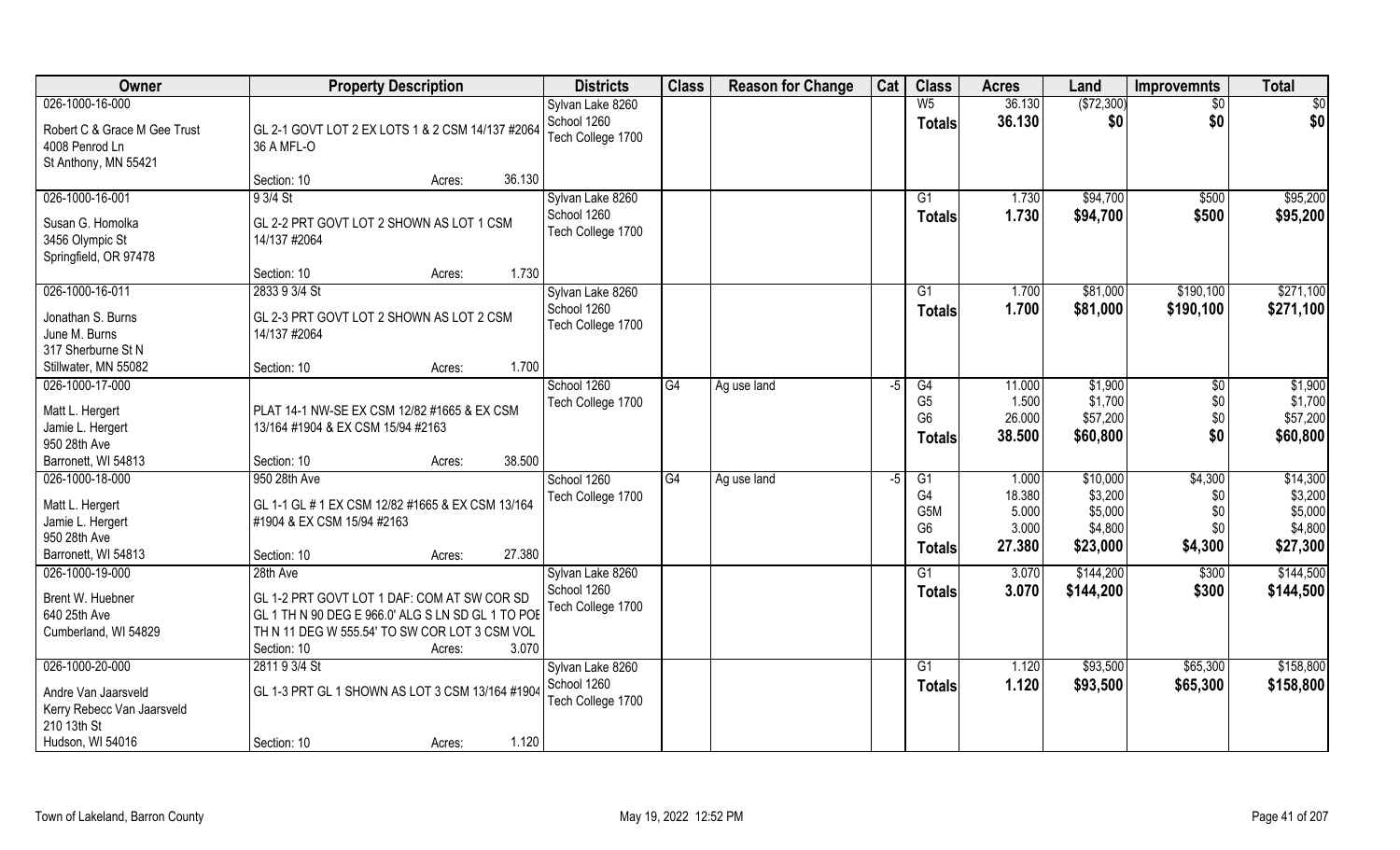| Owner | Property Description | Districts | Class | Reason for Change | Cat | Class | Acres | Land | Improvemnts | Total |
|---|---|---|---|---|---|---|---|---|---|---|
| 026-1000-16-000<br>Robert C & Grace M Gee Trust<br>4008 Penrod Ln<br>St Anthony, MN 55421 | GL 2-1 GOVT LOT 2 EX LOTS 1 & 2 CSM 14/137 #2064 36 A MFL-O<br>Section: 10 Acres: 36.130 | Sylvan Lake 8260<br>School 1260<br>Tech College 1700 | | | | W5<br>**Totals** | 36.130<br>**36.130** | ($72,300)<br>**$0** | $0<br>**$0** | $0<br>**$0** |
| 026-1000-16-001<br>Susan G. Homolka<br>3456 Olympic St<br>Springfield, OR 97478 | 9 3/4 St<br>GL 2-2 PRT GOVT LOT 2 SHOWN AS LOT 1 CSM 14/137 #2064<br>Section: 10 Acres: 1.730 | Sylvan Lake 8260<br>School 1260<br>Tech College 1700 | | | | G1<br>**Totals** | 1.730<br>**1.730** | $94,700<br>**$94,700** | $500<br>**$500** | $95,200<br>**$95,200** |
| 026-1000-16-011<br>Jonathan S. Burns<br>June M. Burns<br>317 Sherburne St N<br>Stillwater, MN 55082 | 2833 9 3/4 St<br>GL 2-3 PRT GOVT LOT 2 SHOWN AS LOT 2 CSM 14/137 #2064<br>Section: 10 Acres: 1.700 | Sylvan Lake 8260<br>School 1260<br>Tech College 1700 | | | | G1<br>**Totals** | 1.700<br>**1.700** | $81,000<br>**$81,000** | $190,100<br>**$190,100** | $271,100<br>**$271,100** |
| 026-1000-17-000<br>Matt L. Hergert<br>Jamie L. Hergert<br>950 28th Ave<br>Barronett, WI 54813 | PLAT 14-1 NW-SE EX CSM 12/82 #1665 & EX CSM 13/164 #1904 & EX CSM 15/94 #2163<br>Section: 10 Acres: 38.500 | School 1260<br>Tech College 1700 | G4 | Ag use land | -5 | G4<br>G5<br>G6<br>**Totals** | 11.000<br>1.500<br>26.000<br>**38.500** | $1,900<br>$1,700<br>$57,200<br>**$60,800** | $0<br>$0<br>$0<br>**$0** | $1,900<br>$1,700<br>$57,200<br>**$60,800** |
| 026-1000-18-000<br>Matt L. Hergert<br>Jamie L. Hergert<br>950 28th Ave<br>Barronett, WI 54813 | 950 28th Ave<br>GL 1-1 GL # 1 EX CSM 12/82 #1665 & EX CSM 13/164 #1904 & EX CSM 15/94 #2163<br>Section: 10 Acres: 27.380 | School 1260<br>Tech College 1700 | G4 | Ag use land | -5 | G1<br>G4<br>G5M<br>G6<br>**Totals** | 1.000<br>18.380<br>5.000<br>3.000<br>**27.380** | $10,000<br>$3,200<br>$5,000<br>$4,800<br>**$23,000** | $4,300<br>$0<br>$0<br>$0<br>**$4,300** | $14,300<br>$3,200<br>$5,000<br>$4,800<br>**$27,300** |
| 026-1000-19-000<br>Brent W. Huebner<br>640 25th Ave<br>Cumberland, WI 54829 | 28th Ave<br>GL 1-2 PRT GOVT LOT 1 DAF: COM AT SW COR SD GL 1 TH N 90 DEG E 966.0' ALG S LN SD GL 1 TO POE TH N 11 DEG W 555.54' TO SW COR LOT 3 CSM VOL<br>Section: 10 Acres: 3.070 | Sylvan Lake 8260<br>School 1260<br>Tech College 1700 | | | | G1<br>**Totals** | 3.070<br>**3.070** | $144,200<br>**$144,200** | $300<br>**$300** | $144,500<br>**$144,500** |
| 026-1000-20-000<br>Andre Van Jaarsveld<br>Kerry Rebecc Van Jaarsveld<br>210 13th St<br>Hudson, WI 54016 | 2811 9 3/4 St<br>GL 1-3 PRT GL 1 SHOWN AS LOT 3 CSM 13/164 #1904<br>Section: 10 Acres: 1.120 | Sylvan Lake 8260<br>School 1260<br>Tech College 1700 | | | | G1<br>**Totals** | 1.120<br>**1.120** | $93,500<br>**$93,500** | $65,300<br>**$65,300** | $158,800<br>**$158,800** |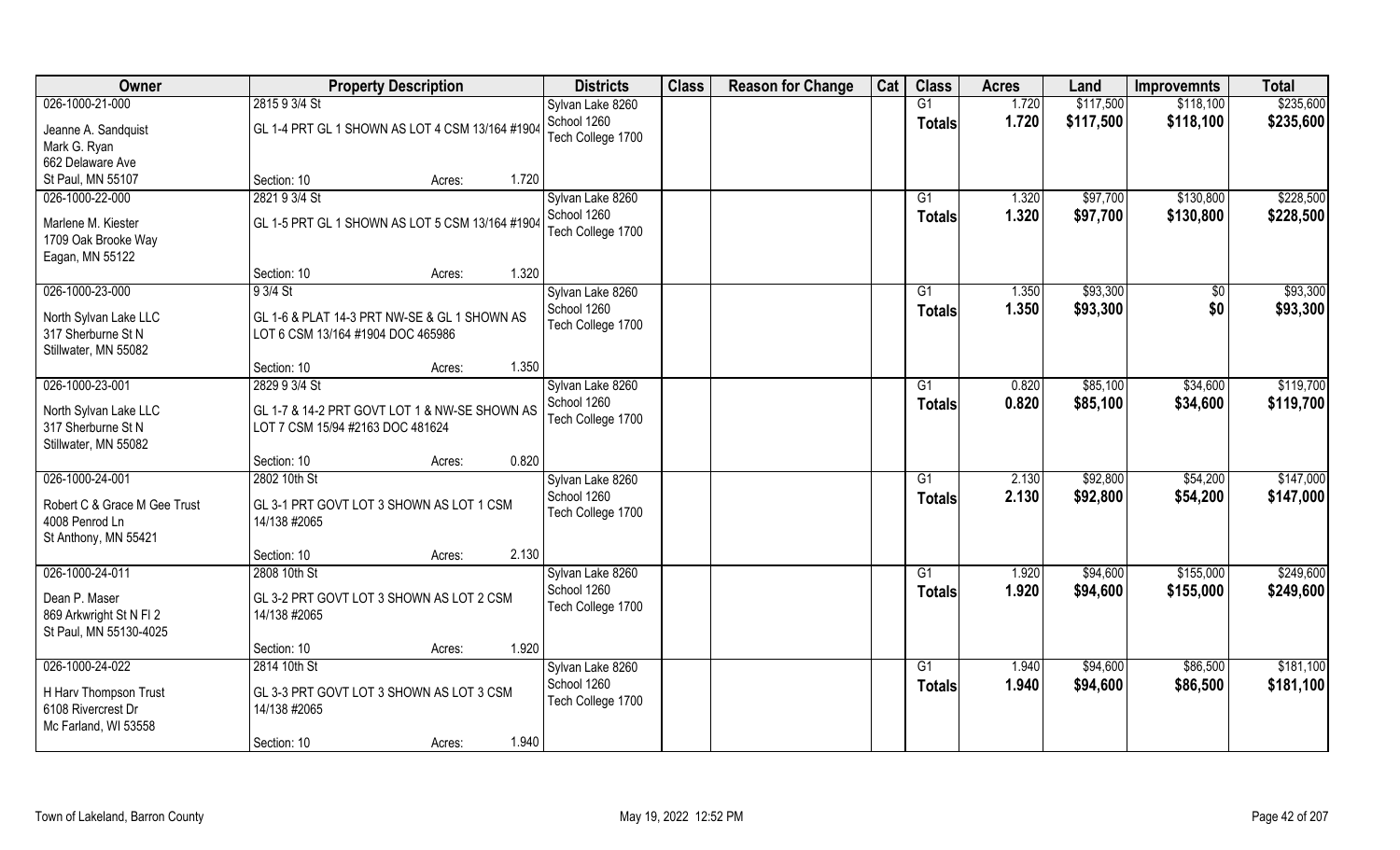| Owner | Property Description | | | Districts | Class | Reason for Change | Cat | Class | Acres | Land | Improvemnts | Total |
|---|---|---|---|---|---|---|---|---|---|---|---|---|
| 026-1000-21-000 | 2815 9 3/4 St | | | Sylvan Lake 8260 | | | | G1 | 1.720 | $117,500 | $118,100 | $235,600 |
| Jeanne A. Sandquist<br>Mark G. Ryan<br>662 Delaware Ave<br>St Paul, MN 55107 | GL 1-4 PRT GL 1 SHOWN AS LOT 4 CSM 13/164 #1904 | | | School 1260<br>Tech College 1700 | | | | Totals | 1.720 | $117,500 | $118,100 | $235,600 |
| | Section: 10 | Acres: | 1.720 | | | | | | | | | |
| 026-1000-22-000 | 2821 9 3/4 St | | | Sylvan Lake 8260 | | | | G1 | 1.320 | $97,700 | $130,800 | $228,500 |
| Marlene M. Kiester<br>1709 Oak Brooke Way<br>Eagan, MN 55122 | GL 1-5 PRT GL 1 SHOWN AS LOT 5 CSM 13/164 #1904 | | | School 1260<br>Tech College 1700 | | | | Totals | 1.320 | $97,700 | $130,800 | $228,500 |
| | Section: 10 | Acres: | 1.320 | | | | | | | | | |
| 026-1000-23-000 | 9 3/4 St | | | Sylvan Lake 8260 | | | | G1 | 1.350 | $93,300 | $0 | $93,300 |
| North Sylvan Lake LLC<br>317 Sherburne St N<br>Stillwater, MN 55082 | GL 1-6 & PLAT 14-3 PRT NW-SE & GL 1 SHOWN AS LOT 6 CSM 13/164 #1904 DOC 465986 | | | School 1260<br>Tech College 1700 | | | | Totals | 1.350 | $93,300 | $0 | $93,300 |
| | Section: 10 | Acres: | 1.350 | | | | | | | | | |
| 026-1000-23-001 | 2829 9 3/4 St | | | Sylvan Lake 8260 | | | | G1 | 0.820 | $85,100 | $34,600 | $119,700 |
| North Sylvan Lake LLC<br>317 Sherburne St N<br>Stillwater, MN 55082 | GL 1-7 & 14-2 PRT GOVT LOT 1 & NW-SE SHOWN AS LOT 7 CSM 15/94 #2163 DOC 481624 | | | School 1260<br>Tech College 1700 | | | | Totals | 0.820 | $85,100 | $34,600 | $119,700 |
| | Section: 10 | Acres: | 0.820 | | | | | | | | | |
| 026-1000-24-001 | 2802 10th St | | | Sylvan Lake 8260 | | | | G1 | 2.130 | $92,800 | $54,200 | $147,000 |
| Robert C & Grace M Gee Trust<br>4008 Penrod Ln<br>St Anthony, MN 55421 | GL 3-1 PRT GOVT LOT 3 SHOWN AS LOT 1 CSM 14/138 #2065 | | | School 1260<br>Tech College 1700 | | | | Totals | 2.130 | $92,800 | $54,200 | $147,000 |
| | Section: 10 | Acres: | 2.130 | | | | | | | | | |
| 026-1000-24-011 | 2808 10th St | | | Sylvan Lake 8260 | | | | G1 | 1.920 | $94,600 | $155,000 | $249,600 |
| Dean P. Maser<br>869 Arkwright St N Fl 2<br>St Paul, MN 55130-4025 | GL 3-2 PRT GOVT LOT 3 SHOWN AS LOT 2 CSM 14/138 #2065 | | | School 1260<br>Tech College 1700 | | | | Totals | 1.920 | $94,600 | $155,000 | $249,600 |
| | Section: 10 | Acres: | 1.920 | | | | | | | | | |
| 026-1000-24-022 | 2814 10th St | | | Sylvan Lake 8260 | | | | G1 | 1.940 | $94,600 | $86,500 | $181,100 |
| H Harv Thompson Trust<br>6108 Rivercrest Dr<br>Mc Farland, WI 53558 | GL 3-3 PRT GOVT LOT 3 SHOWN AS LOT 3 CSM 14/138 #2065 | | | School 1260<br>Tech College 1700 | | | | Totals | 1.940 | $94,600 | $86,500 | $181,100 |
| | Section: 10 | Acres: | 1.940 | | | | | | | | | |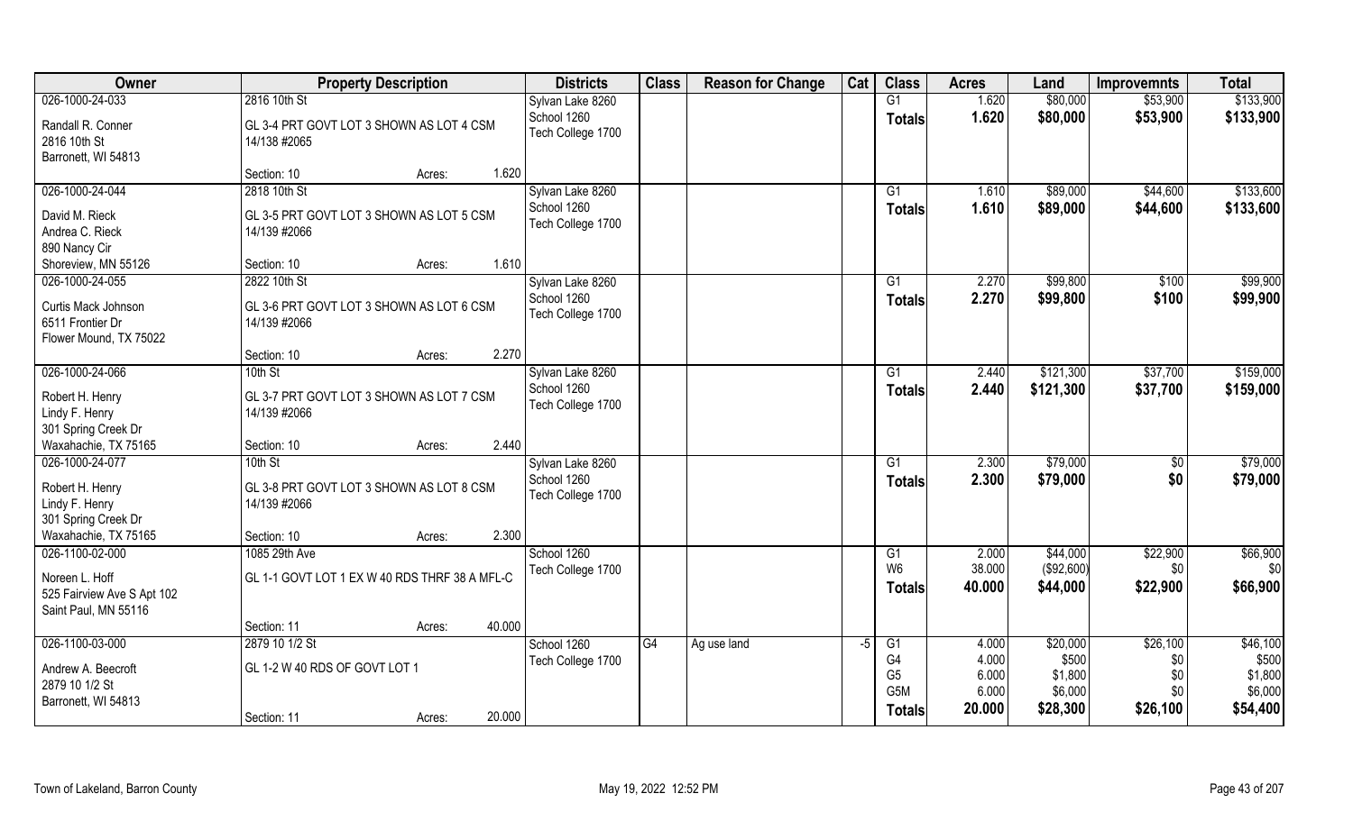| Owner | Property Description | | | Districts | Class | Reason for Change | Cat | Class | Acres | Land | Improvemnts | Total |
|---|---|---|---|---|---|---|---|---|---|---|---|---|
| 026-1000-24-033 | 2816 10th St | | | Sylvan Lake 8260 | | | | G1 | 1.620 | $80,000 | $53,900 | $133,900 |
| Randall R. Conner | GL 3-4 PRT GOVT LOT 3 SHOWN AS LOT 4 CSM 14/138 #2065 | | | School 1260 | | | | Totals | 1.620 | $80,000 | $53,900 | $133,900 |
| 2816 10th St | | | | Tech College 1700 | | | | | | | | |
| Barronett, WI 54813 | Section: 10 | Acres: | 1.620 | | | | | | | | | |
| 026-1000-24-044 | 2818 10th St | | | Sylvan Lake 8260 | | | | G1 | 1.610 | $89,000 | $44,600 | $133,600 |
| David M. Rieck | GL 3-5 PRT GOVT LOT 3 SHOWN AS LOT 5 CSM 14/139 #2066 | | | School 1260 | | | | Totals | 1.610 | $89,000 | $44,600 | $133,600 |
| Andrea C. Rieck | | | | Tech College 1700 | | | | | | | | |
| 890 Nancy Cir | | | | | | | | | | | | |
| Shoreview, MN 55126 | Section: 10 | Acres: | 1.610 | | | | | | | | | |
| 026-1000-24-055 | 2822 10th St | | | Sylvan Lake 8260 | | | | G1 | 2.270 | $99,800 | $100 | $99,900 |
| Curtis Mack Johnson | GL 3-6 PRT GOVT LOT 3 SHOWN AS LOT 6 CSM 14/139 #2066 | | | School 1260 | | | | Totals | 2.270 | $99,800 | $100 | $99,900 |
| 6511 Frontier Dr | | | | Tech College 1700 | | | | | | | | |
| Flower Mound, TX 75022 | Section: 10 | Acres: | 2.270 | | | | | | | | | |
| 026-1000-24-066 | 10th St | | | Sylvan Lake 8260 | | | | G1 | 2.440 | $121,300 | $37,700 | $159,000 |
| Robert H. Henry | GL 3-7 PRT GOVT LOT 3 SHOWN AS LOT 7 CSM 14/139 #2066 | | | School 1260 | | | | Totals | 2.440 | $121,300 | $37,700 | $159,000 |
| Lindy F. Henry | | | | Tech College 1700 | | | | | | | | |
| 301 Spring Creek Dr | | | | | | | | | | | | |
| Waxahachie, TX 75165 | Section: 10 | Acres: | 2.440 | | | | | | | | | |
| 026-1000-24-077 | 10th St | | | Sylvan Lake 8260 | | | | G1 | 2.300 | $79,000 | $0 | $79,000 |
| Robert H. Henry | GL 3-8 PRT GOVT LOT 3 SHOWN AS LOT 8 CSM 14/139 #2066 | | | School 1260 | | | | Totals | 2.300 | $79,000 | $0 | $79,000 |
| Lindy F. Henry | | | | Tech College 1700 | | | | | | | | |
| 301 Spring Creek Dr | | | | | | | | | | | | |
| Waxahachie, TX 75165 | Section: 10 | Acres: | 2.300 | | | | | | | | | |
| 026-1100-02-000 | 1085 29th Ave | | | School 1260 | | | | G1 | 2.000 | $44,000 | $22,900 | $66,900 |
| Noreen L. Hoff | GL 1-1 GOVT LOT 1 EX W 40 RDS THRF 38 A MFL-C | | | Tech College 1700 | | | | W6 | 38.000 | ($92,600) | $0 | $0 |
| 525 Fairview Ave S Apt 102 | | | | | | | | Totals | 40.000 | $44,000 | $22,900 | $66,900 |
| Saint Paul, MN 55116 | Section: 11 | Acres: | 40.000 | | | | | | | | | |
| 026-1100-03-000 | 2879 10 1/2 St | | | School 1260 | G4 | Ag use land | -5 | G1 | 4.000 | $20,000 | $26,100 | $46,100 |
| Andrew A. Beecroft | GL 1-2 W 40 RDS OF GOVT LOT 1 | | | Tech College 1700 | | | | G4 | 4.000 | $500 | $0 | $500 |
| 2879 10 1/2 St | | | | | | | | G5 | 6.000 | $1,800 | $0 | $1,800 |
| Barronett, WI 54813 | | | | | | | | G5M | 6.000 | $6,000 | $0 | $6,000 |
| | Section: 11 | Acres: | 20.000 | | | | | Totals | 20.000 | $28,300 | $26,100 | $54,400 |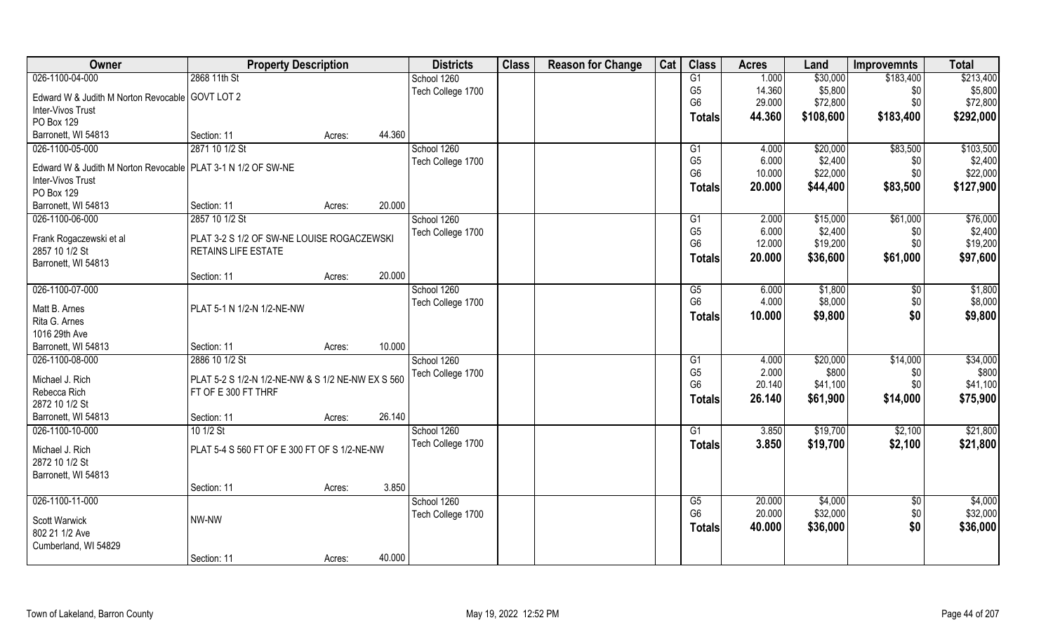| Owner | Property Description | | Districts | Class | Reason for Change | Cat | Class | Acres | Land | Improvemnts | Total |
|---|---|---|---|---|---|---|---|---|---|---|---|
| 026-1100-04-000 | 2868 11th St | | School 1260 | | | | G1 | 1.000 | $30,000 | $183,400 | $213,400 |
| Edward W & Judith M Norton Revocable | GOVT LOT 2 | | Tech College 1700 | | | | G5 | 14.360 | $5,800 | $0 | $5,800 |
| Inter-Vivos Trust | | | | | | | G6 | 29.000 | $72,800 | $0 | $72,800 |
| PO Box 129 | | | | | | | **Totals** | **44.360** | **$108,600** | **$183,400** | **$292,000** |
| Barronett, WI 54813 | Section: 11 | Acres: 44.360 | | | | | | | | | |
| 026-1100-05-000 | 2871 10 1/2 St | | School 1260 | | | | G1 | 4.000 | $20,000 | $83,500 | $103,500 |
| Edward W & Judith M Norton Revocable | PLAT 3-1 N 1/2 OF SW-NE | | Tech College 1700 | | | | G5 | 6.000 | $2,400 | $0 | $2,400 |
| Inter-Vivos Trust | | | | | | | G6 | 10.000 | $22,000 | $0 | $22,000 |
| PO Box 129 | | | | | | | **Totals** | **20.000** | **$44,400** | **$83,500** | **$127,900** |
| Barronett, WI 54813 | Section: 11 | Acres: 20.000 | | | | | | | | | |
| 026-1100-06-000 | 2857 10 1/2 St | | School 1260 | | | | G1 | 2.000 | $15,000 | $61,000 | $76,000 |
| Frank Rogaczewski et al | PLAT 3-2 S 1/2 OF SW-NE LOUISE ROGACZEWSKI | | Tech College 1700 | | | | G5 | 6.000 | $2,400 | $0 | $2,400 |
| 2857 10 1/2 St | RETAINS LIFE ESTATE | | | | | | G6 | 12.000 | $19,200 | $0 | $19,200 |
| Barronett, WI 54813 | | | | | | | **Totals** | **20.000** | **$36,600** | **$61,000** | **$97,600** |
| | Section: 11 | Acres: 20.000 | | | | | | | | | |
| 026-1100-07-000 | | | School 1260 | | | | G5 | 6.000 | $1,800 | $0 | $1,800 |
| Matt B. Arnes | PLAT 5-1 N 1/2-N 1/2-NE-NW | | Tech College 1700 | | | | G6 | 4.000 | $8,000 | $0 | $8,000 |
| Rita G. Arnes | | | | | | | **Totals** | **10.000** | **$9,800** | **$0** | **$9,800** |
| 1016 29th Ave | | | | | | | | | | | |
| Barronett, WI 54813 | Section: 11 | Acres: 10.000 | | | | | | | | | |
| 026-1100-08-000 | 2886 10 1/2 St | | School 1260 | | | | G1 | 4.000 | $20,000 | $14,000 | $34,000 |
| Michael J. Rich | PLAT 5-2 S 1/2-N 1/2-NE-NW & S 1/2 NE-NW EX S 560 | | Tech College 1700 | | | | G5 | 2.000 | $800 | $0 | $800 |
| Rebecca Rich | FT OF E 300 FT THRF | | | | | | G6 | 20.140 | $41,100 | $0 | $41,100 |
| 2872 10 1/2 St | | | | | | | **Totals** | **26.140** | **$61,900** | **$14,000** | **$75,900** |
| Barronett, WI 54813 | Section: 11 | Acres: 26.140 | | | | | | | | | |
| 026-1100-10-000 | 10 1/2 St | | School 1260 | | | | G1 | 3.850 | $19,700 | $2,100 | $21,800 |
| Michael J. Rich | PLAT 5-4 S 560 FT OF E 300 FT OF S 1/2-NE-NW | | Tech College 1700 | | | | **Totals** | **3.850** | **$19,700** | **$2,100** | **$21,800** |
| 2872 10 1/2 St | | | | | | | | | | | |
| Barronett, WI 54813 | | | | | | | | | | | |
| | Section: 11 | Acres: 3.850 | | | | | | | | | |
| 026-1100-11-000 | | | School 1260 | | | | G5 | 20.000 | $4,000 | $0 | $4,000 |
| Scott Warwick | NW-NW | | Tech College 1700 | | | | G6 | 20.000 | $32,000 | $0 | $32,000 |
| 802 21 1/2 Ave | | | | | | | **Totals** | **40.000** | **$36,000** | **$0** | **$36,000** |
| Cumberland, WI 54829 | | | | | | | | | | | |
| | Section: 11 | Acres: 40.000 | | | | | | | | | |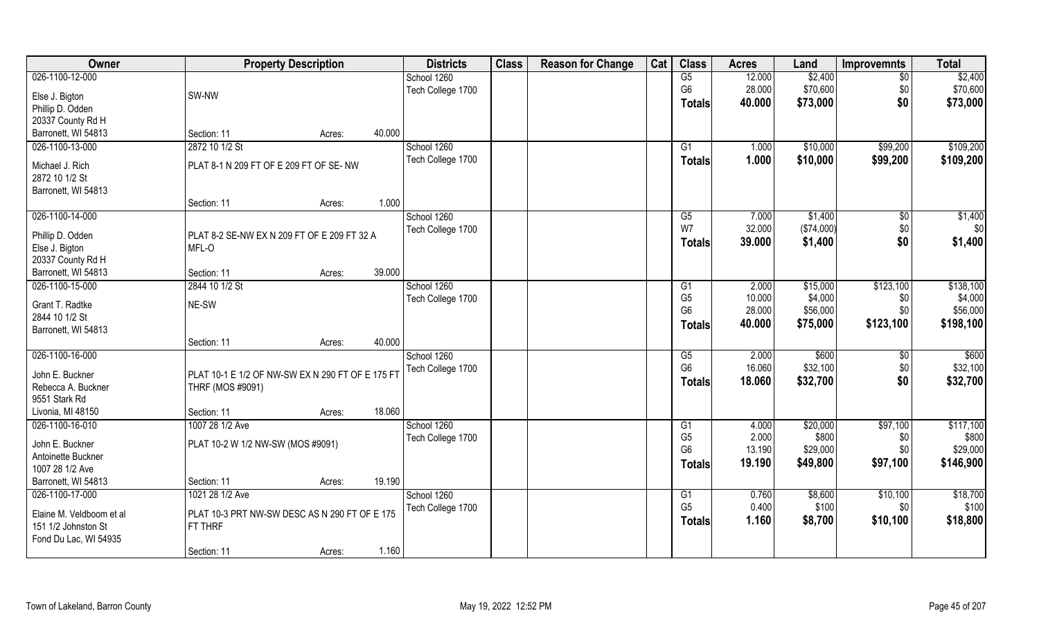| Owner | Property Description | | | Districts | Class | Reason for Change | Cat | Class | Acres | Land | Improvemnts | Total |
|---|---|---|---|---|---|---|---|---|---|---|---|---|
| 026-1100-12-000 | | | | School 1260 | | | | G5 | 12.000 | $2,400 | $0 | $2,400 |
| Else J. Bigton | SW-NW | | | Tech College 1700 | | | | G6 | 28.000 | $70,600 | $0 | $70,600 |
| Phillip D. Odden | | | | | | | | **Totals** | **40.000** | **$73,000** | **$0** | **$73,000** |
| 20337 County Rd H | | | | | | | | | | | | |
| Barronett, WI 54813 | Section: 11 | Acres: | 40.000 | | | | | | | | | |
| 026-1100-13-000 | 2872 10 1/2 St | | | School 1260 | | | | G1 | 1.000 | $10,000 | $99,200 | $109,200 |
| Michael J. Rich | PLAT 8-1 N 209 FT OF E 209 FT OF SE- NW | | | Tech College 1700 | | | | **Totals** | **1.000** | **$10,000** | **$99,200** | **$109,200** |
| 2872 10 1/2 St | | | | | | | | | | | | |
| Barronett, WI 54813 | | | | | | | | | | | | |
| | Section: 11 | Acres: | 1.000 | | | | | | | | | |
| 026-1100-14-000 | | | | School 1260 | | | | G5 | 7.000 | $1,400 | $0 | $1,400 |
| Phillip D. Odden | PLAT 8-2 SE-NW EX N 209 FT OF E 209 FT 32 A | | | Tech College 1700 | | | | W7 | 32.000 | ($74,000) | $0 | $0 |
| Else J. Bigton | MFL-O | | | | | | | **Totals** | **39.000** | **$1,400** | **$0** | **$1,400** |
| 20337 County Rd H | | | | | | | | | | | | |
| Barronett, WI 54813 | Section: 11 | Acres: | 39.000 | | | | | | | | | |
| 026-1100-15-000 | 2844 10 1/2 St | | | School 1260 | | | | G1 | 2.000 | $15,000 | $123,100 | $138,100 |
| Grant T. Radtke | NE-SW | | | Tech College 1700 | | | | G5 | 10.000 | $4,000 | $0 | $4,000 |
| 2844 10 1/2 St | | | | | | | | G6 | 28.000 | $56,000 | $0 | $56,000 |
| Barronett, WI 54813 | | | | | | | | **Totals** | **40.000** | **$75,000** | **$123,100** | **$198,100** |
| | Section: 11 | Acres: | 40.000 | | | | | | | | | |
| 026-1100-16-000 | | | | School 1260 | | | | G5 | 2.000 | $600 | $0 | $600 |
| John E. Buckner | PLAT 10-1 E 1/2 OF NW-SW EX N 290 FT OF E 175 FT | | | Tech College 1700 | | | | G6 | 16.060 | $32,100 | $0 | $32,100 |
| Rebecca A. Buckner | THRF (MOS #9091) | | | | | | | **Totals** | **18.060** | **$32,700** | **$0** | **$32,700** |
| 9551 Stark Rd | | | | | | | | | | | | |
| Livonia, MI 48150 | Section: 11 | Acres: | 18.060 | | | | | | | | | |
| 026-1100-16-010 | 1007 28 1/2 Ave | | | School 1260 | | | | G1 | 4.000 | $20,000 | $97,100 | $117,100 |
| John E. Buckner | PLAT 10-2 W 1/2 NW-SW (MOS #9091) | | | Tech College 1700 | | | | G5 | 2.000 | $800 | $0 | $800 |
| Antoinette Buckner | | | | | | | | G6 | 13.190 | $29,000 | $0 | $29,000 |
| 1007 28 1/2 Ave | | | | | | | | **Totals** | **19.190** | **$49,800** | **$97,100** | **$146,900** |
| Barronett, WI 54813 | Section: 11 | Acres: | 19.190 | | | | | | | | | |
| 026-1100-17-000 | 1021 28 1/2 Ave | | | School 1260 | | | | G1 | 0.760 | $8,600 | $10,100 | $18,700 |
| Elaine M. Veldboom et al | PLAT 10-3 PRT NW-SW DESC AS N 290 FT OF E 175 FT THRF | | | Tech College 1700 | | | | G5 | 0.400 | $100 | $0 | $100 |
| 151 1/2 Johnston St | | | | | | | | **Totals** | **1.160** | **$8,700** | **$10,100** | **$18,800** |
| Fond Du Lac, WI 54935 | | | | | | | | | | | | |
| | Section: 11 | Acres: | 1.160 | | | | | | | | | |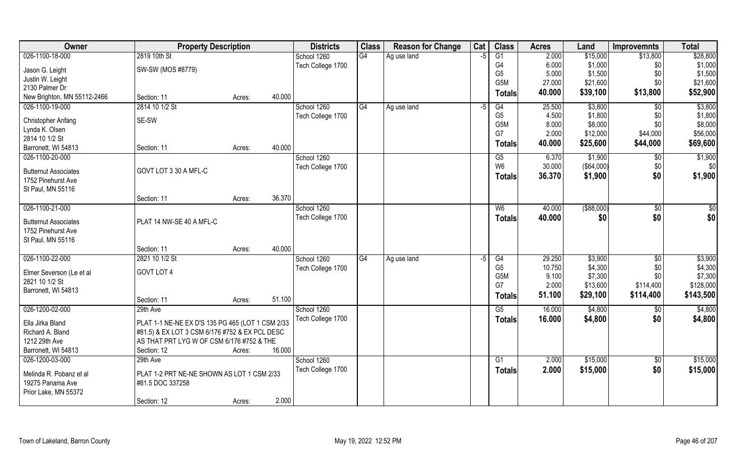| Owner | Property Description | | | Districts | Class | Reason for Change | Cat | Class | Acres | Land | Improvemnts | Total |
|---|---|---|---|---|---|---|---|---|---|---|---|---|
| 026-1100-18-000 | 2819 10th St | | | School 1260 | G4 | Ag use land | -5 | G1 | 2.000 | $15,000 | $13,800 | $28,800 |
| Jason G. Leight | SW-SW (MOS #8779) | | | Tech College 1700 | | | | G4 | 6.000 | $1,000 | $0 | $1,000 |
| Justin W. Leight | | | | | | | | G5 | 5.000 | $1,500 | $0 | $1,500 |
| 2130 Palmer Dr | | | | | | | | G5M | 27.000 | $21,600 | $0 | $21,600 |
| New Brighton, MN 55112-2466 | Section: 11 | Acres: | 40.000 | | | | | **Totals** | **40.000** | **$39,100** | **$13,800** | **$52,900** |
| 026-1100-19-000 | 2814 10 1/2 St | | | School 1260 | G4 | Ag use land | -5 | G4 | 25.500 | $3,800 | $0 | $3,800 |
| Christopher Anfang | SE-SW | | | Tech College 1700 | | | | G5 | 4.500 | $1,800 | $0 | $1,800 |
| Lynda K. Olsen | | | | | | | | G5M | 8.000 | $8,000 | $0 | $8,000 |
| 2814 10 1/2 St | | | | | | | | G7 | 2.000 | $12,000 | $44,000 | $56,000 |
| Barronett, WI 54813 | Section: 11 | Acres: | 40.000 | | | | | **Totals** | **40.000** | **$25,600** | **$44,000** | **$69,600** |
| 026-1100-20-000 | | | | School 1260 | | | | G5 | 6.370 | $1,900 | $0 | $1,900 |
| Butternut Associates | GOVT LOT 3 30 A MFL-C | | | Tech College 1700 | | | | W6 | 30.000 | ($64,000) | $0 | $0 |
| 1752 Pinehurst Ave | | | | | | | | **Totals** | **36.370** | **$1,900** | **$0** | **$1,900** |
| St Paul, MN 55116 | | | | | | | | | | | | |
| | Section: 11 | Acres: | 36.370 | | | | | | | | | |
| 026-1100-21-000 | | | | School 1260 | | | | W6 | 40.000 | ($88,000) | $0 | $0 |
| Butternut Associates | PLAT 14 NW-SE 40 A MFL-C | | | Tech College 1700 | | | | **Totals** | **40.000** | **$0** | **$0** | **$0** |
| 1752 Pinehurst Ave | | | | | | | | | | | | |
| St Paul, MN 55116 | | | | | | | | | | | | |
| | Section: 11 | Acres: | 40.000 | | | | | | | | | |
| 026-1100-22-000 | 2821 10 1/2 St | | | School 1260 | G4 | Ag use land | -5 | G4 | 29.250 | $3,900 | $0 | $3,900 |
| Elmer Severson (Le et al | GOVT LOT 4 | | | Tech College 1700 | | | | G5 | 10.750 | $4,300 | $0 | $4,300 |
| 2821 10 1/2 St | | | | | | | | G5M | 9.100 | $7,300 | $0 | $7,300 |
| Barronett, WI 54813 | | | | | | | | G7 | 2.000 | $13,600 | $114,400 | $128,000 |
| | Section: 11 | Acres: | 51.100 | | | | | **Totals** | **51.100** | **$29,100** | **$114,400** | **$143,500** |
| 026-1200-02-000 | 29th Ave | | | School 1260 | | | | G5 | 16.000 | $4,800 | $0 | $4,800 |
| Ella Jirka Bland | PLAT 1-1 NE-NE EX D'S 135 PG 465 (LOT 1 CSM 2/33 | | | Tech College 1700 | | | | **Totals** | **16.000** | **$4,800** | **$0** | **$4,800** |
| Richard A. Bland | #81.5) & EX LOT 3 CSM 6/176 #752 & EX PCL DESC | | | | | | | | | | | |
| 1212 29th Ave | AS THAT PRT LYG W OF CSM 6/176 #752 & THE | | | | | | | | | | | |
| Barronett, WI 54813 | Section: 12 | Acres: | 16.000 | | | | | | | | | |
| 026-1200-03-000 | 29th Ave | | | School 1260 | | | | G1 | 2.000 | $15,000 | $0 | $15,000 |
| Melinda R. Pobanz et al | PLAT 1-2 PRT NE-NE SHOWN AS LOT 1 CSM 2/33 | | | Tech College 1700 | | | | **Totals** | **2.000** | **$15,000** | **$0** | **$15,000** |
| 19275 Panama Ave | #81.5 DOC 337258 | | | | | | | | | | | |
| Prior Lake, MN 55372 | | | | | | | | | | | | |
| | Section: 12 | Acres: | 2.000 | | | | | | | | | |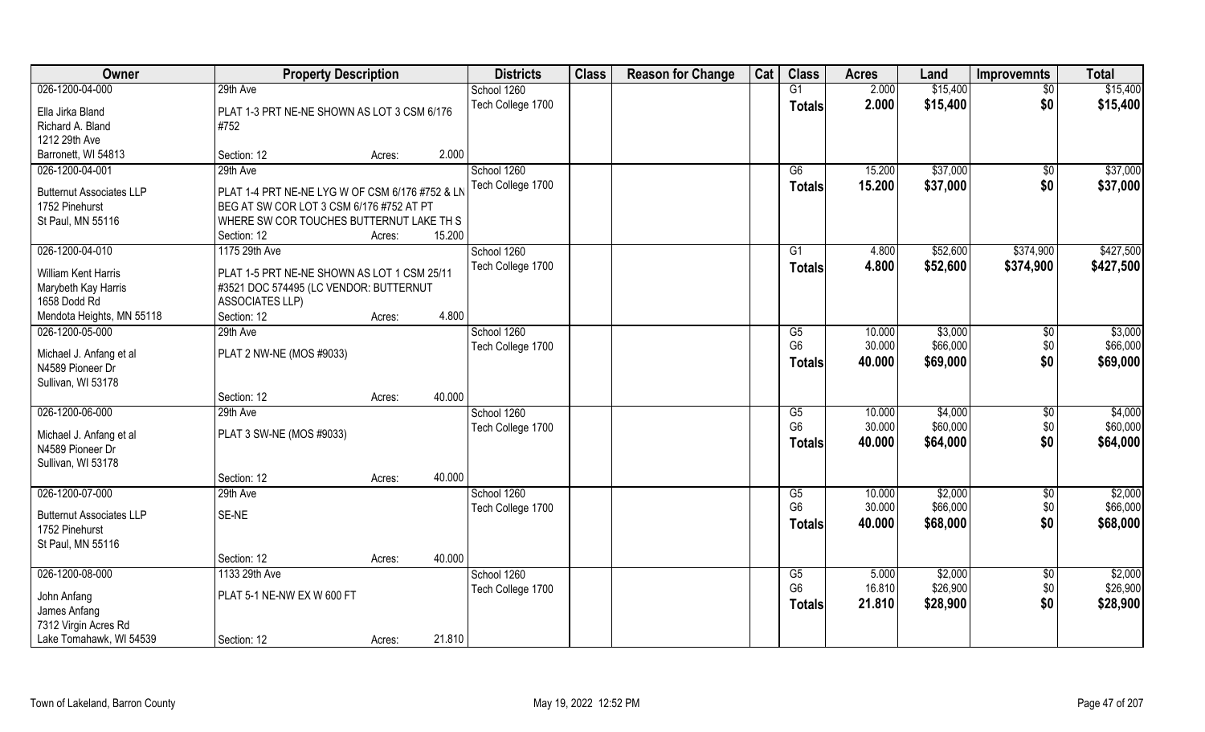| Owner | Property Description | | | Districts | Class | Reason for Change | Cat | Class | Acres | Land | Improvemnts | Total |
|---|---|---|---|---|---|---|---|---|---|---|---|---|
| 026-1200-04-000 | 29th Ave | | | School 1260 | | | | G1 | 2.000 | $15,400 | $0 | $15,400 |
| Ella Jirka Bland<br>Richard A. Bland<br>1212 29th Ave<br>Barronett, WI 54813 | PLAT 1-3 PRT NE-NE SHOWN AS LOT 3 CSM 6/176 #752 | | | Tech College 1700 | | | | Totals | 2.000 | $15,400 | $0 | $15,400 |
| | Section: 12 | Acres: | 2.000 | | | | | | | | | |
| 026-1200-04-001 | 29th Ave | | | School 1260 | | | | G6 | 15.200 | $37,000 | $0 | $37,000 |
| Butternut Associates LLP<br>1752 Pinehurst<br>St Paul, MN 55116 | PLAT 1-4 PRT NE-NE LYG W OF CSM 6/176 #752 & LN BEG AT SW COR LOT 3 CSM 6/176 #752 AT PT WHERE SW COR TOUCHES BUTTERNUT LAKE TH S | | | Tech College 1700 | | | | Totals | 15.200 | $37,000 | $0 | $37,000 |
| | Section: 12 | Acres: | 15.200 | | | | | | | | | |
| 026-1200-04-010 | 1175 29th Ave | | | School 1260 | | | | G1 | 4.800 | $52,600 | $374,900 | $427,500 |
| William Kent Harris<br>Marybeth Kay Harris<br>1658 Dodd Rd<br>Mendota Heights, MN 55118 | PLAT 1-5 PRT NE-NE SHOWN AS LOT 1 CSM 25/11 #3521 DOC 574495 (LC VENDOR: BUTTERNUT ASSOCIATES LLP) | | | Tech College 1700 | | | | Totals | 4.800 | $52,600 | $374,900 | $427,500 |
| | Section: 12 | Acres: | 4.800 | | | | | | | | | |
| 026-1200-05-000 | 29th Ave | | | School 1260 | | | | G5 | 10.000 | $3,000 | $0 | $3,000 |
| Michael J. Anfang et al<br>N4589 Pioneer Dr<br>Sullivan, WI 53178 | PLAT 2 NW-NE (MOS #9033) | | | Tech College 1700 | | | | G6 | 30.000 | $66,000 | $0 | $66,000 |
| | | | | | | | | Totals | 40.000 | $69,000 | $0 | $69,000 |
| | Section: 12 | Acres: | 40.000 | | | | | | | | | |
| 026-1200-06-000 | 29th Ave | | | School 1260 | | | | G5 | 10.000 | $4,000 | $0 | $4,000 |
| Michael J. Anfang et al<br>N4589 Pioneer Dr<br>Sullivan, WI 53178 | PLAT 3 SW-NE (MOS #9033) | | | Tech College 1700 | | | | G6 | 30.000 | $60,000 | $0 | $60,000 |
| | | | | | | | | Totals | 40.000 | $64,000 | $0 | $64,000 |
| | Section: 12 | Acres: | 40.000 | | | | | | | | | |
| 026-1200-07-000 | 29th Ave | | | School 1260 | | | | G5 | 10.000 | $2,000 | $0 | $2,000 |
| Butternut Associates LLP<br>1752 Pinehurst<br>St Paul, MN 55116 | SE-NE | | | Tech College 1700 | | | | G6 | 30.000 | $66,000 | $0 | $66,000 |
| | | | | | | | | Totals | 40.000 | $68,000 | $0 | $68,000 |
| | Section: 12 | Acres: | 40.000 | | | | | | | | | |
| 026-1200-08-000 | 1133 29th Ave | | | School 1260 | | | | G5 | 5.000 | $2,000 | $0 | $2,000 |
| John Anfang<br>James Anfang<br>7312 Virgin Acres Rd<br>Lake Tomahawk, WI 54539 | PLAT 5-1 NE-NW EX W 600 FT | | | Tech College 1700 | | | | G6 | 16.810 | $26,900 | $0 | $26,900 |
| | | | | | | | | Totals | 21.810 | $28,900 | $0 | $28,900 |
| | Section: 12 | Acres: | 21.810 | | | | | | | | | |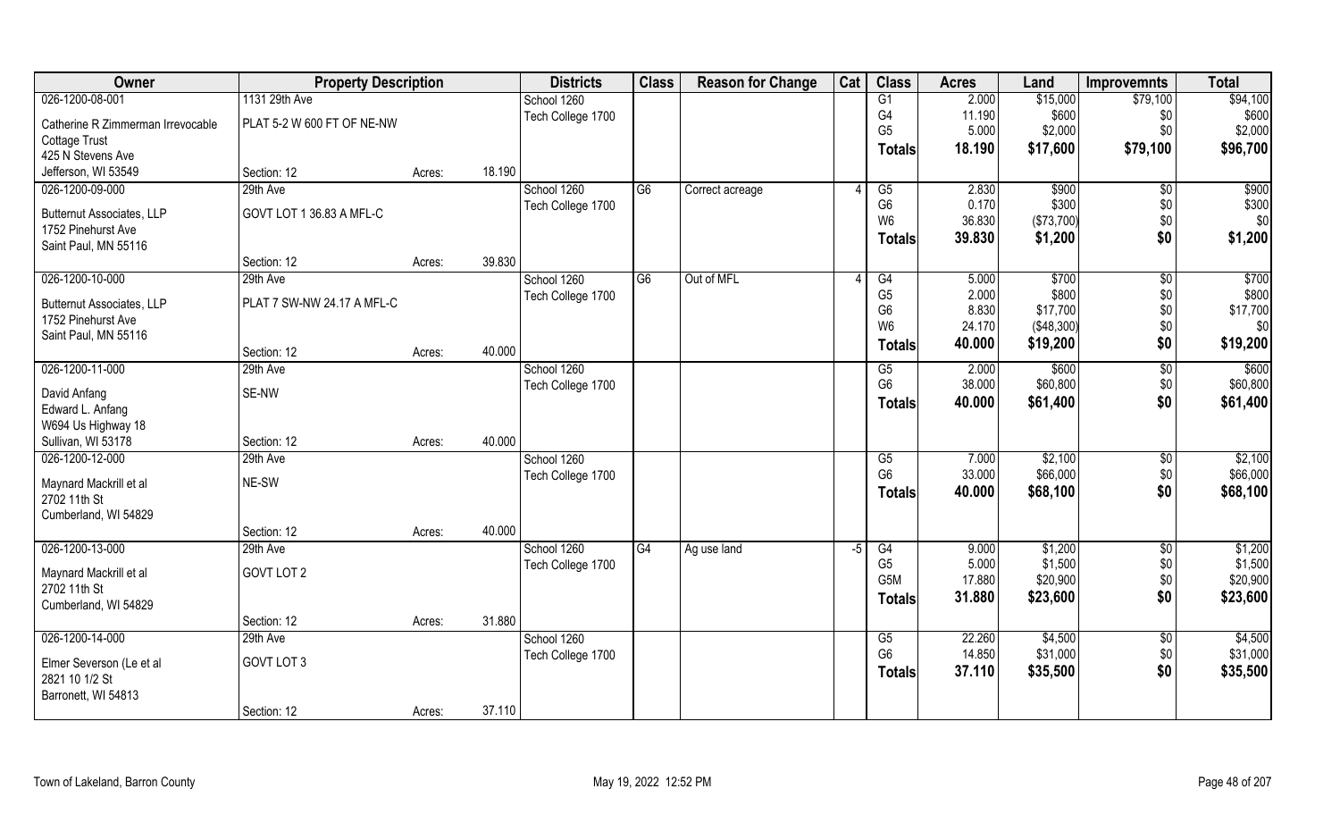| Owner | Property Description | | | Districts | Class | Reason for Change | Cat | Class | Acres | Land | Improvemnts | Total |
|---|---|---|---|---|---|---|---|---|---|---|---|---|
| 026-1200-08-001 | 1131 29th Ave | | | School 1260 | | | | G1 | 2.000 | $15,000 | $79,100 | $94,100 |
| Catherine R Zimmerman Irrevocable | PLAT 5-2 W 600 FT OF NE-NW | | | Tech College 1700 | | | | G4 | 11.190 | $600 | $0 | $600 |
| Cottage Trust | | | | | | | | G5 | 5.000 | $2,000 | $0 | $2,000 |
| 425 N Stevens Ave | | | | | | | | **Totals** | **18.190** | **$17,600** | **$79,100** | **$96,700** |
| Jefferson, WI 53549 | Section: 12 | Acres: | 18.190 | | | | | | | | | |
| 026-1200-09-000 | 29th Ave | | | School 1260 | G6 | Correct acreage | 4 | G5 | 2.830 | $900 | $0 | $900 |
| Butternut Associates, LLP | GOVT LOT 1 36.83 A MFL-C | | | Tech College 1700 | | | | G6 | 0.170 | $300 | $0 | $300 |
| 1752 Pinehurst Ave | | | | | | | | W6 | 36.830 | ($73,700) | $0 | $0 |
| Saint Paul, MN 55116 | | | | | | | | **Totals** | **39.830** | **$1,200** | **$0** | **$1,200** |
| | Section: 12 | Acres: | 39.830 | | | | | | | | | |
| 026-1200-10-000 | 29th Ave | | | School 1260 | G6 | Out of MFL | 4 | G4 | 5.000 | $700 | $0 | $700 |
| Butternut Associates, LLP | PLAT 7 SW-NW 24.17 A MFL-C | | | Tech College 1700 | | | | G5 | 2.000 | $800 | $0 | $800 |
| 1752 Pinehurst Ave | | | | | | | | G6 | 8.830 | $17,700 | $0 | $17,700 |
| Saint Paul, MN 55116 | | | | | | | | W6 | 24.170 | ($48,300) | $0 | $0 |
| | Section: 12 | Acres: | 40.000 | | | | | **Totals** | **40.000** | **$19,200** | **$0** | **$19,200** |
| 026-1200-11-000 | 29th Ave | | | School 1260 | | | | G5 | 2.000 | $600 | $0 | $600 |
| David Anfang | SE-NW | | | Tech College 1700 | | | | G6 | 38.000 | $60,800 | $0 | $60,800 |
| Edward L. Anfang | | | | | | | | **Totals** | **40.000** | **$61,400** | **$0** | **$61,400** |
| W694 Us Highway 18 | | | | | | | | | | | | |
| Sullivan, WI 53178 | Section: 12 | Acres: | 40.000 | | | | | | | | | |
| 026-1200-12-000 | 29th Ave | | | School 1260 | | | | G5 | 7.000 | $2,100 | $0 | $2,100 |
| Maynard Mackrill et al | NE-SW | | | Tech College 1700 | | | | G6 | 33.000 | $66,000 | $0 | $66,000 |
| 2702 11th St | | | | | | | | **Totals** | **40.000** | **$68,100** | **$0** | **$68,100** |
| Cumberland, WI 54829 | | | | | | | | | | | | |
| | Section: 12 | Acres: | 40.000 | | | | | | | | | |
| 026-1200-13-000 | 29th Ave | | | School 1260 | G4 | Ag use land | -5 | G4 | 9.000 | $1,200 | $0 | $1,200 |
| Maynard Mackrill et al | GOVT LOT 2 | | | Tech College 1700 | | | | G5 | 5.000 | $1,500 | $0 | $1,500 |
| 2702 11th St | | | | | | | | G5M | 17.880 | $20,900 | $0 | $20,900 |
| Cumberland, WI 54829 | | | | | | | | **Totals** | **31.880** | **$23,600** | **$0** | **$23,600** |
| | Section: 12 | Acres: | 31.880 | | | | | | | | | |
| 026-1200-14-000 | 29th Ave | | | School 1260 | | | | G5 | 22.260 | $4,500 | $0 | $4,500 |
| Elmer Severson (Le et al | GOVT LOT 3 | | | Tech College 1700 | | | | G6 | 14.850 | $31,000 | $0 | $31,000 |
| 2821 10 1/2 St | | | | | | | | **Totals** | **37.110** | **$35,500** | **$0** | **$35,500** |
| Barronett, WI 54813 | | | | | | | | | | | | |
| | Section: 12 | Acres: | 37.110 | | | | | | | | | |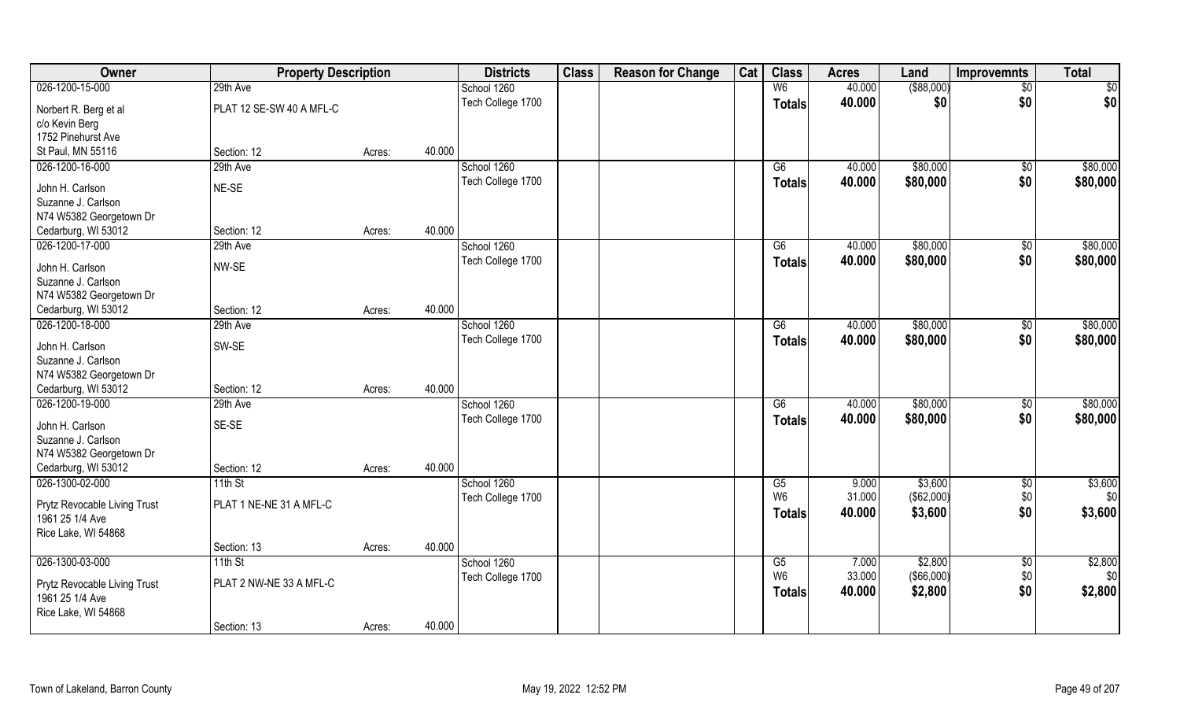| Owner | Property Description | | | Districts | Class | Reason for Change | Cat | Class | Acres | Land | Improvemnts | Total |
|---|---|---|---|---|---|---|---|---|---|---|---|---|
| 026-1200-15-000 | 29th Ave | | | School 1260 | | | | W6 | 40.000 | ($88,000) | $0 | $0 |
| Norbert R. Berg et al | PLAT 12 SE-SW 40 A MFL-C | | | Tech College 1700 | | | | **Totals** | **40.000** | **$0** | **$0** | **$0** |
| c/o Kevin Berg | | | | | | | | | | | | |
| 1752 Pinehurst Ave | | | | | | | | | | | | |
| St Paul, MN 55116 | Section: 12 | Acres: | 40.000 | | | | | | | | | |
| 026-1200-16-000 | 29th Ave | | | School 1260 | | | | G6 | 40.000 | $80,000 | $0 | $80,000 |
| John H. Carlson | NE-SE | | | Tech College 1700 | | | | **Totals** | **40.000** | **$80,000** | **$0** | **$80,000** |
| Suzanne J. Carlson | | | | | | | | | | | | |
| N74 W5382 Georgetown Dr | | | | | | | | | | | | |
| Cedarburg, WI 53012 | Section: 12 | Acres: | 40.000 | | | | | | | | | |
| 026-1200-17-000 | 29th Ave | | | School 1260 | | | | G6 | 40.000 | $80,000 | $0 | $80,000 |
| John H. Carlson | NW-SE | | | Tech College 1700 | | | | **Totals** | **40.000** | **$80,000** | **$0** | **$80,000** |
| Suzanne J. Carlson | | | | | | | | | | | | |
| N74 W5382 Georgetown Dr | | | | | | | | | | | | |
| Cedarburg, WI 53012 | Section: 12 | Acres: | 40.000 | | | | | | | | | |
| 026-1200-18-000 | 29th Ave | | | School 1260 | | | | G6 | 40.000 | $80,000 | $0 | $80,000 |
| John H. Carlson | SW-SE | | | Tech College 1700 | | | | **Totals** | **40.000** | **$80,000** | **$0** | **$80,000** |
| Suzanne J. Carlson | | | | | | | | | | | | |
| N74 W5382 Georgetown Dr | | | | | | | | | | | | |
| Cedarburg, WI 53012 | Section: 12 | Acres: | 40.000 | | | | | | | | | |
| 026-1200-19-000 | 29th Ave | | | School 1260 | | | | G6 | 40.000 | $80,000 | $0 | $80,000 |
| John H. Carlson | SE-SE | | | Tech College 1700 | | | | **Totals** | **40.000** | **$80,000** | **$0** | **$80,000** |
| Suzanne J. Carlson | | | | | | | | | | | | |
| N74 W5382 Georgetown Dr | | | | | | | | | | | | |
| Cedarburg, WI 53012 | Section: 12 | Acres: | 40.000 | | | | | | | | | |
| 026-1300-02-000 | 11th St | | | School 1260 | | | | G5 | 9.000 | $3,600 | $0 | $3,600 |
| Prytz Revocable Living Trust | PLAT 1 NE-NE 31 A MFL-C | | | Tech College 1700 | | | | W6 | 31.000 | ($62,000) | $0 | $0 |
| 1961 25 1/4 Ave | | | | | | | | **Totals** | **40.000** | **$3,600** | **$0** | **$3,600** |
| Rice Lake, WI 54868 | | | | | | | | | | | | |
| | Section: 13 | Acres: | 40.000 | | | | | | | | | |
| 026-1300-03-000 | 11th St | | | School 1260 | | | | G5 | 7.000 | $2,800 | $0 | $2,800 |
| Prytz Revocable Living Trust | PLAT 2 NW-NE 33 A MFL-C | | | Tech College 1700 | | | | W6 | 33.000 | ($66,000) | $0 | $0 |
| 1961 25 1/4 Ave | | | | | | | | **Totals** | **40.000** | **$2,800** | **$0** | **$2,800** |
| Rice Lake, WI 54868 | | | | | | | | | | | | |
| | Section: 13 | Acres: | 40.000 | | | | | | | | | |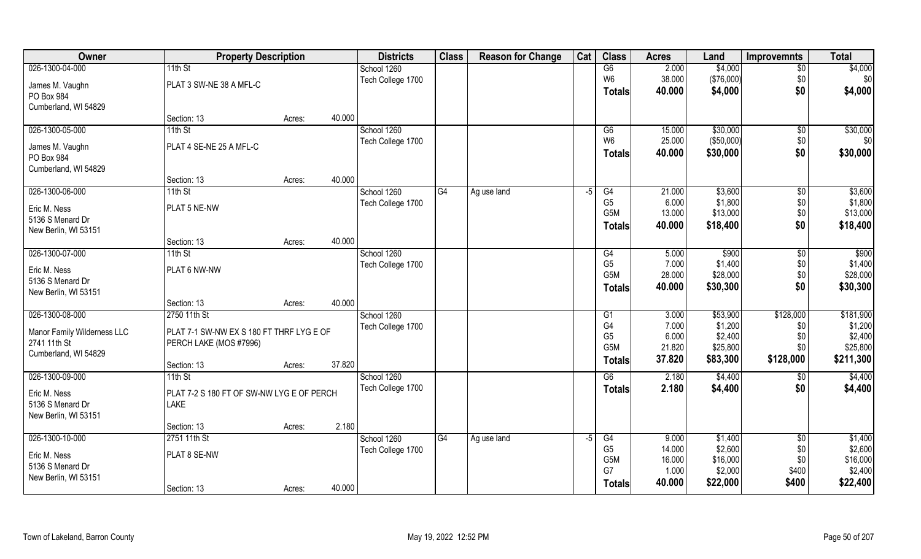| Owner | Property Description | | | Districts | Class | Reason for Change | Cat | Class | Acres | Land | Improvemnts | Total |
|---|---|---|---|---|---|---|---|---|---|---|---|---|
| 026-1300-04-000 | 11th St | | | School 1260 | | | | G6 | 2.000 | $4,000 | $0 | $4,000 |
| James M. Vaughn | PLAT 3 SW-NE 38 A MFL-C | | | Tech College 1700 | | | | W6 | 38.000 | ($76,000) | $0 | $0 |
| PO Box 984 | | | | | | | | **Totals** | **40.000** | **$4,000** | **$0** | **$4,000** |
| Cumberland, WI 54829 | | | | | | | | | | | | |
| | Section: 13 | Acres: | 40.000 | | | | | | | | | |
| 026-1300-05-000 | 11th St | | | School 1260 | | | | G6 | 15.000 | $30,000 | $0 | $30,000 |
| James M. Vaughn | PLAT 4 SE-NE 25 A MFL-C | | | Tech College 1700 | | | | W6 | 25.000 | ($50,000) | $0 | $0 |
| PO Box 984 | | | | | | | | **Totals** | **40.000** | **$30,000** | **$0** | **$30,000** |
| Cumberland, WI 54829 | | | | | | | | | | | | |
| | Section: 13 | Acres: | 40.000 | | | | | | | | | |
| 026-1300-06-000 | 11th St | | | School 1260 | G4 | Ag use land | -5 | G4 | 21.000 | $3,600 | $0 | $3,600 |
| Eric M. Ness | PLAT 5 NE-NW | | | Tech College 1700 | | | | G5 | 6.000 | $1,800 | $0 | $1,800 |
| 5136 S Menard Dr | | | | | | | | G5M | 13.000 | $13,000 | $0 | $13,000 |
| New Berlin, WI 53151 | | | | | | | | **Totals** | **40.000** | **$18,400** | **$0** | **$18,400** |
| | Section: 13 | Acres: | 40.000 | | | | | | | | | |
| 026-1300-07-000 | 11th St | | | School 1260 | | | | G4 | 5.000 | $900 | $0 | $900 |
| Eric M. Ness | PLAT 6 NW-NW | | | Tech College 1700 | | | | G5 | 7.000 | $1,400 | $0 | $1,400 |
| 5136 S Menard Dr | | | | | | | | G5M | 28.000 | $28,000 | $0 | $28,000 |
| New Berlin, WI 53151 | | | | | | | | **Totals** | **40.000** | **$30,300** | **$0** | **$30,300** |
| | Section: 13 | Acres: | 40.000 | | | | | | | | | |
| 026-1300-08-000 | 2750 11th St | | | School 1260 | | | | G1 | 3.000 | $53,900 | $128,000 | $181,900 |
| Manor Family Wilderness LLC | PLAT 7-1 SW-NW EX S 180 FT THRF LYG E OF | | | Tech College 1700 | | | | G4 | 7.000 | $1,200 | $0 | $1,200 |
| 2741 11th St | PERCH LAKE (MOS #7996) | | | | | | | G5 | 6.000 | $2,400 | $0 | $2,400 |
| Cumberland, WI 54829 | | | | | | | | G5M | 21.820 | $25,800 | $0 | $25,800 |
| | Section: 13 | Acres: | 37.820 | | | | | **Totals** | **37.820** | **$83,300** | **$128,000** | **$211,300** |
| 026-1300-09-000 | 11th St | | | School 1260 | | | | G6 | 2.180 | $4,400 | $0 | $4,400 |
| Eric M. Ness | PLAT 7-2 S 180 FT OF SW-NW LYG E OF PERCH | | | Tech College 1700 | | | | **Totals** | **2.180** | **$4,400** | **$0** | **$4,400** |
| 5136 S Menard Dr | LAKE | | | | | | | | | | | |
| New Berlin, WI 53151 | | | | | | | | | | | | |
| | Section: 13 | Acres: | 2.180 | | | | | | | | | |
| 026-1300-10-000 | 2751 11th St | | | School 1260 | G4 | Ag use land | -5 | G4 | 9.000 | $1,400 | $0 | $1,400 |
| Eric M. Ness | PLAT 8 SE-NW | | | Tech College 1700 | | | | G5 | 14.000 | $2,600 | $0 | $2,600 |
| 5136 S Menard Dr | | | | | | | | G5M | 16.000 | $16,000 | $0 | $16,000 |
| New Berlin, WI 53151 | | | | | | | | G7 | 1.000 | $2,000 | $400 | $2,400 |
| | Section: 13 | Acres: | 40.000 | | | | | **Totals** | **40.000** | **$22,000** | **$400** | **$22,400** |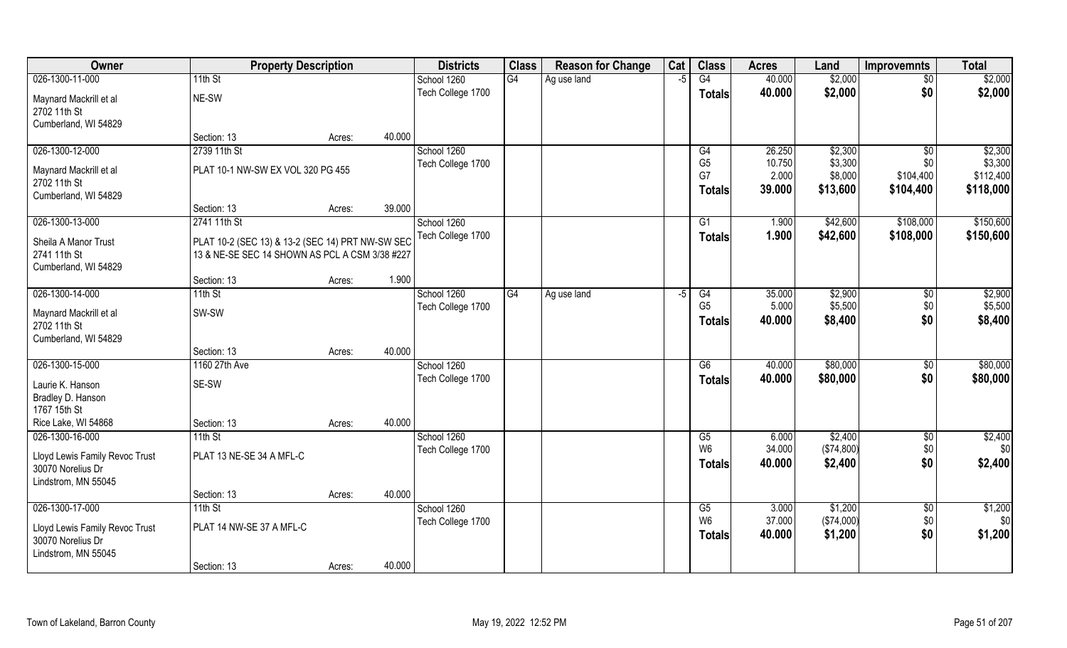| Owner | Property Description | | | Districts | Class | Reason for Change | Cat | Class | Acres | Land | Improvemnts | Total |
|---|---|---|---|---|---|---|---|---|---|---|---|---|
| 026-1300-11-000 | 11th St | | | School 1260 | G4 | Ag use land | -5 | G4 | 40.000 | $2,000 | $0 | $2,000 |
| Maynard Mackrill et al<br>2702 11th St<br>Cumberland, WI 54829 | NE-SW | | | Tech College 1700 | | | | **Totals** | **40.000** | **$2,000** | **$0** | **$2,000** |
| | Section: 13 | Acres: | 40.000 | | | | | | | | | |
| 026-1300-12-000 | 2739 11th St | | | School 1260 | | | | G4 | 26.250 | $2,300 | $0 | $2,300 |
| Maynard Mackrill et al<br>2702 11th St<br>Cumberland, WI 54829 | PLAT 10-1 NW-SW EX VOL 320 PG 455 | | | Tech College 1700 | | | | G5 | 10.750 | $3,300 | $0 | $3,300 |
| | | | | | | | | G7 | 2.000 | $8,000 | $104,400 | $112,400 |
| | | | | | | | | **Totals** | **39.000** | **$13,600** | **$104,400** | **$118,000** |
| | Section: 13 | Acres: | 39.000 | | | | | | | | | |
| 026-1300-13-000 | 2741 11th St | | | School 1260 | | | | G1 | 1.900 | $42,600 | $108,000 | $150,600 |
| Sheila A Manor Trust<br>2741 11th St<br>Cumberland, WI 54829 | PLAT 10-2 (SEC 13) & 13-2 (SEC 14) PRT NW-SW SEC 13 & NE-SE SEC 14 SHOWN AS PCL A CSM 3/38 #227 | | | Tech College 1700 | | | | **Totals** | **1.900** | **$42,600** | **$108,000** | **$150,600** |
| | Section: 13 | Acres: | 1.900 | | | | | | | | | |
| 026-1300-14-000 | 11th St | | | School 1260 | G4 | Ag use land | -5 | G4 | 35.000 | $2,900 | $0 | $2,900 |
| Maynard Mackrill et al<br>2702 11th St<br>Cumberland, WI 54829 | SW-SW | | | Tech College 1700 | | | | G5 | 5.000 | $5,500 | $0 | $5,500 |
| | | | | | | | | **Totals** | **40.000** | **$8,400** | **$0** | **$8,400** |
| | Section: 13 | Acres: | 40.000 | | | | | | | | | |
| 026-1300-15-000 | 1160 27th Ave | | | School 1260 | | | | G6 | 40.000 | $80,000 | $0 | $80,000 |
| Laurie K. Hanson<br>Bradley D. Hanson<br>1767 15th St<br>Rice Lake, WI 54868 | SE-SW | | | Tech College 1700 | | | | **Totals** | **40.000** | **$80,000** | **$0** | **$80,000** |
| | Section: 13 | Acres: | 40.000 | | | | | | | | | |
| 026-1300-16-000 | 11th St | | | School 1260 | | | | G5 | 6.000 | $2,400 | $0 | $2,400 |
| Lloyd Lewis Family Revoc Trust<br>30070 Norelius Dr<br>Lindstrom, MN 55045 | PLAT 13 NE-SE 34 A MFL-C | | | Tech College 1700 | | | | W6 | 34.000 | ($74,800) | $0 | $0 |
| | | | | | | | | **Totals** | **40.000** | **$2,400** | **$0** | **$2,400** |
| | Section: 13 | Acres: | 40.000 | | | | | | | | | |
| 026-1300-17-000 | 11th St | | | School 1260 | | | | G5 | 3.000 | $1,200 | $0 | $1,200 |
| Lloyd Lewis Family Revoc Trust<br>30070 Norelius Dr<br>Lindstrom, MN 55045 | PLAT 14 NW-SE 37 A MFL-C | | | Tech College 1700 | | | | W6 | 37.000 | ($74,000) | $0 | $0 |
| | | | | | | | | **Totals** | **40.000** | **$1,200** | **$0** | **$1,200** |
| | Section: 13 | Acres: | 40.000 | | | | | | | | | |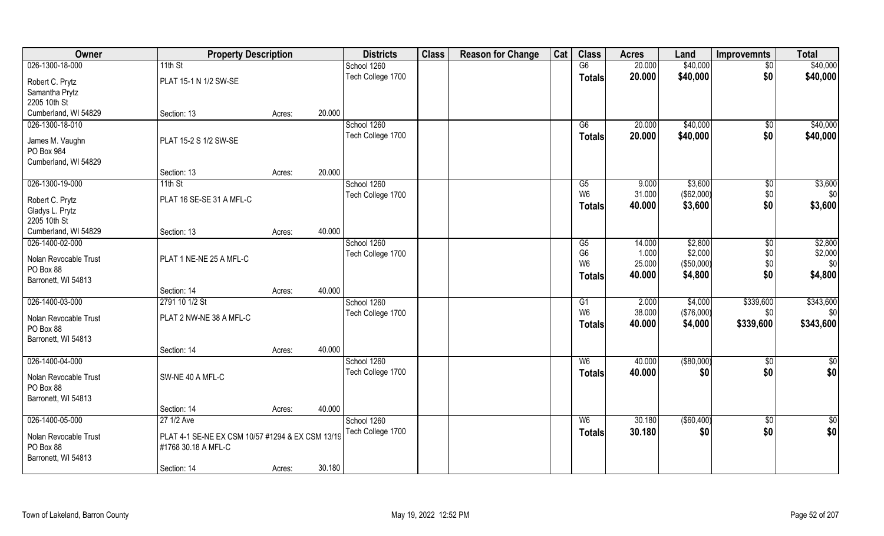| Owner | Property Description | | | Districts | Class | Reason for Change | Cat | Class | Acres | Land | Improvemnts | Total |
|---|---|---|---|---|---|---|---|---|---|---|---|---|
| 026-1300-18-000 | 11th St | | | School 1260 | | | | G6 | 20.000 | $40,000 | $0 | $40,000 |
| Robert C. Prytz | PLAT 15-1 N 1/2 SW-SE | | | Tech College 1700 | | | | **Totals** | **20.000** | **$40,000** | **$0** | **$40,000** |
| Samantha Prytz | | | | | | | | | | | | |
| 2205 10th St | | | | | | | | | | | | |
| Cumberland, WI 54829 | Section: 13 | Acres: | 20.000 | | | | | | | | | |
| 026-1300-18-010 | | | | School 1260 | | | | G6 | 20.000 | $40,000 | $0 | $40,000 |
| James M. Vaughn | PLAT 15-2 S 1/2 SW-SE | | | Tech College 1700 | | | | **Totals** | **20.000** | **$40,000** | **$0** | **$40,000** |
| PO Box 984 | | | | | | | | | | | | |
| Cumberland, WI 54829 | | | | | | | | | | | | |
| | Section: 13 | Acres: | 20.000 | | | | | | | | | |
| 026-1300-19-000 | 11th St | | | School 1260 | | | | G5 | 9.000 | $3,600 | $0 | $3,600 |
| Robert C. Prytz | PLAT 16 SE-SE 31 A MFL-C | | | Tech College 1700 | | | | W6 | 31.000 | ($62,000) | $0 | $0 |
| Gladys L. Prytz | | | | | | | | **Totals** | **40.000** | **$3,600** | **$0** | **$3,600** |
| 2205 10th St | | | | | | | | | | | | |
| Cumberland, WI 54829 | Section: 13 | Acres: | 40.000 | | | | | | | | | |
| 026-1400-02-000 | | | | School 1260 | | | | G5 | 14.000 | $2,800 | $0 | $2,800 |
| Nolan Revocable Trust | PLAT 1 NE-NE 25 A MFL-C | | | Tech College 1700 | | | | G6 | 1.000 | $2,000 | $0 | $2,000 |
| PO Box 88 | | | | | | | | W6 | 25.000 | ($50,000) | $0 | $0 |
| Barronett, WI 54813 | | | | | | | | **Totals** | **40.000** | **$4,800** | **$0** | **$4,800** |
| | Section: 14 | Acres: | 40.000 | | | | | | | | | |
| 026-1400-03-000 | 2791 10 1/2 St | | | School 1260 | | | | G1 | 2.000 | $4,000 | $339,600 | $343,600 |
| Nolan Revocable Trust | PLAT 2 NW-NE 38 A MFL-C | | | Tech College 1700 | | | | W6 | 38.000 | ($76,000) | $0 | $0 |
| PO Box 88 | | | | | | | | **Totals** | **40.000** | **$4,000** | **$339,600** | **$343,600** |
| Barronett, WI 54813 | | | | | | | | | | | | |
| | Section: 14 | Acres: | 40.000 | | | | | | | | | |
| 026-1400-04-000 | | | | School 1260 | | | | W6 | 40.000 | ($80,000) | $0 | $0 |
| Nolan Revocable Trust | SW-NE 40 A MFL-C | | | Tech College 1700 | | | | **Totals** | **40.000** | **$0** | **$0** | **$0** |
| PO Box 88 | | | | | | | | | | | | |
| Barronett, WI 54813 | | | | | | | | | | | | |
| | Section: 14 | Acres: | 40.000 | | | | | | | | | |
| 026-1400-05-000 | 27 1/2 Ave | | | School 1260 | | | | W6 | 30.180 | ($60,400) | $0 | $0 |
| Nolan Revocable Trust | PLAT 4-1 SE-NE EX CSM 10/57 #1294 & EX CSM 13/19 | | | Tech College 1700 | | | | **Totals** | **30.180** | **$0** | **$0** | **$0** |
| PO Box 88 | #1768 30.18 A MFL-C | | | | | | | | | | | |
| Barronett, WI 54813 | | | | | | | | | | | | |
| | Section: 14 | Acres: | 30.180 | | | | | | | | | |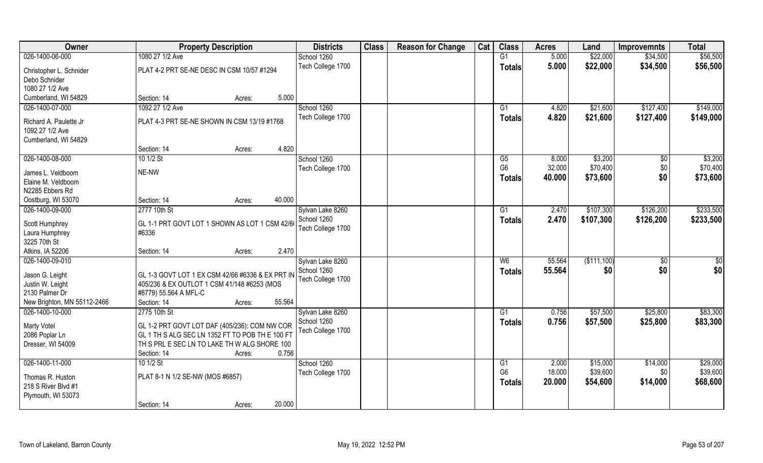| Owner | Property Description | Districts | Class | Reason for Change | Cat | Class | Acres | Land | Improvemnts | Total |
|---|---|---|---|---|---|---|---|---|---|---|
| 026-1400-06-000<br>Christopher L. Schnider<br>Debo Schnider<br>1080 27 1/2 Ave<br>Cumberland, WI 54829 | 1080 27 1/2 Ave<br>PLAT 4-2 PRT SE-NE DESC IN CSM 10/57 #1294<br>Section: 14 Acres: 5.000 | School 1260<br>Tech College 1700 | | | | G1<br>**Totals** | 5.000<br>**5.000** | \$22,000<br>**\$22,000** | \$34,500<br>**\$34,500** | \$56,500<br>**\$56,500** |
| 026-1400-07-000<br>Richard A. Paulette Jr<br>1092 27 1/2 Ave<br>Cumberland, WI 54829 | 1092 27 1/2 Ave<br>PLAT 4-3 PRT SE-NE SHOWN IN CSM 13/19 #1768<br>Section: 14 Acres: 4.820 | School 1260<br>Tech College 1700 | | | | G1<br>**Totals** | 4.820<br>**4.820** | \$21,600<br>**\$21,600** | \$127,400<br>**\$127,400** | \$149,000<br>**\$149,000** |
| 026-1400-08-000<br>James L. Veldboom<br>Elaine M. Veldboom<br>N2285 Ebbers Rd<br>Oostburg, WI 53070 | 10 1/2 St<br>NE-NW<br>Section: 14 Acres: 40.000 | School 1260<br>Tech College 1700 | | | | G5<br>G6<br>**Totals** | 8.000<br>32.000<br>**40.000** | \$3,200<br>\$70,400<br>**\$73,600** | \$0<br>\$0<br>**\$0** | \$3,200<br>\$70,400<br>**\$73,600** |
| 026-1400-09-000<br>Scott Humphrey<br>Laura Humphrey<br>3225 70th St<br>Atkins, IA 52206 | 2777 10th St<br>GL 1-1 PRT GOVT LOT 1 SHOWN AS LOT 1 CSM 42/6( #6336<br>Section: 14 Acres: 2.470 | Sylvan Lake 8260<br>School 1260<br>Tech College 1700 | | | | G1<br>**Totals** | 2.470<br>**2.470** | \$107,300<br>**\$107,300** | \$126,200<br>**\$126,200** | \$233,500<br>**\$233,500** |
| 026-1400-09-010<br>Jason G. Leight<br>Justin W. Leight<br>2130 Palmer Dr<br>New Brighton, MN 55112-2466 | GL 1-3 GOVT LOT 1 EX CSM 42/66 #6336 & EX PRT IN 405/236 & EX OUTLOT 1 CSM 41/148 #6253 (MOS #8779) 55.564 A MFL-C<br>Section: 14 Acres: 55.564 | Sylvan Lake 8260<br>School 1260<br>Tech College 1700 | | | | W6<br>**Totals** | 55.564<br>**55.564** | (\$111,100)<br>**\$0** | \$0<br>**\$0** | \$0<br>**\$0** |
| 026-1400-10-000<br>Marty Votel<br>2086 Poplar Ln<br>Dresser, WI 54009 | 2775 10th St<br>GL 1-2 PRT GOVT LOT DAF (405/236): COM NW COR GL 1 TH S ALG SEC LN 1352 FT TO POB TH E 100 FT TH S PRL E SEC LN TO LAKE TH W ALG SHORE 100<br>Section: 14 Acres: 0.756 | Sylvan Lake 8260<br>School 1260<br>Tech College 1700 | | | | G1<br>**Totals** | 0.756<br>**0.756** | \$57,500<br>**\$57,500** | \$25,800<br>**\$25,800** | \$83,300<br>**\$83,300** |
| 026-1400-11-000<br>Thomas R. Huston<br>218 S River Blvd #1<br>Plymouth, WI 53073 | 10 1/2 St<br>PLAT 8-1 N 1/2 SE-NW (MOS #6857)<br>Section: 14 Acres: 20.000 | School 1260<br>Tech College 1700 | | | | G1<br>G6<br>**Totals** | 2.000<br>18.000<br>**20.000** | \$15,000<br>\$39,600<br>**\$54,600** | \$14,000<br>\$0<br>**\$14,000** | \$29,000<br>\$39,600<br>**\$68,600** |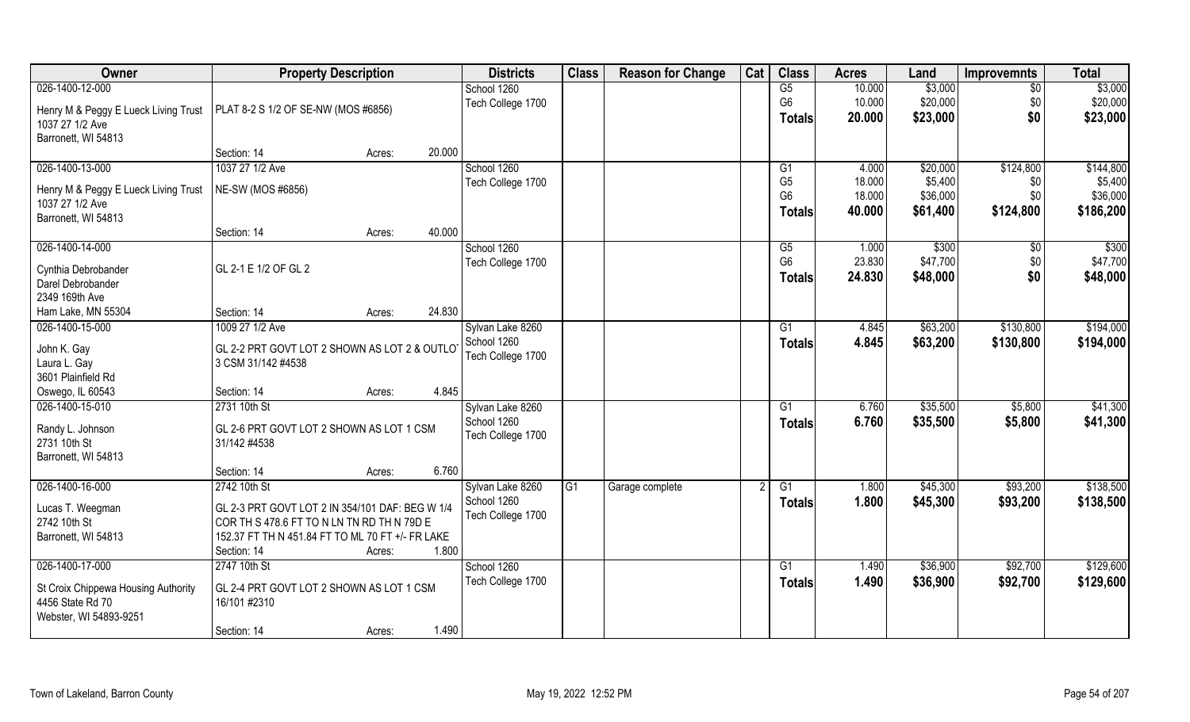| Owner | Property Description | | Districts | Class | Reason for Change | Cat | Class | Acres | Land | Improvemnts | Total |
|---|---|---|---|---|---|---|---|---|---|---|---|
| 026-1400-12-000<br><br>Henry M & Peggy E Lueck Living Trust<br>1037 27 1/2 Ave<br>Barronett, WI 54813 | PLAT 8-2 S 1/2 OF SE-NW (MOS #6856)<br><br>Section: 14 | Acres: 20.000 | School 1260<br>Tech College 1700 | | | | G5<br>G6<br>**Totals** | 10.000<br>10.000<br>**20.000** | $3,000<br>$20,000<br>**$23,000** | $0<br>$0<br>**$0** | $3,000<br>$20,000<br>**$23,000** |
| 026-1400-13-000<br><br>Henry M & Peggy E Lueck Living Trust<br>1037 27 1/2 Ave<br>Barronett, WI 54813 | 1037 27 1/2 Ave<br>NE-SW (MOS #6856)<br><br>Section: 14 | Acres: 40.000 | School 1260<br>Tech College 1700 | | | | G1<br>G5<br>G6<br>**Totals** | 4.000<br>18.000<br>18.000<br>**40.000** | $20,000<br>$5,400<br>$36,000<br>**$61,400** | $124,800<br>$0<br>$0<br>**$124,800** | $144,800<br>$5,400<br>$36,000<br>**$186,200** |
| 026-1400-14-000<br><br>Cynthia Debrobander<br>Darel Debrobander<br>2349 169th Ave<br>Ham Lake, MN 55304 | GL 2-1 E 1/2 OF GL 2<br><br>Section: 14 | Acres: 24.830 | School 1260<br>Tech College 1700 | | | | G5<br>G6<br>**Totals** | 1.000<br>23.830<br>**24.830** | $300<br>$47,700<br>**$48,000** | $0<br>$0<br>**$0** | $300<br>$47,700<br>**$48,000** |
| 026-1400-15-000<br><br>John K. Gay<br>Laura L. Gay<br>3601 Plainfield Rd<br>Oswego, IL 60543 | 1009 27 1/2 Ave<br>GL 2-2 PRT GOVT LOT 2 SHOWN AS LOT 2 & OUTLOT 3 CSM 31/142 #4538<br><br>Section: 14 | Acres: 4.845 | Sylvan Lake 8260<br>School 1260<br>Tech College 1700 | | | | G1<br>**Totals** | 4.845<br>**4.845** | $63,200<br>**$63,200** | $130,800<br>**$130,800** | $194,000<br>**$194,000** |
| 026-1400-15-010<br><br>Randy L. Johnson<br>2731 10th St<br>Barronett, WI 54813 | 2731 10th St<br>GL 2-6 PRT GOVT LOT 2 SHOWN AS LOT 1 CSM 31/142 #4538<br><br>Section: 14 | Acres: 6.760 | Sylvan Lake 8260<br>School 1260<br>Tech College 1700 | | | | G1<br>**Totals** | 6.760<br>**6.760** | $35,500<br>**$35,500** | $5,800<br>**$5,800** | $41,300<br>**$41,300** |
| 026-1400-16-000<br><br>Lucas T. Weegman<br>2742 10th St<br>Barronett, WI 54813 | 2742 10th St<br>GL 2-3 PRT GOVT LOT 2 IN 354/101 DAF: BEG W 1/4 COR TH S 478.6 FT TO N LN TN RD TH N 79D E 152.37 FT TH N 451.84 FT TO ML 70 FT +/- FR LAKE<br>Section: 14 | Acres: 1.800 | Sylvan Lake 8260<br>School 1260<br>Tech College 1700 | G1 | Garage complete | 2 | G1<br>**Totals** | 1.800<br>**1.800** | $45,300<br>**$45,300** | $93,200<br>**$93,200** | $138,500<br>**$138,500** |
| 026-1400-17-000<br><br>St Croix Chippewa Housing Authority<br>4456 State Rd 70<br>Webster, WI 54893-9251 | 2747 10th St<br>GL 2-4 PRT GOVT LOT 2 SHOWN AS LOT 1 CSM 16/101 #2310<br><br>Section: 14 | Acres: 1.490 | School 1260<br>Tech College 1700 | | | | G1<br>**Totals** | 1.490<br>**1.490** | $36,900<br>**$36,900** | $92,700<br>**$92,700** | $129,600<br>**$129,600** |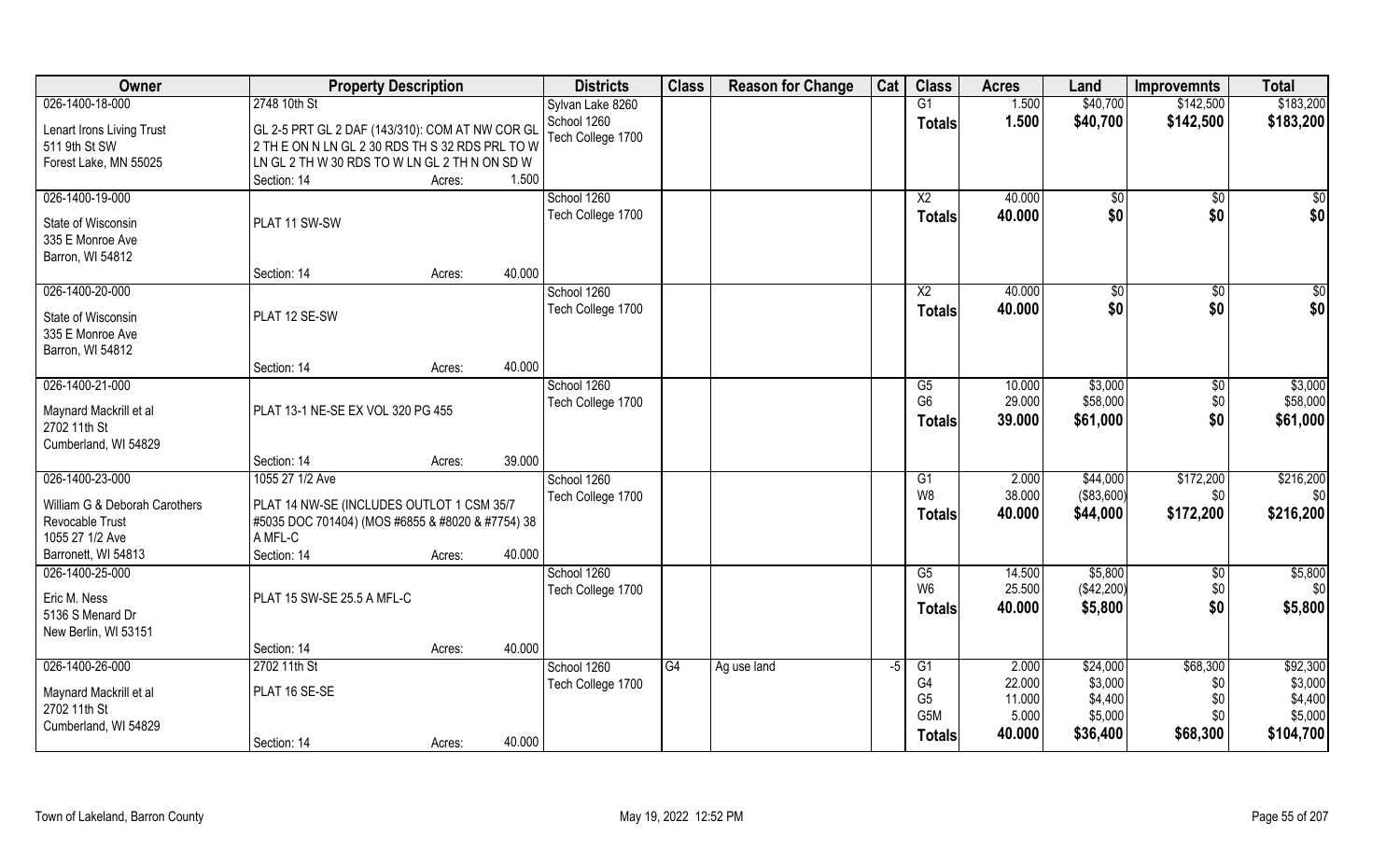| Owner | Property Description | Districts | Class | Reason for Change | Cat | Class | Acres | Land | Improvemnts | Total |
|---|---|---|---|---|---|---|---|---|---|---|
| 026-1400-18-000<br>Lenart Irons Living Trust<br>511 9th St SW<br>Forest Lake, MN 55025 | 2748 10th St<br>GL 2-5 PRT GL 2 DAF (143/310): COM AT NW COR GL 2 TH E ON N LN GL 2 30 RDS TH S 32 RDS PRL TO W LN GL 2 TH W 30 RDS TO W LN GL 2 TH N ON SD W<br>Section: 14 Acres: 1.500 | Sylvan Lake 8260<br>School 1260<br>Tech College 1700 | | | | G1<br>**Totals** | 1.500<br>**1.500** | $40,700<br>**$40,700** | $142,500<br>**$142,500** | $183,200<br>**$183,200** |
| 026-1400-19-000<br>State of Wisconsin<br>335 E Monroe Ave<br>Barron, WI 54812 | PLAT 11 SW-SW<br>Section: 14 Acres: 40.000 | School 1260<br>Tech College 1700 | | | | X2<br>**Totals** | 40.000<br>**40.000** | $0<br>**$0** | $0<br>**$0** | $0<br>**$0** |
| 026-1400-20-000<br>State of Wisconsin<br>335 E Monroe Ave<br>Barron, WI 54812 | PLAT 12 SE-SW<br>Section: 14 Acres: 40.000 | School 1260<br>Tech College 1700 | | | | X2<br>**Totals** | 40.000<br>**40.000** | $0<br>**$0** | $0<br>**$0** | $0<br>**$0** |
| 026-1400-21-000<br>Maynard Mackrill et al<br>2702 11th St<br>Cumberland, WI 54829 | PLAT 13-1 NE-SE EX VOL 320 PG 455<br>Section: 14 Acres: 39.000 | School 1260<br>Tech College 1700 | | | | G5<br>G6<br>**Totals** | 10.000<br>29.000<br>**39.000** | $3,000<br>$58,000<br>**$61,000** | $0<br>$0<br>**$0** | $3,000<br>$58,000<br>**$61,000** |
| 026-1400-23-000<br>William G & Deborah Carothers Revocable Trust<br>1055 27 1/2 Ave<br>Barronett, WI 54813 | 1055 27 1/2 Ave<br>PLAT 14 NW-SE (INCLUDES OUTLOT 1 CSM 35/7 #5035 DOC 701404) (MOS #6855 & #8020 & #7754) 38 A MFL-C<br>Section: 14 Acres: 40.000 | School 1260<br>Tech College 1700 | | | | G1<br>W8<br>**Totals** | 2.000<br>38.000<br>**40.000** | $44,000<br>($83,600)<br>**$44,000** | $172,200<br>$0<br>**$172,200** | $216,200<br>$0<br>**$216,200** |
| 026-1400-25-000<br>Eric M. Ness<br>5136 S Menard Dr<br>New Berlin, WI 53151 | PLAT 15 SW-SE 25.5 A MFL-C<br>Section: 14 Acres: 40.000 | School 1260<br>Tech College 1700 | | | | G5<br>W6<br>**Totals** | 14.500<br>25.500<br>**40.000** | $5,800<br>($42,200)<br>**$5,800** | $0<br>$0<br>**$0** | $5,800<br>$0<br>**$5,800** |
| 026-1400-26-000<br>Maynard Mackrill et al<br>2702 11th St<br>Cumberland, WI 54829 | 2702 11th St<br>PLAT 16 SE-SE<br>Section: 14 Acres: 40.000 | School 1260<br>Tech College 1700 | G4 | Ag use land | -5 | G1<br>G4<br>G5<br>G5M<br>**Totals** | 2.000<br>22.000<br>11.000<br>5.000<br>**40.000** | $24,000<br>$3,000<br>$4,400<br>$5,000<br>**$36,400** | $68,300<br>$0<br>$0<br>$0<br>**$68,300** | $92,300<br>$3,000<br>$4,400<br>$5,000<br>**$104,700** |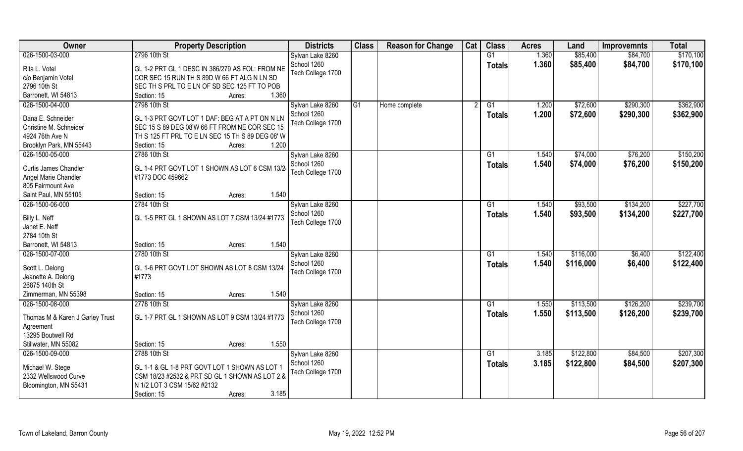| Owner | Property Description | Districts | Class | Reason for Change | Cat | Class | Acres | Land | Improvemnts | Total |
|---|---|---|---|---|---|---|---|---|---|---|
| 026-1500-03-000<br>Rita L. Votel<br>c/o Benjamin Votel<br>2796 10th St<br>Barronett, WI 54813 | 2796 10th St<br>GL 1-2 PRT GL 1 DESC IN 386/279 AS FOL: FROM NE COR SEC 15 RUN TH S 89D W 66 FT ALG N LN SD SEC TH S PRL TO E LN OF SD SEC 125 FT TO POB<br>Section: 15 Acres: 1.360 | Sylvan Lake 8260<br>School 1260<br>Tech College 1700 | | | | G1<br>**Totals** | 1.360<br>**1.360** | $85,400<br>**$85,400** | $84,700<br>**$84,700** | $170,100<br>**$170,100** |
| 026-1500-04-000<br>Dana E. Schneider<br>Christine M. Schneider<br>4924 76th Ave N<br>Brooklyn Park, MN 55443 | 2798 10th St<br>GL 1-3 PRT GOVT LOT 1 DAF: BEG AT A PT ON N LN SEC 15 S 89 DEG 08'W 66 FT FROM NE COR SEC 15 TH S 125 FT PRL TO E LN SEC 15 TH S 89 DEG 08' W<br>Section: 15 Acres: 1.200 | Sylvan Lake 8260<br>School 1260<br>Tech College 1700 | G1 | Home complete | 2 | G1<br>**Totals** | 1.200<br>**1.200** | $72,600<br>**$72,600** | $290,300<br>**$290,300** | $362,900<br>**$362,900** |
| 026-1500-05-000<br>Curtis James Chandler<br>Angel Marie Chandler<br>805 Fairmount Ave<br>Saint Paul, MN 55105 | 2786 10th St<br>GL 1-4 PRT GOVT LOT 1 SHOWN AS LOT 6 CSM 13/24 #1773 DOC 459662<br>Section: 15 Acres: 1.540 | Sylvan Lake 8260<br>School 1260<br>Tech College 1700 | | | | G1<br>**Totals** | 1.540<br>**1.540** | $74,000<br>**$74,000** | $76,200<br>**$76,200** | $150,200<br>**$150,200** |
| 026-1500-06-000<br>Billy L. Neff<br>Janet E. Neff<br>2784 10th St<br>Barronett, WI 54813 | 2784 10th St<br>GL 1-5 PRT GL 1 SHOWN AS LOT 7 CSM 13/24 #1773<br>Section: 15 Acres: 1.540 | Sylvan Lake 8260<br>School 1260<br>Tech College 1700 | | | | G1<br>**Totals** | 1.540<br>**1.540** | $93,500<br>**$93,500** | $134,200<br>**$134,200** | $227,700<br>**$227,700** |
| 026-1500-07-000<br>Scott L. Delong<br>Jeanette A. Delong<br>26875 140th St<br>Zimmerman, MN 55398 | 2780 10th St<br>GL 1-6 PRT GOVT LOT SHOWN AS LOT 8 CSM 13/24 #1773<br>Section: 15 Acres: 1.540 | Sylvan Lake 8260<br>School 1260<br>Tech College 1700 | | | | G1<br>**Totals** | 1.540<br>**1.540** | $116,000<br>**$116,000** | $6,400<br>**$6,400** | $122,400<br>**$122,400** |
| 026-1500-08-000<br>Thomas M & Karen J Garley Trust Agreement<br>13295 Boutwell Rd<br>Stillwater, MN 55082 | 2778 10th St<br>GL 1-7 PRT GL 1 SHOWN AS LOT 9 CSM 13/24 #1773<br>Section: 15 Acres: 1.550 | Sylvan Lake 8260<br>School 1260<br>Tech College 1700 | | | | G1<br>**Totals** | 1.550<br>**1.550** | $113,500<br>**$113,500** | $126,200<br>**$126,200** | $239,700<br>**$239,700** |
| 026-1500-09-000<br>Michael W. Stege<br>2332 Wellswood Curve<br>Bloomington, MN 55431 | 2788 10th St<br>GL 1-1 & GL 1-8 PRT GOVT LOT 1 SHOWN AS LOT 1 CSM 18/23 #2532 & PRT SD GL 1 SHOWN AS LOT 2 & N 1/2 LOT 3 CSM 15/62 #2132<br>Section: 15 Acres: 3.185 | Sylvan Lake 8260<br>School 1260<br>Tech College 1700 | | | | G1<br>**Totals** | 3.185<br>**3.185** | $122,800<br>**$122,800** | $84,500<br>**$84,500** | $207,300<br>**$207,300** |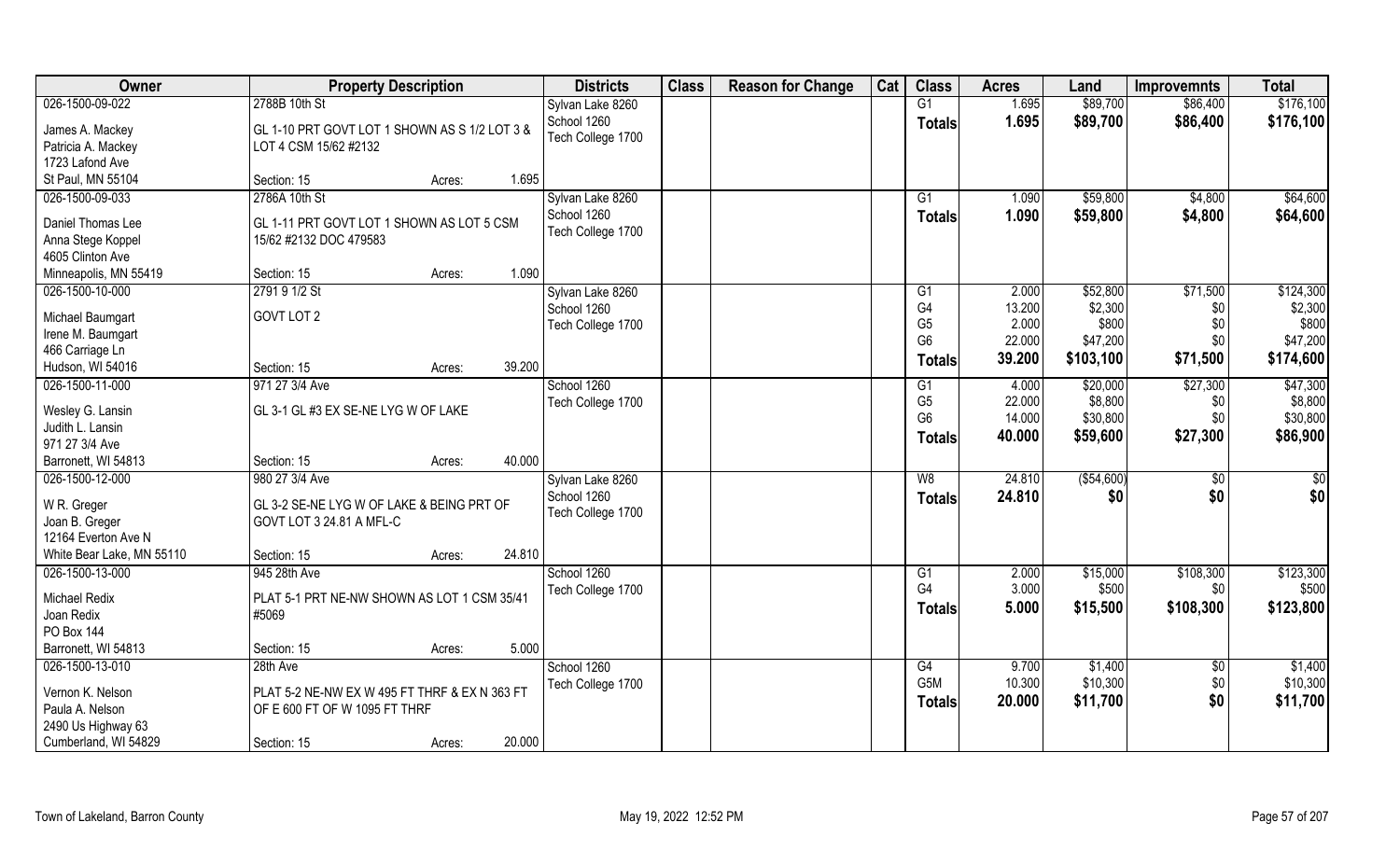| Owner | Property Description | | | Districts | Class | Reason for Change | Cat | Class | Acres | Land | Improvemnts | Total |
|---|---|---|---|---|---|---|---|---|---|---|---|---|
| 026-1500-09-022 | 2788B 10th St | | | Sylvan Lake 8260 | | | | G1 | 1.695 | $89,700 | $86,400 | $176,100 |
| James A. Mackey | GL 1-10 PRT GOVT LOT 1 SHOWN AS S 1/2 LOT 3 & | | | School 1260 | | | | **Totals** | **1.695** | **$89,700** | **$86,400** | **$176,100** |
| Patricia A. Mackey | LOT 4 CSM 15/62 #2132 | | | Tech College 1700 | | | | | | | | |
| 1723 Lafond Ave | | | | | | | | | | | | |
| St Paul, MN 55104 | Section: 15 | Acres: | 1.695 | | | | | | | | | |
| 026-1500-09-033 | 2786A 10th St | | | Sylvan Lake 8260 | | | | G1 | 1.090 | $59,800 | $4,800 | $64,600 |
| Daniel Thomas Lee | GL 1-11 PRT GOVT LOT 1 SHOWN AS LOT 5 CSM | | | School 1260 | | | | **Totals** | **1.090** | **$59,800** | **$4,800** | **$64,600** |
| Anna Stege Koppel | 15/62 #2132 DOC 479583 | | | Tech College 1700 | | | | | | | | |
| 4605 Clinton Ave | | | | | | | | | | | | |
| Minneapolis, MN 55419 | Section: 15 | Acres: | 1.090 | | | | | | | | | |
| 026-1500-10-000 | 2791 9 1/2 St | | | Sylvan Lake 8260 | | | | G1 | 2.000 | $52,800 | $71,500 | $124,300 |
| Michael Baumgart | GOVT LOT 2 | | | School 1260 | | | | G4 | 13.200 | $2,300 | $0 | $2,300 |
| Irene M. Baumgart | | | | Tech College 1700 | | | | G5 | 2.000 | $800 | $0 | $800 |
| 466 Carriage Ln | | | | | | | | G6 | 22.000 | $47,200 | $0 | $47,200 |
| Hudson, WI 54016 | Section: 15 | Acres: | 39.200 | | | | | **Totals** | **39.200** | **$103,100** | **$71,500** | **$174,600** |
| 026-1500-11-000 | 971 27 3/4 Ave | | | School 1260 | | | | G1 | 4.000 | $20,000 | $27,300 | $47,300 |
| Wesley G. Lansin | GL 3-1 GL #3 EX SE-NE LYG W OF LAKE | | | Tech College 1700 | | | | G5 | 22.000 | $8,800 | $0 | $8,800 |
| Judith L. Lansin | | | | | | | | G6 | 14.000 | $30,800 | $0 | $30,800 |
| 971 27 3/4 Ave | | | | | | | | **Totals** | **40.000** | **$59,600** | **$27,300** | **$86,900** |
| Barronett, WI 54813 | Section: 15 | Acres: | 40.000 | | | | | | | | | |
| 026-1500-12-000 | 980 27 3/4 Ave | | | Sylvan Lake 8260 | | | | W8 | 24.810 | ($54,600) | $0 | $0 |
| W R. Greger | GL 3-2 SE-NE LYG W OF LAKE & BEING PRT OF | | | School 1260 | | | | **Totals** | **24.810** | **$0** | **$0** | **$0** |
| Joan B. Greger | GOVT LOT 3 24.81 A MFL-C | | | Tech College 1700 | | | | | | | | |
| 12164 Everton Ave N | | | | | | | | | | | | |
| White Bear Lake, MN 55110 | Section: 15 | Acres: | 24.810 | | | | | | | | | |
| 026-1500-13-000 | 945 28th Ave | | | School 1260 | | | | G1 | 2.000 | $15,000 | $108,300 | $123,300 |
| Michael Redix | PLAT 5-1 PRT NE-NW SHOWN AS LOT 1 CSM 35/41 | | | Tech College 1700 | | | | G4 | 3.000 | $500 | $0 | $500 |
| Joan Redix | #5069 | | | | | | | **Totals** | **5.000** | **$15,500** | **$108,300** | **$123,800** |
| PO Box 144 | | | | | | | | | | | | |
| Barronett, WI 54813 | Section: 15 | Acres: | 5.000 | | | | | | | | | |
| 026-1500-13-010 | 28th Ave | | | School 1260 | | | | G4 | 9.700 | $1,400 | $0 | $1,400 |
| Vernon K. Nelson | PLAT 5-2 NE-NW EX W 495 FT THRF & EX N 363 FT | | | Tech College 1700 | | | | G5M | 10.300 | $10,300 | $0 | $10,300 |
| Paula A. Nelson | OF E 600 FT OF W 1095 FT THRF | | | | | | | **Totals** | **20.000** | **$11,700** | **$0** | **$11,700** |
| 2490 Us Highway 63 | | | | | | | | | | | | |
| Cumberland, WI 54829 | Section: 15 | Acres: | 20.000 | | | | | | | | | |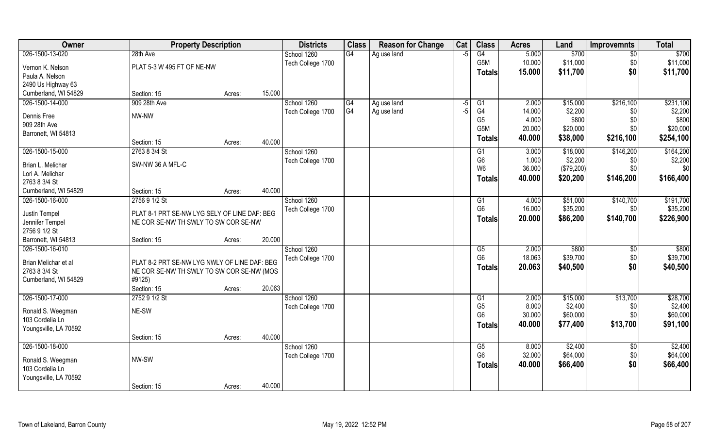| Owner | Property Description | | Districts | Class | Reason for Change | Cat | Class | Acres | Land | Improvemnts | Total |
|---|---|---|---|---|---|---|---|---|---|---|---|
| 026-1500-13-020 | 28th Ave | | School 1260 | G4 | Ag use land | -5 | G4 | 5.000 | $700 | $0 | $700 |
| Vernon K. Nelson | PLAT 5-3 W 495 FT OF NE-NW | | Tech College 1700 | | | | G5M | 10.000 | $11,000 | $0 | $11,000 |
| Paula A. Nelson | | | | | | | **Totals** | **15.000** | **$11,700** | **$0** | **$11,700** |
| 2490 Us Highway 63 | | | | | | | | | | | |
| Cumberland, WI 54829 | Section: 15 | Acres: 15.000 | | | | | | | | | |
| 026-1500-14-000 | 909 28th Ave | | School 1260 | G4 | Ag use land | -5 | G1 | 2.000 | $15,000 | $216,100 | $231,100 |
| Dennis Free | NW-NW | | Tech College 1700 | G4 | Ag use land | -5 | G4 | 14.000 | $2,200 | $0 | $2,200 |
| 909 28th Ave | | | | | | | G5 | 4.000 | $800 | $0 | $800 |
| Barronett, WI 54813 | | | | | | | G5M | 20.000 | $20,000 | $0 | $20,000 |
| | Section: 15 | Acres: 40.000 | | | | | **Totals** | **40.000** | **$38,000** | **$216,100** | **$254,100** |
| 026-1500-15-000 | 2763 8 3/4 St | | School 1260 | | | | G1 | 3.000 | $18,000 | $146,200 | $164,200 |
| Brian L. Melichar | SW-NW 36 A MFL-C | | Tech College 1700 | | | | G6 | 1.000 | $2,200 | $0 | $2,200 |
| Lori A. Melichar | | | | | | | W6 | 36.000 | ($79,200) | $0 | $0 |
| 2763 8 3/4 St | | | | | | | **Totals** | **40.000** | **$20,200** | **$146,200** | **$166,400** |
| Cumberland, WI 54829 | Section: 15 | Acres: 40.000 | | | | | | | | | |
| 026-1500-16-000 | 2756 9 1/2 St | | School 1260 | | | | G1 | 4.000 | $51,000 | $140,700 | $191,700 |
| Justin Tempel | PLAT 8-1 PRT SE-NW LYG SELY OF LINE DAF: BEG | | Tech College 1700 | | | | G6 | 16.000 | $35,200 | $0 | $35,200 |
| Jennifer Tempel | NE COR SE-NW TH SWLY TO SW COR SE-NW | | | | | | **Totals** | **20.000** | **$86,200** | **$140,700** | **$226,900** |
| 2756 9 1/2 St | | | | | | | | | | | |
| Barronett, WI 54813 | Section: 15 | Acres: 20.000 | | | | | | | | | |
| 026-1500-16-010 | | | School 1260 | | | | G5 | 2.000 | $800 | $0 | $800 |
| Brian Melichar et al | PLAT 8-2 PRT SE-NW LYG NWLY OF LINE DAF: BEG | | Tech College 1700 | | | | G6 | 18.063 | $39,700 | $0 | $39,700 |
| 2763 8 3/4 St | NE COR SE-NW TH SWLY TO SW COR SE-NW (MOS | | | | | | **Totals** | **20.063** | **$40,500** | **$0** | **$40,500** |
| Cumberland, WI 54829 | #9125) | | | | | | | | | | |
| | Section: 15 | Acres: 20.063 | | | | | | | | | |
| 026-1500-17-000 | 2752 9 1/2 St | | School 1260 | | | | G1 | 2.000 | $15,000 | $13,700 | $28,700 |
| Ronald S. Weegman | NE-SW | | Tech College 1700 | | | | G5 | 8.000 | $2,400 | $0 | $2,400 |
| 103 Cordelia Ln | | | | | | | G6 | 30.000 | $60,000 | $0 | $60,000 |
| Youngsville, LA 70592 | | | | | | | **Totals** | **40.000** | **$77,400** | **$13,700** | **$91,100** |
| | Section: 15 | Acres: 40.000 | | | | | | | | | |
| 026-1500-18-000 | | | School 1260 | | | | G5 | 8.000 | $2,400 | $0 | $2,400 |
| Ronald S. Weegman | NW-SW | | Tech College 1700 | | | | G6 | 32.000 | $64,000 | $0 | $64,000 |
| 103 Cordelia Ln | | | | | | | **Totals** | **40.000** | **$66,400** | **$0** | **$66,400** |
| Youngsville, LA 70592 | | | | | | | | | | | |
| | Section: 15 | Acres: 40.000 | | | | | | | | | |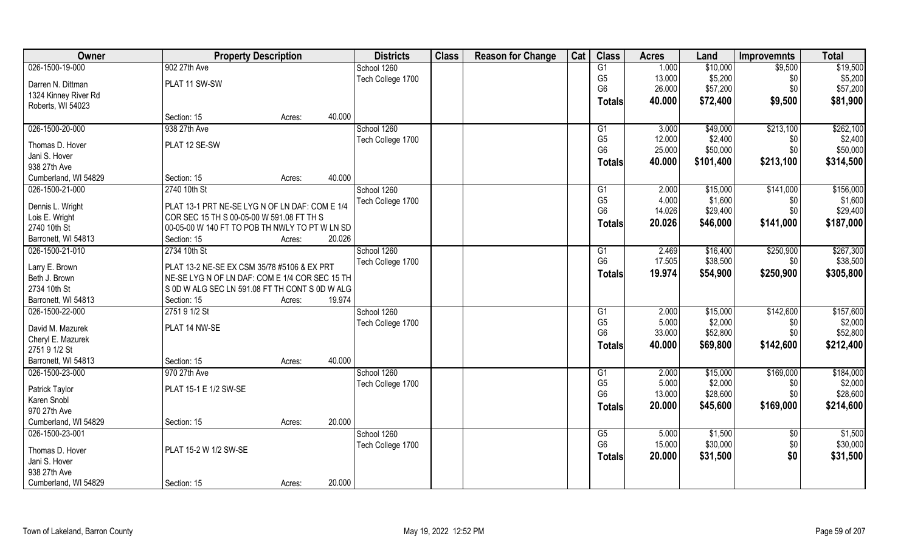| Owner | Property Description | | Districts | Class | Reason for Change | Cat | Class | Acres | Land | Improvemnts | Total |
|---|---|---|---|---|---|---|---|---|---|---|---|
| 026-1500-19-000 | 902 27th Ave | | School 1260 | | | | G1 | 1.000 | $10,000 | $9,500 | $19,500 |
| Darren N. Dittman | PLAT 11 SW-SW | | Tech College 1700 | | | | G5 | 13.000 | $5,200 | $0 | $5,200 |
| 1324 Kinney River Rd | | | | | | | G6 | 26.000 | $57,200 | $0 | $57,200 |
| Roberts, WI 54023 | | | | | | | Totals | 40.000 | $72,400 | $9,500 | $81,900 |
| | Section: 15 | Acres: 40.000 | | | | | | | | | |
| 026-1500-20-000 | 938 27th Ave | | School 1260 | | | | G1 | 3.000 | $49,000 | $213,100 | $262,100 |
| Thomas D. Hover | PLAT 12 SE-SW | | Tech College 1700 | | | | G5 | 12.000 | $2,400 | $0 | $2,400 |
| Jani S. Hover | | | | | | | G6 | 25.000 | $50,000 | $0 | $50,000 |
| 938 27th Ave | | | | | | | Totals | 40.000 | $101,400 | $213,100 | $314,500 |
| Cumberland, WI 54829 | Section: 15 | Acres: 40.000 | | | | | | | | | |
| 026-1500-21-000 | 2740 10th St | | School 1260 | | | | G1 | 2.000 | $15,000 | $141,000 | $156,000 |
| Dennis L. Wright | PLAT 13-1 PRT NE-SE LYG N OF LN DAF: COM E 1/4 | | Tech College 1700 | | | | G5 | 4.000 | $1,600 | $0 | $1,600 |
| Lois E. Wright | COR SEC 15 TH S 00-05-00 W 591.08 FT TH S | | | | | | G6 | 14.026 | $29,400 | $0 | $29,400 |
| 2740 10th St | 00-05-00 W 140 FT TO POB TH NWLY TO PT W LN SD | | | | | | Totals | 20.026 | $46,000 | $141,000 | $187,000 |
| Barronett, WI 54813 | Section: 15 | Acres: 20.026 | | | | | | | | | |
| 026-1500-21-010 | 2734 10th St | | School 1260 | | | | G1 | 2.469 | $16,400 | $250,900 | $267,300 |
| Larry E. Brown | PLAT 13-2 NE-SE EX CSM 35/78 #5106 & EX PRT | | Tech College 1700 | | | | G6 | 17.505 | $38,500 | $0 | $38,500 |
| Beth J. Brown | NE-SE LYG N OF LN DAF: COM E 1/4 COR SEC 15 TH | | | | | | Totals | 19.974 | $54,900 | $250,900 | $305,800 |
| 2734 10th St | S 0D W ALG SEC LN 591.08 FT TH CONT S 0D W ALG | | | | | | | | | | |
| Barronett, WI 54813 | Section: 15 | Acres: 19.974 | | | | | | | | | |
| 026-1500-22-000 | 2751 9 1/2 St | | School 1260 | | | | G1 | 2.000 | $15,000 | $142,600 | $157,600 |
| David M. Mazurek | PLAT 14 NW-SE | | Tech College 1700 | | | | G5 | 5.000 | $2,000 | $0 | $2,000 |
| Cheryl E. Mazurek | | | | | | | G6 | 33.000 | $52,800 | $0 | $52,800 |
| 2751 9 1/2 St | | | | | | | Totals | 40.000 | $69,800 | $142,600 | $212,400 |
| Barronett, WI 54813 | Section: 15 | Acres: 40.000 | | | | | | | | | |
| 026-1500-23-000 | 970 27th Ave | | School 1260 | | | | G1 | 2.000 | $15,000 | $169,000 | $184,000 |
| Patrick Taylor | PLAT 15-1 E 1/2 SW-SE | | Tech College 1700 | | | | G5 | 5.000 | $2,000 | $0 | $2,000 |
| Karen Snobl | | | | | | | G6 | 13.000 | $28,600 | $0 | $28,600 |
| 970 27th Ave | | | | | | | Totals | 20.000 | $45,600 | $169,000 | $214,600 |
| Cumberland, WI 54829 | Section: 15 | Acres: 20.000 | | | | | | | | | |
| 026-1500-23-001 | | | School 1260 | | | | G5 | 5.000 | $1,500 | $0 | $1,500 |
| Thomas D. Hover | PLAT 15-2 W 1/2 SW-SE | | Tech College 1700 | | | | G6 | 15.000 | $30,000 | $0 | $30,000 |
| Jani S. Hover | | | | | | | Totals | 20.000 | $31,500 | $0 | $31,500 |
| 938 27th Ave | | | | | | | | | | | |
| Cumberland, WI 54829 | Section: 15 | Acres: 20.000 | | | | | | | | | |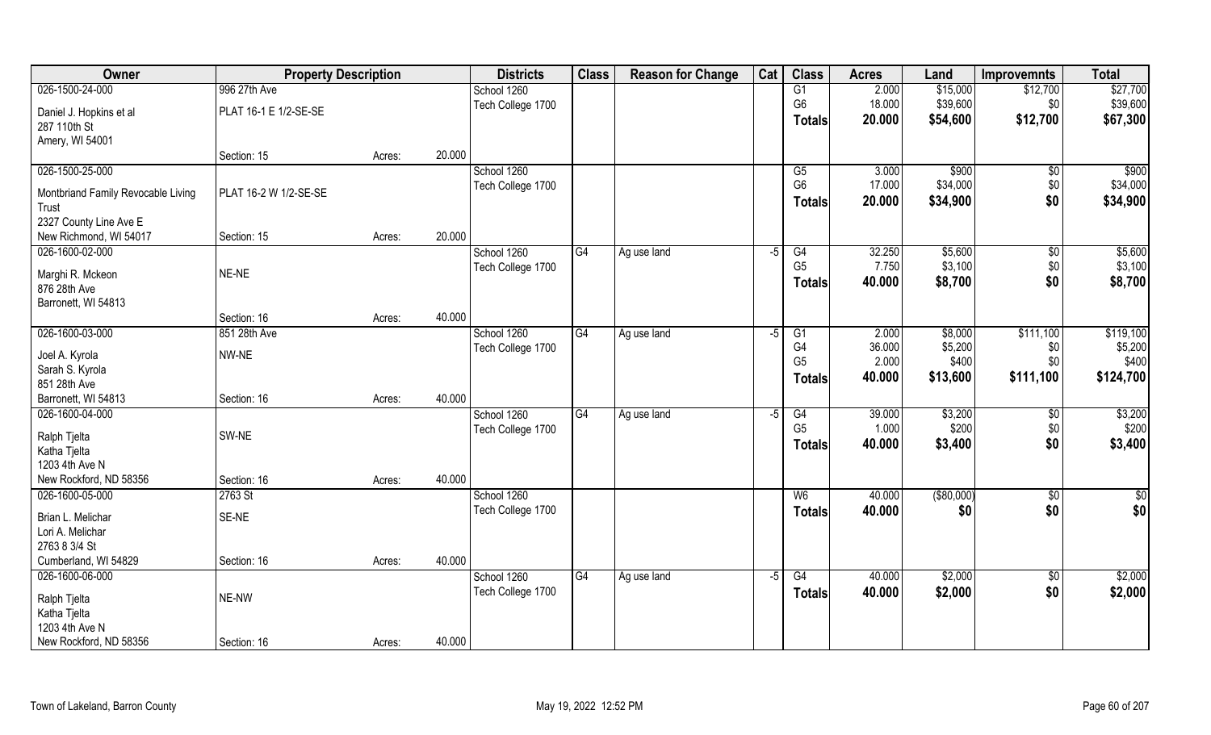| Owner | Property Description | | | Districts | Class | Reason for Change | Cat | Class | Acres | Land | Improvemnts | Total |
|---|---|---|---|---|---|---|---|---|---|---|---|---|
| 026-1500-24-000 | 996 27th Ave | | | School 1260 | | | | G1 | 2.000 | $15,000 | $12,700 | $27,700 |
| Daniel J. Hopkins et al | PLAT 16-1 E 1/2-SE-SE | | | Tech College 1700 | | | | G6 | 18.000 | $39,600 | $0 | $39,600 |
| 287 110th St | | | | | | | | **Totals** | **20.000** | **$54,600** | **$12,700** | **$67,300** |
| Amery, WI 54001 | | | | | | | | | | | | |
| | Section: 15 | Acres: | 20.000 | | | | | | | | | |
| 026-1500-25-000 | | | | School 1260 | | | | G5 | 3.000 | $900 | $0 | $900 |
| Montbriand Family Revocable Living Trust | PLAT 16-2 W 1/2-SE-SE | | | Tech College 1700 | | | | G6 | 17.000 | $34,000 | $0 | $34,000 |
| 2327 County Line Ave E | | | | | | | | **Totals** | **20.000** | **$34,900** | **$0** | **$34,900** |
| New Richmond, WI 54017 | Section: 15 | Acres: | 20.000 | | | | | | | | | |
| 026-1600-02-000 | | | | School 1260 | G4 | Ag use land | -5 | G4 | 32.250 | $5,600 | $0 | $5,600 |
| Marghi R. Mckeon | NE-NE | | | Tech College 1700 | | | | G5 | 7.750 | $3,100 | $0 | $3,100 |
| 876 28th Ave | | | | | | | | **Totals** | **40.000** | **$8,700** | **$0** | **$8,700** |
| Barronett, WI 54813 | | | | | | | | | | | | |
| | Section: 16 | Acres: | 40.000 | | | | | | | | | |
| 026-1600-03-000 | 851 28th Ave | | | School 1260 | G4 | Ag use land | -5 | G1 | 2.000 | $8,000 | $111,100 | $119,100 |
| Joel A. Kyrola | NW-NE | | | Tech College 1700 | | | | G4 | 36.000 | $5,200 | $0 | $5,200 |
| Sarah S. Kyrola | | | | | | | | G5 | 2.000 | $400 | $0 | $400 |
| 851 28th Ave | | | | | | | | **Totals** | **40.000** | **$13,600** | **$111,100** | **$124,700** |
| Barronett, WI 54813 | Section: 16 | Acres: | 40.000 | | | | | | | | | |
| 026-1600-04-000 | | | | School 1260 | G4 | Ag use land | -5 | G4 | 39.000 | $3,200 | $0 | $3,200 |
| Ralph Tjelta | SW-NE | | | Tech College 1700 | | | | G5 | 1.000 | $200 | $0 | $200 |
| Katha Tjelta | | | | | | | | **Totals** | **40.000** | **$3,400** | **$0** | **$3,400** |
| 1203 4th Ave N | | | | | | | | | | | | |
| New Rockford, ND 58356 | Section: 16 | Acres: | 40.000 | | | | | | | | | |
| 026-1600-05-000 | 2763 St | | | School 1260 | | | | W6 | 40.000 | ($80,000) | $0 | $0 |
| Brian L. Melichar | SE-NE | | | Tech College 1700 | | | | **Totals** | **40.000** | **$0** | **$0** | **$0** |
| Lori A. Melichar | | | | | | | | | | | | |
| 2763 8 3/4 St | | | | | | | | | | | | |
| Cumberland, WI 54829 | Section: 16 | Acres: | 40.000 | | | | | | | | | |
| 026-1600-06-000 | | | | School 1260 | G4 | Ag use land | -5 | G4 | 40.000 | $2,000 | $0 | $2,000 |
| Ralph Tjelta | NE-NW | | | Tech College 1700 | | | | **Totals** | **40.000** | **$2,000** | **$0** | **$2,000** |
| Katha Tjelta | | | | | | | | | | | | |
| 1203 4th Ave N | | | | | | | | | | | | |
| New Rockford, ND 58356 | Section: 16 | Acres: | 40.000 | | | | | | | | | |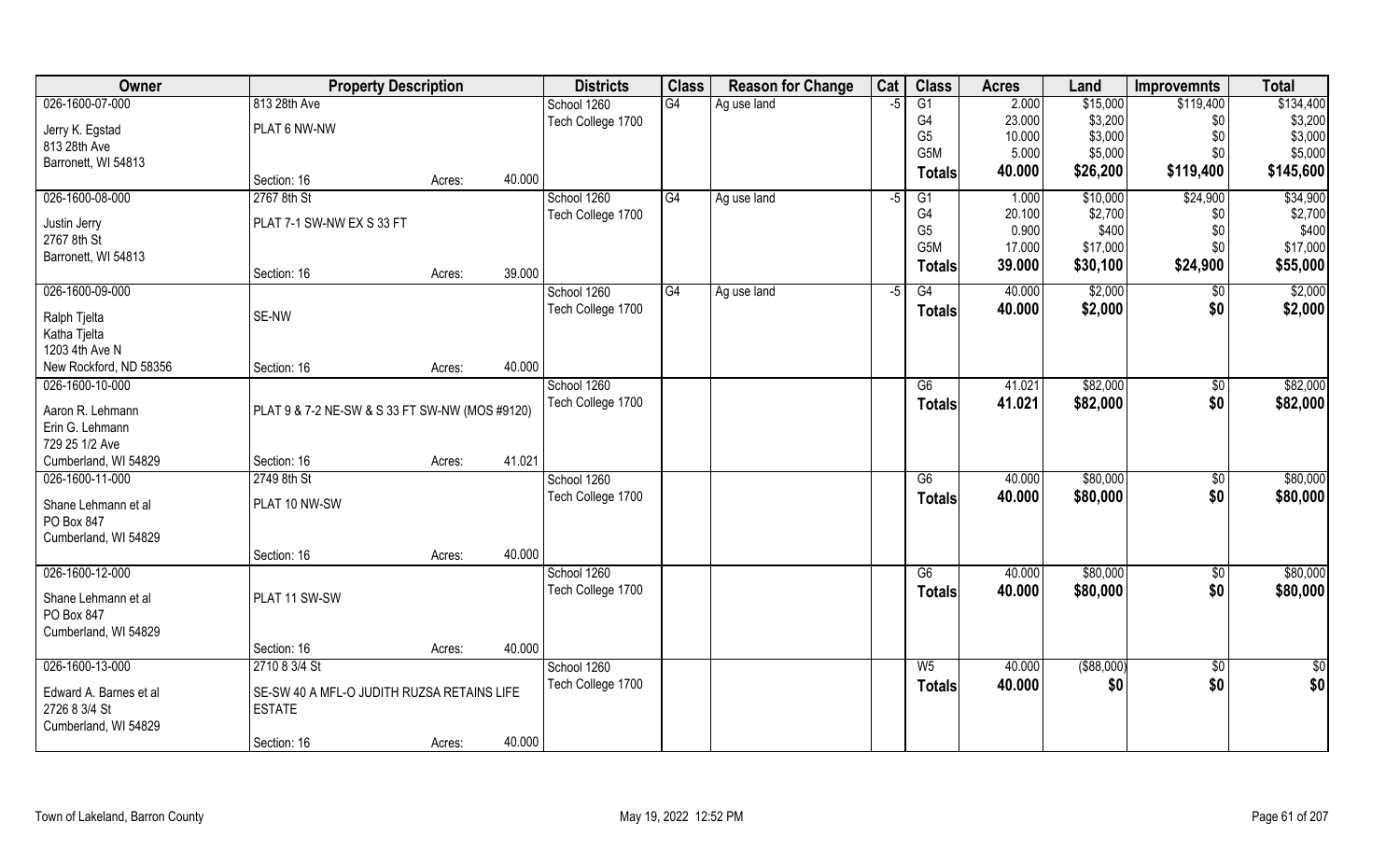| Owner | Property Description | | | Districts | Class | Reason for Change | Cat | Class | Acres | Land | Improvemnts | Total |
|---|---|---|---|---|---|---|---|---|---|---|---|---|
| 026-1600-07-000<br>Jerry K. Egstad<br>813 28th Ave<br>Barronett, WI 54813 | 813 28th Ave<br>PLAT 6 NW-NW<br>Section: 16 | Acres: | 40.000 | School 1260<br>Tech College 1700 | G4 | Ag use land | -5 | G1<br>G4<br>G5<br>G5M<br>**Totals** | 2.000<br>23.000<br>10.000<br>5.000<br>**40.000** | $15,000<br>$3,200<br>$3,000<br>$5,000<br>**$26,200** | $119,400<br>$0<br>$0<br>$0<br>**$119,400** | $134,400<br>$3,200<br>$3,000<br>$5,000<br>**$145,600** |
| 026-1600-08-000<br>Justin Jerry<br>2767 8th St<br>Barronett, WI 54813 | 2767 8th St<br>PLAT 7-1 SW-NW EX S 33 FT<br>Section: 16 | Acres: | 39.000 | School 1260<br>Tech College 1700 | G4 | Ag use land | -5 | G1<br>G4<br>G5<br>G5M<br>**Totals** | 1.000<br>20.100<br>0.900<br>17.000<br>**39.000** | $10,000<br>$2,700<br>$400<br>$17,000<br>**$30,100** | $24,900<br>$0<br>$0<br>$0<br>**$24,900** | $34,900<br>$2,700<br>$400<br>$17,000<br>**$55,000** |
| 026-1600-09-000<br>Ralph Tjelta<br>Katha Tjelta<br>1203 4th Ave N<br>New Rockford, ND 58356 | SE-NW<br>Section: 16 | Acres: | 40.000 | School 1260<br>Tech College 1700 | G4 | Ag use land | -5 | G4<br>**Totals** | 40.000<br>**40.000** | $2,000<br>**$2,000** | $0<br>**$0** | $2,000<br>**$2,000** |
| 026-1600-10-000<br>Aaron R. Lehmann<br>Erin G. Lehmann<br>729 25 1/2 Ave<br>Cumberland, WI 54829 | PLAT 9 & 7-2 NE-SW & S 33 FT SW-NW (MOS #9120)<br>Section: 16 | Acres: | 41.021 | School 1260<br>Tech College 1700 | | | | G6<br>**Totals** | 41.021<br>**41.021** | $82,000<br>**$82,000** | $0<br>**$0** | $82,000<br>**$82,000** |
| 026-1600-11-000<br>Shane Lehmann et al<br>PO Box 847<br>Cumberland, WI 54829 | 2749 8th St<br>PLAT 10 NW-SW<br>Section: 16 | Acres: | 40.000 | School 1260<br>Tech College 1700 | | | | G6<br>**Totals** | 40.000<br>**40.000** | $80,000<br>**$80,000** | $0<br>**$0** | $80,000<br>**$80,000** |
| 026-1600-12-000<br>Shane Lehmann et al<br>PO Box 847<br>Cumberland, WI 54829 | PLAT 11 SW-SW<br>Section: 16 | Acres: | 40.000 | School 1260<br>Tech College 1700 | | | | G6<br>**Totals** | 40.000<br>**40.000** | $80,000<br>**$80,000** | $0<br>**$0** | $80,000<br>**$80,000** |
| 026-1600-13-000<br>Edward A. Barnes et al<br>2726 8 3/4 St<br>Cumberland, WI 54829 | 2710 8 3/4 St<br>SE-SW 40 A MFL-O JUDITH RUZSA RETAINS LIFE ESTATE<br>Section: 16 | Acres: | 40.000 | School 1260<br>Tech College 1700 | | | | W5<br>**Totals** | 40.000<br>**40.000** | ($88,000)<br>**$0** | $0<br>**$0** | $0<br>**$0** |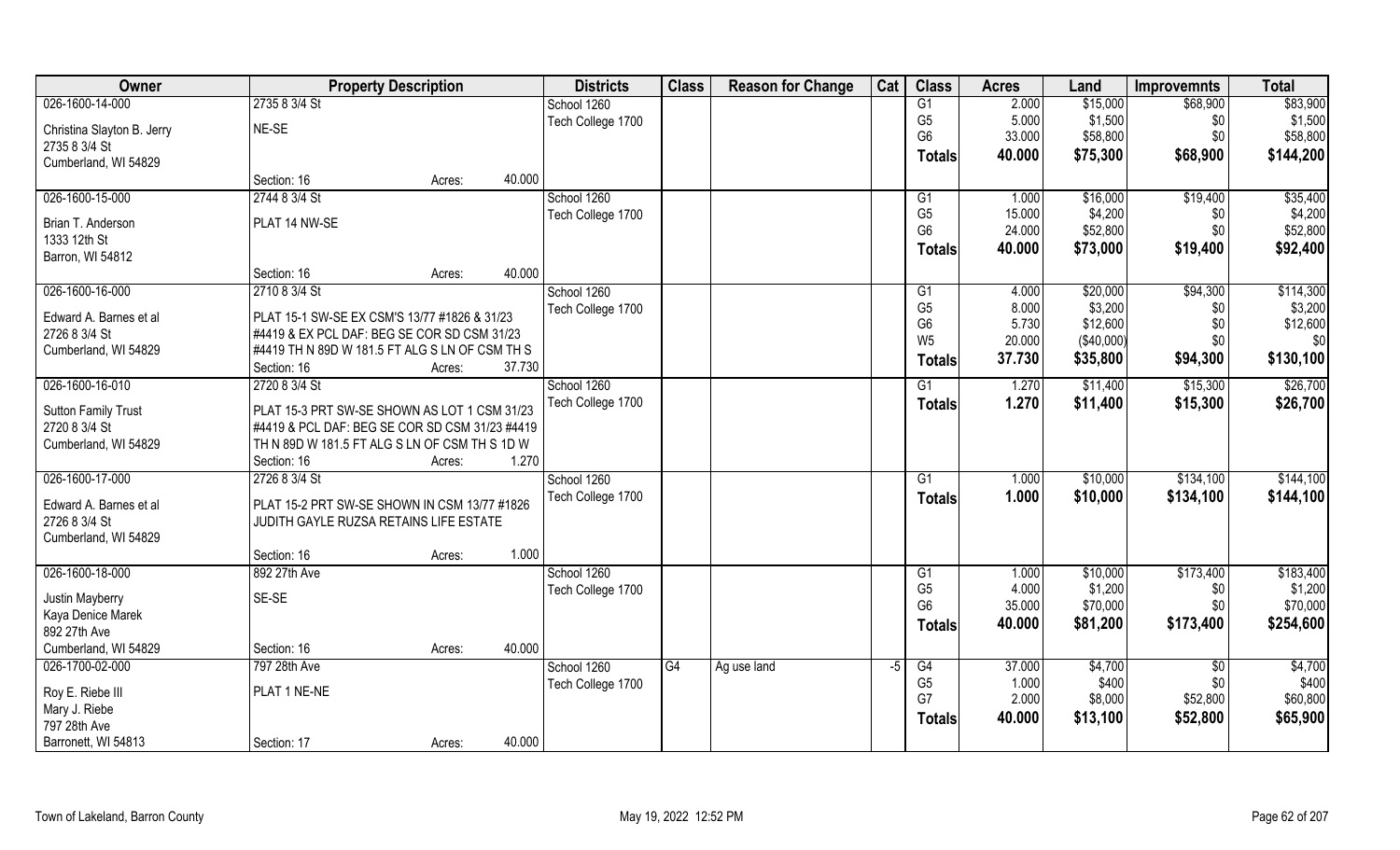| Owner | Property Description | | | Districts | Class | Reason for Change | Cat | Class | Acres | Land | Improvemnts | Total |
|---|---|---|---|---|---|---|---|---|---|---|---|---|
| 026-1600-14-000 | 2735 8 3/4 St | | | School 1260 | | | | G1 | 2.000 | $15,000 | $68,900 | $83,900 |
| Christina Slayton B. Jerry | NE-SE | | | Tech College 1700 | | | | G5 | 5.000 | $1,500 | $0 | $1,500 |
| 2735 8 3/4 St | | | | | | | | G6 | 33.000 | $58,800 | $0 | $58,800 |
| Cumberland, WI 54829 | | | | | | | | **Totals** | **40.000** | **$75,300** | **$68,900** | **$144,200** |
| | Section: 16 | Acres: | 40.000 | | | | | | | | | |
| 026-1600-15-000 | 2744 8 3/4 St | | | School 1260 | | | | G1 | 1.000 | $16,000 | $19,400 | $35,400 |
| Brian T. Anderson | PLAT 14 NW-SE | | | Tech College 1700 | | | | G5 | 15.000 | $4,200 | $0 | $4,200 |
| 1333 12th St | | | | | | | | G6 | 24.000 | $52,800 | $0 | $52,800 |
| Barron, WI 54812 | | | | | | | | **Totals** | **40.000** | **$73,000** | **$19,400** | **$92,400** |
| | Section: 16 | Acres: | 40.000 | | | | | | | | | |
| 026-1600-16-000 | 2710 8 3/4 St | | | School 1260 | | | | G1 | 4.000 | $20,000 | $94,300 | $114,300 |
| Edward A. Barnes et al | PLAT 15-1 SW-SE EX CSM'S 13/77 #1826 & 31/23 | | | Tech College 1700 | | | | G5 | 8.000 | $3,200 | $0 | $3,200 |
| 2726 8 3/4 St | #4419 & EX PCL DAF: BEG SE COR SD CSM 31/23 | | | | | | | G6 | 5.730 | $12,600 | $0 | $12,600 |
| Cumberland, WI 54829 | #4419 TH N 89D W 181.5 FT ALG S LN OF CSM TH S | | | | | | | W5 | 20.000 | ($40,000) | $0 | $0 |
| | Section: 16 | Acres: | 37.730 | | | | | **Totals** | **37.730** | **$35,800** | **$94,300** | **$130,100** |
| 026-1600-16-010 | 2720 8 3/4 St | | | School 1260 | | | | G1 | 1.270 | $11,400 | $15,300 | $26,700 |
| Sutton Family Trust | PLAT 15-3 PRT SW-SE SHOWN AS LOT 1 CSM 31/23 | | | Tech College 1700 | | | | **Totals** | **1.270** | **$11,400** | **$15,300** | **$26,700** |
| 2720 8 3/4 St | #4419 & PCL DAF: BEG SE COR SD CSM 31/23 #4419 | | | | | | | | | | | |
| Cumberland, WI 54829 | TH N 89D W 181.5 FT ALG S LN OF CSM TH S 1D W | | | | | | | | | | | |
| | Section: 16 | Acres: | 1.270 | | | | | | | | | |
| 026-1600-17-000 | 2726 8 3/4 St | | | School 1260 | | | | G1 | 1.000 | $10,000 | $134,100 | $144,100 |
| Edward A. Barnes et al | PLAT 15-2 PRT SW-SE SHOWN IN CSM 13/77 #1826 | | | Tech College 1700 | | | | **Totals** | **1.000** | **$10,000** | **$134,100** | **$144,100** |
| 2726 8 3/4 St | JUDITH GAYLE RUZSA RETAINS LIFE ESTATE | | | | | | | | | | | |
| Cumberland, WI 54829 | | | | | | | | | | | | |
| | Section: 16 | Acres: | 1.000 | | | | | | | | | |
| 026-1600-18-000 | 892 27th Ave | | | School 1260 | | | | G1 | 1.000 | $10,000 | $173,400 | $183,400 |
| Justin Mayberry | SE-SE | | | Tech College 1700 | | | | G5 | 4.000 | $1,200 | $0 | $1,200 |
| Kaya Denice Marek | | | | | | | | G6 | 35.000 | $70,000 | $0 | $70,000 |
| 892 27th Ave | | | | | | | | **Totals** | **40.000** | **$81,200** | **$173,400** | **$254,600** |
| Cumberland, WI 54829 | Section: 16 | Acres: | 40.000 | | | | | | | | | |
| 026-1700-02-000 | 797 28th Ave | | | School 1260 | G4 | Ag use land | -5 | G4 | 37.000 | $4,700 | $0 | $4,700 |
| Roy E. Riebe III | PLAT 1 NE-NE | | | Tech College 1700 | | | | G5 | 1.000 | $400 | $0 | $400 |
| Mary J. Riebe | | | | | | | | G7 | 2.000 | $8,000 | $52,800 | $60,800 |
| 797 28th Ave | | | | | | | | **Totals** | **40.000** | **$13,100** | **$52,800** | **$65,900** |
| Barronett, WI 54813 | Section: 17 | Acres: | 40.000 | | | | | | | | | |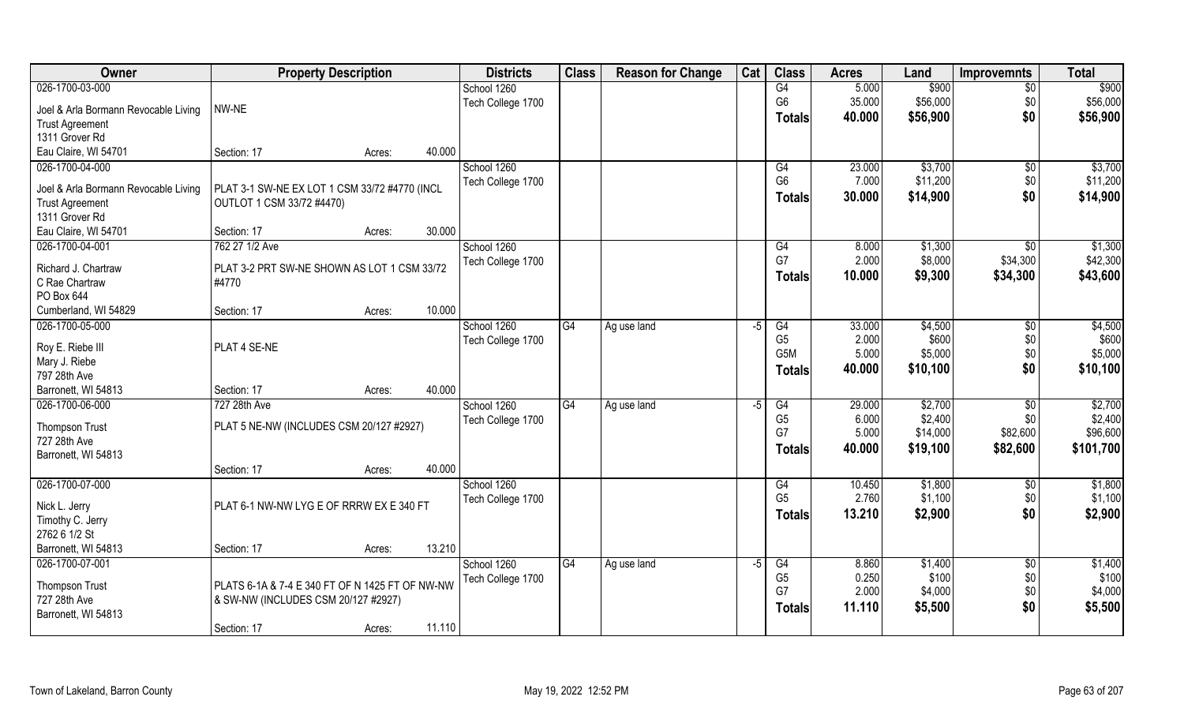| Owner | Property Description | | | Districts | Class | Reason for Change | Cat | Class | Acres | Land | Improvemnts | Total |
|---|---|---|---|---|---|---|---|---|---|---|---|---|
| 026-1700-03-000 | | | | School 1260 | | | | G4 | 5.000 | $900 | $0 | $900 |
| Joel & Arla Bormann Revocable Living | NW-NE | | | Tech College 1700 | | | | G6 | 35.000 | $56,000 | $0 | $56,000 |
| Trust Agreement | | | | | | | | Totals | 40.000 | $56,900 | $0 | $56,900 |
| 1311 Grover Rd | | | | | | | | | | | | |
| Eau Claire, WI 54701 | Section: 17 | Acres: | 40.000 | | | | | | | | | |
| 026-1700-04-000 | | | | School 1260 | | | | G4 | 23.000 | $3,700 | $0 | $3,700 |
| Joel & Arla Bormann Revocable Living | PLAT 3-1 SW-NE EX LOT 1 CSM 33/72 #4770 (INCL | | | Tech College 1700 | | | | G6 | 7.000 | $11,200 | $0 | $11,200 |
| Trust Agreement | OUTLOT 1 CSM 33/72 #4470) | | | | | | | Totals | 30.000 | $14,900 | $0 | $14,900 |
| 1311 Grover Rd | | | | | | | | | | | | |
| Eau Claire, WI 54701 | Section: 17 | Acres: | 30.000 | | | | | | | | | |
| 026-1700-04-001 | 762 27 1/2 Ave | | | School 1260 | | | | G4 | 8.000 | $1,300 | $0 | $1,300 |
| Richard J. Chartraw | PLAT 3-2 PRT SW-NE SHOWN AS LOT 1 CSM 33/72 | | | Tech College 1700 | | | | G7 | 2.000 | $8,000 | $34,300 | $42,300 |
| C Rae Chartraw | #4770 | | | | | | | Totals | 10.000 | $9,300 | $34,300 | $43,600 |
| PO Box 644 | | | | | | | | | | | | |
| Cumberland, WI 54829 | Section: 17 | Acres: | 10.000 | | | | | | | | | |
| 026-1700-05-000 | | | | School 1260 | G4 | Ag use land | -5 | G4 | 33.000 | $4,500 | $0 | $4,500 |
| Roy E. Riebe III | PLAT 4 SE-NE | | | Tech College 1700 | | | | G5 | 2.000 | $600 | $0 | $600 |
| Mary J. Riebe | | | | | | | | G5M | 5.000 | $5,000 | $0 | $5,000 |
| 797 28th Ave | | | | | | | | Totals | 40.000 | $10,100 | $0 | $10,100 |
| Barronett, WI 54813 | Section: 17 | Acres: | 40.000 | | | | | | | | | |
| 026-1700-06-000 | 727 28th Ave | | | School 1260 | G4 | Ag use land | -5 | G4 | 29.000 | $2,700 | $0 | $2,700 |
| Thompson Trust | PLAT 5 NE-NW (INCLUDES CSM 20/127 #2927) | | | Tech College 1700 | | | | G5 | 6.000 | $2,400 | $0 | $2,400 |
| 727 28th Ave | | | | | | | | G7 | 5.000 | $14,000 | $82,600 | $96,600 |
| Barronett, WI 54813 | | | | | | | | Totals | 40.000 | $19,100 | $82,600 | $101,700 |
| | Section: 17 | Acres: | 40.000 | | | | | | | | | |
| 026-1700-07-000 | | | | School 1260 | | | | G4 | 10.450 | $1,800 | $0 | $1,800 |
| Nick L. Jerry | PLAT 6-1 NW-NW LYG E OF RRRW EX E 340 FT | | | Tech College 1700 | | | | G5 | 2.760 | $1,100 | $0 | $1,100 |
| Timothy C. Jerry | | | | | | | | Totals | 13.210 | $2,900 | $0 | $2,900 |
| 2762 6 1/2 St | | | | | | | | | | | | |
| Barronett, WI 54813 | Section: 17 | Acres: | 13.210 | | | | | | | | | |
| 026-1700-07-001 | | | | School 1260 | G4 | Ag use land | -5 | G4 | 8.860 | $1,400 | $0 | $1,400 |
| Thompson Trust | PLATS 6-1A & 7-4 E 340 FT OF N 1425 FT OF NW-NW | | | Tech College 1700 | | | | G5 | 0.250 | $100 | $0 | $100 |
| 727 28th Ave | & SW-NW (INCLUDES CSM 20/127 #2927) | | | | | | | G7 | 2.000 | $4,000 | $0 | $4,000 |
| Barronett, WI 54813 | | | | | | | | Totals | 11.110 | $5,500 | $0 | $5,500 |
| | Section: 17 | Acres: | 11.110 | | | | | | | | | |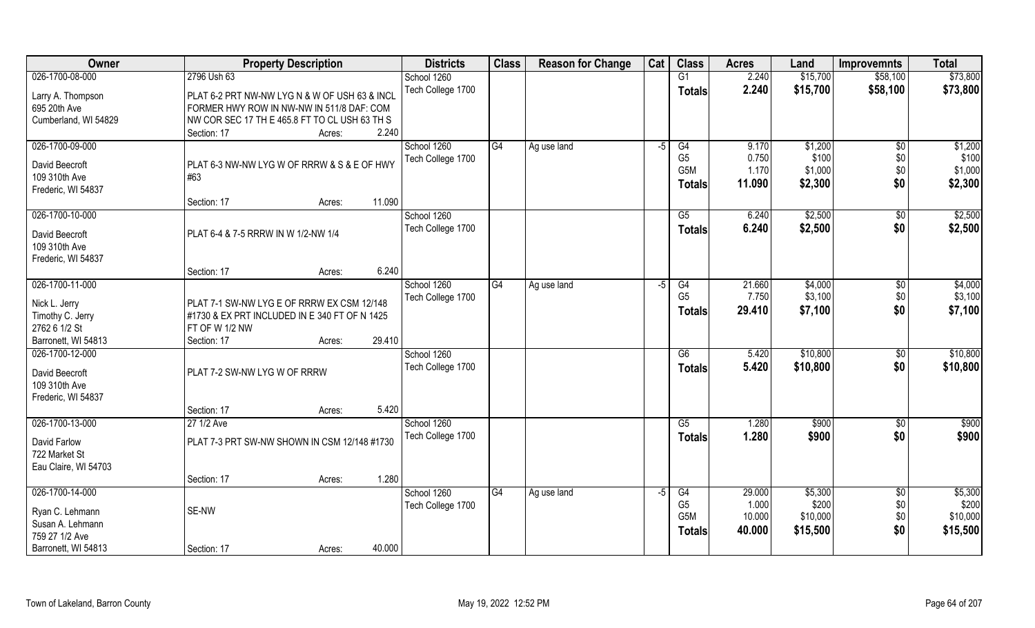| Owner | Property Description | Districts | Class | Reason for Change | Cat | Class | Acres | Land | Improvemnts | Total |
|---|---|---|---|---|---|---|---|---|---|---|
| 026-1700-08-000<br>Larry A. Thompson<br>695 20th Ave<br>Cumberland, WI 54829 | 2796 Ush 63<br>PLAT 6-2 PRT NW-NW LYG N & W OF USH 63 & INCL FORMER HWY ROW IN NW-NW IN 511/8 DAF: COM NW COR SEC 17 TH E 465.8 FT TO CL USH 63 TH S<br>Section: 17 Acres: 2.240 | School 1260<br>Tech College 1700 | | | | G1<br>**Totals** | 2.240<br>**2.240** | $15,700<br>**$15,700** | $58,100<br>**$58,100** | $73,800<br>**$73,800** |
| 026-1700-09-000<br>David Beecroft<br>109 310th Ave<br>Frederic, WI 54837 | PLAT 6-3 NW-NW LYG W OF RRRW & S & E OF HWY #63<br>Section: 17 Acres: 11.090 | School 1260<br>Tech College 1700 | G4 | Ag use land | -5 | G4<br>G5<br>G5M<br>**Totals** | 9.170<br>0.750<br>1.170<br>**11.090** | $1,200<br>$100<br>$1,000<br>**$2,300** | $0<br>$0<br>$0<br>**$0** | $1,200<br>$100<br>$1,000<br>**$2,300** |
| 026-1700-10-000<br>David Beecroft<br>109 310th Ave<br>Frederic, WI 54837 | PLAT 6-4 & 7-5 RRRW IN W 1/2-NW 1/4<br>Section: 17 Acres: 6.240 | School 1260<br>Tech College 1700 | | | | G5<br>**Totals** | 6.240<br>**6.240** | $2,500<br>**$2,500** | $0<br>**$0** | $2,500<br>**$2,500** |
| 026-1700-11-000<br>Nick L. Jerry<br>Timothy C. Jerry<br>2762 6 1/2 St<br>Barronett, WI 54813 | PLAT 7-1 SW-NW LYG E OF RRRW EX CSM 12/148 #1730 & EX PRT INCLUDED IN E 340 FT OF N 1425 FT OF W 1/2 NW<br>Section: 17 Acres: 29.410 | School 1260<br>Tech College 1700 | G4 | Ag use land | -5 | G4<br>G5<br>**Totals** | 21.660<br>7.750<br>**29.410** | $4,000<br>$3,100<br>**$7,100** | $0<br>$0<br>**$0** | $4,000<br>$3,100<br>**$7,100** |
| 026-1700-12-000<br>David Beecroft<br>109 310th Ave<br>Frederic, WI 54837 | PLAT 7-2 SW-NW LYG W OF RRRW<br>Section: 17 Acres: 5.420 | School 1260<br>Tech College 1700 | | | | G6<br>**Totals** | 5.420<br>**5.420** | $10,800<br>**$10,800** | $0<br>**$0** | $10,800<br>**$10,800** |
| 026-1700-13-000<br>David Farlow<br>722 Market St<br>Eau Claire, WI 54703 | 27 1/2 Ave<br>PLAT 7-3 PRT SW-NW SHOWN IN CSM 12/148 #1730<br>Section: 17 Acres: 1.280 | School 1260<br>Tech College 1700 | | | | G5<br>**Totals** | 1.280<br>**1.280** | $900<br>**$900** | $0<br>**$0** | $900<br>**$900** |
| 026-1700-14-000<br>Ryan C. Lehmann<br>Susan A. Lehmann<br>759 27 1/2 Ave<br>Barronett, WI 54813 | SE-NW<br>Section: 17 Acres: 40.000 | School 1260<br>Tech College 1700 | G4 | Ag use land | -5 | G4<br>G5<br>G5M<br>**Totals** | 29.000<br>1.000<br>10.000<br>**40.000** | $5,300<br>$200<br>$10,000<br>**$15,500** | $0<br>$0<br>$0<br>**$0** | $5,300<br>$200<br>$10,000<br>**$15,500** |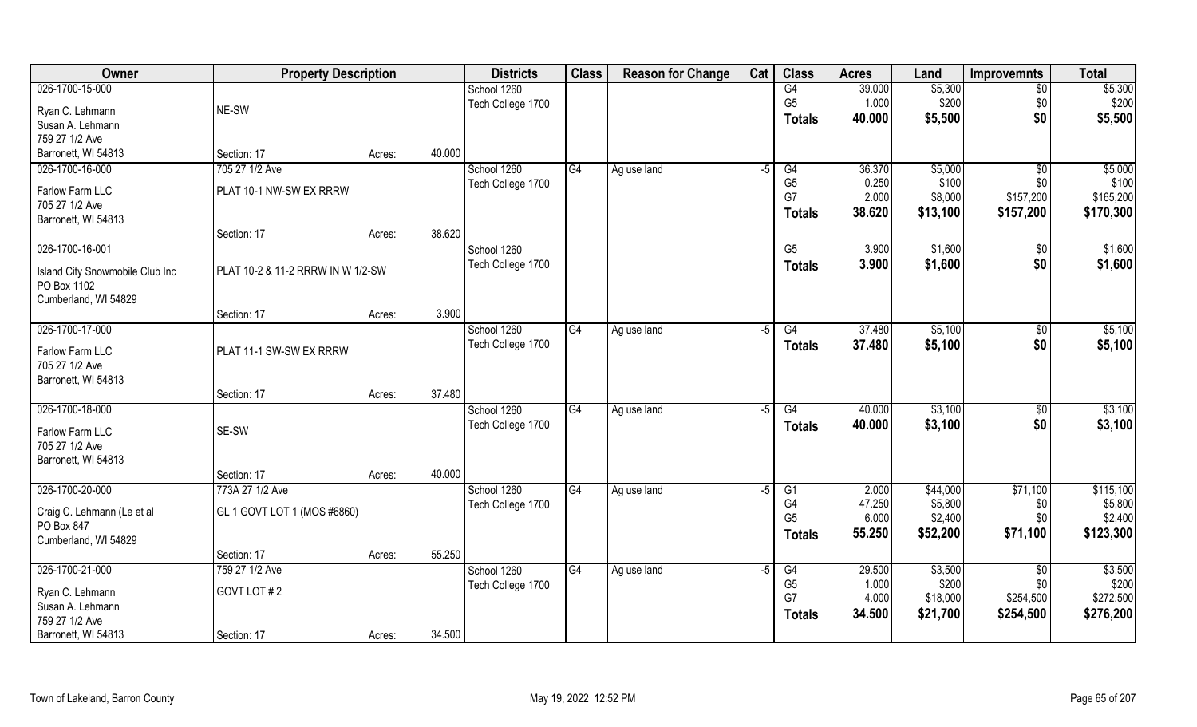| Owner | Property Description | | | Districts | Class | Reason for Change | Cat | Class | Acres | Land | Improvemnts | Total |
|---|---|---|---|---|---|---|---|---|---|---|---|---|
| 026-1700-15-000 | | | | School 1260 | | | | G4 | 39.000 | $5,300 | $0 | $5,300 |
| Ryan C. Lehmann | NE-SW | | | Tech College 1700 | | | | G5 | 1.000 | $200 | $0 | $200 |
| Susan A. Lehmann | | | | | | | | **Totals** | **40.000** | **$5,500** | **$0** | **$5,500** |
| 759 27 1/2 Ave | | | | | | | | | | | | |
| Barronett, WI 54813 | Section: 17 | Acres: | 40.000 | | | | | | | | | |
| 026-1700-16-000 | 705 27 1/2 Ave | | | School 1260 | G4 | Ag use land | -5 | G4 | 36.370 | $5,000 | $0 | $5,000 |
| Farlow Farm LLC | PLAT 10-1 NW-SW EX RRRW | | | Tech College 1700 | | | | G5 | 0.250 | $100 | $0 | $100 |
| 705 27 1/2 Ave | | | | | | | | G7 | 2.000 | $8,000 | $157,200 | $165,200 |
| Barronett, WI 54813 | | | | | | | | **Totals** | **38.620** | **$13,100** | **$157,200** | **$170,300** |
| | Section: 17 | Acres: | 38.620 | | | | | | | | | |
| 026-1700-16-001 | | | | School 1260 | | | | G5 | 3.900 | $1,600 | $0 | $1,600 |
| Island City Snowmobile Club Inc | PLAT 10-2 & 11-2 RRRW IN W 1/2-SW | | | Tech College 1700 | | | | **Totals** | **3.900** | **$1,600** | **$0** | **$1,600** |
| PO Box 1102 | | | | | | | | | | | | |
| Cumberland, WI 54829 | | | | | | | | | | | | |
| | Section: 17 | Acres: | 3.900 | | | | | | | | | |
| 026-1700-17-000 | | | | School 1260 | G4 | Ag use land | -5 | G4 | 37.480 | $5,100 | $0 | $5,100 |
| Farlow Farm LLC | PLAT 11-1 SW-SW EX RRRW | | | Tech College 1700 | | | | **Totals** | **37.480** | **$5,100** | **$0** | **$5,100** |
| 705 27 1/2 Ave | | | | | | | | | | | | |
| Barronett, WI 54813 | | | | | | | | | | | | |
| | Section: 17 | Acres: | 37.480 | | | | | | | | | |
| 026-1700-18-000 | | | | School 1260 | G4 | Ag use land | -5 | G4 | 40.000 | $3,100 | $0 | $3,100 |
| Farlow Farm LLC | SE-SW | | | Tech College 1700 | | | | **Totals** | **40.000** | **$3,100** | **$0** | **$3,100** |
| 705 27 1/2 Ave | | | | | | | | | | | | |
| Barronett, WI 54813 | | | | | | | | | | | | |
| | Section: 17 | Acres: | 40.000 | | | | | | | | | |
| 026-1700-20-000 | 773A 27 1/2 Ave | | | School 1260 | G4 | Ag use land | -5 | G1 | 2.000 | $44,000 | $71,100 | $115,100 |
| Craig C. Lehmann (Le et al | GL 1 GOVT LOT 1 (MOS #6860) | | | Tech College 1700 | | | | G4 | 47.250 | $5,800 | $0 | $5,800 |
| PO Box 847 | | | | | | | | G5 | 6.000 | $2,400 | $0 | $2,400 |
| Cumberland, WI 54829 | | | | | | | | **Totals** | **55.250** | **$52,200** | **$71,100** | **$123,300** |
| | Section: 17 | Acres: | 55.250 | | | | | | | | | |
| 026-1700-21-000 | 759 27 1/2 Ave | | | School 1260 | G4 | Ag use land | -5 | G4 | 29.500 | $3,500 | $0 | $3,500 |
| Ryan C. Lehmann | GOVT LOT # 2 | | | Tech College 1700 | | | | G5 | 1.000 | $200 | $0 | $200 |
| Susan A. Lehmann | | | | | | | | G7 | 4.000 | $18,000 | $254,500 | $272,500 |
| 759 27 1/2 Ave | | | | | | | | **Totals** | **34.500** | **$21,700** | **$254,500** | **$276,200** |
| Barronett, WI 54813 | Section: 17 | Acres: | 34.500 | | | | | | | | | |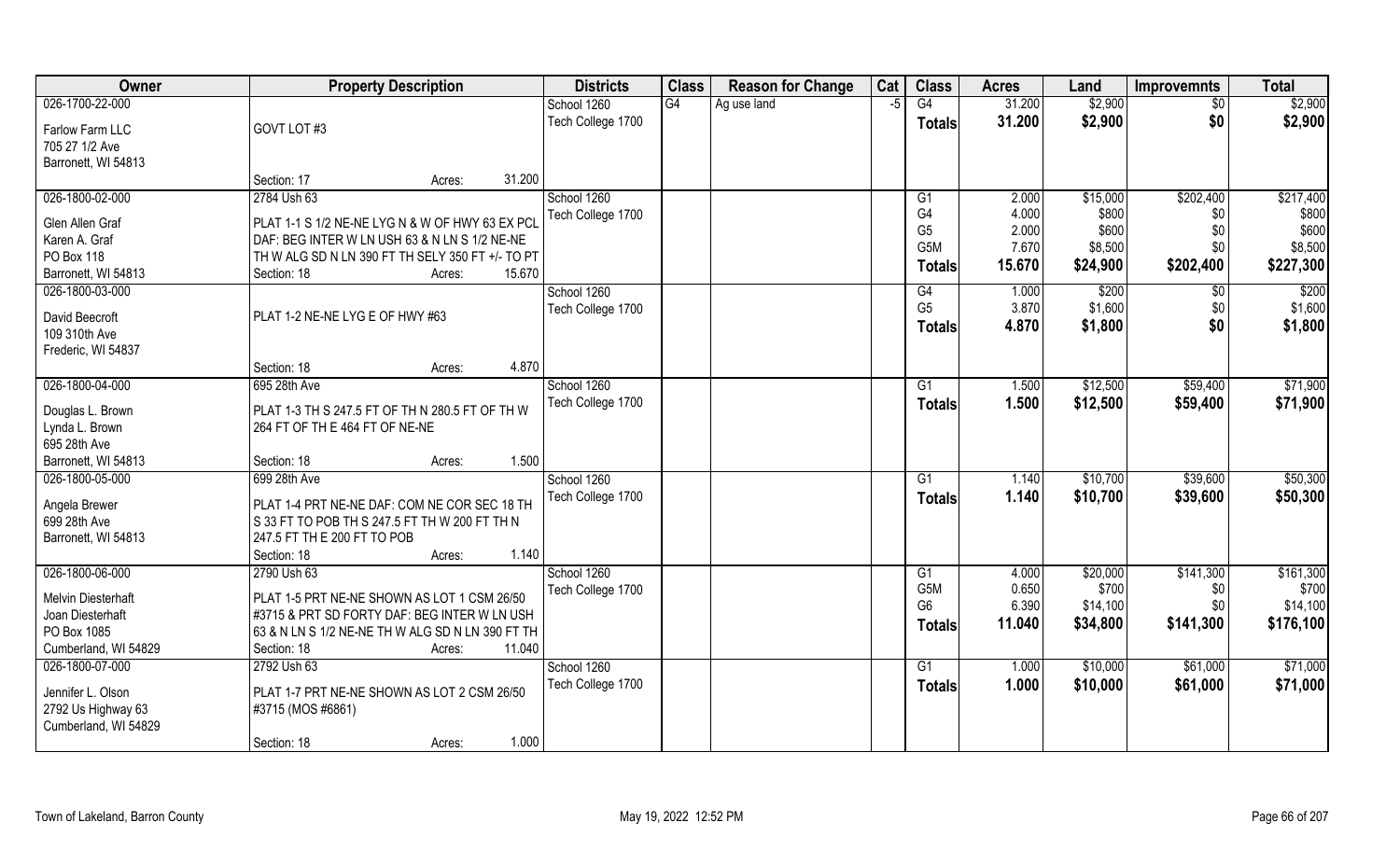| Owner | Property Description | Districts | Class | Reason for Change | Cat | Class | Acres | Land | Improvemnts | Total |
|---|---|---|---|---|---|---|---|---|---|---|
| 026-1700-22-000<br>Farlow Farm LLC<br>705 27 1/2 Ave<br>Barronett, WI 54813 | GOVT LOT #3<br>Section: 17 Acres: 31.200 | School 1260<br>Tech College 1700 | G4 | Ag use land | -5 | G4<br>**Totals** | 31.200<br>**31.200** | $2,900<br>**$2,900** | $0<br>**$0** | $2,900<br>**$2,900** |
| 026-1800-02-000<br>Glen Allen Graf<br>Karen A. Graf<br>PO Box 118<br>Barronett, WI 54813 | 2784 Ush 63<br>PLAT 1-1 S 1/2 NE-NE LYG N & W OF HWY 63 EX PCL DAF: BEG INTER W LN USH 63 & N LN S 1/2 NE-NE TH W ALG SD N LN 390 FT TH SELY 350 FT +/- TO PT<br>Section: 18 Acres: 15.670 | School 1260<br>Tech College 1700 | | | | G1<br>G4<br>G5<br>G5M<br>**Totals** | 2.000<br>4.000<br>2.000<br>7.670<br>**15.670** | $15,000<br>$800<br>$600<br>$8,500<br>**$24,900** | $202,400<br>$0<br>$0<br>$0<br>**$202,400** | $217,400<br>$800<br>$600<br>$8,500<br>**$227,300** |
| 026-1800-03-000<br>David Beecroft<br>109 310th Ave<br>Frederic, WI 54837 | PLAT 1-2 NE-NE LYG E OF HWY #63<br>Section: 18 Acres: 4.870 | School 1260<br>Tech College 1700 | | | | G4<br>G5<br>**Totals** | 1.000<br>3.870<br>**4.870** | $200<br>$1,600<br>**$1,800** | $0<br>$0<br>**$0** | $200<br>$1,600<br>**$1,800** |
| 026-1800-04-000<br>Douglas L. Brown<br>Lynda L. Brown<br>695 28th Ave<br>Barronett, WI 54813 | 695 28th Ave<br>PLAT 1-3 TH S 247.5 FT OF TH N 280.5 FT OF TH W 264 FT OF TH E 464 FT OF NE-NE<br>Section: 18 Acres: 1.500 | School 1260<br>Tech College 1700 | | | | G1<br>**Totals** | 1.500<br>**1.500** | $12,500<br>**$12,500** | $59,400<br>**$59,400** | $71,900<br>**$71,900** |
| 026-1800-05-000<br>Angela Brewer<br>699 28th Ave<br>Barronett, WI 54813 | 699 28th Ave<br>PLAT 1-4 PRT NE-NE DAF: COM NE COR SEC 18 TH S 33 FT TO POB TH S 247.5 FT TH W 200 FT TH N 247.5 FT TH E 200 FT TO POB<br>Section: 18 Acres: 1.140 | School 1260<br>Tech College 1700 | | | | G1<br>**Totals** | 1.140<br>**1.140** | $10,700<br>**$10,700** | $39,600<br>**$39,600** | $50,300<br>**$50,300** |
| 026-1800-06-000<br>Melvin Diesterhaft<br>Joan Diesterhaft<br>PO Box 1085<br>Cumberland, WI 54829 | 2790 Ush 63<br>PLAT 1-5 PRT NE-NE SHOWN AS LOT 1 CSM 26/50 #3715 & PRT SD FORTY DAF: BEG INTER W LN USH 63 & N LN S 1/2 NE-NE TH W ALG SD N LN 390 FT TH<br>Section: 18 Acres: 11.040 | School 1260<br>Tech College 1700 | | | | G1<br>G5M<br>G6<br>**Totals** | 4.000<br>0.650<br>6.390<br>**11.040** | $20,000<br>$700<br>$14,100<br>**$34,800** | $141,300<br>$0<br>$0<br>**$141,300** | $161,300<br>$700<br>$14,100<br>**$176,100** |
| 026-1800-07-000<br>Jennifer L. Olson<br>2792 Us Highway 63<br>Cumberland, WI 54829 | 2792 Ush 63<br>PLAT 1-7 PRT NE-NE SHOWN AS LOT 2 CSM 26/50 #3715 (MOS #6861)<br>Section: 18 Acres: 1.000 | School 1260<br>Tech College 1700 | | | | G1<br>**Totals** | 1.000<br>**1.000** | $10,000<br>**$10,000** | $61,000<br>**$61,000** | $71,000<br>**$71,000** |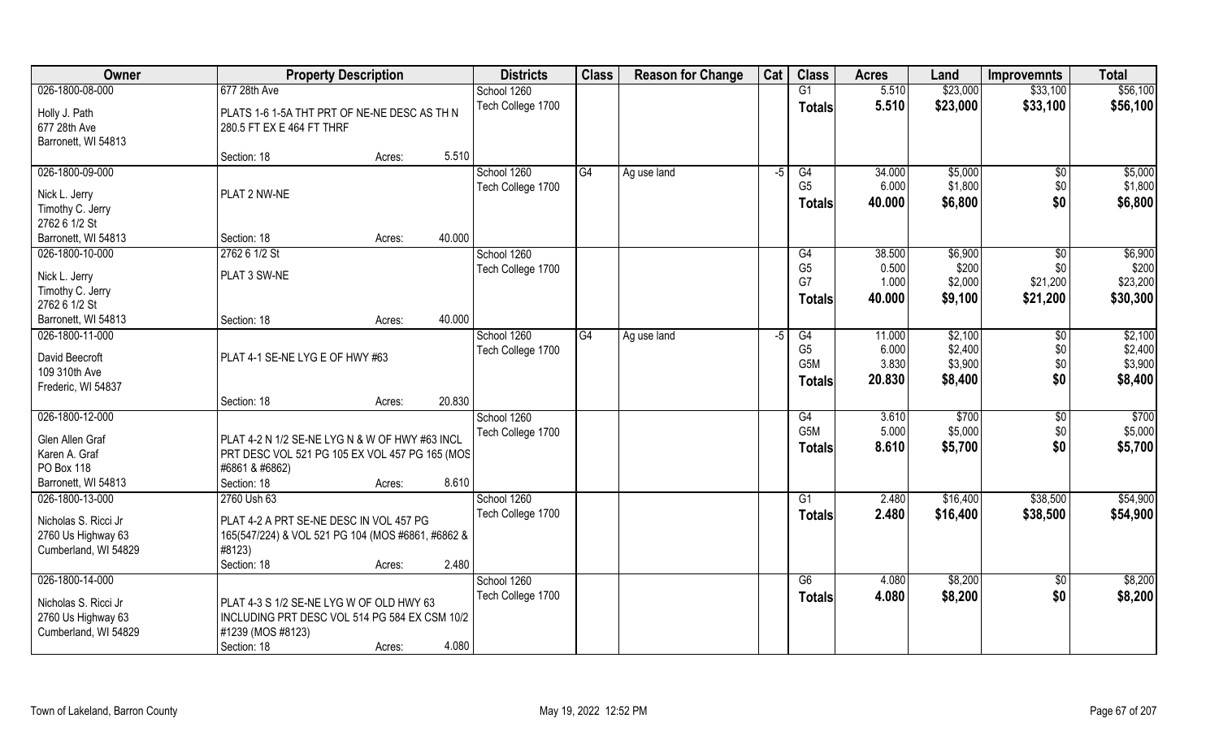| Owner | Property Description | | | Districts | Class | Reason for Change | Cat | Class | Acres | Land | Improvemnts | Total |
|---|---|---|---|---|---|---|---|---|---|---|---|---|
| 026-1800-08-000 | 677 28th Ave | | | School 1260 | | | | G1 | 5.510 | $23,000 | $33,100 | $56,100 |
| Holly J. Path | PLATS 1-6 1-5A THT PRT OF NE-NE DESC AS TH N 280.5 FT EX E 464 FT THRF | | | Tech College 1700 | | | | **Totals** | **5.510** | **$23,000** | **$33,100** | **$56,100** |
| 677 28th Ave | | | | | | | | | | | | |
| Barronett, WI 54813 | | | | | | | | | | | | |
| | Section: 18 | Acres: | 5.510 | | | | | | | | | |
| 026-1800-09-000 | | | | School 1260 | G4 | Ag use land | -5 | G4 | 34.000 | $5,000 | $0 | $5,000 |
| Nick L. Jerry | PLAT 2 NW-NE | | | Tech College 1700 | | | | G5 | 6.000 | $1,800 | $0 | $1,800 |
| Timothy C. Jerry | | | | | | | | **Totals** | **40.000** | **$6,800** | **$0** | **$6,800** |
| 2762 6 1/2 St | | | | | | | | | | | | |
| Barronett, WI 54813 | Section: 18 | Acres: | 40.000 | | | | | | | | | |
| 026-1800-10-000 | 2762 6 1/2 St | | | School 1260 | | | | G4 | 38.500 | $6,900 | $0 | $6,900 |
| Nick L. Jerry | PLAT 3 SW-NE | | | Tech College 1700 | | | | G5 | 0.500 | $200 | $0 | $200 |
| Timothy C. Jerry | | | | | | | | G7 | 1.000 | $2,000 | $21,200 | $23,200 |
| 2762 6 1/2 St | | | | | | | | **Totals** | **40.000** | **$9,100** | **$21,200** | **$30,300** |
| Barronett, WI 54813 | Section: 18 | Acres: | 40.000 | | | | | | | | | |
| 026-1800-11-000 | | | | School 1260 | G4 | Ag use land | -5 | G4 | 11.000 | $2,100 | $0 | $2,100 |
| David Beecroft | PLAT 4-1 SE-NE LYG E OF HWY #63 | | | Tech College 1700 | | | | G5 | 6.000 | $2,400 | $0 | $2,400 |
| 109 310th Ave | | | | | | | | G5M | 3.830 | $3,900 | $0 | $3,900 |
| Frederic, WI 54837 | | | | | | | | **Totals** | **20.830** | **$8,400** | **$0** | **$8,400** |
| | Section: 18 | Acres: | 20.830 | | | | | | | | | |
| 026-1800-12-000 | | | | School 1260 | | | | G4 | 3.610 | $700 | $0 | $700 |
| Glen Allen Graf | PLAT 4-2 N 1/2 SE-NE LYG N & W OF HWY #63 INCL PRT DESC VOL 521 PG 105 EX VOL 457 PG 165 (MOS #6861 & #6862) | | | Tech College 1700 | | | | G5M | 5.000 | $5,000 | $0 | $5,000 |
| Karen A. Graf | | | | | | | | **Totals** | **8.610** | **$5,700** | **$0** | **$5,700** |
| PO Box 118 | | | | | | | | | | | | |
| Barronett, WI 54813 | Section: 18 | Acres: | 8.610 | | | | | | | | | |
| 026-1800-13-000 | 2760 Ush 63 | | | School 1260 | | | | G1 | 2.480 | $16,400 | $38,500 | $54,900 |
| Nicholas S. Ricci Jr | PLAT 4-2 A PRT SE-NE DESC IN VOL 457 PG 165(547/224) & VOL 521 PG 104 (MOS #6861, #6862 & #8123) | | | Tech College 1700 | | | | **Totals** | **2.480** | **$16,400** | **$38,500** | **$54,900** |
| 2760 Us Highway 63 | | | | | | | | | | | | |
| Cumberland, WI 54829 | | | | | | | | | | | | |
| | Section: 18 | Acres: | 2.480 | | | | | | | | | |
| 026-1800-14-000 | | | | School 1260 | | | | G6 | 4.080 | $8,200 | $0 | $8,200 |
| Nicholas S. Ricci Jr | PLAT 4-3 S 1/2 SE-NE LYG W OF OLD HWY 63 INCLUDING PRT DESC VOL 514 PG 584 EX CSM 10/2 #1239 (MOS #8123) | | | Tech College 1700 | | | | **Totals** | **4.080** | **$8,200** | **$0** | **$8,200** |
| 2760 Us Highway 63 | | | | | | | | | | | | |
| Cumberland, WI 54829 | | | | | | | | | | | | |
| | Section: 18 | Acres: | 4.080 | | | | | | | | | |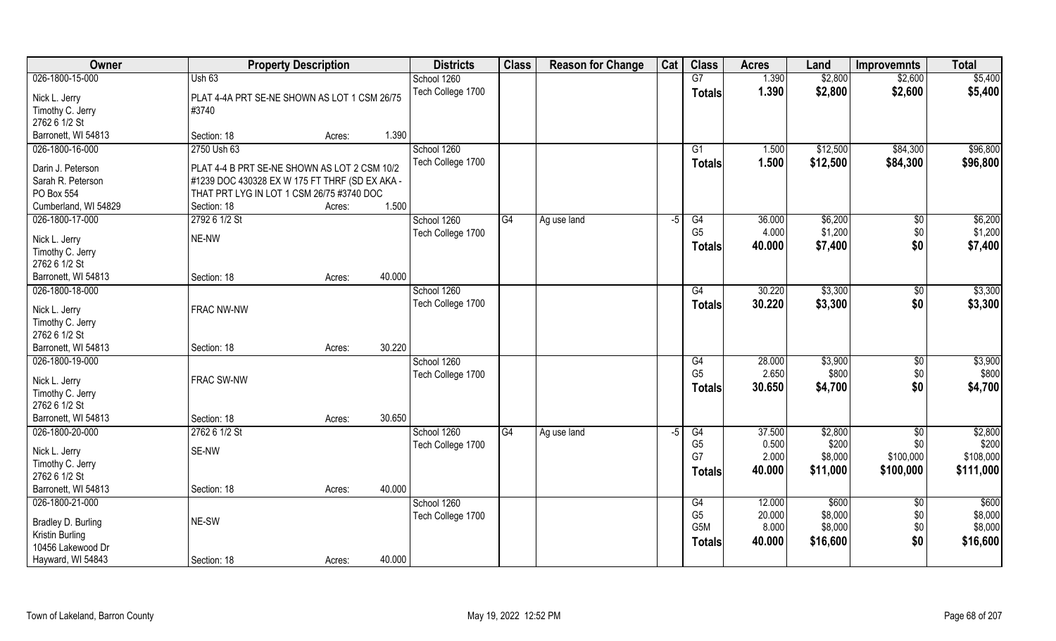| Owner | Property Description | | | Districts | Class | Reason for Change | Cat | Class | Acres | Land | Improvemnts | Total |
|---|---|---|---|---|---|---|---|---|---|---|---|---|
| 026-1800-15-000 | Ush 63 | | | School 1260 | | | | G7 | 1.390 | $2,800 | $2,600 | $5,400 |
| Nick L. Jerry | PLAT 4-4A PRT SE-NE SHOWN AS LOT 1 CSM 26/75 | | | Tech College 1700 | | | | **Totals** | **1.390** | **$2,800** | **$2,600** | **$5,400** |
| Timothy C. Jerry | #3740 | | | | | | | | | | | |
| 2762 6 1/2 St | | | | | | | | | | | | |
| Barronett, WI 54813 | Section: 18 | Acres: | 1.390 | | | | | | | | | |
| 026-1800-16-000 | 2750 Ush 63 | | | School 1260 | | | | G1 | 1.500 | $12,500 | $84,300 | $96,800 |
| Darin J. Peterson | PLAT 4-4 B PRT SE-NE SHOWN AS LOT 2 CSM 10/2 | | | Tech College 1700 | | | | **Totals** | **1.500** | **$12,500** | **$84,300** | **$96,800** |
| Sarah R. Peterson | #1239 DOC 430328 EX W 175 FT THRF (SD EX AKA - | | | | | | | | | | | |
| PO Box 554 | THAT PRT LYG IN LOT 1 CSM 26/75 #3740 DOC | | | | | | | | | | | |
| Cumberland, WI 54829 | Section: 18 | Acres: | 1.500 | | | | | | | | | |
| 026-1800-17-000 | 2792 6 1/2 St | | | School 1260 | G4 | Ag use land | -5 | G4 | 36.000 | $6,200 | $0 | $6,200 |
| Nick L. Jerry | NE-NW | | | Tech College 1700 | | | | G5 | 4.000 | $1,200 | $0 | $1,200 |
| Timothy C. Jerry | | | | | | | | **Totals** | **40.000** | **$7,400** | **$0** | **$7,400** |
| 2762 6 1/2 St | | | | | | | | | | | | |
| Barronett, WI 54813 | Section: 18 | Acres: | 40.000 | | | | | | | | | |
| 026-1800-18-000 | | | | School 1260 | | | | G4 | 30.220 | $3,300 | $0 | $3,300 |
| Nick L. Jerry | FRAC NW-NW | | | Tech College 1700 | | | | **Totals** | **30.220** | **$3,300** | **$0** | **$3,300** |
| Timothy C. Jerry | | | | | | | | | | | | |
| 2762 6 1/2 St | | | | | | | | | | | | |
| Barronett, WI 54813 | Section: 18 | Acres: | 30.220 | | | | | | | | | |
| 026-1800-19-000 | | | | School 1260 | | | | G4 | 28.000 | $3,900 | $0 | $3,900 |
| Nick L. Jerry | FRAC SW-NW | | | Tech College 1700 | | | | G5 | 2.650 | $800 | $0 | $800 |
| Timothy C. Jerry | | | | | | | | **Totals** | **30.650** | **$4,700** | **$0** | **$4,700** |
| 2762 6 1/2 St | | | | | | | | | | | | |
| Barronett, WI 54813 | Section: 18 | Acres: | 30.650 | | | | | | | | | |
| 026-1800-20-000 | 2762 6 1/2 St | | | School 1260 | G4 | Ag use land | -5 | G4 | 37.500 | $2,800 | $0 | $2,800 |
| Nick L. Jerry | SE-NW | | | Tech College 1700 | | | | G5 | 0.500 | $200 | $0 | $200 |
| Timothy C. Jerry | | | | | | | | G7 | 2.000 | $8,000 | $100,000 | $108,000 |
| 2762 6 1/2 St | | | | | | | | **Totals** | **40.000** | **$11,000** | **$100,000** | **$111,000** |
| Barronett, WI 54813 | Section: 18 | Acres: | 40.000 | | | | | | | | | |
| 026-1800-21-000 | | | | School 1260 | | | | G4 | 12.000 | $600 | $0 | $600 |
| Bradley D. Burling | NE-SW | | | Tech College 1700 | | | | G5 | 20.000 | $8,000 | $0 | $8,000 |
| Kristin Burling | | | | | | | | G5M | 8.000 | $8,000 | $0 | $8,000 |
| 10456 Lakewood Dr | | | | | | | | **Totals** | **40.000** | **$16,600** | **$0** | **$16,600** |
| Hayward, WI 54843 | Section: 18 | Acres: | 40.000 | | | | | | | | | |

Town of Lakeland, Barron County — May 19, 2022 12:52 PM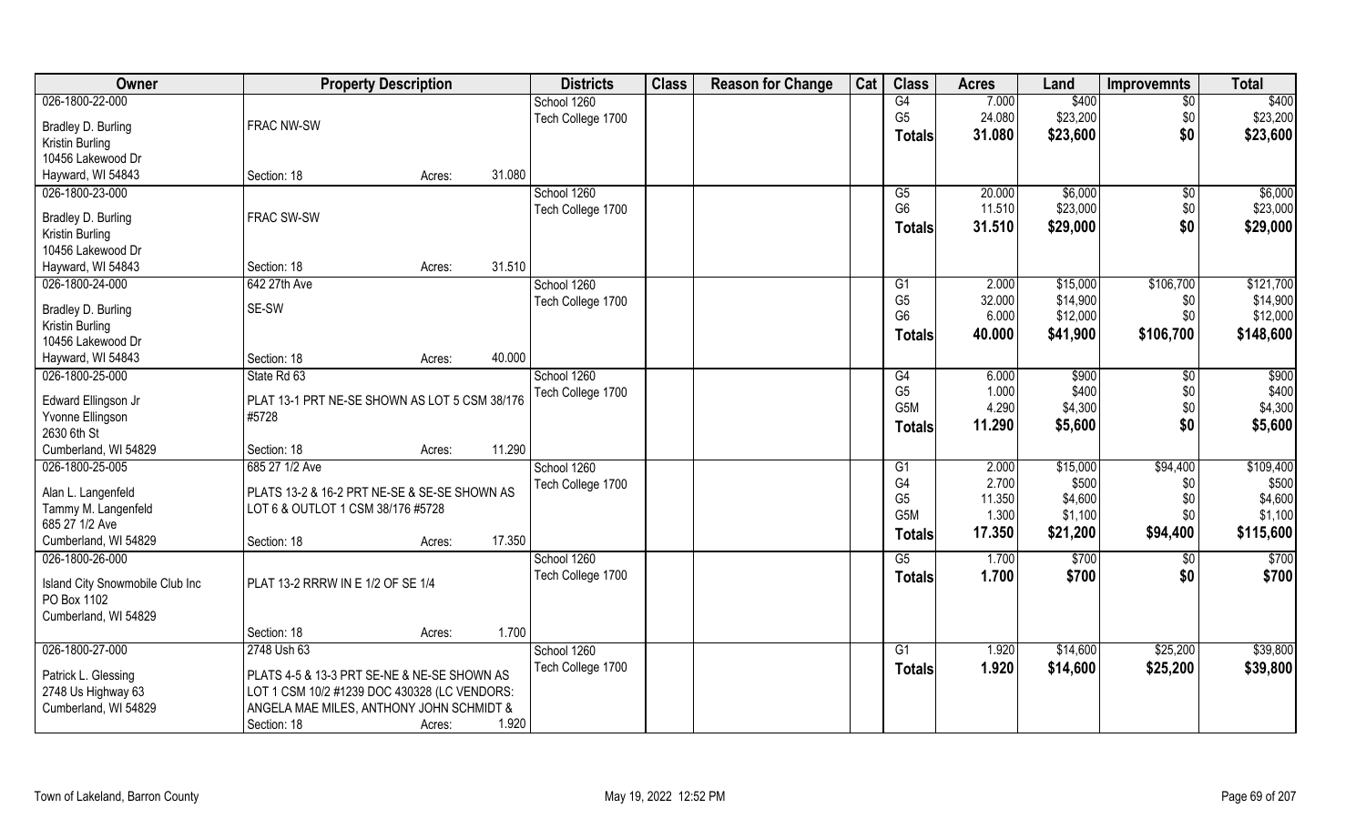| Owner | Property Description | Districts | Class | Reason for Change | Cat | Class | Acres | Land | Improvemnts | Total |
|---|---|---|---|---|---|---|---|---|---|---|
| 026-1800-22-000<br>Bradley D. Burling<br>Kristin Burling<br>10456 Lakewood Dr<br>Hayward, WI 54843 | FRAC NW-SW<br>Section: 18 Acres: 31.080 | School 1260<br>Tech College 1700 | | | | G4<br>G5<br>**Totals** | 7.000<br>24.080<br>**31.080** | $400<br>$23,200<br>**$23,600** | $0<br>$0<br>**$0** | $400<br>$23,200<br>**$23,600** |
| 026-1800-23-000<br>Bradley D. Burling<br>Kristin Burling<br>10456 Lakewood Dr<br>Hayward, WI 54843 | FRAC SW-SW<br>Section: 18 Acres: 31.510 | School 1260<br>Tech College 1700 | | | | G5<br>G6<br>**Totals** | 20.000<br>11.510<br>**31.510** | $6,000<br>$23,000<br>**$29,000** | $0<br>$0<br>**$0** | $6,000<br>$23,000<br>**$29,000** |
| 026-1800-24-000<br>Bradley D. Burling<br>Kristin Burling<br>10456 Lakewood Dr<br>Hayward, WI 54843 | 642 27th Ave<br>SE-SW<br>Section: 18 Acres: 40.000 | School 1260<br>Tech College 1700 | | | | G1<br>G5<br>G6<br>**Totals** | 2.000<br>32.000<br>6.000<br>**40.000** | $15,000<br>$14,900<br>$12,000<br>**$41,900** | $106,700<br>$0<br>$0<br>**$106,700** | $121,700<br>$14,900<br>$12,000<br>**$148,600** |
| 026-1800-25-000<br>Edward Ellingson Jr<br>Yvonne Ellingson<br>2630 6th St<br>Cumberland, WI 54829 | State Rd 63<br>PLAT 13-1 PRT NE-SE SHOWN AS LOT 5 CSM 38/176 #5728<br>Section: 18 Acres: 11.290 | School 1260<br>Tech College 1700 | | | | G4<br>G5<br>G5M<br>**Totals** | 6.000<br>1.000<br>4.290<br>**11.290** | $900<br>$400<br>$4,300<br>**$5,600** | $0<br>$0<br>$0<br>**$0** | $900<br>$400<br>$4,300<br>**$5,600** |
| 026-1800-25-005<br>Alan L. Langenfeld<br>Tammy M. Langenfeld<br>685 27 1/2 Ave<br>Cumberland, WI 54829 | 685 27 1/2 Ave<br>PLATS 13-2 & 16-2 PRT NE-SE & SE-SE SHOWN AS LOT 6 & OUTLOT 1 CSM 38/176 #5728<br>Section: 18 Acres: 17.350 | School 1260<br>Tech College 1700 | | | | G1<br>G4<br>G5<br>G5M<br>**Totals** | 2.000<br>2.700<br>11.350<br>1.300<br>**17.350** | $15,000<br>$500<br>$4,600<br>$1,100<br>**$21,200** | $94,400<br>$0<br>$0<br>$0<br>**$94,400** | $109,400<br>$500<br>$4,600<br>$1,100<br>**$115,600** |
| 026-1800-26-000<br>Island City Snowmobile Club Inc<br>PO Box 1102<br>Cumberland, WI 54829 | PLAT 13-2 RRRW IN E 1/2 OF SE 1/4<br>Section: 18 Acres: 1.700 | School 1260<br>Tech College 1700 | | | | G5<br>**Totals** | 1.700<br>**1.700** | $700<br>**$700** | $0<br>**$0** | $700<br>**$700** |
| 026-1800-27-000<br>Patrick L. Glessing<br>2748 Us Highway 63<br>Cumberland, WI 54829 | 2748 Ush 63<br>PLATS 4-5 & 13-3 PRT SE-NE & NE-SE SHOWN AS LOT 1 CSM 10/2 #1239 DOC 430328 (LC VENDORS: ANGELA MAE MILES, ANTHONY JOHN SCHMIDT &<br>Section: 18 Acres: 1.920 | School 1260<br>Tech College 1700 | | | | G1<br>**Totals** | 1.920<br>**1.920** | $14,600<br>**$14,600** | $25,200<br>**$25,200** | $39,800<br>**$39,800** |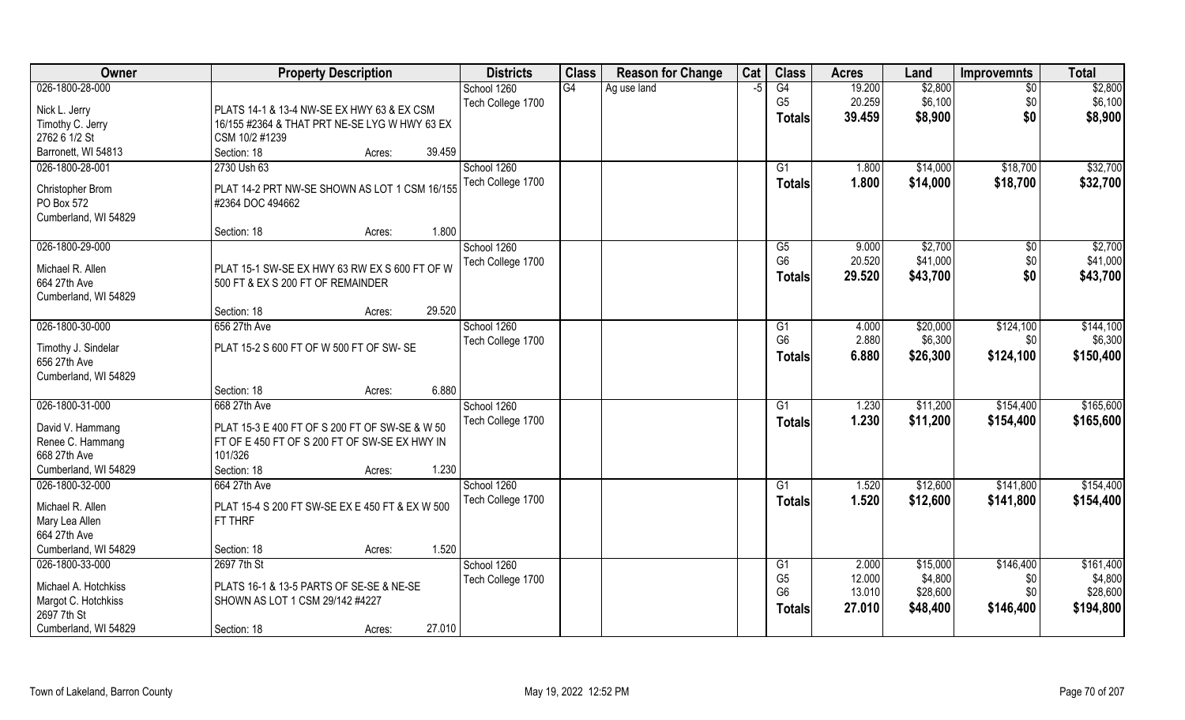| Owner | Property Description | Districts | Class | Reason for Change | Cat | Class | Acres | Land | Improvemnts | Total |
|---|---|---|---|---|---|---|---|---|---|---|
| 026-1800-28-000<br>Nick L. Jerry<br>Timothy C. Jerry<br>2762 6 1/2 St<br>Barronett, WI 54813 | PLATS 14-1 & 13-4 NW-SE EX HWY 63 & EX CSM 16/155 #2364 & THAT PRT NE-SE LYG W HWY 63 EX CSM 10/2 #1239<br>Section: 18 Acres: 39.459 | School 1260<br>Tech College 1700 | G4 | Ag use land | -5 | G4<br>G5<br>**Totals** | 19.200<br>20.259<br>**39.459** | $2,800<br>$6,100<br>**$8,900** | $0<br>$0<br>**$0** | $2,800<br>$6,100<br>**$8,900** |
| 026-1800-28-001<br>Christopher Brom<br>PO Box 572<br>Cumberland, WI 54829 | 2730 Ush 63<br>PLAT 14-2 PRT NW-SE SHOWN AS LOT 1 CSM 16/155 #2364 DOC 494662<br>Section: 18 Acres: 1.800 | School 1260<br>Tech College 1700 | | | | G1<br>**Totals** | 1.800<br>**1.800** | $14,000<br>**$14,000** | $18,700<br>**$18,700** | $32,700<br>**$32,700** |
| 026-1800-29-000<br>Michael R. Allen<br>664 27th Ave<br>Cumberland, WI 54829 | PLAT 15-1 SW-SE EX HWY 63 RW EX S 600 FT OF W 500 FT & EX S 200 FT OF REMAINDER<br>Section: 18 Acres: 29.520 | School 1260<br>Tech College 1700 | | | | G5<br>G6<br>**Totals** | 9.000<br>20.520<br>**29.520** | $2,700<br>$41,000<br>**$43,700** | $0<br>$0<br>**$0** | $2,700<br>$41,000<br>**$43,700** |
| 026-1800-30-000<br>Timothy J. Sindelar<br>656 27th Ave<br>Cumberland, WI 54829 | 656 27th Ave<br>PLAT 15-2 S 600 FT OF W 500 FT OF SW- SE<br>Section: 18 Acres: 6.880 | School 1260<br>Tech College 1700 | | | | G1<br>G6<br>**Totals** | 4.000<br>2.880<br>**6.880** | $20,000<br>$6,300<br>**$26,300** | $124,100<br>$0<br>**$124,100** | $144,100<br>$6,300<br>**$150,400** |
| 026-1800-31-000<br>David V. Hammang<br>Renee C. Hammang<br>668 27th Ave<br>Cumberland, WI 54829 | 668 27th Ave<br>PLAT 15-3 E 400 FT OF S 200 FT OF SW-SE & W 50 FT OF E 450 FT OF S 200 FT OF SW-SE EX HWY IN 101/326<br>Section: 18 Acres: 1.230 | School 1260<br>Tech College 1700 | | | | G1<br>**Totals** | 1.230<br>**1.230** | $11,200<br>**$11,200** | $154,400<br>**$154,400** | $165,600<br>**$165,600** |
| 026-1800-32-000<br>Michael R. Allen<br>Mary Lea Allen<br>664 27th Ave<br>Cumberland, WI 54829 | 664 27th Ave<br>PLAT 15-4 S 200 FT SW-SE EX E 450 FT & EX W 500 FT THRF<br>Section: 18 Acres: 1.520 | School 1260<br>Tech College 1700 | | | | G1<br>**Totals** | 1.520<br>**1.520** | $12,600<br>**$12,600** | $141,800<br>**$141,800** | $154,400<br>**$154,400** |
| 026-1800-33-000<br>Michael A. Hotchkiss<br>Margot C. Hotchkiss<br>2697 7th St<br>Cumberland, WI 54829 | 2697 7th St<br>PLATS 16-1 & 13-5 PARTS OF SE-SE & NE-SE SHOWN AS LOT 1 CSM 29/142 #4227<br>Section: 18 Acres: 27.010 | School 1260<br>Tech College 1700 | | | | G1<br>G5<br>G6<br>**Totals** | 2.000<br>12.000<br>13.010<br>**27.010** | $15,000<br>$4,800<br>$28,600<br>**$48,400** | $146,400<br>$0<br>$0<br>**$146,400** | $161,400<br>$4,800<br>$28,600<br>**$194,800** |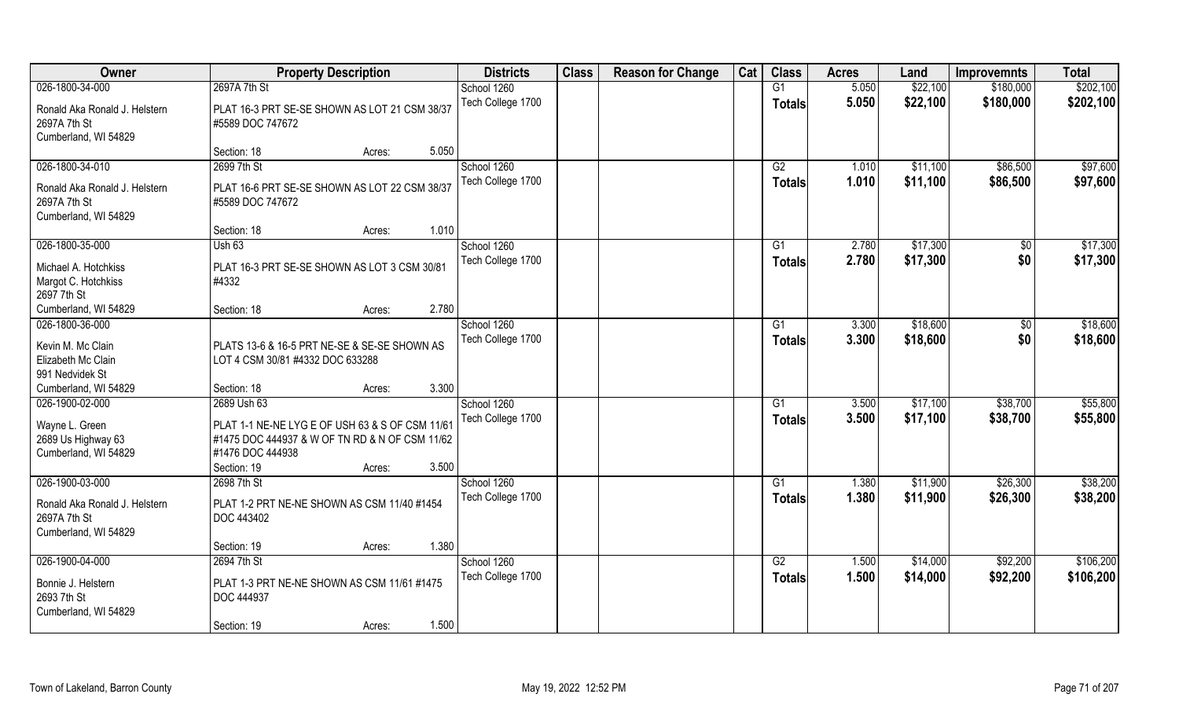| Owner | Property Description | | | Districts | Class | Reason for Change | Cat | Class | Acres | Land | Improvemnts | Total |
|---|---|---|---|---|---|---|---|---|---|---|---|---|
| 026-1800-34-000 | 2697A 7th St | | | School 1260 | | | | G1 | 5.050 | $22,100 | $180,000 | $202,100 |
| Ronald Aka Ronald J. Helstern<br>2697A 7th St<br>Cumberland, WI 54829 | PLAT 16-3 PRT SE-SE SHOWN AS LOT 21 CSM 38/37 #5589 DOC 747672 | | | Tech College 1700 | | | | **Totals** | **5.050** | **$22,100** | **$180,000** | **$202,100** |
| | Section: 18 | Acres: | 5.050 | | | | | | | | | |
| 026-1800-34-010 | 2699 7th St | | | School 1260 | | | | G2 | 1.010 | $11,100 | $86,500 | $97,600 |
| Ronald Aka Ronald J. Helstern<br>2697A 7th St<br>Cumberland, WI 54829 | PLAT 16-6 PRT SE-SE SHOWN AS LOT 22 CSM 38/37 #5589 DOC 747672 | | | Tech College 1700 | | | | **Totals** | **1.010** | **$11,100** | **$86,500** | **$97,600** |
| | Section: 18 | Acres: | 1.010 | | | | | | | | | |
| 026-1800-35-000 | Ush 63 | | | School 1260 | | | | G1 | 2.780 | $17,300 | $0 | $17,300 |
| Michael A. Hotchkiss<br>Margot C. Hotchkiss<br>2697 7th St<br>Cumberland, WI 54829 | PLAT 16-3 PRT SE-SE SHOWN AS LOT 3 CSM 30/81 #4332 | | | Tech College 1700 | | | | **Totals** | **2.780** | **$17,300** | **$0** | **$17,300** |
| | Section: 18 | Acres: | 2.780 | | | | | | | | | |
| 026-1800-36-000 | | | | School 1260 | | | | G1 | 3.300 | $18,600 | $0 | $18,600 |
| Kevin M. Mc Clain<br>Elizabeth Mc Clain<br>991 Nedvidek St<br>Cumberland, WI 54829 | PLATS 13-6 & 16-5 PRT NE-SE & SE-SE SHOWN AS LOT 4 CSM 30/81 #4332 DOC 633288 | | | Tech College 1700 | | | | **Totals** | **3.300** | **$18,600** | **$0** | **$18,600** |
| | Section: 18 | Acres: | 3.300 | | | | | | | | | |
| 026-1900-02-000 | 2689 Ush 63 | | | School 1260 | | | | G1 | 3.500 | $17,100 | $38,700 | $55,800 |
| Wayne L. Green<br>2689 Us Highway 63<br>Cumberland, WI 54829 | PLAT 1-1 NE-NE LYG E OF USH 63 & S OF CSM 11/61 #1475 DOC 444937 & W OF TN RD & N OF CSM 11/62 #1476 DOC 444938 | | | Tech College 1700 | | | | **Totals** | **3.500** | **$17,100** | **$38,700** | **$55,800** |
| | Section: 19 | Acres: | 3.500 | | | | | | | | | |
| 026-1900-03-000 | 2698 7th St | | | School 1260 | | | | G1 | 1.380 | $11,900 | $26,300 | $38,200 |
| Ronald Aka Ronald J. Helstern<br>2697A 7th St<br>Cumberland, WI 54829 | PLAT 1-2 PRT NE-NE SHOWN AS CSM 11/40 #1454 DOC 443402 | | | Tech College 1700 | | | | **Totals** | **1.380** | **$11,900** | **$26,300** | **$38,200** |
| | Section: 19 | Acres: | 1.380 | | | | | | | | | |
| 026-1900-04-000 | 2694 7th St | | | School 1260 | | | | G2 | 1.500 | $14,000 | $92,200 | $106,200 |
| Bonnie J. Helstern<br>2693 7th St<br>Cumberland, WI 54829 | PLAT 1-3 PRT NE-NE SHOWN AS CSM 11/61 #1475 DOC 444937 | | | Tech College 1700 | | | | **Totals** | **1.500** | **$14,000** | **$92,200** | **$106,200** |
| | Section: 19 | Acres: | 1.500 | | | | | | | | | |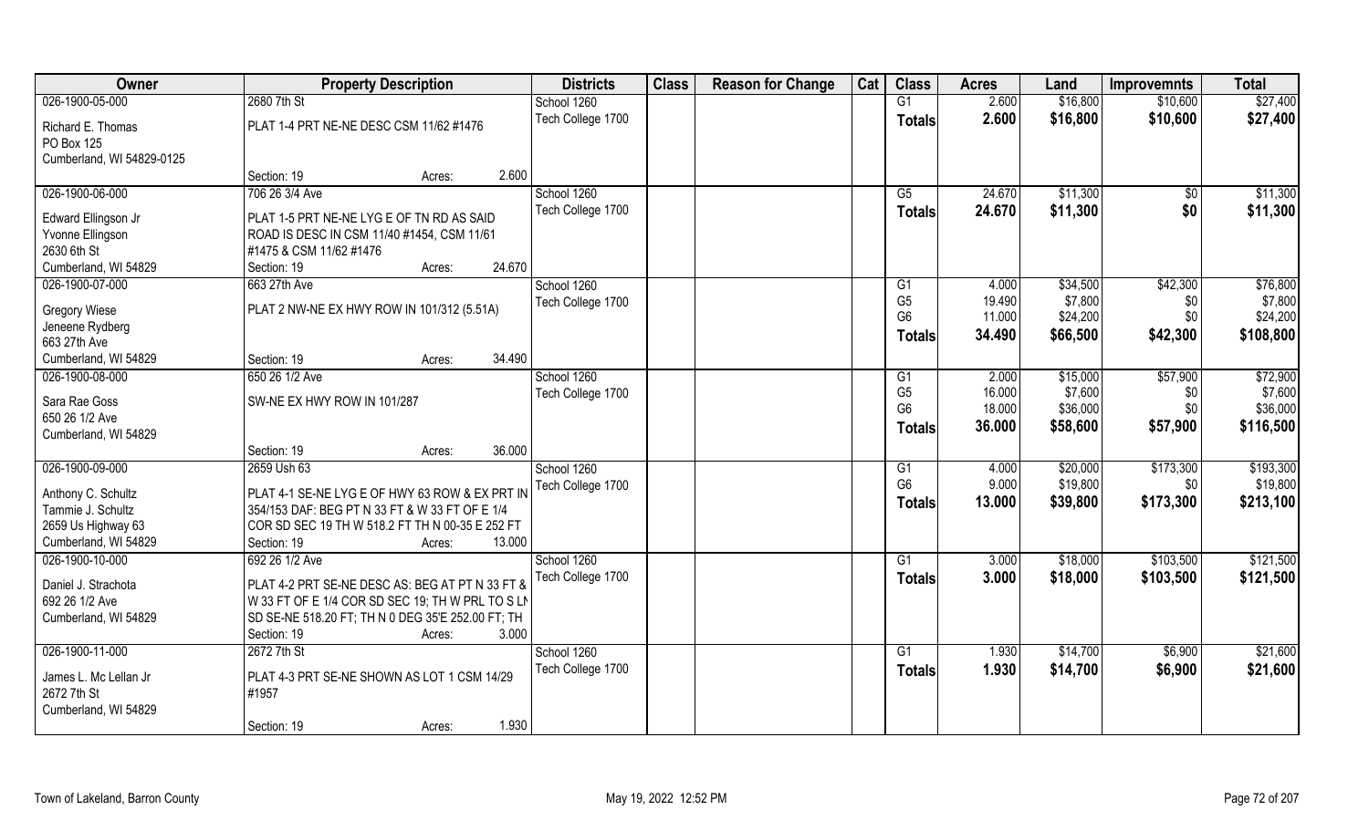| Owner | Property Description | Districts | Class | Reason for Change | Cat | Class | Acres | Land | Improvemnts | Total |
|---|---|---|---|---|---|---|---|---|---|---|
| 026-1900-05-000<br>Richard E. Thomas<br>PO Box 125<br>Cumberland, WI 54829-0125 | 2680 7th St<br>PLAT 1-4 PRT NE-NE DESC CSM 11/62 #1476<br>Section: 19 Acres: 2.600 | School 1260<br>Tech College 1700 | | | | G1<br>**Totals** | 2.600<br>**2.600** | $16,800<br>**$16,800** | $10,600<br>**$10,600** | $27,400<br>**$27,400** |
| 026-1900-06-000<br>Edward Ellingson Jr<br>Yvonne Ellingson<br>2630 6th St<br>Cumberland, WI 54829 | 706 26 3/4 Ave<br>PLAT 1-5 PRT NE-NE LYG E OF TN RD AS SAID ROAD IS DESC IN CSM 11/40 #1454, CSM 11/61 #1475 & CSM 11/62 #1476<br>Section: 19 Acres: 24.670 | School 1260<br>Tech College 1700 | | | | G5<br>**Totals** | 24.670<br>**24.670** | $11,300<br>**$11,300** | $0<br>**$0** | $11,300<br>**$11,300** |
| 026-1900-07-000<br>Gregory Wiese<br>Jeneene Rydberg<br>663 27th Ave<br>Cumberland, WI 54829 | 663 27th Ave<br>PLAT 2 NW-NE EX HWY ROW IN 101/312 (5.51A)<br>Section: 19 Acres: 34.490 | School 1260<br>Tech College 1700 | | | | G1<br>G5<br>G6<br>**Totals** | 4.000<br>19.490<br>11.000<br>**34.490** | $34,500<br>$7,800<br>$24,200<br>**$66,500** | $42,300<br>$0<br>$0<br>**$42,300** | $76,800<br>$7,800<br>$24,200<br>**$108,800** |
| 026-1900-08-000<br>Sara Rae Goss<br>650 26 1/2 Ave<br>Cumberland, WI 54829 | 650 26 1/2 Ave<br>SW-NE EX HWY ROW IN 101/287<br>Section: 19 Acres: 36.000 | School 1260<br>Tech College 1700 | | | | G1<br>G5<br>G6<br>**Totals** | 2.000<br>16.000<br>18.000<br>**36.000** | $15,000<br>$7,600<br>$36,000<br>**$58,600** | $57,900<br>$0<br>$0<br>**$57,900** | $72,900<br>$7,600<br>$36,000<br>**$116,500** |
| 026-1900-09-000<br>Anthony C. Schultz<br>Tammie J. Schultz<br>2659 Us Highway 63<br>Cumberland, WI 54829 | 2659 Ush 63<br>PLAT 4-1 SE-NE LYG E OF HWY 63 ROW & EX PRT IN 354/153 DAF: BEG PT N 33 FT & W 33 FT OF E 1/4 COR SD SEC 19 TH W 518.2 FT TH N 00-35 E 252 FT<br>Section: 19 Acres: 13.000 | School 1260<br>Tech College 1700 | | | | G1<br>G6<br>**Totals** | 4.000<br>9.000<br>**13.000** | $20,000<br>$19,800<br>**$39,800** | $173,300<br>$0<br>**$173,300** | $193,300<br>$19,800<br>**$213,100** |
| 026-1900-10-000<br>Daniel J. Strachota<br>692 26 1/2 Ave<br>Cumberland, WI 54829 | 692 26 1/2 Ave<br>PLAT 4-2 PRT SE-NE DESC AS: BEG AT PT N 33 FT & W 33 FT OF E 1/4 COR SD SEC 19; TH W PRL TO S LN SD SE-NE 518.20 FT; TH N 0 DEG 35'E 252.00 FT; TH<br>Section: 19 Acres: 3.000 | School 1260<br>Tech College 1700 | | | | G1<br>**Totals** | 3.000<br>**3.000** | $18,000<br>**$18,000** | $103,500<br>**$103,500** | $121,500<br>**$121,500** |
| 026-1900-11-000<br>James L. Mc Lellan Jr<br>2672 7th St<br>Cumberland, WI 54829 | 2672 7th St<br>PLAT 4-3 PRT SE-NE SHOWN AS LOT 1 CSM 14/29 #1957<br>Section: 19 Acres: 1.930 | School 1260<br>Tech College 1700 | | | | G1<br>**Totals** | 1.930<br>**1.930** | $14,700<br>**$14,700** | $6,900<br>**$6,900** | $21,600<br>**$21,600** |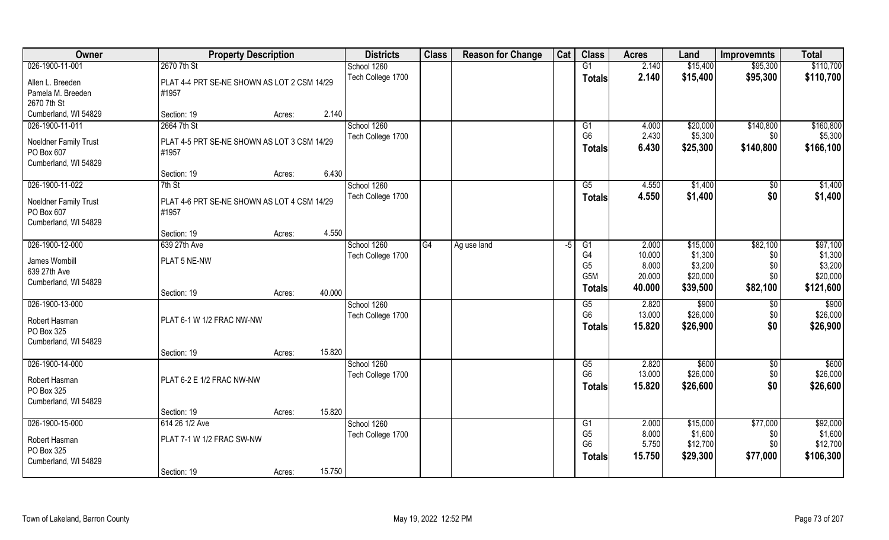| Owner | Property Description | | | Districts | Class | Reason for Change | Cat | Class | Acres | Land | Improvemnts | Total |
|---|---|---|---|---|---|---|---|---|---|---|---|---|
| 026-1900-11-001 | 2670 7th St | | | School 1260 | | | | G1 | 2.140 | $15,400 | $95,300 | $110,700 |
| Allen L. Breeden | PLAT 4-4 PRT SE-NE SHOWN AS LOT 2 CSM 14/29 #1957 | | | Tech College 1700 | | | | **Totals** | **2.140** | **$15,400** | **$95,300** | **$110,700** |
| Pamela M. Breeden | | | | | | | | | | | | |
| 2670 7th St | | | | | | | | | | | | |
| Cumberland, WI 54829 | Section: 19 | Acres: | 2.140 | | | | | | | | | |
| 026-1900-11-011 | 2664 7th St | | | School 1260 | | | | G1 | 4.000 | $20,000 | $140,800 | $160,800 |
| Noeldner Family Trust | PLAT 4-5 PRT SE-NE SHOWN AS LOT 3 CSM 14/29 #1957 | | | Tech College 1700 | | | | G6 | 2.430 | $5,300 | $0 | $5,300 |
| PO Box 607 | | | | | | | | **Totals** | **6.430** | **$25,300** | **$140,800** | **$166,100** |
| Cumberland, WI 54829 | | | | | | | | | | | | |
| | Section: 19 | Acres: | 6.430 | | | | | | | | | |
| 026-1900-11-022 | 7th St | | | School 1260 | | | | G5 | 4.550 | $1,400 | $0 | $1,400 |
| Noeldner Family Trust | PLAT 4-6 PRT SE-NE SHOWN AS LOT 4 CSM 14/29 #1957 | | | Tech College 1700 | | | | **Totals** | **4.550** | **$1,400** | **$0** | **$1,400** |
| PO Box 607 | | | | | | | | | | | | |
| Cumberland, WI 54829 | | | | | | | | | | | | |
| | Section: 19 | Acres: | 4.550 | | | | | | | | | |
| 026-1900-12-000 | 639 27th Ave | | | School 1260 | G4 | Ag use land | -5 | G1 | 2.000 | $15,000 | $82,100 | $97,100 |
| James Wombill | PLAT 5 NE-NW | | | Tech College 1700 | | | | G4 | 10.000 | $1,300 | $0 | $1,300 |
| 639 27th Ave | | | | | | | | G5 | 8.000 | $3,200 | $0 | $3,200 |
| Cumberland, WI 54829 | | | | | | | | G5M | 20.000 | $20,000 | $0 | $20,000 |
| | Section: 19 | Acres: | 40.000 | | | | | **Totals** | **40.000** | **$39,500** | **$82,100** | **$121,600** |
| 026-1900-13-000 | | | | School 1260 | | | | G5 | 2.820 | $900 | $0 | $900 |
| Robert Hasman | PLAT 6-1 W 1/2 FRAC NW-NW | | | Tech College 1700 | | | | G6 | 13.000 | $26,000 | $0 | $26,000 |
| PO Box 325 | | | | | | | | **Totals** | **15.820** | **$26,900** | **$0** | **$26,900** |
| Cumberland, WI 54829 | | | | | | | | | | | | |
| | Section: 19 | Acres: | 15.820 | | | | | | | | | |
| 026-1900-14-000 | | | | School 1260 | | | | G5 | 2.820 | $600 | $0 | $600 |
| Robert Hasman | PLAT 6-2 E 1/2 FRAC NW-NW | | | Tech College 1700 | | | | G6 | 13.000 | $26,000 | $0 | $26,000 |
| PO Box 325 | | | | | | | | **Totals** | **15.820** | **$26,600** | **$0** | **$26,600** |
| Cumberland, WI 54829 | | | | | | | | | | | | |
| | Section: 19 | Acres: | 15.820 | | | | | | | | | |
| 026-1900-15-000 | 614 26 1/2 Ave | | | School 1260 | | | | G1 | 2.000 | $15,000 | $77,000 | $92,000 |
| Robert Hasman | PLAT 7-1 W 1/2 FRAC SW-NW | | | Tech College 1700 | | | | G5 | 8.000 | $1,600 | $0 | $1,600 |
| PO Box 325 | | | | | | | | G6 | 5.750 | $12,700 | $0 | $12,700 |
| Cumberland, WI 54829 | | | | | | | | **Totals** | **15.750** | **$29,300** | **$77,000** | **$106,300** |
| | Section: 19 | Acres: | 15.750 | | | | | | | | | |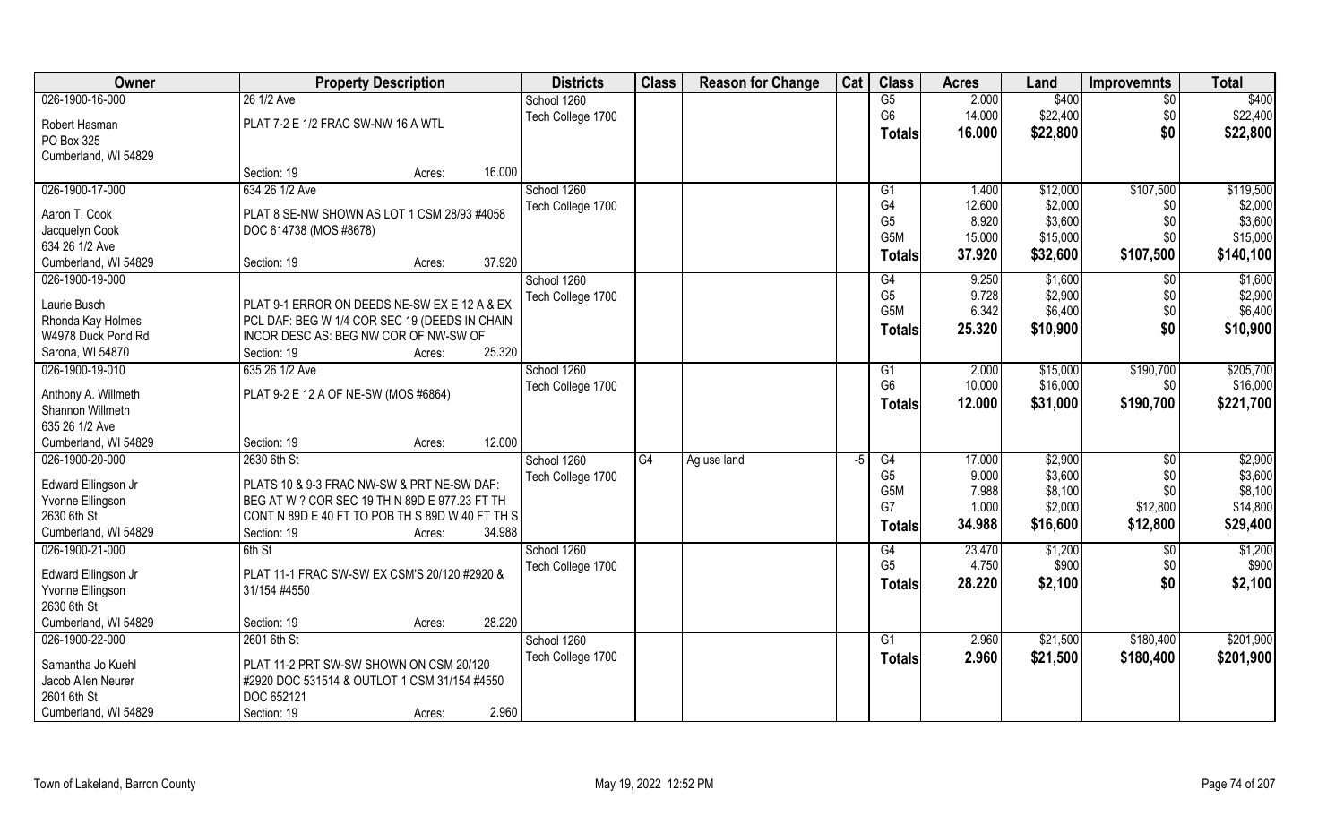| Owner | Property Description | Districts | Class | Reason for Change | Cat | Class | Acres | Land | Improvemnts | Total |
|---|---|---|---|---|---|---|---|---|---|---|
| 026-1900-16-000 | 26 1/2 Ave | School 1260 | | | | G5 | 2.000 | $400 | $0 | $400 |
| Robert Hasman | PLAT 7-2 E 1/2 FRAC SW-NW 16 A WTL | Tech College 1700 | | | | G6 | 14.000 | $22,400 | $0 | $22,400 |
| PO Box 325 | | | | | | **Totals** | **16.000** | **$22,800** | **$0** | **$22,800** |
| Cumberland, WI 54829 | | | | | | | | | | |
| | Section: 19 Acres: 16.000 | | | | | | | | | |
| 026-1900-17-000 | 634 26 1/2 Ave | School 1260 | | | | G1 | 1.400 | $12,000 | $107,500 | $119,500 |
| Aaron T. Cook | PLAT 8 SE-NW SHOWN AS LOT 1 CSM 28/93 #4058 | Tech College 1700 | | | | G4 | 12.600 | $2,000 | $0 | $2,000 |
| Jacquelyn Cook | DOC 614738 (MOS #8678) | | | | | G5 | 8.920 | $3,600 | $0 | $3,600 |
| 634 26 1/2 Ave | | | | | | G5M | 15.000 | $15,000 | $0 | $15,000 |
| Cumberland, WI 54829 | Section: 19 Acres: 37.920 | | | | | **Totals** | **37.920** | **$32,600** | **$107,500** | **$140,100** |
| 026-1900-19-000 | | School 1260 | | | | G4 | 9.250 | $1,600 | $0 | $1,600 |
| Laurie Busch | PLAT 9-1 ERROR ON DEEDS NE-SW EX E 12 A & EX | Tech College 1700 | | | | G5 | 9.728 | $2,900 | $0 | $2,900 |
| Rhonda Kay Holmes | PCL DAF: BEG W 1/4 COR SEC 19 (DEEDS IN CHAIN | | | | | G5M | 6.342 | $6,400 | $0 | $6,400 |
| W4978 Duck Pond Rd | INCOR DESC AS: BEG NW COR OF NW-SW OF | | | | | **Totals** | **25.320** | **$10,900** | **$0** | **$10,900** |
| Sarona, WI 54870 | Section: 19 Acres: 25.320 | | | | | | | | | |
| 026-1900-19-010 | 635 26 1/2 Ave | School 1260 | | | | G1 | 2.000 | $15,000 | $190,700 | $205,700 |
| Anthony A. Willmeth | PLAT 9-2 E 12 A OF NE-SW (MOS #6864) | Tech College 1700 | | | | G6 | 10.000 | $16,000 | $0 | $16,000 |
| Shannon Willmeth | | | | | | **Totals** | **12.000** | **$31,000** | **$190,700** | **$221,700** |
| 635 26 1/2 Ave | | | | | | | | | | |
| Cumberland, WI 54829 | Section: 19 Acres: 12.000 | | | | | | | | | |
| 026-1900-20-000 | 2630 6th St | School 1260 | G4 | Ag use land | -5 | G4 | 17.000 | $2,900 | $0 | $2,900 |
| Edward Ellingson Jr | PLATS 10 & 9-3 FRAC NW-SW & PRT NE-SW DAF: | Tech College 1700 | | | | G5 | 9.000 | $3,600 | $0 | $3,600 |
| Yvonne Ellingson | BEG AT W ? COR SEC 19 TH N 89D E 977.23 FT TH | | | | | G5M | 7.988 | $8,100 | $0 | $8,100 |
| 2630 6th St | CONT N 89D E 40 FT TO POB TH S 89D W 40 FT TH S | | | | | G7 | 1.000 | $2,000 | $12,800 | $14,800 |
| Cumberland, WI 54829 | Section: 19 Acres: 34.988 | | | | | **Totals** | **34.988** | **$16,600** | **$12,800** | **$29,400** |
| 026-1900-21-000 | 6th St | School 1260 | | | | G4 | 23.470 | $1,200 | $0 | $1,200 |
| Edward Ellingson Jr | PLAT 11-1 FRAC SW-SW EX CSM'S 20/120 #2920 & | Tech College 1700 | | | | G5 | 4.750 | $900 | $0 | $900 |
| Yvonne Ellingson | 31/154 #4550 | | | | | **Totals** | **28.220** | **$2,100** | **$0** | **$2,100** |
| 2630 6th St | | | | | | | | | | |
| Cumberland, WI 54829 | Section: 19 Acres: 28.220 | | | | | | | | | |
| 026-1900-22-000 | 2601 6th St | School 1260 | | | | G1 | 2.960 | $21,500 | $180,400 | $201,900 |
| Samantha Jo Kuehl | PLAT 11-2 PRT SW-SW SHOWN ON CSM 20/120 | Tech College 1700 | | | | **Totals** | **2.960** | **$21,500** | **$180,400** | **$201,900** |
| Jacob Allen Neurer | #2920 DOC 531514 & OUTLOT 1 CSM 31/154 #4550 | | | | | | | | | |
| 2601 6th St | DOC 652121 | | | | | | | | | |
| Cumberland, WI 54829 | Section: 19 Acres: 2.960 | | | | | | | | | |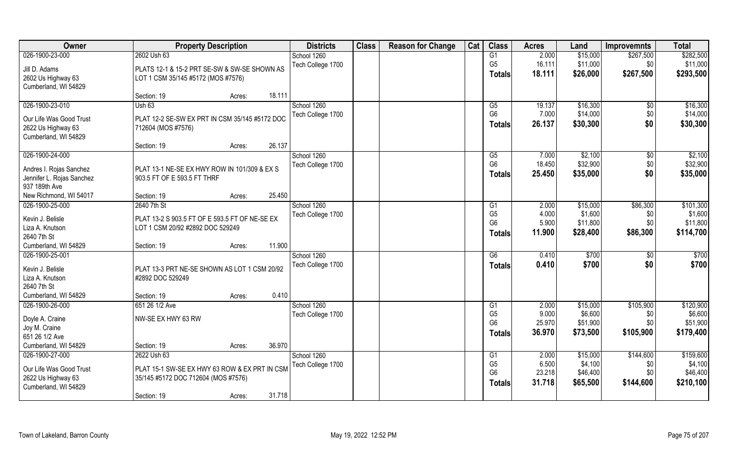| Owner | Property Description | | | Districts | Class | Reason for Change | Cat | Class | Acres | Land | Improvemnts | Total |
|---|---|---|---|---|---|---|---|---|---|---|---|---|
| 026-1900-23-000 | 2602 Ush 63 | | | School 1260 | | | | G1 | 2.000 | $15,000 | $267,500 | $282,500 |
| Jill D. Adams | PLATS 12-1 & 15-2 PRT SE-SW & SW-SE SHOWN AS | | | Tech College 1700 | | | | G5 | 16.111 | $11,000 | $0 | $11,000 |
| 2602 Us Highway 63 | LOT 1 CSM 35/145 #5172 (MOS #7576) | | | | | | | **Totals** | **18.111** | **$26,000** | **$267,500** | **$293,500** |
| Cumberland, WI 54829 | | | | | | | | | | | | |
| | Section: 19 | Acres: | 18.111 | | | | | | | | | |
| 026-1900-23-010 | Ush 63 | | | School 1260 | | | | G5 | 19.137 | $16,300 | $0 | $16,300 |
| Our Life Was Good Trust | PLAT 12-2 SE-SW EX PRT IN CSM 35/145 #5172 DOC | | | Tech College 1700 | | | | G6 | 7.000 | $14,000 | $0 | $14,000 |
| 2622 Us Highway 63 | 712604 (MOS #7576) | | | | | | | **Totals** | **26.137** | **$30,300** | **$0** | **$30,300** |
| Cumberland, WI 54829 | | | | | | | | | | | | |
| | Section: 19 | Acres: | 26.137 | | | | | | | | | |
| 026-1900-24-000 | | | | School 1260 | | | | G5 | 7.000 | $2,100 | $0 | $2,100 |
| Andres I. Rojas Sanchez | PLAT 13-1 NE-SE EX HWY ROW IN 101/309 & EX S | | | Tech College 1700 | | | | G6 | 18.450 | $32,900 | $0 | $32,900 |
| Jennifer L. Rojas Sanchez | 903.5 FT OF E 593.5 FT THRF | | | | | | | **Totals** | **25.450** | **$35,000** | **$0** | **$35,000** |
| 937 189th Ave | | | | | | | | | | | | |
| New Richmond, WI 54017 | Section: 19 | Acres: | 25.450 | | | | | | | | | |
| 026-1900-25-000 | 2640 7th St | | | School 1260 | | | | G1 | 2.000 | $15,000 | $86,300 | $101,300 |
| Kevin J. Belisle | PLAT 13-2 S 903.5 FT OF E 593.5 FT OF NE-SE EX | | | Tech College 1700 | | | | G5 | 4.000 | $1,600 | $0 | $1,600 |
| Liza A. Knutson | LOT 1 CSM 20/92 #2892 DOC 529249 | | | | | | | G6 | 5.900 | $11,800 | $0 | $11,800 |
| 2640 7th St | | | | | | | | **Totals** | **11.900** | **$28,400** | **$86,300** | **$114,700** |
| Cumberland, WI 54829 | Section: 19 | Acres: | 11.900 | | | | | | | | | |
| 026-1900-25-001 | | | | School 1260 | | | | G6 | 0.410 | $700 | $0 | $700 |
| Kevin J. Belisle | PLAT 13-3 PRT NE-SE SHOWN AS LOT 1 CSM 20/92 | | | Tech College 1700 | | | | **Totals** | **0.410** | **$700** | **$0** | **$700** |
| Liza A. Knutson | #2892 DOC 529249 | | | | | | | | | | | |
| 2640 7th St | | | | | | | | | | | | |
| Cumberland, WI 54829 | Section: 19 | Acres: | 0.410 | | | | | | | | | |
| 026-1900-26-000 | 651 26 1/2 Ave | | | School 1260 | | | | G1 | 2.000 | $15,000 | $105,900 | $120,900 |
| Doyle A. Craine | NW-SE EX HWY 63 RW | | | Tech College 1700 | | | | G5 | 9.000 | $6,600 | $0 | $6,600 |
| Joy M. Craine | | | | | | | | G6 | 25.970 | $51,900 | $0 | $51,900 |
| 651 26 1/2 Ave | | | | | | | | **Totals** | **36.970** | **$73,500** | **$105,900** | **$179,400** |
| Cumberland, WI 54829 | Section: 19 | Acres: | 36.970 | | | | | | | | | |
| 026-1900-27-000 | 2622 Ush 63 | | | School 1260 | | | | G1 | 2.000 | $15,000 | $144,600 | $159,600 |
| Our Life Was Good Trust | PLAT 15-1 SW-SE EX HWY 63 ROW & EX PRT IN CSM | | | Tech College 1700 | | | | G5 | 6.500 | $4,100 | $0 | $4,100 |
| 2622 Us Highway 63 | 35/145 #5172 DOC 712604 (MOS #7576) | | | | | | | G6 | 23.218 | $46,400 | $0 | $46,400 |
| Cumberland, WI 54829 | | | | | | | | **Totals** | **31.718** | **$65,500** | **$144,600** | **$210,100** |
| | Section: 19 | Acres: | 31.718 | | | | | | | | | |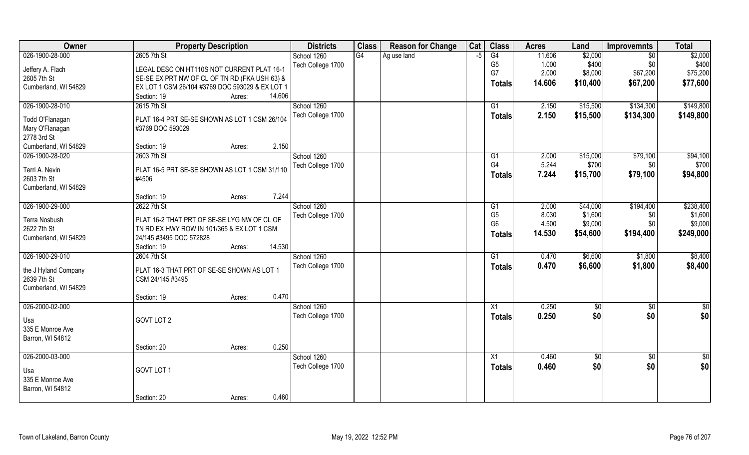| Owner | Property Description | Districts | Class | Reason for Change | Cat | Class | Acres | Land | Improvemnts | Total |
|---|---|---|---|---|---|---|---|---|---|---|
| 026-1900-28-000 | 2605 7th St | School 1260 | G4 | Ag use land | -5 | G4 | 11.606 | $2,000 | $0 | $2,000 |
| Jeffery A. Flach | LEGAL DESC ON HT110S NOT CURRENT PLAT 16-1 | Tech College 1700 | | | | G5 | 1.000 | $400 | $0 | $400 |
| 2605 7th St | SE-SE EX PRT NW OF CL OF TN RD (FKA USH 63) & | | | | | G7 | 2.000 | $8,000 | $67,200 | $75,200 |
| Cumberland, WI 54829 | EX LOT 1 CSM 26/104 #3769 DOC 593029 & EX LOT 1 | | | | | **Totals** | **14.606** | **$10,400** | **$67,200** | **$77,600** |
| | Section: 19 Acres: 14.606 | | | | | | | | | |
| 026-1900-28-010 | 2615 7th St | School 1260 | | | | G1 | 2.150 | $15,500 | $134,300 | $149,800 |
| Todd O'Flanagan | PLAT 16-4 PRT SE-SE SHOWN AS LOT 1 CSM 26/104 | Tech College 1700 | | | | **Totals** | **2.150** | **$15,500** | **$134,300** | **$149,800** |
| Mary O'Flanagan | #3769 DOC 593029 | | | | | | | | | |
| 2778 3rd St | | | | | | | | | | |
| Cumberland, WI 54829 | Section: 19 Acres: 2.150 | | | | | | | | | |
| 026-1900-28-020 | 2603 7th St | School 1260 | | | | G1 | 2.000 | $15,000 | $79,100 | $94,100 |
| Terri A. Nevin | PLAT 16-5 PRT SE-SE SHOWN AS LOT 1 CSM 31/110 | Tech College 1700 | | | | G4 | 5.244 | $700 | $0 | $700 |
| 2603 7th St | #4506 | | | | | **Totals** | **7.244** | **$15,700** | **$79,100** | **$94,800** |
| Cumberland, WI 54829 | | | | | | | | | | |
| | Section: 19 Acres: 7.244 | | | | | | | | | |
| 026-1900-29-000 | 2622 7th St | School 1260 | | | | G1 | 2.000 | $44,000 | $194,400 | $238,400 |
| Terra Nosbush | PLAT 16-2 THAT PRT OF SE-SE LYG NW OF CL OF | Tech College 1700 | | | | G5 | 8.030 | $1,600 | $0 | $1,600 |
| 2622 7th St | TN RD EX HWY ROW IN 101/365 & EX LOT 1 CSM | | | | | G6 | 4.500 | $9,000 | $0 | $9,000 |
| Cumberland, WI 54829 | 24/145 #3495 DOC 572828 | | | | | **Totals** | **14.530** | **$54,600** | **$194,400** | **$249,000** |
| | Section: 19 Acres: 14.530 | | | | | | | | | |
| 026-1900-29-010 | 2604 7th St | School 1260 | | | | G1 | 0.470 | $6,600 | $1,800 | $8,400 |
| the J Hyland Company | PLAT 16-3 THAT PRT OF SE-SE SHOWN AS LOT 1 | Tech College 1700 | | | | **Totals** | **0.470** | **$6,600** | **$1,800** | **$8,400** |
| 2639 7th St | CSM 24/145 #3495 | | | | | | | | | |
| Cumberland, WI 54829 | | | | | | | | | | |
| | Section: 19 Acres: 0.470 | | | | | | | | | |
| 026-2000-02-000 | | School 1260 | | | | X1 | 0.250 | $0 | $0 | $0 |
| Usa | GOVT LOT 2 | Tech College 1700 | | | | **Totals** | **0.250** | **$0** | **$0** | **$0** |
| 335 E Monroe Ave | | | | | | | | | | |
| Barron, WI 54812 | | | | | | | | | | |
| | Section: 20 Acres: 0.250 | | | | | | | | | |
| 026-2000-03-000 | | School 1260 | | | | X1 | 0.460 | $0 | $0 | $0 |
| Usa | GOVT LOT 1 | Tech College 1700 | | | | **Totals** | **0.460** | **$0** | **$0** | **$0** |
| 335 E Monroe Ave | | | | | | | | | | |
| Barron, WI 54812 | | | | | | | | | | |
| | Section: 20 Acres: 0.460 | | | | | | | | | |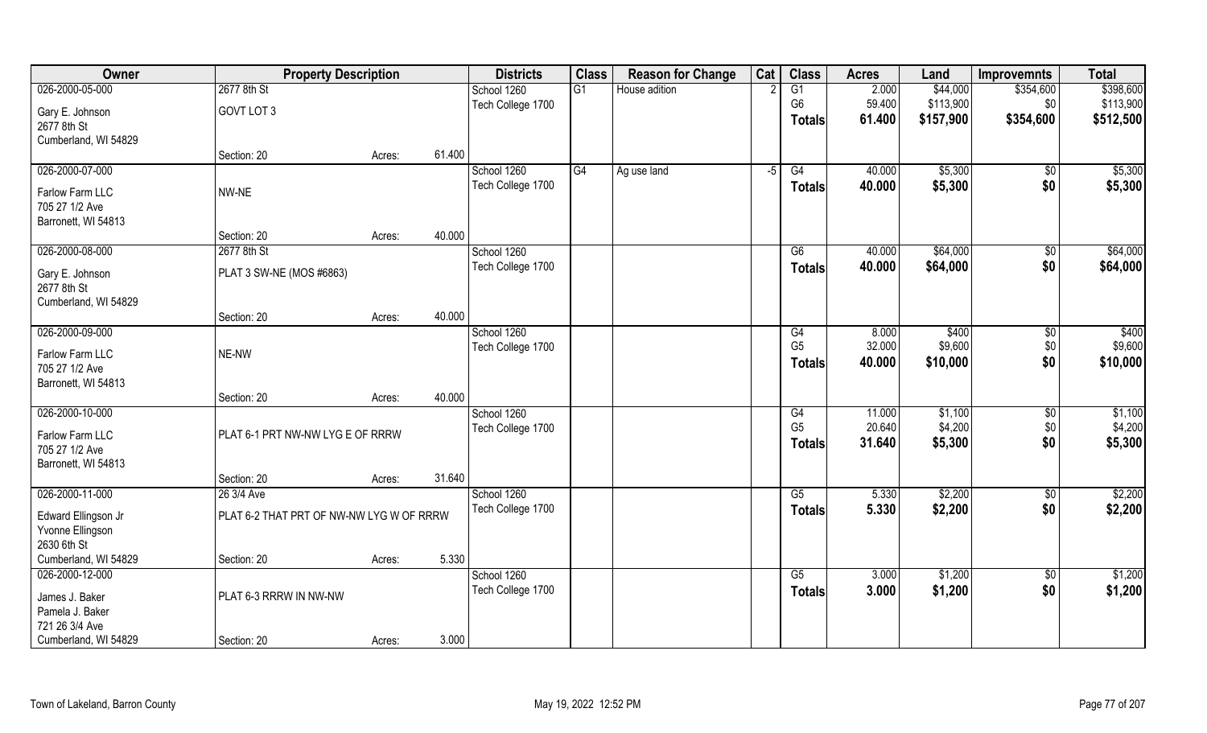| Owner | Property Description | | | Districts | Class | Reason for Change | Cat | Class | Acres | Land | Improvemnts | Total |
|---|---|---|---|---|---|---|---|---|---|---|---|---|
| 026-2000-05-000 | 2677 8th St | | | School 1260 | G1 | House adition | 2 | G1 | 2.000 | $44,000 | $354,600 | $398,600 |
| Gary E. Johnson | GOVT LOT 3 | | | Tech College 1700 | | | | G6 | 59.400 | $113,900 | $0 | $113,900 |
| 2677 8th St | | | | | | | | **Totals** | **61.400** | **$157,900** | **$354,600** | **$512,500** |
| Cumberland, WI 54829 | | | | | | | | | | | | |
| | Section: 20 | Acres: | 61.400 | | | | | | | | | |
| 026-2000-07-000 | | | | School 1260 | G4 | Ag use land | -5 | G4 | 40.000 | $5,300 | $0 | $5,300 |
| Farlow Farm LLC | NW-NE | | | Tech College 1700 | | | | **Totals** | **40.000** | **$5,300** | **$0** | **$5,300** |
| 705 27 1/2 Ave | | | | | | | | | | | | |
| Barronett, WI 54813 | | | | | | | | | | | | |
| | Section: 20 | Acres: | 40.000 | | | | | | | | | |
| 026-2000-08-000 | 2677 8th St | | | School 1260 | | | | G6 | 40.000 | $64,000 | $0 | $64,000 |
| Gary E. Johnson | PLAT 3 SW-NE (MOS #6863) | | | Tech College 1700 | | | | **Totals** | **40.000** | **$64,000** | **$0** | **$64,000** |
| 2677 8th St | | | | | | | | | | | | |
| Cumberland, WI 54829 | | | | | | | | | | | | |
| | Section: 20 | Acres: | 40.000 | | | | | | | | | |
| 026-2000-09-000 | | | | School 1260 | | | | G4 | 8.000 | $400 | $0 | $400 |
| Farlow Farm LLC | NE-NW | | | Tech College 1700 | | | | G5 | 32.000 | $9,600 | $0 | $9,600 |
| 705 27 1/2 Ave | | | | | | | | **Totals** | **40.000** | **$10,000** | **$0** | **$10,000** |
| Barronett, WI 54813 | | | | | | | | | | | | |
| | Section: 20 | Acres: | 40.000 | | | | | | | | | |
| 026-2000-10-000 | | | | School 1260 | | | | G4 | 11.000 | $1,100 | $0 | $1,100 |
| Farlow Farm LLC | PLAT 6-1 PRT NW-NW LYG E OF RRRW | | | Tech College 1700 | | | | G5 | 20.640 | $4,200 | $0 | $4,200 |
| 705 27 1/2 Ave | | | | | | | | **Totals** | **31.640** | **$5,300** | **$0** | **$5,300** |
| Barronett, WI 54813 | | | | | | | | | | | | |
| | Section: 20 | Acres: | 31.640 | | | | | | | | | |
| 026-2000-11-000 | 26 3/4 Ave | | | School 1260 | | | | G5 | 5.330 | $2,200 | $0 | $2,200 |
| Edward Ellingson Jr | PLAT 6-2 THAT PRT OF NW-NW LYG W OF RRRW | | | Tech College 1700 | | | | **Totals** | **5.330** | **$2,200** | **$0** | **$2,200** |
| Yvonne Ellingson | | | | | | | | | | | | |
| 2630 6th St | | | | | | | | | | | | |
| Cumberland, WI 54829 | Section: 20 | Acres: | 5.330 | | | | | | | | | |
| 026-2000-12-000 | | | | School 1260 | | | | G5 | 3.000 | $1,200 | $0 | $1,200 |
| James J. Baker | PLAT 6-3 RRRW IN NW-NW | | | Tech College 1700 | | | | **Totals** | **3.000** | **$1,200** | **$0** | **$1,200** |
| Pamela J. Baker | | | | | | | | | | | | |
| 721 26 3/4 Ave | | | | | | | | | | | | |
| Cumberland, WI 54829 | Section: 20 | Acres: | 3.000 | | | | | | | | | |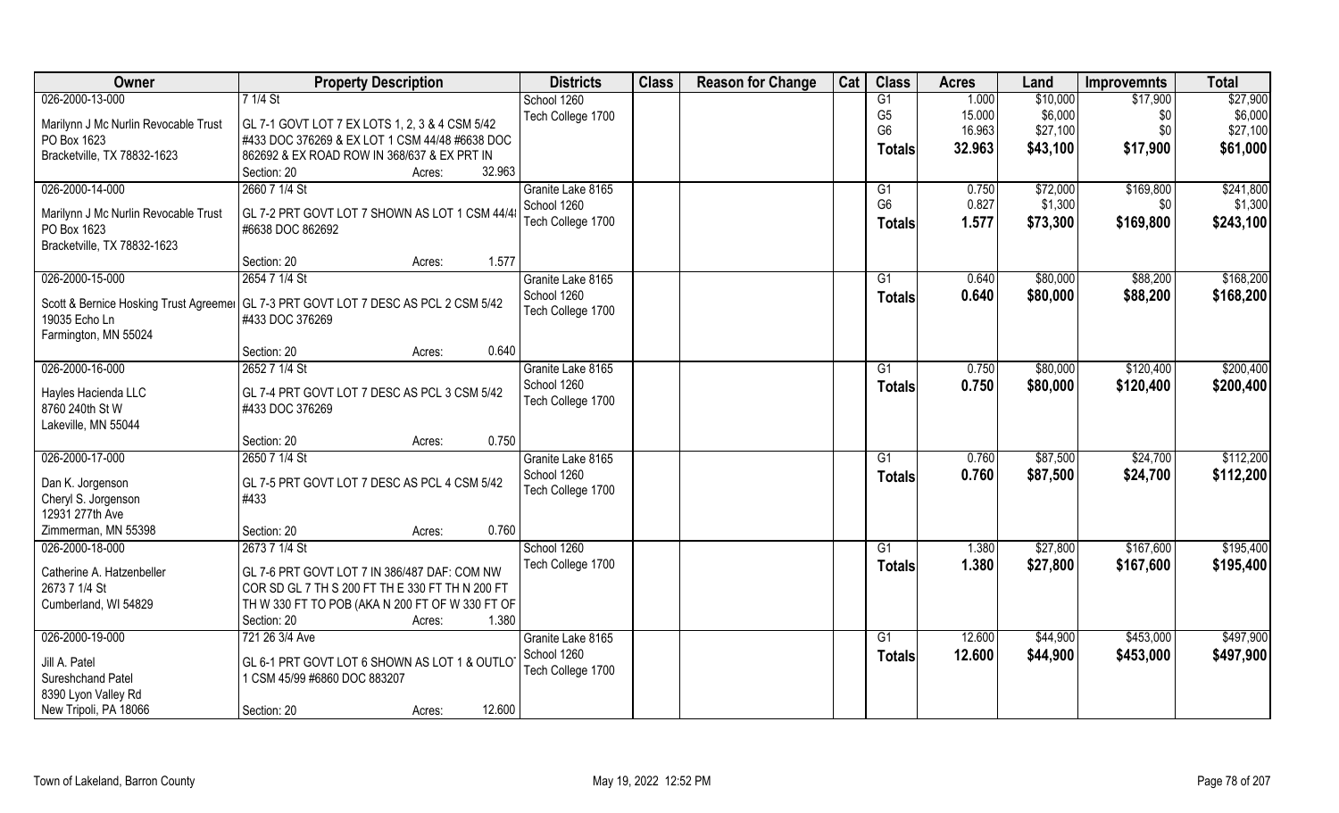| Owner | Property Description | Districts | Class | Reason for Change | Cat | Class | Acres | Land | Improvemnts | Total |
|---|---|---|---|---|---|---|---|---|---|---|
| 026-2000-13-000<br>Marilynn J Mc Nurlin Revocable Trust<br>PO Box 1623<br>Bracketville, TX 78832-1623 | 7 1/4 St<br>GL 7-1 GOVT LOT 7 EX LOTS 1, 2, 3 & 4 CSM 5/42 #433 DOC 376269 & EX LOT 1 CSM 44/48 #6638 DOC 862692 & EX ROAD ROW IN 368/637 & EX PRT IN<br>Section: 20 Acres: 32.963 | School 1260<br>Tech College 1700 | | | | G1<br>G5<br>G6<br>**Totals** | 1.000<br>15.000<br>16.963<br>**32.963** | $10,000<br>$6,000<br>$27,100<br>**$43,100** | $17,900<br>$0<br>$0<br>**$17,900** | $27,900<br>$6,000<br>$27,100<br>**$61,000** |
| 026-2000-14-000<br>Marilynn J Mc Nurlin Revocable Trust<br>PO Box 1623<br>Bracketville, TX 78832-1623 | 2660 7 1/4 St<br>GL 7-2 PRT GOVT LOT 7 SHOWN AS LOT 1 CSM 44/48 #6638 DOC 862692<br>Section: 20 Acres: 1.577 | Granite Lake 8165<br>School 1260<br>Tech College 1700 | | | | G1<br>G6<br>**Totals** | 0.750<br>0.827<br>**1.577** | $72,000<br>$1,300<br>**$73,300** | $169,800<br>$0<br>**$169,800** | $241,800<br>$1,300<br>**$243,100** |
| 026-2000-15-000<br>Scott & Bernice Hosking Trust Agreement<br>19035 Echo Ln<br>Farmington, MN 55024 | 2654 7 1/4 St<br>GL 7-3 PRT GOVT LOT 7 DESC AS PCL 2 CSM 5/42 #433 DOC 376269<br>Section: 20 Acres: 0.640 | Granite Lake 8165<br>School 1260<br>Tech College 1700 | | | | G1<br>**Totals** | 0.640<br>**0.640** | $80,000<br>**$80,000** | $88,200<br>**$88,200** | $168,200<br>**$168,200** |
| 026-2000-16-000<br>Hayles Hacienda LLC<br>8760 240th St W<br>Lakeville, MN 55044 | 2652 7 1/4 St<br>GL 7-4 PRT GOVT LOT 7 DESC AS PCL 3 CSM 5/42 #433 DOC 376269<br>Section: 20 Acres: 0.750 | Granite Lake 8165<br>School 1260<br>Tech College 1700 | | | | G1<br>**Totals** | 0.750<br>**0.750** | $80,000<br>**$80,000** | $120,400<br>**$120,400** | $200,400<br>**$200,400** |
| 026-2000-17-000<br>Dan K. Jorgenson<br>Cheryl S. Jorgenson<br>12931 277th Ave<br>Zimmerman, MN 55398 | 2650 7 1/4 St<br>GL 7-5 PRT GOVT LOT 7 DESC AS PCL 4 CSM 5/42 #433<br>Section: 20 Acres: 0.760 | Granite Lake 8165<br>School 1260<br>Tech College 1700 | | | | G1<br>**Totals** | 0.760<br>**0.760** | $87,500<br>**$87,500** | $24,700<br>**$24,700** | $112,200<br>**$112,200** |
| 026-2000-18-000<br>Catherine A. Hatzenbeller<br>2673 7 1/4 St<br>Cumberland, WI 54829 | 2673 7 1/4 St<br>GL 7-6 PRT GOVT LOT 7 IN 386/487 DAF: COM NW COR SD GL 7 TH S 200 FT TH E 330 FT TH N 200 FT TH W 330 FT TO POB (AKA N 200 FT OF W 330 FT OF<br>Section: 20 Acres: 1.380 | School 1260<br>Tech College 1700 | | | | G1<br>**Totals** | 1.380<br>**1.380** | $27,800<br>**$27,800** | $167,600<br>**$167,600** | $195,400<br>**$195,400** |
| 026-2000-19-000<br>Jill A. Patel<br>Sureshchand Patel<br>8390 Lyon Valley Rd<br>New Tripoli, PA 18066 | 721 26 3/4 Ave<br>GL 6-1 PRT GOVT LOT 6 SHOWN AS LOT 1 & OUTLOT 1 CSM 45/99 #6860 DOC 883207<br>Section: 20 Acres: 12.600 | Granite Lake 8165<br>School 1260<br>Tech College 1700 | | | | G1<br>**Totals** | 12.600<br>**12.600** | $44,900<br>**$44,900** | $453,000<br>**$453,000** | $497,900<br>**$497,900** |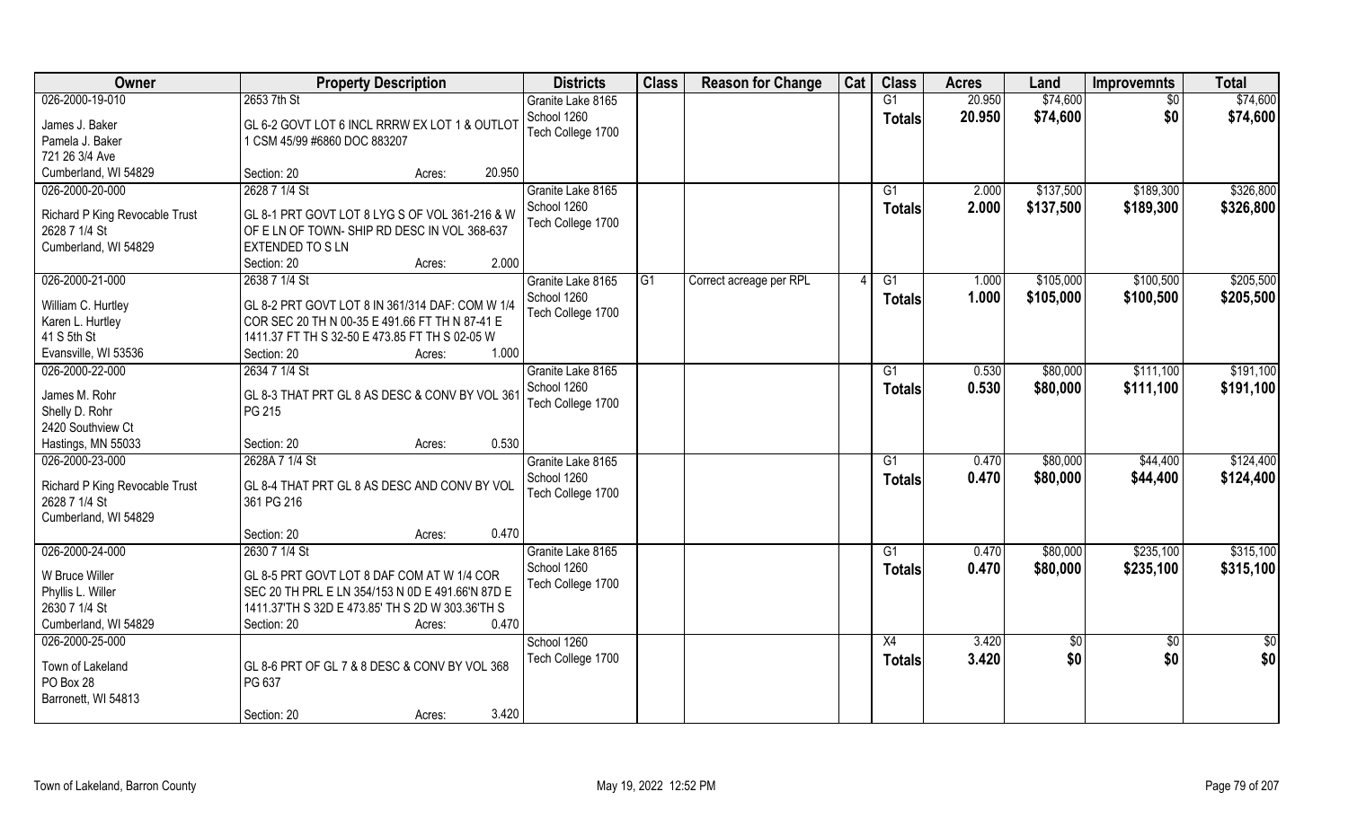| Owner | Property Description | Districts | Class | Reason for Change | Cat | Class | Acres | Land | Improvemnts | Total |
|---|---|---|---|---|---|---|---|---|---|---|
| 026-2000-19-010<br>James J. Baker<br>Pamela J. Baker<br>721 26 3/4 Ave<br>Cumberland, WI 54829 | 2653 7th St<br>GL 6-2 GOVT LOT 6 INCL RRRW EX LOT 1 & OUTLOT 1 CSM 45/99 #6860 DOC 883207<br>Section: 20 Acres: 20.950 | Granite Lake 8165<br>School 1260<br>Tech College 1700 | | | | G1<br>**Totals** | 20.950<br>**20.950** | $74,600<br>**$74,600** | $0<br>**$0** | $74,600<br>**$74,600** |
| 026-2000-20-000<br>Richard P King Revocable Trust<br>2628 7 1/4 St<br>Cumberland, WI 54829 | 2628 7 1/4 St<br>GL 8-1 PRT GOVT LOT 8 LYG S OF VOL 361-216 & W OF E LN OF TOWN- SHIP RD DESC IN VOL 368-637 EXTENDED TO S LN<br>Section: 20 Acres: 2.000 | Granite Lake 8165<br>School 1260<br>Tech College 1700 | | | | G1<br>**Totals** | 2.000<br>**2.000** | $137,500<br>**$137,500** | $189,300<br>**$189,300** | $326,800<br>**$326,800** |
| 026-2000-21-000<br>William C. Hurtley<br>Karen L. Hurtley<br>41 S 5th St<br>Evansville, WI 53536 | 2638 7 1/4 St<br>GL 8-2 PRT GOVT LOT 8 IN 361/314 DAF: COM W 1/4 COR SEC 20 TH N 00-35 E 491.66 FT TH N 87-41 E 1411.37 FT TH S 32-50 E 473.85 FT TH S 02-05 W<br>Section: 20 Acres: 1.000 | Granite Lake 8165<br>School 1260<br>Tech College 1700 | G1 | Correct acreage per RPL | 4 | G1<br>**Totals** | 1.000<br>**1.000** | $105,000<br>**$105,000** | $100,500<br>**$100,500** | $205,500<br>**$205,500** |
| 026-2000-22-000<br>James M. Rohr<br>Shelly D. Rohr<br>2420 Southview Ct<br>Hastings, MN 55033 | 2634 7 1/4 St<br>GL 8-3 THAT PRT GL 8 AS DESC & CONV BY VOL 361 PG 215<br>Section: 20 Acres: 0.530 | Granite Lake 8165<br>School 1260<br>Tech College 1700 | | | | G1<br>**Totals** | 0.530<br>**0.530** | $80,000<br>**$80,000** | $111,100<br>**$111,100** | $191,100<br>**$191,100** |
| 026-2000-23-000<br>Richard P King Revocable Trust<br>2628 7 1/4 St<br>Cumberland, WI 54829 | 2628A 7 1/4 St<br>GL 8-4 THAT PRT GL 8 AS DESC AND CONV BY VOL 361 PG 216<br>Section: 20 Acres: 0.470 | Granite Lake 8165<br>School 1260<br>Tech College 1700 | | | | G1<br>**Totals** | 0.470<br>**0.470** | $80,000<br>**$80,000** | $44,400<br>**$44,400** | $124,400<br>**$124,400** |
| 026-2000-24-000<br>W Bruce Willer<br>Phyllis L. Willer<br>2630 7 1/4 St<br>Cumberland, WI 54829 | 2630 7 1/4 St<br>GL 8-5 PRT GOVT LOT 8 DAF COM AT W 1/4 COR SEC 20 TH PRL E LN 354/153 N 0D E 491.66'N 87D E 1411.37'TH S 32D E 473.85' TH S 2D W 303.36'TH S<br>Section: 20 Acres: 0.470 | Granite Lake 8165<br>School 1260<br>Tech College 1700 | | | | G1<br>**Totals** | 0.470<br>**0.470** | $80,000<br>**$80,000** | $235,100<br>**$235,100** | $315,100<br>**$315,100** |
| 026-2000-25-000<br>Town of Lakeland<br>PO Box 28<br>Barronett, WI 54813 | GL 8-6 PRT OF GL 7 & 8 DESC & CONV BY VOL 368 PG 637<br>Section: 20 Acres: 3.420 | School 1260<br>Tech College 1700 | | | | X4<br>**Totals** | 3.420<br>**3.420** | $0<br>**$0** | $0<br>**$0** | $0<br>**$0** |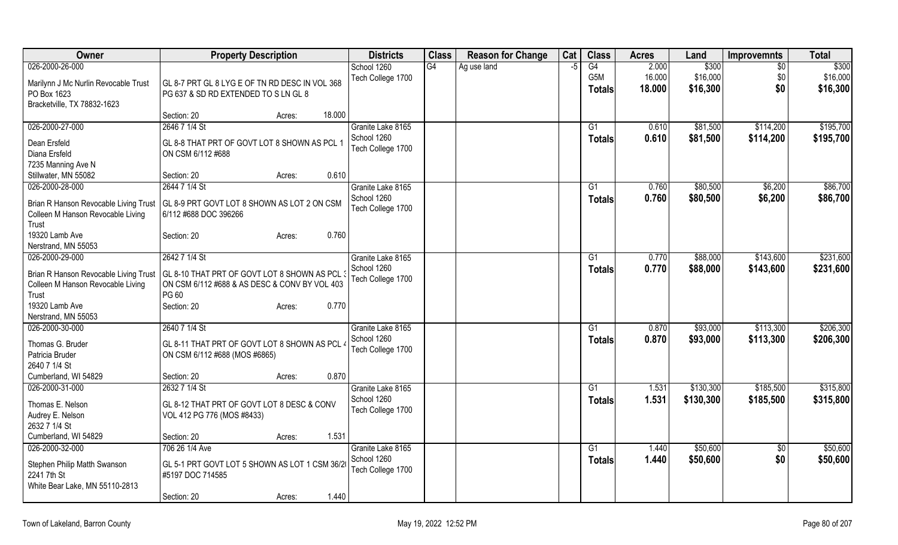| Owner | Property Description | | | Districts | Class | Reason for Change | Cat | Class | Acres | Land | Improvemnts | Total |
|---|---|---|---|---|---|---|---|---|---|---|---|---|
| 026-2000-26-000<br>Marilynn J Mc Nurlin Revocable Trust<br>PO Box 1623<br>Bracketville, TX 78832-1623 | GL 8-7 PRT GL 8 LYG E OF TN RD DESC IN VOL 368 PG 637 & SD RD EXTENDED TO S LN GL 8<br>Section: 20 | Acres: | 18.000 | School 1260<br>Tech College 1700 | G4 | Ag use land | -5 | G4<br>G5M<br>**Totals** | 2.000<br>16.000<br>**18.000** | $300<br>$16,000<br>**$16,300** | $0<br>$0<br>**$0** | $300<br>$16,000<br>**$16,300** |
| 026-2000-27-000<br>Dean Ersfeld<br>Diana Ersfeld<br>7235 Manning Ave N<br>Stillwater, MN 55082 | 2646 7 1/4 St<br>GL 8-8 THAT PRT OF GOVT LOT 8 SHOWN AS PCL 1 ON CSM 6/112 #688<br>Section: 20 | Acres: | 0.610 | Granite Lake 8165<br>School 1260<br>Tech College 1700 | | | | G1<br>**Totals** | 0.610<br>**0.610** | $81,500<br>**$81,500** | $114,200<br>**$114,200** | $195,700<br>**$195,700** |
| 026-2000-28-000<br>Brian R Hanson Revocable Living Trust<br>Colleen M Hanson Revocable Living Trust<br>19320 Lamb Ave<br>Nerstrand, MN 55053 | 2644 7 1/4 St<br>GL 8-9 PRT GOVT LOT 8 SHOWN AS LOT 2 ON CSM 6/112 #688 DOC 396266<br>Section: 20 | Acres: | 0.760 | Granite Lake 8165<br>School 1260<br>Tech College 1700 | | | | G1<br>**Totals** | 0.760<br>**0.760** | $80,500<br>**$80,500** | $6,200<br>**$6,200** | $86,700<br>**$86,700** |
| 026-2000-29-000<br>Brian R Hanson Revocable Living Trust<br>Colleen M Hanson Revocable Living Trust<br>19320 Lamb Ave<br>Nerstrand, MN 55053 | 2642 7 1/4 St<br>GL 8-10 THAT PRT OF GOVT LOT 8 SHOWN AS PCL 3 ON CSM 6/112 #688 & AS DESC & CONV BY VOL 403 PG 60<br>Section: 20 | Acres: | 0.770 | Granite Lake 8165<br>School 1260<br>Tech College 1700 | | | | G1<br>**Totals** | 0.770<br>**0.770** | $88,000<br>**$88,000** | $143,600<br>**$143,600** | $231,600<br>**$231,600** |
| 026-2000-30-000<br>Thomas G. Bruder<br>Patricia Bruder<br>2640 7 1/4 St<br>Cumberland, WI 54829 | 2640 7 1/4 St<br>GL 8-11 THAT PRT OF GOVT LOT 8 SHOWN AS PCL 4 ON CSM 6/112 #688 (MOS #6865)<br>Section: 20 | Acres: | 0.870 | Granite Lake 8165<br>School 1260<br>Tech College 1700 | | | | G1<br>**Totals** | 0.870<br>**0.870** | $93,000<br>**$93,000** | $113,300<br>**$113,300** | $206,300<br>**$206,300** |
| 026-2000-31-000<br>Thomas E. Nelson<br>Audrey E. Nelson<br>2632 7 1/4 St<br>Cumberland, WI 54829 | 2632 7 1/4 St<br>GL 8-12 THAT PRT OF GOVT LOT 8 DESC & CONV VOL 412 PG 776 (MOS #8433)<br>Section: 20 | Acres: | 1.531 | Granite Lake 8165<br>School 1260<br>Tech College 1700 | | | | G1<br>**Totals** | 1.531<br>**1.531** | $130,300<br>**$130,300** | $185,500<br>**$185,500** | $315,800<br>**$315,800** |
| 026-2000-32-000<br>Stephen Philip Matth Swanson<br>2241 7th St<br>White Bear Lake, MN 55110-2813 | 706 26 1/4 Ave<br>GL 5-1 PRT GOVT LOT 5 SHOWN AS LOT 1 CSM 36/20 #5197 DOC 714585<br>Section: 20 | Acres: | 1.440 | Granite Lake 8165<br>School 1260<br>Tech College 1700 | | | | G1<br>**Totals** | 1.440<br>**1.440** | $50,600<br>**$50,600** | $0<br>**$0** | $50,600<br>**$50,600** |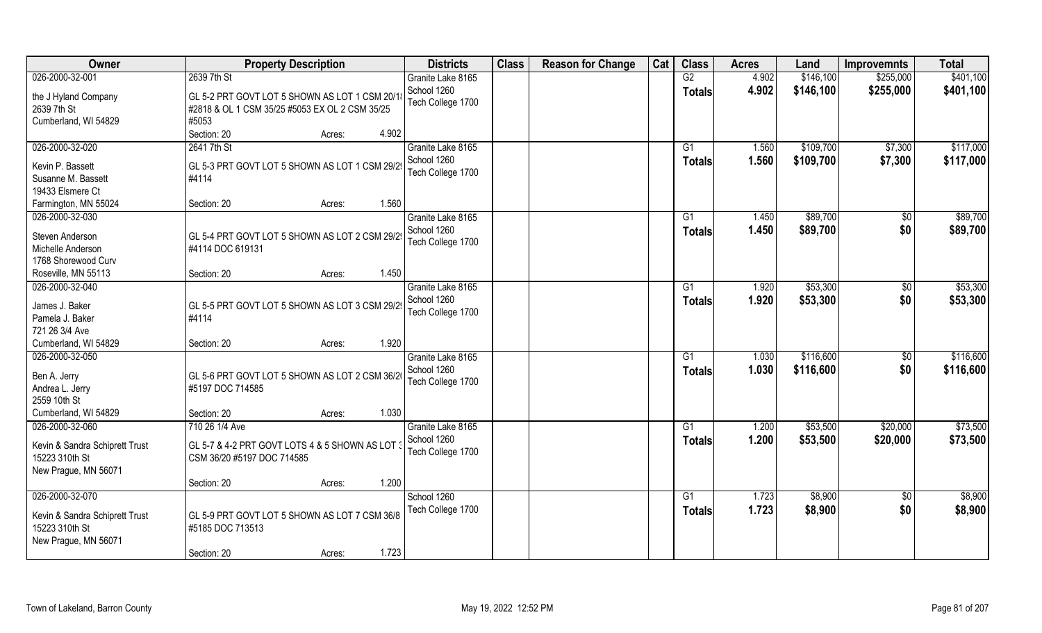| Owner | Property Description | Districts | Class | Reason for Change | Cat | Class | Acres | Land | Improvemnts | Total |
|---|---|---|---|---|---|---|---|---|---|---|
| 026-2000-32-001<br>the J Hyland Company<br>2639 7th St<br>Cumberland, WI 54829 | 2639 7th St<br>GL 5-2 PRT GOVT LOT 5 SHOWN AS LOT 1 CSM 20/1<br>#2818 & OL 1 CSM 35/25 #5053 EX OL 2 CSM 35/25<br>#5053<br>Section: 20 Acres: 4.902 | Granite Lake 8165<br>School 1260<br>Tech College 1700 | | | | G2<br>**Totals** | 4.902<br>**4.902** | $146,100<br>**$146,100** | $255,000<br>**$255,000** | $401,100<br>**$401,100** |
| 026-2000-32-020<br>Kevin P. Bassett<br>Susanne M. Bassett<br>19433 Elsmere Ct<br>Farmington, MN 55024 | 2641 7th St<br>GL 5-3 PRT GOVT LOT 5 SHOWN AS LOT 1 CSM 29/2<br>#4114<br>Section: 20 Acres: 1.560 | Granite Lake 8165<br>School 1260<br>Tech College 1700 | | | | G1<br>**Totals** | 1.560<br>**1.560** | $109,700<br>**$109,700** | $7,300<br>**$7,300** | $117,000<br>**$117,000** |
| 026-2000-32-030<br>Steven Anderson<br>Michelle Anderson<br>1768 Shorewood Curv<br>Roseville, MN 55113 | GL 5-4 PRT GOVT LOT 5 SHOWN AS LOT 2 CSM 29/2<br>#4114 DOC 619131<br>Section: 20 Acres: 1.450 | Granite Lake 8165<br>School 1260<br>Tech College 1700 | | | | G1<br>**Totals** | 1.450<br>**1.450** | $89,700<br>**$89,700** | $0<br>**$0** | $89,700<br>**$89,700** |
| 026-2000-32-040<br>James J. Baker<br>Pamela J. Baker<br>721 26 3/4 Ave<br>Cumberland, WI 54829 | GL 5-5 PRT GOVT LOT 5 SHOWN AS LOT 3 CSM 29/2<br>#4114<br>Section: 20 Acres: 1.920 | Granite Lake 8165<br>School 1260<br>Tech College 1700 | | | | G1<br>**Totals** | 1.920<br>**1.920** | $53,300<br>**$53,300** | $0<br>**$0** | $53,300<br>**$53,300** |
| 026-2000-32-050<br>Ben A. Jerry<br>Andrea L. Jerry<br>2559 10th St<br>Cumberland, WI 54829 | GL 5-6 PRT GOVT LOT 5 SHOWN AS LOT 2 CSM 36/2<br>#5197 DOC 714585<br>Section: 20 Acres: 1.030 | Granite Lake 8165<br>School 1260<br>Tech College 1700 | | | | G1<br>**Totals** | 1.030<br>**1.030** | $116,600<br>**$116,600** | $0<br>**$0** | $116,600<br>**$116,600** |
| 026-2000-32-060<br>Kevin & Sandra Schiprett Trust<br>15223 310th St<br>New Prague, MN 56071 | 710 26 1/4 Ave<br>GL 5-7 & 4-2 PRT GOVT LOTS 4 & 5 SHOWN AS LOT 3<br>CSM 36/20 #5197 DOC 714585<br>Section: 20 Acres: 1.200 | Granite Lake 8165<br>School 1260<br>Tech College 1700 | | | | G1<br>**Totals** | 1.200<br>**1.200** | $53,500<br>**$53,500** | $20,000<br>**$20,000** | $73,500<br>**$73,500** |
| 026-2000-32-070<br>Kevin & Sandra Schiprett Trust<br>15223 310th St<br>New Prague, MN 56071 | GL 5-9 PRT GOVT LOT 5 SHOWN AS LOT 7 CSM 36/8<br>#5185 DOC 713513<br>Section: 20 Acres: 1.723 | School 1260<br>Tech College 1700 | | | | G1<br>**Totals** | 1.723<br>**1.723** | $8,900<br>**$8,900** | $0<br>**$0** | $8,900<br>**$8,900** |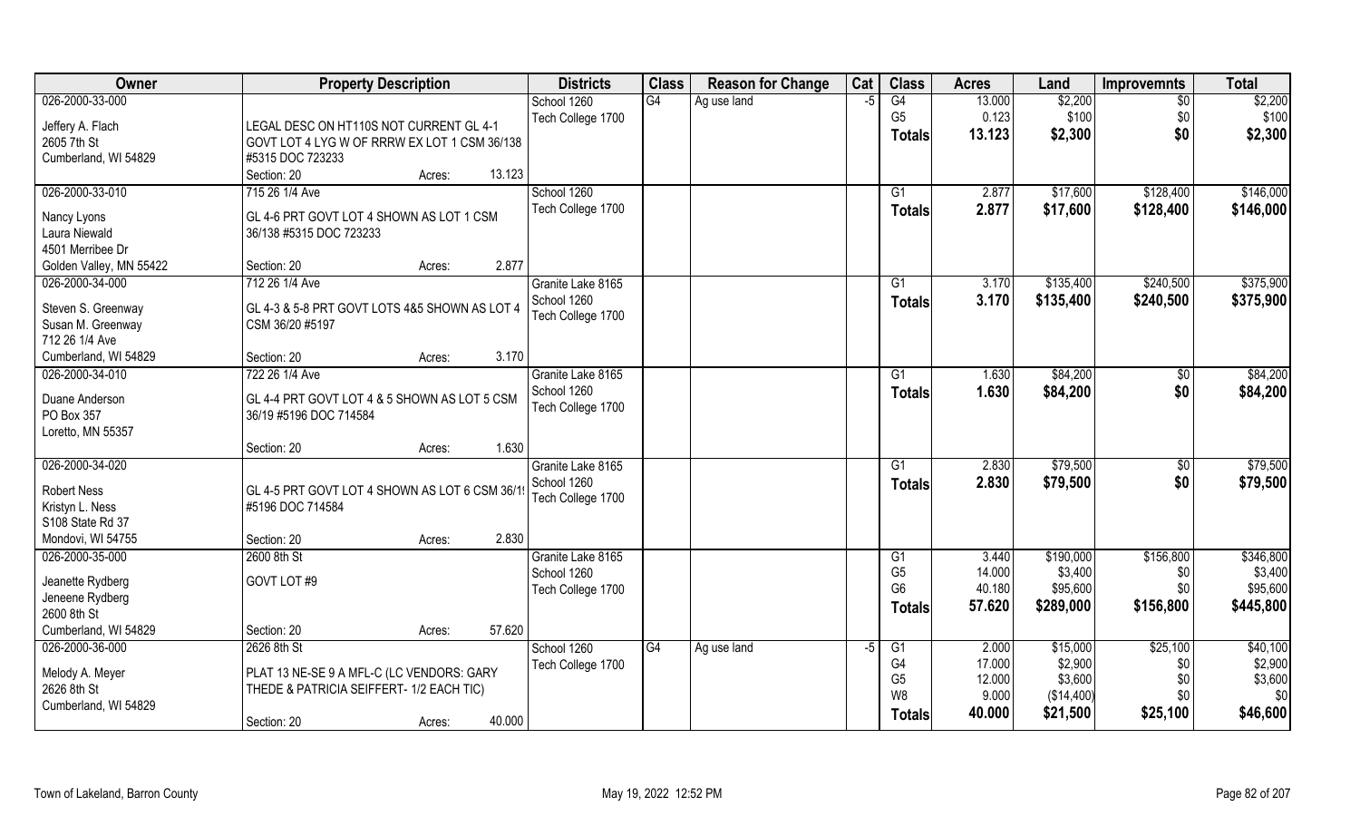| Owner | Property Description | Districts | Class | Reason for Change | Cat | Class | Acres | Land | Improvemnts | Total |
|---|---|---|---|---|---|---|---|---|---|---|
| 026-2000-33-000<br><br>Jeffery A. Flach<br>2605 7th St<br>Cumberland, WI 54829 | LEGAL DESC ON HT110S NOT CURRENT GL 4-1 GOVT LOT 4 LYG W OF RRRW EX LOT 1 CSM 36/138 #5315 DOC 723233<br>Section: 20 Acres: 13.123 | School 1260<br>Tech College 1700 | G4 | Ag use land | -5 | G4<br>G5<br>**Totals** | 13.000<br>0.123<br>**13.123** | $2,200<br>$100<br>**$2,300** | $0<br>$0<br>**$0** | $2,200<br>$100<br>**$2,300** |
| 026-2000-33-010<br><br>Nancy Lyons<br>Laura Niewald<br>4501 Merribee Dr<br>Golden Valley, MN 55422 | 715 26 1/4 Ave<br>GL 4-6 PRT GOVT LOT 4 SHOWN AS LOT 1 CSM 36/138 #5315 DOC 723233<br>Section: 20 Acres: 2.877 | School 1260<br>Tech College 1700 | | | | G1<br>**Totals** | 2.877<br>**2.877** | $17,600<br>**$17,600** | $128,400<br>**$128,400** | $146,000<br>**$146,000** |
| 026-2000-34-000<br><br>Steven S. Greenway<br>Susan M. Greenway<br>712 26 1/4 Ave<br>Cumberland, WI 54829 | 712 26 1/4 Ave<br>GL 4-3 & 5-8 PRT GOVT LOTS 4&5 SHOWN AS LOT 4 CSM 36/20 #5197<br>Section: 20 Acres: 3.170 | Granite Lake 8165<br>School 1260<br>Tech College 1700 | | | | G1<br>**Totals** | 3.170<br>**3.170** | $135,400<br>**$135,400** | $240,500<br>**$240,500** | $375,900<br>**$375,900** |
| 026-2000-34-010<br><br>Duane Anderson<br>PO Box 357<br>Loretto, MN 55357 | 722 26 1/4 Ave<br>GL 4-4 PRT GOVT LOT 4 & 5 SHOWN AS LOT 5 CSM 36/19 #5196 DOC 714584<br>Section: 20 Acres: 1.630 | Granite Lake 8165<br>School 1260<br>Tech College 1700 | | | | G1<br>**Totals** | 1.630<br>**1.630** | $84,200<br>**$84,200** | $0<br>**$0** | $84,200<br>**$84,200** |
| 026-2000-34-020<br><br>Robert Ness<br>Kristyn L. Ness<br>S108 State Rd 37<br>Mondovi, WI 54755 | GL 4-5 PRT GOVT LOT 4 SHOWN AS LOT 6 CSM 36/19 #5196 DOC 714584<br>Section: 20 Acres: 2.830 | Granite Lake 8165<br>School 1260<br>Tech College 1700 | | | | G1<br>**Totals** | 2.830<br>**2.830** | $79,500<br>**$79,500** | $0<br>**$0** | $79,500<br>**$79,500** |
| 026-2000-35-000<br><br>Jeanette Rydberg<br>Jeneene Rydberg<br>2600 8th St<br>Cumberland, WI 54829 | 2600 8th St<br>GOVT LOT #9<br>Section: 20 Acres: 57.620 | Granite Lake 8165<br>School 1260<br>Tech College 1700 | | | | G1<br>G5<br>G6<br>**Totals** | 3.440<br>14.000<br>40.180<br>**57.620** | $190,000<br>$3,400<br>$95,600<br>**$289,000** | $156,800<br>$0<br>$0<br>**$156,800** | $346,800<br>$3,400<br>$95,600<br>**$445,800** |
| 026-2000-36-000<br><br>Melody A. Meyer<br>2626 8th St<br>Cumberland, WI 54829 | 2626 8th St<br>PLAT 13 NE-SE 9 A MFL-C (LC VENDORS: GARY THEDE & PATRICIA SEIFFERT- 1/2 EACH TIC)<br>Section: 20 Acres: 40.000 | School 1260<br>Tech College 1700 | G4 | Ag use land | -5 | G1<br>G4<br>G5<br>W8<br>**Totals** | 2.000<br>17.000<br>12.000<br>9.000<br>**40.000** | $15,000<br>$2,900<br>$3,600<br>($14,400)<br>**$21,500** | $25,100<br>$0<br>$0<br>$0<br>**$25,100** | $40,100<br>$2,900<br>$3,600<br>$0<br>**$46,600** |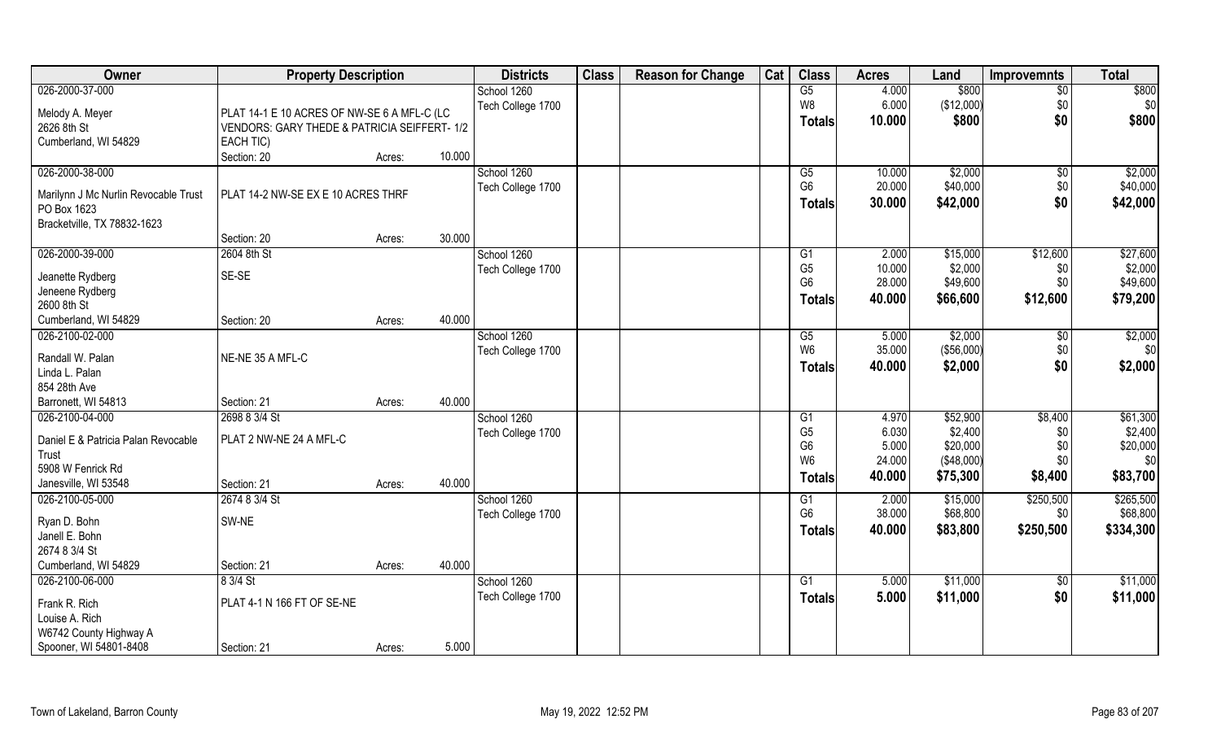| Owner | Property Description | | | Districts | Class | Reason for Change | Cat | Class | Acres | Land | Improvemnts | Total |
|---|---|---|---|---|---|---|---|---|---|---|---|---|
| 026-2000-37-000 | | | | School 1260 | | | | G5 | 4.000 | $800 | $0 | $800 |
| Melody A. Meyer | PLAT 14-1 E 10 ACRES OF NW-SE 6 A MFL-C (LC | | | Tech College 1700 | | | | W8 | 6.000 | ($12,000) | $0 | $0 |
| 2626 8th St | VENDORS: GARY THEDE & PATRICIA SEIFFERT- 1/2 | | | | | | | Totals | 10.000 | $800 | $0 | $800 |
| Cumberland, WI 54829 | EACH TIC) | | | | | | | | | | | |
| | Section: 20 | Acres: | 10.000 | | | | | | | | | |
| 026-2000-38-000 | | | | School 1260 | | | | G5 | 10.000 | $2,000 | $0 | $2,000 |
| Marilynn J Mc Nurlin Revocable Trust | PLAT 14-2 NW-SE EX E 10 ACRES THRF | | | Tech College 1700 | | | | G6 | 20.000 | $40,000 | $0 | $40,000 |
| PO Box 1623 | | | | | | | | Totals | 30.000 | $42,000 | $0 | $42,000 |
| Bracketville, TX 78832-1623 | | | | | | | | | | | | |
| | Section: 20 | Acres: | 30.000 | | | | | | | | | |
| 026-2000-39-000 | 2604 8th St | | | School 1260 | | | | G1 | 2.000 | $15,000 | $12,600 | $27,600 |
| Jeanette Rydberg | SE-SE | | | Tech College 1700 | | | | G5 | 10.000 | $2,000 | $0 | $2,000 |
| Jeneene Rydberg | | | | | | | | G6 | 28.000 | $49,600 | $0 | $49,600 |
| 2600 8th St | | | | | | | | Totals | 40.000 | $66,600 | $12,600 | $79,200 |
| Cumberland, WI 54829 | Section: 20 | Acres: | 40.000 | | | | | | | | | |
| 026-2100-02-000 | | | | School 1260 | | | | G5 | 5.000 | $2,000 | $0 | $2,000 |
| Randall W. Palan | NE-NE 35 A MFL-C | | | Tech College 1700 | | | | W6 | 35.000 | ($56,000) | $0 | $0 |
| Linda L. Palan | | | | | | | | Totals | 40.000 | $2,000 | $0 | $2,000 |
| 854 28th Ave | | | | | | | | | | | | |
| Barronett, WI 54813 | Section: 21 | Acres: | 40.000 | | | | | | | | | |
| 026-2100-04-000 | 2698 8 3/4 St | | | School 1260 | | | | G1 | 4.970 | $52,900 | $8,400 | $61,300 |
| Daniel E & Patricia Palan Revocable | PLAT 2 NW-NE 24 A MFL-C | | | Tech College 1700 | | | | G5 | 6.030 | $2,400 | $0 | $2,400 |
| Trust | | | | | | | | G6 | 5.000 | $20,000 | $0 | $20,000 |
| 5908 W Fenrick Rd | | | | | | | | W6 | 24.000 | ($48,000) | $0 | $0 |
| Janesville, WI 53548 | Section: 21 | Acres: | 40.000 | | | | | Totals | 40.000 | $75,300 | $8,400 | $83,700 |
| 026-2100-05-000 | 2674 8 3/4 St | | | School 1260 | | | | G1 | 2.000 | $15,000 | $250,500 | $265,500 |
| Ryan D. Bohn | SW-NE | | | Tech College 1700 | | | | G6 | 38.000 | $68,800 | $0 | $68,800 |
| Janell E. Bohn | | | | | | | | Totals | 40.000 | $83,800 | $250,500 | $334,300 |
| 2674 8 3/4 St | | | | | | | | | | | | |
| Cumberland, WI 54829 | Section: 21 | Acres: | 40.000 | | | | | | | | | |
| 026-2100-06-000 | 8 3/4 St | | | School 1260 | | | | G1 | 5.000 | $11,000 | $0 | $11,000 |
| Frank R. Rich | PLAT 4-1 N 166 FT OF SE-NE | | | Tech College 1700 | | | | Totals | 5.000 | $11,000 | $0 | $11,000 |
| Louise A. Rich | | | | | | | | | | | | |
| W6742 County Highway A | | | | | | | | | | | | |
| Spooner, WI 54801-8408 | Section: 21 | Acres: | 5.000 | | | | | | | | | |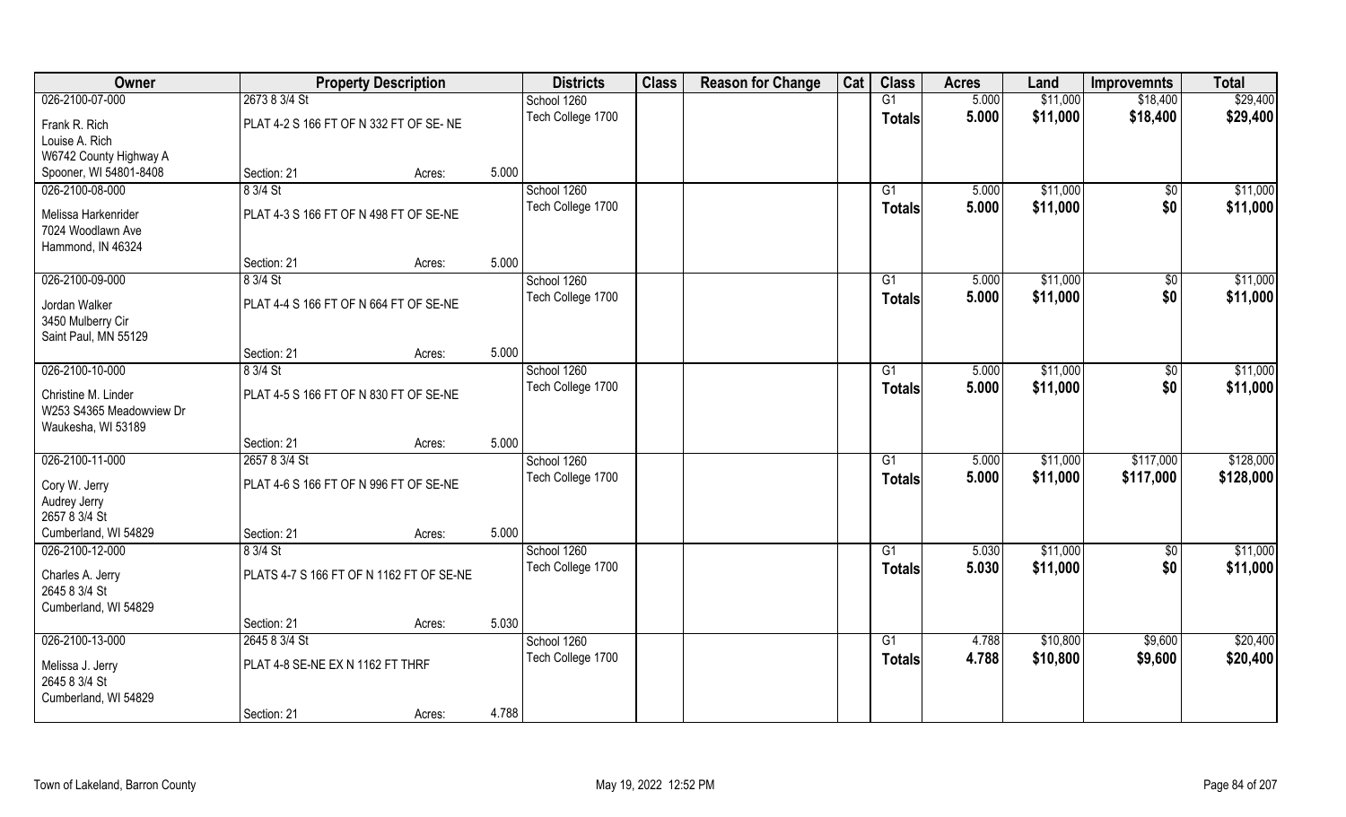| Owner | Property Description | | | Districts | Class | Reason for Change | Cat | Class | Acres | Land | Improvemnts | Total |
|---|---|---|---|---|---|---|---|---|---|---|---|---|
| 026-2100-07-000 | 2673 8 3/4 St | | | School 1260 | | | | G1 | 5.000 | $11,000 | $18,400 | $29,400 |
| Frank R. Rich<br>Louise A. Rich<br>W6742 County Highway A<br>Spooner, WI 54801-8408 | PLAT 4-2 S 166 FT OF N 332 FT OF SE- NE | | | Tech College 1700 | | | | **Totals** | **5.000** | **$11,000** | **$18,400** | **$29,400** |
| | Section: 21 | Acres: | 5.000 | | | | | | | | | |
| 026-2100-08-000 | 8 3/4 St | | | School 1260 | | | | G1 | 5.000 | $11,000 | $0 | $11,000 |
| Melissa Harkenrider<br>7024 Woodlawn Ave<br>Hammond, IN 46324 | PLAT 4-3 S 166 FT OF N 498 FT OF SE-NE | | | Tech College 1700 | | | | **Totals** | **5.000** | **$11,000** | **$0** | **$11,000** |
| | Section: 21 | Acres: | 5.000 | | | | | | | | | |
| 026-2100-09-000 | 8 3/4 St | | | School 1260 | | | | G1 | 5.000 | $11,000 | $0 | $11,000 |
| Jordan Walker<br>3450 Mulberry Cir<br>Saint Paul, MN 55129 | PLAT 4-4 S 166 FT OF N 664 FT OF SE-NE | | | Tech College 1700 | | | | **Totals** | **5.000** | **$11,000** | **$0** | **$11,000** |
| | Section: 21 | Acres: | 5.000 | | | | | | | | | |
| 026-2100-10-000 | 8 3/4 St | | | School 1260 | | | | G1 | 5.000 | $11,000 | $0 | $11,000 |
| Christine M. Linder<br>W253 S4365 Meadowview Dr<br>Waukesha, WI 53189 | PLAT 4-5 S 166 FT OF N 830 FT OF SE-NE | | | Tech College 1700 | | | | **Totals** | **5.000** | **$11,000** | **$0** | **$11,000** |
| | Section: 21 | Acres: | 5.000 | | | | | | | | | |
| 026-2100-11-000 | 2657 8 3/4 St | | | School 1260 | | | | G1 | 5.000 | $11,000 | $117,000 | $128,000 |
| Cory W. Jerry<br>Audrey Jerry<br>2657 8 3/4 St<br>Cumberland, WI 54829 | PLAT 4-6 S 166 FT OF N 996 FT OF SE-NE | | | Tech College 1700 | | | | **Totals** | **5.000** | **$11,000** | **$117,000** | **$128,000** |
| | Section: 21 | Acres: | 5.000 | | | | | | | | | |
| 026-2100-12-000 | 8 3/4 St | | | School 1260 | | | | G1 | 5.030 | $11,000 | $0 | $11,000 |
| Charles A. Jerry<br>2645 8 3/4 St<br>Cumberland, WI 54829 | PLATS 4-7 S 166 FT OF N 1162 FT OF SE-NE | | | Tech College 1700 | | | | **Totals** | **5.030** | **$11,000** | **$0** | **$11,000** |
| | Section: 21 | Acres: | 5.030 | | | | | | | | | |
| 026-2100-13-000 | 2645 8 3/4 St | | | School 1260 | | | | G1 | 4.788 | $10,800 | $9,600 | $20,400 |
| Melissa J. Jerry<br>2645 8 3/4 St<br>Cumberland, WI 54829 | PLAT 4-8 SE-NE EX N 1162 FT THRF | | | Tech College 1700 | | | | **Totals** | **4.788** | **$10,800** | **$9,600** | **$20,400** |
| | Section: 21 | Acres: | 4.788 | | | | | | | | | |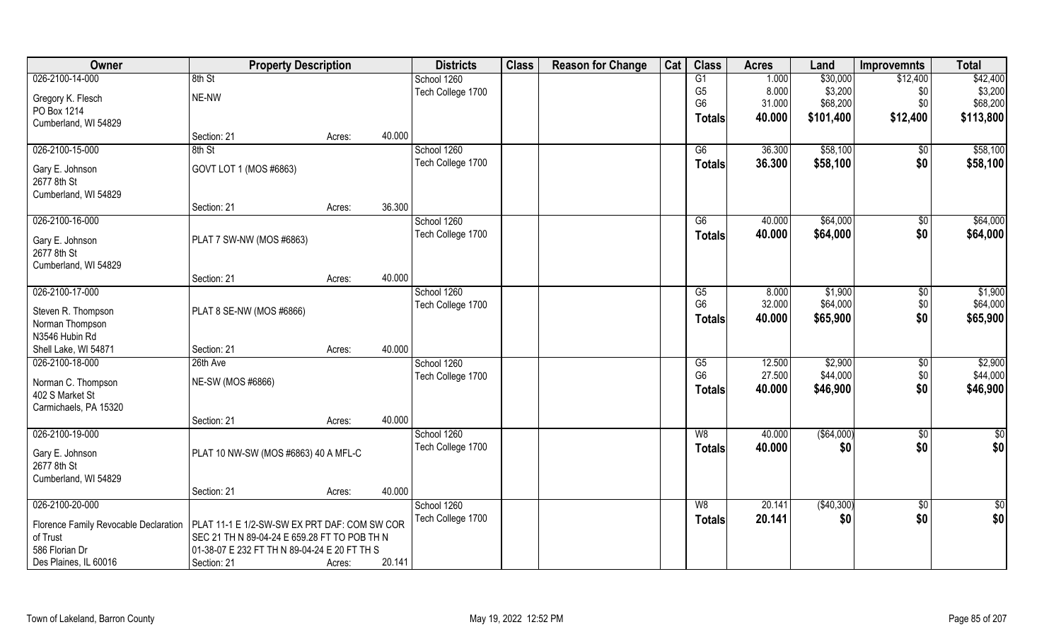| Owner | Property Description | | | Districts | Class | Reason for Change | Cat | Class | Acres | Land | Improvemnts | Total |
|---|---|---|---|---|---|---|---|---|---|---|---|---|
| 026-2100-14-000 | 8th St | | | School 1260 | | | | G1 | 1.000 | $30,000 | $12,400 | $42,400 |
| Gregory K. Flesch | NE-NW | | | Tech College 1700 | | | | G5 | 8.000 | $3,200 | $0 | $3,200 |
| PO Box 1214 | | | | | | | | G6 | 31.000 | $68,200 | $0 | $68,200 |
| Cumberland, WI 54829 | | | | | | | | **Totals** | **40.000** | **$101,400** | **$12,400** | **$113,800** |
| | Section: 21 | Acres: | 40.000 | | | | | | | | | |
| 026-2100-15-000 | 8th St | | | School 1260 | | | | G6 | 36.300 | $58,100 | $0 | $58,100 |
| Gary E. Johnson | GOVT LOT 1 (MOS #6863) | | | Tech College 1700 | | | | **Totals** | **36.300** | **$58,100** | **$0** | **$58,100** |
| 2677 8th St | | | | | | | | | | | | |
| Cumberland, WI 54829 | | | | | | | | | | | | |
| | Section: 21 | Acres: | 36.300 | | | | | | | | | |
| 026-2100-16-000 | | | | School 1260 | | | | G6 | 40.000 | $64,000 | $0 | $64,000 |
| Gary E. Johnson | PLAT 7 SW-NW (MOS #6863) | | | Tech College 1700 | | | | **Totals** | **40.000** | **$64,000** | **$0** | **$64,000** |
| 2677 8th St | | | | | | | | | | | | |
| Cumberland, WI 54829 | | | | | | | | | | | | |
| | Section: 21 | Acres: | 40.000 | | | | | | | | | |
| 026-2100-17-000 | | | | School 1260 | | | | G5 | 8.000 | $1,900 | $0 | $1,900 |
| Steven R. Thompson | PLAT 8 SE-NW (MOS #6866) | | | Tech College 1700 | | | | G6 | 32.000 | $64,000 | $0 | $64,000 |
| Norman Thompson | | | | | | | | **Totals** | **40.000** | **$65,900** | **$0** | **$65,900** |
| N3546 Hubin Rd | | | | | | | | | | | | |
| Shell Lake, WI 54871 | Section: 21 | Acres: | 40.000 | | | | | | | | | |
| 026-2100-18-000 | 26th Ave | | | School 1260 | | | | G5 | 12.500 | $2,900 | $0 | $2,900 |
| Norman C. Thompson | NE-SW (MOS #6866) | | | Tech College 1700 | | | | G6 | 27.500 | $44,000 | $0 | $44,000 |
| 402 S Market St | | | | | | | | **Totals** | **40.000** | **$46,900** | **$0** | **$46,900** |
| Carmichaels, PA 15320 | | | | | | | | | | | | |
| | Section: 21 | Acres: | 40.000 | | | | | | | | | |
| 026-2100-19-000 | | | | School 1260 | | | | W8 | 40.000 | ($64,000) | $0 | $0 |
| Gary E. Johnson | PLAT 10 NW-SW (MOS #6863) 40 A MFL-C | | | Tech College 1700 | | | | **Totals** | **40.000** | **$0** | **$0** | **$0** |
| 2677 8th St | | | | | | | | | | | | |
| Cumberland, WI 54829 | | | | | | | | | | | | |
| | Section: 21 | Acres: | 40.000 | | | | | | | | | |
| 026-2100-20-000 | | | | School 1260 | | | | W8 | 20.141 | ($40,300) | $0 | $0 |
| Florence Family Revocable Declaration | PLAT 11-1 E 1/2-SW-SW EX PRT DAF: COM SW COR | | | Tech College 1700 | | | | **Totals** | **20.141** | **$0** | **$0** | **$0** |
| of Trust | SEC 21 TH N 89-04-24 E 659.28 FT TO POB TH N | | | | | | | | | | | |
| 586 Florian Dr | 01-38-07 E 232 FT TH N 89-04-24 E 20 FT TH S | | | | | | | | | | | |
| Des Plaines, IL 60016 | Section: 21 | Acres: | 20.141 | | | | | | | | | |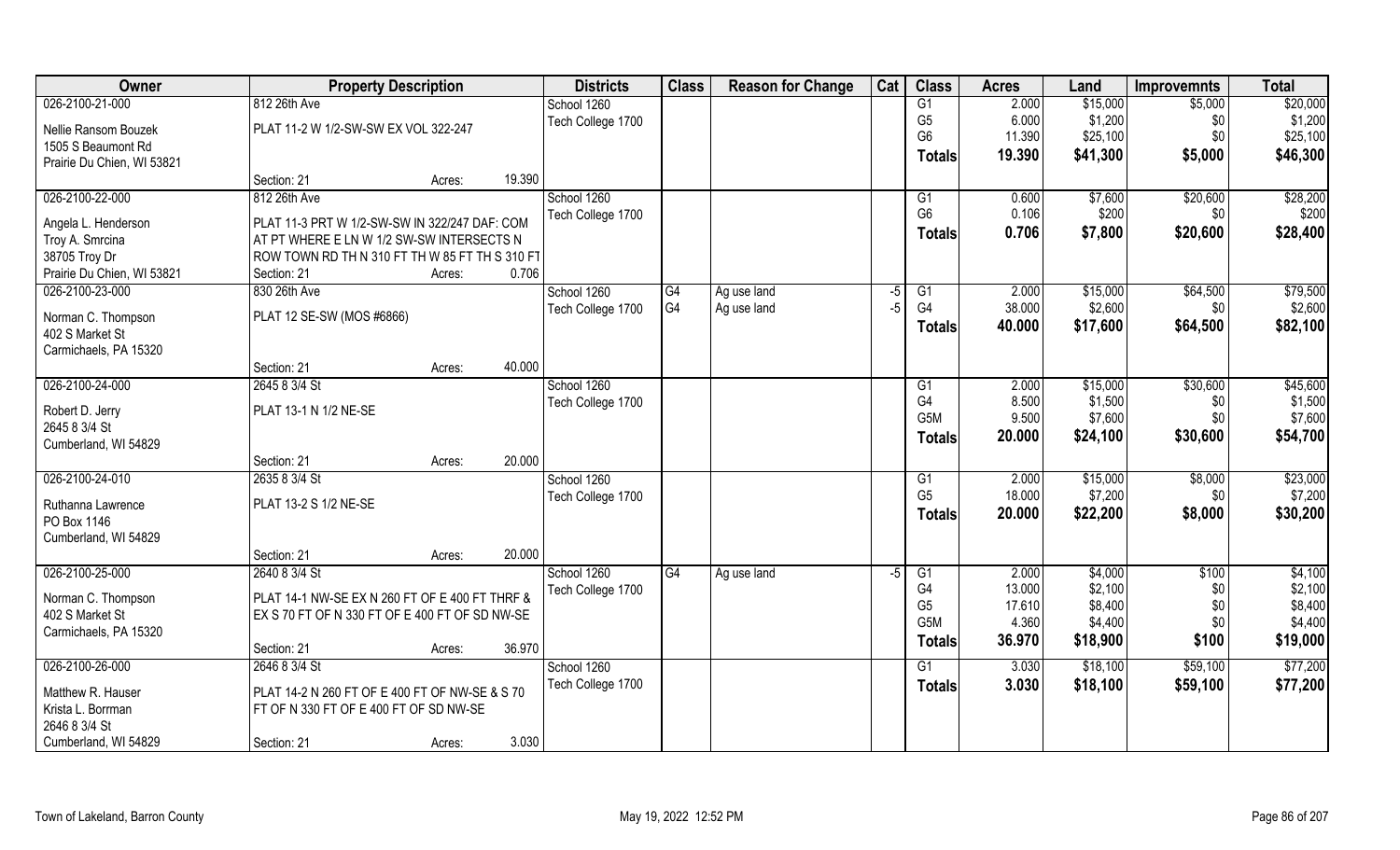| Owner | Property Description | | Districts | Class | Reason for Change | Cat | Class | Acres | Land | Improvemnts | Total |
|---|---|---|---|---|---|---|---|---|---|---|---|
| 026-2100-21-000 | 812 26th Ave | | School 1260 | | | | G1 | 2.000 | $15,000 | $5,000 | $20,000 |
| Nellie Ransom Bouzek | PLAT 11-2 W 1/2-SW-SW EX VOL 322-247 | | Tech College 1700 | | | | G5 | 6.000 | $1,200 | $0 | $1,200 |
| 1505 S Beaumont Rd | | | | | | | G6 | 11.390 | $25,100 | $0 | $25,100 |
| Prairie Du Chien, WI 53821 | | | | | | | **Totals** | **19.390** | **$41,300** | **$5,000** | **$46,300** |
| | Section: 21 | Acres: 19.390 | | | | | | | | | |
| 026-2100-22-000 | 812 26th Ave | | School 1260 | | | | G1 | 0.600 | $7,600 | $20,600 | $28,200 |
| Angela L. Henderson | PLAT 11-3 PRT W 1/2-SW-SW IN 322/247 DAF: COM | | Tech College 1700 | | | | G6 | 0.106 | $200 | $0 | $200 |
| Troy A. Smrcina | AT PT WHERE E LN W 1/2 SW-SW INTERSECTS N | | | | | | **Totals** | **0.706** | **$7,800** | **$20,600** | **$28,400** |
| 38705 Troy Dr | ROW TOWN RD TH N 310 FT TH W 85 FT TH S 310 FT | | | | | | | | | | |
| Prairie Du Chien, WI 53821 | Section: 21 | Acres: 0.706 | | | | | | | | | |
| 026-2100-23-000 | 830 26th Ave | | School 1260 | G4 | Ag use land | -5 | G1 | 2.000 | $15,000 | $64,500 | $79,500 |
| Norman C. Thompson | PLAT 12 SE-SW (MOS #6866) | | Tech College 1700 | G4 | Ag use land | -5 | G4 | 38.000 | $2,600 | $0 | $2,600 |
| 402 S Market St | | | | | | | **Totals** | **40.000** | **$17,600** | **$64,500** | **$82,100** |
| Carmichaels, PA 15320 | | | | | | | | | | | |
| | Section: 21 | Acres: 40.000 | | | | | | | | | |
| 026-2100-24-000 | 2645 8 3/4 St | | School 1260 | | | | G1 | 2.000 | $15,000 | $30,600 | $45,600 |
| Robert D. Jerry | PLAT 13-1 N 1/2 NE-SE | | Tech College 1700 | | | | G4 | 8.500 | $1,500 | $0 | $1,500 |
| 2645 8 3/4 St | | | | | | | G5M | 9.500 | $7,600 | $0 | $7,600 |
| Cumberland, WI 54829 | | | | | | | **Totals** | **20.000** | **$24,100** | **$30,600** | **$54,700** |
| | Section: 21 | Acres: 20.000 | | | | | | | | | |
| 026-2100-24-010 | 2635 8 3/4 St | | School 1260 | | | | G1 | 2.000 | $15,000 | $8,000 | $23,000 |
| Ruthanna Lawrence | PLAT 13-2 S 1/2 NE-SE | | Tech College 1700 | | | | G5 | 18.000 | $7,200 | $0 | $7,200 |
| PO Box 1146 | | | | | | | **Totals** | **20.000** | **$22,200** | **$8,000** | **$30,200** |
| Cumberland, WI 54829 | | | | | | | | | | | |
| | Section: 21 | Acres: 20.000 | | | | | | | | | |
| 026-2100-25-000 | 2640 8 3/4 St | | School 1260 | G4 | Ag use land | -5 | G1 | 2.000 | $4,000 | $100 | $4,100 |
| Norman C. Thompson | PLAT 14-1 NW-SE EX N 260 FT OF E 400 FT THRF & | | Tech College 1700 | | | | G4 | 13.000 | $2,100 | $0 | $2,100 |
| 402 S Market St | EX S 70 FT OF N 330 FT OF E 400 FT OF SD NW-SE | | | | | | G5 | 17.610 | $8,400 | $0 | $8,400 |
| Carmichaels, PA 15320 | | | | | | | G5M | 4.360 | $4,400 | $0 | $4,400 |
| | Section: 21 | Acres: 36.970 | | | | | **Totals** | **36.970** | **$18,900** | **$100** | **$19,000** |
| 026-2100-26-000 | 2646 8 3/4 St | | School 1260 | | | | G1 | 3.030 | $18,100 | $59,100 | $77,200 |
| Matthew R. Hauser | PLAT 14-2 N 260 FT OF E 400 FT OF NW-SE & S 70 | | Tech College 1700 | | | | **Totals** | **3.030** | **$18,100** | **$59,100** | **$77,200** |
| Krista L. Borrman | FT OF N 330 FT OF E 400 FT OF SD NW-SE | | | | | | | | | | |
| 2646 8 3/4 St | | | | | | | | | | | |
| Cumberland, WI 54829 | Section: 21 | Acres: 3.030 | | | | | | | | | |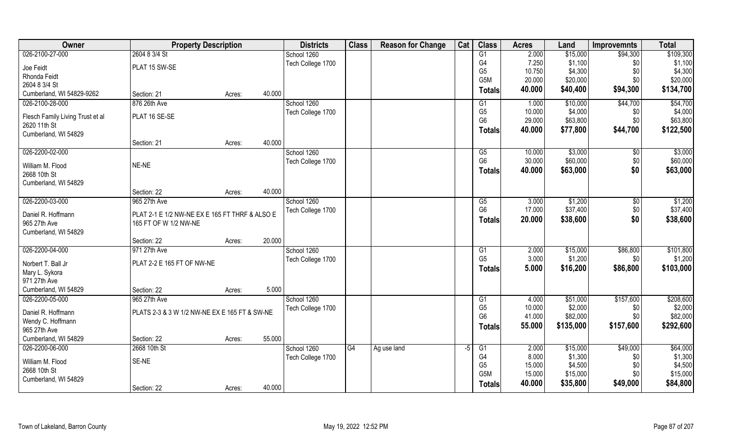| Owner | Property Description | | | Districts | Class | Reason for Change | Cat | Class | Acres | Land | Improvemnts | Total |
|---|---|---|---|---|---|---|---|---|---|---|---|---|
| 026-2100-27-000 | 2604 8 3/4 St | | | School 1260 | | | | G1 | 2.000 | $15,000 | $94,300 | $109,300 |
| Joe Feidt | PLAT 15 SW-SE | | | Tech College 1700 | | | | G4 | 7.250 | $1,100 | $0 | $1,100 |
| Rhonda Feidt | | | | | | | | G5 | 10.750 | $4,300 | $0 | $4,300 |
| 2604 8 3/4 St | | | | | | | | G5M | 20.000 | $20,000 | $0 | $20,000 |
| Cumberland, WI 54829-9262 | Section: 21 | Acres: | 40.000 | | | | | **Totals** | **40.000** | **$40,400** | **$94,300** | **$134,700** |
| 026-2100-28-000 | 876 26th Ave | | | School 1260 | | | | G1 | 1.000 | $10,000 | $44,700 | $54,700 |
| Flesch Family Living Trust et al | PLAT 16 SE-SE | | | Tech College 1700 | | | | G5 | 10.000 | $4,000 | $0 | $4,000 |
| 2620 11th St | | | | | | | | G6 | 29.000 | $63,800 | $0 | $63,800 |
| Cumberland, WI 54829 | | | | | | | | **Totals** | **40.000** | **$77,800** | **$44,700** | **$122,500** |
| | Section: 21 | Acres: | 40.000 | | | | | | | | | |
| 026-2200-02-000 | | | | School 1260 | | | | G5 | 10.000 | $3,000 | $0 | $3,000 |
| William M. Flood | NE-NE | | | Tech College 1700 | | | | G6 | 30.000 | $60,000 | $0 | $60,000 |
| 2668 10th St | | | | | | | | **Totals** | **40.000** | **$63,000** | **$0** | **$63,000** |
| Cumberland, WI 54829 | | | | | | | | | | | | |
| | Section: 22 | Acres: | 40.000 | | | | | | | | | |
| 026-2200-03-000 | 965 27th Ave | | | School 1260 | | | | G5 | 3.000 | $1,200 | $0 | $1,200 |
| Daniel R. Hoffmann | PLAT 2-1 E 1/2 NW-NE EX E 165 FT THRF & ALSO E 165 FT OF W 1/2 NW-NE | | | Tech College 1700 | | | | G6 | 17.000 | $37,400 | $0 | $37,400 |
| 965 27th Ave | | | | | | | | **Totals** | **20.000** | **$38,600** | **$0** | **$38,600** |
| Cumberland, WI 54829 | | | | | | | | | | | | |
| | Section: 22 | Acres: | 20.000 | | | | | | | | | |
| 026-2200-04-000 | 971 27th Ave | | | School 1260 | | | | G1 | 2.000 | $15,000 | $86,800 | $101,800 |
| Norbert T. Ball Jr | PLAT 2-2 E 165 FT OF NW-NE | | | Tech College 1700 | | | | G5 | 3.000 | $1,200 | $0 | $1,200 |
| Mary L. Sykora | | | | | | | | **Totals** | **5.000** | **$16,200** | **$86,800** | **$103,000** |
| 971 27th Ave | | | | | | | | | | | | |
| Cumberland, WI 54829 | Section: 22 | Acres: | 5.000 | | | | | | | | | |
| 026-2200-05-000 | 965 27th Ave | | | School 1260 | | | | G1 | 4.000 | $51,000 | $157,600 | $208,600 |
| Daniel R. Hoffmann | PLATS 2-3 & 3 W 1/2 NW-NE EX E 165 FT & SW-NE | | | Tech College 1700 | | | | G5 | 10.000 | $2,000 | $0 | $2,000 |
| Wendy C. Hoffmann | | | | | | | | G6 | 41.000 | $82,000 | $0 | $82,000 |
| 965 27th Ave | | | | | | | | **Totals** | **55.000** | **$135,000** | **$157,600** | **$292,600** |
| Cumberland, WI 54829 | Section: 22 | Acres: | 55.000 | | | | | | | | | |
| 026-2200-06-000 | 2668 10th St | | | School 1260 | G4 | Ag use land | -5 | G1 | 2.000 | $15,000 | $49,000 | $64,000 |
| William M. Flood | SE-NE | | | Tech College 1700 | | | | G4 | 8.000 | $1,300 | $0 | $1,300 |
| 2668 10th St | | | | | | | | G5 | 15.000 | $4,500 | $0 | $4,500 |
| Cumberland, WI 54829 | | | | | | | | G5M | 15.000 | $15,000 | $0 | $15,000 |
| | Section: 22 | Acres: | 40.000 | | | | | **Totals** | **40.000** | **$35,800** | **$49,000** | **$84,800** |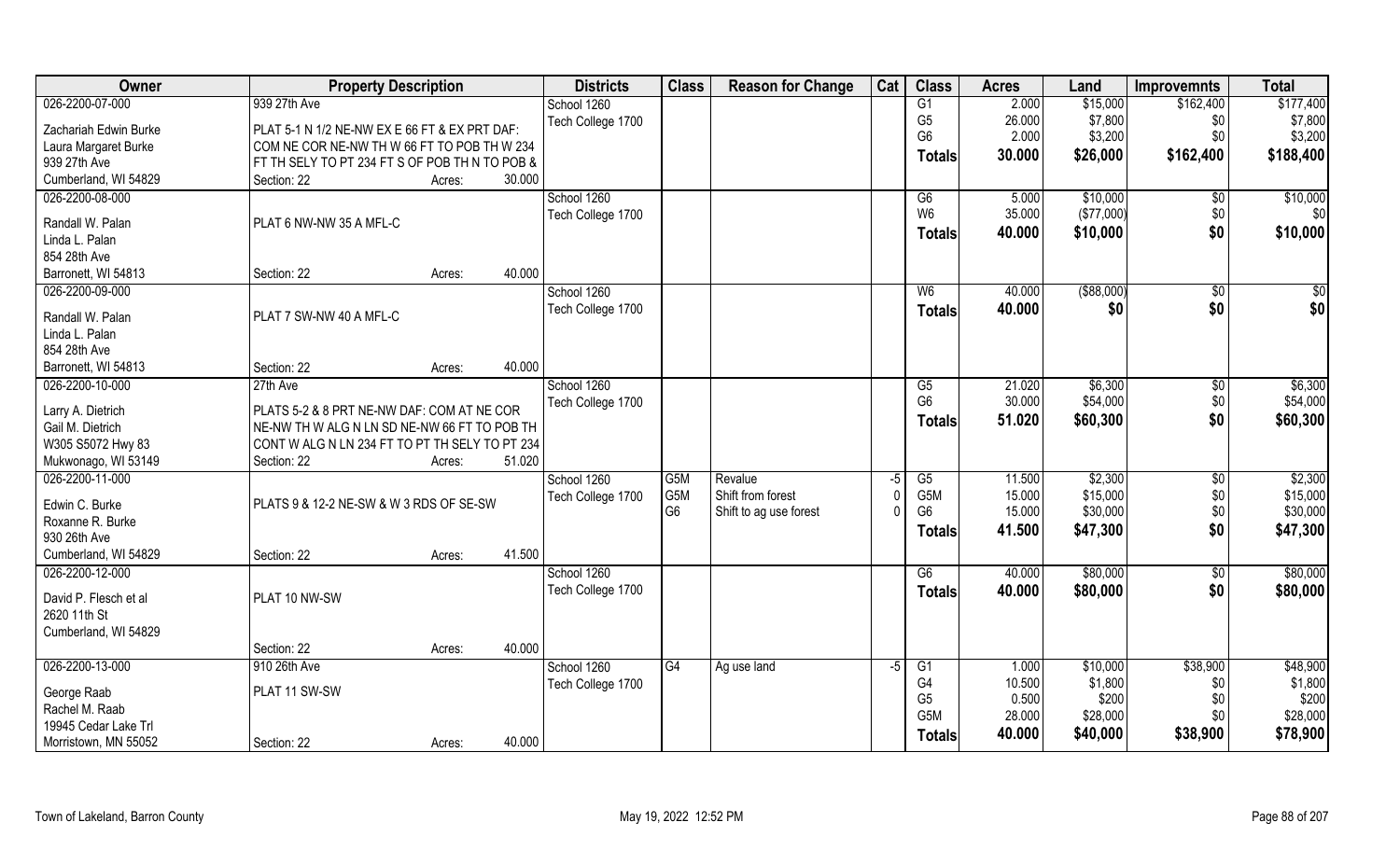| Owner | Property Description | | | Districts | Class | Reason for Change | Cat | Class | Acres | Land | Improvemnts | Total |
|---|---|---|---|---|---|---|---|---|---|---|---|---|
| 026-2200-07-000 | 939 27th Ave | | | School 1260 | | | | G1 | 2.000 | $15,000 | $162,400 | $177,400 |
| Zachariah Edwin Burke | PLAT 5-1 N 1/2 NE-NW EX E 66 FT & EX PRT DAF: | | | Tech College 1700 | | | | G5 | 26.000 | $7,800 | $0 | $7,800 |
| Laura Margaret Burke | COM NE COR NE-NW TH W 66 FT TO POB TH W 234 | | | | | | | G6 | 2.000 | $3,200 | $0 | $3,200 |
| 939 27th Ave | FT TH SELY TO PT 234 FT S OF POB TH N TO POB & | | | | | | | **Totals** | **30.000** | **$26,000** | **$162,400** | **$188,400** |
| Cumberland, WI 54829 | Section: 22 | Acres: | 30.000 | | | | | | | | | |
| 026-2200-08-000 | | | | School 1260 | | | | G6 | 5.000 | $10,000 | $0 | $10,000 |
| Randall W. Palan | PLAT 6 NW-NW 35 A MFL-C | | | Tech College 1700 | | | | W6 | 35.000 | ($77,000) | $0 | $0 |
| Linda L. Palan | | | | | | | | **Totals** | **40.000** | **$10,000** | **$0** | **$10,000** |
| 854 28th Ave | | | | | | | | | | | | |
| Barronett, WI 54813 | Section: 22 | Acres: | 40.000 | | | | | | | | | |
| 026-2200-09-000 | | | | School 1260 | | | | W6 | 40.000 | ($88,000) | $0 | $0 |
| Randall W. Palan | PLAT 7 SW-NW 40 A MFL-C | | | Tech College 1700 | | | | **Totals** | **40.000** | **$0** | **$0** | **$0** |
| Linda L. Palan | | | | | | | | | | | | |
| 854 28th Ave | | | | | | | | | | | | |
| Barronett, WI 54813 | Section: 22 | Acres: | 40.000 | | | | | | | | | |
| 026-2200-10-000 | 27th Ave | | | School 1260 | | | | G5 | 21.020 | $6,300 | $0 | $6,300 |
| Larry A. Dietrich | PLATS 5-2 & 8 PRT NE-NW DAF: COM AT NE COR | | | Tech College 1700 | | | | G6 | 30.000 | $54,000 | $0 | $54,000 |
| Gail M. Dietrich | NE-NW TH W ALG N LN SD NE-NW 66 FT TO POB TH | | | | | | | **Totals** | **51.020** | **$60,300** | **$0** | **$60,300** |
| W305 S5072 Hwy 83 | CONT W ALG N LN 234 FT TO PT TH SELY TO PT 234 | | | | | | | | | | | |
| Mukwonago, WI 53149 | Section: 22 | Acres: | 51.020 | | | | | | | | | |
| 026-2200-11-000 | | | | School 1260 | G5M | Revalue | -5 | G5 | 11.500 | $2,300 | $0 | $2,300 |
| Edwin C. Burke | PLATS 9 & 12-2 NE-SW & W 3 RDS OF SE-SW | | | Tech College 1700 | G5M | Shift from forest | 0 | G5M | 15.000 | $15,000 | $0 | $15,000 |
| Roxanne R. Burke | | | | | G6 | Shift to ag use forest | 0 | G6 | 15.000 | $30,000 | $0 | $30,000 |
| 930 26th Ave | | | | | | | | **Totals** | **41.500** | **$47,300** | **$0** | **$47,300** |
| Cumberland, WI 54829 | Section: 22 | Acres: | 41.500 | | | | | | | | | |
| 026-2200-12-000 | | | | School 1260 | | | | G6 | 40.000 | $80,000 | $0 | $80,000 |
| David P. Flesch et al | PLAT 10 NW-SW | | | Tech College 1700 | | | | **Totals** | **40.000** | **$80,000** | **$0** | **$80,000** |
| 2620 11th St | | | | | | | | | | | | |
| Cumberland, WI 54829 | | | | | | | | | | | | |
| | Section: 22 | Acres: | 40.000 | | | | | | | | | |
| 026-2200-13-000 | 910 26th Ave | | | School 1260 | G4 | Ag use land | -5 | G1 | 1.000 | $10,000 | $38,900 | $48,900 |
| George Raab | PLAT 11 SW-SW | | | Tech College 1700 | | | | G4 | 10.500 | $1,800 | $0 | $1,800 |
| Rachel M. Raab | | | | | | | | G5 | 0.500 | $200 | $0 | $200 |
| 19945 Cedar Lake Trl | | | | | | | | G5M | 28.000 | $28,000 | $0 | $28,000 |
| Morristown, MN 55052 | Section: 22 | Acres: | 40.000 | | | | | **Totals** | **40.000** | **$40,000** | **$38,900** | **$78,900** |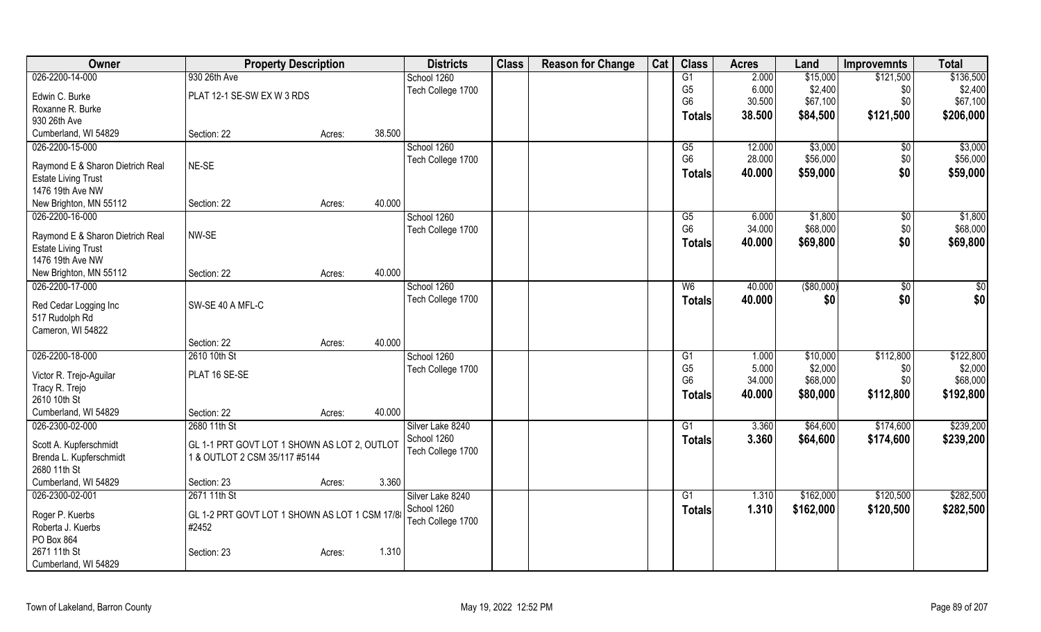| Owner | Property Description | | Districts | Class | Reason for Change | Cat | Class | Acres | Land | Improvemnts | Total |
|---|---|---|---|---|---|---|---|---|---|---|---|
| 026-2200-14-000 | 930 26th Ave | | School 1260 | | | | G1 | 2.000 | $15,000 | $121,500 | $136,500 |
| Edwin C. Burke | PLAT 12-1 SE-SW EX W 3 RDS | | Tech College 1700 | | | | G5 | 6.000 | $2,400 | $0 | $2,400 |
| Roxanne R. Burke | | | | | | | G6 | 30.500 | $67,100 | $0 | $67,100 |
| 930 26th Ave | | | | | | | **Totals** | **38.500** | **$84,500** | **$121,500** | **$206,000** |
| Cumberland, WI 54829 | Section: 22 | Acres: 38.500 | | | | | | | | | |
| 026-2200-15-000 | | | School 1260 | | | | G5 | 12.000 | $3,000 | $0 | $3,000 |
| Raymond E & Sharon Dietrich Real | NE-SE | | Tech College 1700 | | | | G6 | 28.000 | $56,000 | $0 | $56,000 |
| Estate Living Trust | | | | | | | **Totals** | **40.000** | **$59,000** | **$0** | **$59,000** |
| 1476 19th Ave NW | | | | | | | | | | | |
| New Brighton, MN 55112 | Section: 22 | Acres: 40.000 | | | | | | | | | |
| 026-2200-16-000 | | | School 1260 | | | | G5 | 6.000 | $1,800 | $0 | $1,800 |
| Raymond E & Sharon Dietrich Real | NW-SE | | Tech College 1700 | | | | G6 | 34.000 | $68,000 | $0 | $68,000 |
| Estate Living Trust | | | | | | | **Totals** | **40.000** | **$69,800** | **$0** | **$69,800** |
| 1476 19th Ave NW | | | | | | | | | | | |
| New Brighton, MN 55112 | Section: 22 | Acres: 40.000 | | | | | | | | | |
| 026-2200-17-000 | | | School 1260 | | | | W6 | 40.000 | ($80,000) | $0 | $0 |
| Red Cedar Logging Inc | SW-SE 40 A MFL-C | | Tech College 1700 | | | | **Totals** | **40.000** | **$0** | **$0** | **$0** |
| 517 Rudolph Rd | | | | | | | | | | | |
| Cameron, WI 54822 | | | | | | | | | | | |
| | Section: 22 | Acres: 40.000 | | | | | | | | | |
| 026-2200-18-000 | 2610 10th St | | School 1260 | | | | G1 | 1.000 | $10,000 | $112,800 | $122,800 |
| Victor R. Trejo-Aguilar | PLAT 16 SE-SE | | Tech College 1700 | | | | G5 | 5.000 | $2,000 | $0 | $2,000 |
| Tracy R. Trejo | | | | | | | G6 | 34.000 | $68,000 | $0 | $68,000 |
| 2610 10th St | | | | | | | **Totals** | **40.000** | **$80,000** | **$112,800** | **$192,800** |
| Cumberland, WI 54829 | Section: 22 | Acres: 40.000 | | | | | | | | | |
| 026-2300-02-000 | 2680 11th St | | Silver Lake 8240 | | | | G1 | 3.360 | $64,600 | $174,600 | $239,200 |
| Scott A. Kupferschmidt | GL 1-1 PRT GOVT LOT 1 SHOWN AS LOT 2, OUTLOT | | School 1260 | | | | **Totals** | **3.360** | **$64,600** | **$174,600** | **$239,200** |
| Brenda L. Kupferschmidt | 1 & OUTLOT 2 CSM 35/117 #5144 | | Tech College 1700 | | | | | | | | |
| 2680 11th St | | | | | | | | | | | |
| Cumberland, WI 54829 | Section: 23 | Acres: 3.360 | | | | | | | | | |
| 026-2300-02-001 | 2671 11th St | | Silver Lake 8240 | | | | G1 | 1.310 | $162,000 | $120,500 | $282,500 |
| Roger P. Kuerbs | GL 1-2 PRT GOVT LOT 1 SHOWN AS LOT 1 CSM 17/8 | | School 1260 | | | | **Totals** | **1.310** | **$162,000** | **$120,500** | **$282,500** |
| Roberta J. Kuerbs | #2452 | | Tech College 1700 | | | | | | | | |
| PO Box 864 | | | | | | | | | | | |
| 2671 11th St | Section: 23 | Acres: 1.310 | | | | | | | | | |
| Cumberland, WI 54829 | | | | | | | | | | | |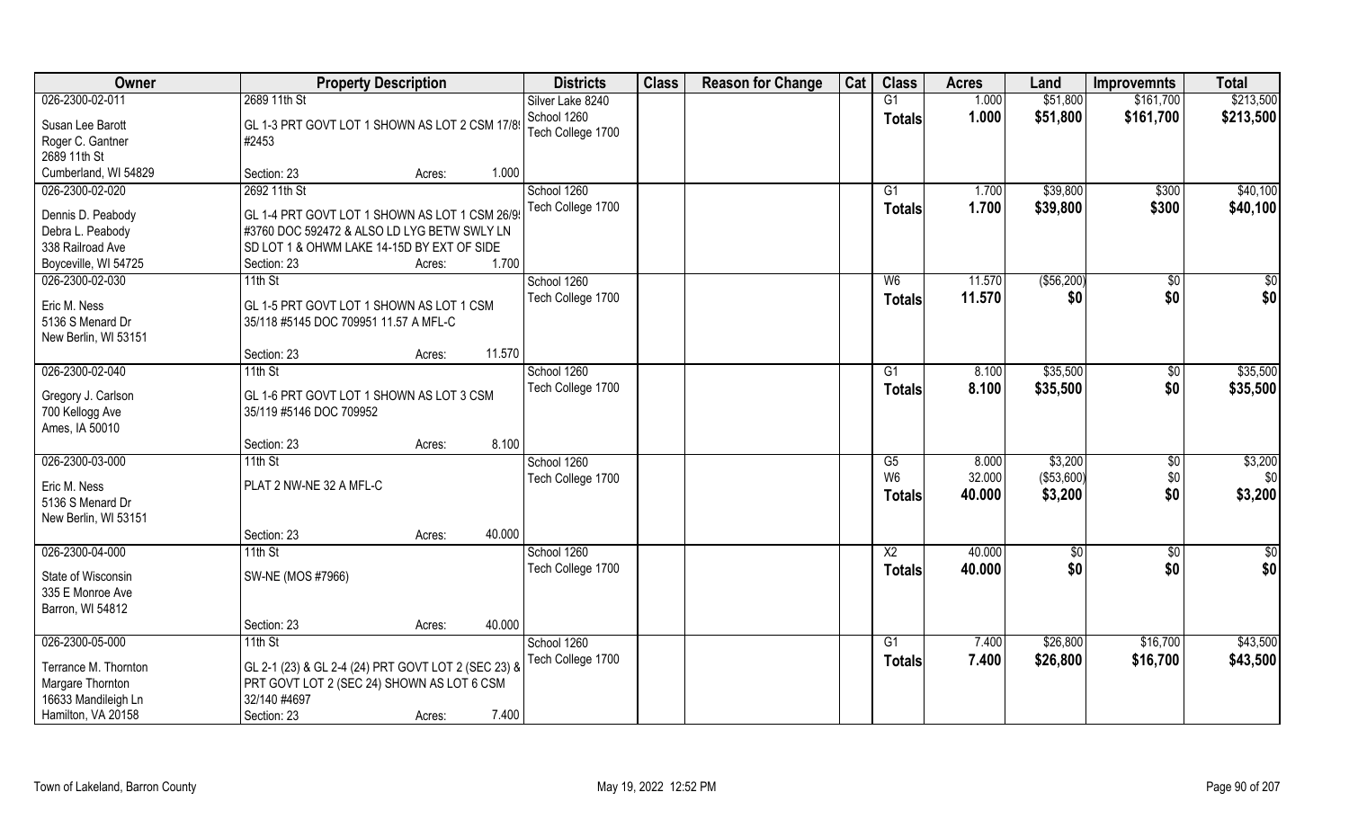| Owner | Property Description | | Districts | Class | Reason for Change | Cat | Class | Acres | Land | Improvemnts | Total |
|---|---|---|---|---|---|---|---|---|---|---|---|
| 026-2300-02-011 | 2689 11th St | | Silver Lake 8240 | | | | G1 | 1.000 | $51,800 | $161,700 | $213,500 |
| Susan Lee Barott | GL 1-3 PRT GOVT LOT 1 SHOWN AS LOT 2 CSM 17/8! | | School 1260 | | | | Totals | 1.000 | $51,800 | $161,700 | $213,500 |
| Roger C. Gantner | #2453 | | Tech College 1700 | | | | | | | | |
| 2689 11th St | | | | | | | | | | | |
| Cumberland, WI 54829 | Section: 23 | Acres: 1.000 | | | | | | | | | |
| 026-2300-02-020 | 2692 11th St | | School 1260 | | | | G1 | 1.700 | $39,800 | $300 | $40,100 |
| Dennis D. Peabody | GL 1-4 PRT GOVT LOT 1 SHOWN AS LOT 1 CSM 26/9! | | Tech College 1700 | | | | Totals | 1.700 | $39,800 | $300 | $40,100 |
| Debra L. Peabody | #3760 DOC 592472 & ALSO LD LYG BETW SWLY LN | | | | | | | | | | |
| 338 Railroad Ave | SD LOT 1 & OHWM LAKE 14-15D BY EXT OF SIDE | | | | | | | | | | |
| Boyceville, WI 54725 | Section: 23 | Acres: 1.700 | | | | | | | | | |
| 026-2300-02-030 | 11th St | | School 1260 | | | | W6 | 11.570 | ($56,200) | $0 | $0 |
| Eric M. Ness | GL 1-5 PRT GOVT LOT 1 SHOWN AS LOT 1 CSM | | Tech College 1700 | | | | Totals | 11.570 | $0 | $0 | $0 |
| 5136 S Menard Dr | 35/118 #5145 DOC 709951 11.57 A MFL-C | | | | | | | | | | |
| New Berlin, WI 53151 | | | | | | | | | | | |
| | Section: 23 | Acres: 11.570 | | | | | | | | | |
| 026-2300-02-040 | 11th St | | School 1260 | | | | G1 | 8.100 | $35,500 | $0 | $35,500 |
| Gregory J. Carlson | GL 1-6 PRT GOVT LOT 1 SHOWN AS LOT 3 CSM | | Tech College 1700 | | | | Totals | 8.100 | $35,500 | $0 | $35,500 |
| 700 Kellogg Ave | 35/119 #5146 DOC 709952 | | | | | | | | | | |
| Ames, IA 50010 | | | | | | | | | | | |
| | Section: 23 | Acres: 8.100 | | | | | | | | | |
| 026-2300-03-000 | 11th St | | School 1260 | | | | G5 | 8.000 | $3,200 | $0 | $3,200 |
| Eric M. Ness | PLAT 2 NW-NE 32 A MFL-C | | Tech College 1700 | | | | W6 | 32.000 | ($53,600) | $0 | $0 |
| 5136 S Menard Dr | | | | | | | Totals | 40.000 | $3,200 | $0 | $3,200 |
| New Berlin, WI 53151 | | | | | | | | | | | |
| | Section: 23 | Acres: 40.000 | | | | | | | | | |
| 026-2300-04-000 | 11th St | | School 1260 | | | | X2 | 40.000 | $0 | $0 | $0 |
| State of Wisconsin | SW-NE (MOS #7966) | | Tech College 1700 | | | | Totals | 40.000 | $0 | $0 | $0 |
| 335 E Monroe Ave | | | | | | | | | | | |
| Barron, WI 54812 | | | | | | | | | | | |
| | Section: 23 | Acres: 40.000 | | | | | | | | | |
| 026-2300-05-000 | 11th St | | School 1260 | | | | G1 | 7.400 | $26,800 | $16,700 | $43,500 |
| Terrance M. Thornton | GL 2-1 (23) & GL 2-4 (24) PRT GOVT LOT 2 (SEC 23) & | | Tech College 1700 | | | | Totals | 7.400 | $26,800 | $16,700 | $43,500 |
| Margare Thornton | PRT GOVT LOT 2 (SEC 24) SHOWN AS LOT 6 CSM | | | | | | | | | | |
| 16633 Mandileigh Ln | 32/140 #4697 | | | | | | | | | | |
| Hamilton, VA 20158 | Section: 23 | Acres: 7.400 | | | | | | | | | |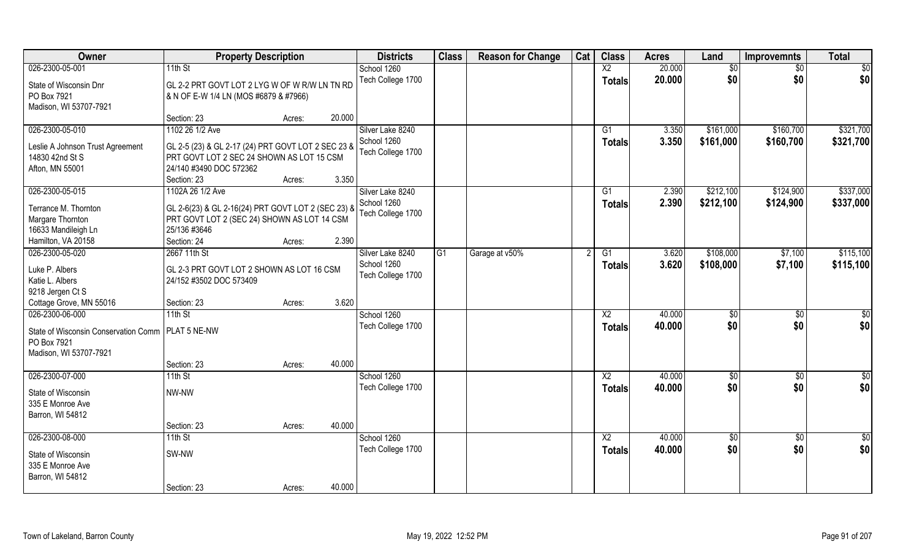| Owner | Property Description | | | Districts | Class | Reason for Change | Cat | Class | Acres | Land | Improvemnts | Total |
|---|---|---|---|---|---|---|---|---|---|---|---|---|
| 026-2300-05-001 | 11th St | | | School 1260 | | | | X2 | 20.000 | $0 | $0 | $0 |
| State of Wisconsin Dnr<br>PO Box 7921<br>Madison, WI 53707-7921 | GL 2-2 PRT GOVT LOT 2 LYG W OF W R/W LN TN RD & N OF E-W 1/4 LN (MOS #6879 & #7966) | | | Tech College 1700 | | | | Totals | 20.000 | $0 | $0 | $0 |
| | Section: 23 | Acres: | 20.000 | | | | | | | | | |
| 026-2300-05-010 | 1102 26 1/2 Ave | | | Silver Lake 8240 | | | | G1 | 3.350 | $161,000 | $160,700 | $321,700 |
| Leslie A Johnson Trust Agreement<br>14830 42nd St S<br>Afton, MN 55001 | GL 2-5 (23) & GL 2-17 (24) PRT GOVT LOT 2 SEC 23 & PRT GOVT LOT 2 SEC 24 SHOWN AS LOT 15 CSM 24/140 #3490 DOC 572362 | | | School 1260<br>Tech College 1700 | | | | Totals | 3.350 | $161,000 | $160,700 | $321,700 |
| | Section: 23 | Acres: | 3.350 | | | | | | | | | |
| 026-2300-05-015 | 1102A 26 1/2 Ave | | | Silver Lake 8240 | | | | G1 | 2.390 | $212,100 | $124,900 | $337,000 |
| Terrance M. Thornton<br>Margare Thornton<br>16633 Mandileigh Ln<br>Hamilton, VA 20158 | GL 2-6(23) & GL 2-16(24) PRT GOVT LOT 2 (SEC 23) & PRT GOVT LOT 2 (SEC 24) SHOWN AS LOT 14 CSM 25/136 #3646 | | | School 1260<br>Tech College 1700 | | | | Totals | 2.390 | $212,100 | $124,900 | $337,000 |
| | Section: 24 | Acres: | 2.390 | | | | | | | | | |
| 026-2300-05-020 | 2667 11th St | | | Silver Lake 8240 | G1 | Garage at v50% | 2 | G1 | 3.620 | $108,000 | $7,100 | $115,100 |
| Luke P. Albers<br>Katie L. Albers<br>9218 Jergen Ct S<br>Cottage Grove, MN 55016 | GL 2-3 PRT GOVT LOT 2 SHOWN AS LOT 16 CSM 24/152 #3502 DOC 573409 | | | School 1260<br>Tech College 1700 | | | | Totals | 3.620 | $108,000 | $7,100 | $115,100 |
| | Section: 23 | Acres: | 3.620 | | | | | | | | | |
| 026-2300-06-000 | 11th St | | | School 1260 | | | | X2 | 40.000 | $0 | $0 | $0 |
| State of Wisconsin Conservation Comm<br>PO Box 7921<br>Madison, WI 53707-7921 | PLAT 5 NE-NW | | | Tech College 1700 | | | | Totals | 40.000 | $0 | $0 | $0 |
| | Section: 23 | Acres: | 40.000 | | | | | | | | | |
| 026-2300-07-000 | 11th St | | | School 1260 | | | | X2 | 40.000 | $0 | $0 | $0 |
| State of Wisconsin<br>335 E Monroe Ave<br>Barron, WI 54812 | NW-NW | | | Tech College 1700 | | | | Totals | 40.000 | $0 | $0 | $0 |
| | Section: 23 | Acres: | 40.000 | | | | | | | | | |
| 026-2300-08-000 | 11th St | | | School 1260 | | | | X2 | 40.000 | $0 | $0 | $0 |
| State of Wisconsin<br>335 E Monroe Ave<br>Barron, WI 54812 | SW-NW | | | Tech College 1700 | | | | Totals | 40.000 | $0 | $0 | $0 |
| | Section: 23 | Acres: | 40.000 | | | | | | | | | |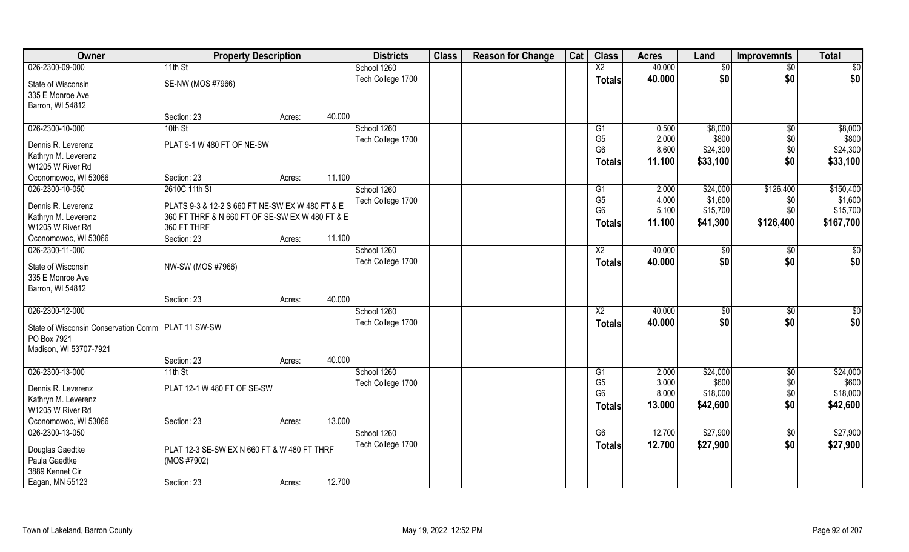| Owner | Property Description | | | Districts | Class | Reason for Change | Cat | Class | Acres | Land | Improvemnts | Total |
|---|---|---|---|---|---|---|---|---|---|---|---|---|
| 026-2300-09-000 | 11th St | | | School 1260 | | | | X2 | 40.000 | $0 | $0 | $0 |
| State of Wisconsin<br>335 E Monroe Ave<br>Barron, WI 54812 | SE-NW (MOS #7966) | | | Tech College 1700 | | | | **Totals** | **40.000** | **$0** | **$0** | **$0** |
| | Section: 23 | Acres: | 40.000 | | | | | | | | | |
| 026-2300-10-000 | 10th St | | | School 1260 | | | | G1 | 0.500 | $8,000 | $0 | $8,000 |
| Dennis R. Leverenz<br>Kathryn M. Leverenz<br>W1205 W River Rd | PLAT 9-1 W 480 FT OF NE-SW | | | Tech College 1700 | | | | G5 | 2.000 | $800 | $0 | $800 |
| | | | | | | | | G6 | 8.600 | $24,300 | $0 | $24,300 |
| | | | | | | | | **Totals** | **11.100** | **$33,100** | **$0** | **$33,100** |
| Oconomowoc, WI 53066 | Section: 23 | Acres: | 11.100 | | | | | | | | | |
| 026-2300-10-050 | 2610C 11th St | | | School 1260 | | | | G1 | 2.000 | $24,000 | $126,400 | $150,400 |
| Dennis R. Leverenz<br>Kathryn M. Leverenz<br>W1205 W River Rd | PLATS 9-3 & 12-2 S 660 FT NE-SW EX W 480 FT & E 360 FT THRF & N 660 FT OF SE-SW EX W 480 FT & E 360 FT THRF | | | Tech College 1700 | | | | G5 | 4.000 | $1,600 | $0 | $1,600 |
| | | | | | | | | G6 | 5.100 | $15,700 | $0 | $15,700 |
| | | | | | | | | **Totals** | **11.100** | **$41,300** | **$126,400** | **$167,700** |
| Oconomowoc, WI 53066 | Section: 23 | Acres: | 11.100 | | | | | | | | | |
| 026-2300-11-000 | | | | School 1260 | | | | X2 | 40.000 | $0 | $0 | $0 |
| State of Wisconsin<br>335 E Monroe Ave<br>Barron, WI 54812 | NW-SW (MOS #7966) | | | Tech College 1700 | | | | **Totals** | **40.000** | **$0** | **$0** | **$0** |
| | Section: 23 | Acres: | 40.000 | | | | | | | | | |
| 026-2300-12-000 | | | | School 1260 | | | | X2 | 40.000 | $0 | $0 | $0 |
| State of Wisconsin Conservation Comm<br>PO Box 7921<br>Madison, WI 53707-7921 | PLAT 11 SW-SW | | | Tech College 1700 | | | | **Totals** | **40.000** | **$0** | **$0** | **$0** |
| | Section: 23 | Acres: | 40.000 | | | | | | | | | |
| 026-2300-13-000 | 11th St | | | School 1260 | | | | G1 | 2.000 | $24,000 | $0 | $24,000 |
| Dennis R. Leverenz<br>Kathryn M. Leverenz<br>W1205 W River Rd | PLAT 12-1 W 480 FT OF SE-SW | | | Tech College 1700 | | | | G5 | 3.000 | $600 | $0 | $600 |
| | | | | | | | | G6 | 8.000 | $18,000 | $0 | $18,000 |
| | | | | | | | | **Totals** | **13.000** | **$42,600** | **$0** | **$42,600** |
| Oconomowoc, WI 53066 | Section: 23 | Acres: | 13.000 | | | | | | | | | |
| 026-2300-13-050 | | | | School 1260 | | | | G6 | 12.700 | $27,900 | $0 | $27,900 |
| Douglas Gaedtke<br>Paula Gaedtke<br>3889 Kennet Cir | PLAT 12-3 SE-SW EX N 660 FT & W 480 FT THRF (MOS #7902) | | | Tech College 1700 | | | | **Totals** | **12.700** | **$27,900** | **$0** | **$27,900** |
| Eagan, MN 55123 | Section: 23 | Acres: | 12.700 | | | | | | | | | |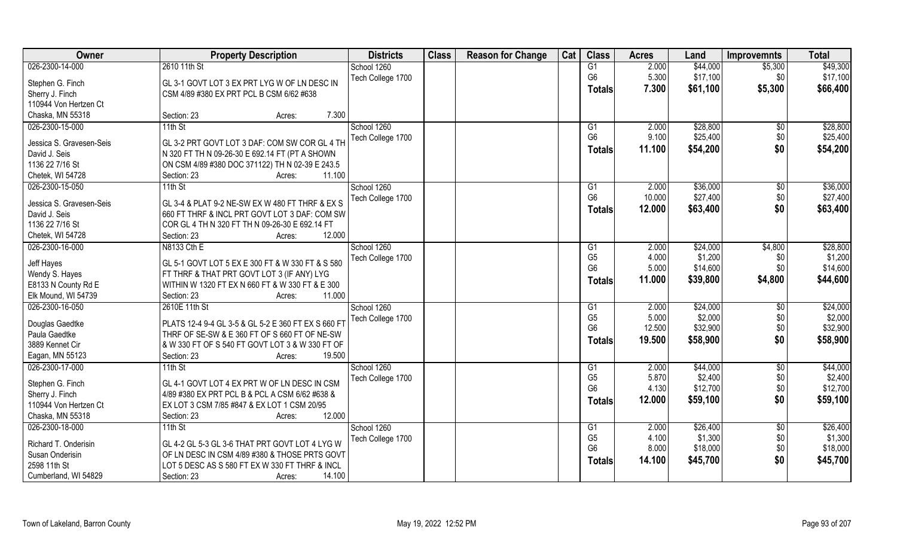| Owner | Property Description | Districts | Class | Reason for Change | Cat | Class | Acres | Land | Improvemnts | Total |
|---|---|---|---|---|---|---|---|---|---|---|
| 026-2300-14-000 | 2610 11th St | School 1260 | | | | G1 | 2.000 | $44,000 | $5,300 | $49,300 |
| Stephen G. Finch | GL 3-1 GOVT LOT 3 EX PRT LYG W OF LN DESC IN | Tech College 1700 | | | | G6 | 5.300 | $17,100 | $0 | $17,100 |
| Sherry J. Finch | CSM 4/89 #380 EX PRT PCL B CSM 6/62 #638 | | | | | **Totals** | **7.300** | **$61,100** | **$5,300** | **$66,400** |
| 110944 Von Hertzen Ct | | | | | | | | | | |
| Chaska, MN 55318 | Section: 23 Acres: 7.300 | | | | | | | | | |
| 026-2300-15-000 | 11th St | School 1260 | | | | G1 | 2.000 | $28,800 | $0 | $28,800 |
| Jessica S. Gravesen-Seis | GL 3-2 PRT GOVT LOT 3 DAF: COM SW COR GL 4 TH | Tech College 1700 | | | | G6 | 9.100 | $25,400 | $0 | $25,400 |
| David J. Seis | N 320 FT TH N 09-26-30 E 692.14 FT (PT A SHOWN | | | | | **Totals** | **11.100** | **$54,200** | **$0** | **$54,200** |
| 1136 22 7/16 St | ON CSM 4/89 #380 DOC 371122) TH N 02-39 E 243.5 | | | | | | | | | |
| Chetek, WI 54728 | Section: 23 Acres: 11.100 | | | | | | | | | |
| 026-2300-15-050 | 11th St | School 1260 | | | | G1 | 2.000 | $36,000 | $0 | $36,000 |
| Jessica S. Gravesen-Seis | GL 3-4 & PLAT 9-2 NE-SW EX W 480 FT THRF & EX S | Tech College 1700 | | | | G6 | 10.000 | $27,400 | $0 | $27,400 |
| David J. Seis | 660 FT THRF & INCL PRT GOVT LOT 3 DAF: COM SW | | | | | **Totals** | **12.000** | **$63,400** | **$0** | **$63,400** |
| 1136 22 7/16 St | COR GL 4 TH N 320 FT TH N 09-26-30 E 692.14 FT | | | | | | | | | |
| Chetek, WI 54728 | Section: 23 Acres: 12.000 | | | | | | | | | |
| 026-2300-16-000 | N8133 Cth E | School 1260 | | | | G1 | 2.000 | $24,000 | $4,800 | $28,800 |
| Jeff Hayes | GL 5-1 GOVT LOT 5 EX E 300 FT & W 330 FT & S 580 | Tech College 1700 | | | | G5 | 4.000 | $1,200 | $0 | $1,200 |
| Wendy S. Hayes | FT THRF & THAT PRT GOVT LOT 3 (IF ANY) LYG | | | | | G6 | 5.000 | $14,600 | $0 | $14,600 |
| E8133 N County Rd E | WITHIN W 1320 FT EX N 660 FT & W 330 FT & E 300 | | | | | **Totals** | **11.000** | **$39,800** | **$4,800** | **$44,600** |
| Elk Mound, WI 54739 | Section: 23 Acres: 11.000 | | | | | | | | | |
| 026-2300-16-050 | 2610E 11th St | School 1260 | | | | G1 | 2.000 | $24,000 | $0 | $24,000 |
| Douglas Gaedtke | PLATS 12-4 9-4 GL 3-5 & GL 5-2 E 360 FT EX S 660 FT | Tech College 1700 | | | | G5 | 5.000 | $2,000 | $0 | $2,000 |
| Paula Gaedtke | THRF OF SE-SW & E 360 FT OF S 660 FT OF NE-SW | | | | | G6 | 12.500 | $32,900 | $0 | $32,900 |
| 3889 Kennet Cir | & W 330 FT OF S 540 FT GOVT LOT 3 & W 330 FT OF | | | | | **Totals** | **19.500** | **$58,900** | **$0** | **$58,900** |
| Eagan, MN 55123 | Section: 23 Acres: 19.500 | | | | | | | | | |
| 026-2300-17-000 | 11th St | School 1260 | | | | G1 | 2.000 | $44,000 | $0 | $44,000 |
| Stephen G. Finch | GL 4-1 GOVT LOT 4 EX PRT W OF LN DESC IN CSM | Tech College 1700 | | | | G5 | 5.870 | $2,400 | $0 | $2,400 |
| Sherry J. Finch | 4/89 #380 EX PRT PCL B & PCL A CSM 6/62 #638 & | | | | | G6 | 4.130 | $12,700 | $0 | $12,700 |
| 110944 Von Hertzen Ct | EX LOT 3 CSM 7/85 #847 & EX LOT 1 CSM 20/95 | | | | | **Totals** | **12.000** | **$59,100** | **$0** | **$59,100** |
| Chaska, MN 55318 | Section: 23 Acres: 12.000 | | | | | | | | | |
| 026-2300-18-000 | 11th St | School 1260 | | | | G1 | 2.000 | $26,400 | $0 | $26,400 |
| Richard T. Onderisin | GL 4-2 GL 5-3 GL 3-6 THAT PRT GOVT LOT 4 LYG W | Tech College 1700 | | | | G5 | 4.100 | $1,300 | $0 | $1,300 |
| Susan Onderisin | OF LN DESC IN CSM 4/89 #380 & THOSE PRTS GOVT | | | | | G6 | 8.000 | $18,000 | $0 | $18,000 |
| 2598 11th St | LOT 5 DESC AS S 580 FT EX W 330 FT THRF & INCL | | | | | **Totals** | **14.100** | **$45,700** | **$0** | **$45,700** |
| Cumberland, WI 54829 | Section: 23 Acres: 14.100 | | | | | | | | | |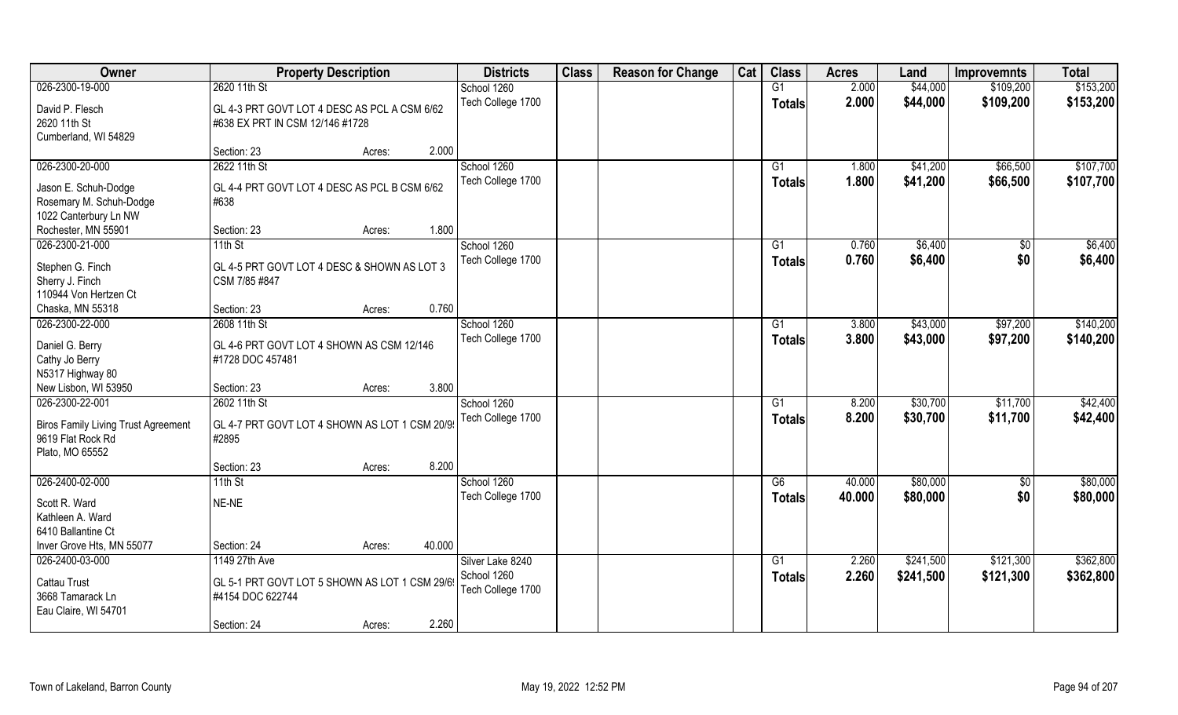| Owner | Property Description | | | Districts | Class | Reason for Change | Cat | Class | Acres | Land | Improvemnts | Total |
|---|---|---|---|---|---|---|---|---|---|---|---|---|
| 026-2300-19-000 | 2620 11th St | | | School 1260 | | | | G1 | 2.000 | $44,000 | $109,200 | $153,200 |
| David P. Flesch<br>2620 11th St<br>Cumberland, WI 54829 | GL 4-3 PRT GOVT LOT 4 DESC AS PCL A CSM 6/62 #638 EX PRT IN CSM 12/146 #1728 | | | Tech College 1700 | | | | **Totals** | **2.000** | **$44,000** | **$109,200** | **$153,200** |
| | Section: 23 | Acres: | 2.000 | | | | | | | | | |
| 026-2300-20-000 | 2622 11th St | | | School 1260 | | | | G1 | 1.800 | $41,200 | $66,500 | $107,700 |
| Jason E. Schuh-Dodge<br>Rosemary M. Schuh-Dodge<br>1022 Canterbury Ln NW<br>Rochester, MN 55901 | GL 4-4 PRT GOVT LOT 4 DESC AS PCL B CSM 6/62 #638 | | | Tech College 1700 | | | | **Totals** | **1.800** | **$41,200** | **$66,500** | **$107,700** |
| | Section: 23 | Acres: | 1.800 | | | | | | | | | |
| 026-2300-21-000 | 11th St | | | School 1260 | | | | G1 | 0.760 | $6,400 | $0 | $6,400 |
| Stephen G. Finch<br>Sherry J. Finch<br>110944 Von Hertzen Ct<br>Chaska, MN 55318 | GL 4-5 PRT GOVT LOT 4 DESC & SHOWN AS LOT 3 CSM 7/85 #847 | | | Tech College 1700 | | | | **Totals** | **0.760** | **$6,400** | **$0** | **$6,400** |
| | Section: 23 | Acres: | 0.760 | | | | | | | | | |
| 026-2300-22-000 | 2608 11th St | | | School 1260 | | | | G1 | 3.800 | $43,000 | $97,200 | $140,200 |
| Daniel G. Berry<br>Cathy Jo Berry<br>N5317 Highway 80<br>New Lisbon, WI 53950 | GL 4-6 PRT GOVT LOT 4 SHOWN AS CSM 12/146 #1728 DOC 457481 | | | Tech College 1700 | | | | **Totals** | **3.800** | **$43,000** | **$97,200** | **$140,200** |
| | Section: 23 | Acres: | 3.800 | | | | | | | | | |
| 026-2300-22-001 | 2602 11th St | | | School 1260 | | | | G1 | 8.200 | $30,700 | $11,700 | $42,400 |
| Biros Family Living Trust Agreement<br>9619 Flat Rock Rd<br>Plato, MO 65552 | GL 4-7 PRT GOVT LOT 4 SHOWN AS LOT 1 CSM 20/9! #2895 | | | Tech College 1700 | | | | **Totals** | **8.200** | **$30,700** | **$11,700** | **$42,400** |
| | Section: 23 | Acres: | 8.200 | | | | | | | | | |
| 026-2400-02-000 | 11th St | | | School 1260 | | | | G6 | 40.000 | $80,000 | $0 | $80,000 |
| Scott R. Ward<br>Kathleen A. Ward<br>6410 Ballantine Ct<br>Inver Grove Hts, MN 55077 | NE-NE | | | Tech College 1700 | | | | **Totals** | **40.000** | **$80,000** | **$0** | **$80,000** |
| | Section: 24 | Acres: | 40.000 | | | | | | | | | |
| 026-2400-03-000 | 1149 27th Ave | | | Silver Lake 8240 | | | | G1 | 2.260 | $241,500 | $121,300 | $362,800 |
| Cattau Trust<br>3668 Tamarack Ln<br>Eau Claire, WI 54701 | GL 5-1 PRT GOVT LOT 5 SHOWN AS LOT 1 CSM 29/6! #4154 DOC 622744 | | | School 1260<br>Tech College 1700 | | | | **Totals** | **2.260** | **$241,500** | **$121,300** | **$362,800** |
| | Section: 24 | Acres: | 2.260 | | | | | | | | | |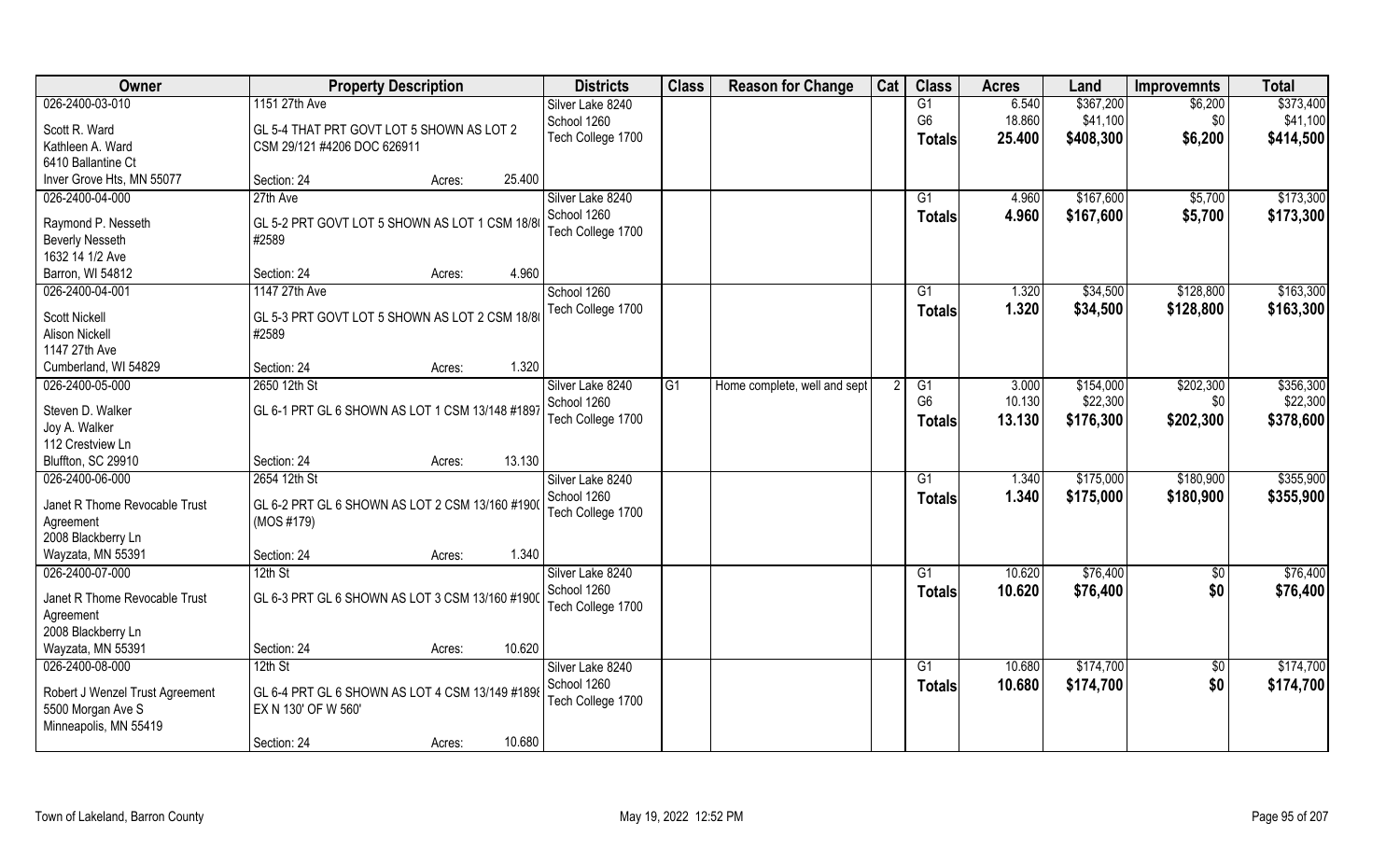| Owner | Property Description | | | Districts | Class | Reason for Change | Cat | Class | Acres | Land | Improvemnts | Total |
|---|---|---|---|---|---|---|---|---|---|---|---|---|
| 026-2400-03-010 | 1151 27th Ave | | | Silver Lake 8240 | | | | G1 | 6.540 | $367,200 | $6,200 | $373,400 |
| Scott R. Ward | GL 5-4 THAT PRT GOVT LOT 5 SHOWN AS LOT 2 | | | School 1260 | | | | G6 | 18.860 | $41,100 | $0 | $41,100 |
| Kathleen A. Ward | CSM 29/121 #4206 DOC 626911 | | | Tech College 1700 | | | | **Totals** | **25.400** | **$408,300** | **$6,200** | **$414,500** |
| 6410 Ballantine Ct | | | | | | | | | | | | |
| Inver Grove Hts, MN 55077 | Section: 24 | Acres: | 25.400 | | | | | | | | | |
| 026-2400-04-000 | 27th Ave | | | Silver Lake 8240 | | | | G1 | 4.960 | $167,600 | $5,700 | $173,300 |
| Raymond P. Nesseth | GL 5-2 PRT GOVT LOT 5 SHOWN AS LOT 1 CSM 18/8( | | | School 1260 | | | | **Totals** | **4.960** | **$167,600** | **$5,700** | **$173,300** |
| Beverly Nesseth | #2589 | | | Tech College 1700 | | | | | | | | |
| 1632 14 1/2 Ave | | | | | | | | | | | | |
| Barron, WI 54812 | Section: 24 | Acres: | 4.960 | | | | | | | | | |
| 026-2400-04-001 | 1147 27th Ave | | | School 1260 | | | | G1 | 1.320 | $34,500 | $128,800 | $163,300 |
| Scott Nickell | GL 5-3 PRT GOVT LOT 5 SHOWN AS LOT 2 CSM 18/8( | | | Tech College 1700 | | | | **Totals** | **1.320** | **$34,500** | **$128,800** | **$163,300** |
| Alison Nickell | #2589 | | | | | | | | | | | |
| 1147 27th Ave | | | | | | | | | | | | |
| Cumberland, WI 54829 | Section: 24 | Acres: | 1.320 | | | | | | | | | |
| 026-2400-05-000 | 2650 12th St | | | Silver Lake 8240 | G1 | Home complete, well and sept | 2 | G1 | 3.000 | $154,000 | $202,300 | $356,300 |
| Steven D. Walker | GL 6-1 PRT GL 6 SHOWN AS LOT 1 CSM 13/148 #1897 | | | School 1260 | | | | G6 | 10.130 | $22,300 | $0 | $22,300 |
| Joy A. Walker | | | | Tech College 1700 | | | | **Totals** | **13.130** | **$176,300** | **$202,300** | **$378,600** |
| 112 Crestview Ln | | | | | | | | | | | | |
| Bluffton, SC 29910 | Section: 24 | Acres: | 13.130 | | | | | | | | | |
| 026-2400-06-000 | 2654 12th St | | | Silver Lake 8240 | | | | G1 | 1.340 | $175,000 | $180,900 | $355,900 |
| Janet R Thome Revocable Trust | GL 6-2 PRT GL 6 SHOWN AS LOT 2 CSM 13/160 #190( | | | School 1260 | | | | **Totals** | **1.340** | **$175,000** | **$180,900** | **$355,900** |
| Agreement | (MOS #179) | | | Tech College 1700 | | | | | | | | |
| 2008 Blackberry Ln | | | | | | | | | | | | |
| Wayzata, MN 55391 | Section: 24 | Acres: | 1.340 | | | | | | | | | |
| 026-2400-07-000 | 12th St | | | Silver Lake 8240 | | | | G1 | 10.620 | $76,400 | $0 | $76,400 |
| Janet R Thome Revocable Trust | GL 6-3 PRT GL 6 SHOWN AS LOT 3 CSM 13/160 #190( | | | School 1260 | | | | **Totals** | **10.620** | **$76,400** | **$0** | **$76,400** |
| Agreement | | | | Tech College 1700 | | | | | | | | |
| 2008 Blackberry Ln | | | | | | | | | | | | |
| Wayzata, MN 55391 | Section: 24 | Acres: | 10.620 | | | | | | | | | |
| 026-2400-08-000 | 12th St | | | Silver Lake 8240 | | | | G1 | 10.680 | $174,700 | $0 | $174,700 |
| Robert J Wenzel Trust Agreement | GL 6-4 PRT GL 6 SHOWN AS LOT 4 CSM 13/149 #1898 | | | School 1260 | | | | **Totals** | **10.680** | **$174,700** | **$0** | **$174,700** |
| 5500 Morgan Ave S | EX N 130' OF W 560' | | | Tech College 1700 | | | | | | | | |
| Minneapolis, MN 55419 | | | | | | | | | | | | |
| | Section: 24 | Acres: | 10.680 | | | | | | | | | |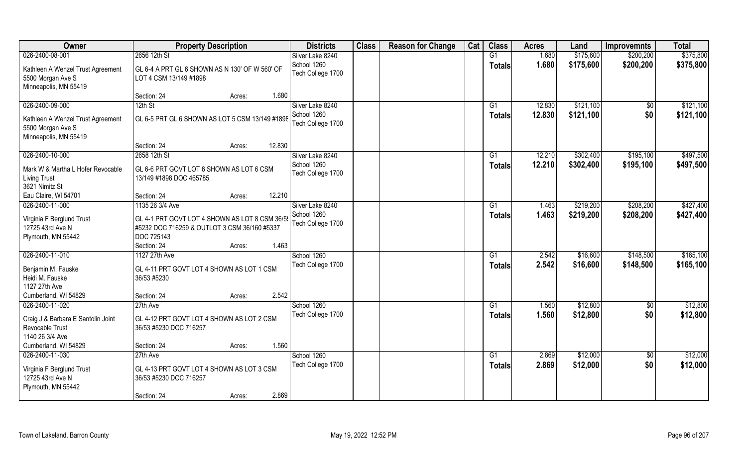| Owner | Property Description | Districts | Class | Reason for Change | Cat | Class | Acres | Land | Improvemnts | Total |
|---|---|---|---|---|---|---|---|---|---|---|
| 026-2400-08-001 | 2656 12th St | Silver Lake 8240 | | | | G1 | 1.680 | $175,600 | $200,200 | $375,800 |
| Kathleen A Wenzel Trust Agreement 5500 Morgan Ave S Minneapolis, MN 55419 | GL 6-4 A PRT GL 6 SHOWN AS N 130' OF W 560' OF LOT 4 CSM 13/149 #1898 | School 1260 Tech College 1700 | | | | Totals | 1.680 | $175,600 | $200,200 | $375,800 |
| | Section: 24 Acres: 1.680 | | | | | | | | | |
| 026-2400-09-000 | 12th St | Silver Lake 8240 | | | | G1 | 12.830 | $121,100 | $0 | $121,100 |
| Kathleen A Wenzel Trust Agreement 5500 Morgan Ave S Minneapolis, MN 55419 | GL 6-5 PRT GL 6 SHOWN AS LOT 5 CSM 13/149 #1898 | School 1260 Tech College 1700 | | | | Totals | 12.830 | $121,100 | $0 | $121,100 |
| | Section: 24 Acres: 12.830 | | | | | | | | | |
| 026-2400-10-000 | 2658 12th St | Silver Lake 8240 | | | | G1 | 12.210 | $302,400 | $195,100 | $497,500 |
| Mark W & Martha L Hofer Revocable Living Trust 3621 Nimitz St Eau Claire, WI 54701 | GL 6-6 PRT GOVT LOT 6 SHOWN AS LOT 6 CSM 13/149 #1898 DOC 465785 | School 1260 Tech College 1700 | | | | Totals | 12.210 | $302,400 | $195,100 | $497,500 |
| | Section: 24 Acres: 12.210 | | | | | | | | | |
| 026-2400-11-000 | 1135 26 3/4 Ave | Silver Lake 8240 | | | | G1 | 1.463 | $219,200 | $208,200 | $427,400 |
| Virginia F Berglund Trust 12725 43rd Ave N Plymouth, MN 55442 | GL 4-1 PRT GOVT LOT 4 SHOWN AS LOT 8 CSM 36/5! #5232 DOC 716259 & OUTLOT 3 CSM 36/160 #5337 DOC 725143 | School 1260 Tech College 1700 | | | | Totals | 1.463 | $219,200 | $208,200 | $427,400 |
| | Section: 24 Acres: 1.463 | | | | | | | | | |
| 026-2400-11-010 | 1127 27th Ave | School 1260 | | | | G1 | 2.542 | $16,600 | $148,500 | $165,100 |
| Benjamin M. Fauske Heidi M. Fauske 1127 27th Ave Cumberland, WI 54829 | GL 4-11 PRT GOVT LOT 4 SHOWN AS LOT 1 CSM 36/53 #5230 | Tech College 1700 | | | | Totals | 2.542 | $16,600 | $148,500 | $165,100 |
| | Section: 24 Acres: 2.542 | | | | | | | | | |
| 026-2400-11-020 | 27th Ave | School 1260 | | | | G1 | 1.560 | $12,800 | $0 | $12,800 |
| Craig J & Barbara E Santolin Joint Revocable Trust 1140 26 3/4 Ave Cumberland, WI 54829 | GL 4-12 PRT GOVT LOT 4 SHOWN AS LOT 2 CSM 36/53 #5230 DOC 716257 | Tech College 1700 | | | | Totals | 1.560 | $12,800 | $0 | $12,800 |
| | Section: 24 Acres: 1.560 | | | | | | | | | |
| 026-2400-11-030 | 27th Ave | School 1260 | | | | G1 | 2.869 | $12,000 | $0 | $12,000 |
| Virginia F Berglund Trust 12725 43rd Ave N Plymouth, MN 55442 | GL 4-13 PRT GOVT LOT 4 SHOWN AS LOT 3 CSM 36/53 #5230 DOC 716257 | Tech College 1700 | | | | Totals | 2.869 | $12,000 | $0 | $12,000 |
| | Section: 24 Acres: 2.869 | | | | | | | | | |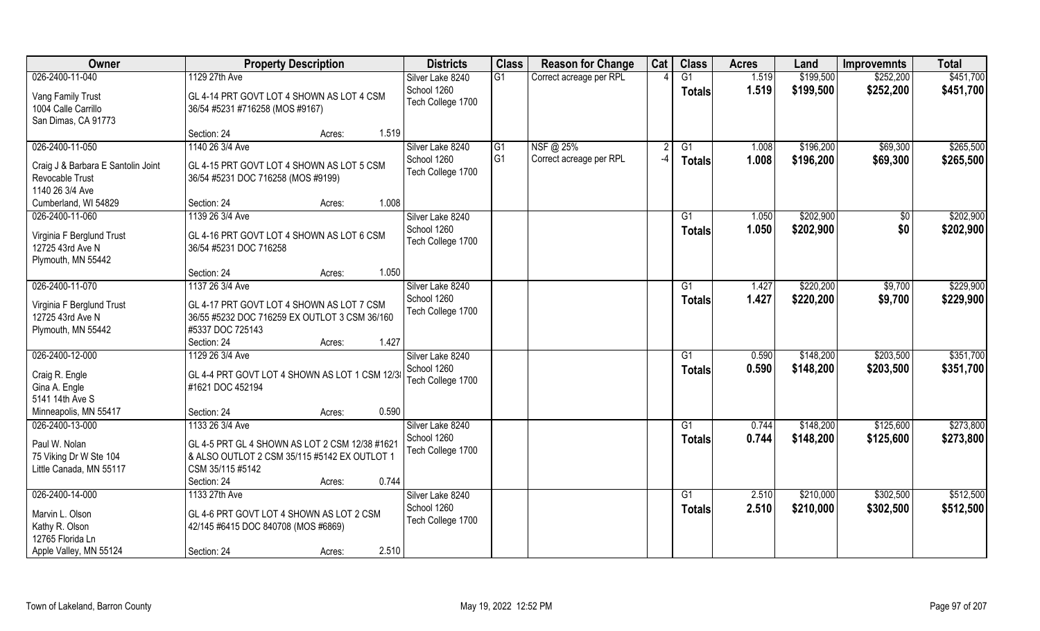| Owner | Property Description | Districts | Class | Reason for Change | Cat | Class | Acres | Land | Improvemnts | Total |
|---|---|---|---|---|---|---|---|---|---|---|
| 026-2400-11-040<br>Vang Family Trust<br>1004 Calle Carrillo<br>San Dimas, CA 91773 | 1129 27th Ave<br>GL 4-14 PRT GOVT LOT 4 SHOWN AS LOT 4 CSM 36/54 #5231 #716258 (MOS #9167)<br>Section: 24 Acres: 1.519 | Silver Lake 8240<br>School 1260<br>Tech College 1700 | G1 | Correct acreage per RPL | 4 | G1<br>**Totals** | 1.519<br>**1.519** | $199,500<br>**$199,500** | $252,200<br>**$252,200** | $451,700<br>**$451,700** |
| 026-2400-11-050<br>Craig J & Barbara E Santolin Joint Revocable Trust<br>1140 26 3/4 Ave<br>Cumberland, WI 54829 | 1140 26 3/4 Ave<br>GL 4-15 PRT GOVT LOT 4 SHOWN AS LOT 5 CSM 36/54 #5231 DOC 716258 (MOS #9199)<br>Section: 24 Acres: 1.008 | Silver Lake 8240<br>School 1260<br>Tech College 1700 | G1<br>G1 | NSF @ 25%<br>Correct acreage per RPL | 2<br>-4 | G1<br>**Totals** | 1.008<br>**1.008** | $196,200<br>**$196,200** | $69,300<br>**$69,300** | $265,500<br>**$265,500** |
| 026-2400-11-060<br>Virginia F Berglund Trust<br>12725 43rd Ave N<br>Plymouth, MN 55442 | 1139 26 3/4 Ave<br>GL 4-16 PRT GOVT LOT 4 SHOWN AS LOT 6 CSM 36/54 #5231 DOC 716258<br>Section: 24 Acres: 1.050 | Silver Lake 8240<br>School 1260<br>Tech College 1700 | | | | G1<br>**Totals** | 1.050<br>**1.050** | $202,900<br>**$202,900** | $0<br>**$0** | $202,900<br>**$202,900** |
| 026-2400-11-070<br>Virginia F Berglund Trust<br>12725 43rd Ave N<br>Plymouth, MN 55442 | 1137 26 3/4 Ave<br>GL 4-17 PRT GOVT LOT 4 SHOWN AS LOT 7 CSM 36/55 #5232 DOC 716259 EX OUTLOT 3 CSM 36/160 #5337 DOC 725143<br>Section: 24 Acres: 1.427 | Silver Lake 8240<br>School 1260<br>Tech College 1700 | | | | G1<br>**Totals** | 1.427<br>**1.427** | $220,200<br>**$220,200** | $9,700<br>**$9,700** | $229,900<br>**$229,900** |
| 026-2400-12-000<br>Craig R. Engle<br>Gina A. Engle<br>5141 14th Ave S<br>Minneapolis, MN 55417 | 1129 26 3/4 Ave<br>GL 4-4 PRT GOVT LOT 4 SHOWN AS LOT 1 CSM 12/3 #1621 DOC 452194<br>Section: 24 Acres: 0.590 | Silver Lake 8240<br>School 1260<br>Tech College 1700 | | | | G1<br>**Totals** | 0.590<br>**0.590** | $148,200<br>**$148,200** | $203,500<br>**$203,500** | $351,700<br>**$351,700** |
| 026-2400-13-000<br>Paul W. Nolan<br>75 Viking Dr W Ste 104<br>Little Canada, MN 55117 | 1133 26 3/4 Ave<br>GL 4-5 PRT GL 4 SHOWN AS LOT 2 CSM 12/38 #1621 & ALSO OUTLOT 2 CSM 35/115 #5142 EX OUTLOT 1 CSM 35/115 #5142<br>Section: 24 Acres: 0.744 | Silver Lake 8240<br>School 1260<br>Tech College 1700 | | | | G1<br>**Totals** | 0.744<br>**0.744** | $148,200<br>**$148,200** | $125,600<br>**$125,600** | $273,800<br>**$273,800** |
| 026-2400-14-000<br>Marvin L. Olson<br>Kathy R. Olson<br>12765 Florida Ln<br>Apple Valley, MN 55124 | 1133 27th Ave<br>GL 4-6 PRT GOVT LOT 4 SHOWN AS LOT 2 CSM 42/145 #6415 DOC 840708 (MOS #6869)<br>Section: 24 Acres: 2.510 | Silver Lake 8240<br>School 1260<br>Tech College 1700 | | | | G1<br>**Totals** | 2.510<br>**2.510** | $210,000<br>**$210,000** | $302,500<br>**$302,500** | $512,500<br>**$512,500** |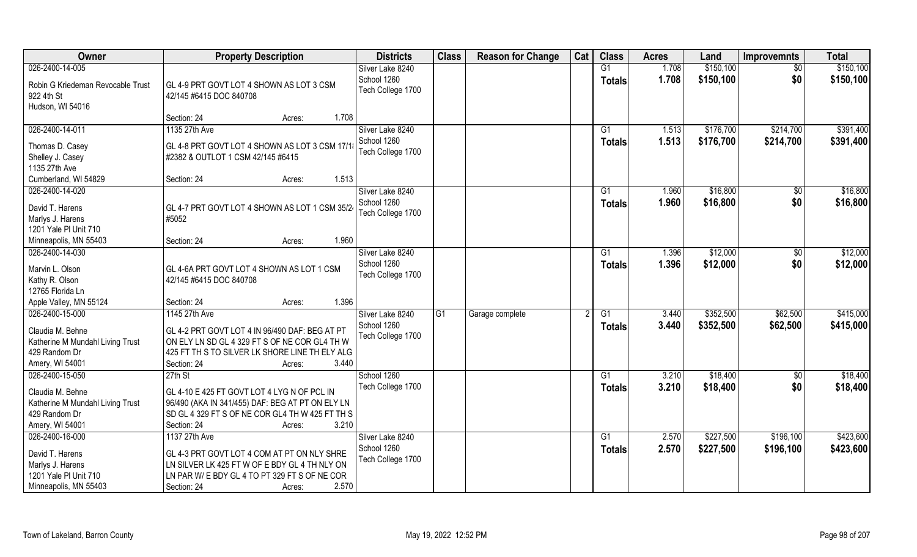| Owner | Property Description | Districts | Class | Reason for Change | Cat | Class | Acres | Land | Improvemnts | Total |
|---|---|---|---|---|---|---|---|---|---|---|
| 026-2400-14-005<br>Robin G Kriedeman Revocable Trust<br>922 4th St<br>Hudson, WI 54016 | GL 4-9 PRT GOVT LOT 4 SHOWN AS LOT 3 CSM 42/145 #6415 DOC 840708<br>Section: 24 Acres: 1.708 | Silver Lake 8240<br>School 1260<br>Tech College 1700 | | | | G1<br>**Totals** | 1.708<br>**1.708** | $150,100<br>**$150,100** | $0<br>**$0** | $150,100<br>**$150,100** |
| 026-2400-14-011<br>Thomas D. Casey<br>Shelley J. Casey<br>1135 27th Ave<br>Cumberland, WI 54829 | 1135 27th Ave<br>GL 4-8 PRT GOVT LOT 4 SHOWN AS LOT 3 CSM 17/1 #2382 & OUTLOT 1 CSM 42/145 #6415<br>Section: 24 Acres: 1.513 | Silver Lake 8240<br>School 1260<br>Tech College 1700 | | | | G1<br>**Totals** | 1.513<br>**1.513** | $176,700<br>**$176,700** | $214,700<br>**$214,700** | $391,400<br>**$391,400** |
| 026-2400-14-020<br>David T. Harens<br>Marlys J. Harens<br>1201 Yale Pl Unit 710<br>Minneapolis, MN 55403 | GL 4-7 PRT GOVT LOT 4 SHOWN AS LOT 1 CSM 35/2 #5052<br>Section: 24 Acres: 1.960 | Silver Lake 8240<br>School 1260<br>Tech College 1700 | | | | G1<br>**Totals** | 1.960<br>**1.960** | $16,800<br>**$16,800** | $0<br>**$0** | $16,800<br>**$16,800** |
| 026-2400-14-030<br>Marvin L. Olson<br>Kathy R. Olson<br>12765 Florida Ln<br>Apple Valley, MN 55124 | GL 4-6A PRT GOVT LOT 4 SHOWN AS LOT 1 CSM 42/145 #6415 DOC 840708<br>Section: 24 Acres: 1.396 | Silver Lake 8240<br>School 1260<br>Tech College 1700 | | | | G1<br>**Totals** | 1.396<br>**1.396** | $12,000<br>**$12,000** | $0<br>**$0** | $12,000<br>**$12,000** |
| 026-2400-15-000<br>Claudia M. Behne<br>Katherine M Mundahl Living Trust<br>429 Random Dr<br>Amery, WI 54001 | 1145 27th Ave<br>GL 4-2 PRT GOVT LOT 4 IN 96/490 DAF: BEG AT PT ON ELY LN SD GL 4 329 FT S OF NE COR GL4 TH W 425 FT TH S TO SILVER LK SHORE LINE TH ELY ALG<br>Section: 24 Acres: 3.440 | Silver Lake 8240<br>School 1260<br>Tech College 1700 | G1 | Garage complete | 2 | G1<br>**Totals** | 3.440<br>**3.440** | $352,500<br>**$352,500** | $62,500<br>**$62,500** | $415,000<br>**$415,000** |
| 026-2400-15-050<br>Claudia M. Behne<br>Katherine M Mundahl Living Trust<br>429 Random Dr<br>Amery, WI 54001 | 27th St<br>GL 4-10 E 425 FT GOVT LOT 4 LYG N OF PCL IN 96/490 (AKA IN 341/455) DAF: BEG AT PT ON ELY LN SD GL 4 329 FT S OF NE COR GL4 TH W 425 FT TH S<br>Section: 24 Acres: 3.210 | School 1260<br>Tech College 1700 | | | | G1<br>**Totals** | 3.210<br>**3.210** | $18,400<br>**$18,400** | $0<br>**$0** | $18,400<br>**$18,400** |
| 026-2400-16-000<br>David T. Harens<br>Marlys J. Harens<br>1201 Yale Pl Unit 710<br>Minneapolis, MN 55403 | 1137 27th Ave<br>GL 4-3 PRT GOVT LOT 4 COM AT PT ON NLY SHRE LN SILVER LK 425 FT W OF E BDY GL 4 TH NLY ON LN PAR W/ E BDY GL 4 TO PT 329 FT S OF NE COR<br>Section: 24 Acres: 2.570 | Silver Lake 8240<br>School 1260<br>Tech College 1700 | | | | G1<br>**Totals** | 2.570<br>**2.570** | $227,500<br>**$227,500** | $196,100<br>**$196,100** | $423,600<br>**$423,600** |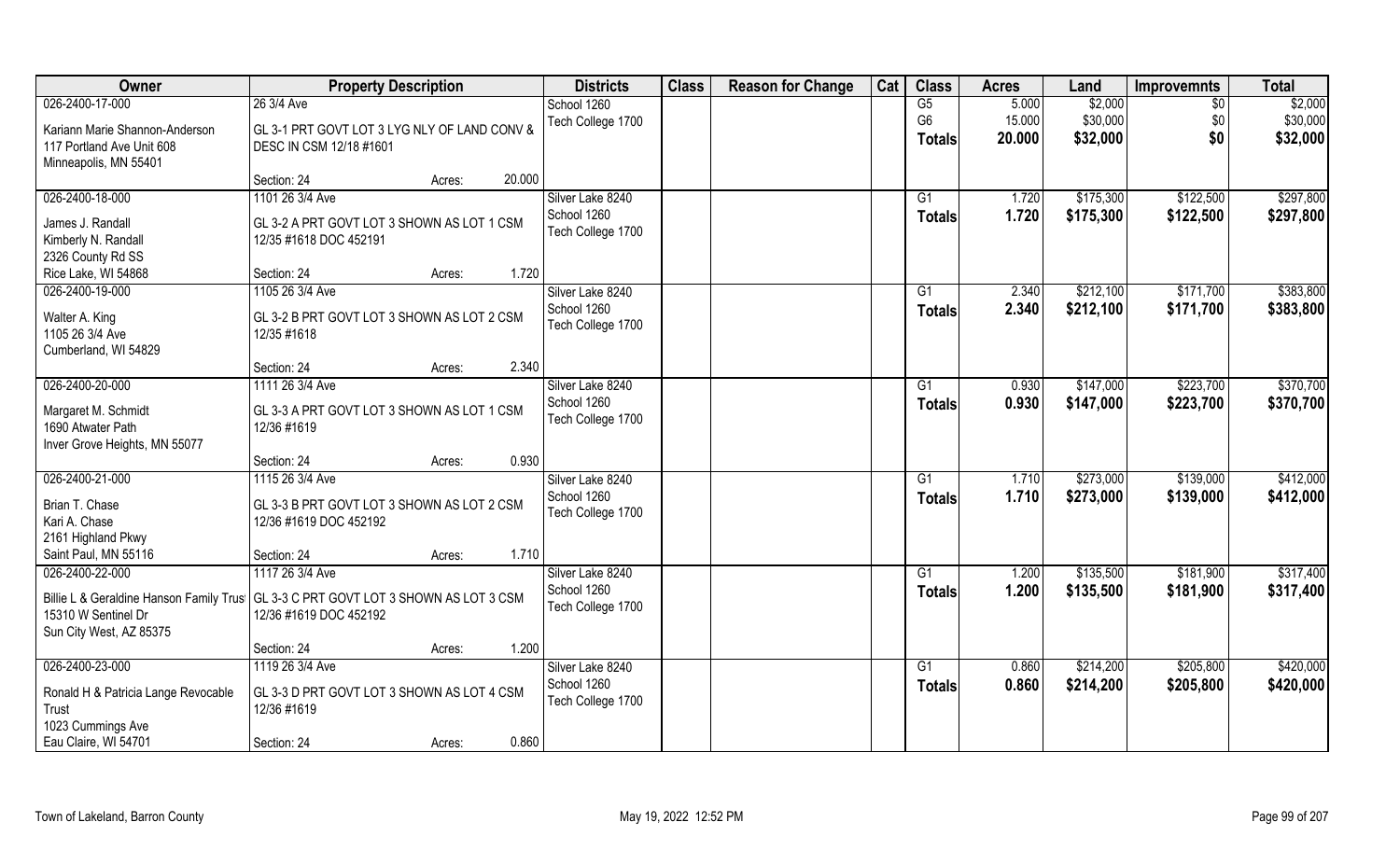| Owner | Property Description | | Districts | Class | Reason for Change | Cat | Class | Acres | Land | Improvemnts | Total |
|---|---|---|---|---|---|---|---|---|---|---|---|
| 026-2400-17-000 | 26 3/4 Ave | | School 1260 | | | | G5 | 5.000 | $2,000 | $0 | $2,000 |
| Kariann Marie Shannon-Anderson<br>117 Portland Ave Unit 608<br>Minneapolis, MN 55401 | GL 3-1 PRT GOVT LOT 3 LYG NLY OF LAND CONV & DESC IN CSM 12/18 #1601 | | Tech College 1700 | | | | G6 | 15.000 | $30,000 | $0 | $30,000 |
| | | | | | | | **Totals** | **20.000** | **$32,000** | **$0** | **$32,000** |
| | Section: 24 | Acres: 20.000 | | | | | | | | | |
| 026-2400-18-000 | 1101 26 3/4 Ave | | Silver Lake 8240 | | | | G1 | 1.720 | $175,300 | $122,500 | $297,800 |
| James J. Randall<br>Kimberly N. Randall<br>2326 County Rd SS<br>Rice Lake, WI 54868 | GL 3-2 A PRT GOVT LOT 3 SHOWN AS LOT 1 CSM 12/35 #1618 DOC 452191 | | School 1260<br>Tech College 1700 | | | | **Totals** | **1.720** | **$175,300** | **$122,500** | **$297,800** |
| | Section: 24 | Acres: 1.720 | | | | | | | | | |
| 026-2400-19-000 | 1105 26 3/4 Ave | | Silver Lake 8240 | | | | G1 | 2.340 | $212,100 | $171,700 | $383,800 |
| Walter A. King<br>1105 26 3/4 Ave<br>Cumberland, WI 54829 | GL 3-2 B PRT GOVT LOT 3 SHOWN AS LOT 2 CSM 12/35 #1618 | | School 1260<br>Tech College 1700 | | | | **Totals** | **2.340** | **$212,100** | **$171,700** | **$383,800** |
| | Section: 24 | Acres: 2.340 | | | | | | | | | |
| 026-2400-20-000 | 1111 26 3/4 Ave | | Silver Lake 8240 | | | | G1 | 0.930 | $147,000 | $223,700 | $370,700 |
| Margaret M. Schmidt<br>1690 Atwater Path<br>Inver Grove Heights, MN 55077 | GL 3-3 A PRT GOVT LOT 3 SHOWN AS LOT 1 CSM 12/36 #1619 | | School 1260<br>Tech College 1700 | | | | **Totals** | **0.930** | **$147,000** | **$223,700** | **$370,700** |
| | Section: 24 | Acres: 0.930 | | | | | | | | | |
| 026-2400-21-000 | 1115 26 3/4 Ave | | Silver Lake 8240 | | | | G1 | 1.710 | $273,000 | $139,000 | $412,000 |
| Brian T. Chase<br>Kari A. Chase<br>2161 Highland Pkwy<br>Saint Paul, MN 55116 | GL 3-3 B PRT GOVT LOT 3 SHOWN AS LOT 2 CSM 12/36 #1619 DOC 452192 | | School 1260<br>Tech College 1700 | | | | **Totals** | **1.710** | **$273,000** | **$139,000** | **$412,000** |
| | Section: 24 | Acres: 1.710 | | | | | | | | | |
| 026-2400-22-000 | 1117 26 3/4 Ave | | Silver Lake 8240 | | | | G1 | 1.200 | $135,500 | $181,900 | $317,400 |
| Billie L & Geraldine Hanson Family Trust<br>15310 W Sentinel Dr<br>Sun City West, AZ 85375 | GL 3-3 C PRT GOVT LOT 3 SHOWN AS LOT 3 CSM 12/36 #1619 DOC 452192 | | School 1260<br>Tech College 1700 | | | | **Totals** | **1.200** | **$135,500** | **$181,900** | **$317,400** |
| | Section: 24 | Acres: 1.200 | | | | | | | | | |
| 026-2400-23-000 | 1119 26 3/4 Ave | | Silver Lake 8240 | | | | G1 | 0.860 | $214,200 | $205,800 | $420,000 |
| Ronald H & Patricia Lange Revocable Trust<br>1023 Cummings Ave<br>Eau Claire, WI 54701 | GL 3-3 D PRT GOVT LOT 3 SHOWN AS LOT 4 CSM 12/36 #1619 | | School 1260<br>Tech College 1700 | | | | **Totals** | **0.860** | **$214,200** | **$205,800** | **$420,000** |
| | Section: 24 | Acres: 0.860 | | | | | | | | | |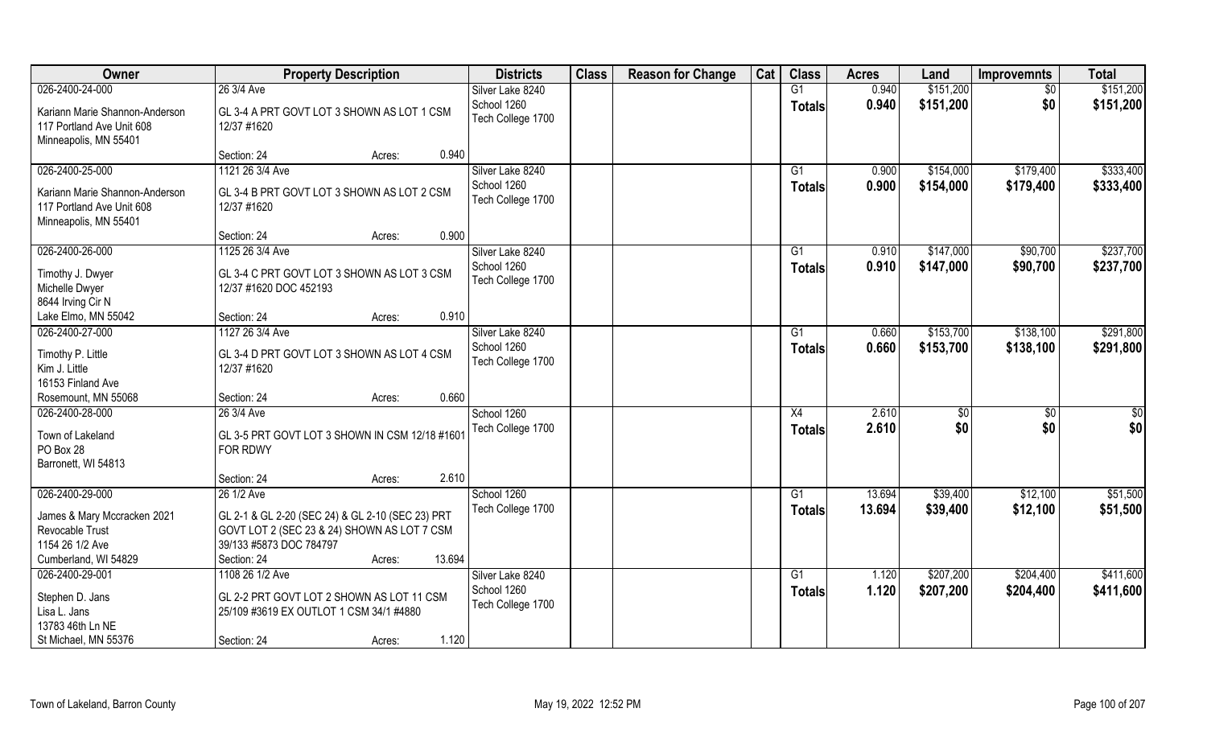| Owner | Property Description | | | Districts | Class | Reason for Change | Cat | Class | Acres | Land | Improvemnts | Total |
|---|---|---|---|---|---|---|---|---|---|---|---|---|
| 026-2400-24-000 | 26 3/4 Ave | | | Silver Lake 8240 | | | | G1 | 0.940 | $151,200 | $0 | $151,200 |
| Kariann Marie Shannon-Anderson<br>117 Portland Ave Unit 608<br>Minneapolis, MN 55401 | GL 3-4 A PRT GOVT LOT 3 SHOWN AS LOT 1 CSM 12/37 #1620 | | | School 1260<br>Tech College 1700 | | | | **Totals** | **0.940** | **$151,200** | **$0** | **$151,200** |
| | Section: 24 | Acres: | 0.940 | | | | | | | | | |
| 026-2400-25-000 | 1121 26 3/4 Ave | | | Silver Lake 8240 | | | | G1 | 0.900 | $154,000 | $179,400 | $333,400 |
| Kariann Marie Shannon-Anderson<br>117 Portland Ave Unit 608<br>Minneapolis, MN 55401 | GL 3-4 B PRT GOVT LOT 3 SHOWN AS LOT 2 CSM 12/37 #1620 | | | School 1260<br>Tech College 1700 | | | | **Totals** | **0.900** | **$154,000** | **$179,400** | **$333,400** |
| | Section: 24 | Acres: | 0.900 | | | | | | | | | |
| 026-2400-26-000 | 1125 26 3/4 Ave | | | Silver Lake 8240 | | | | G1 | 0.910 | $147,000 | $90,700 | $237,700 |
| Timothy J. Dwyer<br>Michelle Dwyer<br>8644 Irving Cir N<br>Lake Elmo, MN 55042 | GL 3-4 C PRT GOVT LOT 3 SHOWN AS LOT 3 CSM 12/37 #1620 DOC 452193 | | | School 1260<br>Tech College 1700 | | | | **Totals** | **0.910** | **$147,000** | **$90,700** | **$237,700** |
| | Section: 24 | Acres: | 0.910 | | | | | | | | | |
| 026-2400-27-000 | 1127 26 3/4 Ave | | | Silver Lake 8240 | | | | G1 | 0.660 | $153,700 | $138,100 | $291,800 |
| Timothy P. Little<br>Kim J. Little<br>16153 Finland Ave<br>Rosemount, MN 55068 | GL 3-4 D PRT GOVT LOT 3 SHOWN AS LOT 4 CSM 12/37 #1620 | | | School 1260<br>Tech College 1700 | | | | **Totals** | **0.660** | **$153,700** | **$138,100** | **$291,800** |
| | Section: 24 | Acres: | 0.660 | | | | | | | | | |
| 026-2400-28-000 | 26 3/4 Ave | | | School 1260 | | | | X4 | 2.610 | $0 | $0 | $0 |
| Town of Lakeland<br>PO Box 28<br>Barronett, WI 54813 | GL 3-5 PRT GOVT LOT 3 SHOWN IN CSM 12/18 #1601 FOR RDWY | | | Tech College 1700 | | | | **Totals** | **2.610** | **$0** | **$0** | **$0** |
| | Section: 24 | Acres: | 2.610 | | | | | | | | | |
| 026-2400-29-000 | 26 1/2 Ave | | | School 1260 | | | | G1 | 13.694 | $39,400 | $12,100 | $51,500 |
| James & Mary Mccracken 2021 Revocable Trust<br>1154 26 1/2 Ave<br>Cumberland, WI 54829 | GL 2-1 & GL 2-20 (SEC 24) & GL 2-10 (SEC 23) PRT GOVT LOT 2 (SEC 23 & 24) SHOWN AS LOT 7 CSM 39/133 #5873 DOC 784797 | | | Tech College 1700 | | | | **Totals** | **13.694** | **$39,400** | **$12,100** | **$51,500** |
| | Section: 24 | Acres: | 13.694 | | | | | | | | | |
| 026-2400-29-001 | 1108 26 1/2 Ave | | | Silver Lake 8240 | | | | G1 | 1.120 | $207,200 | $204,400 | $411,600 |
| Stephen D. Jans<br>Lisa L. Jans<br>13783 46th Ln NE<br>St Michael, MN 55376 | GL 2-2 PRT GOVT LOT 2 SHOWN AS LOT 11 CSM 25/109 #3619 EX OUTLOT 1 CSM 34/1 #4880 | | | School 1260<br>Tech College 1700 | | | | **Totals** | **1.120** | **$207,200** | **$204,400** | **$411,600** |
| | Section: 24 | Acres: | 1.120 | | | | | | | | | |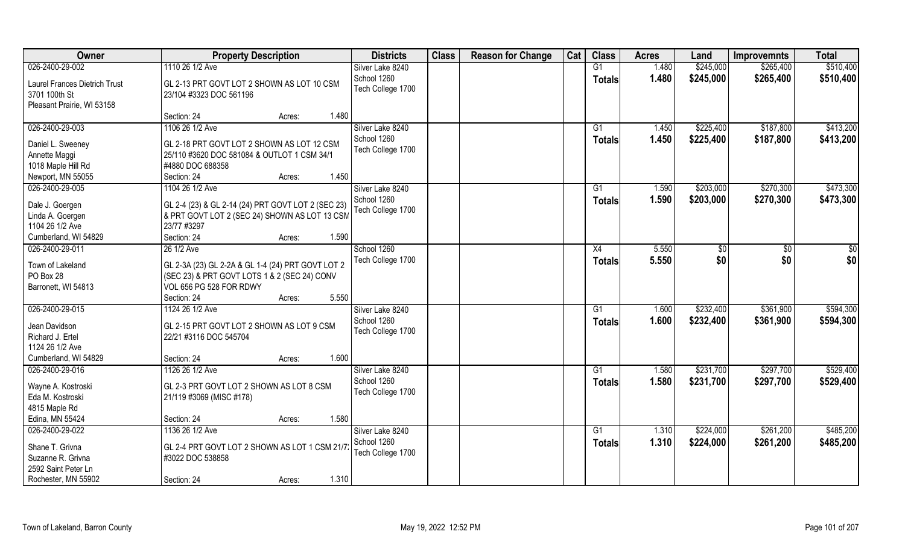| Owner | Property Description | Districts | Class | Reason for Change | Cat | Class | Acres | Land | Improvemnts | Total |
|---|---|---|---|---|---|---|---|---|---|---|
| 026-2400-29-002<br>Laurel Frances Dietrich Trust<br>3701 100th St<br>Pleasant Prairie, WI 53158 | 1110 26 1/2 Ave<br>GL 2-13 PRT GOVT LOT 2 SHOWN AS LOT 10 CSM 23/104 #3323 DOC 561196<br>Section: 24 Acres: 1.480 | Silver Lake 8240<br>School 1260<br>Tech College 1700 | | | | G1<br>**Totals** | 1.480<br>**1.480** | $245,000<br>**$245,000** | $265,400<br>**$265,400** | $510,400<br>**$510,400** |
| 026-2400-29-003<br>Daniel L. Sweeney<br>Annette Maggi<br>1018 Maple Hill Rd<br>Newport, MN 55055 | 1106 26 1/2 Ave<br>GL 2-18 PRT GOVT LOT 2 SHOWN AS LOT 12 CSM 25/110 #3620 DOC 581084 & OUTLOT 1 CSM 34/1 #4880 DOC 688358<br>Section: 24 Acres: 1.450 | Silver Lake 8240<br>School 1260<br>Tech College 1700 | | | | G1<br>**Totals** | 1.450<br>**1.450** | $225,400<br>**$225,400** | $187,800<br>**$187,800** | $413,200<br>**$413,200** |
| 026-2400-29-005<br>Dale J. Goergen<br>Linda A. Goergen<br>1104 26 1/2 Ave<br>Cumberland, WI 54829 | 1104 26 1/2 Ave<br>GL 2-4 (23) & GL 2-14 (24) PRT GOVT LOT 2 (SEC 23) & PRT GOVT LOT 2 (SEC 24) SHOWN AS LOT 13 CSM 23/77 #3297<br>Section: 24 Acres: 1.590 | Silver Lake 8240<br>School 1260<br>Tech College 1700 | | | | G1<br>**Totals** | 1.590<br>**1.590** | $203,000<br>**$203,000** | $270,300<br>**$270,300** | $473,300<br>**$473,300** |
| 026-2400-29-011<br>Town of Lakeland<br>PO Box 28<br>Barronett, WI 54813 | 26 1/2 Ave<br>GL 2-3A (23) GL 2-2A & GL 1-4 (24) PRT GOVT LOT 2 (SEC 23) & PRT GOVT LOTS 1 & 2 (SEC 24) CONV VOL 656 PG 528 FOR RDWY<br>Section: 24 Acres: 5.550 | School 1260<br>Tech College 1700 | | | | X4<br>**Totals** | 5.550<br>**5.550** | $0<br>**$0** | $0<br>**$0** | $0<br>**$0** |
| 026-2400-29-015<br>Jean Davidson<br>Richard J. Ertel<br>1124 26 1/2 Ave<br>Cumberland, WI 54829 | 1124 26 1/2 Ave<br>GL 2-15 PRT GOVT LOT 2 SHOWN AS LOT 9 CSM 22/21 #3116 DOC 545704<br>Section: 24 Acres: 1.600 | Silver Lake 8240<br>School 1260<br>Tech College 1700 | | | | G1<br>**Totals** | 1.600<br>**1.600** | $232,400<br>**$232,400** | $361,900<br>**$361,900** | $594,300<br>**$594,300** |
| 026-2400-29-016<br>Wayne A. Kostroski<br>Eda M. Kostroski<br>4815 Maple Rd<br>Edina, MN 55424 | 1126 26 1/2 Ave<br>GL 2-3 PRT GOVT LOT 2 SHOWN AS LOT 8 CSM 21/119 #3069 (MISC #178)<br>Section: 24 Acres: 1.580 | Silver Lake 8240<br>School 1260<br>Tech College 1700 | | | | G1<br>**Totals** | 1.580<br>**1.580** | $231,700<br>**$231,700** | $297,700<br>**$297,700** | $529,400<br>**$529,400** |
| 026-2400-29-022<br>Shane T. Grivna<br>Suzanne R. Grivna<br>2592 Saint Peter Ln<br>Rochester, MN 55902 | 1136 26 1/2 Ave<br>GL 2-4 PRT GOVT LOT 2 SHOWN AS LOT 1 CSM 21/7: #3022 DOC 538858<br>Section: 24 Acres: 1.310 | Silver Lake 8240<br>School 1260<br>Tech College 1700 | | | | G1<br>**Totals** | 1.310<br>**1.310** | $224,000<br>**$224,000** | $261,200<br>**$261,200** | $485,200<br>**$485,200** |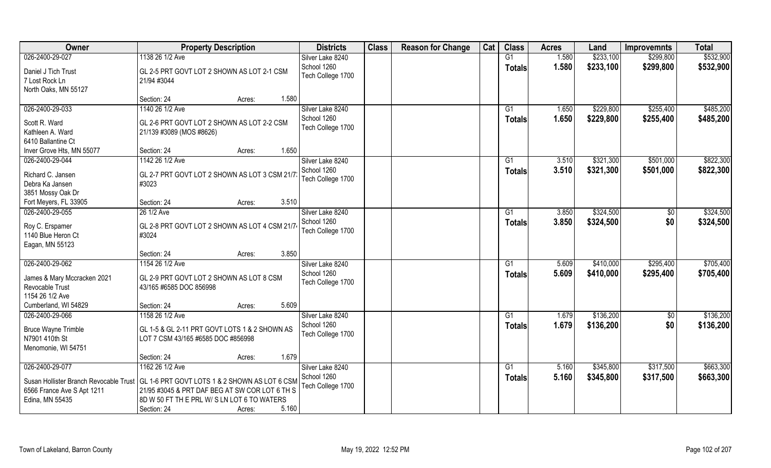| Owner | Property Description | Districts | Class | Reason for Change | Cat | Class | Acres | Land | Improvemnts | Total |
|---|---|---|---|---|---|---|---|---|---|---|
| 026-2400-29-027<br>Daniel J Tich Trust<br>7 Lost Rock Ln<br>North Oaks, MN 55127 | 1138 26 1/2 Ave<br>GL 2-5 PRT GOVT LOT 2 SHOWN AS LOT 2-1 CSM 21/94 #3044<br>Section: 24 Acres: 1.580 | Silver Lake 8240<br>School 1260<br>Tech College 1700 | | | | G1<br>**Totals** | 1.580<br>**1.580** | $233,100<br>**$233,100** | $299,800<br>**$299,800** | $532,900<br>**$532,900** |
| 026-2400-29-033<br>Scott R. Ward<br>Kathleen A. Ward<br>6410 Ballantine Ct<br>Inver Grove Hts, MN 55077 | 1140 26 1/2 Ave<br>GL 2-6 PRT GOVT LOT 2 SHOWN AS LOT 2-2 CSM 21/139 #3089 (MOS #8626)<br>Section: 24 Acres: 1.650 | Silver Lake 8240<br>School 1260<br>Tech College 1700 | | | | G1<br>**Totals** | 1.650<br>**1.650** | $229,800<br>**$229,800** | $255,400<br>**$255,400** | $485,200<br>**$485,200** |
| 026-2400-29-044<br>Richard C. Jansen<br>Debra Ka Jansen<br>3851 Mossy Oak Dr<br>Fort Meyers, FL 33905 | 1142 26 1/2 Ave<br>GL 2-7 PRT GOVT LOT 2 SHOWN AS LOT 3 CSM 21/7: #3023<br>Section: 24 Acres: 3.510 | Silver Lake 8240<br>School 1260<br>Tech College 1700 | | | | G1<br>**Totals** | 3.510<br>**3.510** | $321,300<br>**$321,300** | $501,000<br>**$501,000** | $822,300<br>**$822,300** |
| 026-2400-29-055<br>Roy C. Erspamer<br>1140 Blue Heron Ct<br>Eagan, MN 55123 | 26 1/2 Ave<br>GL 2-8 PRT GOVT LOT 2 SHOWN AS LOT 4 CSM 21/7 #3024<br>Section: 24 Acres: 3.850 | Silver Lake 8240<br>School 1260<br>Tech College 1700 | | | | G1<br>**Totals** | 3.850<br>**3.850** | $324,500<br>**$324,500** | $0<br>**$0** | $324,500<br>**$324,500** |
| 026-2400-29-062<br>James & Mary Mccracken 2021 Revocable Trust<br>1154 26 1/2 Ave<br>Cumberland, WI 54829 | 1154 26 1/2 Ave<br>GL 2-9 PRT GOVT LOT 2 SHOWN AS LOT 8 CSM 43/165 #6585 DOC 856998<br>Section: 24 Acres: 5.609 | Silver Lake 8240<br>School 1260<br>Tech College 1700 | | | | G1<br>**Totals** | 5.609<br>**5.609** | $410,000<br>**$410,000** | $295,400<br>**$295,400** | $705,400<br>**$705,400** |
| 026-2400-29-066<br>Bruce Wayne Trimble<br>N7901 410th St<br>Menomonie, WI 54751 | 1158 26 1/2 Ave<br>GL 1-5 & GL 2-11 PRT GOVT LOTS 1 & 2 SHOWN AS LOT 7 CSM 43/165 #6585 DOC #856998<br>Section: 24 Acres: 1.679 | Silver Lake 8240<br>School 1260<br>Tech College 1700 | | | | G1<br>**Totals** | 1.679<br>**1.679** | $136,200<br>**$136,200** | $0<br>**$0** | $136,200<br>**$136,200** |
| 026-2400-29-077<br>Susan Hollister Branch Revocable Trust<br>6566 France Ave S Apt 1211<br>Edina, MN 55435 | 1162 26 1/2 Ave<br>GL 1-6 PRT GOVT LOTS 1 & 2 SHOWN AS LOT 6 CSM 21/95 #3045 & PRT DAF BEG AT SW COR LOT 6 TH S 8D W 50 FT TH E PRL W/ S LN LOT 6 TO WATERS<br>Section: 24 Acres: 5.160 | Silver Lake 8240<br>School 1260<br>Tech College 1700 | | | | G1<br>**Totals** | 5.160<br>**5.160** | $345,800<br>**$345,800** | $317,500<br>**$317,500** | $663,300<br>**$663,300** |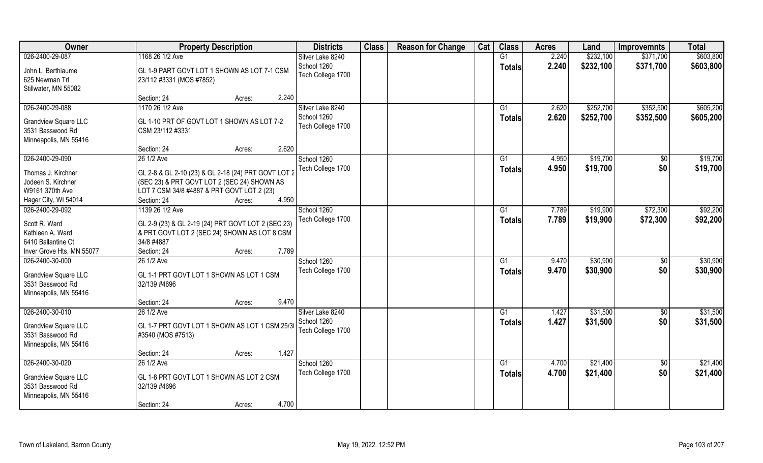| Owner | Property Description | Districts | Class | Reason for Change | Cat | Class | Acres | Land | Improvemnts | Total |
|---|---|---|---|---|---|---|---|---|---|---|
| 026-2400-29-087<br>John L. Berthiaume<br>625 Newman Trl<br>Stillwater, MN 55082 | 1168 26 1/2 Ave<br>GL 1-9 PART GOVT LOT 1 SHOWN AS LOT 7-1 CSM 23/112 #3331 (MOS #7852)<br>Section: 24 Acres: 2.240 | Silver Lake 8240<br>School 1260<br>Tech College 1700 | | | | G1<br>**Totals** | 2.240<br>**2.240** | $232,100<br>**$232,100** | $371,700<br>**$371,700** | $603,800<br>**$603,800** |
| 026-2400-29-088<br>Grandview Square LLC<br>3531 Basswood Rd<br>Minneapolis, MN 55416 | 1170 26 1/2 Ave<br>GL 1-10 PRT OF GOVT LOT 1 SHOWN AS LOT 7-2 CSM 23/112 #3331<br>Section: 24 Acres: 2.620 | Silver Lake 8240<br>School 1260<br>Tech College 1700 | | | | G1<br>**Totals** | 2.620<br>**2.620** | $252,700<br>**$252,700** | $352,500<br>**$352,500** | $605,200<br>**$605,200** |
| 026-2400-29-090<br>Thomas J. Kirchner<br>Jodeen S. Kirchner<br>W9161 370th Ave<br>Hager City, WI 54014 | 26 1/2 Ave<br>GL 2-8 & GL 2-10 (23) & GL 2-18 (24) PRT GOVT LOT 2 (SEC 23) & PRT GOVT LOT 2 (SEC 24) SHOWN AS LOT 7 CSM 34/8 #4887 & PRT GOVT LOT 2 (23)<br>Section: 24 Acres: 4.950 | School 1260<br>Tech College 1700 | | | | G1<br>**Totals** | 4.950<br>**4.950** | $19,700<br>**$19,700** | $0<br>**$0** | $19,700<br>**$19,700** |
| 026-2400-29-092<br>Scott R. Ward<br>Kathleen A. Ward<br>6410 Ballantine Ct<br>Inver Grove Hts, MN 55077 | 1139 26 1/2 Ave<br>GL 2-9 (23) & GL 2-19 (24) PRT GOVT LOT 2 (SEC 23) & PRT GOVT LOT 2 (SEC 24) SHOWN AS LOT 8 CSM 34/8 #4887<br>Section: 24 Acres: 7.789 | School 1260<br>Tech College 1700 | | | | G1<br>**Totals** | 7.789<br>**7.789** | $19,900<br>**$19,900** | $72,300<br>**$72,300** | $92,200<br>**$92,200** |
| 026-2400-30-000<br>Grandview Square LLC<br>3531 Basswood Rd<br>Minneapolis, MN 55416 | 26 1/2 Ave<br>GL 1-1 PRT GOVT LOT 1 SHOWN AS LOT 1 CSM 32/139 #4696<br>Section: 24 Acres: 9.470 | School 1260<br>Tech College 1700 | | | | G1<br>**Totals** | 9.470<br>**9.470** | $30,900<br>**$30,900** | $0<br>**$0** | $30,900<br>**$30,900** |
| 026-2400-30-010<br>Grandview Square LLC<br>3531 Basswood Rd<br>Minneapolis, MN 55416 | 26 1/2 Ave<br>GL 1-7 PRT GOVT LOT 1 SHOWN AS LOT 1 CSM 25/30 #3540 (MOS #7513)<br>Section: 24 Acres: 1.427 | Silver Lake 8240<br>School 1260<br>Tech College 1700 | | | | G1<br>**Totals** | 1.427<br>**1.427** | $31,500<br>**$31,500** | $0<br>**$0** | $31,500<br>**$31,500** |
| 026-2400-30-020<br>Grandview Square LLC<br>3531 Basswood Rd<br>Minneapolis, MN 55416 | 26 1/2 Ave<br>GL 1-8 PRT GOVT LOT 1 SHOWN AS LOT 2 CSM 32/139 #4696<br>Section: 24 Acres: 4.700 | School 1260<br>Tech College 1700 | | | | G1<br>**Totals** | 4.700<br>**4.700** | $21,400<br>**$21,400** | $0<br>**$0** | $21,400<br>**$21,400** |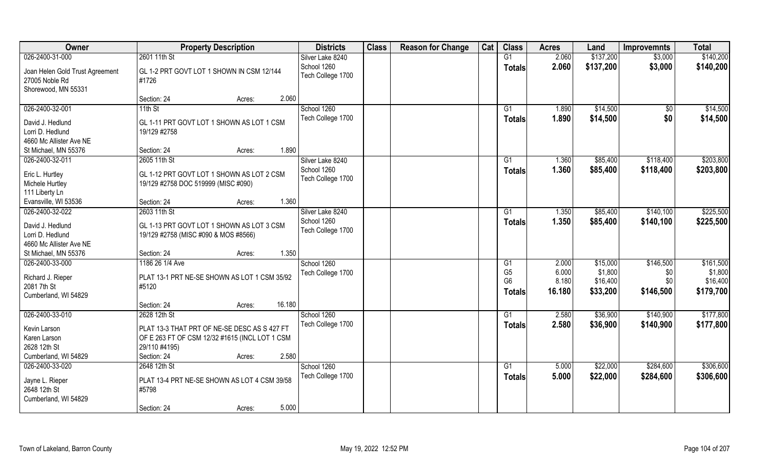| Owner | Property Description | Districts | Class | Reason for Change | Cat | Class | Acres | Land | Improvemnts | Total |
|---|---|---|---|---|---|---|---|---|---|---|
| 026-2400-31-000<br>Joan Helen Gold Trust Agreement<br>27005 Noble Rd<br>Shorewood, MN 55331 | 2601 11th St<br>GL 1-2 PRT GOVT LOT 1 SHOWN IN CSM 12/144 #1726<br>Section: 24 Acres: 2.060 | Silver Lake 8240<br>School 1260<br>Tech College 1700 | | | | G1<br>**Totals** | 2.060<br>**2.060** | $137,200<br>**$137,200** | $3,000<br>**$3,000** | $140,200<br>**$140,200** |
| 026-2400-32-001<br>David J. Hedlund<br>Lorri D. Hedlund<br>4660 Mc Allister Ave NE<br>St Michael, MN 55376 | 11th St<br>GL 1-11 PRT GOVT LOT 1 SHOWN AS LOT 1 CSM 19/129 #2758<br>Section: 24 Acres: 1.890 | School 1260<br>Tech College 1700 | | | | G1<br>**Totals** | 1.890<br>**1.890** | $14,500<br>**$14,500** | $0<br>**$0** | $14,500<br>**$14,500** |
| 026-2400-32-011<br>Eric L. Hurtley<br>Michele Hurtley<br>111 Liberty Ln<br>Evansville, WI 53536 | 2605 11th St<br>GL 1-12 PRT GOVT LOT 1 SHOWN AS LOT 2 CSM 19/129 #2758 DOC 519999 (MISC #090)<br>Section: 24 Acres: 1.360 | Silver Lake 8240<br>School 1260<br>Tech College 1700 | | | | G1<br>**Totals** | 1.360<br>**1.360** | $85,400<br>**$85,400** | $118,400<br>**$118,400** | $203,800<br>**$203,800** |
| 026-2400-32-022<br>David J. Hedlund<br>Lorri D. Hedlund<br>4660 Mc Allister Ave NE<br>St Michael, MN 55376 | 2603 11th St<br>GL 1-13 PRT GOVT LOT 1 SHOWN AS LOT 3 CSM 19/129 #2758 (MISC #090 & MOS #8566)<br>Section: 24 Acres: 1.350 | Silver Lake 8240<br>School 1260<br>Tech College 1700 | | | | G1<br>**Totals** | 1.350<br>**1.350** | $85,400<br>**$85,400** | $140,100<br>**$140,100** | $225,500<br>**$225,500** |
| 026-2400-33-000<br>Richard J. Rieper<br>2081 7th St<br>Cumberland, WI 54829 | 1186 26 1/4 Ave<br>PLAT 13-1 PRT NE-SE SHOWN AS LOT 1 CSM 35/92 #5120<br>Section: 24 Acres: 16.180 | School 1260<br>Tech College 1700 | | | | G1<br>G5<br>G6<br>**Totals** | 2.000<br>6.000<br>8.180<br>**16.180** | $15,000<br>$1,800<br>$16,400<br>**$33,200** | $146,500<br>$0<br>$0<br>**$146,500** | $161,500<br>$1,800<br>$16,400<br>**$179,700** |
| 026-2400-33-010<br>Kevin Larson<br>Karen Larson<br>2628 12th St<br>Cumberland, WI 54829 | 2628 12th St<br>PLAT 13-3 THAT PRT OF NE-SE DESC AS S 427 FT OF E 263 FT OF CSM 12/32 #1615 (INCL LOT 1 CSM 29/110 #4195)<br>Section: 24 Acres: 2.580 | School 1260<br>Tech College 1700 | | | | G1<br>**Totals** | 2.580<br>**2.580** | $36,900<br>**$36,900** | $140,900<br>**$140,900** | $177,800<br>**$177,800** |
| 026-2400-33-020<br>Jayne L. Rieper<br>2648 12th St<br>Cumberland, WI 54829 | 2648 12th St<br>PLAT 13-4 PRT NE-SE SHOWN AS LOT 4 CSM 39/58 #5798<br>Section: 24 Acres: 5.000 | School 1260<br>Tech College 1700 | | | | G1<br>**Totals** | 5.000<br>**5.000** | $22,000<br>**$22,000** | $284,600<br>**$284,600** | $306,600<br>**$306,600** |

Town of Lakeland, Barron County May 19, 2022 12:52 PM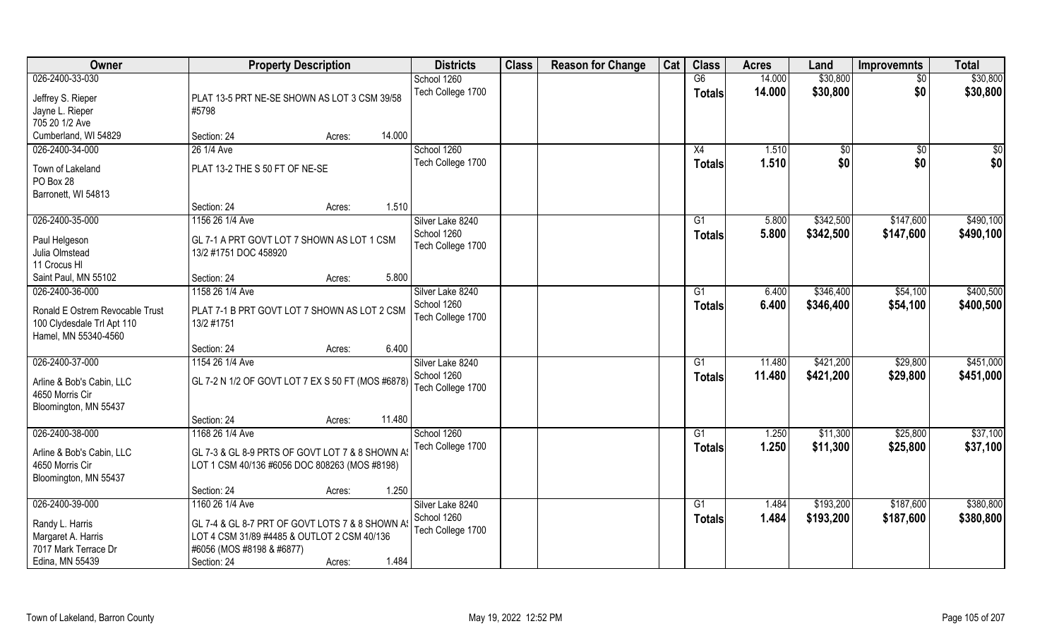| Owner | Property Description | Districts | Class | Reason for Change | Cat | Class | Acres | Land | Improvemnts | Total |
|---|---|---|---|---|---|---|---|---|---|---|
| 026-2400-33-030<br><br>Jeffrey S. Rieper<br>Jayne L. Rieper<br>705 20 1/2 Ave<br>Cumberland, WI 54829 | PLAT 13-5 PRT NE-SE SHOWN AS LOT 3 CSM 39/58 #5798<br><br>Section: 24 Acres: 14.000 | School 1260<br>Tech College 1700 | | | | G6<br>**Totals** | 14.000<br>**14.000** | $30,800<br>**$30,800** | $0<br>**$0** | $30,800<br>**$30,800** |
| 026-2400-34-000<br><br>Town of Lakeland<br>PO Box 28<br>Barronett, WI 54813 | 26 1/4 Ave<br>PLAT 13-2 THE S 50 FT OF NE-SE<br><br>Section: 24 Acres: 1.510 | School 1260<br>Tech College 1700 | | | | X4<br>**Totals** | 1.510<br>**1.510** | $0<br>**$0** | $0<br>**$0** | $0<br>**$0** |
| 026-2400-35-000<br><br>Paul Helgeson<br>Julia Olmstead<br>11 Crocus Hl<br>Saint Paul, MN 55102 | 1156 26 1/4 Ave<br>GL 7-1 A PRT GOVT LOT 7 SHOWN AS LOT 1 CSM 13/2 #1751 DOC 458920<br><br>Section: 24 Acres: 5.800 | Silver Lake 8240<br>School 1260<br>Tech College 1700 | | | | G1<br>**Totals** | 5.800<br>**5.800** | $342,500<br>**$342,500** | $147,600<br>**$147,600** | $490,100<br>**$490,100** |
| 026-2400-36-000<br><br>Ronald E Ostrem Revocable Trust<br>100 Clydesdale Trl Apt 110<br>Hamel, MN 55340-4560 | 1158 26 1/4 Ave<br>PLAT 7-1 B PRT GOVT LOT 7 SHOWN AS LOT 2 CSM 13/2 #1751<br><br>Section: 24 Acres: 6.400 | Silver Lake 8240<br>School 1260<br>Tech College 1700 | | | | G1<br>**Totals** | 6.400<br>**6.400** | $346,400<br>**$346,400** | $54,100<br>**$54,100** | $400,500<br>**$400,500** |
| 026-2400-37-000<br><br>Arline & Bob's Cabin, LLC<br>4650 Morris Cir<br>Bloomington, MN 55437 | 1154 26 1/4 Ave<br>GL 7-2 N 1/2 OF GOVT LOT 7 EX S 50 FT (MOS #6878)<br><br>Section: 24 Acres: 11.480 | Silver Lake 8240<br>School 1260<br>Tech College 1700 | | | | G1<br>**Totals** | 11.480<br>**11.480** | $421,200<br>**$421,200** | $29,800<br>**$29,800** | $451,000<br>**$451,000** |
| 026-2400-38-000<br><br>Arline & Bob's Cabin, LLC<br>4650 Morris Cir<br>Bloomington, MN 55437 | 1168 26 1/4 Ave<br>GL 7-3 & GL 8-9 PRTS OF GOVT LOT 7 & 8 SHOWN AS LOT 1 CSM 40/136 #6056 DOC 808263 (MOS #8198)<br><br>Section: 24 Acres: 1.250 | School 1260<br>Tech College 1700 | | | | G1<br>**Totals** | 1.250<br>**1.250** | $11,300<br>**$11,300** | $25,800<br>**$25,800** | $37,100<br>**$37,100** |
| 026-2400-39-000<br><br>Randy L. Harris<br>Margaret A. Harris<br>7017 Mark Terrace Dr<br>Edina, MN 55439 | 1160 26 1/4 Ave<br>GL 7-4 & GL 8-7 PRT OF GOVT LOTS 7 & 8 SHOWN AS LOT 4 CSM 31/89 #4485 & OUTLOT 2 CSM 40/136 #6056 (MOS #8198 & #6877)<br>Section: 24 Acres: 1.484 | Silver Lake 8240<br>School 1260<br>Tech College 1700 | | | | G1<br>**Totals** | 1.484<br>**1.484** | $193,200<br>**$193,200** | $187,600<br>**$187,600** | $380,800<br>**$380,800** |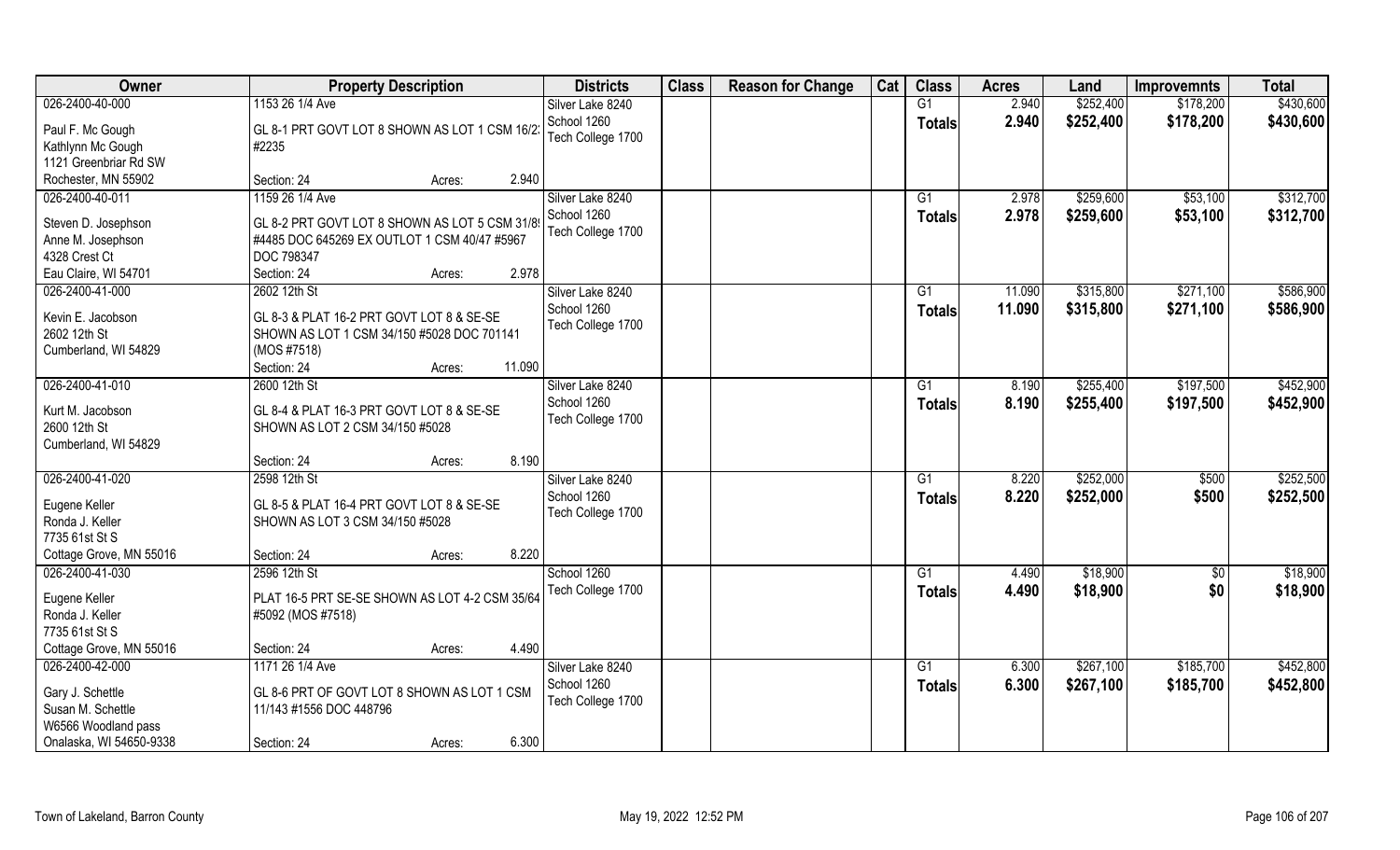| Owner | Property Description | | | Districts | Class | Reason for Change | Cat | Class | Acres | Land | Improvemnts | Total |
|---|---|---|---|---|---|---|---|---|---|---|---|---|
| 026-2400-40-000 | 1153 26 1/4 Ave | | | Silver Lake 8240 | | | | G1 | 2.940 | $252,400 | $178,200 | $430,600 |
| Paul F. Mc Gough<br>Kathlynn Mc Gough<br>1121 Greenbriar Rd SW<br>Rochester, MN 55902 | GL 8-1 PRT GOVT LOT 8 SHOWN AS LOT 1 CSM 16/2: #2235 | | | School 1260<br>Tech College 1700 | | | | Totals | 2.940 | $252,400 | $178,200 | $430,600 |
| | Section: 24 | Acres: | 2.940 | | | | | | | | | |
| 026-2400-40-011 | 1159 26 1/4 Ave | | | Silver Lake 8240 | | | | G1 | 2.978 | $259,600 | $53,100 | $312,700 |
| Steven D. Josephson<br>Anne M. Josephson<br>4328 Crest Ct<br>Eau Claire, WI 54701 | GL 8-2 PRT GOVT LOT 8 SHOWN AS LOT 5 CSM 31/8! #4485 DOC 645269 EX OUTLOT 1 CSM 40/47 #5967 DOC 798347 | | | School 1260<br>Tech College 1700 | | | | Totals | 2.978 | $259,600 | $53,100 | $312,700 |
| | Section: 24 | Acres: | 2.978 | | | | | | | | | |
| 026-2400-41-000 | 2602 12th St | | | Silver Lake 8240 | | | | G1 | 11.090 | $315,800 | $271,100 | $586,900 |
| Kevin E. Jacobson<br>2602 12th St<br>Cumberland, WI 54829 | GL 8-3 & PLAT 16-2 PRT GOVT LOT 8 & SE-SE SHOWN AS LOT 1 CSM 34/150 #5028 DOC 701141 (MOS #7518) | | | School 1260<br>Tech College 1700 | | | | Totals | 11.090 | $315,800 | $271,100 | $586,900 |
| | Section: 24 | Acres: | 11.090 | | | | | | | | | |
| 026-2400-41-010 | 2600 12th St | | | Silver Lake 8240 | | | | G1 | 8.190 | $255,400 | $197,500 | $452,900 |
| Kurt M. Jacobson<br>2600 12th St<br>Cumberland, WI 54829 | GL 8-4 & PLAT 16-3 PRT GOVT LOT 8 & SE-SE SHOWN AS LOT 2 CSM 34/150 #5028 | | | School 1260<br>Tech College 1700 | | | | Totals | 8.190 | $255,400 | $197,500 | $452,900 |
| | Section: 24 | Acres: | 8.190 | | | | | | | | | |
| 026-2400-41-020 | 2598 12th St | | | Silver Lake 8240 | | | | G1 | 8.220 | $252,000 | $500 | $252,500 |
| Eugene Keller<br>Ronda J. Keller<br>7735 61st St S<br>Cottage Grove, MN 55016 | GL 8-5 & PLAT 16-4 PRT GOVT LOT 8 & SE-SE SHOWN AS LOT 3 CSM 34/150 #5028 | | | School 1260<br>Tech College 1700 | | | | Totals | 8.220 | $252,000 | $500 | $252,500 |
| | Section: 24 | Acres: | 8.220 | | | | | | | | | |
| 026-2400-41-030 | 2596 12th St | | | School 1260 | | | | G1 | 4.490 | $18,900 | $0 | $18,900 |
| Eugene Keller<br>Ronda J. Keller<br>7735 61st St S<br>Cottage Grove, MN 55016 | PLAT 16-5 PRT SE-SE SHOWN AS LOT 4-2 CSM 35/64 #5092 (MOS #7518) | | | Tech College 1700 | | | | Totals | 4.490 | $18,900 | $0 | $18,900 |
| | Section: 24 | Acres: | 4.490 | | | | | | | | | |
| 026-2400-42-000 | 1171 26 1/4 Ave | | | Silver Lake 8240 | | | | G1 | 6.300 | $267,100 | $185,700 | $452,800 |
| Gary J. Schettle<br>Susan M. Schettle<br>W6566 Woodland pass<br>Onalaska, WI 54650-9338 | GL 8-6 PRT OF GOVT LOT 8 SHOWN AS LOT 1 CSM 11/143 #1556 DOC 448796 | | | School 1260<br>Tech College 1700 | | | | Totals | 6.300 | $267,100 | $185,700 | $452,800 |
| | Section: 24 | Acres: | 6.300 | | | | | | | | | |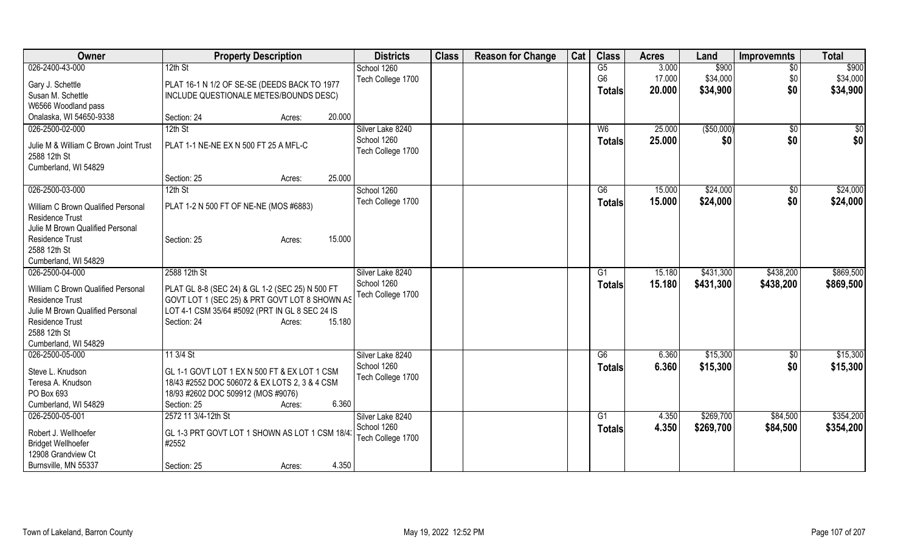| Owner | Property Description | Districts | Class | Reason for Change | Cat | Class | Acres | Land | Improvemnts | Total |
|---|---|---|---|---|---|---|---|---|---|---|
| 026-2400-43-000<br>Gary J. Schettle<br>Susan M. Schettle<br>W6566 Woodland pass<br>Onalaska, WI 54650-9338 | 12th St<br>PLAT 16-1 N 1/2 OF SE-SE (DEEDS BACK TO 1977 INCLUDE QUESTIONALE METES/BOUNDS DESC)<br>Section: 24 Acres: 20.000 | School 1260<br>Tech College 1700 | | | | G5<br>G6<br>**Totals** | 3.000<br>17.000<br>**20.000** | $900<br>$34,000<br>**$34,900** | $0<br>$0<br>**$0** | $900<br>$34,000<br>**$34,900** |
| 026-2500-02-000<br>Julie M & William C Brown Joint Trust<br>2588 12th St<br>Cumberland, WI 54829 | 12th St<br>PLAT 1-1 NE-NE EX N 500 FT 25 A MFL-C<br>Section: 25 Acres: 25.000 | Silver Lake 8240<br>School 1260<br>Tech College 1700 | | | | W6<br>**Totals** | 25.000<br>**25.000** | ($50,000)<br>**$0** | $0<br>**$0** | $0<br>**$0** |
| 026-2500-03-000<br>William C Brown Qualified Personal Residence Trust<br>Julie M Brown Qualified Personal Residence Trust<br>2588 12th St<br>Cumberland, WI 54829 | 12th St<br>PLAT 1-2 N 500 FT OF NE-NE (MOS #6883)<br>Section: 25 Acres: 15.000 | School 1260<br>Tech College 1700 | | | | G6<br>**Totals** | 15.000<br>**15.000** | $24,000<br>**$24,000** | $0<br>**$0** | $24,000<br>**$24,000** |
| 026-2500-04-000<br>William C Brown Qualified Personal Residence Trust<br>Julie M Brown Qualified Personal Residence Trust<br>2588 12th St<br>Cumberland, WI 54829 | 2588 12th St<br>PLAT GL 8-8 (SEC 24) & GL 1-2 (SEC 25) N 500 FT GOVT LOT 1 (SEC 25) & PRT GOVT LOT 8 SHOWN AS LOT 4-1 CSM 35/64 #5092 (PRT IN GL 8 SEC 24 IS<br>Section: 24 Acres: 15.180 | Silver Lake 8240<br>School 1260<br>Tech College 1700 | | | | G1<br>**Totals** | 15.180<br>**15.180** | $431,300<br>**$431,300** | $438,200<br>**$438,200** | $869,500<br>**$869,500** |
| 026-2500-05-000<br>Steve L. Knudson<br>Teresa A. Knudson<br>PO Box 693<br>Cumberland, WI 54829 | 11 3/4 St<br>GL 1-1 GOVT LOT 1 EX N 500 FT & EX LOT 1 CSM 18/43 #2552 DOC 506072 & EX LOTS 2, 3 & 4 CSM 18/93 #2602 DOC 509912 (MOS #9076)<br>Section: 25 Acres: 6.360 | Silver Lake 8240<br>School 1260<br>Tech College 1700 | | | | G6<br>**Totals** | 6.360<br>**6.360** | $15,300<br>**$15,300** | $0<br>**$0** | $15,300<br>**$15,300** |
| 026-2500-05-001<br>Robert J. Wellhoefer<br>Bridget Wellhoefer<br>12908 Grandview Ct<br>Burnsville, MN 55337 | 2572 11 3/4-12th St<br>GL 1-3 PRT GOVT LOT 1 SHOWN AS LOT 1 CSM 18/43 #2552<br>Section: 25 Acres: 4.350 | Silver Lake 8240<br>School 1260<br>Tech College 1700 | | | | G1<br>**Totals** | 4.350<br>**4.350** | $269,700<br>**$269,700** | $84,500<br>**$84,500** | $354,200<br>**$354,200** |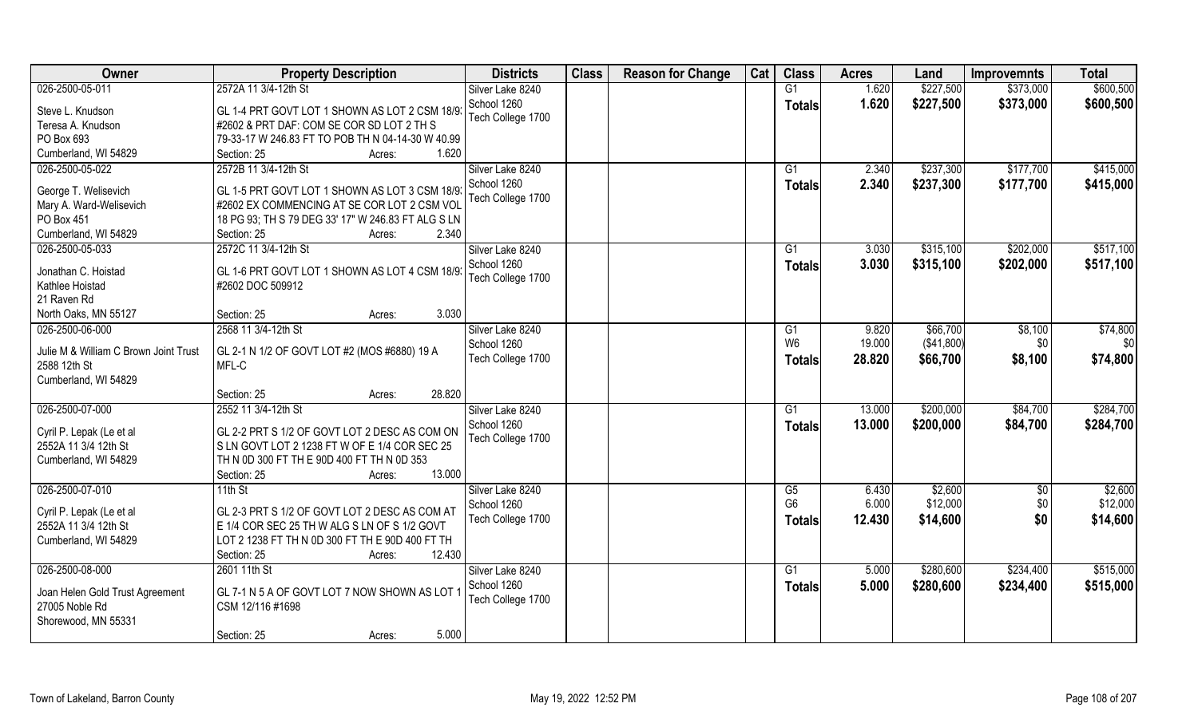| Owner | Property Description | Districts | Class | Reason for Change | Cat | Class | Acres | Land | Improvemnts | Total |
|---|---|---|---|---|---|---|---|---|---|---|
| 026-2500-05-011 | 2572A 11 3/4-12th St | Silver Lake 8240 | | | | G1 | 1.620 | $227,500 | $373,000 | $600,500 |
| Steve L. Knudson<br>Teresa A. Knudson<br>PO Box 693<br>Cumberland, WI 54829 | GL 1-4 PRT GOVT LOT 1 SHOWN AS LOT 2 CSM 18/93 #2602 & PRT DAF: COM SE COR SD LOT 2 TH S 79-33-17 W 246.83 FT TO POB TH N 04-14-30 W 40.99<br>Section: 25 Acres: 1.620 | School 1260<br>Tech College 1700 | | | | Totals | 1.620 | $227,500 | $373,000 | $600,500 |
| 026-2500-05-022 | 2572B 11 3/4-12th St | Silver Lake 8240 | | | | G1 | 2.340 | $237,300 | $177,700 | $415,000 |
| George T. Welisevich<br>Mary A. Ward-Welisevich<br>PO Box 451<br>Cumberland, WI 54829 | GL 1-5 PRT GOVT LOT 1 SHOWN AS LOT 3 CSM 18/93 #2602 EX COMMENCING AT SE COR LOT 2 CSM VOL 18 PG 93; TH S 79 DEG 33' 17" W 246.83 FT ALG S LN<br>Section: 25 Acres: 2.340 | School 1260<br>Tech College 1700 | | | | Totals | 2.340 | $237,300 | $177,700 | $415,000 |
| 026-2500-05-033 | 2572C 11 3/4-12th St | Silver Lake 8240 | | | | G1 | 3.030 | $315,100 | $202,000 | $517,100 |
| Jonathan C. Hoistad<br>Kathlee Hoistad<br>21 Raven Rd<br>North Oaks, MN 55127 | GL 1-6 PRT GOVT LOT 1 SHOWN AS LOT 4 CSM 18/93 #2602 DOC 509912<br>Section: 25 Acres: 3.030 | School 1260<br>Tech College 1700 | | | | Totals | 3.030 | $315,100 | $202,000 | $517,100 |
| 026-2500-06-000 | 2568 11 3/4-12th St | Silver Lake 8240 | | | | G1 | 9.820 | $66,700 | $8,100 | $74,800 |
| Julie M & William C Brown Joint Trust<br>2588 12th St<br>Cumberland, WI 54829 | GL 2-1 N 1/2 OF GOVT LOT #2 (MOS #6880) 19 A MFL-C<br>Section: 25 Acres: 28.820 | School 1260<br>Tech College 1700 | | | | W6 | 19.000 | ($41,800) | $0 | $0 |
| | | | | | | Totals | 28.820 | $66,700 | $8,100 | $74,800 |
| 026-2500-07-000 | 2552 11 3/4-12th St | Silver Lake 8240 | | | | G1 | 13.000 | $200,000 | $84,700 | $284,700 |
| Cyril P. Lepak (Le et al<br>2552A 11 3/4 12th St<br>Cumberland, WI 54829 | GL 2-2 PRT S 1/2 OF GOVT LOT 2 DESC AS COM ON S LN GOVT LOT 2 1238 FT W OF E 1/4 COR SEC 25 TH N 0D 300 FT TH E 90D 400 FT TH N 0D 353<br>Section: 25 Acres: 13.000 | School 1260<br>Tech College 1700 | | | | Totals | 13.000 | $200,000 | $84,700 | $284,700 |
| 026-2500-07-010 | 11th St | Silver Lake 8240 | | | | G5 | 6.430 | $2,600 | $0 | $2,600 |
| Cyril P. Lepak (Le et al<br>2552A 11 3/4 12th St<br>Cumberland, WI 54829 | GL 2-3 PRT S 1/2 OF GOVT LOT 2 DESC AS COM AT E 1/4 COR SEC 25 TH W ALG S LN OF S 1/2 GOVT LOT 2 1238 FT TH N 0D 300 FT TH E 90D 400 FT TH<br>Section: 25 Acres: 12.430 | School 1260<br>Tech College 1700 | | | | G6 | 6.000 | $12,000 | $0 | $12,000 |
| | | | | | | Totals | 12.430 | $14,600 | $0 | $14,600 |
| 026-2500-08-000 | 2601 11th St | Silver Lake 8240 | | | | G1 | 5.000 | $280,600 | $234,400 | $515,000 |
| Joan Helen Gold Trust Agreement<br>27005 Noble Rd<br>Shorewood, MN 55331 | GL 7-1 N 5 A OF GOVT LOT 7 NOW SHOWN AS LOT 1 CSM 12/116 #1698<br>Section: 25 Acres: 5.000 | School 1260<br>Tech College 1700 | | | | Totals | 5.000 | $280,600 | $234,400 | $515,000 |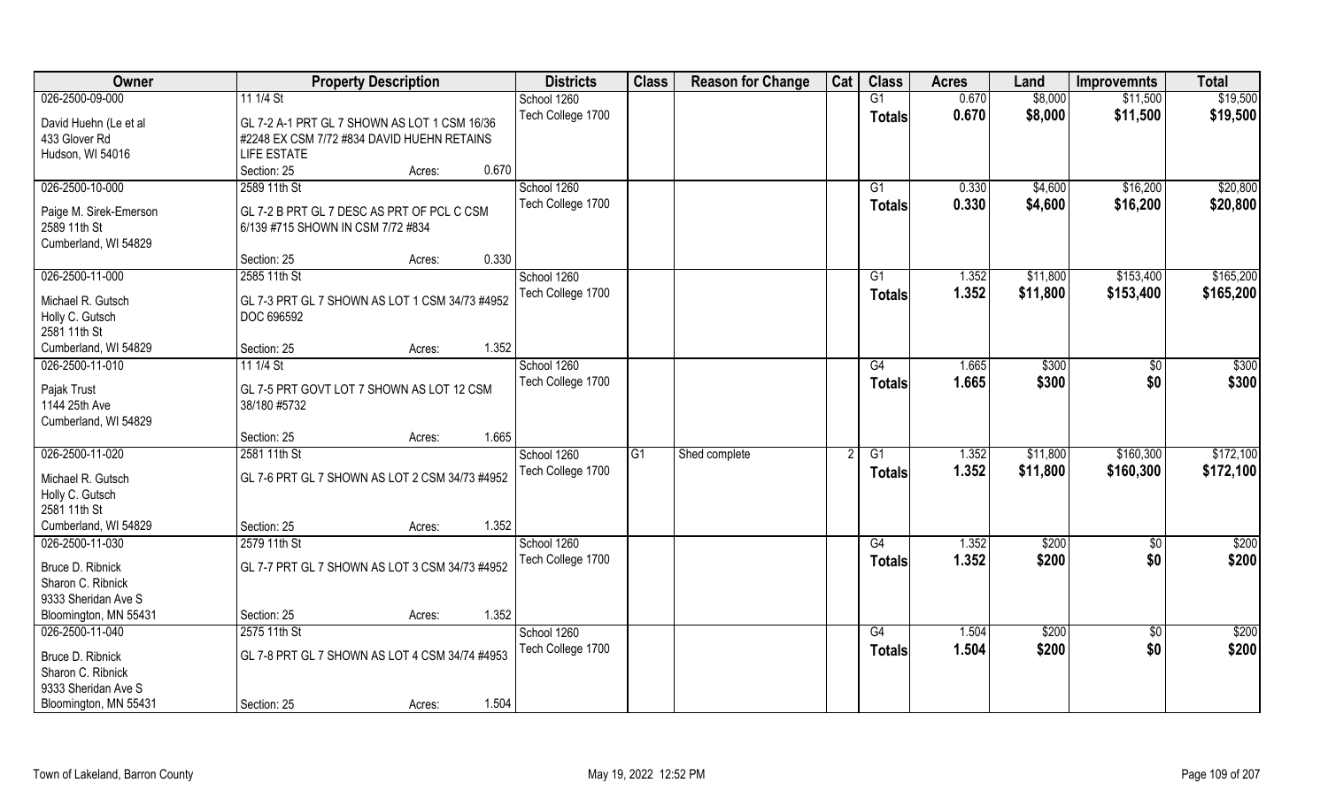| Owner | Property Description | | Districts | Class | Reason for Change | Cat | Class | Acres | Land | Improvemnts | Total |
|---|---|---|---|---|---|---|---|---|---|---|---|
| 026-2500-09-000 | 11 1/4 St | | School 1260 | | | | G1 | 0.670 | $8,000 | $11,500 | $19,500 |
| David Huehn (Le et al<br>433 Glover Rd<br>Hudson, WI 54016 | GL 7-2 A-1 PRT GL 7 SHOWN AS LOT 1 CSM 16/36 #2248 EX CSM 7/72 #834 DAVID HUEHN RETAINS LIFE ESTATE<br>Section: 25 | Acres: 0.670 | Tech College 1700 | | | | Totals | 0.670 | $8,000 | $11,500 | $19,500 |
| 026-2500-10-000 | 2589 11th St | | School 1260 | | | | G1 | 0.330 | $4,600 | $16,200 | $20,800 |
| Paige M. Sirek-Emerson<br>2589 11th St<br>Cumberland, WI 54829 | GL 7-2 B PRT GL 7 DESC AS PRT OF PCL C CSM 6/139 #715 SHOWN IN CSM 7/72 #834<br>Section: 25 | Acres: 0.330 | Tech College 1700 | | | | Totals | 0.330 | $4,600 | $16,200 | $20,800 |
| 026-2500-11-000 | 2585 11th St | | School 1260 | | | | G1 | 1.352 | $11,800 | $153,400 | $165,200 |
| Michael R. Gutsch<br>Holly C. Gutsch<br>2581 11th St<br>Cumberland, WI 54829 | GL 7-3 PRT GL 7 SHOWN AS LOT 1 CSM 34/73 #4952 DOC 696592<br>Section: 25 | Acres: 1.352 | Tech College 1700 | | | | Totals | 1.352 | $11,800 | $153,400 | $165,200 |
| 026-2500-11-010 | 11 1/4 St | | School 1260 | | | | G4 | 1.665 | $300 | $0 | $300 |
| Pajak Trust<br>1144 25th Ave<br>Cumberland, WI 54829 | GL 7-5 PRT GOVT LOT 7 SHOWN AS LOT 12 CSM 38/180 #5732<br>Section: 25 | Acres: 1.665 | Tech College 1700 | | | | Totals | 1.665 | $300 | $0 | $300 |
| 026-2500-11-020 | 2581 11th St | | School 1260 | G1 | Shed complete | 2 | G1 | 1.352 | $11,800 | $160,300 | $172,100 |
| Michael R. Gutsch<br>Holly C. Gutsch<br>2581 11th St<br>Cumberland, WI 54829 | GL 7-6 PRT GL 7 SHOWN AS LOT 2 CSM 34/73 #4952<br>Section: 25 | Acres: 1.352 | Tech College 1700 | | | | Totals | 1.352 | $11,800 | $160,300 | $172,100 |
| 026-2500-11-030 | 2579 11th St | | School 1260 | | | | G4 | 1.352 | $200 | $0 | $200 |
| Bruce D. Ribnick<br>Sharon C. Ribnick<br>9333 Sheridan Ave S<br>Bloomington, MN 55431 | GL 7-7 PRT GL 7 SHOWN AS LOT 3 CSM 34/73 #4952<br>Section: 25 | Acres: 1.352 | Tech College 1700 | | | | Totals | 1.352 | $200 | $0 | $200 |
| 026-2500-11-040 | 2575 11th St | | School 1260 | | | | G4 | 1.504 | $200 | $0 | $200 |
| Bruce D. Ribnick<br>Sharon C. Ribnick<br>9333 Sheridan Ave S<br>Bloomington, MN 55431 | GL 7-8 PRT GL 7 SHOWN AS LOT 4 CSM 34/74 #4953<br>Section: 25 | Acres: 1.504 | Tech College 1700 | | | | Totals | 1.504 | $200 | $0 | $200 |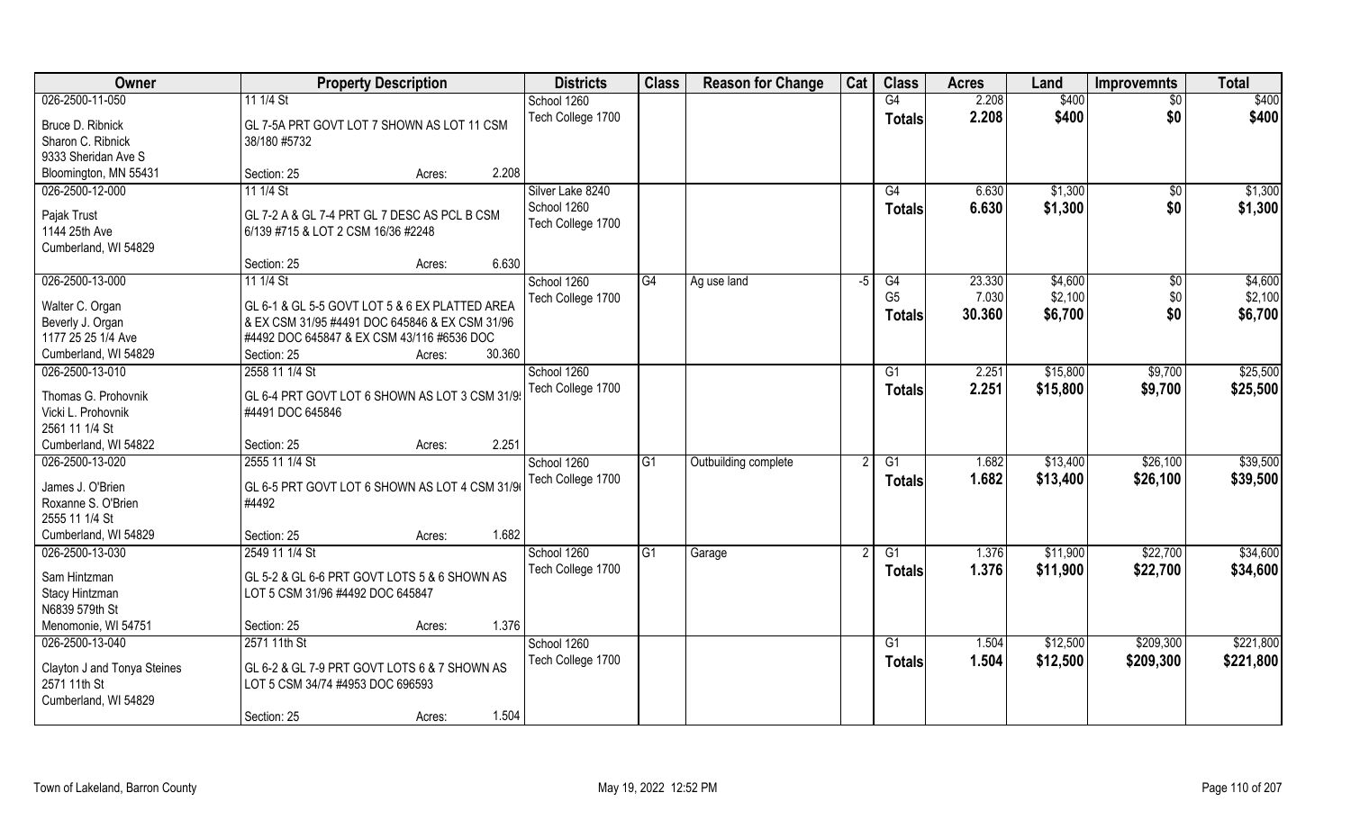| Owner | Property Description | Districts | Class | Reason for Change | Cat | Class | Acres | Land | Improvemnts | Total |
|---|---|---|---|---|---|---|---|---|---|---|
| 026-2500-11-050<br>Bruce D. Ribnick<br>Sharon C. Ribnick<br>9333 Sheridan Ave S<br>Bloomington, MN 55431 | 11 1/4 St<br>GL 7-5A PRT GOVT LOT 7 SHOWN AS LOT 11 CSM 38/180 #5732<br>Section: 25 Acres: 2.208 | School 1260<br>Tech College 1700 | | | | G4<br>**Totals** | 2.208<br>**2.208** | $400<br>**$400** | $0<br>**$0** | $400<br>**$400** |
| 026-2500-12-000<br>Pajak Trust<br>1144 25th Ave<br>Cumberland, WI 54829 | 11 1/4 St<br>GL 7-2 A & GL 7-4 PRT GL 7 DESC AS PCL B CSM 6/139 #715 & LOT 2 CSM 16/36 #2248<br>Section: 25 Acres: 6.630 | Silver Lake 8240<br>School 1260<br>Tech College 1700 | | | | G4<br>**Totals** | 6.630<br>**6.630** | $1,300<br>**$1,300** | $0<br>**$0** | $1,300<br>**$1,300** |
| 026-2500-13-000<br>Walter C. Organ<br>Beverly J. Organ<br>1177 25 25 1/4 Ave<br>Cumberland, WI 54829 | 11 1/4 St<br>GL 6-1 & GL 5-5 GOVT LOT 5 & 6 EX PLATTED AREA & EX CSM 31/95 #4491 DOC 645846 & EX CSM 31/96 #4492 DOC 645847 & EX CSM 43/116 #6536 DOC<br>Section: 25 Acres: 30.360 | School 1260<br>Tech College 1700 | G4 | Ag use land | -5 | G4<br>G5<br>**Totals** | 23.330<br>7.030<br>**30.360** | $4,600<br>$2,100<br>**$6,700** | $0<br>$0<br>**$0** | $4,600<br>$2,100<br>**$6,700** |
| 026-2500-13-010<br>Thomas G. Prohovnik<br>Vicki L. Prohovnik<br>2561 11 1/4 St<br>Cumberland, WI 54822 | 2558 11 1/4 St<br>GL 6-4 PRT GOVT LOT 6 SHOWN AS LOT 3 CSM 31/9! #4491 DOC 645846<br>Section: 25 Acres: 2.251 | School 1260<br>Tech College 1700 | | | | G1<br>**Totals** | 2.251<br>**2.251** | $15,800<br>**$15,800** | $9,700<br>**$9,700** | $25,500<br>**$25,500** |
| 026-2500-13-020<br>James J. O'Brien<br>Roxanne S. O'Brien<br>2555 11 1/4 St<br>Cumberland, WI 54829 | 2555 11 1/4 St<br>GL 6-5 PRT GOVT LOT 6 SHOWN AS LOT 4 CSM 31/9 #4492<br>Section: 25 Acres: 1.682 | School 1260<br>Tech College 1700 | G1 | Outbuilding complete | 2 | G1<br>**Totals** | 1.682<br>**1.682** | $13,400<br>**$13,400** | $26,100<br>**$26,100** | $39,500<br>**$39,500** |
| 026-2500-13-030<br>Sam Hintzman<br>Stacy Hintzman<br>N6839 579th St<br>Menomonie, WI 54751 | 2549 11 1/4 St<br>GL 5-2 & GL 6-6 PRT GOVT LOTS 5 & 6 SHOWN AS LOT 5 CSM 31/96 #4492 DOC 645847<br>Section: 25 Acres: 1.376 | School 1260<br>Tech College 1700 | G1 | Garage | 2 | G1<br>**Totals** | 1.376<br>**1.376** | $11,900<br>**$11,900** | $22,700<br>**$22,700** | $34,600<br>**$34,600** |
| 026-2500-13-040<br>Clayton J and Tonya Steines<br>2571 11th St<br>Cumberland, WI 54829 | 2571 11th St<br>GL 6-2 & GL 7-9 PRT GOVT LOTS 6 & 7 SHOWN AS LOT 5 CSM 34/74 #4953 DOC 696593<br>Section: 25 Acres: 1.504 | School 1260<br>Tech College 1700 | | | | G1<br>**Totals** | 1.504<br>**1.504** | $12,500<br>**$12,500** | $209,300<br>**$209,300** | $221,800<br>**$221,800** |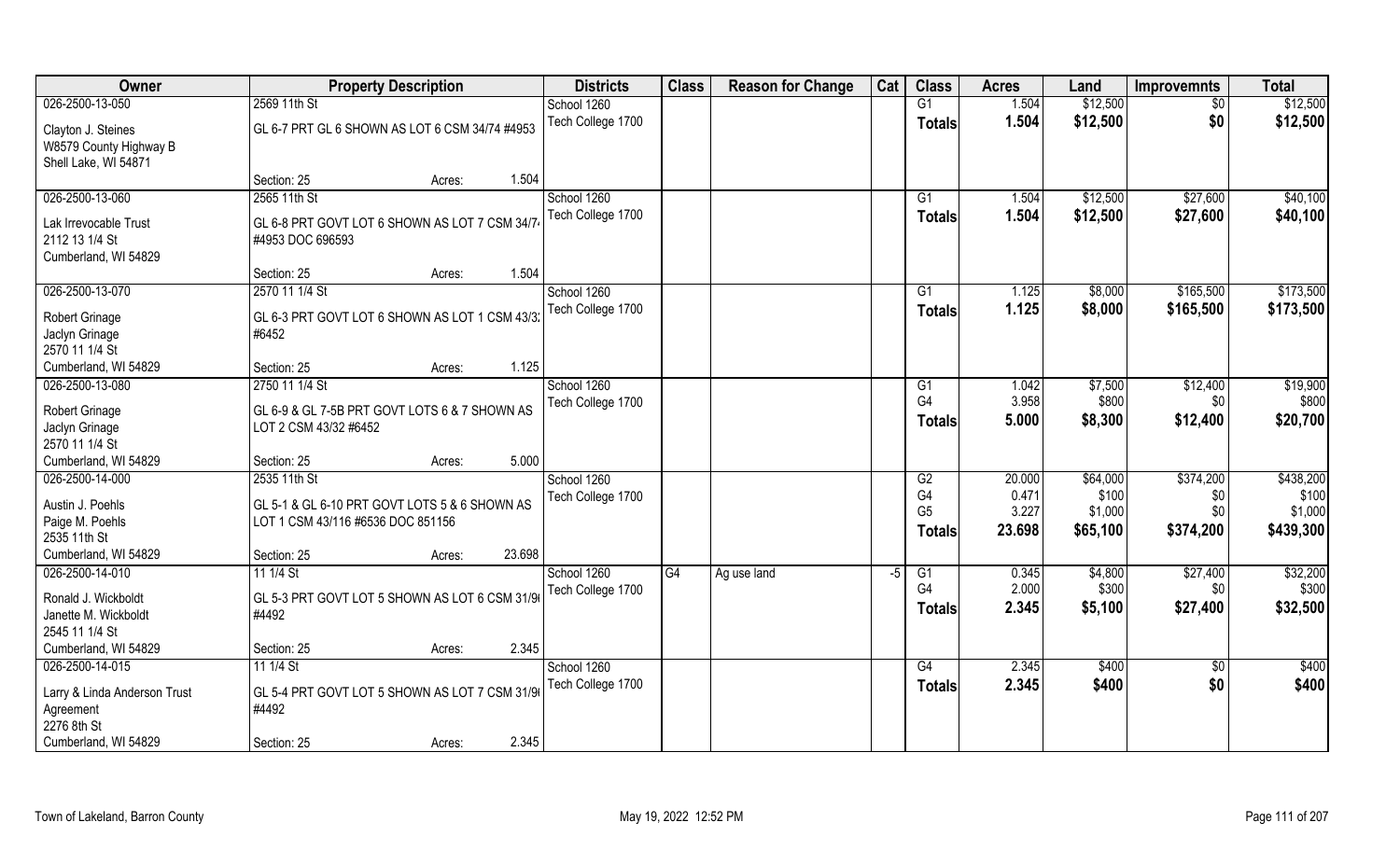| Owner | Property Description | | | Districts | Class | Reason for Change | Cat | Class | Acres | Land | Improvemnts | Total |
|---|---|---|---|---|---|---|---|---|---|---|---|---|
| 026-2500-13-050 | 2569 11th St | | | School 1260 | | | | G1 | 1.504 | $12,500 | $0 | $12,500 |
| Clayton J. Steines<br>W8579 County Highway B<br>Shell Lake, WI 54871 | GL 6-7 PRT GL 6 SHOWN AS LOT 6 CSM 34/74 #4953 | | | Tech College 1700 | | | | **Totals** | **1.504** | **$12,500** | **$0** | **$12,500** |
| | Section: 25 | Acres: | 1.504 | | | | | | | | | |
| 026-2500-13-060 | 2565 11th St | | | School 1260 | | | | G1 | 1.504 | $12,500 | $27,600 | $40,100 |
| Lak Irrevocable Trust<br>2112 13 1/4 St<br>Cumberland, WI 54829 | GL 6-8 PRT GOVT LOT 6 SHOWN AS LOT 7 CSM 34/7 #4953 DOC 696593 | | | Tech College 1700 | | | | **Totals** | **1.504** | **$12,500** | **$27,600** | **$40,100** |
| | Section: 25 | Acres: | 1.504 | | | | | | | | | |
| 026-2500-13-070 | 2570 11 1/4 St | | | School 1260 | | | | G1 | 1.125 | $8,000 | $165,500 | $173,500 |
| Robert Grinage<br>Jaclyn Grinage<br>2570 11 1/4 St<br>Cumberland, WI 54829 | GL 6-3 PRT GOVT LOT 6 SHOWN AS LOT 1 CSM 43/3 #6452 | | | Tech College 1700 | | | | **Totals** | **1.125** | **$8,000** | **$165,500** | **$173,500** |
| | Section: 25 | Acres: | 1.125 | | | | | | | | | |
| 026-2500-13-080 | 2750 11 1/4 St | | | School 1260 | | | | G1 | 1.042 | $7,500 | $12,400 | $19,900 |
| Robert Grinage<br>Jaclyn Grinage<br>2570 11 1/4 St<br>Cumberland, WI 54829 | GL 6-9 & GL 7-5B PRT GOVT LOTS 6 & 7 SHOWN AS LOT 2 CSM 43/32 #6452 | | | Tech College 1700 | | | | G4 | 3.958 | $800 | $0 | $800 |
| | | | | | | | | **Totals** | **5.000** | **$8,300** | **$12,400** | **$20,700** |
| | Section: 25 | Acres: | 5.000 | | | | | | | | | |
| 026-2500-14-000 | 2535 11th St | | | School 1260 | | | | G2 | 20.000 | $64,000 | $374,200 | $438,200 |
| Austin J. Poehls<br>Paige M. Poehls<br>2535 11th St<br>Cumberland, WI 54829 | GL 5-1 & GL 6-10 PRT GOVT LOTS 5 & 6 SHOWN AS LOT 1 CSM 43/116 #6536 DOC 851156 | | | Tech College 1700 | | | | G4 | 0.471 | $100 | $0 | $100 |
| | | | | | | | | G5 | 3.227 | $1,000 | $0 | $1,000 |
| | | | | | | | | **Totals** | **23.698** | **$65,100** | **$374,200** | **$439,300** |
| | Section: 25 | Acres: | 23.698 | | | | | | | | | |
| 026-2500-14-010 | 11 1/4 St | | | School 1260 | G4 | Ag use land | -5 | G1 | 0.345 | $4,800 | $27,400 | $32,200 |
| Ronald J. Wickboldt<br>Janette M. Wickboldt<br>2545 11 1/4 St<br>Cumberland, WI 54829 | GL 5-3 PRT GOVT LOT 5 SHOWN AS LOT 6 CSM 31/9 #4492 | | | Tech College 1700 | | | | G4 | 2.000 | $300 | $0 | $300 |
| | | | | | | | | **Totals** | **2.345** | **$5,100** | **$27,400** | **$32,500** |
| | Section: 25 | Acres: | 2.345 | | | | | | | | | |
| 026-2500-14-015 | 11 1/4 St | | | School 1260 | | | | G4 | 2.345 | $400 | $0 | $400 |
| Larry & Linda Anderson Trust<br>Agreement<br>2276 8th St<br>Cumberland, WI 54829 | GL 5-4 PRT GOVT LOT 5 SHOWN AS LOT 7 CSM 31/9 #4492 | | | Tech College 1700 | | | | **Totals** | **2.345** | **$400** | **$0** | **$400** |
| | Section: 25 | Acres: | 2.345 | | | | | | | | | |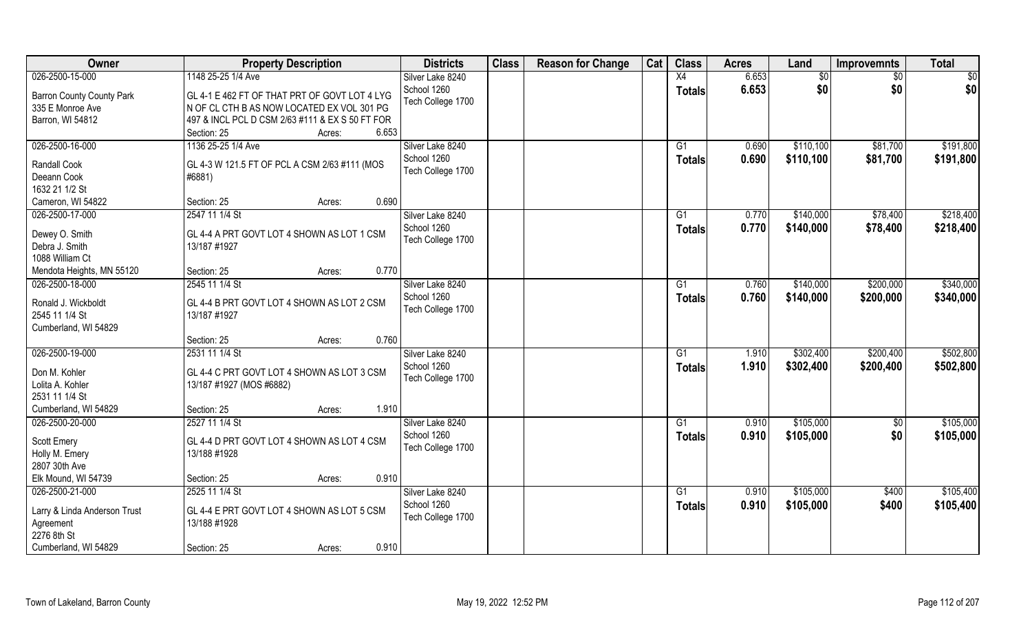| Owner | Property Description | Districts | Class | Reason for Change | Cat | Class | Acres | Land | Improvemnts | Total |
|---|---|---|---|---|---|---|---|---|---|---|
| 026-2500-15-000 | 1148 25-25 1/4 Ave | Silver Lake 8240 | | | | X4 | 6.653 | $0 | $0 | $0 |
| Barron County County Park<br>335 E Monroe Ave<br>Barron, WI 54812 | GL 4-1 E 462 FT OF THAT PRT OF GOVT LOT 4 LYG N OF CL CTH B AS NOW LOCATED EX VOL 301 PG 497 & INCL PCL D CSM 2/63 #111 & EX S 50 FT FOR<br>Section: 25 Acres: 6.653 | School 1260<br>Tech College 1700 | | | | Totals | 6.653 | $0 | $0 | $0 |
| 026-2500-16-000 | 1136 25-25 1/4 Ave | Silver Lake 8240 | | | | G1 | 0.690 | $110,100 | $81,700 | $191,800 |
| Randall Cook<br>Deeann Cook<br>1632 21 1/2 St<br>Cameron, WI 54822 | GL 4-3 W 121.5 FT OF PCL A CSM 2/63 #111 (MOS #6881)<br>Section: 25 Acres: 0.690 | School 1260<br>Tech College 1700 | | | | Totals | 0.690 | $110,100 | $81,700 | $191,800 |
| 026-2500-17-000 | 2547 11 1/4 St | Silver Lake 8240 | | | | G1 | 0.770 | $140,000 | $78,400 | $218,400 |
| Dewey O. Smith<br>Debra J. Smith<br>1088 William Ct<br>Mendota Heights, MN 55120 | GL 4-4 A PRT GOVT LOT 4 SHOWN AS LOT 1 CSM 13/187 #1927<br>Section: 25 Acres: 0.770 | School 1260<br>Tech College 1700 | | | | Totals | 0.770 | $140,000 | $78,400 | $218,400 |
| 026-2500-18-000 | 2545 11 1/4 St | Silver Lake 8240 | | | | G1 | 0.760 | $140,000 | $200,000 | $340,000 |
| Ronald J. Wickboldt<br>2545 11 1/4 St<br>Cumberland, WI 54829 | GL 4-4 B PRT GOVT LOT 4 SHOWN AS LOT 2 CSM 13/187 #1927<br>Section: 25 Acres: 0.760 | School 1260<br>Tech College 1700 | | | | Totals | 0.760 | $140,000 | $200,000 | $340,000 |
| 026-2500-19-000 | 2531 11 1/4 St | Silver Lake 8240 | | | | G1 | 1.910 | $302,400 | $200,400 | $502,800 |
| Don M. Kohler<br>Lolita A. Kohler<br>2531 11 1/4 St<br>Cumberland, WI 54829 | GL 4-4 C PRT GOVT LOT 4 SHOWN AS LOT 3 CSM 13/187 #1927 (MOS #6882)<br>Section: 25 Acres: 1.910 | School 1260<br>Tech College 1700 | | | | Totals | 1.910 | $302,400 | $200,400 | $502,800 |
| 026-2500-20-000 | 2527 11 1/4 St | Silver Lake 8240 | | | | G1 | 0.910 | $105,000 | $0 | $105,000 |
| Scott Emery<br>Holly M. Emery<br>2807 30th Ave<br>Elk Mound, WI 54739 | GL 4-4 D PRT GOVT LOT 4 SHOWN AS LOT 4 CSM 13/188 #1928<br>Section: 25 Acres: 0.910 | School 1260<br>Tech College 1700 | | | | Totals | 0.910 | $105,000 | $0 | $105,000 |
| 026-2500-21-000 | 2525 11 1/4 St | Silver Lake 8240 | | | | G1 | 0.910 | $105,000 | $400 | $105,400 |
| Larry & Linda Anderson Trust Agreement<br>2276 8th St<br>Cumberland, WI 54829 | GL 4-4 E PRT GOVT LOT 4 SHOWN AS LOT 5 CSM 13/188 #1928<br>Section: 25 Acres: 0.910 | School 1260<br>Tech College 1700 | | | | Totals | 0.910 | $105,000 | $400 | $105,400 |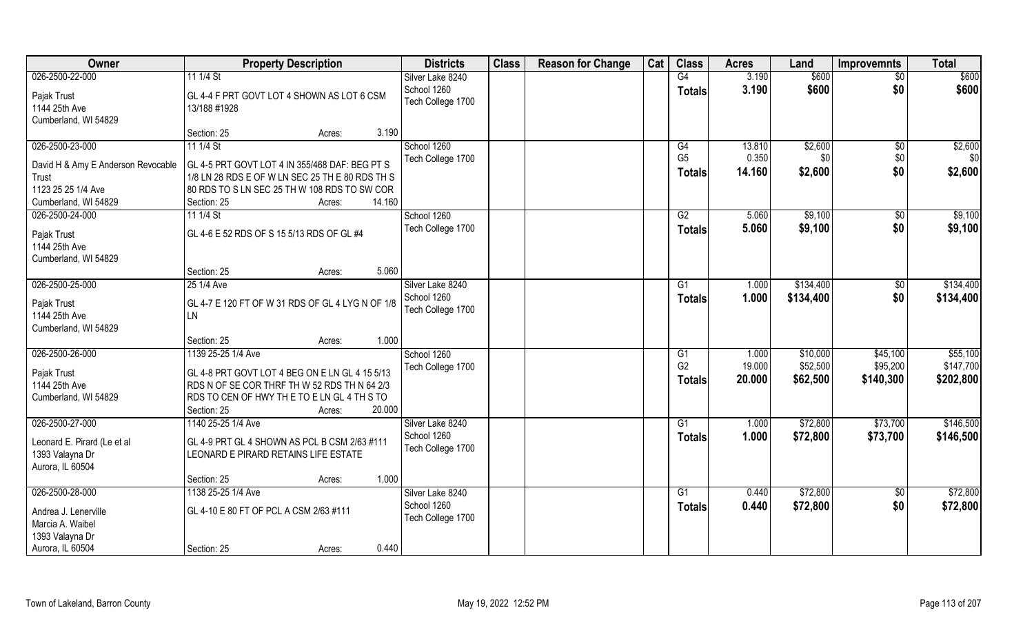| Owner | Property Description | Districts | Class | Reason for Change | Cat | Class | Acres | Land | Improvemnts | Total |
|---|---|---|---|---|---|---|---|---|---|---|
| 026-2500-22-000<br>Pajak Trust<br>1144 25th Ave<br>Cumberland, WI 54829 | 11 1/4 St<br>GL 4-4 F PRT GOVT LOT 4 SHOWN AS LOT 6 CSM 13/188 #1928<br>Section: 25 Acres: 3.190 | Silver Lake 8240<br>School 1260<br>Tech College 1700 | | | | G4<br>**Totals** | 3.190<br>**3.190** | $600<br>**$600** | $0<br>**$0** | $600<br>**$600** |
| 026-2500-23-000<br>David H & Amy E Anderson Revocable Trust<br>1123 25 25 1/4 Ave<br>Cumberland, WI 54829 | 11 1/4 St<br>GL 4-5 PRT GOVT LOT 4 IN 355/468 DAF: BEG PT S 1/8 LN 28 RDS E OF W LN SEC 25 TH E 80 RDS TH S 80 RDS TO S LN SEC 25 TH W 108 RDS TO SW COR<br>Section: 25 Acres: 14.160 | School 1260<br>Tech College 1700 | | | | G4<br>G5<br>**Totals** | 13.810<br>0.350<br>**14.160** | $2,600<br>$0<br>**$2,600** | $0<br>$0<br>**$0** | $2,600<br>$0<br>**$2,600** |
| 026-2500-24-000<br>Pajak Trust<br>1144 25th Ave<br>Cumberland, WI 54829 | 11 1/4 St<br>GL 4-6 E 52 RDS OF S 15 5/13 RDS OF GL #4<br>Section: 25 Acres: 5.060 | School 1260<br>Tech College 1700 | | | | G2<br>**Totals** | 5.060<br>**5.060** | $9,100<br>**$9,100** | $0<br>**$0** | $9,100<br>**$9,100** |
| 026-2500-25-000<br>Pajak Trust<br>1144 25th Ave<br>Cumberland, WI 54829 | 25 1/4 Ave<br>GL 4-7 E 120 FT OF W 31 RDS OF GL 4 LYG N OF 1/8 LN<br>Section: 25 Acres: 1.000 | Silver Lake 8240<br>School 1260<br>Tech College 1700 | | | | G1<br>**Totals** | 1.000<br>**1.000** | $134,400<br>**$134,400** | $0<br>**$0** | $134,400<br>**$134,400** |
| 026-2500-26-000<br>Pajak Trust<br>1144 25th Ave<br>Cumberland, WI 54829 | 1139 25-25 1/4 Ave<br>GL 4-8 PRT GOVT LOT 4 BEG ON E LN GL 4 15 5/13 RDS N OF SE COR THRF TH W 52 RDS TH N 64 2/3 RDS TO CEN OF HWY TH E TO E LN GL 4 TH S TO<br>Section: 25 Acres: 20.000 | School 1260<br>Tech College 1700 | | | | G1<br>G2<br>**Totals** | 1.000<br>19.000<br>**20.000** | $10,000<br>$52,500<br>**$62,500** | $45,100<br>$95,200<br>**$140,300** | $55,100<br>$147,700<br>**$202,800** |
| 026-2500-27-000<br>Leonard E. Pirard (Le et al<br>1393 Valayna Dr<br>Aurora, IL 60504 | 1140 25-25 1/4 Ave<br>GL 4-9 PRT GL 4 SHOWN AS PCL B CSM 2/63 #111 LEONARD E PIRARD RETAINS LIFE ESTATE<br>Section: 25 Acres: 1.000 | Silver Lake 8240<br>School 1260<br>Tech College 1700 | | | | G1<br>**Totals** | 1.000<br>**1.000** | $72,800<br>**$72,800** | $73,700<br>**$73,700** | $146,500<br>**$146,500** |
| 026-2500-28-000<br>Andrea J. Lenerville<br>Marcia A. Waibel<br>1393 Valayna Dr<br>Aurora, IL 60504 | 1138 25-25 1/4 Ave<br>GL 4-10 E 80 FT OF PCL A CSM 2/63 #111<br>Section: 25 Acres: 0.440 | Silver Lake 8240<br>School 1260<br>Tech College 1700 | | | | G1<br>**Totals** | 0.440<br>**0.440** | $72,800<br>**$72,800** | $0<br>**$0** | $72,800<br>**$72,800** |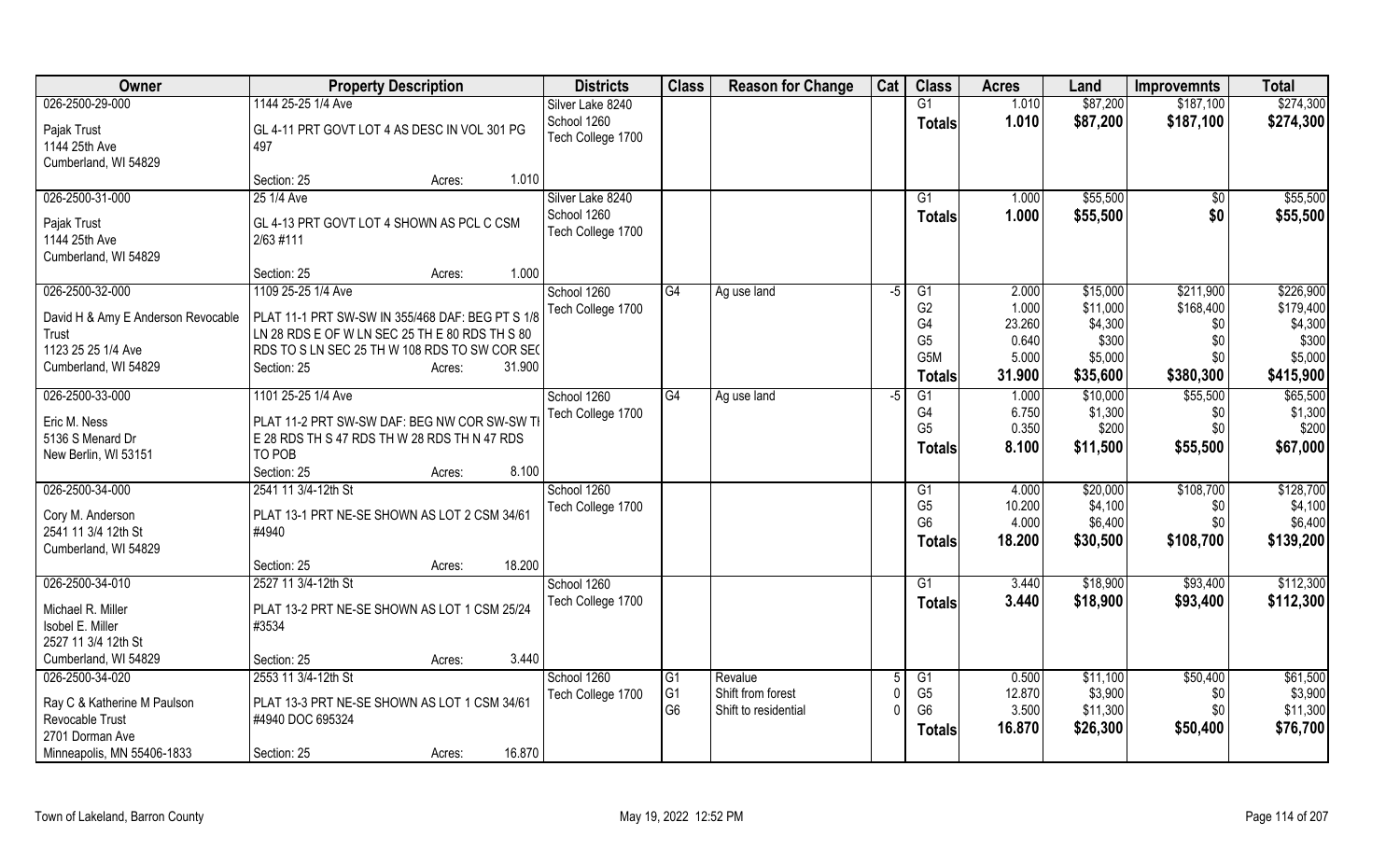| Owner | Property Description | Districts | Class | Reason for Change | Cat | Class | Acres | Land | Improvemnts | Total |
|---|---|---|---|---|---|---|---|---|---|---|
| 026-2500-29-000<br>Pajak Trust<br>1144 25th Ave<br>Cumberland, WI 54829 | 1144 25-25 1/4 Ave<br>GL 4-11 PRT GOVT LOT 4 AS DESC IN VOL 301 PG 497<br>Section: 25 Acres: 1.010 | Silver Lake 8240<br>School 1260<br>Tech College 1700 | | | | G1<br>**Totals** | 1.010<br>**1.010** | $87,200<br>**$87,200** | $187,100<br>**$187,100** | $274,300<br>**$274,300** |
| 026-2500-31-000<br>Pajak Trust<br>1144 25th Ave<br>Cumberland, WI 54829 | 25 1/4 Ave<br>GL 4-13 PRT GOVT LOT 4 SHOWN AS PCL C CSM 2/63 #111<br>Section: 25 Acres: 1.000 | Silver Lake 8240<br>School 1260<br>Tech College 1700 | | | | G1<br>**Totals** | 1.000<br>**1.000** | $55,500<br>**$55,500** | $0<br>**$0** | $55,500<br>**$55,500** |
| 026-2500-32-000<br>David H & Amy E Anderson Revocable Trust<br>1123 25 25 1/4 Ave<br>Cumberland, WI 54829 | 1109 25-25 1/4 Ave<br>PLAT 11-1 PRT SW-SW IN 355/468 DAF: BEG PT S 1/8 LN 28 RDS E OF W LN SEC 25 TH E 80 RDS TH S 80 RDS TO S LN SEC 25 TH W 108 RDS TO SW COR SEC<br>Section: 25 Acres: 31.900 | School 1260<br>Tech College 1700 | G4 | Ag use land | -5 | G1<br>G2<br>G4<br>G5<br>G5M<br>**Totals** | 2.000<br>1.000<br>23.260<br>0.640<br>5.000<br>**31.900** | $15,000<br>$11,000<br>$4,300<br>$300<br>$5,000<br>**$35,600** | $211,900<br>$168,400<br>$0<br>$0<br>$0<br>**$380,300** | $226,900<br>$179,400<br>$4,300<br>$300<br>$5,000<br>**$415,900** |
| 026-2500-33-000<br>Eric M. Ness<br>5136 S Menard Dr<br>New Berlin, WI 53151 | 1101 25-25 1/4 Ave<br>PLAT 11-2 PRT SW-SW DAF: BEG NW COR SW-SW TH E 28 RDS TH S 47 RDS TH W 28 RDS TH N 47 RDS TO POB<br>Section: 25 Acres: 8.100 | School 1260<br>Tech College 1700 | G4 | Ag use land | -5 | G1<br>G4<br>G5<br>**Totals** | 1.000<br>6.750<br>0.350<br>**8.100** | $10,000<br>$1,300<br>$200<br>**$11,500** | $55,500<br>$0<br>$0<br>**$55,500** | $65,500<br>$1,300<br>$200<br>**$67,000** |
| 026-2500-34-000<br>Cory M. Anderson<br>2541 11 3/4 12th St<br>Cumberland, WI 54829 | 2541 11 3/4-12th St<br>PLAT 13-1 PRT NE-SE SHOWN AS LOT 2 CSM 34/61 #4940<br>Section: 25 Acres: 18.200 | School 1260<br>Tech College 1700 | | | | G1<br>G5<br>G6<br>**Totals** | 4.000<br>10.200<br>4.000<br>**18.200** | $20,000<br>$4,100<br>$6,400<br>**$30,500** | $108,700<br>$0<br>$0<br>**$108,700** | $128,700<br>$4,100<br>$6,400<br>**$139,200** |
| 026-2500-34-010<br>Michael R. Miller<br>Isobel E. Miller<br>2527 11 3/4 12th St<br>Cumberland, WI 54829 | 2527 11 3/4-12th St<br>PLAT 13-2 PRT NE-SE SHOWN AS LOT 1 CSM 25/24 #3534<br>Section: 25 Acres: 3.440 | School 1260<br>Tech College 1700 | | | | G1<br>**Totals** | 3.440<br>**3.440** | $18,900<br>**$18,900** | $93,400<br>**$93,400** | $112,300<br>**$112,300** |
| 026-2500-34-020<br>Ray C & Katherine M Paulson Revocable Trust<br>2701 Dorman Ave<br>Minneapolis, MN 55406-1833 | 2553 11 3/4-12th St<br>PLAT 13-3 PRT NE-SE SHOWN AS LOT 1 CSM 34/61 #4940 DOC 695324<br>Section: 25 Acres: 16.870 | School 1260<br>Tech College 1700 | G1<br>G1<br>G6 | Revalue<br>Shift from forest<br>Shift to residential | 5<br>0<br>0 | G1<br>G5<br>G6<br>**Totals** | 0.500<br>12.870<br>3.500<br>**16.870** | $11,100<br>$3,900<br>$11,300<br>**$26,300** | $50,400<br>$0<br>$0<br>**$50,400** | $61,500<br>$3,900<br>$11,300<br>**$76,700** |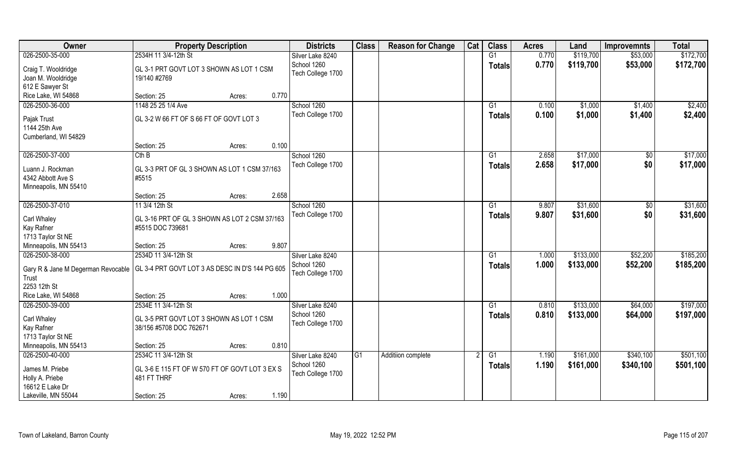| Owner | Property Description | | | Districts | Class | Reason for Change | Cat | Class | Acres | Land | Improvemnts | Total |
|---|---|---|---|---|---|---|---|---|---|---|---|---|
| 026-2500-35-000 | 2534H 11 3/4-12th St | | | Silver Lake 8240 | | | | G1 | 0.770 | $119,700 | $53,000 | $172,700 |
| Craig T. Wooldridge<br>Joan M. Wooldridge<br>612 E Sawyer St<br>Rice Lake, WI 54868 | GL 3-1 PRT GOVT LOT 3 SHOWN AS LOT 1 CSM 19/140 #2769 | | | School 1260<br>Tech College 1700 | | | | Totals | 0.770 | $119,700 | $53,000 | $172,700 |
| | Section: 25 | Acres: | 0.770 | | | | | | | | | |
| 026-2500-36-000 | 1148 25 25 1/4 Ave | | | School 1260 | | | | G1 | 0.100 | $1,000 | $1,400 | $2,400 |
| Pajak Trust<br>1144 25th Ave<br>Cumberland, WI 54829 | GL 3-2 W 66 FT OF S 66 FT OF GOVT LOT 3 | | | Tech College 1700 | | | | Totals | 0.100 | $1,000 | $1,400 | $2,400 |
| | Section: 25 | Acres: | 0.100 | | | | | | | | | |
| 026-2500-37-000 | Cth B | | | School 1260 | | | | G1 | 2.658 | $17,000 | $0 | $17,000 |
| Luann J. Rockman<br>4342 Abbott Ave S<br>Minneapolis, MN 55410 | GL 3-3 PRT OF GL 3 SHOWN AS LOT 1 CSM 37/163 #5515 | | | Tech College 1700 | | | | Totals | 2.658 | $17,000 | $0 | $17,000 |
| | Section: 25 | Acres: | 2.658 | | | | | | | | | |
| 026-2500-37-010 | 11 3/4 12th St | | | School 1260 | | | | G1 | 9.807 | $31,600 | $0 | $31,600 |
| Carl Whaley<br>Kay Rafner<br>1713 Taylor St NE<br>Minneapolis, MN 55413 | GL 3-16 PRT OF GL 3 SHOWN AS LOT 2 CSM 37/163 #5515 DOC 739681 | | | Tech College 1700 | | | | Totals | 9.807 | $31,600 | $0 | $31,600 |
| | Section: 25 | Acres: | 9.807 | | | | | | | | | |
| 026-2500-38-000 | 2534D 11 3/4-12th St | | | Silver Lake 8240 | | | | G1 | 1.000 | $133,000 | $52,200 | $185,200 |
| Gary R & Jane M Degerman Revocable Trust<br>2253 12th St<br>Rice Lake, WI 54868 | GL 3-4 PRT GOVT LOT 3 AS DESC IN D'S 144 PG 605 | | | School 1260<br>Tech College 1700 | | | | Totals | 1.000 | $133,000 | $52,200 | $185,200 |
| | Section: 25 | Acres: | 1.000 | | | | | | | | | |
| 026-2500-39-000 | 2534E 11 3/4-12th St | | | Silver Lake 8240 | | | | G1 | 0.810 | $133,000 | $64,000 | $197,000 |
| Carl Whaley<br>Kay Rafner<br>1713 Taylor St NE<br>Minneapolis, MN 55413 | GL 3-5 PRT GOVT LOT 3 SHOWN AS LOT 1 CSM 38/156 #5708 DOC 762671 | | | School 1260<br>Tech College 1700 | | | | Totals | 0.810 | $133,000 | $64,000 | $197,000 |
| | Section: 25 | Acres: | 0.810 | | | | | | | | | |
| 026-2500-40-000 | 2534C 11 3/4-12th St | | | Silver Lake 8240 | G1 | Additiion complete | 2 | G1 | 1.190 | $161,000 | $340,100 | $501,100 |
| James M. Priebe<br>Holly A. Priebe<br>16612 E Lake Dr<br>Lakeville, MN 55044 | GL 3-6 E 115 FT OF W 570 FT OF GOVT LOT 3 EX S 481 FT THRF | | | School 1260<br>Tech College 1700 | | | | Totals | 1.190 | $161,000 | $340,100 | $501,100 |
| | Section: 25 | Acres: | 1.190 | | | | | | | | | |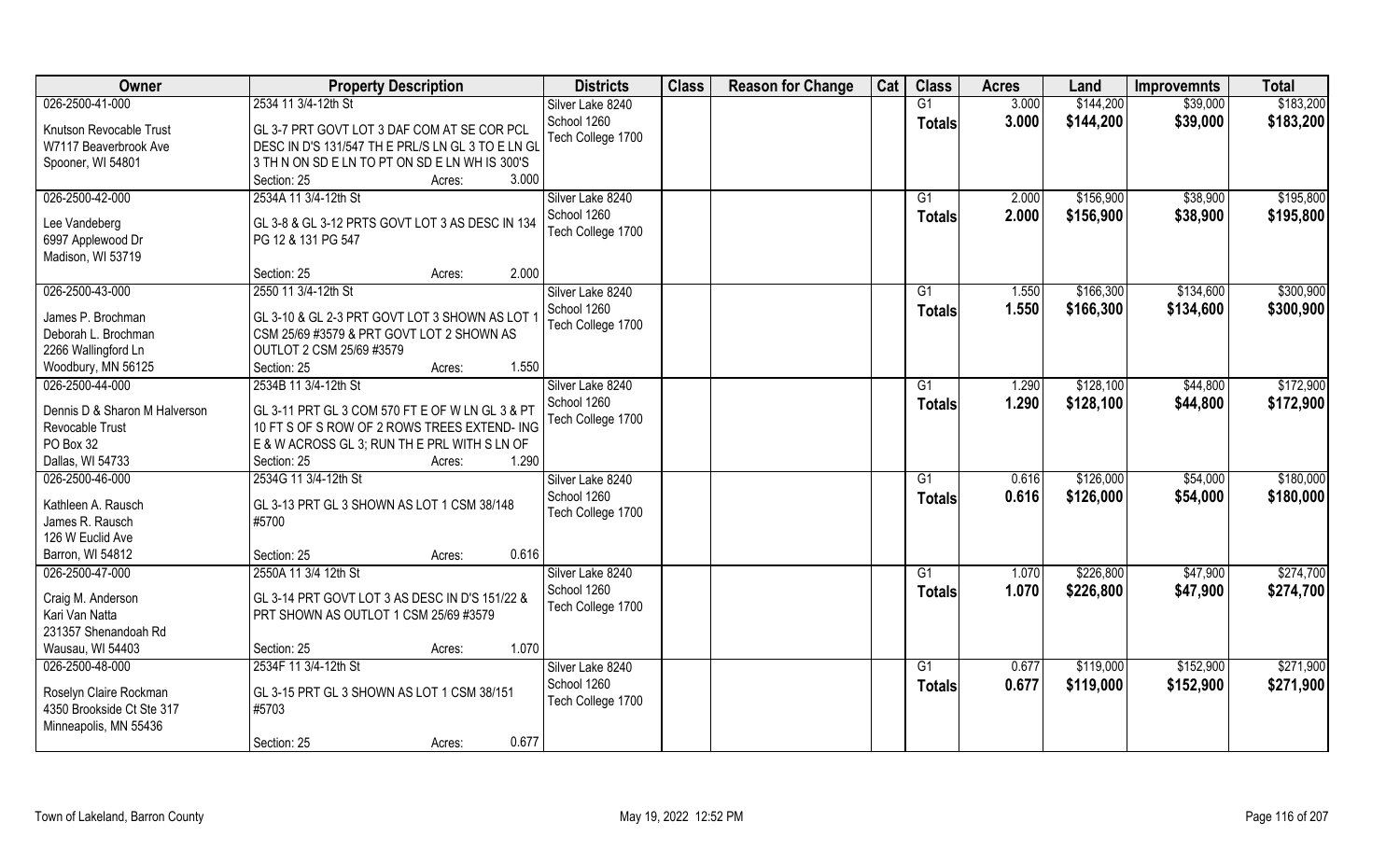| Owner | Property Description | Districts | Class | Reason for Change | Cat | Class | Acres | Land | Improvemnts | Total |
|---|---|---|---|---|---|---|---|---|---|---|
| 026-2500-41-000 | 2534 11 3/4-12th St | Silver Lake 8240 | | | | G1 | 3.000 | $144,200 | $39,000 | $183,200 |
| Knutson Revocable Trust<br>W7117 Beaverbrook Ave<br>Spooner, WI 54801 | GL 3-7 PRT GOVT LOT 3 DAF COM AT SE COR PCL DESC IN D'S 131/547 TH E PRL/S LN GL 3 TO E LN GL 3 TH N ON SD E LN TO PT ON SD E LN WH IS 300'S<br>Section: 25 Acres: 3.000 | School 1260<br>Tech College 1700 | | | | Totals | 3.000 | $144,200 | $39,000 | $183,200 |
| 026-2500-42-000 | 2534A 11 3/4-12th St | Silver Lake 8240 | | | | G1 | 2.000 | $156,900 | $38,900 | $195,800 |
| Lee Vandeberg<br>6997 Applewood Dr<br>Madison, WI 53719 | GL 3-8 & GL 3-12 PRTS GOVT LOT 3 AS DESC IN 134 PG 12 & 131 PG 547<br>Section: 25 Acres: 2.000 | School 1260<br>Tech College 1700 | | | | Totals | 2.000 | $156,900 | $38,900 | $195,800 |
| 026-2500-43-000 | 2550 11 3/4-12th St | Silver Lake 8240 | | | | G1 | 1.550 | $166,300 | $134,600 | $300,900 |
| James P. Brochman<br>Deborah L. Brochman<br>2266 Wallingford Ln<br>Woodbury, MN 56125 | GL 3-10 & GL 2-3 PRT GOVT LOT 3 SHOWN AS LOT 1 CSM 25/69 #3579 & PRT GOVT LOT 2 SHOWN AS OUTLOT 2 CSM 25/69 #3579<br>Section: 25 Acres: 1.550 | School 1260<br>Tech College 1700 | | | | Totals | 1.550 | $166,300 | $134,600 | $300,900 |
| 026-2500-44-000 | 2534B 11 3/4-12th St | Silver Lake 8240 | | | | G1 | 1.290 | $128,100 | $44,800 | $172,900 |
| Dennis D & Sharon M Halverson Revocable Trust<br>PO Box 32<br>Dallas, WI 54733 | GL 3-11 PRT GL 3 COM 570 FT E OF W LN GL 3 & PT 10 FT S OF S ROW OF 2 ROWS TREES EXTEND- ING E & W ACROSS GL 3; RUN TH E PRL WITH S LN OF<br>Section: 25 Acres: 1.290 | School 1260<br>Tech College 1700 | | | | Totals | 1.290 | $128,100 | $44,800 | $172,900 |
| 026-2500-46-000 | 2534G 11 3/4-12th St | Silver Lake 8240 | | | | G1 | 0.616 | $126,000 | $54,000 | $180,000 |
| Kathleen A. Rausch<br>James R. Rausch<br>126 W Euclid Ave<br>Barron, WI 54812 | GL 3-13 PRT GL 3 SHOWN AS LOT 1 CSM 38/148 #5700<br>Section: 25 Acres: 0.616 | School 1260<br>Tech College 1700 | | | | Totals | 0.616 | $126,000 | $54,000 | $180,000 |
| 026-2500-47-000 | 2550A 11 3/4 12th St | Silver Lake 8240 | | | | G1 | 1.070 | $226,800 | $47,900 | $274,700 |
| Craig M. Anderson<br>Kari Van Natta<br>231357 Shenandoah Rd<br>Wausau, WI 54403 | GL 3-14 PRT GOVT LOT 3 AS DESC IN D'S 151/22 & PRT SHOWN AS OUTLOT 1 CSM 25/69 #3579<br>Section: 25 Acres: 1.070 | School 1260<br>Tech College 1700 | | | | Totals | 1.070 | $226,800 | $47,900 | $274,700 |
| 026-2500-48-000 | 2534F 11 3/4-12th St | Silver Lake 8240 | | | | G1 | 0.677 | $119,000 | $152,900 | $271,900 |
| Roselyn Claire Rockman<br>4350 Brookside Ct Ste 317<br>Minneapolis, MN 55436 | GL 3-15 PRT GL 3 SHOWN AS LOT 1 CSM 38/151 #5703<br>Section: 25 Acres: 0.677 | School 1260<br>Tech College 1700 | | | | Totals | 0.677 | $119,000 | $152,900 | $271,900 |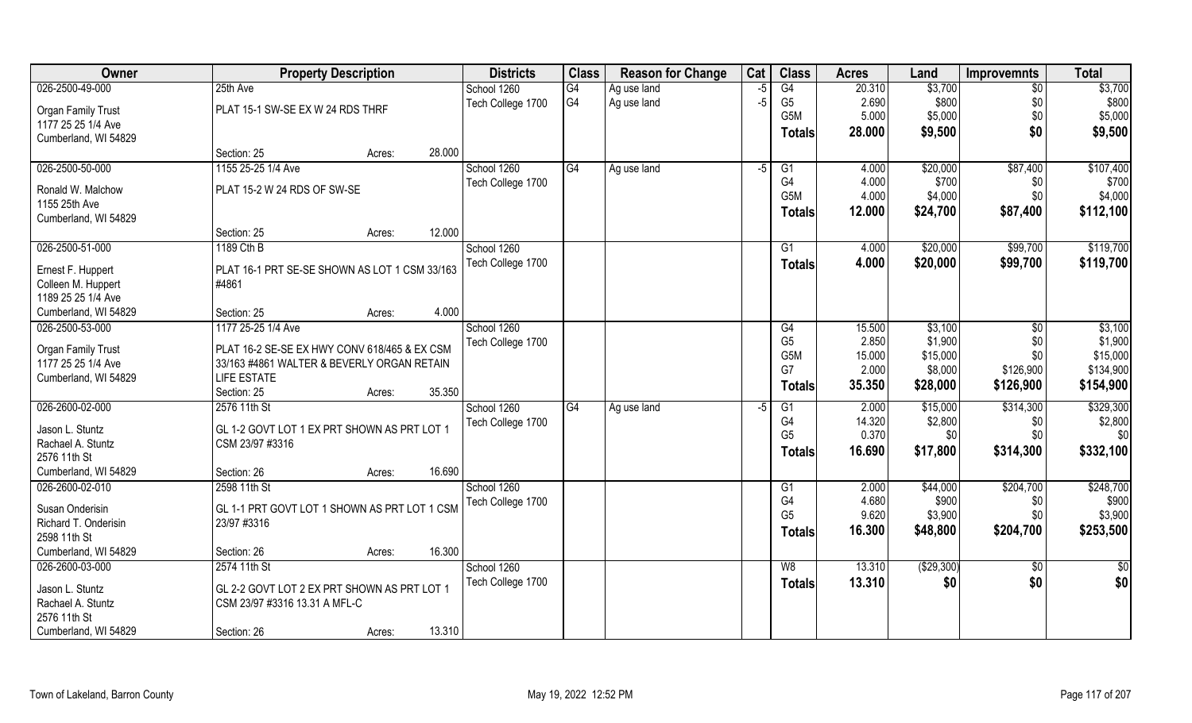| Owner | Property Description | Districts | Class | Reason for Change | Cat | Class | Acres | Land | Improvemnts | Total |
|---|---|---|---|---|---|---|---|---|---|---|
| 026-2500-49-000 | 25th Ave | School 1260 | G4 | Ag use land | -5 | G4 | 20.310 | $3,700 | $0 | $3,700 |
| Organ Family Trust | PLAT 15-1 SW-SE EX W 24 RDS THRF | Tech College 1700 | G4 | Ag use land | -5 | G5 | 2.690 | $800 | $0 | $800 |
| 1177 25 25 1/4 Ave | | | | | | G5M | 5.000 | $5,000 | $0 | $5,000 |
| Cumberland, WI 54829 | | | | | | **Totals** | **28.000** | **$9,500** | **$0** | **$9,500** |
| | Section: 25 Acres: 28.000 | | | | | | | | | |
| 026-2500-50-000 | 1155 25-25 1/4 Ave | School 1260 | G4 | Ag use land | -5 | G1 | 4.000 | $20,000 | $87,400 | $107,400 |
| Ronald W. Malchow | PLAT 15-2 W 24 RDS OF SW-SE | Tech College 1700 | | | | G4 | 4.000 | $700 | $0 | $700 |
| 1155 25th Ave | | | | | | G5M | 4.000 | $4,000 | $0 | $4,000 |
| Cumberland, WI 54829 | | | | | | **Totals** | **12.000** | **$24,700** | **$87,400** | **$112,100** |
| | Section: 25 Acres: 12.000 | | | | | | | | | |
| 026-2500-51-000 | 1189 Cth B | School 1260 | | | | G1 | 4.000 | $20,000 | $99,700 | $119,700 |
| Ernest F. Huppert | PLAT 16-1 PRT SE-SE SHOWN AS LOT 1 CSM 33/163 | Tech College 1700 | | | | **Totals** | **4.000** | **$20,000** | **$99,700** | **$119,700** |
| Colleen M. Huppert | #4861 | | | | | | | | | |
| 1189 25 25 1/4 Ave | | | | | | | | | | |
| Cumberland, WI 54829 | Section: 25 Acres: 4.000 | | | | | | | | | |
| 026-2500-53-000 | 1177 25-25 1/4 Ave | School 1260 | | | | G4 | 15.500 | $3,100 | $0 | $3,100 |
| Organ Family Trust | PLAT 16-2 SE-SE EX HWY CONV 618/465 & EX CSM | Tech College 1700 | | | | G5 | 2.850 | $1,900 | $0 | $1,900 |
| 1177 25 25 1/4 Ave | 33/163 #4861 WALTER & BEVERLY ORGAN RETAIN | | | | | G5M | 15.000 | $15,000 | $0 | $15,000 |
| Cumberland, WI 54829 | LIFE ESTATE | | | | | G7 | 2.000 | $8,000 | $126,900 | $134,900 |
| | Section: 25 Acres: 35.350 | | | | | **Totals** | **35.350** | **$28,000** | **$126,900** | **$154,900** |
| 026-2600-02-000 | 2576 11th St | School 1260 | G4 | Ag use land | -5 | G1 | 2.000 | $15,000 | $314,300 | $329,300 |
| Jason L. Stuntz | GL 1-2 GOVT LOT 1 EX PRT SHOWN AS PRT LOT 1 | Tech College 1700 | | | | G4 | 14.320 | $2,800 | $0 | $2,800 |
| Rachael A. Stuntz | CSM 23/97 #3316 | | | | | G5 | 0.370 | $0 | $0 | $0 |
| 2576 11th St | | | | | | **Totals** | **16.690** | **$17,800** | **$314,300** | **$332,100** |
| Cumberland, WI 54829 | Section: 26 Acres: 16.690 | | | | | | | | | |
| 026-2600-02-010 | 2598 11th St | School 1260 | | | | G1 | 2.000 | $44,000 | $204,700 | $248,700 |
| Susan Onderisin | GL 1-1 PRT GOVT LOT 1 SHOWN AS PRT LOT 1 CSM | Tech College 1700 | | | | G4 | 4.680 | $900 | $0 | $900 |
| Richard T. Onderisin | 23/97 #3316 | | | | | G5 | 9.620 | $3,900 | $0 | $3,900 |
| 2598 11th St | | | | | | **Totals** | **16.300** | **$48,800** | **$204,700** | **$253,500** |
| Cumberland, WI 54829 | Section: 26 Acres: 16.300 | | | | | | | | | |
| 026-2600-03-000 | 2574 11th St | School 1260 | | | | W8 | 13.310 | ($29,300) | $0 | $0 |
| Jason L. Stuntz | GL 2-2 GOVT LOT 2 EX PRT SHOWN AS PRT LOT 1 | Tech College 1700 | | | | **Totals** | **13.310** | **$0** | **$0** | **$0** |
| Rachael A. Stuntz | CSM 23/97 #3316 13.31 A MFL-C | | | | | | | | | |
| 2576 11th St | | | | | | | | | | |
| Cumberland, WI 54829 | Section: 26 Acres: 13.310 | | | | | | | | | |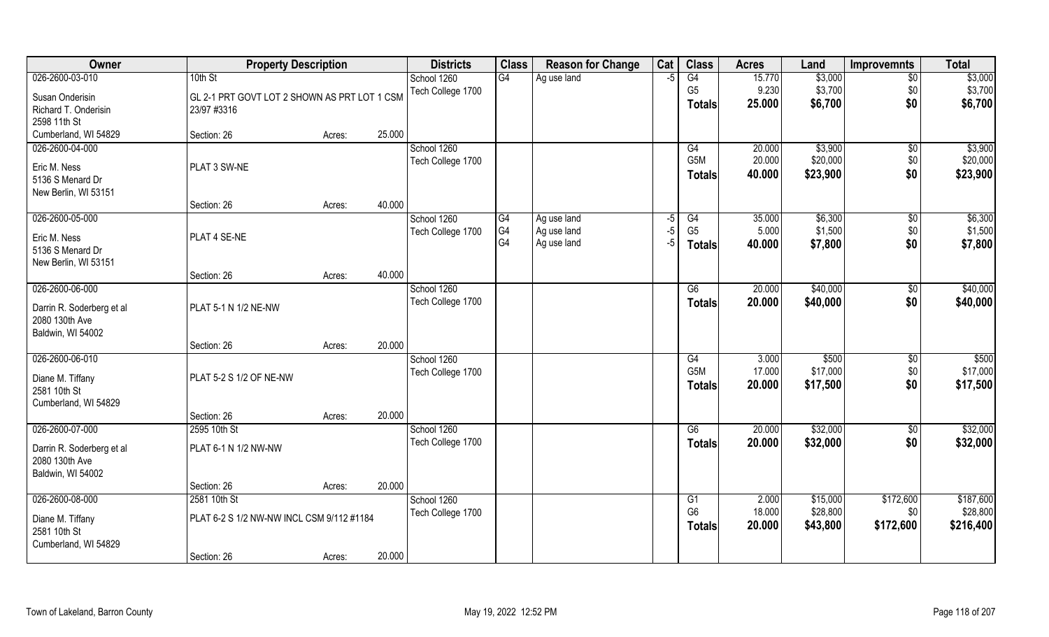| Owner | Property Description | | | Districts | Class | Reason for Change | Cat | Class | Acres | Land | Improvemnts | Total |
|---|---|---|---|---|---|---|---|---|---|---|---|---|
| 026-2600-03-010 | 10th St | | | School 1260 | G4 | Ag use land | -5 | G4 | 15.770 | $3,000 | $0 | $3,000 |
| Susan Onderisin | GL 2-1 PRT GOVT LOT 2 SHOWN AS PRT LOT 1 CSM 23/97 #3316 | | | Tech College 1700 | | | | G5 | 9.230 | $3,700 | $0 | $3,700 |
| Richard T. Onderisin | | | | | | | | **Totals** | **25.000** | **$6,700** | **$0** | **$6,700** |
| 2598 11th St | | | | | | | | | | | | |
| Cumberland, WI 54829 | Section: 26 | Acres: | 25.000 | | | | | | | | | |
| 026-2600-04-000 | | | | School 1260 | | | | G4 | 20.000 | $3,900 | $0 | $3,900 |
| Eric M. Ness | PLAT 3 SW-NE | | | Tech College 1700 | | | | G5M | 20.000 | $20,000 | $0 | $20,000 |
| 5136 S Menard Dr | | | | | | | | **Totals** | **40.000** | **$23,900** | **$0** | **$23,900** |
| New Berlin, WI 53151 | | | | | | | | | | | | |
| | Section: 26 | Acres: | 40.000 | | | | | | | | | |
| 026-2600-05-000 | | | | School 1260 | G4 | Ag use land | -5 | G4 | 35.000 | $6,300 | $0 | $6,300 |
| Eric M. Ness | PLAT 4 SE-NE | | | Tech College 1700 | G4 | Ag use land | -5 | G5 | 5.000 | $1,500 | $0 | $1,500 |
| 5136 S Menard Dr | | | | | G4 | Ag use land | -5 | **Totals** | **40.000** | **$7,800** | **$0** | **$7,800** |
| New Berlin, WI 53151 | | | | | | | | | | | | |
| | Section: 26 | Acres: | 40.000 | | | | | | | | | |
| 026-2600-06-000 | | | | School 1260 | | | | G6 | 20.000 | $40,000 | $0 | $40,000 |
| Darrin R. Soderberg et al | PLAT 5-1 N 1/2 NE-NW | | | Tech College 1700 | | | | **Totals** | **20.000** | **$40,000** | **$0** | **$40,000** |
| 2080 130th Ave | | | | | | | | | | | | |
| Baldwin, WI 54002 | | | | | | | | | | | | |
| | Section: 26 | Acres: | 20.000 | | | | | | | | | |
| 026-2600-06-010 | | | | School 1260 | | | | G4 | 3.000 | $500 | $0 | $500 |
| Diane M. Tiffany | PLAT 5-2 S 1/2 OF NE-NW | | | Tech College 1700 | | | | G5M | 17.000 | $17,000 | $0 | $17,000 |
| 2581 10th St | | | | | | | | **Totals** | **20.000** | **$17,500** | **$0** | **$17,500** |
| Cumberland, WI 54829 | | | | | | | | | | | | |
| | Section: 26 | Acres: | 20.000 | | | | | | | | | |
| 026-2600-07-000 | 2595 10th St | | | School 1260 | | | | G6 | 20.000 | $32,000 | $0 | $32,000 |
| Darrin R. Soderberg et al | PLAT 6-1 N 1/2 NW-NW | | | Tech College 1700 | | | | **Totals** | **20.000** | **$32,000** | **$0** | **$32,000** |
| 2080 130th Ave | | | | | | | | | | | | |
| Baldwin, WI 54002 | | | | | | | | | | | | |
| | Section: 26 | Acres: | 20.000 | | | | | | | | | |
| 026-2600-08-000 | 2581 10th St | | | School 1260 | | | | G1 | 2.000 | $15,000 | $172,600 | $187,600 |
| Diane M. Tiffany | PLAT 6-2 S 1/2 NW-NW INCL CSM 9/112 #1184 | | | Tech College 1700 | | | | G6 | 18.000 | $28,800 | $0 | $28,800 |
| 2581 10th St | | | | | | | | **Totals** | **20.000** | **$43,800** | **$172,600** | **$216,400** |
| Cumberland, WI 54829 | | | | | | | | | | | | |
| | Section: 26 | Acres: | 20.000 | | | | | | | | | |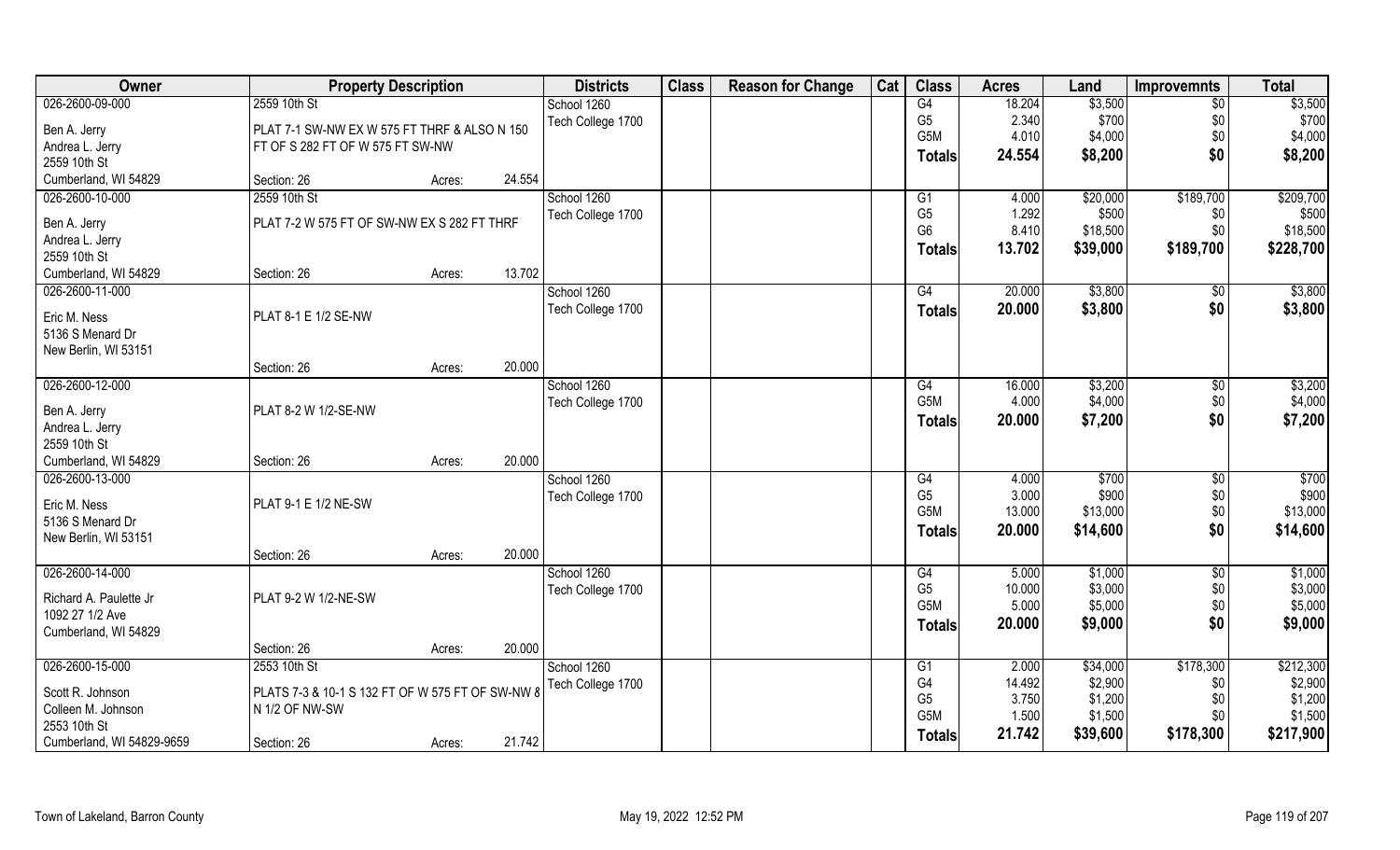| Owner | Property Description | | | Districts | Class | Reason for Change | Cat | Class | Acres | Land | Improvemnts | Total |
|---|---|---|---|---|---|---|---|---|---|---|---|---|
| 026-2600-09-000 | 2559 10th St | | | School 1260 | | | | G4 | 18.204 | $3,500 | $0 | $3,500 |
| Ben A. Jerry | PLAT 7-1 SW-NW EX W 575 FT THRF & ALSO N 150 | | | Tech College 1700 | | | | G5 | 2.340 | $700 | $0 | $700 |
| Andrea L. Jerry | FT OF S 282 FT OF W 575 FT SW-NW | | | | | | | G5M | 4.010 | $4,000 | $0 | $4,000 |
| 2559 10th St | | | | | | | | **Totals** | **24.554** | **$8,200** | **$0** | **$8,200** |
| Cumberland, WI 54829 | Section: 26 | Acres: | 24.554 | | | | | | | | | |
| 026-2600-10-000 | 2559 10th St | | | School 1260 | | | | G1 | 4.000 | $20,000 | $189,700 | $209,700 |
| Ben A. Jerry | PLAT 7-2 W 575 FT OF SW-NW EX S 282 FT THRF | | | Tech College 1700 | | | | G5 | 1.292 | $500 | $0 | $500 |
| Andrea L. Jerry | | | | | | | | G6 | 8.410 | $18,500 | $0 | $18,500 |
| 2559 10th St | | | | | | | | **Totals** | **13.702** | **$39,000** | **$189,700** | **$228,700** |
| Cumberland, WI 54829 | Section: 26 | Acres: | 13.702 | | | | | | | | | |
| 026-2600-11-000 | | | | School 1260 | | | | G4 | 20.000 | $3,800 | $0 | $3,800 |
| Eric M. Ness | PLAT 8-1 E 1/2 SE-NW | | | Tech College 1700 | | | | **Totals** | **20.000** | **$3,800** | **$0** | **$3,800** |
| 5136 S Menard Dr | | | | | | | | | | | | |
| New Berlin, WI 53151 | | | | | | | | | | | | |
| | Section: 26 | Acres: | 20.000 | | | | | | | | | |
| 026-2600-12-000 | | | | School 1260 | | | | G4 | 16.000 | $3,200 | $0 | $3,200 |
| Ben A. Jerry | PLAT 8-2 W 1/2-SE-NW | | | Tech College 1700 | | | | G5M | 4.000 | $4,000 | $0 | $4,000 |
| Andrea L. Jerry | | | | | | | | **Totals** | **20.000** | **$7,200** | **$0** | **$7,200** |
| 2559 10th St | | | | | | | | | | | | |
| Cumberland, WI 54829 | Section: 26 | Acres: | 20.000 | | | | | | | | | |
| 026-2600-13-000 | | | | School 1260 | | | | G4 | 4.000 | $700 | $0 | $700 |
| Eric M. Ness | PLAT 9-1 E 1/2 NE-SW | | | Tech College 1700 | | | | G5 | 3.000 | $900 | $0 | $900 |
| 5136 S Menard Dr | | | | | | | | G5M | 13.000 | $13,000 | $0 | $13,000 |
| New Berlin, WI 53151 | | | | | | | | **Totals** | **20.000** | **$14,600** | **$0** | **$14,600** |
| | Section: 26 | Acres: | 20.000 | | | | | | | | | |
| 026-2600-14-000 | | | | School 1260 | | | | G4 | 5.000 | $1,000 | $0 | $1,000 |
| Richard A. Paulette Jr | PLAT 9-2 W 1/2-NE-SW | | | Tech College 1700 | | | | G5 | 10.000 | $3,000 | $0 | $3,000 |
| 1092 27 1/2 Ave | | | | | | | | G5M | 5.000 | $5,000 | $0 | $5,000 |
| Cumberland, WI 54829 | | | | | | | | **Totals** | **20.000** | **$9,000** | **$0** | **$9,000** |
| | Section: 26 | Acres: | 20.000 | | | | | | | | | |
| 026-2600-15-000 | 2553 10th St | | | School 1260 | | | | G1 | 2.000 | $34,000 | $178,300 | $212,300 |
| Scott R. Johnson | PLATS 7-3 & 10-1 S 132 FT OF W 575 FT OF SW-NW & | | | Tech College 1700 | | | | G4 | 14.492 | $2,900 | $0 | $2,900 |
| Colleen M. Johnson | N 1/2 OF NW-SW | | | | | | | G5 | 3.750 | $1,200 | $0 | $1,200 |
| 2553 10th St | | | | | | | | G5M | 1.500 | $1,500 | $0 | $1,500 |
| Cumberland, WI 54829-9659 | Section: 26 | Acres: | 21.742 | | | | | **Totals** | **21.742** | **$39,600** | **$178,300** | **$217,900** |

Town of Lakeland, Barron County May 19, 2022 12:52 PM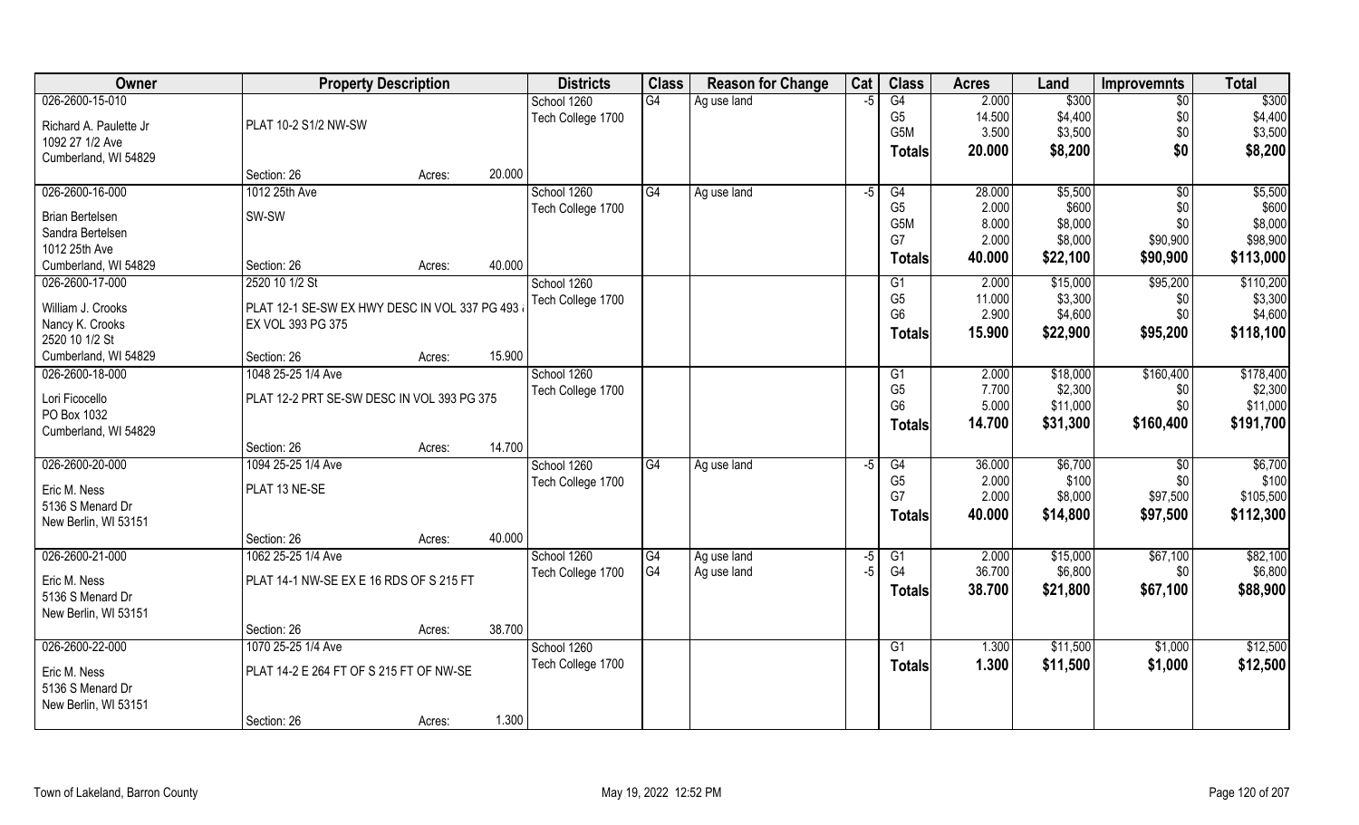| Owner | Property Description | Districts | Class | Reason for Change | Cat | Class | Acres | Land | Improvemnts | Total |
|---|---|---|---|---|---|---|---|---|---|---|
| 026-2600-15-010<br>Richard A. Paulette Jr<br>1092 27 1/2 Ave<br>Cumberland, WI 54829 | PLAT 10-2 S1/2 NW-SW<br>Section: 26 Acres: 20.000 | School 1260<br>Tech College 1700 | G4 | Ag use land | -5 | G4<br>G5<br>G5M<br>**Totals** | 2.000<br>14.500<br>3.500<br>**20.000** | \$300<br>\$4,400<br>\$3,500<br>**\$8,200** | \$0<br>\$0<br>\$0<br>**\$0** | \$300<br>\$4,400<br>\$3,500<br>**\$8,200** |
| 026-2600-16-000<br>Brian Bertelsen<br>Sandra Bertelsen<br>1012 25th Ave<br>Cumberland, WI 54829 | 1012 25th Ave<br>SW-SW<br>Section: 26 Acres: 40.000 | School 1260<br>Tech College 1700 | G4 | Ag use land | -5 | G4<br>G5<br>G5M<br>G7<br>**Totals** | 28.000<br>2.000<br>8.000<br>2.000<br>**40.000** | \$5,500<br>\$600<br>\$8,000<br>\$8,000<br>**\$22,100** | \$0<br>\$0<br>\$0<br>\$90,900<br>**\$90,900** | \$5,500<br>\$600<br>\$8,000<br>\$98,900<br>**\$113,000** |
| 026-2600-17-000<br>William J. Crooks<br>Nancy K. Crooks<br>2520 10 1/2 St<br>Cumberland, WI 54829 | 2520 10 1/2 St<br>PLAT 12-1 SE-SW EX HWY DESC IN VOL 337 PG 493 EX VOL 393 PG 375<br>Section: 26 Acres: 15.900 | School 1260<br>Tech College 1700 | | | | G1<br>G5<br>G6<br>**Totals** | 2.000<br>11.000<br>2.900<br>**15.900** | \$15,000<br>\$3,300<br>\$4,600<br>**\$22,900** | \$95,200<br>\$0<br>\$0<br>**\$95,200** | \$110,200<br>\$3,300<br>\$4,600<br>**\$118,100** |
| 026-2600-18-000<br>Lori Ficocello<br>PO Box 1032<br>Cumberland, WI 54829 | 1048 25-25 1/4 Ave<br>PLAT 12-2 PRT SE-SW DESC IN VOL 393 PG 375<br>Section: 26 Acres: 14.700 | School 1260<br>Tech College 1700 | | | | G1<br>G5<br>G6<br>**Totals** | 2.000<br>7.700<br>5.000<br>**14.700** | \$18,000<br>\$2,300<br>\$11,000<br>**\$31,300** | \$160,400<br>\$0<br>\$0<br>**\$160,400** | \$178,400<br>\$2,300<br>\$11,000<br>**\$191,700** |
| 026-2600-20-000<br>Eric M. Ness<br>5136 S Menard Dr<br>New Berlin, WI 53151 | 1094 25-25 1/4 Ave<br>PLAT 13 NE-SE<br>Section: 26 Acres: 40.000 | School 1260<br>Tech College 1700 | G4 | Ag use land | -5 | G4<br>G5<br>G7<br>**Totals** | 36.000<br>2.000<br>2.000<br>**40.000** | \$6,700<br>\$100<br>\$8,000<br>**\$14,800** | \$0<br>\$0<br>\$97,500<br>**\$97,500** | \$6,700<br>\$100<br>\$105,500<br>**\$112,300** |
| 026-2600-21-000<br>Eric M. Ness<br>5136 S Menard Dr<br>New Berlin, WI 53151 | 1062 25-25 1/4 Ave<br>PLAT 14-1 NW-SE EX E 16 RDS OF S 215 FT<br>Section: 26 Acres: 38.700 | School 1260<br>Tech College 1700 | G4<br>G4 | Ag use land<br>Ag use land | -5<br>-5 | G1<br>G4<br>**Totals** | 2.000<br>36.700<br>**38.700** | \$15,000<br>\$6,800<br>**\$21,800** | \$67,100<br>\$0<br>**\$67,100** | \$82,100<br>\$6,800<br>**\$88,900** |
| 026-2600-22-000<br>Eric M. Ness<br>5136 S Menard Dr<br>New Berlin, WI 53151 | 1070 25-25 1/4 Ave<br>PLAT 14-2 E 264 FT OF S 215 FT OF NW-SE<br>Section: 26 Acres: 1.300 | School 1260<br>Tech College 1700 | | | | G1<br>**Totals** | 1.300<br>**1.300** | \$11,500<br>**\$11,500** | \$1,000<br>**\$1,000** | \$12,500<br>**\$12,500** |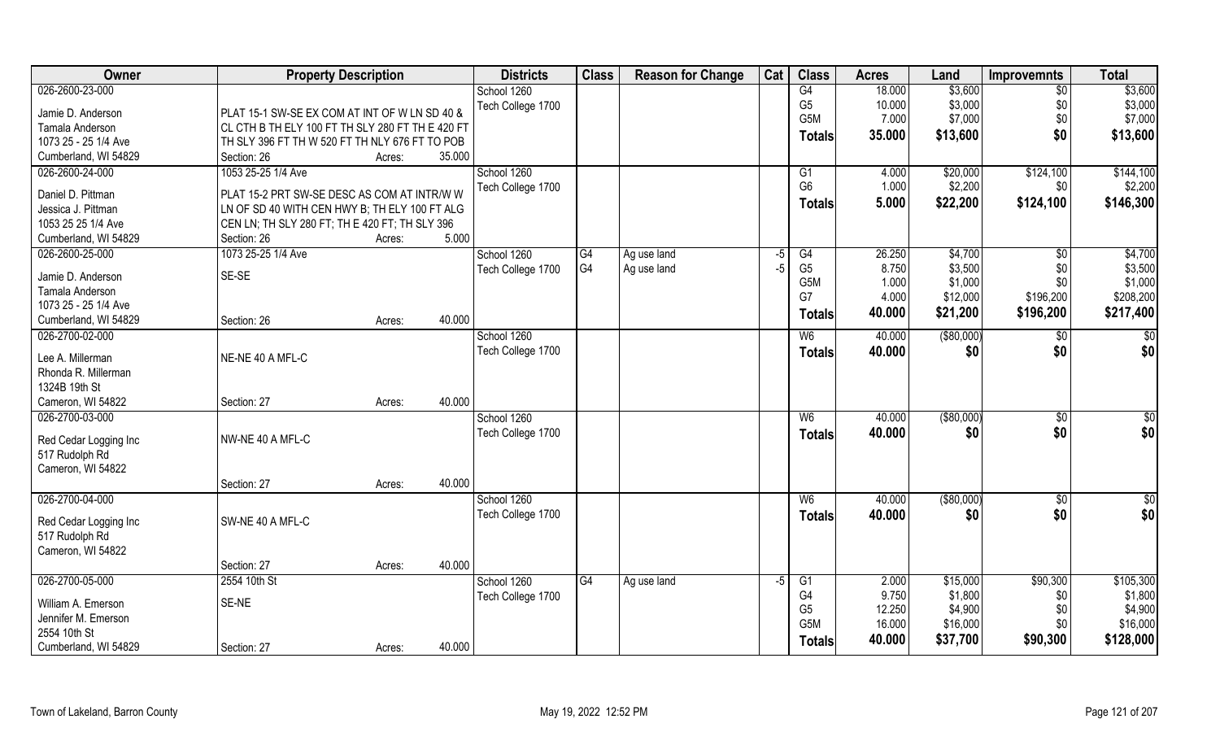| Owner | Property Description | | Districts | Class | Reason for Change | Cat | Class | Acres | Land | Improvemnts | Total |
|---|---|---|---|---|---|---|---|---|---|---|---|
| 026-2600-23-000 | | | School 1260 | | | | G4 | 18.000 | $3,600 | $0 | $3,600 |
| Jamie D. Anderson | PLAT 15-1 SW-SE EX COM AT INT OF W LN SD 40 & | | Tech College 1700 | | | | G5 | 10.000 | $3,000 | $0 | $3,000 |
| Tamala Anderson | CL CTH B TH ELY 100 FT TH SLY 280 FT TH E 420 FT | | | | | | G5M | 7.000 | $7,000 | $0 | $7,000 |
| 1073 25 - 25 1/4 Ave | TH SLY 396 FT TH W 520 FT TH NLY 676 FT TO POB | | | | | | **Totals** | **35.000** | **$13,600** | **$0** | **$13,600** |
| Cumberland, WI 54829 | Section: 26 | Acres: 35.000 | | | | | | | | | |
| 026-2600-24-000 | 1053 25-25 1/4 Ave | | School 1260 | | | | G1 | 4.000 | $20,000 | $124,100 | $144,100 |
| Daniel D. Pittman | PLAT 15-2 PRT SW-SE DESC AS COM AT INTR/W W | | Tech College 1700 | | | | G6 | 1.000 | $2,200 | $0 | $2,200 |
| Jessica J. Pittman | LN OF SD 40 WITH CEN HWY B; TH ELY 100 FT ALG | | | | | | **Totals** | **5.000** | **$22,200** | **$124,100** | **$146,300** |
| 1053 25 25 1/4 Ave | CEN LN; TH SLY 280 FT; TH E 420 FT; TH SLY 396 | | | | | | | | | | |
| Cumberland, WI 54829 | Section: 26 | Acres: 5.000 | | | | | | | | | |
| 026-2600-25-000 | 1073 25-25 1/4 Ave | | School 1260 | G4 | Ag use land | -5 | G4 | 26.250 | $4,700 | $0 | $4,700 |
| Jamie D. Anderson | SE-SE | | Tech College 1700 | G4 | Ag use land | -5 | G5 | 8.750 | $3,500 | $0 | $3,500 |
| Tamala Anderson | | | | | | | G5M | 1.000 | $1,000 | $0 | $1,000 |
| 1073 25 - 25 1/4 Ave | | | | | | | G7 | 4.000 | $12,000 | $196,200 | $208,200 |
| Cumberland, WI 54829 | Section: 26 | Acres: 40.000 | | | | | **Totals** | **40.000** | **$21,200** | **$196,200** | **$217,400** |
| 026-2700-02-000 | | | School 1260 | | | | W6 | 40.000 | ($80,000) | $0 | $0 |
| Lee A. Millerman | NE-NE 40 A MFL-C | | Tech College 1700 | | | | **Totals** | **40.000** | **$0** | **$0** | **$0** |
| Rhonda R. Millerman | | | | | | | | | | | |
| 1324B 19th St | | | | | | | | | | | |
| Cameron, WI 54822 | Section: 27 | Acres: 40.000 | | | | | | | | | |
| 026-2700-03-000 | | | School 1260 | | | | W6 | 40.000 | ($80,000) | $0 | $0 |
| Red Cedar Logging Inc | NW-NE 40 A MFL-C | | Tech College 1700 | | | | **Totals** | **40.000** | **$0** | **$0** | **$0** |
| 517 Rudolph Rd | | | | | | | | | | | |
| Cameron, WI 54822 | | | | | | | | | | | |
| | Section: 27 | Acres: 40.000 | | | | | | | | | |
| 026-2700-04-000 | | | School 1260 | | | | W6 | 40.000 | ($80,000) | $0 | $0 |
| Red Cedar Logging Inc | SW-NE 40 A MFL-C | | Tech College 1700 | | | | **Totals** | **40.000** | **$0** | **$0** | **$0** |
| 517 Rudolph Rd | | | | | | | | | | | |
| Cameron, WI 54822 | | | | | | | | | | | |
| | Section: 27 | Acres: 40.000 | | | | | | | | | |
| 026-2700-05-000 | 2554 10th St | | School 1260 | G4 | Ag use land | -5 | G1 | 2.000 | $15,000 | $90,300 | $105,300 |
| William A. Emerson | SE-NE | | Tech College 1700 | | | | G4 | 9.750 | $1,800 | $0 | $1,800 |
| Jennifer M. Emerson | | | | | | | G5 | 12.250 | $4,900 | $0 | $4,900 |
| 2554 10th St | | | | | | | G5M | 16.000 | $16,000 | $0 | $16,000 |
| Cumberland, WI 54829 | Section: 27 | Acres: 40.000 | | | | | **Totals** | **40.000** | **$37,700** | **$90,300** | **$128,000** |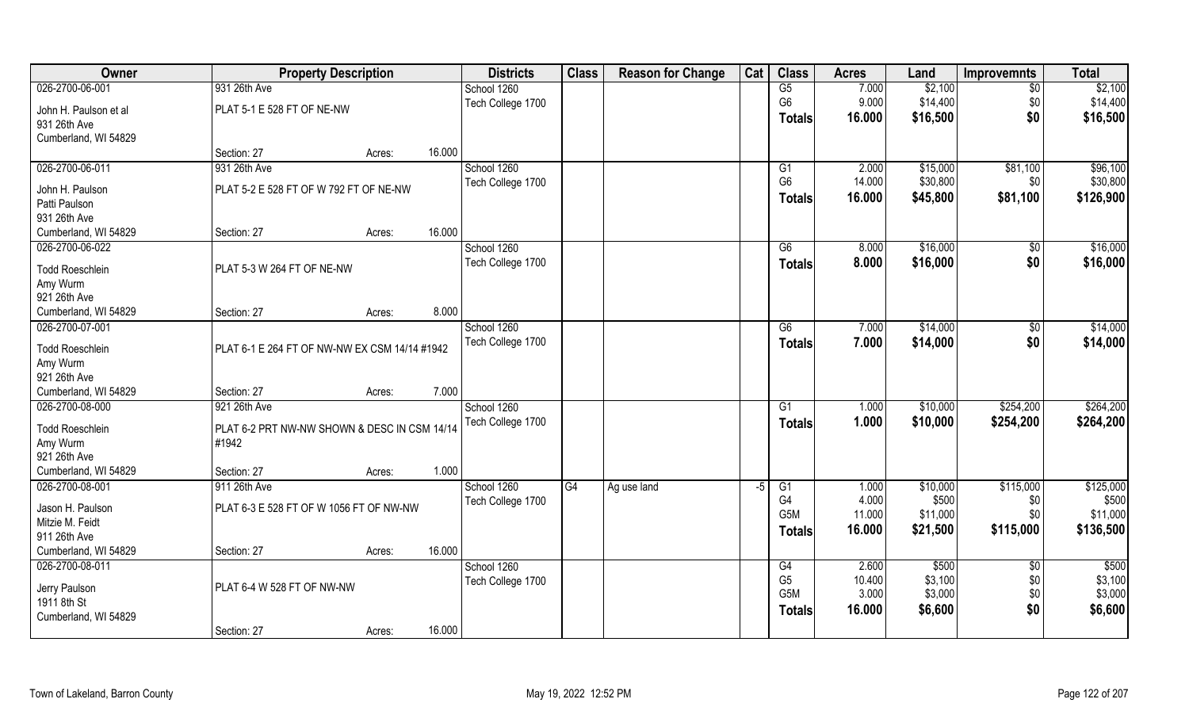| Owner | Property Description | | | Districts | Class | Reason for Change | Cat | Class | Acres | Land | Improvemnts | Total |
|---|---|---|---|---|---|---|---|---|---|---|---|---|
| 026-2700-06-001 | 931 26th Ave | | | School 1260 | | | | G5 | 7.000 | $2,100 | $0 | $2,100 |
| John H. Paulson et al | PLAT 5-1 E 528 FT OF NE-NW | | | Tech College 1700 | | | | G6 | 9.000 | $14,400 | $0 | $14,400 |
| 931 26th Ave | | | | | | | | **Totals** | **16.000** | **$16,500** | **$0** | **$16,500** |
| Cumberland, WI 54829 | | | | | | | | | | | | |
| | Section: 27 | Acres: | 16.000 | | | | | | | | | |
| 026-2700-06-011 | 931 26th Ave | | | School 1260 | | | | G1 | 2.000 | $15,000 | $81,100 | $96,100 |
| John H. Paulson | PLAT 5-2 E 528 FT OF W 792 FT OF NE-NW | | | Tech College 1700 | | | | G6 | 14.000 | $30,800 | $0 | $30,800 |
| Patti Paulson | | | | | | | | **Totals** | **16.000** | **$45,800** | **$81,100** | **$126,900** |
| 931 26th Ave | | | | | | | | | | | | |
| Cumberland, WI 54829 | Section: 27 | Acres: | 16.000 | | | | | | | | | |
| 026-2700-06-022 | | | | School 1260 | | | | G6 | 8.000 | $16,000 | $0 | $16,000 |
| Todd Roeschlein | PLAT 5-3 W 264 FT OF NE-NW | | | Tech College 1700 | | | | **Totals** | **8.000** | **$16,000** | **$0** | **$16,000** |
| Amy Wurm | | | | | | | | | | | | |
| 921 26th Ave | | | | | | | | | | | | |
| Cumberland, WI 54829 | Section: 27 | Acres: | 8.000 | | | | | | | | | |
| 026-2700-07-001 | | | | School 1260 | | | | G6 | 7.000 | $14,000 | $0 | $14,000 |
| Todd Roeschlein | PLAT 6-1 E 264 FT OF NW-NW EX CSM 14/14 #1942 | | | Tech College 1700 | | | | **Totals** | **7.000** | **$14,000** | **$0** | **$14,000** |
| Amy Wurm | | | | | | | | | | | | |
| 921 26th Ave | | | | | | | | | | | | |
| Cumberland, WI 54829 | Section: 27 | Acres: | 7.000 | | | | | | | | | |
| 026-2700-08-000 | 921 26th Ave | | | School 1260 | | | | G1 | 1.000 | $10,000 | $254,200 | $264,200 |
| Todd Roeschlein | PLAT 6-2 PRT NW-NW SHOWN & DESC IN CSM 14/14 #1942 | | | Tech College 1700 | | | | **Totals** | **1.000** | **$10,000** | **$254,200** | **$264,200** |
| Amy Wurm | | | | | | | | | | | | |
| 921 26th Ave | | | | | | | | | | | | |
| Cumberland, WI 54829 | Section: 27 | Acres: | 1.000 | | | | | | | | | |
| 026-2700-08-001 | 911 26th Ave | | | School 1260 | G4 | Ag use land | -5 | G1 | 1.000 | $10,000 | $115,000 | $125,000 |
| Jason H. Paulson | PLAT 6-3 E 528 FT OF W 1056 FT OF NW-NW | | | Tech College 1700 | | | | G4 | 4.000 | $500 | $0 | $500 |
| Mitzie M. Feidt | | | | | | | | G5M | 11.000 | $11,000 | $0 | $11,000 |
| 911 26th Ave | | | | | | | | **Totals** | **16.000** | **$21,500** | **$115,000** | **$136,500** |
| Cumberland, WI 54829 | Section: 27 | Acres: | 16.000 | | | | | | | | | |
| 026-2700-08-011 | | | | School 1260 | | | | G4 | 2.600 | $500 | $0 | $500 |
| Jerry Paulson | PLAT 6-4 W 528 FT OF NW-NW | | | Tech College 1700 | | | | G5 | 10.400 | $3,100 | $0 | $3,100 |
| 1911 8th St | | | | | | | | G5M | 3.000 | $3,000 | $0 | $3,000 |
| Cumberland, WI 54829 | | | | | | | | **Totals** | **16.000** | **$6,600** | **$0** | **$6,600** |
| | Section: 27 | Acres: | 16.000 | | | | | | | | | |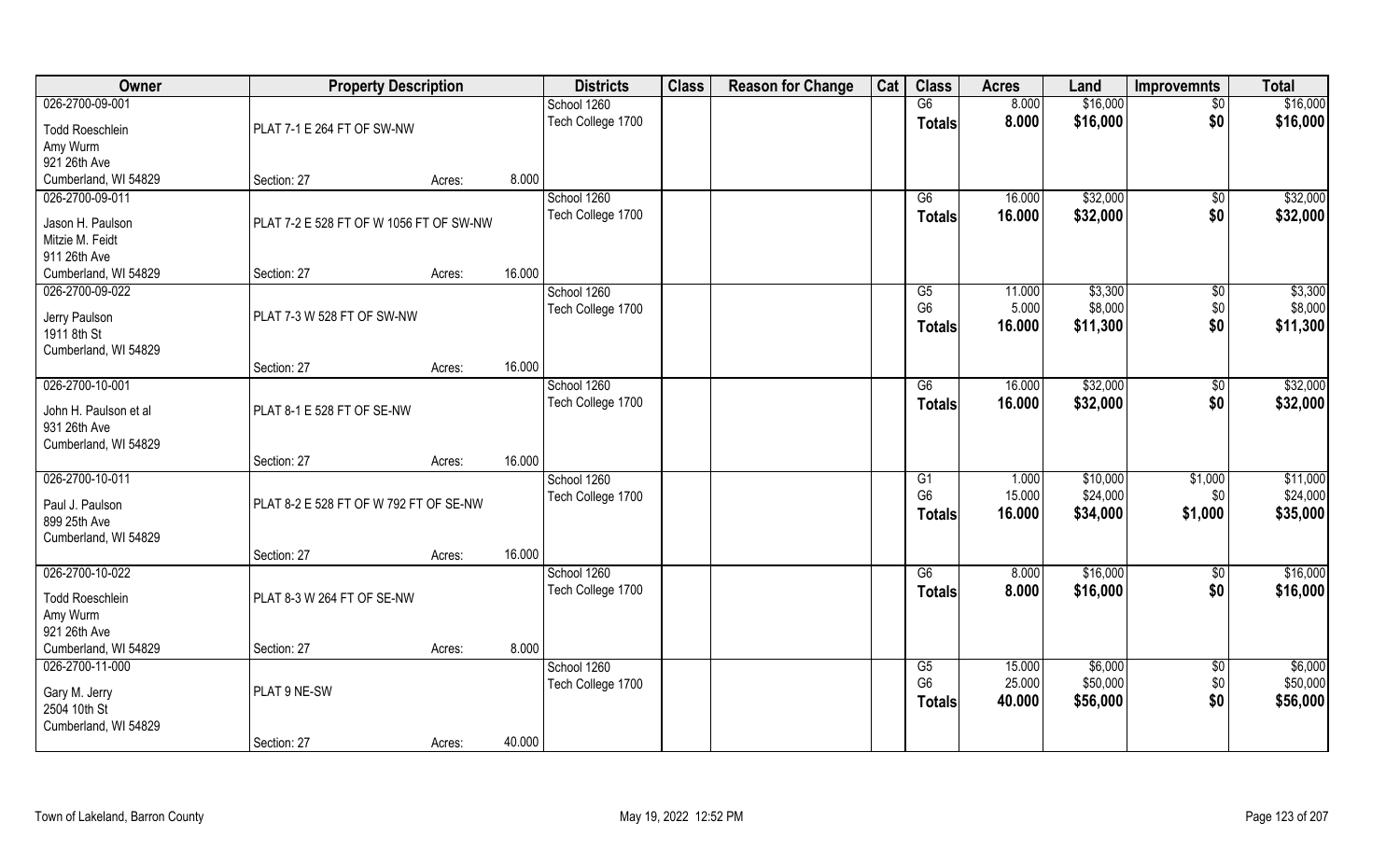| Owner | Property Description | | | Districts | Class | Reason for Change | Cat | Class | Acres | Land | Improvemnts | Total |
|---|---|---|---|---|---|---|---|---|---|---|---|---|
| 026-2700-09-001 | | | | School 1260 | | | | G6 | 8.000 | $16,000 | $0 | $16,000 |
| Todd Roeschlein | PLAT 7-1 E 264 FT OF SW-NW | | | Tech College 1700 | | | | **Totals** | **8.000** | **$16,000** | **$0** | **$16,000** |
| Amy Wurm | | | | | | | | | | | | |
| 921 26th Ave | | | | | | | | | | | | |
| Cumberland, WI 54829 | Section: 27 | Acres: | 8.000 | | | | | | | | | |
| 026-2700-09-011 | | | | School 1260 | | | | G6 | 16.000 | $32,000 | $0 | $32,000 |
| Jason H. Paulson | PLAT 7-2 E 528 FT OF W 1056 FT OF SW-NW | | | Tech College 1700 | | | | **Totals** | **16.000** | **$32,000** | **$0** | **$32,000** |
| Mitzie M. Feidt | | | | | | | | | | | | |
| 911 26th Ave | | | | | | | | | | | | |
| Cumberland, WI 54829 | Section: 27 | Acres: | 16.000 | | | | | | | | | |
| 026-2700-09-022 | | | | School 1260 | | | | G5 | 11.000 | $3,300 | $0 | $3,300 |
| Jerry Paulson | PLAT 7-3 W 528 FT OF SW-NW | | | Tech College 1700 | | | | G6 | 5.000 | $8,000 | $0 | $8,000 |
| 1911 8th St | | | | | | | | **Totals** | **16.000** | **$11,300** | **$0** | **$11,300** |
| Cumberland, WI 54829 | | | | | | | | | | | | |
| | Section: 27 | Acres: | 16.000 | | | | | | | | | |
| 026-2700-10-001 | | | | School 1260 | | | | G6 | 16.000 | $32,000 | $0 | $32,000 |
| John H. Paulson et al | PLAT 8-1 E 528 FT OF SE-NW | | | Tech College 1700 | | | | **Totals** | **16.000** | **$32,000** | **$0** | **$32,000** |
| 931 26th Ave | | | | | | | | | | | | |
| Cumberland, WI 54829 | | | | | | | | | | | | |
| | Section: 27 | Acres: | 16.000 | | | | | | | | | |
| 026-2700-10-011 | | | | School 1260 | | | | G1 | 1.000 | $10,000 | $1,000 | $11,000 |
| Paul J. Paulson | PLAT 8-2 E 528 FT OF W 792 FT OF SE-NW | | | Tech College 1700 | | | | G6 | 15.000 | $24,000 | $0 | $24,000 |
| 899 25th Ave | | | | | | | | **Totals** | **16.000** | **$34,000** | **$1,000** | **$35,000** |
| Cumberland, WI 54829 | | | | | | | | | | | | |
| | Section: 27 | Acres: | 16.000 | | | | | | | | | |
| 026-2700-10-022 | | | | School 1260 | | | | G6 | 8.000 | $16,000 | $0 | $16,000 |
| Todd Roeschlein | PLAT 8-3 W 264 FT OF SE-NW | | | Tech College 1700 | | | | **Totals** | **8.000** | **$16,000** | **$0** | **$16,000** |
| Amy Wurm | | | | | | | | | | | | |
| 921 26th Ave | | | | | | | | | | | | |
| Cumberland, WI 54829 | Section: 27 | Acres: | 8.000 | | | | | | | | | |
| 026-2700-11-000 | | | | School 1260 | | | | G5 | 15.000 | $6,000 | $0 | $6,000 |
| Gary M. Jerry | PLAT 9 NE-SW | | | Tech College 1700 | | | | G6 | 25.000 | $50,000 | $0 | $50,000 |
| 2504 10th St | | | | | | | | **Totals** | **40.000** | **$56,000** | **$0** | **$56,000** |
| Cumberland, WI 54829 | | | | | | | | | | | | |
| | Section: 27 | Acres: | 40.000 | | | | | | | | | |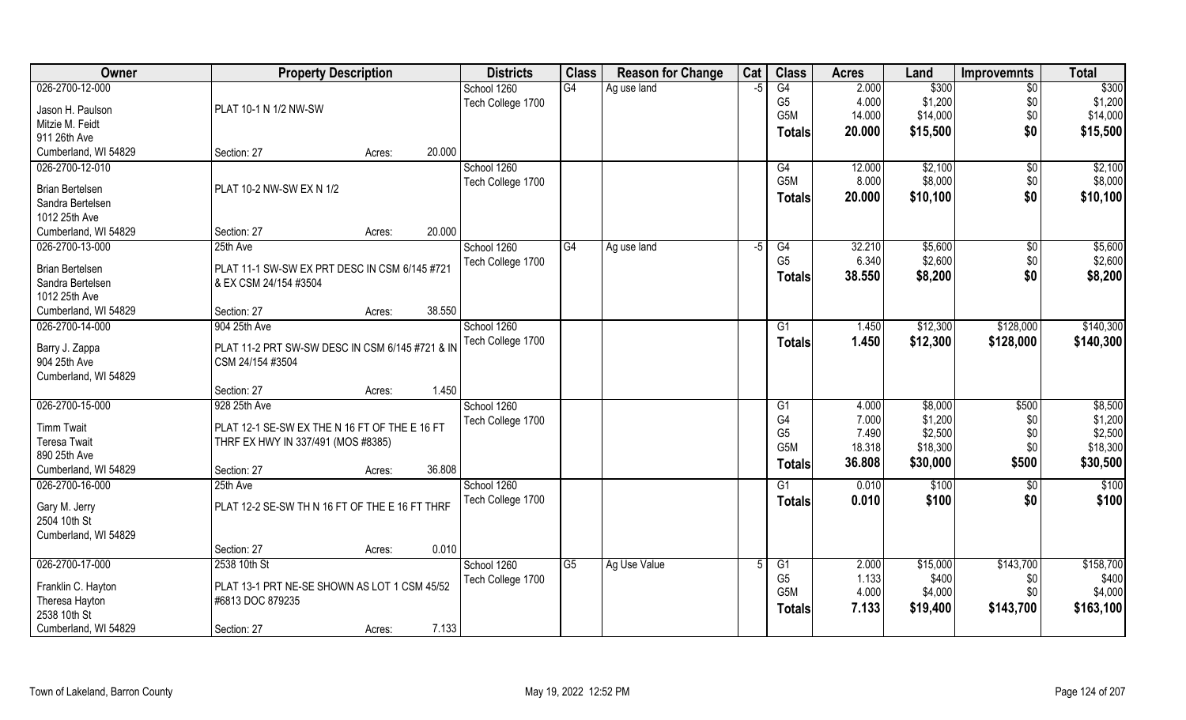| Owner | Property Description | | | Districts | Class | Reason for Change | Cat | Class | Acres | Land | Improvemnts | Total |
|---|---|---|---|---|---|---|---|---|---|---|---|---|
| 026-2700-12-000 | | | | School 1260 | G4 | Ag use land | -5 | G4 | 2.000 | $300 | $0 | $300 |
| Jason H. Paulson | PLAT 10-1 N 1/2 NW-SW | | | Tech College 1700 | | | | G5 | 4.000 | $1,200 | $0 | $1,200 |
| Mitzie M. Feidt | | | | | | | | G5M | 14.000 | $14,000 | $0 | $14,000 |
| 911 26th Ave | | | | | | | | **Totals** | **20.000** | **$15,500** | **$0** | **$15,500** |
| Cumberland, WI 54829 | Section: 27 | Acres: | 20.000 | | | | | | | | | |
| 026-2700-12-010 | | | | School 1260 | | | | G4 | 12.000 | $2,100 | $0 | $2,100 |
| Brian Bertelsen | PLAT 10-2 NW-SW EX N 1/2 | | | Tech College 1700 | | | | G5M | 8.000 | $8,000 | $0 | $8,000 |
| Sandra Bertelsen | | | | | | | | **Totals** | **20.000** | **$10,100** | **$0** | **$10,100** |
| 1012 25th Ave | | | | | | | | | | | | |
| Cumberland, WI 54829 | Section: 27 | Acres: | 20.000 | | | | | | | | | |
| 026-2700-13-000 | 25th Ave | | | School 1260 | G4 | Ag use land | -5 | G4 | 32.210 | $5,600 | $0 | $5,600 |
| Brian Bertelsen | PLAT 11-1 SW-SW EX PRT DESC IN CSM 6/145 #721 | | | Tech College 1700 | | | | G5 | 6.340 | $2,600 | $0 | $2,600 |
| Sandra Bertelsen | & EX CSM 24/154 #3504 | | | | | | | **Totals** | **38.550** | **$8,200** | **$0** | **$8,200** |
| 1012 25th Ave | | | | | | | | | | | | |
| Cumberland, WI 54829 | Section: 27 | Acres: | 38.550 | | | | | | | | | |
| 026-2700-14-000 | 904 25th Ave | | | School 1260 | | | | G1 | 1.450 | $12,300 | $128,000 | $140,300 |
| Barry J. Zappa | PLAT 11-2 PRT SW-SW DESC IN CSM 6/145 #721 & IN | | | Tech College 1700 | | | | **Totals** | **1.450** | **$12,300** | **$128,000** | **$140,300** |
| 904 25th Ave | CSM 24/154 #3504 | | | | | | | | | | | |
| Cumberland, WI 54829 | | | | | | | | | | | | |
| | Section: 27 | Acres: | 1.450 | | | | | | | | | |
| 026-2700-15-000 | 928 25th Ave | | | School 1260 | | | | G1 | 4.000 | $8,000 | $500 | $8,500 |
| Timm Twait | PLAT 12-1 SE-SW EX THE N 16 FT OF THE E 16 FT | | | Tech College 1700 | | | | G4 | 7.000 | $1,200 | $0 | $1,200 |
| Teresa Twait | THRF EX HWY IN 337/491 (MOS #8385) | | | | | | | G5 | 7.490 | $2,500 | $0 | $2,500 |
| 890 25th Ave | | | | | | | | G5M | 18.318 | $18,300 | $0 | $18,300 |
| Cumberland, WI 54829 | Section: 27 | Acres: | 36.808 | | | | | **Totals** | **36.808** | **$30,000** | **$500** | **$30,500** |
| 026-2700-16-000 | 25th Ave | | | School 1260 | | | | G1 | 0.010 | $100 | $0 | $100 |
| Gary M. Jerry | PLAT 12-2 SE-SW TH N 16 FT OF THE E 16 FT THRF | | | Tech College 1700 | | | | **Totals** | **0.010** | **$100** | **$0** | **$100** |
| 2504 10th St | | | | | | | | | | | | |
| Cumberland, WI 54829 | | | | | | | | | | | | |
| | Section: 27 | Acres: | 0.010 | | | | | | | | | |
| 026-2700-17-000 | 2538 10th St | | | School 1260 | G5 | Ag Use Value | 5 | G1 | 2.000 | $15,000 | $143,700 | $158,700 |
| Franklin C. Hayton | PLAT 13-1 PRT NE-SE SHOWN AS LOT 1 CSM 45/52 | | | Tech College 1700 | | | | G5 | 1.133 | $400 | $0 | $400 |
| Theresa Hayton | #6813 DOC 879235 | | | | | | | G5M | 4.000 | $4,000 | $0 | $4,000 |
| 2538 10th St | | | | | | | | **Totals** | **7.133** | **$19,400** | **$143,700** | **$163,100** |
| Cumberland, WI 54829 | Section: 27 | Acres: | 7.133 | | | | | | | | | |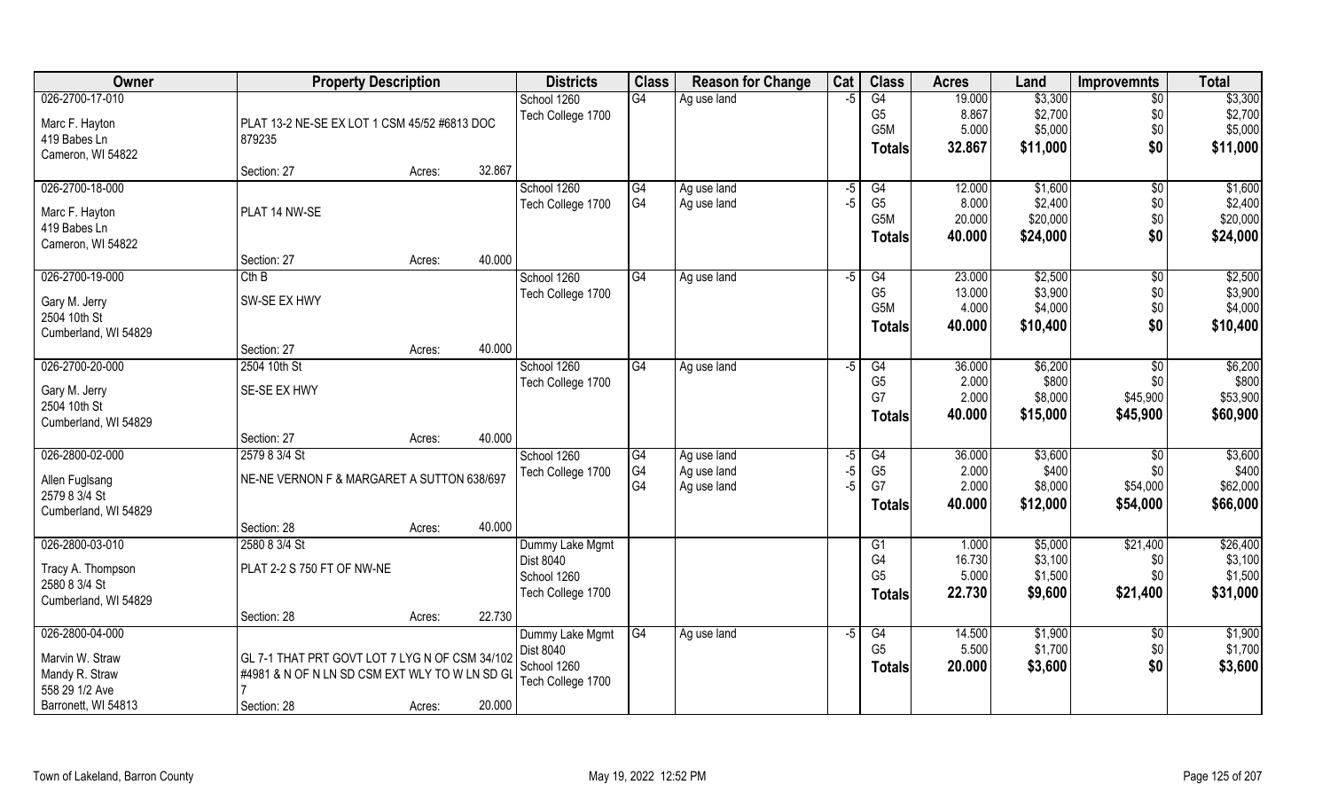| Owner | Property Description | | | Districts | Class | Reason for Change | Cat | Class | Acres | Land | Improvemnts | Total |
|---|---|---|---|---|---|---|---|---|---|---|---|---|
| 026-2700-17-010 | | | | School 1260 | G4 | Ag use land | -5 | G4 | 19.000 | $3,300 | $0 | $3,300 |
| Marc F. Hayton | PLAT 13-2 NE-SE EX LOT 1 CSM 45/52 #6813 DOC | | | Tech College 1700 | | | | G5 | 8.867 | $2,700 | $0 | $2,700 |
| 419 Babes Ln | 879235 | | | | | | | G5M | 5.000 | $5,000 | $0 | $5,000 |
| Cameron, WI 54822 | | | | | | | | Totals | 32.867 | $11,000 | $0 | $11,000 |
| | Section: 27 | Acres: | 32.867 | | | | | | | | | |
| 026-2700-18-000 | | | | School 1260 | G4 | Ag use land | -5 | G4 | 12.000 | $1,600 | $0 | $1,600 |
| Marc F. Hayton | PLAT 14 NW-SE | | | Tech College 1700 | G4 | Ag use land | -5 | G5 | 8.000 | $2,400 | $0 | $2,400 |
| 419 Babes Ln | | | | | | | | G5M | 20.000 | $20,000 | $0 | $20,000 |
| Cameron, WI 54822 | | | | | | | | Totals | 40.000 | $24,000 | $0 | $24,000 |
| | Section: 27 | Acres: | 40.000 | | | | | | | | | |
| 026-2700-19-000 | Cth B | | | School 1260 | G4 | Ag use land | -5 | G4 | 23.000 | $2,500 | $0 | $2,500 |
| Gary M. Jerry | SW-SE EX HWY | | | Tech College 1700 | | | | G5 | 13.000 | $3,900 | $0 | $3,900 |
| 2504 10th St | | | | | | | | G5M | 4.000 | $4,000 | $0 | $4,000 |
| Cumberland, WI 54829 | | | | | | | | Totals | 40.000 | $10,400 | $0 | $10,400 |
| | Section: 27 | Acres: | 40.000 | | | | | | | | | |
| 026-2700-20-000 | 2504 10th St | | | School 1260 | G4 | Ag use land | -5 | G4 | 36.000 | $6,200 | $0 | $6,200 |
| Gary M. Jerry | SE-SE EX HWY | | | Tech College 1700 | | | | G5 | 2.000 | $800 | $0 | $800 |
| 2504 10th St | | | | | | | | G7 | 2.000 | $8,000 | $45,900 | $53,900 |
| Cumberland, WI 54829 | | | | | | | | Totals | 40.000 | $15,000 | $45,900 | $60,900 |
| | Section: 27 | Acres: | 40.000 | | | | | | | | | |
| 026-2800-02-000 | 2579 8 3/4 St | | | School 1260 | G4 | Ag use land | -5 | G4 | 36.000 | $3,600 | $0 | $3,600 |
| Allen Fuglsang | NE-NE VERNON F & MARGARET A SUTTON 638/697 | | | Tech College 1700 | G4 | Ag use land | -5 | G5 | 2.000 | $400 | $0 | $400 |
| 2579 8 3/4 St | | | | | G4 | Ag use land | -5 | G7 | 2.000 | $8,000 | $54,000 | $62,000 |
| Cumberland, WI 54829 | | | | | | | | Totals | 40.000 | $12,000 | $54,000 | $66,000 |
| | Section: 28 | Acres: | 40.000 | | | | | | | | | |
| 026-2800-03-010 | 2580 8 3/4 St | | | Dummy Lake Mgmt | | | | G1 | 1.000 | $5,000 | $21,400 | $26,400 |
| Tracy A. Thompson | PLAT 2-2 S 750 FT OF NW-NE | | | Dist 8040 | | | | G4 | 16.730 | $3,100 | $0 | $3,100 |
| 2580 8 3/4 St | | | | School 1260 | | | | G5 | 5.000 | $1,500 | $0 | $1,500 |
| Cumberland, WI 54829 | | | | Tech College 1700 | | | | Totals | 22.730 | $9,600 | $21,400 | $31,000 |
| | Section: 28 | Acres: | 22.730 | | | | | | | | | |
| 026-2800-04-000 | | | | Dummy Lake Mgmt | G4 | Ag use land | -5 | G4 | 14.500 | $1,900 | $0 | $1,900 |
| Marvin W. Straw | GL 7-1 THAT PRT GOVT LOT 7 LYG N OF CSM 34/102 | | | Dist 8040 | | | | G5 | 5.500 | $1,700 | $0 | $1,700 |
| Mandy R. Straw | #4981 & N OF N LN SD CSM EXT WLY TO W LN SD GL | | | School 1260 | | | | Totals | 20.000 | $3,600 | $0 | $3,600 |
| 558 29 1/2 Ave | 7 | | | Tech College 1700 | | | | | | | | |
| Barronett, WI 54813 | Section: 28 | Acres: | 20.000 | | | | | | | | | |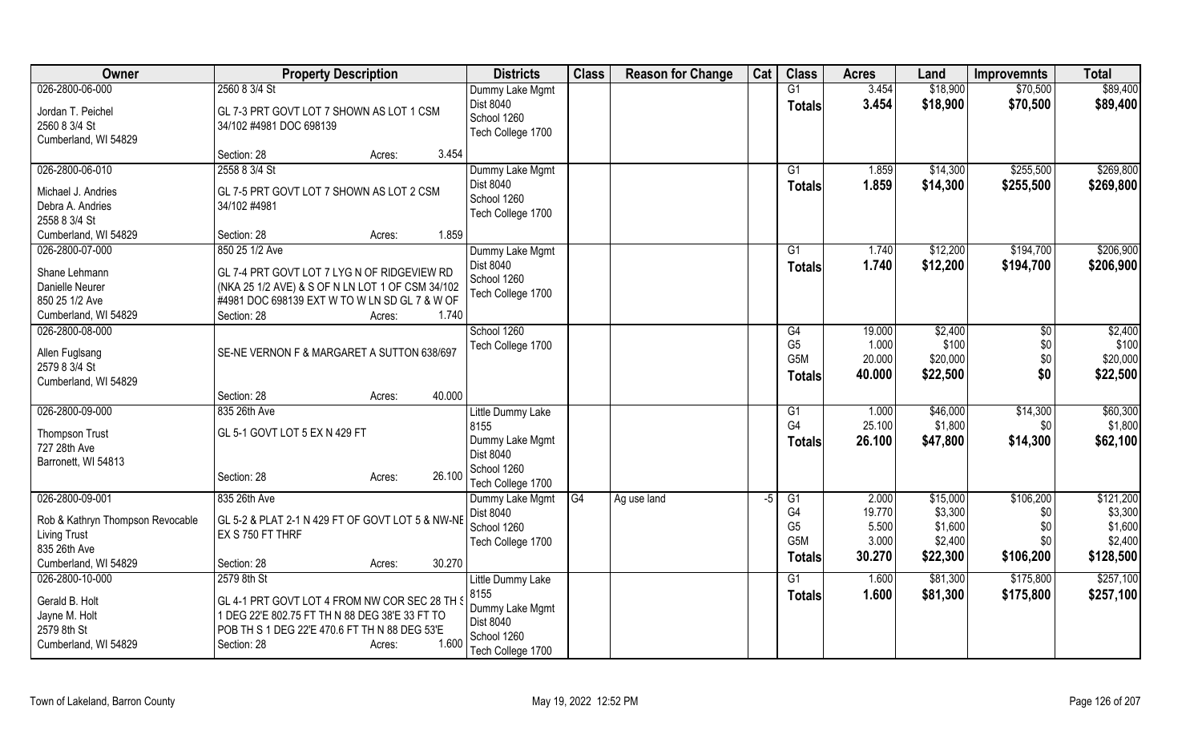| Owner | Property Description | Districts | Class | Reason for Change | Cat | Class | Acres | Land | Improvemnts | Total |
|---|---|---|---|---|---|---|---|---|---|---|
| 026-2800-06-000<br>Jordan T. Peichel<br>2560 8 3/4 St<br>Cumberland, WI 54829 | 2560 8 3/4 St<br>GL 7-3 PRT GOVT LOT 7 SHOWN AS LOT 1 CSM 34/102 #4981 DOC 698139<br>Section: 28 Acres: 3.454 | Dummy Lake Mgmt<br>Dist 8040<br>School 1260<br>Tech College 1700 | | | | G1<br>**Totals** | 3.454<br>**3.454** | $18,900<br>**$18,900** | $70,500<br>**$70,500** | $89,400<br>**$89,400** |
| 026-2800-06-010<br>Michael J. Andries<br>Debra A. Andries<br>2558 8 3/4 St<br>Cumberland, WI 54829 | 2558 8 3/4 St<br>GL 7-5 PRT GOVT LOT 7 SHOWN AS LOT 2 CSM 34/102 #4981<br>Section: 28 Acres: 1.859 | Dummy Lake Mgmt<br>Dist 8040<br>School 1260<br>Tech College 1700 | | | | G1<br>**Totals** | 1.859<br>**1.859** | $14,300<br>**$14,300** | $255,500<br>**$255,500** | $269,800<br>**$269,800** |
| 026-2800-07-000<br>Shane Lehmann<br>Danielle Neurer<br>850 25 1/2 Ave<br>Cumberland, WI 54829 | 850 25 1/2 Ave<br>GL 7-4 PRT GOVT LOT 7 LYG N OF RIDGEVIEW RD (NKA 25 1/2 AVE) & S OF N LN LOT 1 OF CSM 34/102 #4981 DOC 698139 EXT W TO W LN SD GL 7 & W OF<br>Section: 28 Acres: 1.740 | Dummy Lake Mgmt<br>Dist 8040<br>School 1260<br>Tech College 1700 | | | | G1<br>**Totals** | 1.740<br>**1.740** | $12,200<br>**$12,200** | $194,700<br>**$194,700** | $206,900<br>**$206,900** |
| 026-2800-08-000<br>Allen Fuglsang<br>2579 8 3/4 St<br>Cumberland, WI 54829 | SE-NE VERNON F & MARGARET A SUTTON 638/697<br>Section: 28 Acres: 40.000 | School 1260<br>Tech College 1700 | | | | G4<br>G5<br>G5M<br>**Totals** | 19.000<br>1.000<br>20.000<br>**40.000** | $2,400<br>$100<br>$20,000<br>**$22,500** | $0<br>$0<br>$0<br>**$0** | $2,400<br>$100<br>$20,000<br>**$22,500** |
| 026-2800-09-000<br>Thompson Trust<br>727 28th Ave<br>Barronett, WI 54813 | 835 26th Ave<br>GL 5-1 GOVT LOT 5 EX N 429 FT<br>Section: 28 Acres: 26.100 | Little Dummy Lake 8155<br>Dummy Lake Mgmt<br>Dist 8040<br>School 1260<br>Tech College 1700 | | | | G1<br>G4<br>**Totals** | 1.000<br>25.100<br>**26.100** | $46,000<br>$1,800<br>**$47,800** | $14,300<br>$0<br>**$14,300** | $60,300<br>$1,800<br>**$62,100** |
| 026-2800-09-001<br>Rob & Kathryn Thompson Revocable Living Trust<br>835 26th Ave<br>Cumberland, WI 54829 | 835 26th Ave<br>GL 5-2 & PLAT 2-1 N 429 FT OF GOVT LOT 5 & NW-NE EX S 750 FT THRF<br>Section: 28 Acres: 30.270 | Dummy Lake Mgmt<br>Dist 8040<br>School 1260<br>Tech College 1700 | G4 | Ag use land | -5 | G1<br>G4<br>G5<br>G5M<br>**Totals** | 2.000<br>19.770<br>5.500<br>3.000<br>**30.270** | $15,000<br>$3,300<br>$1,600<br>$2,400<br>**$22,300** | $106,200<br>$0<br>$0<br>$0<br>**$106,200** | $121,200<br>$3,300<br>$1,600<br>$2,400<br>**$128,500** |
| 026-2800-10-000<br>Gerald B. Holt<br>Jayne M. Holt<br>2579 8th St<br>Cumberland, WI 54829 | 2579 8th St<br>GL 4-1 PRT GOVT LOT 4 FROM NW COR SEC 28 TH S 1 DEG 22'E 802.75 FT TH N 88 DEG 38'E 33 FT TO POB TH S 1 DEG 22'E 470.6 FT TH N 88 DEG 53'E<br>Section: 28 Acres: 1.600 | Little Dummy Lake 8155<br>Dummy Lake Mgmt<br>Dist 8040<br>School 1260<br>Tech College 1700 | | | | G1<br>**Totals** | 1.600<br>**1.600** | $81,300<br>**$81,300** | $175,800<br>**$175,800** | $257,100<br>**$257,100** |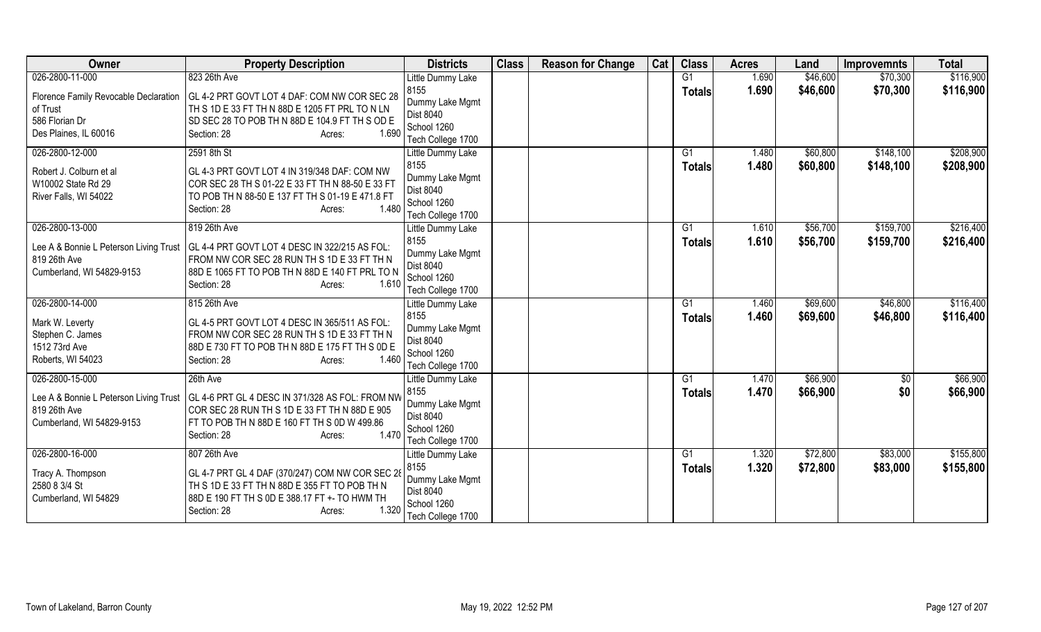| Owner | Property Description | Districts | Class | Reason for Change | Cat | Class | Acres | Land | Improvemnts | Total |
|---|---|---|---|---|---|---|---|---|---|---|
| 026-2800-11-000 | 823 26th Ave | Little Dummy Lake | | | | G1 | 1.690 | $46,600 | $70,300 | $116,900 |
| Florence Family Revocable Declaration of Trust<br>586 Florian Dr<br>Des Plaines, IL 60016 | GL 4-2 PRT GOVT LOT 4 DAF: COM NW COR SEC 28 TH S 1D E 33 FT TH N 88D E 1205 FT PRL TO N LN SD SEC 28 TO POB TH N 88D E 104.9 FT TH S OD E<br>Section: 28 Acres: 1.690 | 8155<br>Dummy Lake Mgmt<br>Dist 8040<br>School 1260<br>Tech College 1700 | | | | **Totals** | **1.690** | **$46,600** | **$70,300** | **$116,900** |
| 026-2800-12-000 | 2591 8th St | Little Dummy Lake | | | | G1 | 1.480 | $60,800 | $148,100 | $208,900 |
| Robert J. Colburn et al<br>W10002 State Rd 29<br>River Falls, WI 54022 | GL 4-3 PRT GOVT LOT 4 IN 319/348 DAF: COM NW COR SEC 28 TH S 01-22 E 33 FT TH N 88-50 E 33 FT TO POB TH N 88-50 E 137 FT TH S 01-19 E 471.8 FT<br>Section: 28 Acres: 1.480 | 8155<br>Dummy Lake Mgmt<br>Dist 8040<br>School 1260<br>Tech College 1700 | | | | **Totals** | **1.480** | **$60,800** | **$148,100** | **$208,900** |
| 026-2800-13-000 | 819 26th Ave | Little Dummy Lake | | | | G1 | 1.610 | $56,700 | $159,700 | $216,400 |
| Lee A & Bonnie L Peterson Living Trust<br>819 26th Ave<br>Cumberland, WI 54829-9153 | GL 4-4 PRT GOVT LOT 4 DESC IN 322/215 AS FOL: FROM NW COR SEC 28 RUN TH S 1D E 33 FT TH N 88D E 1065 FT TO POB TH N 88D E 140 FT PRL TO N<br>Section: 28 Acres: 1.610 | 8155<br>Dummy Lake Mgmt<br>Dist 8040<br>School 1260<br>Tech College 1700 | | | | **Totals** | **1.610** | **$56,700** | **$159,700** | **$216,400** |
| 026-2800-14-000 | 815 26th Ave | Little Dummy Lake | | | | G1 | 1.460 | $69,600 | $46,800 | $116,400 |
| Mark W. Leverty<br>Stephen C. James<br>1512 73rd Ave<br>Roberts, WI 54023 | GL 4-5 PRT GOVT LOT 4 DESC IN 365/511 AS FOL: FROM NW COR SEC 28 RUN TH S 1D E 33 FT TH N 88D E 730 FT TO POB TH N 88D E 175 FT TH S 0D E<br>Section: 28 Acres: 1.460 | 8155<br>Dummy Lake Mgmt<br>Dist 8040<br>School 1260<br>Tech College 1700 | | | | **Totals** | **1.460** | **$69,600** | **$46,800** | **$116,400** |
| 026-2800-15-000 | 26th Ave | Little Dummy Lake | | | | G1 | 1.470 | $66,900 | $0 | $66,900 |
| Lee A & Bonnie L Peterson Living Trust<br>819 26th Ave<br>Cumberland, WI 54829-9153 | GL 4-6 PRT GL 4 DESC IN 371/328 AS FOL: FROM NW COR SEC 28 RUN TH S 1D E 33 FT TH N 88D E 905 FT TO POB TH N 88D E 160 FT TH S 0D W 499.86<br>Section: 28 Acres: 1.470 | 8155<br>Dummy Lake Mgmt<br>Dist 8040<br>School 1260<br>Tech College 1700 | | | | **Totals** | **1.470** | **$66,900** | **$0** | **$66,900** |
| 026-2800-16-000 | 807 26th Ave | Little Dummy Lake | | | | G1 | 1.320 | $72,800 | $83,000 | $155,800 |
| Tracy A. Thompson<br>2580 8 3/4 St<br>Cumberland, WI 54829 | GL 4-7 PRT GL 4 DAF (370/247) COM NW COR SEC 28 TH S 1D E 33 FT TH N 88D E 355 FT TO POB TH N 88D E 190 FT TH S 0D E 388.17 FT +- TO HWM TH<br>Section: 28 Acres: 1.320 | 8155<br>Dummy Lake Mgmt<br>Dist 8040<br>School 1260<br>Tech College 1700 | | | | **Totals** | **1.320** | **$72,800** | **$83,000** | **$155,800** |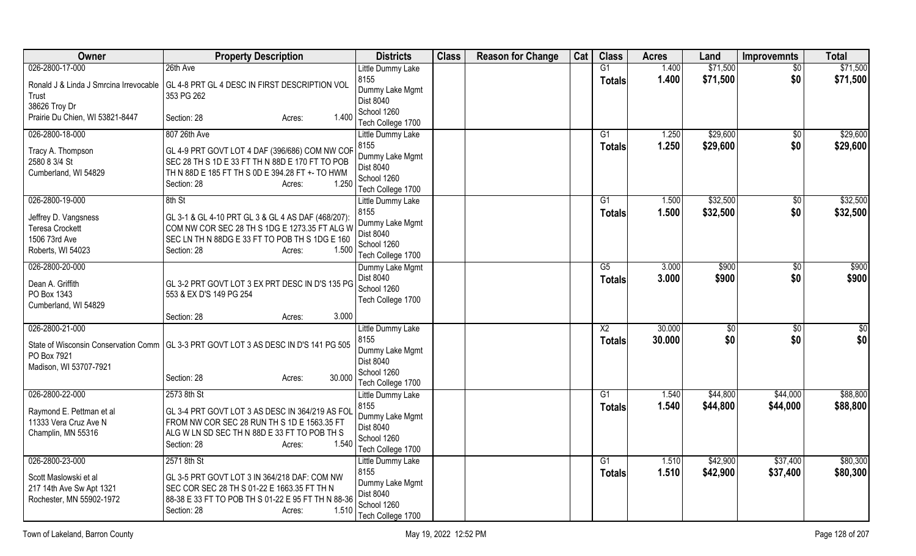| Owner | Property Description | Districts | Class | Reason for Change | Cat | Class | Acres | Land | Improvemnts | Total |
|---|---|---|---|---|---|---|---|---|---|---|
| 026-2800-17-000<br>Ronald J & Linda J Smrcina Irrevocable Trust<br>38626 Troy Dr<br>Prairie Du Chien, WI 53821-8447 | 26th Ave<br>GL 4-8 PRT GL 4 DESC IN FIRST DESCRIPTION VOL 353 PG 262<br>Section: 28 Acres: 1.400 | Little Dummy Lake 8155<br>Dummy Lake Mgmt Dist 8040<br>School 1260<br>Tech College 1700 | | | | G1<br>**Totals** | 1.400<br>**1.400** | $71,500<br>**$71,500** | $0<br>**$0** | $71,500<br>**$71,500** |
| 026-2800-18-000<br>Tracy A. Thompson<br>2580 8 3/4 St<br>Cumberland, WI 54829 | 807 26th Ave<br>GL 4-9 PRT GOVT LOT 4 DAF (396/686) COM NW COR SEC 28 TH S 1D E 33 FT TH N 88D E 170 FT TO POB TH N 88D E 185 FT TH S 0D E 394.28 FT +- TO HWM<br>Section: 28 Acres: 1.250 | Little Dummy Lake 8155<br>Dummy Lake Mgmt Dist 8040<br>School 1260<br>Tech College 1700 | | | | G1<br>**Totals** | 1.250<br>**1.250** | $29,600<br>**$29,600** | $0<br>**$0** | $29,600<br>**$29,600** |
| 026-2800-19-000<br>Jeffrey D. Vangsness<br>Teresa Crockett<br>1506 73rd Ave<br>Roberts, WI 54023 | 8th St<br>GL 3-1 & GL 4-10 PRT GL 3 & GL 4 AS DAF (468/207): COM NW COR SEC 28 TH S 1DG E 1273.35 FT ALG W SEC LN TH N 88DG E 33 FT TO POB TH S 1DG E 160<br>Section: 28 Acres: 1.500 | Little Dummy Lake 8155<br>Dummy Lake Mgmt Dist 8040<br>School 1260<br>Tech College 1700 | | | | G1<br>**Totals** | 1.500<br>**1.500** | $32,500<br>**$32,500** | $0<br>**$0** | $32,500<br>**$32,500** |
| 026-2800-20-000<br>Dean A. Griffith<br>PO Box 1343<br>Cumberland, WI 54829 | GL 3-2 PRT GOVT LOT 3 EX PRT DESC IN D'S 135 PG 553 & EX D'S 149 PG 254<br>Section: 28 Acres: 3.000 | Dummy Lake Mgmt Dist 8040<br>School 1260<br>Tech College 1700 | | | | G5<br>**Totals** | 3.000<br>**3.000** | $900<br>**$900** | $0<br>**$0** | $900<br>**$900** |
| 026-2800-21-000<br>State of Wisconsin Conservation Comm<br>PO Box 7921<br>Madison, WI 53707-7921 | GL 3-3 PRT GOVT LOT 3 AS DESC IN D'S 141 PG 505<br>Section: 28 Acres: 30.000 | Little Dummy Lake 8155<br>Dummy Lake Mgmt Dist 8040<br>School 1260<br>Tech College 1700 | | | | X2<br>**Totals** | 30.000<br>**30.000** | $0<br>**$0** | $0<br>**$0** | $0<br>**$0** |
| 026-2800-22-000<br>Raymond E. Pettman et al<br>11333 Vera Cruz Ave N<br>Champlin, MN 55316 | 2573 8th St<br>GL 3-4 PRT GOVT LOT 3 AS DESC IN 364/219 AS FOL FROM NW COR SEC 28 RUN TH S 1D E 1563.35 FT ALG W LN SD SEC TH N 88D E 33 FT TO POB TH S<br>Section: 28 Acres: 1.540 | Little Dummy Lake 8155<br>Dummy Lake Mgmt Dist 8040<br>School 1260<br>Tech College 1700 | | | | G1<br>**Totals** | 1.540<br>**1.540** | $44,800<br>**$44,800** | $44,000<br>**$44,000** | $88,800<br>**$88,800** |
| 026-2800-23-000<br>Scott Maslowski et al<br>217 14th Ave Sw Apt 1321<br>Rochester, MN 55902-1972 | 2571 8th St<br>GL 3-5 PRT GOVT LOT 3 IN 364/218 DAF: COM NW SEC COR SEC 28 TH S 01-22 E 1663.35 FT TH N 88-38 E 33 FT TO POB TH S 01-22 E 95 FT TH N 88-36<br>Section: 28 Acres: 1.510 | Little Dummy Lake 8155<br>Dummy Lake Mgmt Dist 8040<br>School 1260<br>Tech College 1700 | | | | G1<br>**Totals** | 1.510<br>**1.510** | $42,900<br>**$42,900** | $37,400<br>**$37,400** | $80,300<br>**$80,300** |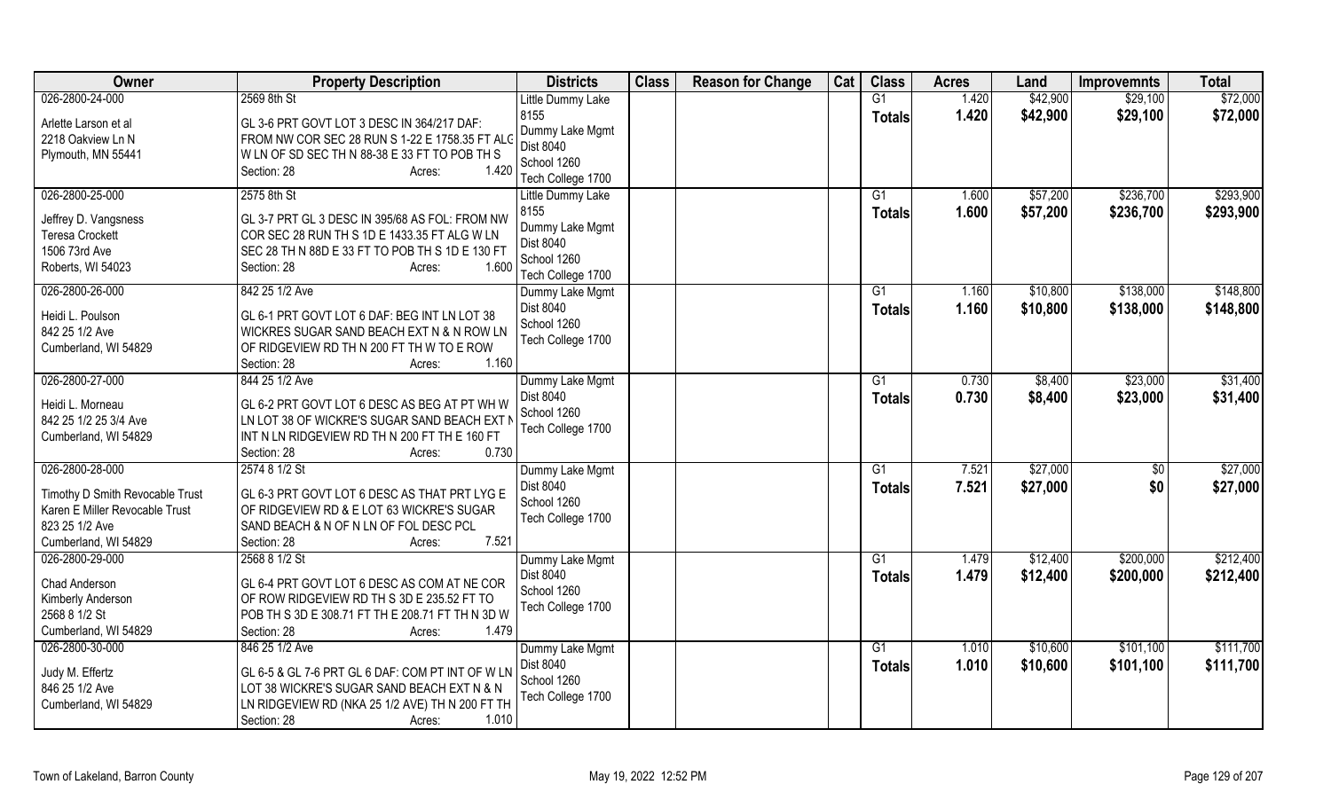| Owner | Property Description | Districts | Class | Reason for Change | Cat | Class | Acres | Land | Improvemnts | Total |
|---|---|---|---|---|---|---|---|---|---|---|
| 026-2800-24-000<br><br>Arlette Larson et al<br>2218 Oakview Ln N<br>Plymouth, MN 55441 | 2569 8th St<br><br>GL 3-6 PRT GOVT LOT 3 DESC IN 364/217 DAF: FROM NW COR SEC 28 RUN S 1-22 E 1758.35 FT ALG W LN OF SD SEC TH N 88-38 E 33 FT TO POB TH S<br>Section: 28 Acres: 1.420 | Little Dummy Lake 8155<br>Dummy Lake Mgmt Dist 8040<br>School 1260<br>Tech College 1700 | | | | G1<br>**Totals** | 1.420<br>**1.420** | \$42,900<br>**\$42,900** | \$29,100<br>**\$29,100** | \$72,000<br>**\$72,000** |
| 026-2800-25-000<br><br>Jeffrey D. Vangsness<br>Teresa Crockett<br>1506 73rd Ave<br>Roberts, WI 54023 | 2575 8th St<br><br>GL 3-7 PRT GL 3 DESC IN 395/68 AS FOL: FROM NW COR SEC 28 RUN TH S 1D E 1433.35 FT ALG W LN SEC 28 TH N 88D E 33 FT TO POB TH S 1D E 130 FT<br>Section: 28 Acres: 1.600 | Little Dummy Lake 8155<br>Dummy Lake Mgmt Dist 8040<br>School 1260<br>Tech College 1700 | | | | G1<br>**Totals** | 1.600<br>**1.600** | \$57,200<br>**\$57,200** | \$236,700<br>**\$236,700** | \$293,900<br>**\$293,900** |
| 026-2800-26-000<br><br>Heidi L. Poulson<br>842 25 1/2 Ave<br>Cumberland, WI 54829 | 842 25 1/2 Ave<br><br>GL 6-1 PRT GOVT LOT 6 DAF: BEG INT LN LOT 38 WICKRES SUGAR SAND BEACH EXT N & N ROW LN OF RIDGEVIEW RD TH N 200 FT TH W TO E ROW<br>Section: 28 Acres: 1.160 | Dummy Lake Mgmt Dist 8040<br>School 1260<br>Tech College 1700 | | | | G1<br>**Totals** | 1.160<br>**1.160** | \$10,800<br>**\$10,800** | \$138,000<br>**\$138,000** | \$148,800<br>**\$148,800** |
| 026-2800-27-000<br><br>Heidi L. Morneau<br>842 25 1/2 25 3/4 Ave<br>Cumberland, WI 54829 | 844 25 1/2 Ave<br><br>GL 6-2 PRT GOVT LOT 6 DESC AS BEG AT PT WH W LN LOT 38 OF WICKRE'S SUGAR SAND BEACH EXT N INT N LN RIDGEVIEW RD TH N 200 FT TH E 160 FT<br>Section: 28 Acres: 0.730 | Dummy Lake Mgmt Dist 8040<br>School 1260<br>Tech College 1700 | | | | G1<br>**Totals** | 0.730<br>**0.730** | \$8,400<br>**\$8,400** | \$23,000<br>**\$23,000** | \$31,400<br>**\$31,400** |
| 026-2800-28-000<br><br>Timothy D Smith Revocable Trust<br>Karen E Miller Revocable Trust<br>823 25 1/2 Ave<br>Cumberland, WI 54829 | 2574 8 1/2 St<br><br>GL 6-3 PRT GOVT LOT 6 DESC AS THAT PRT LYG E OF RIDGEVIEW RD & E LOT 63 WICKRE'S SUGAR SAND BEACH & N OF N LN OF FOL DESC PCL<br>Section: 28 Acres: 7.521 | Dummy Lake Mgmt Dist 8040<br>School 1260<br>Tech College 1700 | | | | G1<br>**Totals** | 7.521<br>**7.521** | \$27,000<br>**\$27,000** | \$0<br>**\$0** | \$27,000<br>**\$27,000** |
| 026-2800-29-000<br><br>Chad Anderson<br>Kimberly Anderson<br>2568 8 1/2 St<br>Cumberland, WI 54829 | 2568 8 1/2 St<br><br>GL 6-4 PRT GOVT LOT 6 DESC AS COM AT NE COR OF ROW RIDGEVIEW RD TH S 3D E 235.52 FT TO POB TH S 3D E 308.71 FT TH E 208.71 FT TH N 3D W<br>Section: 28 Acres: 1.479 | Dummy Lake Mgmt Dist 8040<br>School 1260<br>Tech College 1700 | | | | G1<br>**Totals** | 1.479<br>**1.479** | \$12,400<br>**\$12,400** | \$200,000<br>**\$200,000** | \$212,400<br>**\$212,400** |
| 026-2800-30-000<br><br>Judy M. Effertz<br>846 25 1/2 Ave<br>Cumberland, WI 54829 | 846 25 1/2 Ave<br><br>GL 6-5 & GL 7-6 PRT GL 6 DAF: COM PT INT OF W LN LOT 38 WICKRE'S SUGAR SAND BEACH EXT N & N LN RIDGEVIEW RD (NKA 25 1/2 AVE) TH N 200 FT TH<br>Section: 28 Acres: 1.010 | Dummy Lake Mgmt Dist 8040<br>School 1260<br>Tech College 1700 | | | | G1<br>**Totals** | 1.010<br>**1.010** | \$10,600<br>**\$10,600** | \$101,100<br>**\$101,100** | \$111,700<br>**\$111,700** |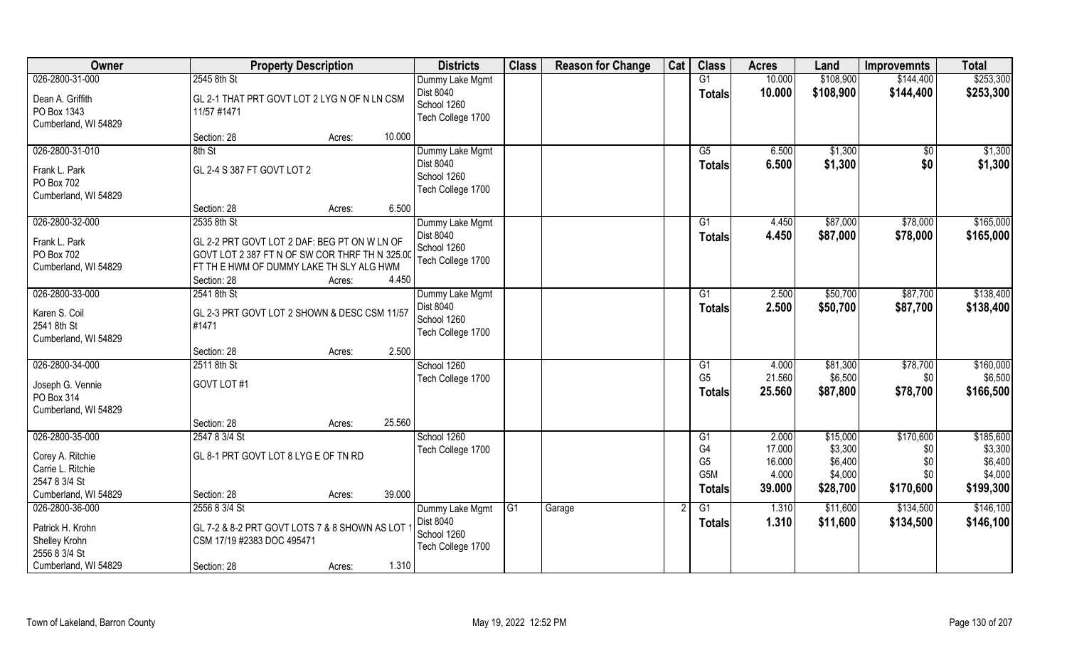| Owner | Property Description | Districts | Class | Reason for Change | Cat | Class | Acres | Land | Improvemnts | Total |
|---|---|---|---|---|---|---|---|---|---|---|
| 026-2800-31-000<br>Dean A. Griffith<br>PO Box 1343<br>Cumberland, WI 54829 | 2545 8th St<br>GL 2-1 THAT PRT GOVT LOT 2 LYG N OF N LN CSM 11/57 #1471<br>Section: 28 Acres: 10.000 | Dummy Lake Mgmt<br>Dist 8040<br>School 1260<br>Tech College 1700 | | | | G1<br>**Totals** | 10.000<br>**10.000** | $108,900<br>**$108,900** | $144,400<br>**$144,400** | $253,300<br>**$253,300** |
| 026-2800-31-010<br>Frank L. Park<br>PO Box 702<br>Cumberland, WI 54829 | 8th St<br>GL 2-4 S 387 FT GOVT LOT 2<br>Section: 28 Acres: 6.500 | Dummy Lake Mgmt<br>Dist 8040<br>School 1260<br>Tech College 1700 | | | | G5<br>**Totals** | 6.500<br>**6.500** | $1,300<br>**$1,300** | $0<br>**$0** | $1,300<br>**$1,300** |
| 026-2800-32-000<br>Frank L. Park<br>PO Box 702<br>Cumberland, WI 54829 | 2535 8th St<br>GL 2-2 PRT GOVT LOT 2 DAF: BEG PT ON W LN OF GOVT LOT 2 387 FT N OF SW COR THRF TH N 325.00 FT TH E HWM OF DUMMY LAKE TH SLY ALG HWM<br>Section: 28 Acres: 4.450 | Dummy Lake Mgmt<br>Dist 8040<br>School 1260<br>Tech College 1700 | | | | G1<br>**Totals** | 4.450<br>**4.450** | $87,000<br>**$87,000** | $78,000<br>**$78,000** | $165,000<br>**$165,000** |
| 026-2800-33-000<br>Karen S. Coil<br>2541 8th St<br>Cumberland, WI 54829 | 2541 8th St<br>GL 2-3 PRT GOVT LOT 2 SHOWN & DESC CSM 11/57 #1471<br>Section: 28 Acres: 2.500 | Dummy Lake Mgmt<br>Dist 8040<br>School 1260<br>Tech College 1700 | | | | G1<br>**Totals** | 2.500<br>**2.500** | $50,700<br>**$50,700** | $87,700<br>**$87,700** | $138,400<br>**$138,400** |
| 026-2800-34-000<br>Joseph G. Vennie<br>PO Box 314<br>Cumberland, WI 54829 | 2511 8th St<br>GOVT LOT #1<br>Section: 28 Acres: 25.560 | School 1260<br>Tech College 1700 | | | | G1<br>G5<br>**Totals** | 4.000<br>21.560<br>**25.560** | $81,300<br>$6,500<br>**$87,800** | $78,700<br>$0<br>**$78,700** | $160,000<br>$6,500<br>**$166,500** |
| 026-2800-35-000<br>Corey A. Ritchie<br>Carrie L. Ritchie<br>2547 8 3/4 St<br>Cumberland, WI 54829 | 2547 8 3/4 St<br>GL 8-1 PRT GOVT LOT 8 LYG E OF TN RD<br>Section: 28 Acres: 39.000 | School 1260<br>Tech College 1700 | | | | G1<br>G4<br>G5<br>G5M<br>**Totals** | 2.000<br>17.000<br>16.000<br>4.000<br>**39.000** | $15,000<br>$3,300<br>$6,400<br>$4,000<br>**$28,700** | $170,600<br>$0<br>$0<br>$0<br>**$170,600** | $185,600<br>$3,300<br>$6,400<br>$4,000<br>**$199,300** |
| 026-2800-36-000<br>Patrick H. Krohn<br>Shelley Krohn<br>2556 8 3/4 St<br>Cumberland, WI 54829 | 2556 8 3/4 St<br>GL 7-2 & 8-2 PRT GOVT LOTS 7 & 8 SHOWN AS LOT 1 CSM 17/19 #2383 DOC 495471<br>Section: 28 Acres: 1.310 | Dummy Lake Mgmt<br>Dist 8040<br>School 1260<br>Tech College 1700 | G1 | Garage | 2 | G1<br>**Totals** | 1.310<br>**1.310** | $11,600<br>**$11,600** | $134,500<br>**$134,500** | $146,100<br>**$146,100** |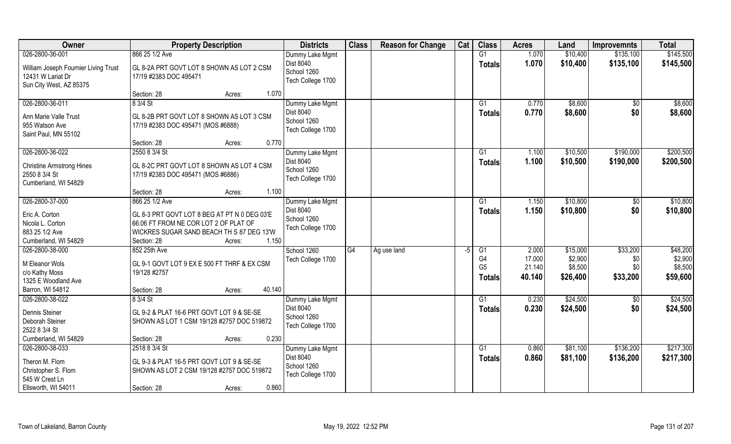| Owner | Property Description | Districts | Class | Reason for Change | Cat | Class | Acres | Land | Improvemnts | Total |
|---|---|---|---|---|---|---|---|---|---|---|
| 026-2800-36-001<br>William Joseph Fournier Living Trust<br>12431 W Lariat Dr<br>Sun City West, AZ 85375 | 866 25 1/2 Ave<br>GL 8-2A PRT GOVT LOT 8 SHOWN AS LOT 2 CSM 17/19 #2383 DOC 495471<br>Section: 28 Acres: 1.070 | Dummy Lake Mgmt<br>Dist 8040<br>School 1260<br>Tech College 1700 | | | | G1<br>**Totals** | 1.070<br>**1.070** | $10,400<br>**$10,400** | $135,100<br>**$135,100** | $145,500<br>**$145,500** |
| 026-2800-36-011<br>Ann Marie Valle Trust<br>955 Watson Ave<br>Saint Paul, MN 55102 | 8 3/4 St<br>GL 8-2B PRT GOVT LOT 8 SHOWN AS LOT 3 CSM 17/19 #2383 DOC 495471 (MOS #6888)<br>Section: 28 Acres: 0.770 | Dummy Lake Mgmt<br>Dist 8040<br>School 1260<br>Tech College 1700 | | | | G1<br>**Totals** | 0.770<br>**0.770** | $8,600<br>**$8,600** | $0<br>**$0** | $8,600<br>**$8,600** |
| 026-2800-36-022<br>Christine Armstrong Hines<br>2550 8 3/4 St<br>Cumberland, WI 54829 | 2550 8 3/4 St<br>GL 8-2C PRT GOVT LOT 8 SHOWN AS LOT 4 CSM 17/19 #2383 DOC 495471 (MOS #6886)<br>Section: 28 Acres: 1.100 | Dummy Lake Mgmt<br>Dist 8040<br>School 1260<br>Tech College 1700 | | | | G1<br>**Totals** | 1.100<br>**1.100** | $10,500<br>**$10,500** | $190,000<br>**$190,000** | $200,500<br>**$200,500** |
| 026-2800-37-000<br>Eric A. Corton<br>Nicola L. Corton<br>883 25 1/2 Ave<br>Cumberland, WI 54829 | 866 25 1/2 Ave<br>GL 8-3 PRT GOVT LOT 8 BEG AT PT N 0 DEG 03'E 66.06 FT FROM NE COR LOT 2 OF PLAT OF WICKRES SUGAR SAND BEACH TH S 87 DEG 13'W<br>Section: 28 Acres: 1.150 | Dummy Lake Mgmt<br>Dist 8040<br>School 1260<br>Tech College 1700 | | | | G1<br>**Totals** | 1.150<br>**1.150** | $10,800<br>**$10,800** | $0<br>**$0** | $10,800<br>**$10,800** |
| 026-2800-38-000<br>M Eleanor Wols<br>c/o Kathy Moss<br>1325 E Woodland Ave<br>Barron, WI 54812 | 852 25th Ave<br>GL 9-1 GOVT LOT 9 EX E 500 FT THRF & EX CSM 19/128 #2757<br>Section: 28 Acres: 40.140 | School 1260<br>Tech College 1700 | G4 | Ag use land | -5 | G1<br>G4<br>G5<br>**Totals** | 2.000<br>17.000<br>21.140<br>**40.140** | $15,000<br>$2,900<br>$8,500<br>**$26,400** | $33,200<br>$0<br>$0<br>**$33,200** | $48,200<br>$2,900<br>$8,500<br>**$59,600** |
| 026-2800-38-022<br>Dennis Steiner<br>Deborah Steiner<br>2522 8 3/4 St<br>Cumberland, WI 54829 | 8 3/4 St<br>GL 9-2 & PLAT 16-6 PRT GOVT LOT 9 & SE-SE SHOWN AS LOT 1 CSM 19/128 #2757 DOC 519872<br>Section: 28 Acres: 0.230 | Dummy Lake Mgmt<br>Dist 8040<br>School 1260<br>Tech College 1700 | | | | G1<br>**Totals** | 0.230<br>**0.230** | $24,500<br>**$24,500** | $0<br>**$0** | $24,500<br>**$24,500** |
| 026-2800-38-033<br>Theron M. Flom<br>Christopher S. Flom<br>545 W Crest Ln<br>Ellsworth, WI 54011 | 2518 8 3/4 St<br>GL 9-3 & PLAT 16-5 PRT GOVT LOT 9 & SE-SE SHOWN AS LOT 2 CSM 19/128 #2757 DOC 519872<br>Section: 28 Acres: 0.860 | Dummy Lake Mgmt<br>Dist 8040<br>School 1260<br>Tech College 1700 | | | | G1<br>**Totals** | 0.860<br>**0.860** | $81,100<br>**$81,100** | $136,200<br>**$136,200** | $217,300<br>**$217,300** |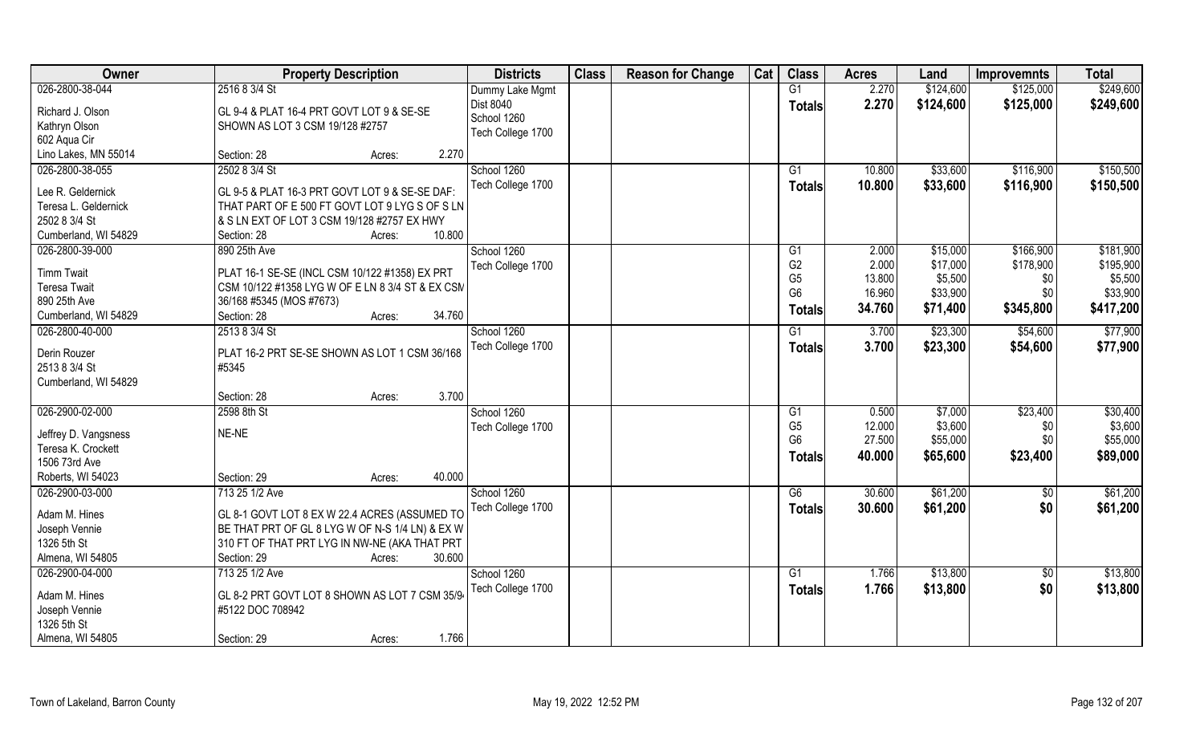| Owner | Property Description | Districts | Class | Reason for Change | Cat | Class | Acres | Land | Improvemnts | Total |
|---|---|---|---|---|---|---|---|---|---|---|
| 026-2800-38-044 | 2516 8 3/4 St | Dummy Lake Mgmt | | | | G1 | 2.270 | $124,600 | $125,000 | $249,600 |
| Richard J. Olson | GL 9-4 & PLAT 16-4 PRT GOVT LOT 9 & SE-SE | Dist 8040 | | | | **Totals** | **2.270** | **$124,600** | **$125,000** | **$249,600** |
| Kathryn Olson | SHOWN AS LOT 3 CSM 19/128 #2757 | School 1260 | | | | | | | | |
| 602 Aqua Cir | | Tech College 1700 | | | | | | | | |
| Lino Lakes, MN 55014 | Section: 28 Acres: 2.270 | | | | | | | | | |
| 026-2800-38-055 | 2502 8 3/4 St | School 1260 | | | | G1 | 10.800 | $33,600 | $116,900 | $150,500 |
| Lee R. Geldernick | GL 9-5 & PLAT 16-3 PRT GOVT LOT 9 & SE-SE DAF: | Tech College 1700 | | | | **Totals** | **10.800** | **$33,600** | **$116,900** | **$150,500** |
| Teresa L. Geldernick | THAT PART OF E 500 FT GOVT LOT 9 LYG S OF S LN | | | | | | | | | |
| 2502 8 3/4 St | & S LN EXT OF LOT 3 CSM 19/128 #2757 EX HWY | | | | | | | | | |
| Cumberland, WI 54829 | Section: 28 Acres: 10.800 | | | | | | | | | |
| 026-2800-39-000 | 890 25th Ave | School 1260 | | | | G1 | 2.000 | $15,000 | $166,900 | $181,900 |
| Timm Twait | PLAT 16-1 SE-SE (INCL CSM 10/122 #1358) EX PRT | Tech College 1700 | | | | G2 | 2.000 | $17,000 | $178,900 | $195,900 |
| Teresa Twait | CSM 10/122 #1358 LYG W OF E LN 8 3/4 ST & EX CSM | | | | | G5 | 13.800 | $5,500 | $0 | $5,500 |
| 890 25th Ave | 36/168 #5345 (MOS #7673) | | | | | G6 | 16.960 | $33,900 | $0 | $33,900 |
| Cumberland, WI 54829 | Section: 28 Acres: 34.760 | | | | | **Totals** | **34.760** | **$71,400** | **$345,800** | **$417,200** |
| 026-2800-40-000 | 2513 8 3/4 St | School 1260 | | | | G1 | 3.700 | $23,300 | $54,600 | $77,900 |
| Derin Rouzer | PLAT 16-2 PRT SE-SE SHOWN AS LOT 1 CSM 36/168 | Tech College 1700 | | | | **Totals** | **3.700** | **$23,300** | **$54,600** | **$77,900** |
| 2513 8 3/4 St | #5345 | | | | | | | | | |
| Cumberland, WI 54829 | | | | | | | | | | |
| | Section: 28 Acres: 3.700 | | | | | | | | | |
| 026-2900-02-000 | 2598 8th St | School 1260 | | | | G1 | 0.500 | $7,000 | $23,400 | $30,400 |
| Jeffrey D. Vangsness | NE-NE | Tech College 1700 | | | | G5 | 12.000 | $3,600 | $0 | $3,600 |
| Teresa K. Crockett | | | | | | G6 | 27.500 | $55,000 | $0 | $55,000 |
| 1506 73rd Ave | | | | | | **Totals** | **40.000** | **$65,600** | **$23,400** | **$89,000** |
| Roberts, WI 54023 | Section: 29 Acres: 40.000 | | | | | | | | | |
| 026-2900-03-000 | 713 25 1/2 Ave | School 1260 | | | | G6 | 30.600 | $61,200 | $0 | $61,200 |
| Adam M. Hines | GL 8-1 GOVT LOT 8 EX W 22.4 ACRES (ASSUMED TO | Tech College 1700 | | | | **Totals** | **30.600** | **$61,200** | **$0** | **$61,200** |
| Joseph Vennie | BE THAT PRT OF GL 8 LYG W OF N-S 1/4 LN) & EX W | | | | | | | | | |
| 1326 5th St | 310 FT OF THAT PRT LYG IN NW-NE (AKA THAT PRT | | | | | | | | | |
| Almena, WI 54805 | Section: 29 Acres: 30.600 | | | | | | | | | |
| 026-2900-04-000 | 713 25 1/2 Ave | School 1260 | | | | G1 | 1.766 | $13,800 | $0 | $13,800 |
| Adam M. Hines | GL 8-2 PRT GOVT LOT 8 SHOWN AS LOT 7 CSM 35/94 | Tech College 1700 | | | | **Totals** | **1.766** | **$13,800** | **$0** | **$13,800** |
| Joseph Vennie | #5122 DOC 708942 | | | | | | | | | |
| 1326 5th St | | | | | | | | | | |
| Almena, WI 54805 | Section: 29 Acres: 1.766 | | | | | | | | | |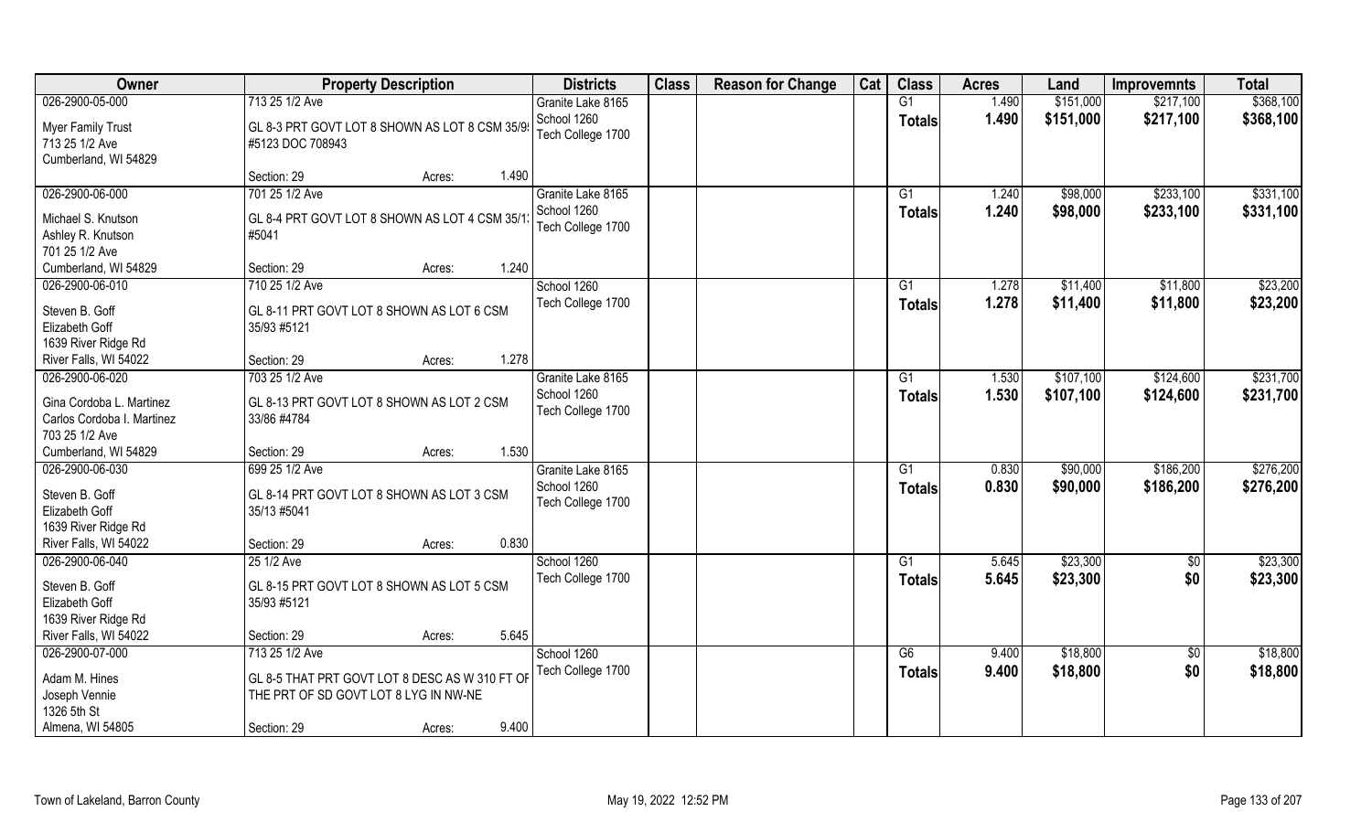| Owner | Property Description | | | Districts | Class | Reason for Change | Cat | Class | Acres | Land | Improvemnts | Total |
|---|---|---|---|---|---|---|---|---|---|---|---|---|
| 026-2900-05-000 | 713 25 1/2 Ave | | | Granite Lake 8165 | | | | G1 | 1.490 | $151,000 | $217,100 | $368,100 |
| Myer Family Trust<br>713 25 1/2 Ave<br>Cumberland, WI 54829 | GL 8-3 PRT GOVT LOT 8 SHOWN AS LOT 8 CSM 35/9 #5123 DOC 708943 | | | School 1260<br>Tech College 1700 | | | | Totals | 1.490 | $151,000 | $217,100 | $368,100 |
| | Section: 29 | Acres: | 1.490 | | | | | | | | | |
| 026-2900-06-000 | 701 25 1/2 Ave | | | Granite Lake 8165 | | | | G1 | 1.240 | $98,000 | $233,100 | $331,100 |
| Michael S. Knutson<br>Ashley R. Knutson<br>701 25 1/2 Ave<br>Cumberland, WI 54829 | GL 8-4 PRT GOVT LOT 8 SHOWN AS LOT 4 CSM 35/1 #5041 | | | School 1260<br>Tech College 1700 | | | | Totals | 1.240 | $98,000 | $233,100 | $331,100 |
| | Section: 29 | Acres: | 1.240 | | | | | | | | | |
| 026-2900-06-010 | 710 25 1/2 Ave | | | School 1260 | | | | G1 | 1.278 | $11,400 | $11,800 | $23,200 |
| Steven B. Goff<br>Elizabeth Goff<br>1639 River Ridge Rd<br>River Falls, WI 54022 | GL 8-11 PRT GOVT LOT 8 SHOWN AS LOT 6 CSM 35/93 #5121 | | | Tech College 1700 | | | | Totals | 1.278 | $11,400 | $11,800 | $23,200 |
| | Section: 29 | Acres: | 1.278 | | | | | | | | | |
| 026-2900-06-020 | 703 25 1/2 Ave | | | Granite Lake 8165 | | | | G1 | 1.530 | $107,100 | $124,600 | $231,700 |
| Gina Cordoba L. Martinez<br>Carlos Cordoba I. Martinez<br>703 25 1/2 Ave<br>Cumberland, WI 54829 | GL 8-13 PRT GOVT LOT 8 SHOWN AS LOT 2 CSM 33/86 #4784 | | | School 1260<br>Tech College 1700 | | | | Totals | 1.530 | $107,100 | $124,600 | $231,700 |
| | Section: 29 | Acres: | 1.530 | | | | | | | | | |
| 026-2900-06-030 | 699 25 1/2 Ave | | | Granite Lake 8165 | | | | G1 | 0.830 | $90,000 | $186,200 | $276,200 |
| Steven B. Goff<br>Elizabeth Goff<br>1639 River Ridge Rd<br>River Falls, WI 54022 | GL 8-14 PRT GOVT LOT 8 SHOWN AS LOT 3 CSM 35/13 #5041 | | | School 1260<br>Tech College 1700 | | | | Totals | 0.830 | $90,000 | $186,200 | $276,200 |
| | Section: 29 | Acres: | 0.830 | | | | | | | | | |
| 026-2900-06-040 | 25 1/2 Ave | | | School 1260 | | | | G1 | 5.645 | $23,300 | $0 | $23,300 |
| Steven B. Goff<br>Elizabeth Goff<br>1639 River Ridge Rd<br>River Falls, WI 54022 | GL 8-15 PRT GOVT LOT 8 SHOWN AS LOT 5 CSM 35/93 #5121 | | | Tech College 1700 | | | | Totals | 5.645 | $23,300 | $0 | $23,300 |
| | Section: 29 | Acres: | 5.645 | | | | | | | | | |
| 026-2900-07-000 | 713 25 1/2 Ave | | | School 1260 | | | | G6 | 9.400 | $18,800 | $0 | $18,800 |
| Adam M. Hines<br>Joseph Vennie<br>1326 5th St<br>Almena, WI 54805 | GL 8-5 THAT PRT GOVT LOT 8 DESC AS W 310 FT OF THE PRT OF SD GOVT LOT 8 LYG IN NW-NE | | | Tech College 1700 | | | | Totals | 9.400 | $18,800 | $0 | $18,800 |
| | Section: 29 | Acres: | 9.400 | | | | | | | | | |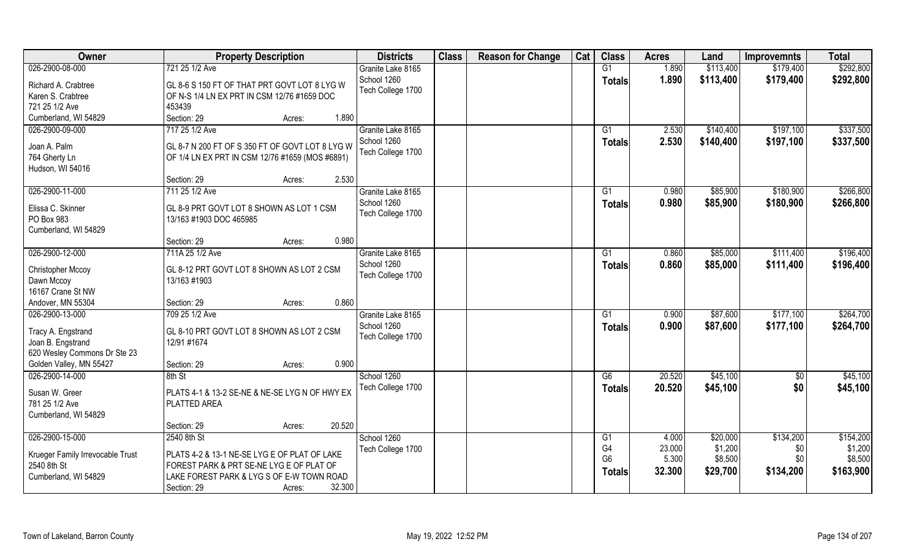| Owner | Property Description | Districts | Class | Reason for Change | Cat | Class | Acres | Land | Improvemnts | Total |
|---|---|---|---|---|---|---|---|---|---|---|
| 026-2900-08-000<br>Richard A. Crabtree<br>Karen S. Crabtree<br>721 25 1/2 Ave<br>Cumberland, WI 54829 | 721 25 1/2 Ave<br>GL 8-6 S 150 FT OF THAT PRT GOVT LOT 8 LYG W OF N-S 1/4 LN EX PRT IN CSM 12/76 #1659 DOC 453439<br>Section: 29 Acres: 1.890 | Granite Lake 8165<br>School 1260<br>Tech College 1700 | | | | G1<br>**Totals** | 1.890<br>**1.890** | $113,400<br>**$113,400** | $179,400<br>**$179,400** | $292,800<br>**$292,800** |
| 026-2900-09-000<br>Joan A. Palm<br>764 Gherty Ln<br>Hudson, WI 54016 | 717 25 1/2 Ave<br>GL 8-7 N 200 FT OF S 350 FT OF GOVT LOT 8 LYG W OF 1/4 LN EX PRT IN CSM 12/76 #1659 (MOS #6891)<br>Section: 29 Acres: 2.530 | Granite Lake 8165<br>School 1260<br>Tech College 1700 | | | | G1<br>**Totals** | 2.530<br>**2.530** | $140,400<br>**$140,400** | $197,100<br>**$197,100** | $337,500<br>**$337,500** |
| 026-2900-11-000<br>Elissa C. Skinner<br>PO Box 983<br>Cumberland, WI 54829 | 711 25 1/2 Ave<br>GL 8-9 PRT GOVT LOT 8 SHOWN AS LOT 1 CSM 13/163 #1903 DOC 465985<br>Section: 29 Acres: 0.980 | Granite Lake 8165<br>School 1260<br>Tech College 1700 | | | | G1<br>**Totals** | 0.980<br>**0.980** | $85,900<br>**$85,900** | $180,900<br>**$180,900** | $266,800<br>**$266,800** |
| 026-2900-12-000<br>Christopher Mccoy<br>Dawn Mccoy<br>16167 Crane St NW<br>Andover, MN 55304 | 711A 25 1/2 Ave<br>GL 8-12 PRT GOVT LOT 8 SHOWN AS LOT 2 CSM 13/163 #1903<br>Section: 29 Acres: 0.860 | Granite Lake 8165<br>School 1260<br>Tech College 1700 | | | | G1<br>**Totals** | 0.860<br>**0.860** | $85,000<br>**$85,000** | $111,400<br>**$111,400** | $196,400<br>**$196,400** |
| 026-2900-13-000<br>Tracy A. Engstrand<br>Joan B. Engstrand<br>620 Wesley Commons Dr Ste 23<br>Golden Valley, MN 55427 | 709 25 1/2 Ave<br>GL 8-10 PRT GOVT LOT 8 SHOWN AS LOT 2 CSM 12/91 #1674<br>Section: 29 Acres: 0.900 | Granite Lake 8165<br>School 1260<br>Tech College 1700 | | | | G1<br>**Totals** | 0.900<br>**0.900** | $87,600<br>**$87,600** | $177,100<br>**$177,100** | $264,700<br>**$264,700** |
| 026-2900-14-000<br>Susan W. Greer<br>781 25 1/2 Ave<br>Cumberland, WI 54829 | 8th St<br>PLATS 4-1 & 13-2 SE-NE & NE-SE LYG N OF HWY EX PLATTED AREA<br>Section: 29 Acres: 20.520 | School 1260<br>Tech College 1700 | | | | G6<br>**Totals** | 20.520<br>**20.520** | $45,100<br>**$45,100** | $0<br>**$0** | $45,100<br>**$45,100** |
| 026-2900-15-000<br>Krueger Family Irrevocable Trust<br>2540 8th St<br>Cumberland, WI 54829 | 2540 8th St<br>PLATS 4-2 & 13-1 NE-SE LYG E OF PLAT OF LAKE FOREST PARK & PRT SE-NE LYG E OF PLAT OF LAKE FOREST PARK & LYG S OF E-W TOWN ROAD<br>Section: 29 Acres: 32.300 | School 1260<br>Tech College 1700 | | | | G1<br>G4<br>G6<br>**Totals** | 4.000<br>23.000<br>5.300<br>**32.300** | $20,000<br>$1,200<br>$8,500<br>**$29,700** | $134,200<br>$0<br>$0<br>**$134,200** | $154,200<br>$1,200<br>$8,500<br>**$163,900** |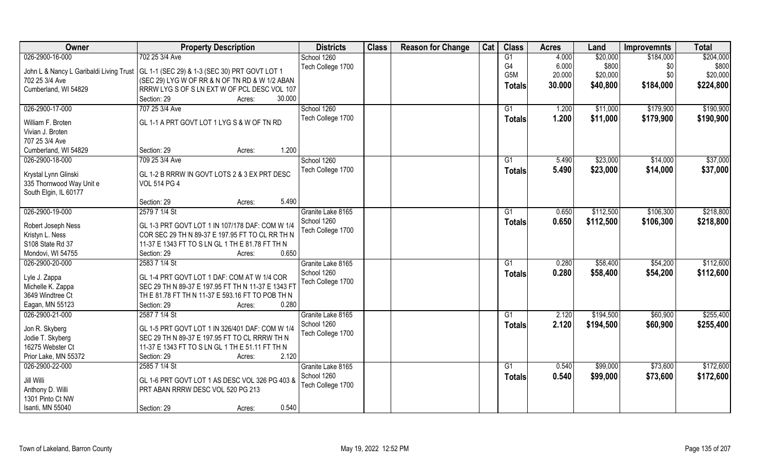| Owner | Property Description | Districts | Class | Reason for Change | Cat | Class | Acres | Land | Improvemnts | Total |
|---|---|---|---|---|---|---|---|---|---|---|
| 026-2900-16-000 | 702 25 3/4 Ave | School 1260 | | | | G1 | 4.000 | $20,000 | $184,000 | $204,000 |
| John L & Nancy L Garibaldi Living Trust | GL 1-1 (SEC 29) & 1-3 (SEC 30) PRT GOVT LOT 1 | Tech College 1700 | | | | G4 | 6.000 | $800 | $0 | $800 |
| 702 25 3/4 Ave | (SEC 29) LYG W OF RR & N OF TN RD & W 1/2 ABAN | | | | | G5M | 20.000 | $20,000 | $0 | $20,000 |
| Cumberland, WI 54829 | RRRW LYG S OF S LN EXT W OF PCL DESC VOL 107 | | | | | **Totals** | **30.000** | **$40,800** | **$184,000** | **$224,800** |
| | Section: 29 Acres: 30.000 | | | | | | | | | |
| 026-2900-17-000 | 707 25 3/4 Ave | School 1260 | | | | G1 | 1.200 | $11,000 | $179,900 | $190,900 |
| William F. Broten | GL 1-1 A PRT GOVT LOT 1 LYG S & W OF TN RD | Tech College 1700 | | | | **Totals** | **1.200** | **$11,000** | **$179,900** | **$190,900** |
| Vivian J. Broten | | | | | | | | | | |
| 707 25 3/4 Ave | | | | | | | | | | |
| Cumberland, WI 54829 | Section: 29 Acres: 1.200 | | | | | | | | | |
| 026-2900-18-000 | 709 25 3/4 Ave | School 1260 | | | | G1 | 5.490 | $23,000 | $14,000 | $37,000 |
| Krystal Lynn Glinski | GL 1-2 B RRRW IN GOVT LOTS 2 & 3 EX PRT DESC | Tech College 1700 | | | | **Totals** | **5.490** | **$23,000** | **$14,000** | **$37,000** |
| 335 Thornwood Way Unit e | VOL 514 PG 4 | | | | | | | | | |
| South Elgin, IL 60177 | | | | | | | | | | |
| | Section: 29 Acres: 5.490 | | | | | | | | | |
| 026-2900-19-000 | 2579 7 1/4 St | Granite Lake 8165 | | | | G1 | 0.650 | $112,500 | $106,300 | $218,800 |
| Robert Joseph Ness | GL 1-3 PRT GOVT LOT 1 IN 107/178 DAF: COM W 1/4 | School 1260 | | | | **Totals** | **0.650** | **$112,500** | **$106,300** | **$218,800** |
| Kristyn L. Ness | COR SEC 29 TH N 89-37 E 197.95 FT TO CL RR TH N | Tech College 1700 | | | | | | | | |
| S108 State Rd 37 | 11-37 E 1343 FT TO S LN GL 1 TH E 81.78 FT TH N | | | | | | | | | |
| Mondovi, WI 54755 | Section: 29 Acres: 0.650 | | | | | | | | | |
| 026-2900-20-000 | 2583 7 1/4 St | Granite Lake 8165 | | | | G1 | 0.280 | $58,400 | $54,200 | $112,600 |
| Lyle J. Zappa | GL 1-4 PRT GOVT LOT 1 DAF: COM AT W 1/4 COR | School 1260 | | | | **Totals** | **0.280** | **$58,400** | **$54,200** | **$112,600** |
| Michelle K. Zappa | SEC 29 TH N 89-37 E 197.95 FT TH N 11-37 E 1343 FT | Tech College 1700 | | | | | | | | |
| 3649 Windtree Ct | TH E 81.78 FT TH N 11-37 E 593.16 FT TO POB TH N | | | | | | | | | |
| Eagan, MN 55123 | Section: 29 Acres: 0.280 | | | | | | | | | |
| 026-2900-21-000 | 2587 7 1/4 St | Granite Lake 8165 | | | | G1 | 2.120 | $194,500 | $60,900 | $255,400 |
| Jon R. Skyberg | GL 1-5 PRT GOVT LOT 1 IN 326/401 DAF: COM W 1/4 | School 1260 | | | | **Totals** | **2.120** | **$194,500** | **$60,900** | **$255,400** |
| Jodie T. Skyberg | SEC 29 TH N 89-37 E 197.95 FT TO CL RRRW TH N | Tech College 1700 | | | | | | | | |
| 16275 Webster Ct | 11-37 E 1343 FT TO S LN GL 1 TH E 51.11 FT TH N | | | | | | | | | |
| Prior Lake, MN 55372 | Section: 29 Acres: 2.120 | | | | | | | | | |
| 026-2900-22-000 | 2585 7 1/4 St | Granite Lake 8165 | | | | G1 | 0.540 | $99,000 | $73,600 | $172,600 |
| Jill Willi | GL 1-6 PRT GOVT LOT 1 AS DESC VOL 326 PG 403 & | School 1260 | | | | **Totals** | **0.540** | **$99,000** | **$73,600** | **$172,600** |
| Anthony D. Willi | PRT ABAN RRRW DESC VOL 520 PG 213 | Tech College 1700 | | | | | | | | |
| 1301 Pinto Ct NW | | | | | | | | | | |
| Isanti, MN 55040 | Section: 29 Acres: 0.540 | | | | | | | | | |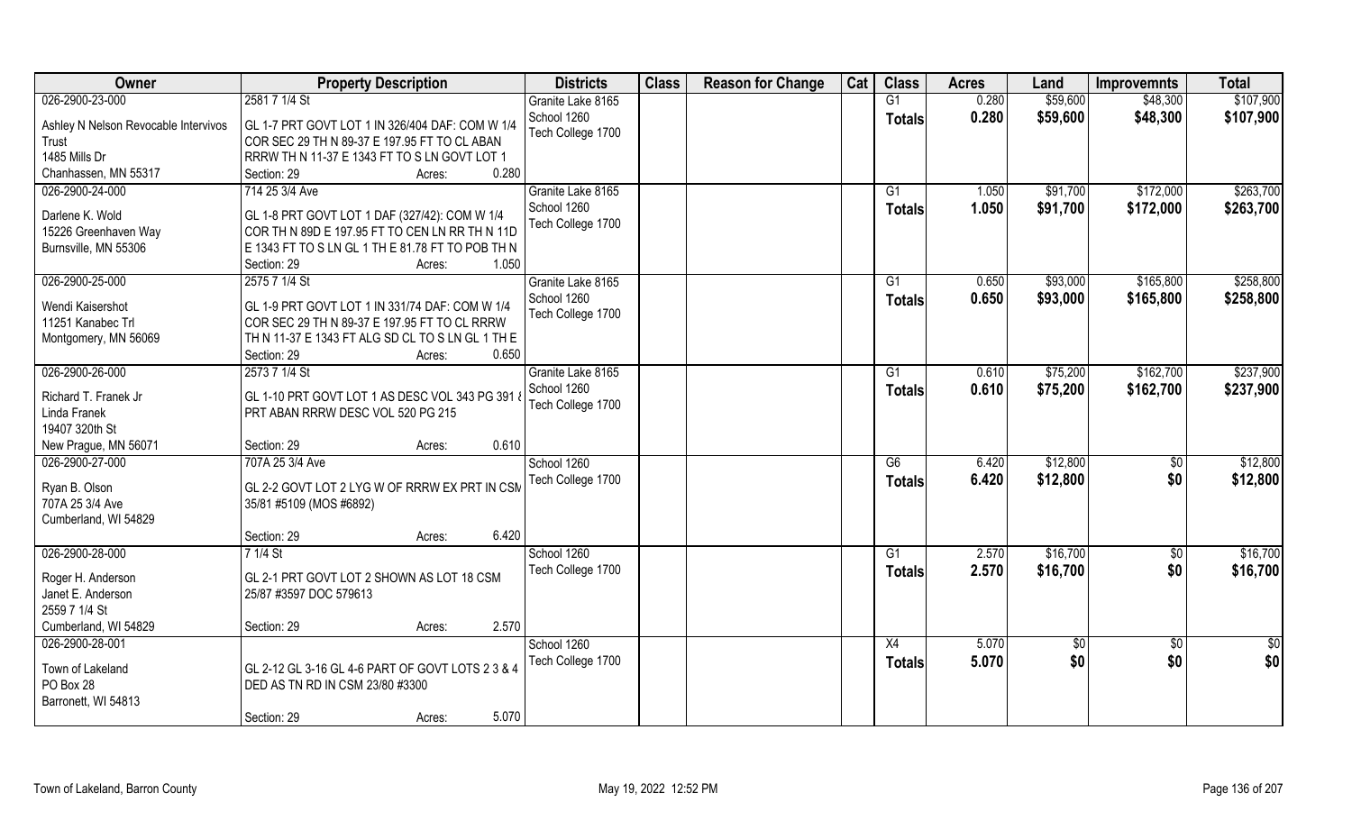| Owner | Property Description | Districts | Class | Reason for Change | Cat | Class | Acres | Land | Improvemnts | Total |
|---|---|---|---|---|---|---|---|---|---|---|
| 026-2900-23-000 | 2581 7 1/4 St | Granite Lake 8165 | | | | G1 | 0.280 | $59,600 | $48,300 | $107,900 |
| Ashley N Nelson Revocable Intervivos Trust<br>1485 Mills Dr<br>Chanhassen, MN 55317 | GL 1-7 PRT GOVT LOT 1 IN 326/404 DAF: COM W 1/4 COR SEC 29 TH N 89-37 E 197.95 FT TO CL ABAN RRRW TH N 11-37 E 1343 FT TO S LN GOVT LOT 1<br>Section: 29 Acres: 0.280 | School 1260<br>Tech College 1700 | | | | Totals | 0.280 | $59,600 | $48,300 | $107,900 |
| 026-2900-24-000 | 714 25 3/4 Ave | Granite Lake 8165 | | | | G1 | 1.050 | $91,700 | $172,000 | $263,700 |
| Darlene K. Wold<br>15226 Greenhaven Way<br>Burnsville, MN 55306 | GL 1-8 PRT GOVT LOT 1 DAF (327/42): COM W 1/4 COR TH N 89D E 197.95 FT TO CEN LN RR TH N 11D E 1343 FT TO S LN GL 1 TH E 81.78 FT TO POB TH N<br>Section: 29 Acres: 1.050 | School 1260<br>Tech College 1700 | | | | Totals | 1.050 | $91,700 | $172,000 | $263,700 |
| 026-2900-25-000 | 2575 7 1/4 St | Granite Lake 8165 | | | | G1 | 0.650 | $93,000 | $165,800 | $258,800 |
| Wendi Kaisershot<br>11251 Kanabec Trl<br>Montgomery, MN 56069 | GL 1-9 PRT GOVT LOT 1 IN 331/74 DAF: COM W 1/4 COR SEC 29 TH N 89-37 E 197.95 FT TO CL RRRW TH N 11-37 E 1343 FT ALG SD CL TO S LN GL 1 TH E<br>Section: 29 Acres: 0.650 | School 1260<br>Tech College 1700 | | | | Totals | 0.650 | $93,000 | $165,800 | $258,800 |
| 026-2900-26-000 | 2573 7 1/4 St | Granite Lake 8165 | | | | G1 | 0.610 | $75,200 | $162,700 | $237,900 |
| Richard T. Franek Jr<br>Linda Franek<br>19407 320th St<br>New Prague, MN 56071 | GL 1-10 PRT GOVT LOT 1 AS DESC VOL 343 PG 391 & PRT ABAN RRRW DESC VOL 520 PG 215<br>Section: 29 Acres: 0.610 | School 1260<br>Tech College 1700 | | | | Totals | 0.610 | $75,200 | $162,700 | $237,900 |
| 026-2900-27-000 | 707A 25 3/4 Ave | School 1260 | | | | G6 | 6.420 | $12,800 | $0 | $12,800 |
| Ryan B. Olson<br>707A 25 3/4 Ave<br>Cumberland, WI 54829 | GL 2-2 GOVT LOT 2 LYG W OF RRRW EX PRT IN CSM 35/81 #5109 (MOS #6892)<br>Section: 29 Acres: 6.420 | Tech College 1700 | | | | Totals | 6.420 | $12,800 | $0 | $12,800 |
| 026-2900-28-000 | 7 1/4 St | School 1260 | | | | G1 | 2.570 | $16,700 | $0 | $16,700 |
| Roger H. Anderson<br>Janet E. Anderson<br>2559 7 1/4 St<br>Cumberland, WI 54829 | GL 2-1 PRT GOVT LOT 2 SHOWN AS LOT 18 CSM 25/87 #3597 DOC 579613<br>Section: 29 Acres: 2.570 | Tech College 1700 | | | | Totals | 2.570 | $16,700 | $0 | $16,700 |
| 026-2900-28-001 | | School 1260 | | | | X4 | 5.070 | $0 | $0 | $0 |
| Town of Lakeland<br>PO Box 28<br>Barronett, WI 54813 | GL 2-12 GL 3-16 GL 4-6 PART OF GOVT LOTS 2 3 & 4 DED AS TN RD IN CSM 23/80 #3300<br>Section: 29 Acres: 5.070 | Tech College 1700 | | | | Totals | 5.070 | $0 | $0 | $0 |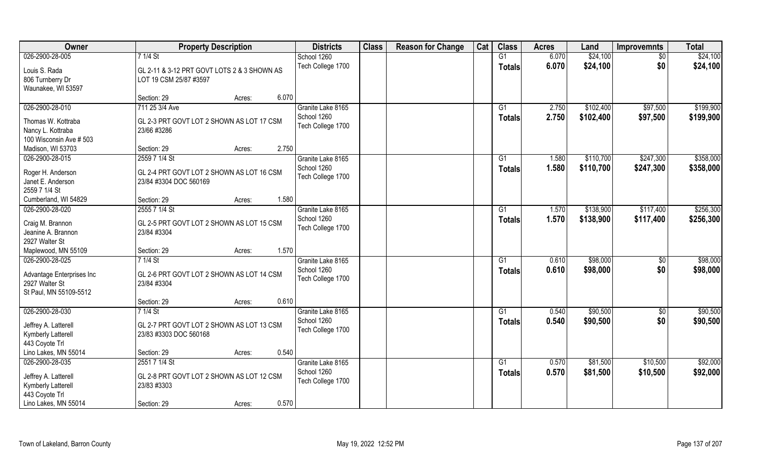| Owner | Property Description | | | Districts | Class | Reason for Change | Cat | Class | Acres | Land | Improvemnts | Total |
|---|---|---|---|---|---|---|---|---|---|---|---|---|
| 026-2900-28-005 | 7 1/4 St | | | School 1260 | | | | G1 | 6.070 | $24,100 | $0 | $24,100 |
| Louis S. Rada | GL 2-11 & 3-12 PRT GOVT LOTS 2 & 3 SHOWN AS LOT 19 CSM 25/87 #3597 | | | Tech College 1700 | | | | **Totals** | **6.070** | **$24,100** | **$0** | **$24,100** |
| 806 Turnberry Dr | | | | | | | | | | | | |
| Waunakee, WI 53597 | | | | | | | | | | | | |
| | Section: 29 | Acres: | 6.070 | | | | | | | | | |
| 026-2900-28-010 | 711 25 3/4 Ave | | | Granite Lake 8165 | | | | G1 | 2.750 | $102,400 | $97,500 | $199,900 |
| Thomas W. Kottraba | GL 2-3 PRT GOVT LOT 2 SHOWN AS LOT 17 CSM 23/66 #3286 | | | School 1260 | | | | **Totals** | **2.750** | **$102,400** | **$97,500** | **$199,900** |
| Nancy L. Kottraba | | | | Tech College 1700 | | | | | | | | |
| 100 Wisconsin Ave # 503 | | | | | | | | | | | | |
| Madison, WI 53703 | Section: 29 | Acres: | 2.750 | | | | | | | | | |
| 026-2900-28-015 | 2559 7 1/4 St | | | Granite Lake 8165 | | | | G1 | 1.580 | $110,700 | $247,300 | $358,000 |
| Roger H. Anderson | GL 2-4 PRT GOVT LOT 2 SHOWN AS LOT 16 CSM 23/84 #3304 DOC 560169 | | | School 1260 | | | | **Totals** | **1.580** | **$110,700** | **$247,300** | **$358,000** |
| Janet E. Anderson | | | | Tech College 1700 | | | | | | | | |
| 2559 7 1/4 St | | | | | | | | | | | | |
| Cumberland, WI 54829 | Section: 29 | Acres: | 1.580 | | | | | | | | | |
| 026-2900-28-020 | 2555 7 1/4 St | | | Granite Lake 8165 | | | | G1 | 1.570 | $138,900 | $117,400 | $256,300 |
| Craig M. Brannon | GL 2-5 PRT GOVT LOT 2 SHOWN AS LOT 15 CSM 23/84 #3304 | | | School 1260 | | | | **Totals** | **1.570** | **$138,900** | **$117,400** | **$256,300** |
| Jeanine A. Brannon | | | | Tech College 1700 | | | | | | | | |
| 2927 Walter St | | | | | | | | | | | | |
| Maplewood, MN 55109 | Section: 29 | Acres: | 1.570 | | | | | | | | | |
| 026-2900-28-025 | 7 1/4 St | | | Granite Lake 8165 | | | | G1 | 0.610 | $98,000 | $0 | $98,000 |
| Advantage Enterprises Inc | GL 2-6 PRT GOVT LOT 2 SHOWN AS LOT 14 CSM 23/84 #3304 | | | School 1260 | | | | **Totals** | **0.610** | **$98,000** | **$0** | **$98,000** |
| 2927 Walter St | | | | Tech College 1700 | | | | | | | | |
| St Paul, MN 55109-5512 | | | | | | | | | | | | |
| | Section: 29 | Acres: | 0.610 | | | | | | | | | |
| 026-2900-28-030 | 7 1/4 St | | | Granite Lake 8165 | | | | G1 | 0.540 | $90,500 | $0 | $90,500 |
| Jeffrey A. Latterell | GL 2-7 PRT GOVT LOT 2 SHOWN AS LOT 13 CSM 23/83 #3303 DOC 560168 | | | School 1260 | | | | **Totals** | **0.540** | **$90,500** | **$0** | **$90,500** |
| Kymberly Latterell | | | | Tech College 1700 | | | | | | | | |
| 443 Coyote Trl | | | | | | | | | | | | |
| Lino Lakes, MN 55014 | Section: 29 | Acres: | 0.540 | | | | | | | | | |
| 026-2900-28-035 | 2551 7 1/4 St | | | Granite Lake 8165 | | | | G1 | 0.570 | $81,500 | $10,500 | $92,000 |
| Jeffrey A. Latterell | GL 2-8 PRT GOVT LOT 2 SHOWN AS LOT 12 CSM 23/83 #3303 | | | School 1260 | | | | **Totals** | **0.570** | **$81,500** | **$10,500** | **$92,000** |
| Kymberly Latterell | | | | Tech College 1700 | | | | | | | | |
| 443 Coyote Trl | | | | | | | | | | | | |
| Lino Lakes, MN 55014 | Section: 29 | Acres: | 0.570 | | | | | | | | | |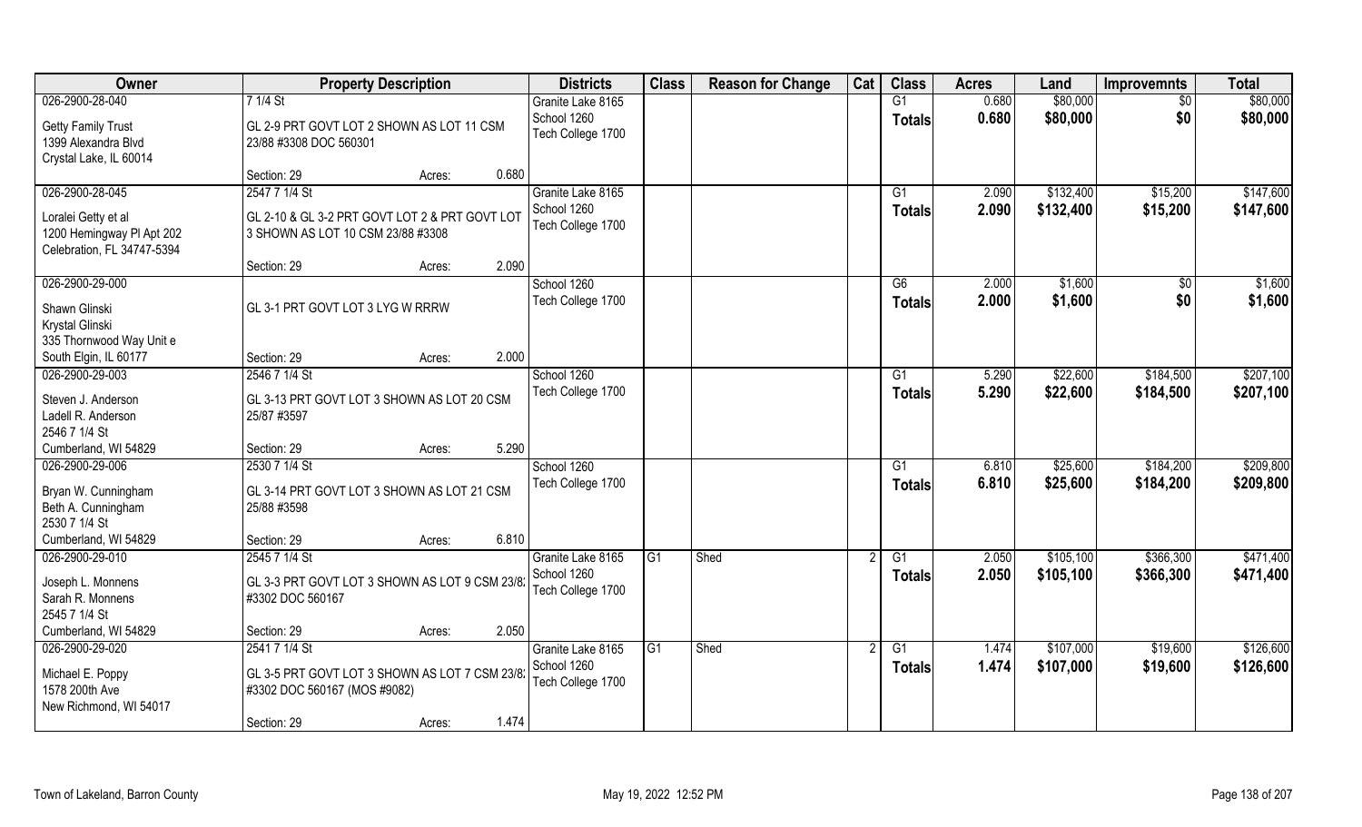| Owner | Property Description | | | Districts | Class | Reason for Change | Cat | Class | Acres | Land | Improvemnts | Total |
|---|---|---|---|---|---|---|---|---|---|---|---|---|
| 026-2900-28-040 | 7 1/4 St | | | Granite Lake 8165 | | | | G1 | 0.680 | $80,000 | $0 | $80,000 |
| Getty Family Trust<br>1399 Alexandra Blvd<br>Crystal Lake, IL 60014 | GL 2-9 PRT GOVT LOT 2 SHOWN AS LOT 11 CSM 23/88 #3308 DOC 560301 | | | School 1260<br>Tech College 1700 | | | | Totals | 0.680 | $80,000 | $0 | $80,000 |
| | Section: 29 | Acres: | 0.680 | | | | | | | | | |
| 026-2900-28-045 | 2547 7 1/4 St | | | Granite Lake 8165 | | | | G1 | 2.090 | $132,400 | $15,200 | $147,600 |
| Loralei Getty et al<br>1200 Hemingway Pl Apt 202<br>Celebration, FL 34747-5394 | GL 2-10 & GL 3-2 PRT GOVT LOT 2 & PRT GOVT LOT 3 SHOWN AS LOT 10 CSM 23/88 #3308 | | | School 1260<br>Tech College 1700 | | | | Totals | 2.090 | $132,400 | $15,200 | $147,600 |
| | Section: 29 | Acres: | 2.090 | | | | | | | | | |
| 026-2900-29-000 | | | | School 1260 | | | | G6 | 2.000 | $1,600 | $0 | $1,600 |
| Shawn Glinski<br>Krystal Glinski<br>335 Thornwood Way Unit e<br>South Elgin, IL 60177 | GL 3-1 PRT GOVT LOT 3 LYG W RRRW | | | Tech College 1700 | | | | Totals | 2.000 | $1,600 | $0 | $1,600 |
| | Section: 29 | Acres: | 2.000 | | | | | | | | | |
| 026-2900-29-003 | 2546 7 1/4 St | | | School 1260 | | | | G1 | 5.290 | $22,600 | $184,500 | $207,100 |
| Steven J. Anderson<br>Ladell R. Anderson<br>2546 7 1/4 St<br>Cumberland, WI 54829 | GL 3-13 PRT GOVT LOT 3 SHOWN AS LOT 20 CSM 25/87 #3597 | | | Tech College 1700 | | | | Totals | 5.290 | $22,600 | $184,500 | $207,100 |
| | Section: 29 | Acres: | 5.290 | | | | | | | | | |
| 026-2900-29-006 | 2530 7 1/4 St | | | School 1260 | | | | G1 | 6.810 | $25,600 | $184,200 | $209,800 |
| Bryan W. Cunningham<br>Beth A. Cunningham<br>2530 7 1/4 St<br>Cumberland, WI 54829 | GL 3-14 PRT GOVT LOT 3 SHOWN AS LOT 21 CSM 25/88 #3598 | | | Tech College 1700 | | | | Totals | 6.810 | $25,600 | $184,200 | $209,800 |
| | Section: 29 | Acres: | 6.810 | | | | | | | | | |
| 026-2900-29-010 | 2545 7 1/4 St | | | Granite Lake 8165 | G1 | Shed | 2 | G1 | 2.050 | $105,100 | $366,300 | $471,400 |
| Joseph L. Monnens<br>Sarah R. Monnens<br>2545 7 1/4 St<br>Cumberland, WI 54829 | GL 3-3 PRT GOVT LOT 3 SHOWN AS LOT 9 CSM 23/8: #3302 DOC 560167 | | | School 1260<br>Tech College 1700 | | | | Totals | 2.050 | $105,100 | $366,300 | $471,400 |
| | Section: 29 | Acres: | 2.050 | | | | | | | | | |
| 026-2900-29-020 | 2541 7 1/4 St | | | Granite Lake 8165 | G1 | Shed | 2 | G1 | 1.474 | $107,000 | $19,600 | $126,600 |
| Michael E. Poppy<br>1578 200th Ave<br>New Richmond, WI 54017 | GL 3-5 PRT GOVT LOT 3 SHOWN AS LOT 7 CSM 23/8: #3302 DOC 560167 (MOS #9082) | | | School 1260<br>Tech College 1700 | | | | Totals | 1.474 | $107,000 | $19,600 | $126,600 |
| | Section: 29 | Acres: | 1.474 | | | | | | | | | |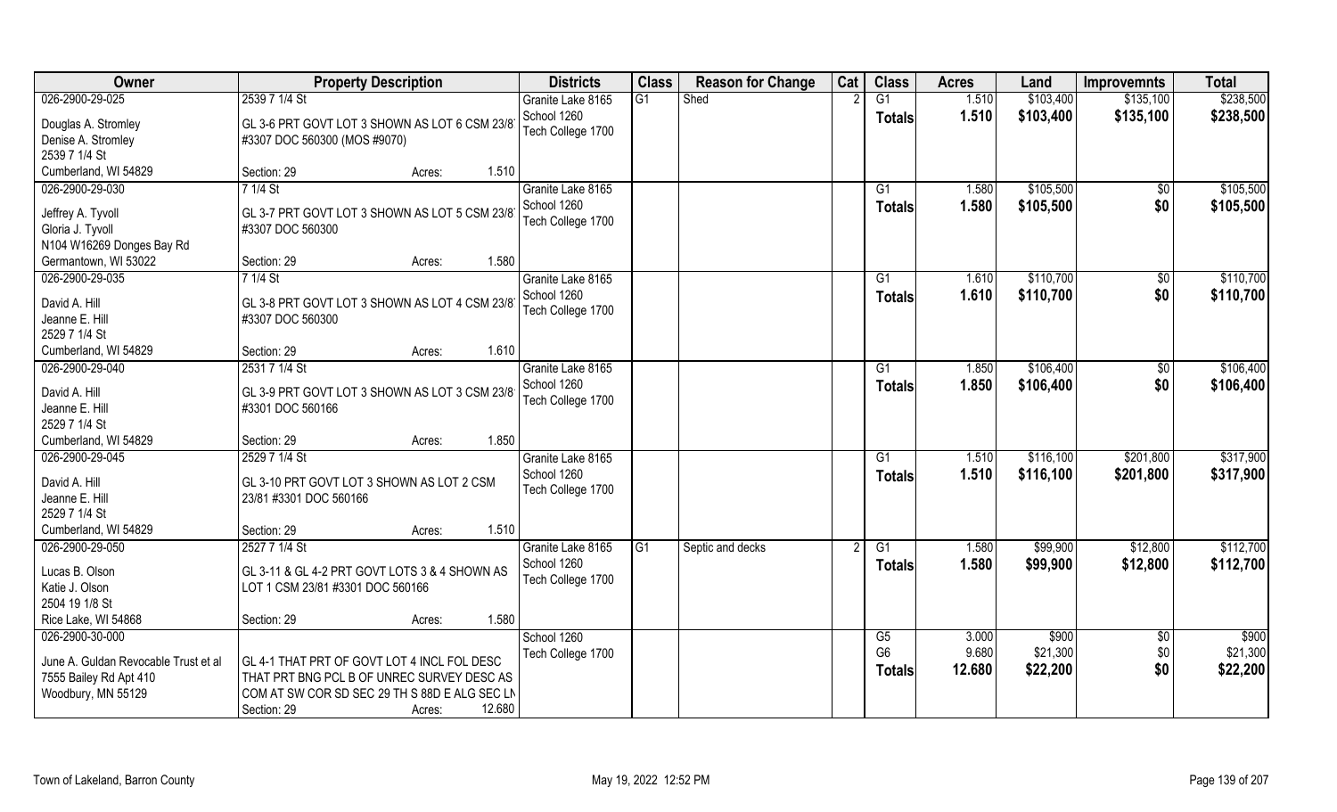| Owner | Property Description | Districts | Class | Reason for Change | Cat | Class | Acres | Land | Improvemnts | Total |
|---|---|---|---|---|---|---|---|---|---|---|
| 026-2900-29-025<br>Douglas A. Stromley<br>Denise A. Stromley<br>2539 7 1/4 St<br>Cumberland, WI 54829 | 2539 7 1/4 St<br>GL 3-6 PRT GOVT LOT 3 SHOWN AS LOT 6 CSM 23/8 #3307 DOC 560300 (MOS #9070)<br>Section: 29 Acres: 1.510 | Granite Lake 8165<br>School 1260<br>Tech College 1700 | G1 | Shed | 2 | G1<br>**Totals** | 1.510<br>**1.510** | $103,400<br>**$103,400** | $135,100<br>**$135,100** | $238,500<br>**$238,500** |
| 026-2900-29-030<br>Jeffrey A. Tyvoll<br>Gloria J. Tyvoll<br>N104 W16269 Donges Bay Rd<br>Germantown, WI 53022 | 7 1/4 St<br>GL 3-7 PRT GOVT LOT 3 SHOWN AS LOT 5 CSM 23/8 #3307 DOC 560300<br>Section: 29 Acres: 1.580 | Granite Lake 8165<br>School 1260<br>Tech College 1700 | | | | G1<br>**Totals** | 1.580<br>**1.580** | $105,500<br>**$105,500** | $0<br>**$0** | $105,500<br>**$105,500** |
| 026-2900-29-035<br>David A. Hill<br>Jeanne E. Hill<br>2529 7 1/4 St<br>Cumberland, WI 54829 | 7 1/4 St<br>GL 3-8 PRT GOVT LOT 3 SHOWN AS LOT 4 CSM 23/8 #3307 DOC 560300<br>Section: 29 Acres: 1.610 | Granite Lake 8165<br>School 1260<br>Tech College 1700 | | | | G1<br>**Totals** | 1.610<br>**1.610** | $110,700<br>**$110,700** | $0<br>**$0** | $110,700<br>**$110,700** |
| 026-2900-29-040<br>David A. Hill<br>Jeanne E. Hill<br>2529 7 1/4 St<br>Cumberland, WI 54829 | 2531 7 1/4 St<br>GL 3-9 PRT GOVT LOT 3 SHOWN AS LOT 3 CSM 23/8 #3301 DOC 560166<br>Section: 29 Acres: 1.850 | Granite Lake 8165<br>School 1260<br>Tech College 1700 | | | | G1<br>**Totals** | 1.850<br>**1.850** | $106,400<br>**$106,400** | $0<br>**$0** | $106,400<br>**$106,400** |
| 026-2900-29-045<br>David A. Hill<br>Jeanne E. Hill<br>2529 7 1/4 St<br>Cumberland, WI 54829 | 2529 7 1/4 St<br>GL 3-10 PRT GOVT LOT 3 SHOWN AS LOT 2 CSM 23/81 #3301 DOC 560166<br>Section: 29 Acres: 1.510 | Granite Lake 8165<br>School 1260<br>Tech College 1700 | | | | G1<br>**Totals** | 1.510<br>**1.510** | $116,100<br>**$116,100** | $201,800<br>**$201,800** | $317,900<br>**$317,900** |
| 026-2900-29-050<br>Lucas B. Olson<br>Katie J. Olson<br>2504 19 1/8 St<br>Rice Lake, WI 54868 | 2527 7 1/4 St<br>GL 3-11 & GL 4-2 PRT GOVT LOTS 3 & 4 SHOWN AS LOT 1 CSM 23/81 #3301 DOC 560166<br>Section: 29 Acres: 1.580 | Granite Lake 8165<br>School 1260<br>Tech College 1700 | G1 | Septic and decks | 2 | G1<br>**Totals** | 1.580<br>**1.580** | $99,900<br>**$99,900** | $12,800<br>**$12,800** | $112,700<br>**$112,700** |
| 026-2900-30-000<br>June A. Guldan Revocable Trust et al<br>7555 Bailey Rd Apt 410<br>Woodbury, MN 55129 | GL 4-1 THAT PRT OF GOVT LOT 4 INCL FOL DESC THAT PRT BNG PCL B OF UNREC SURVEY DESC AS COM AT SW COR SD SEC 29 TH S 88D E ALG SEC LN<br>Section: 29 Acres: 12.680 | School 1260<br>Tech College 1700 | | | | G5<br>G6<br>**Totals** | 3.000<br>9.680<br>**12.680** | $900<br>$21,300<br>**$22,200** | $0<br>$0<br>**$0** | $900<br>$21,300<br>**$22,200** |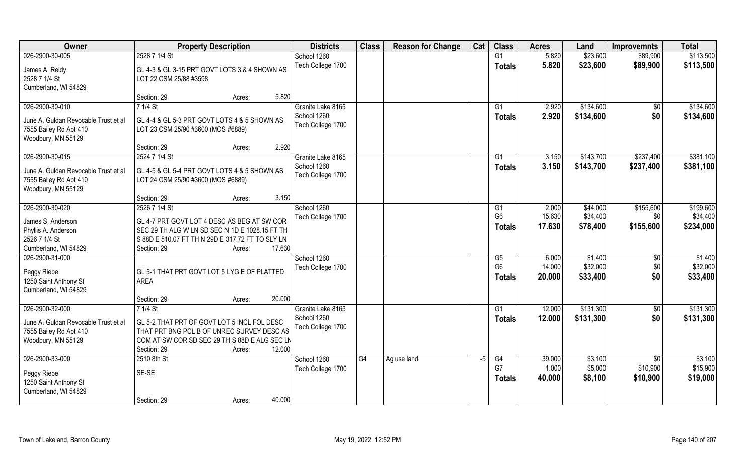| Owner | Property Description | | | Districts | Class | Reason for Change | Cat | Class | Acres | Land | Improvemnts | Total |
|---|---|---|---|---|---|---|---|---|---|---|---|---|
| 026-2900-30-005 | 2528 7 1/4 St | | | School 1260 | | | | G1 | 5.820 | $23,600 | $89,900 | $113,500 |
| James A. Reidy<br>2528 7 1/4 St<br>Cumberland, WI 54829 | GL 4-3 & GL 3-15 PRT GOVT LOTS 3 & 4 SHOWN AS LOT 22 CSM 25/88 #3598 | | | Tech College 1700 | | | | **Totals** | **5.820** | **$23,600** | **$89,900** | **$113,500** |
| | Section: 29 | Acres: | 5.820 | | | | | | | | | |
| 026-2900-30-010 | 7 1/4 St | | | Granite Lake 8165 | | | | G1 | 2.920 | $134,600 | $0 | $134,600 |
| June A. Guldan Revocable Trust et al<br>7555 Bailey Rd Apt 410<br>Woodbury, MN 55129 | GL 4-4 & GL 5-3 PRT GOVT LOTS 4 & 5 SHOWN AS LOT 23 CSM 25/90 #3600 (MOS #6889) | | | School 1260<br>Tech College 1700 | | | | **Totals** | **2.920** | **$134,600** | **$0** | **$134,600** |
| | Section: 29 | Acres: | 2.920 | | | | | | | | | |
| 026-2900-30-015 | 2524 7 1/4 St | | | Granite Lake 8165 | | | | G1 | 3.150 | $143,700 | $237,400 | $381,100 |
| June A. Guldan Revocable Trust et al<br>7555 Bailey Rd Apt 410<br>Woodbury, MN 55129 | GL 4-5 & GL 5-4 PRT GOVT LOTS 4 & 5 SHOWN AS LOT 24 CSM 25/90 #3600 (MOS #6889) | | | School 1260<br>Tech College 1700 | | | | **Totals** | **3.150** | **$143,700** | **$237,400** | **$381,100** |
| | Section: 29 | Acres: | 3.150 | | | | | | | | | |
| 026-2900-30-020 | 2526 7 1/4 St | | | School 1260 | | | | G1 | 2.000 | $44,000 | $155,600 | $199,600 |
| James S. Anderson<br>Phyllis A. Anderson<br>2526 7 1/4 St<br>Cumberland, WI 54829 | GL 4-7 PRT GOVT LOT 4 DESC AS BEG AT SW COR SEC 29 TH ALG W LN SD SEC N 1D E 1028.15 FT TH S 88D E 510.07 FT TH N 29D E 317.72 FT TO SLY LN | | | Tech College 1700 | | | | G6 | 15.630 | $34,400 | $0 | $34,400 |
| | | | | | | | | **Totals** | **17.630** | **$78,400** | **$155,600** | **$234,000** |
| | Section: 29 | Acres: | 17.630 | | | | | | | | | |
| 026-2900-31-000 | | | | School 1260 | | | | G5 | 6.000 | $1,400 | $0 | $1,400 |
| Peggy Riebe<br>1250 Saint Anthony St<br>Cumberland, WI 54829 | GL 5-1 THAT PRT GOVT LOT 5 LYG E OF PLATTED AREA | | | Tech College 1700 | | | | G6 | 14.000 | $32,000 | $0 | $32,000 |
| | | | | | | | | **Totals** | **20.000** | **$33,400** | **$0** | **$33,400** |
| | Section: 29 | Acres: | 20.000 | | | | | | | | | |
| 026-2900-32-000 | 7 1/4 St | | | Granite Lake 8165 | | | | G1 | 12.000 | $131,300 | $0 | $131,300 |
| June A. Guldan Revocable Trust et al<br>7555 Bailey Rd Apt 410<br>Woodbury, MN 55129 | GL 5-2 THAT PRT OF GOVT LOT 5 INCL FOL DESC THAT PRT BNG PCL B OF UNREC SURVEY DESC AS COM AT SW COR SD SEC 29 TH S 88D E ALG SEC LN | | | School 1260<br>Tech College 1700 | | | | **Totals** | **12.000** | **$131,300** | **$0** | **$131,300** |
| | Section: 29 | Acres: | 12.000 | | | | | | | | | |
| 026-2900-33-000 | 2510 8th St | | | School 1260 | G4 | Ag use land | -5 | G4 | 39.000 | $3,100 | $0 | $3,100 |
| Peggy Riebe<br>1250 Saint Anthony St<br>Cumberland, WI 54829 | SE-SE | | | Tech College 1700 | | | | G7 | 1.000 | $5,000 | $10,900 | $15,900 |
| | | | | | | | | **Totals** | **40.000** | **$8,100** | **$10,900** | **$19,000** |
| | Section: 29 | Acres: | 40.000 | | | | | | | | | |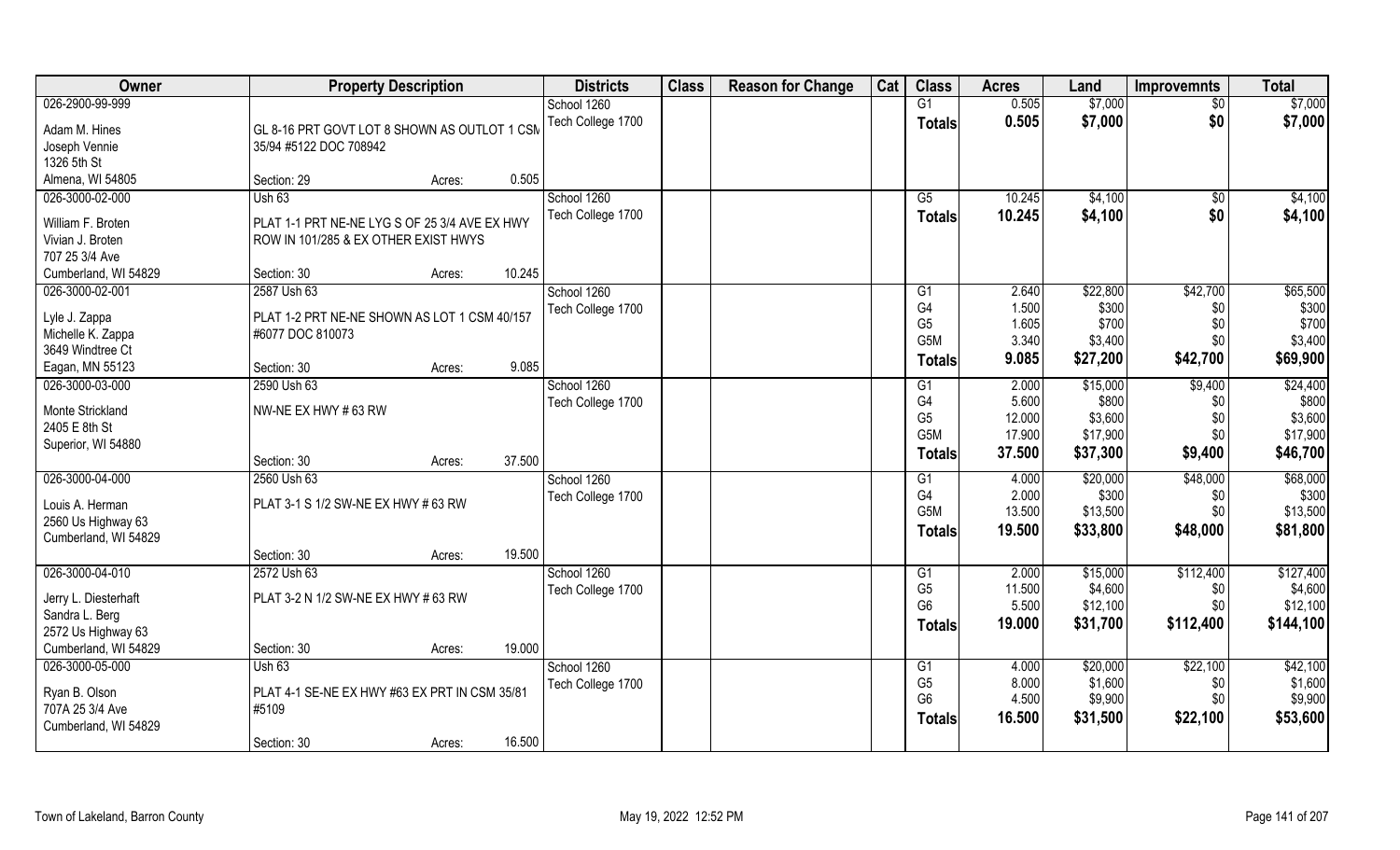| Owner | Property Description | Districts | Class | Reason for Change | Cat | Class | Acres | Land | Improvemnts | Total |
|---|---|---|---|---|---|---|---|---|---|---|
| 026-2900-99-999 | | School 1260 | | | | G1 | 0.505 | $7,000 | $0 | $7,000 |
| Adam M. Hines | GL 8-16 PRT GOVT LOT 8 SHOWN AS OUTLOT 1 CSM 35/94 #5122 DOC 708942 | Tech College 1700 | | | | **Totals** | **0.505** | **$7,000** | **$0** | **$7,000** |
| Joseph Vennie | | | | | | | | | | |
| 1326 5th St | | | | | | | | | | |
| Almena, WI 54805 | Section: 29 Acres: 0.505 | | | | | | | | | |
| 026-3000-02-000 | Ush 63 | School 1260 | | | | G5 | 10.245 | $4,100 | $0 | $4,100 |
| William F. Broten | PLAT 1-1 PRT NE-NE LYG S OF 25 3/4 AVE EX HWY ROW IN 101/285 & EX OTHER EXIST HWYS | Tech College 1700 | | | | **Totals** | **10.245** | **$4,100** | **$0** | **$4,100** |
| Vivian J. Broten | | | | | | | | | | |
| 707 25 3/4 Ave | | | | | | | | | | |
| Cumberland, WI 54829 | Section: 30 Acres: 10.245 | | | | | | | | | |
| 026-3000-02-001 | 2587 Ush 63 | School 1260 | | | | G1 | 2.640 | $22,800 | $42,700 | $65,500 |
| Lyle J. Zappa | PLAT 1-2 PRT NE-NE SHOWN AS LOT 1 CSM 40/157 #6077 DOC 810073 | Tech College 1700 | | | | G4 | 1.500 | $300 | $0 | $300 |
| Michelle K. Zappa | | | | | | G5 | 1.605 | $700 | $0 | $700 |
| 3649 Windtree Ct | | | | | | G5M | 3.340 | $3,400 | $0 | $3,400 |
| Eagan, MN 55123 | Section: 30 Acres: 9.085 | | | | | **Totals** | **9.085** | **$27,200** | **$42,700** | **$69,900** |
| 026-3000-03-000 | 2590 Ush 63 | School 1260 | | | | G1 | 2.000 | $15,000 | $9,400 | $24,400 |
| Monte Strickland | NW-NE EX HWY # 63 RW | Tech College 1700 | | | | G4 | 5.600 | $800 | $0 | $800 |
| 2405 E 8th St | | | | | | G5 | 12.000 | $3,600 | $0 | $3,600 |
| Superior, WI 54880 | | | | | | G5M | 17.900 | $17,900 | $0 | $17,900 |
| | Section: 30 Acres: 37.500 | | | | | **Totals** | **37.500** | **$37,300** | **$9,400** | **$46,700** |
| 026-3000-04-000 | 2560 Ush 63 | School 1260 | | | | G1 | 4.000 | $20,000 | $48,000 | $68,000 |
| Louis A. Herman | PLAT 3-1 S 1/2 SW-NE EX HWY # 63 RW | Tech College 1700 | | | | G4 | 2.000 | $300 | $0 | $300 |
| 2560 Us Highway 63 | | | | | | G5M | 13.500 | $13,500 | $0 | $13,500 |
| Cumberland, WI 54829 | | | | | | **Totals** | **19.500** | **$33,800** | **$48,000** | **$81,800** |
| | Section: 30 Acres: 19.500 | | | | | | | | | |
| 026-3000-04-010 | 2572 Ush 63 | School 1260 | | | | G1 | 2.000 | $15,000 | $112,400 | $127,400 |
| Jerry L. Diesterhaft | PLAT 3-2 N 1/2 SW-NE EX HWY # 63 RW | Tech College 1700 | | | | G5 | 11.500 | $4,600 | $0 | $4,600 |
| Sandra L. Berg | | | | | | G6 | 5.500 | $12,100 | $0 | $12,100 |
| 2572 Us Highway 63 | | | | | | **Totals** | **19.000** | **$31,700** | **$112,400** | **$144,100** |
| Cumberland, WI 54829 | Section: 30 Acres: 19.000 | | | | | | | | | |
| 026-3000-05-000 | Ush 63 | School 1260 | | | | G1 | 4.000 | $20,000 | $22,100 | $42,100 |
| Ryan B. Olson | PLAT 4-1 SE-NE EX HWY #63 EX PRT IN CSM 35/81 #5109 | Tech College 1700 | | | | G5 | 8.000 | $1,600 | $0 | $1,600 |
| 707A 25 3/4 Ave | | | | | | G6 | 4.500 | $9,900 | $0 | $9,900 |
| Cumberland, WI 54829 | | | | | | **Totals** | **16.500** | **$31,500** | **$22,100** | **$53,600** |
| | Section: 30 Acres: 16.500 | | | | | | | | | |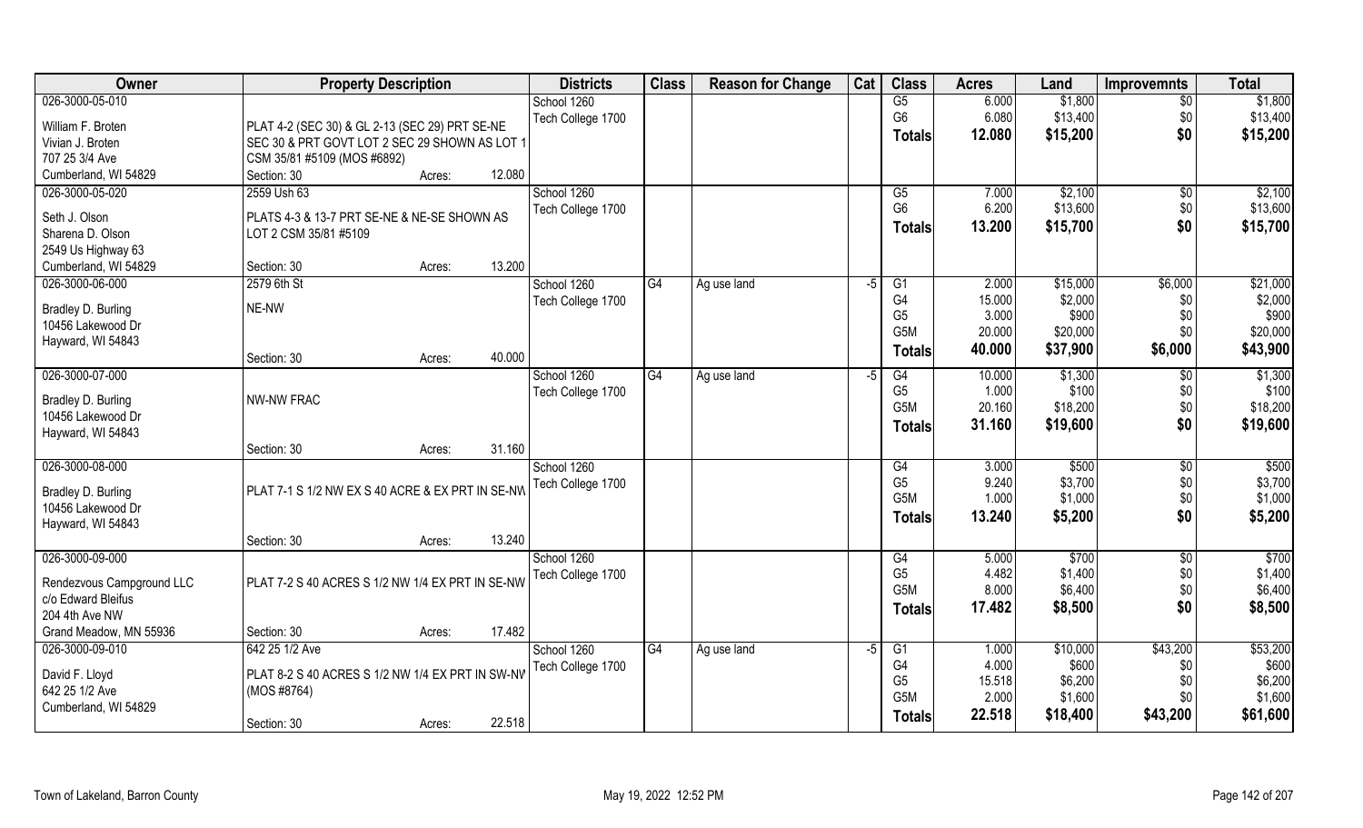| Owner | Property Description | Districts | Class | Reason for Change | Cat | Class | Acres | Land | Improvemnts | Total |
|---|---|---|---|---|---|---|---|---|---|---|
| 026-3000-05-010 | | School 1260 | | | | G5 | 6.000 | $1,800 | $0 | $1,800 |
| William F. Broten | PLAT 4-2 (SEC 30) & GL 2-13 (SEC 29) PRT SE-NE | Tech College 1700 | | | | G6 | 6.080 | $13,400 | $0 | $13,400 |
| Vivian J. Broten | SEC 30 & PRT GOVT LOT 2 SEC 29 SHOWN AS LOT 1 | | | | | Totals | 12.080 | $15,200 | $0 | $15,200 |
| 707 25 3/4 Ave | CSM 35/81 #5109 (MOS #6892) | | | | | | | | | |
| Cumberland, WI 54829 | Section: 30 Acres: 12.080 | | | | | | | | | |
| 026-3000-05-020 | 2559 Ush 63 | School 1260 | | | | G5 | 7.000 | $2,100 | $0 | $2,100 |
| Seth J. Olson | PLATS 4-3 & 13-7 PRT SE-NE & NE-SE SHOWN AS | Tech College 1700 | | | | G6 | 6.200 | $13,600 | $0 | $13,600 |
| Sharena D. Olson | LOT 2 CSM 35/81 #5109 | | | | | Totals | 13.200 | $15,700 | $0 | $15,700 |
| 2549 Us Highway 63 | | | | | | | | | | |
| Cumberland, WI 54829 | Section: 30 Acres: 13.200 | | | | | | | | | |
| 026-3000-06-000 | 2579 6th St | School 1260 | G4 | Ag use land | -5 | G1 | 2.000 | $15,000 | $6,000 | $21,000 |
| Bradley D. Burling | NE-NW | Tech College 1700 | | | | G4 | 15.000 | $2,000 | $0 | $2,000 |
| 10456 Lakewood Dr | | | | | | G5 | 3.000 | $900 | $0 | $900 |
| Hayward, WI 54843 | | | | | | G5M | 20.000 | $20,000 | $0 | $20,000 |
| | Section: 30 Acres: 40.000 | | | | | Totals | 40.000 | $37,900 | $6,000 | $43,900 |
| 026-3000-07-000 | | School 1260 | G4 | Ag use land | -5 | G4 | 10.000 | $1,300 | $0 | $1,300 |
| Bradley D. Burling | NW-NW FRAC | Tech College 1700 | | | | G5 | 1.000 | $100 | $0 | $100 |
| 10456 Lakewood Dr | | | | | | G5M | 20.160 | $18,200 | $0 | $18,200 |
| Hayward, WI 54843 | | | | | | Totals | 31.160 | $19,600 | $0 | $19,600 |
| | Section: 30 Acres: 31.160 | | | | | | | | | |
| 026-3000-08-000 | | School 1260 | | | | G4 | 3.000 | $500 | $0 | $500 |
| Bradley D. Burling | PLAT 7-1 S 1/2 NW EX S 40 ACRE & EX PRT IN SE-NW | Tech College 1700 | | | | G5 | 9.240 | $3,700 | $0 | $3,700 |
| 10456 Lakewood Dr | | | | | | G5M | 1.000 | $1,000 | $0 | $1,000 |
| Hayward, WI 54843 | | | | | | Totals | 13.240 | $5,200 | $0 | $5,200 |
| | Section: 30 Acres: 13.240 | | | | | | | | | |
| 026-3000-09-000 | | School 1260 | | | | G4 | 5.000 | $700 | $0 | $700 |
| Rendezvous Campground LLC | PLAT 7-2 S 40 ACRES S 1/2 NW 1/4 EX PRT IN SE-NW | Tech College 1700 | | | | G5 | 4.482 | $1,400 | $0 | $1,400 |
| c/o Edward Bleifus | | | | | | G5M | 8.000 | $6,400 | $0 | $6,400 |
| 204 4th Ave NW | | | | | | Totals | 17.482 | $8,500 | $0 | $8,500 |
| Grand Meadow, MN 55936 | Section: 30 Acres: 17.482 | | | | | | | | | |
| 026-3000-09-010 | 642 25 1/2 Ave | School 1260 | G4 | Ag use land | -5 | G1 | 1.000 | $10,000 | $43,200 | $53,200 |
| David F. Lloyd | PLAT 8-2 S 40 ACRES S 1/2 NW 1/4 EX PRT IN SW-NW | Tech College 1700 | | | | G4 | 4.000 | $600 | $0 | $600 |
| 642 25 1/2 Ave | (MOS #8764) | | | | | G5 | 15.518 | $6,200 | $0 | $6,200 |
| Cumberland, WI 54829 | | | | | | G5M | 2.000 | $1,600 | $0 | $1,600 |
| | Section: 30 Acres: 22.518 | | | | | Totals | 22.518 | $18,400 | $43,200 | $61,600 |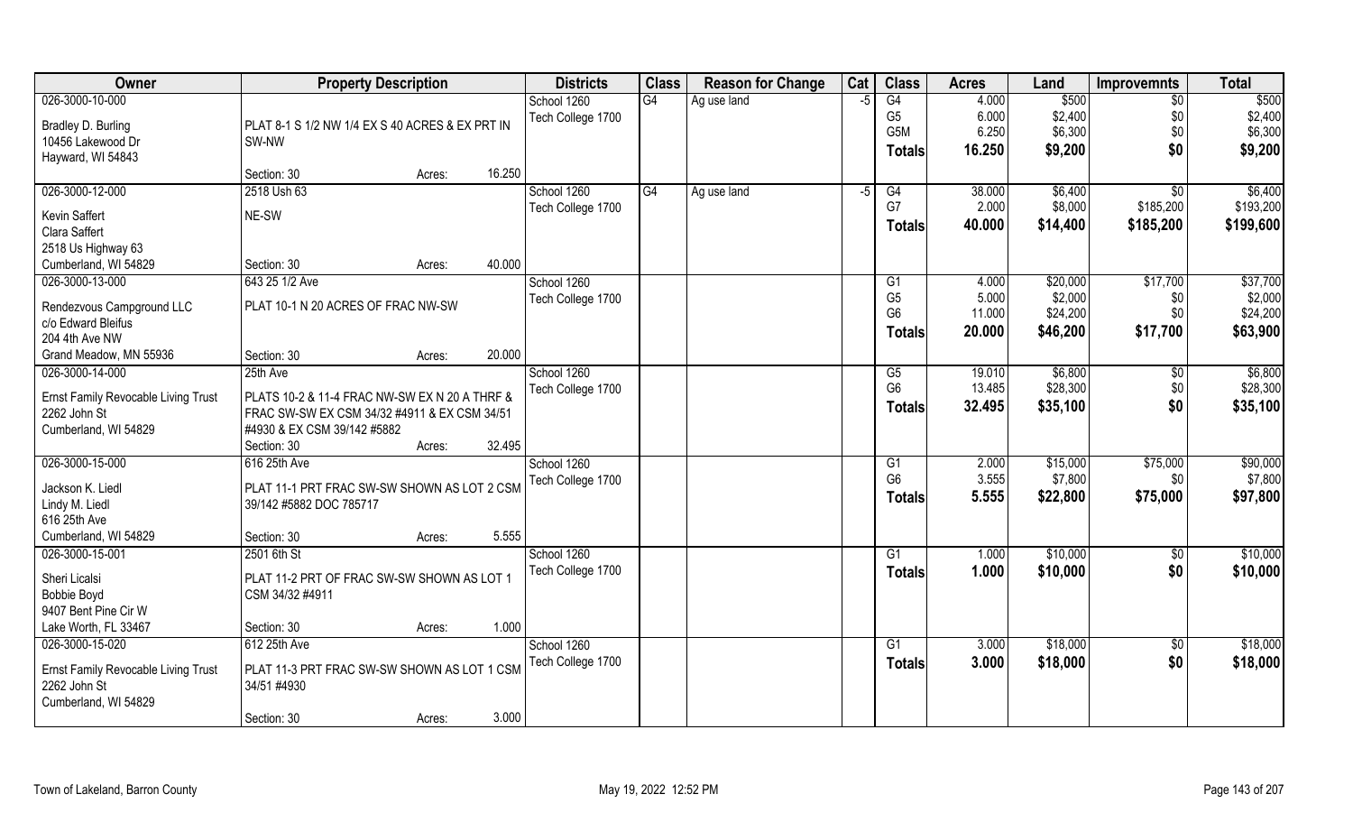| Owner | Property Description | | | Districts | Class | Reason for Change | Cat | Class | Acres | Land | Improvemnts | Total |
|---|---|---|---|---|---|---|---|---|---|---|---|---|
| 026-3000-10-000<br>Bradley D. Burling<br>10456 Lakewood Dr<br>Hayward, WI 54843 | PLAT 8-1 S 1/2 NW 1/4 EX S 40 ACRES & EX PRT IN SW-NW<br>Section: 30 | Acres: | 16.250 | School 1260<br>Tech College 1700 | G4 | Ag use land | -5 | G4<br>G5<br>G5M<br>**Totals** | 4.000<br>6.000<br>6.250<br>**16.250** | $500<br>$2,400<br>$6,300<br>**$9,200** | $0<br>$0<br>$0<br>**$0** | $500<br>$2,400<br>$6,300<br>**$9,200** |
| 026-3000-12-000<br>Kevin Saffert<br>Clara Saffert<br>2518 Us Highway 63<br>Cumberland, WI 54829 | 2518 Ush 63<br>NE-SW<br>Section: 30 | Acres: | 40.000 | School 1260<br>Tech College 1700 | G4 | Ag use land | -5 | G4<br>G7<br>**Totals** | 38.000<br>2.000<br>**40.000** | $6,400<br>$8,000<br>**$14,400** | $0<br>$185,200<br>**$185,200** | $6,400<br>$193,200<br>**$199,600** |
| 026-3000-13-000<br>Rendezvous Campground LLC<br>c/o Edward Bleifus<br>204 4th Ave NW<br>Grand Meadow, MN 55936 | 643 25 1/2 Ave<br>PLAT 10-1 N 20 ACRES OF FRAC NW-SW<br>Section: 30 | Acres: | 20.000 | School 1260<br>Tech College 1700 | | | | G1<br>G5<br>G6<br>**Totals** | 4.000<br>5.000<br>11.000<br>**20.000** | $20,000<br>$2,000<br>$24,200<br>**$46,200** | $17,700<br>$0<br>$0<br>**$17,700** | $37,700<br>$2,000<br>$24,200<br>**$63,900** |
| 026-3000-14-000<br>Ernst Family Revocable Living Trust<br>2262 John St<br>Cumberland, WI 54829 | 25th Ave<br>PLATS 10-2 & 11-4 FRAC NW-SW EX N 20 A THRF & FRAC SW-SW EX CSM 34/32 #4911 & EX CSM 34/51 #4930 & EX CSM 39/142 #5882<br>Section: 30 | Acres: | 32.495 | School 1260<br>Tech College 1700 | | | | G5<br>G6<br>**Totals** | 19.010<br>13.485<br>**32.495** | $6,800<br>$28,300<br>**$35,100** | $0<br>$0<br>**$0** | $6,800<br>$28,300<br>**$35,100** |
| 026-3000-15-000<br>Jackson K. Liedl<br>Lindy M. Liedl<br>616 25th Ave<br>Cumberland, WI 54829 | 616 25th Ave<br>PLAT 11-1 PRT FRAC SW-SW SHOWN AS LOT 2 CSM 39/142 #5882 DOC 785717<br>Section: 30 | Acres: | 5.555 | School 1260<br>Tech College 1700 | | | | G1<br>G6<br>**Totals** | 2.000<br>3.555<br>**5.555** | $15,000<br>$7,800<br>**$22,800** | $75,000<br>$0<br>**$75,000** | $90,000<br>$7,800<br>**$97,800** |
| 026-3000-15-001<br>Sheri Licalsi<br>Bobbie Boyd<br>9407 Bent Pine Cir W<br>Lake Worth, FL 33467 | 2501 6th St<br>PLAT 11-2 PRT OF FRAC SW-SW SHOWN AS LOT 1 CSM 34/32 #4911<br>Section: 30 | Acres: | 1.000 | School 1260<br>Tech College 1700 | | | | G1<br>**Totals** | 1.000<br>**1.000** | $10,000<br>**$10,000** | $0<br>**$0** | $10,000<br>**$10,000** |
| 026-3000-15-020<br>Ernst Family Revocable Living Trust<br>2262 John St<br>Cumberland, WI 54829 | 612 25th Ave<br>PLAT 11-3 PRT FRAC SW-SW SHOWN AS LOT 1 CSM 34/51 #4930<br>Section: 30 | Acres: | 3.000 | School 1260<br>Tech College 1700 | | | | G1<br>**Totals** | 3.000<br>**3.000** | $18,000<br>**$18,000** | $0<br>**$0** | $18,000<br>**$18,000** |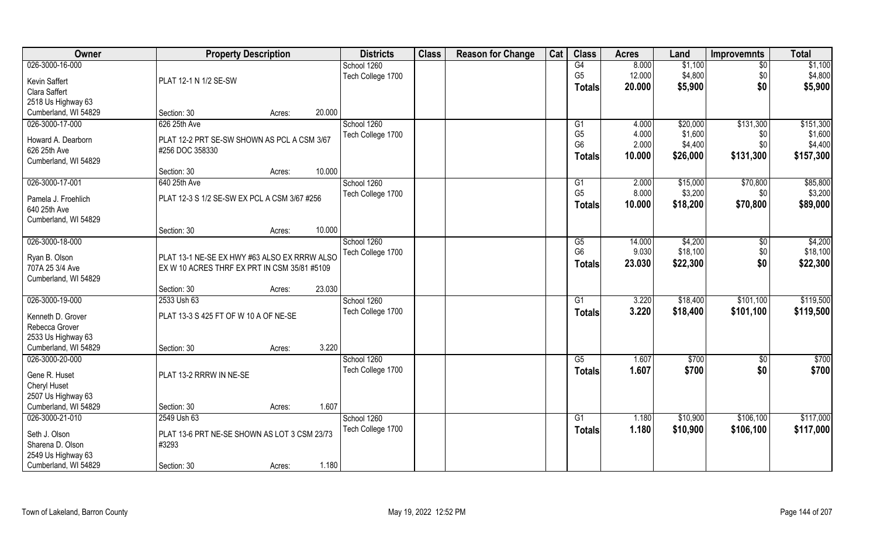| Owner | Property Description | Districts | Class | Reason for Change | Cat | Class | Acres | Land | Improvemnts | Total |
|---|---|---|---|---|---|---|---|---|---|---|
| 026-3000-16-000<br>Kevin Saffert<br>Clara Saffert<br>2518 Us Highway 63<br>Cumberland, WI 54829 | PLAT 12-1 N 1/2 SE-SW<br>Section: 30 Acres: 20.000 | School 1260<br>Tech College 1700 | | | | G4<br>G5<br>**Totals** | 8.000<br>12.000<br>**20.000** | $1,100<br>$4,800<br>**$5,900** | $0<br>$0<br>**$0** | $1,100<br>$4,800<br>**$5,900** |
| 026-3000-17-000<br>Howard A. Dearborn<br>626 25th Ave<br>Cumberland, WI 54829 | 626 25th Ave<br>PLAT 12-2 PRT SE-SW SHOWN AS PCL A CSM 3/67 #256 DOC 358330<br>Section: 30 Acres: 10.000 | School 1260<br>Tech College 1700 | | | | G1<br>G5<br>G6<br>**Totals** | 4.000<br>4.000<br>2.000<br>**10.000** | $20,000<br>$1,600<br>$4,400<br>**$26,000** | $131,300<br>$0<br>$0<br>**$131,300** | $151,300<br>$1,600<br>$4,400<br>**$157,300** |
| 026-3000-17-001<br>Pamela J. Froehlich<br>640 25th Ave<br>Cumberland, WI 54829 | 640 25th Ave<br>PLAT 12-3 S 1/2 SE-SW EX PCL A CSM 3/67 #256<br>Section: 30 Acres: 10.000 | School 1260<br>Tech College 1700 | | | | G1<br>G5<br>**Totals** | 2.000<br>8.000<br>**10.000** | $15,000<br>$3,200<br>**$18,200** | $70,800<br>$0<br>**$70,800** | $85,800<br>$3,200<br>**$89,000** |
| 026-3000-18-000<br>Ryan B. Olson<br>707A 25 3/4 Ave<br>Cumberland, WI 54829 | PLAT 13-1 NE-SE EX HWY #63 ALSO EX RRRW ALSO EX W 10 ACRES THRF EX PRT IN CSM 35/81 #5109<br>Section: 30 Acres: 23.030 | School 1260<br>Tech College 1700 | | | | G5<br>G6<br>**Totals** | 14.000<br>9.030<br>**23.030** | $4,200<br>$18,100<br>**$22,300** | $0<br>$0<br>**$0** | $4,200<br>$18,100<br>**$22,300** |
| 026-3000-19-000<br>Kenneth D. Grover<br>Rebecca Grover<br>2533 Us Highway 63<br>Cumberland, WI 54829 | 2533 Ush 63<br>PLAT 13-3 S 425 FT OF W 10 A OF NE-SE<br>Section: 30 Acres: 3.220 | School 1260<br>Tech College 1700 | | | | G1<br>**Totals** | 3.220<br>**3.220** | $18,400<br>**$18,400** | $101,100<br>**$101,100** | $119,500<br>**$119,500** |
| 026-3000-20-000<br>Gene R. Huset<br>Cheryl Huset<br>2507 Us Highway 63<br>Cumberland, WI 54829 | PLAT 13-2 RRRW IN NE-SE<br>Section: 30 Acres: 1.607 | School 1260<br>Tech College 1700 | | | | G5<br>**Totals** | 1.607<br>**1.607** | $700<br>**$700** | $0<br>**$0** | $700<br>**$700** |
| 026-3000-21-010<br>Seth J. Olson<br>Sharena D. Olson<br>2549 Us Highway 63<br>Cumberland, WI 54829 | 2549 Ush 63<br>PLAT 13-6 PRT NE-SE SHOWN AS LOT 3 CSM 23/73 #3293<br>Section: 30 Acres: 1.180 | School 1260<br>Tech College 1700 | | | | G1<br>**Totals** | 1.180<br>**1.180** | $10,900<br>**$10,900** | $106,100<br>**$106,100** | $117,000<br>**$117,000** |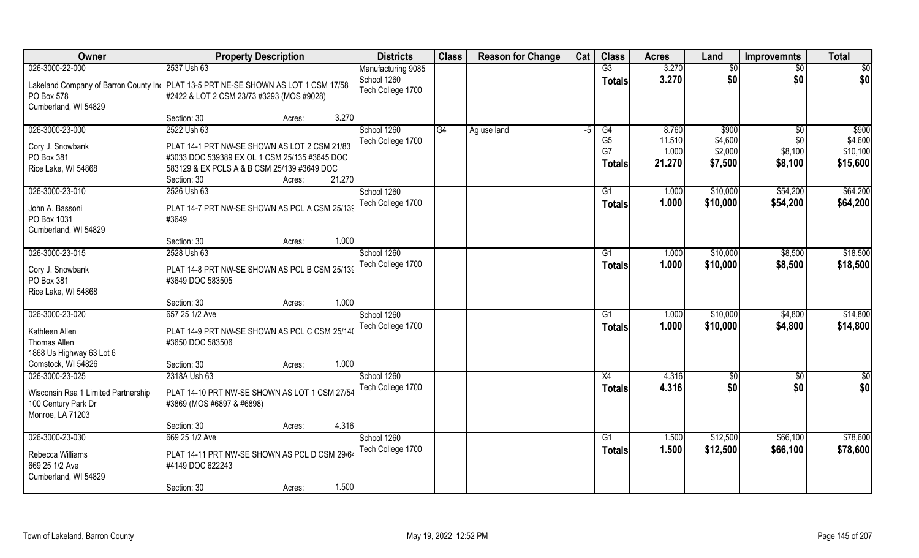| Owner | Property Description | Districts | Class | Reason for Change | Cat | Class | Acres | Land | Improvemnts | Total |
|---|---|---|---|---|---|---|---|---|---|---|
| 026-3000-22-000 | 2537 Ush 63 | Manufacturing 9085 | | | | G3 | 3.270 | $0 | $0 | $0 |
| Lakeland Company of Barron County Inc | PLAT 13-5 PRT NE-SE SHOWN AS LOT 1 CSM 17/58 | School 1260 | | | | **Totals** | **3.270** | **$0** | **$0** | **$0** |
| PO Box 578 | #2422 & LOT 2 CSM 23/73 #3293 (MOS #9028) | Tech College 1700 | | | | | | | | |
| Cumberland, WI 54829 | | | | | | | | | | |
| | Section: 30 Acres: 3.270 | | | | | | | | | |
| 026-3000-23-000 | 2522 Ush 63 | School 1260 | G4 | Ag use land | -5 | G4 | 8.760 | $900 | $0 | $900 |
| Cory J. Snowbank | PLAT 14-1 PRT NW-SE SHOWN AS LOT 2 CSM 21/83 | Tech College 1700 | | | | G5 | 11.510 | $4,600 | $0 | $4,600 |
| PO Box 381 | #3033 DOC 539389 EX OL 1 CSM 25/135 #3645 DOC | | | | | G7 | 1.000 | $2,000 | $8,100 | $10,100 |
| Rice Lake, WI 54868 | 583129 & EX PCLS A & B CSM 25/139 #3649 DOC | | | | | **Totals** | **21.270** | **$7,500** | **$8,100** | **$15,600** |
| | Section: 30 Acres: 21.270 | | | | | | | | | |
| 026-3000-23-010 | 2526 Ush 63 | School 1260 | | | | G1 | 1.000 | $10,000 | $54,200 | $64,200 |
| John A. Bassoni | PLAT 14-7 PRT NW-SE SHOWN AS PCL A CSM 25/139 | Tech College 1700 | | | | **Totals** | **1.000** | **$10,000** | **$54,200** | **$64,200** |
| PO Box 1031 | #3649 | | | | | | | | | |
| Cumberland, WI 54829 | | | | | | | | | | |
| | Section: 30 Acres: 1.000 | | | | | | | | | |
| 026-3000-23-015 | 2528 Ush 63 | School 1260 | | | | G1 | 1.000 | $10,000 | $8,500 | $18,500 |
| Cory J. Snowbank | PLAT 14-8 PRT NW-SE SHOWN AS PCL B CSM 25/139 | Tech College 1700 | | | | **Totals** | **1.000** | **$10,000** | **$8,500** | **$18,500** |
| PO Box 381 | #3649 DOC 583505 | | | | | | | | | |
| Rice Lake, WI 54868 | | | | | | | | | | |
| | Section: 30 Acres: 1.000 | | | | | | | | | |
| 026-3000-23-020 | 657 25 1/2 Ave | School 1260 | | | | G1 | 1.000 | $10,000 | $4,800 | $14,800 |
| Kathleen Allen | PLAT 14-9 PRT NW-SE SHOWN AS PCL C CSM 25/140 | Tech College 1700 | | | | **Totals** | **1.000** | **$10,000** | **$4,800** | **$14,800** |
| Thomas Allen | #3650 DOC 583506 | | | | | | | | | |
| 1868 Us Highway 63 Lot 6 | | | | | | | | | | |
| Comstock, WI 54826 | Section: 30 Acres: 1.000 | | | | | | | | | |
| 026-3000-23-025 | 2318A Ush 63 | School 1260 | | | | X4 | 4.316 | $0 | $0 | $0 |
| Wisconsin Rsa 1 Limited Partnership | PLAT 14-10 PRT NW-SE SHOWN AS LOT 1 CSM 27/54 | Tech College 1700 | | | | **Totals** | **4.316** | **$0** | **$0** | **$0** |
| 100 Century Park Dr | #3869 (MOS #6897 & #6898) | | | | | | | | | |
| Monroe, LA 71203 | | | | | | | | | | |
| | Section: 30 Acres: 4.316 | | | | | | | | | |
| 026-3000-23-030 | 669 25 1/2 Ave | School 1260 | | | | G1 | 1.500 | $12,500 | $66,100 | $78,600 |
| Rebecca Williams | PLAT 14-11 PRT NW-SE SHOWN AS PCL D CSM 29/64 | Tech College 1700 | | | | **Totals** | **1.500** | **$12,500** | **$66,100** | **$78,600** |
| 669 25 1/2 Ave | #4149 DOC 622243 | | | | | | | | | |
| Cumberland, WI 54829 | | | | | | | | | | |
| | Section: 30 Acres: 1.500 | | | | | | | | | |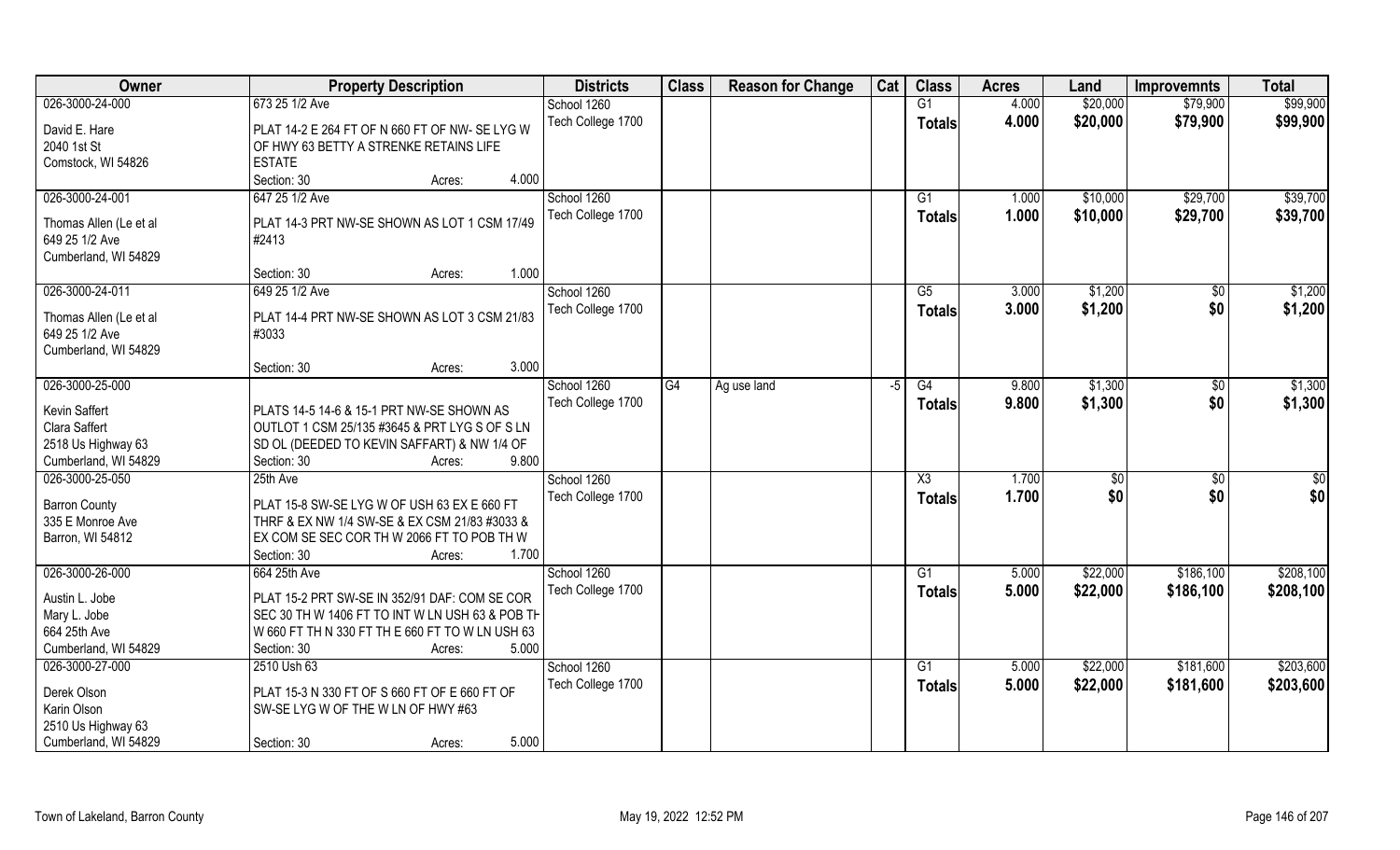| Owner | Property Description | Districts | Class | Reason for Change | Cat | Class | Acres | Land | Improvemnts | Total |
|---|---|---|---|---|---|---|---|---|---|---|
| 026-3000-24-000 | 673 25 1/2 Ave | School 1260 | | | | G1 | 4.000 | $20,000 | $79,900 | $99,900 |
| David E. Hare<br>2040 1st St<br>Comstock, WI 54826 | PLAT 14-2 E 264 FT OF N 660 FT OF NW- SE LYG W OF HWY 63 BETTY A STRENKE RETAINS LIFE ESTATE<br>Section: 30 Acres: 4.000 | Tech College 1700 | | | | Totals | 4.000 | $20,000 | $79,900 | $99,900 |
| 026-3000-24-001 | 647 25 1/2 Ave | School 1260 | | | | G1 | 1.000 | $10,000 | $29,700 | $39,700 |
| Thomas Allen (Le et al<br>649 25 1/2 Ave<br>Cumberland, WI 54829 | PLAT 14-3 PRT NW-SE SHOWN AS LOT 1 CSM 17/49 #2413<br>Section: 30 Acres: 1.000 | Tech College 1700 | | | | Totals | 1.000 | $10,000 | $29,700 | $39,700 |
| 026-3000-24-011 | 649 25 1/2 Ave | School 1260 | | | | G5 | 3.000 | $1,200 | $0 | $1,200 |
| Thomas Allen (Le et al<br>649 25 1/2 Ave<br>Cumberland, WI 54829 | PLAT 14-4 PRT NW-SE SHOWN AS LOT 3 CSM 21/83 #3033<br>Section: 30 Acres: 3.000 | Tech College 1700 | | | | Totals | 3.000 | $1,200 | $0 | $1,200 |
| 026-3000-25-000 | | School 1260 | G4 | Ag use land | -5 | G4 | 9.800 | $1,300 | $0 | $1,300 |
| Kevin Saffert<br>Clara Saffert<br>2518 Us Highway 63<br>Cumberland, WI 54829 | PLATS 14-5 14-6 & 15-1 PRT NW-SE SHOWN AS OUTLOT 1 CSM 25/135 #3645 & PRT LYG S OF S LN SD OL (DEEDED TO KEVIN SAFFART) & NW 1/4 OF<br>Section: 30 Acres: 9.800 | Tech College 1700 | | | | Totals | 9.800 | $1,300 | $0 | $1,300 |
| 026-3000-25-050 | 25th Ave | School 1260 | | | | X3 | 1.700 | $0 | $0 | $0 |
| Barron County<br>335 E Monroe Ave<br>Barron, WI 54812 | PLAT 15-8 SW-SE LYG W OF USH 63 EX E 660 FT THRF & EX NW 1/4 SW-SE & EX CSM 21/83 #3033 & EX COM SE SEC COR TH W 2066 FT TO POB TH W<br>Section: 30 Acres: 1.700 | Tech College 1700 | | | | Totals | 1.700 | $0 | $0 | $0 |
| 026-3000-26-000 | 664 25th Ave | School 1260 | | | | G1 | 5.000 | $22,000 | $186,100 | $208,100 |
| Austin L. Jobe<br>Mary L. Jobe<br>664 25th Ave<br>Cumberland, WI 54829 | PLAT 15-2 PRT SW-SE IN 352/91 DAF: COM SE COR SEC 30 TH W 1406 FT TO INT W LN USH 63 & POB TH W 660 FT TH N 330 FT TH E 660 FT TO W LN USH 63<br>Section: 30 Acres: 5.000 | Tech College 1700 | | | | Totals | 5.000 | $22,000 | $186,100 | $208,100 |
| 026-3000-27-000 | 2510 Ush 63 | School 1260 | | | | G1 | 5.000 | $22,000 | $181,600 | $203,600 |
| Derek Olson<br>Karin Olson<br>2510 Us Highway 63<br>Cumberland, WI 54829 | PLAT 15-3 N 330 FT OF S 660 FT OF E 660 FT OF SW-SE LYG W OF THE W LN OF HWY #63<br>Section: 30 Acres: 5.000 | Tech College 1700 | | | | Totals | 5.000 | $22,000 | $181,600 | $203,600 |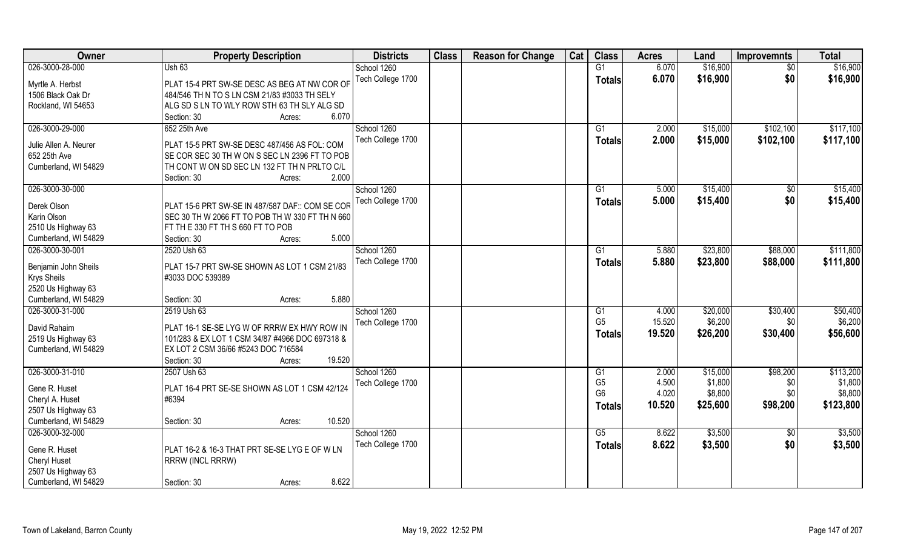| Owner | Property Description | Districts | Class | Reason for Change | Cat | Class | Acres | Land | Improvemnts | Total |
|---|---|---|---|---|---|---|---|---|---|---|
| 026-3000-28-000 | Ush 63 | School 1260 | | | | G1 | 6.070 | $16,900 | $0 | $16,900 |
| Myrtle A. Herbst | PLAT 15-4 PRT SW-SE DESC AS BEG AT NW COR OF | Tech College 1700 | | | | **Totals** | **6.070** | **$16,900** | **$0** | **$16,900** |
| 1506 Black Oak Dr | 484/546 TH N TO S LN CSM 21/83 #3033 TH SELY | | | | | | | | | |
| Rockland, WI 54653 | ALG SD S LN TO WLY ROW STH 63 TH SLY ALG SD | | | | | | | | | |
| | Section: 30 Acres: 6.070 | | | | | | | | | |
| 026-3000-29-000 | 652 25th Ave | School 1260 | | | | G1 | 2.000 | $15,000 | $102,100 | $117,100 |
| Julie Allen A. Neurer | PLAT 15-5 PRT SW-SE DESC 487/456 AS FOL: COM | Tech College 1700 | | | | **Totals** | **2.000** | **$15,000** | **$102,100** | **$117,100** |
| 652 25th Ave | SE COR SEC 30 TH W ON S SEC LN 2396 FT TO POB | | | | | | | | | |
| Cumberland, WI 54829 | TH CONT W ON SD SEC LN 132 FT TH N PRLTO C/L | | | | | | | | | |
| | Section: 30 Acres: 2.000 | | | | | | | | | |
| 026-3000-30-000 | | School 1260 | | | | G1 | 5.000 | $15,400 | $0 | $15,400 |
| Derek Olson | PLAT 15-6 PRT SW-SE IN 487/587 DAF:: COM SE COR | Tech College 1700 | | | | **Totals** | **5.000** | **$15,400** | **$0** | **$15,400** |
| Karin Olson | SEC 30 TH W 2066 FT TO POB TH W 330 FT TH N 660 | | | | | | | | | |
| 2510 Us Highway 63 | FT TH E 330 FT TH S 660 FT TO POB | | | | | | | | | |
| Cumberland, WI 54829 | Section: 30 Acres: 5.000 | | | | | | | | | |
| 026-3000-30-001 | 2520 Ush 63 | School 1260 | | | | G1 | 5.880 | $23,800 | $88,000 | $111,800 |
| Benjamin John Sheils | PLAT 15-7 PRT SW-SE SHOWN AS LOT 1 CSM 21/83 | Tech College 1700 | | | | **Totals** | **5.880** | **$23,800** | **$88,000** | **$111,800** |
| Krys Sheils | #3033 DOC 539389 | | | | | | | | | |
| 2520 Us Highway 63 | | | | | | | | | | |
| Cumberland, WI 54829 | Section: 30 Acres: 5.880 | | | | | | | | | |
| 026-3000-31-000 | 2519 Ush 63 | School 1260 | | | | G1 | 4.000 | $20,000 | $30,400 | $50,400 |
| David Rahaim | PLAT 16-1 SE-SE LYG W OF RRRW EX HWY ROW IN | Tech College 1700 | | | | G5 | 15.520 | $6,200 | $0 | $6,200 |
| 2519 Us Highway 63 | 101/283 & EX LOT 1 CSM 34/87 #4966 DOC 697318 & | | | | | **Totals** | **19.520** | **$26,200** | **$30,400** | **$56,600** |
| Cumberland, WI 54829 | EX LOT 2 CSM 36/66 #5243 DOC 716584 | | | | | | | | | |
| | Section: 30 Acres: 19.520 | | | | | | | | | |
| 026-3000-31-010 | 2507 Ush 63 | School 1260 | | | | G1 | 2.000 | $15,000 | $98,200 | $113,200 |
| Gene R. Huset | PLAT 16-4 PRT SE-SE SHOWN AS LOT 1 CSM 42/124 | Tech College 1700 | | | | G5 | 4.500 | $1,800 | $0 | $1,800 |
| Cheryl A. Huset | #6394 | | | | | G6 | 4.020 | $8,800 | $0 | $8,800 |
| 2507 Us Highway 63 | | | | | | **Totals** | **10.520** | **$25,600** | **$98,200** | **$123,800** |
| Cumberland, WI 54829 | Section: 30 Acres: 10.520 | | | | | | | | | |
| 026-3000-32-000 | | School 1260 | | | | G5 | 8.622 | $3,500 | $0 | $3,500 |
| Gene R. Huset | PLAT 16-2 & 16-3 THAT PRT SE-SE LYG E OF W LN | Tech College 1700 | | | | **Totals** | **8.622** | **$3,500** | **$0** | **$3,500** |
| Cheryl Huset | RRRW (INCL RRRW) | | | | | | | | | |
| 2507 Us Highway 63 | | | | | | | | | | |
| Cumberland, WI 54829 | Section: 30 Acres: 8.622 | | | | | | | | | |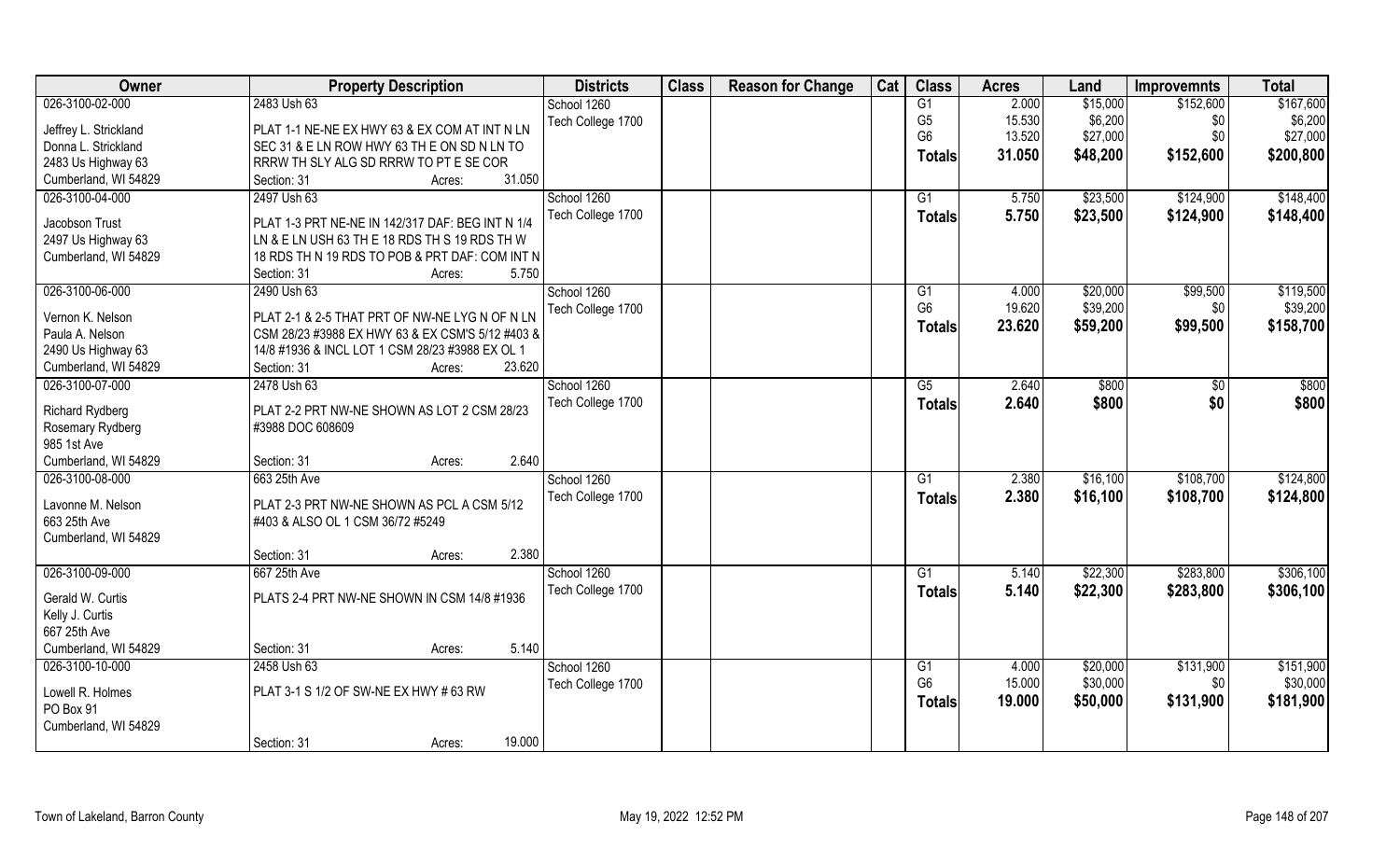| Owner | Property Description | Districts | Class | Reason for Change | Cat | Class | Acres | Land | Improvemnts | Total |
|---|---|---|---|---|---|---|---|---|---|---|
| 026-3100-02-000 | 2483 Ush 63 | School 1260 | | | | G1 | 2.000 | $15,000 | $152,600 | $167,600 |
| Jeffrey L. Strickland | PLAT 1-1 NE-NE EX HWY 63 & EX COM AT INT N LN | Tech College 1700 | | | | G5 | 15.530 | $6,200 | $0 | $6,200 |
| Donna L. Strickland | SEC 31 & E LN ROW HWY 63 TH E ON SD N LN TO | | | | | G6 | 13.520 | $27,000 | $0 | $27,000 |
| 2483 Us Highway 63 | RRRW TH SLY ALG SD RRRW TO PT E SE COR | | | | | **Totals** | **31.050** | **$48,200** | **$152,600** | **$200,800** |
| Cumberland, WI 54829 | Section: 31 Acres: 31.050 | | | | | | | | | |
| 026-3100-04-000 | 2497 Ush 63 | School 1260 | | | | G1 | 5.750 | $23,500 | $124,900 | $148,400 |
| Jacobson Trust | PLAT 1-3 PRT NE-NE IN 142/317 DAF: BEG INT N 1/4 | Tech College 1700 | | | | **Totals** | **5.750** | **$23,500** | **$124,900** | **$148,400** |
| 2497 Us Highway 63 | LN & E LN USH 63 TH E 18 RDS TH S 19 RDS TH W | | | | | | | | | |
| Cumberland, WI 54829 | 18 RDS TH N 19 RDS TO POB & PRT DAF: COM INT N | | | | | | | | | |
| | Section: 31 Acres: 5.750 | | | | | | | | | |
| 026-3100-06-000 | 2490 Ush 63 | School 1260 | | | | G1 | 4.000 | $20,000 | $99,500 | $119,500 |
| Vernon K. Nelson | PLAT 2-1 & 2-5 THAT PRT OF NW-NE LYG N OF N LN | Tech College 1700 | | | | G6 | 19.620 | $39,200 | $0 | $39,200 |
| Paula A. Nelson | CSM 28/23 #3988 EX HWY 63 & EX CSM'S 5/12 #403 & | | | | | **Totals** | **23.620** | **$59,200** | **$99,500** | **$158,700** |
| 2490 Us Highway 63 | 14/8 #1936 & INCL LOT 1 CSM 28/23 #3988 EX OL 1 | | | | | | | | | |
| Cumberland, WI 54829 | Section: 31 Acres: 23.620 | | | | | | | | | |
| 026-3100-07-000 | 2478 Ush 63 | School 1260 | | | | G5 | 2.640 | $800 | $0 | $800 |
| Richard Rydberg | PLAT 2-2 PRT NW-NE SHOWN AS LOT 2 CSM 28/23 | Tech College 1700 | | | | **Totals** | **2.640** | **$800** | **$0** | **$800** |
| Rosemary Rydberg | #3988 DOC 608609 | | | | | | | | | |
| 985 1st Ave | | | | | | | | | | |
| Cumberland, WI 54829 | Section: 31 Acres: 2.640 | | | | | | | | | |
| 026-3100-08-000 | 663 25th Ave | School 1260 | | | | G1 | 2.380 | $16,100 | $108,700 | $124,800 |
| Lavonne M. Nelson | PLAT 2-3 PRT NW-NE SHOWN AS PCL A CSM 5/12 | Tech College 1700 | | | | **Totals** | **2.380** | **$16,100** | **$108,700** | **$124,800** |
| 663 25th Ave | #403 & ALSO OL 1 CSM 36/72 #5249 | | | | | | | | | |
| Cumberland, WI 54829 | | | | | | | | | | |
| | Section: 31 Acres: 2.380 | | | | | | | | | |
| 026-3100-09-000 | 667 25th Ave | School 1260 | | | | G1 | 5.140 | $22,300 | $283,800 | $306,100 |
| Gerald W. Curtis | PLATS 2-4 PRT NW-NE SHOWN IN CSM 14/8 #1936 | Tech College 1700 | | | | **Totals** | **5.140** | **$22,300** | **$283,800** | **$306,100** |
| Kelly J. Curtis | | | | | | | | | | |
| 667 25th Ave | | | | | | | | | | |
| Cumberland, WI 54829 | Section: 31 Acres: 5.140 | | | | | | | | | |
| 026-3100-10-000 | 2458 Ush 63 | School 1260 | | | | G1 | 4.000 | $20,000 | $131,900 | $151,900 |
| Lowell R. Holmes | PLAT 3-1 S 1/2 OF SW-NE EX HWY # 63 RW | Tech College 1700 | | | | G6 | 15.000 | $30,000 | $0 | $30,000 |
| PO Box 91 | | | | | | **Totals** | **19.000** | **$50,000** | **$131,900** | **$181,900** |
| Cumberland, WI 54829 | | | | | | | | | | |
| | Section: 31 Acres: 19.000 | | | | | | | | | |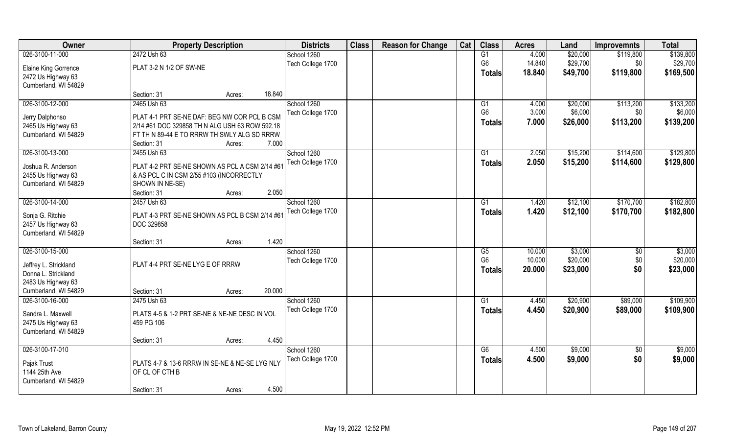| Owner | Property Description | Districts | Class | Reason for Change | Cat | Class | Acres | Land | Improvemnts | Total |
|---|---|---|---|---|---|---|---|---|---|---|
| 026-3100-11-000<br>Elaine King Gorrence<br>2472 Us Highway 63<br>Cumberland, WI 54829 | 2472 Ush 63<br>PLAT 3-2 N 1/2 OF SW-NE<br>Section: 31 Acres: 18.840 | School 1260<br>Tech College 1700 | | | | G1<br>G6<br>**Totals** | 4.000<br>14.840<br>**18.840** | $20,000<br>$29,700<br>**$49,700** | $119,800<br>$0<br>**$119,800** | $139,800<br>$29,700<br>**$169,500** |
| 026-3100-12-000<br>Jerry Dalphonso<br>2465 Us Highway 63<br>Cumberland, WI 54829 | 2465 Ush 63<br>PLAT 4-1 PRT SE-NE DAF: BEG NW COR PCL B CSM 2/14 #61 DOC 329858 TH N ALG USH 63 ROW 592.18 FT TH N 89-44 E TO RRRW TH SWLY ALG SD RRRW<br>Section: 31 Acres: 7.000 | School 1260<br>Tech College 1700 | | | | G1<br>G6<br>**Totals** | 4.000<br>3.000<br>**7.000** | $20,000<br>$6,000<br>**$26,000** | $113,200<br>$0<br>**$113,200** | $133,200<br>$6,000<br>**$139,200** |
| 026-3100-13-000<br>Joshua R. Anderson<br>2455 Us Highway 63<br>Cumberland, WI 54829 | 2455 Ush 63<br>PLAT 4-2 PRT SE-NE SHOWN AS PCL A CSM 2/14 #61 & AS PCL C IN CSM 2/55 #103 (INCORRECTLY SHOWN IN NE-SE)<br>Section: 31 Acres: 2.050 | School 1260<br>Tech College 1700 | | | | G1<br>**Totals** | 2.050<br>**2.050** | $15,200<br>**$15,200** | $114,600<br>**$114,600** | $129,800<br>**$129,800** |
| 026-3100-14-000<br>Sonja G. Ritchie<br>2457 Us Highway 63<br>Cumberland, WI 54829 | 2457 Ush 63<br>PLAT 4-3 PRT SE-NE SHOWN AS PCL B CSM 2/14 #61 DOC 329858<br>Section: 31 Acres: 1.420 | School 1260<br>Tech College 1700 | | | | G1<br>**Totals** | 1.420<br>**1.420** | $12,100<br>**$12,100** | $170,700<br>**$170,700** | $182,800<br>**$182,800** |
| 026-3100-15-000<br>Jeffrey L. Strickland<br>Donna L. Strickland<br>2483 Us Highway 63<br>Cumberland, WI 54829 | PLAT 4-4 PRT SE-NE LYG E OF RRRW<br>Section: 31 Acres: 20.000 | School 1260<br>Tech College 1700 | | | | G5<br>G6<br>**Totals** | 10.000<br>10.000<br>**20.000** | $3,000<br>$20,000<br>**$23,000** | $0<br>$0<br>**$0** | $3,000<br>$20,000<br>**$23,000** |
| 026-3100-16-000<br>Sandra L. Maxwell<br>2475 Us Highway 63<br>Cumberland, WI 54829 | 2475 Ush 63<br>PLATS 4-5 & 1-2 PRT SE-NE & NE-NE DESC IN VOL 459 PG 106<br>Section: 31 Acres: 4.450 | School 1260<br>Tech College 1700 | | | | G1<br>**Totals** | 4.450<br>**4.450** | $20,900<br>**$20,900** | $89,000<br>**$89,000** | $109,900<br>**$109,900** |
| 026-3100-17-010<br>Pajak Trust<br>1144 25th Ave<br>Cumberland, WI 54829 | PLATS 4-7 & 13-6 RRRW IN SE-NE & NE-SE LYG NLY OF CL OF CTH B<br>Section: 31 Acres: 4.500 | School 1260<br>Tech College 1700 | | | | G6<br>**Totals** | 4.500<br>**4.500** | $9,000<br>**$9,000** | $0<br>**$0** | $9,000<br>**$9,000** |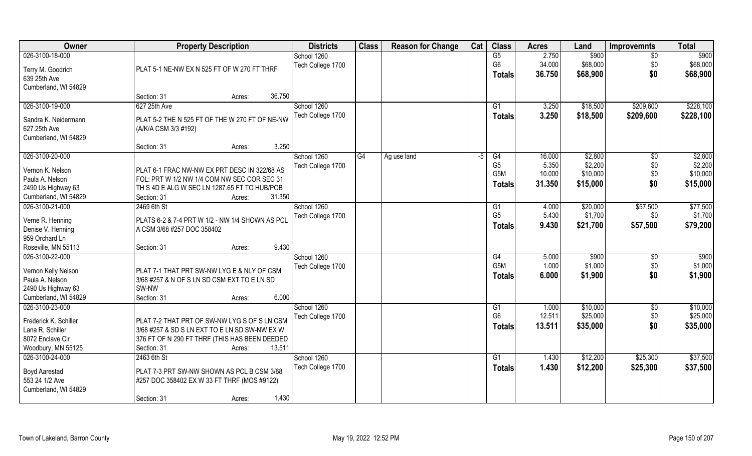| Owner | Property Description | Districts | Class | Reason for Change | Cat | Class | Acres | Land | Improvemnts | Total |
|---|---|---|---|---|---|---|---|---|---|---|
| 026-3100-18-000<br><br>Terry M. Goodrich<br>639 25th Ave<br>Cumberland, WI 54829 | PLAT 5-1 NE-NW EX N 525 FT OF W 270 FT THRF<br><br>Section: 31 Acres: 36.750 | School 1260<br>Tech College 1700 | | | | G5<br>G6<br>**Totals** | 2.750<br>34.000<br>**36.750** | \$900<br>\$68,000<br>**\$68,900** | \$0<br>\$0<br>**\$0** | \$900<br>\$68,000<br>**\$68,900** |
| 026-3100-19-000<br><br>Sandra K. Neidermann<br>627 25th Ave<br>Cumberland, WI 54829 | 627 25th Ave<br>PLAT 5-2 THE N 525 FT OF THE W 270 FT OF NE-NW (A/K/A CSM 3/3 #192)<br><br>Section: 31 Acres: 3.250 | School 1260<br>Tech College 1700 | | | | G1<br>**Totals** | 3.250<br>**3.250** | \$18,500<br>**\$18,500** | \$209,600<br>**\$209,600** | \$228,100<br>**\$228,100** |
| 026-3100-20-000<br><br>Vernon K. Nelson<br>Paula A. Nelson<br>2490 Us Highway 63<br>Cumberland, WI 54829 | PLAT 6-1 FRAC NW-NW EX PRT DESC IN 322/68 AS FOL: PRT W 1/2 NW 1/4 COM NW SEC COR SEC 31 TH S 4D E ALG W SEC LN 1287.65 FT TO HUB/POB<br>Section: 31 Acres: 31.350 | School 1260<br>Tech College 1700 | G4 | Ag use land | -5 | G4<br>G5<br>G5M<br>**Totals** | 16.000<br>5.350<br>10.000<br>**31.350** | \$2,800<br>\$2,200<br>\$10,000<br>**\$15,000** | \$0<br>\$0<br>\$0<br>**\$0** | \$2,800<br>\$2,200<br>\$10,000<br>**\$15,000** |
| 026-3100-21-000<br><br>Verne R. Henning<br>Denise V. Henning<br>959 Orchard Ln<br>Roseville, MN 55113 | 2469 6th St<br>PLATS 6-2 & 7-4 PRT W 1/2 - NW 1/4 SHOWN AS PCL A CSM 3/68 #257 DOC 358402<br><br>Section: 31 Acres: 9.430 | School 1260<br>Tech College 1700 | | | | G1<br>G5<br>**Totals** | 4.000<br>5.430<br>**9.430** | \$20,000<br>\$1,700<br>**\$21,700** | \$57,500<br>\$0<br>**\$57,500** | \$77,500<br>\$1,700<br>**\$79,200** |
| 026-3100-22-000<br><br>Vernon Kelly Nelson<br>Paula A. Nelson<br>2490 Us Highway 63<br>Cumberland, WI 54829 | PLAT 7-1 THAT PRT SW-NW LYG E & NLY OF CSM 3/68 #257 & N OF S LN SD CSM EXT TO E LN SD SW-NW<br>Section: 31 Acres: 6.000 | School 1260<br>Tech College 1700 | | | | G4<br>G5M<br>**Totals** | 5.000<br>1.000<br>**6.000** | \$900<br>\$1,000<br>**\$1,900** | \$0<br>\$0<br>**\$0** | \$900<br>\$1,000<br>**\$1,900** |
| 026-3100-23-000<br><br>Frederick K. Schiller<br>Lana R. Schiller<br>8072 Enclave Cir<br>Woodbury, MN 55125 | PLAT 7-2 THAT PRT OF SW-NW LYG S OF S LN CSM 3/68 #257 & SD S LN EXT TO E LN SD SW-NW EX W 376 FT OF N 290 FT THRF (THIS HAS BEEN DEEDED<br>Section: 31 Acres: 13.511 | School 1260<br>Tech College 1700 | | | | G1<br>G6<br>**Totals** | 1.000<br>12.511<br>**13.511** | \$10,000<br>\$25,000<br>**\$35,000** | \$0<br>\$0<br>**\$0** | \$10,000<br>\$25,000<br>**\$35,000** |
| 026-3100-24-000<br><br>Boyd Aarestad<br>553 24 1/2 Ave<br>Cumberland, WI 54829 | 2463 6th St<br>PLAT 7-3 PRT SW-NW SHOWN AS PCL B CSM 3/68 #257 DOC 358402 EX W 33 FT THRF (MOS #9122)<br><br>Section: 31 Acres: 1.430 | School 1260<br>Tech College 1700 | | | | G1<br>**Totals** | 1.430<br>**1.430** | \$12,200<br>**\$12,200** | \$25,300<br>**\$25,300** | \$37,500<br>**\$37,500** |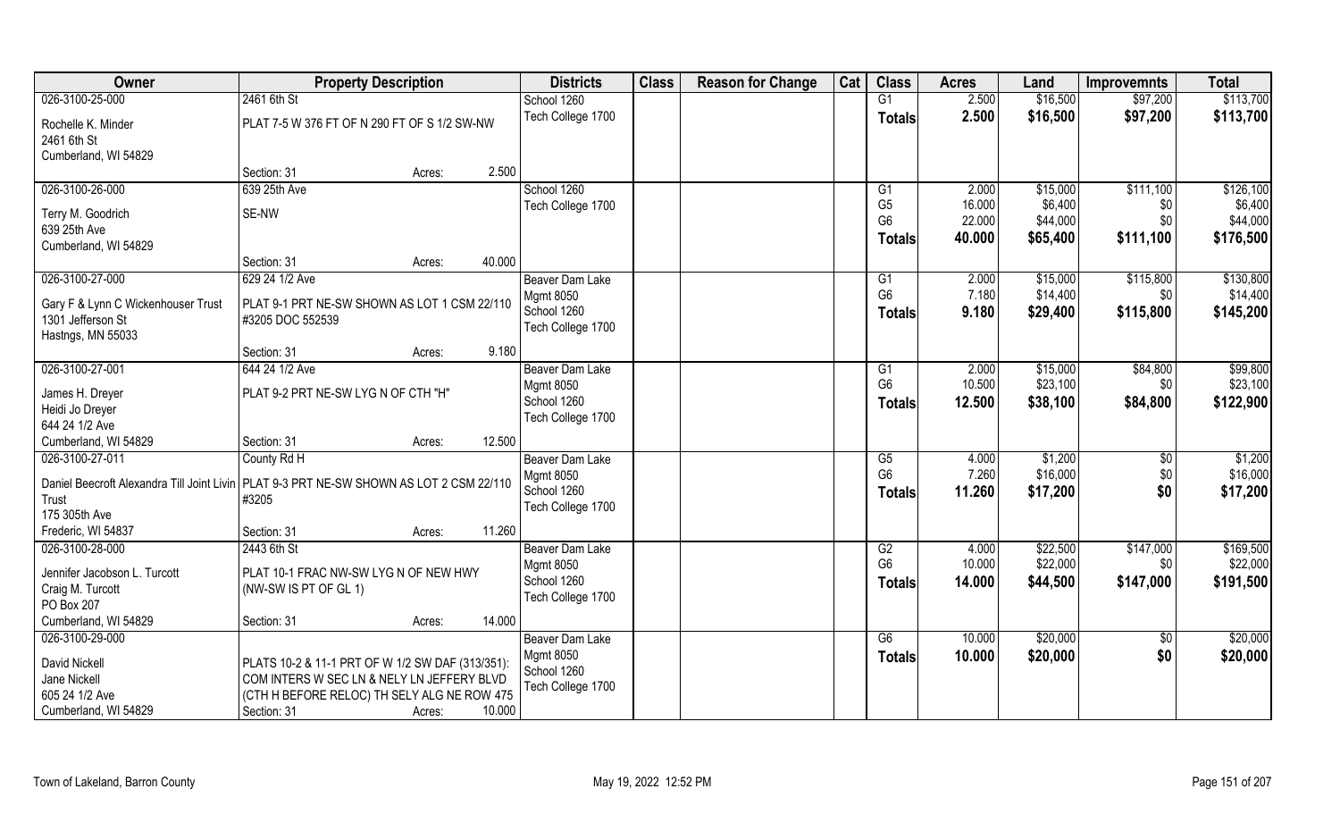| Owner | Property Description | Districts | Class | Reason for Change | Cat | Class | Acres | Land | Improvemnts | Total |
|---|---|---|---|---|---|---|---|---|---|---|
| 026-3100-25-000 | 2461 6th St | School 1260 | | | | G1 | 2.500 | $16,500 | $97,200 | $113,700 |
| Rochelle K. Minder | PLAT 7-5 W 376 FT OF N 290 FT OF S 1/2 SW-NW | Tech College 1700 | | | | **Totals** | **2.500** | **$16,500** | **$97,200** | **$113,700** |
| 2461 6th St | | | | | | | | | | |
| Cumberland, WI 54829 | Section: 31 Acres: 2.500 | | | | | | | | | |
| 026-3100-26-000 | 639 25th Ave | School 1260 | | | | G1 | 2.000 | $15,000 | $111,100 | $126,100 |
| Terry M. Goodrich | SE-NW | Tech College 1700 | | | | G5 | 16.000 | $6,400 | $0 | $6,400 |
| 639 25th Ave | | | | | | G6 | 22.000 | $44,000 | $0 | $44,000 |
| Cumberland, WI 54829 | | | | | | **Totals** | **40.000** | **$65,400** | **$111,100** | **$176,500** |
| | Section: 31 Acres: 40.000 | | | | | | | | | |
| 026-3100-27-000 | 629 24 1/2 Ave | Beaver Dam Lake | | | | G1 | 2.000 | $15,000 | $115,800 | $130,800 |
| Gary F & Lynn C Wickenhouser Trust | PLAT 9-1 PRT NE-SW SHOWN AS LOT 1 CSM 22/110 #3205 DOC 552539 | Mgmt 8050 | | | | G6 | 7.180 | $14,400 | $0 | $14,400 |
| 1301 Jefferson St | | School 1260 | | | | **Totals** | **9.180** | **$29,400** | **$115,800** | **$145,200** |
| Hastngs, MN 55033 | | Tech College 1700 | | | | | | | | |
| | Section: 31 Acres: 9.180 | | | | | | | | | |
| 026-3100-27-001 | 644 24 1/2 Ave | Beaver Dam Lake | | | | G1 | 2.000 | $15,000 | $84,800 | $99,800 |
| James H. Dreyer | PLAT 9-2 PRT NE-SW LYG N OF CTH "H" | Mgmt 8050 | | | | G6 | 10.500 | $23,100 | $0 | $23,100 |
| Heidi Jo Dreyer | | School 1260 | | | | **Totals** | **12.500** | **$38,100** | **$84,800** | **$122,900** |
| 644 24 1/2 Ave | | Tech College 1700 | | | | | | | | |
| Cumberland, WI 54829 | Section: 31 Acres: 12.500 | | | | | | | | | |
| 026-3100-27-011 | County Rd H | Beaver Dam Lake | | | | G5 | 4.000 | $1,200 | $0 | $1,200 |
| Daniel Beecroft Alexandra Till Joint Livin | PLAT 9-3 PRT NE-SW SHOWN AS LOT 2 CSM 22/110 #3205 | Mgmt 8050 | | | | G6 | 7.260 | $16,000 | $0 | $16,000 |
| Trust | | School 1260 | | | | **Totals** | **11.260** | **$17,200** | **$0** | **$17,200** |
| 175 305th Ave | | Tech College 1700 | | | | | | | | |
| Frederic, WI 54837 | Section: 31 Acres: 11.260 | | | | | | | | | |
| 026-3100-28-000 | 2443 6th St | Beaver Dam Lake | | | | G2 | 4.000 | $22,500 | $147,000 | $169,500 |
| Jennifer Jacobson L. Turcott | PLAT 10-1 FRAC NW-SW LYG N OF NEW HWY (NW-SW IS PT OF GL 1) | Mgmt 8050 | | | | G6 | 10.000 | $22,000 | $0 | $22,000 |
| Craig M. Turcott | | School 1260 | | | | **Totals** | **14.000** | **$44,500** | **$147,000** | **$191,500** |
| PO Box 207 | | Tech College 1700 | | | | | | | | |
| Cumberland, WI 54829 | Section: 31 Acres: 14.000 | | | | | | | | | |
| 026-3100-29-000 | | Beaver Dam Lake | | | | G6 | 10.000 | $20,000 | $0 | $20,000 |
| David Nickell | PLATS 10-2 & 11-1 PRT OF W 1/2 SW DAF (313/351): COM INTERS W SEC LN & NELY LN JEFFERY BLVD (CTH H BEFORE RELOC) TH SELY ALG NE ROW 475 | Mgmt 8050 | | | | **Totals** | **10.000** | **$20,000** | **$0** | **$20,000** |
| Jane Nickell | | School 1260 | | | | | | | | |
| 605 24 1/2 Ave | | Tech College 1700 | | | | | | | | |
| Cumberland, WI 54829 | Section: 31 Acres: 10.000 | | | | | | | | | |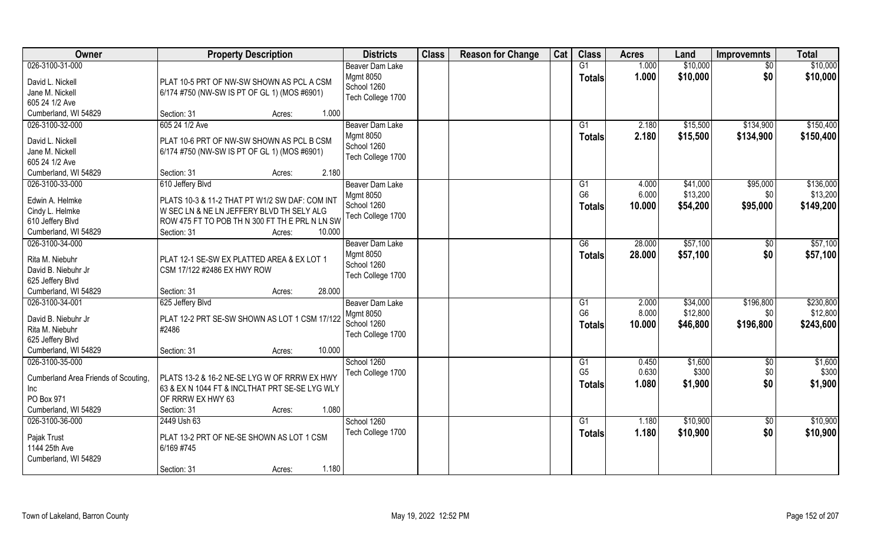| Owner | Property Description | Districts | Class | Reason for Change | Cat | Class | Acres | Land | Improvemnts | Total |
|---|---|---|---|---|---|---|---|---|---|---|
| 026-3100-31-000<br>David L. Nickell<br>Jane M. Nickell<br>605 24 1/2 Ave<br>Cumberland, WI 54829 | PLAT 10-5 PRT OF NW-SW SHOWN AS PCL A CSM 6/174 #750 (NW-SW IS PT OF GL 1) (MOS #6901)<br>Section: 31 Acres: 1.000 | Beaver Dam Lake<br>Mgmt 8050<br>School 1260<br>Tech College 1700 | | | | G1<br>**Totals** | 1.000<br>**1.000** | $10,000<br>**$10,000** | $0<br>**$0** | $10,000<br>**$10,000** |
| 026-3100-32-000<br>David L. Nickell<br>Jane M. Nickell<br>605 24 1/2 Ave<br>Cumberland, WI 54829 | 605 24 1/2 Ave<br>PLAT 10-6 PRT OF NW-SW SHOWN AS PCL B CSM 6/174 #750 (NW-SW IS PT OF GL 1) (MOS #6901)<br>Section: 31 Acres: 2.180 | Beaver Dam Lake<br>Mgmt 8050<br>School 1260<br>Tech College 1700 | | | | G1<br>**Totals** | 2.180<br>**2.180** | $15,500<br>**$15,500** | $134,900<br>**$134,900** | $150,400<br>**$150,400** |
| 026-3100-33-000<br>Edwin A. Helmke<br>Cindy L. Helmke<br>610 Jeffery Blvd<br>Cumberland, WI 54829 | 610 Jeffery Blvd<br>PLATS 10-3 & 11-2 THAT PT W1/2 SW DAF: COM INT W SEC LN & NE LN JEFFERY BLVD TH SELY ALG ROW 475 FT TO POB TH N 300 FT TH E PRL N LN SW<br>Section: 31 Acres: 10.000 | Beaver Dam Lake<br>Mgmt 8050<br>School 1260<br>Tech College 1700 | | | | G1<br>G6<br>**Totals** | 4.000<br>6.000<br>**10.000** | $41,000<br>$13,200<br>**$54,200** | $95,000<br>$0<br>**$95,000** | $136,000<br>$13,200<br>**$149,200** |
| 026-3100-34-000<br>Rita M. Niebuhr<br>David B. Niebuhr Jr<br>625 Jeffery Blvd<br>Cumberland, WI 54829 | PLAT 12-1 SE-SW EX PLATTED AREA & EX LOT 1 CSM 17/122 #2486 EX HWY ROW<br>Section: 31 Acres: 28.000 | Beaver Dam Lake<br>Mgmt 8050<br>School 1260<br>Tech College 1700 | | | | G6<br>**Totals** | 28.000<br>**28.000** | $57,100<br>**$57,100** | $0<br>**$0** | $57,100<br>**$57,100** |
| 026-3100-34-001<br>David B. Niebuhr Jr<br>Rita M. Niebuhr<br>625 Jeffery Blvd<br>Cumberland, WI 54829 | 625 Jeffery Blvd<br>PLAT 12-2 PRT SE-SW SHOWN AS LOT 1 CSM 17/122 #2486<br>Section: 31 Acres: 10.000 | Beaver Dam Lake<br>Mgmt 8050<br>School 1260<br>Tech College 1700 | | | | G1<br>G6<br>**Totals** | 2.000<br>8.000<br>**10.000** | $34,000<br>$12,800<br>**$46,800** | $196,800<br>$0<br>**$196,800** | $230,800<br>$12,800<br>**$243,600** |
| 026-3100-35-000<br>Cumberland Area Friends of Scouting, Inc<br>PO Box 971<br>Cumberland, WI 54829 | PLATS 13-2 & 16-2 NE-SE LYG W OF RRRW EX HWY 63 & EX N 1044 FT & INCLTHAT PRT SE-SE LYG WLY OF RRRW EX HWY 63<br>Section: 31 Acres: 1.080 | School 1260<br>Tech College 1700 | | | | G1<br>G5<br>**Totals** | 0.450<br>0.630<br>**1.080** | $1,600<br>$300<br>**$1,900** | $0<br>$0<br>**$0** | $1,600<br>$300<br>**$1,900** |
| 026-3100-36-000<br>Pajak Trust<br>1144 25th Ave<br>Cumberland, WI 54829 | 2449 Ush 63<br>PLAT 13-2 PRT OF NE-SE SHOWN AS LOT 1 CSM 6/169 #745<br>Section: 31 Acres: 1.180 | School 1260<br>Tech College 1700 | | | | G1<br>**Totals** | 1.180<br>**1.180** | $10,900<br>**$10,900** | $0<br>**$0** | $10,900<br>**$10,900** |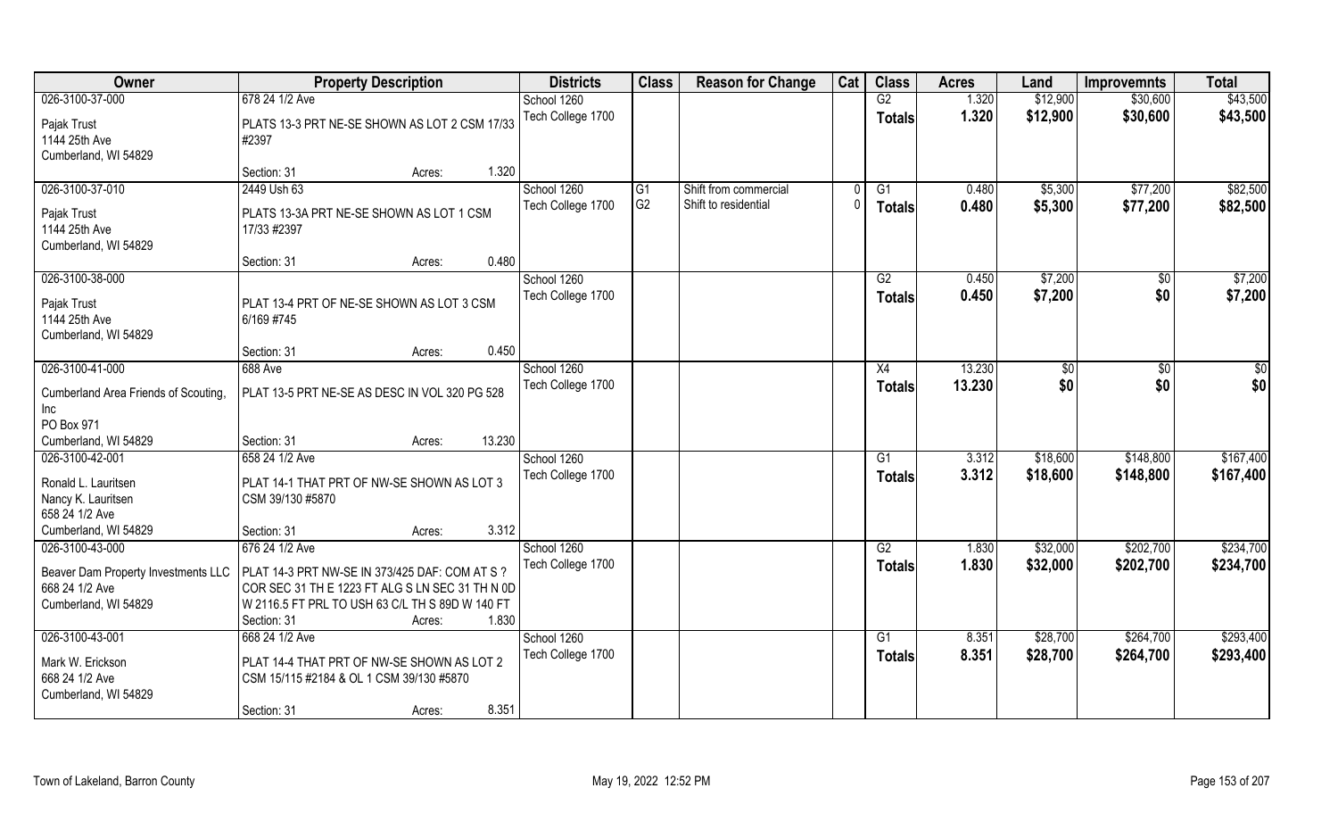| Owner | Property Description | Districts | Class | Reason for Change | Cat | Class | Acres | Land | Improvemnts | Total |
|---|---|---|---|---|---|---|---|---|---|---|
| 026-3100-37-000<br>Pajak Trust<br>1144 25th Ave<br>Cumberland, WI 54829 | 678 24 1/2 Ave<br>PLATS 13-3 PRT NE-SE SHOWN AS LOT 2 CSM 17/33 #2397<br>Section: 31 Acres: 1.320 | School 1260<br>Tech College 1700 | | | | G2<br>**Totals** | 1.320<br>**1.320** | $12,900<br>**$12,900** | $30,600<br>**$30,600** | $43,500<br>**$43,500** |
| 026-3100-37-010<br>Pajak Trust<br>1144 25th Ave<br>Cumberland, WI 54829 | 2449 Ush 63<br>PLATS 13-3A PRT NE-SE SHOWN AS LOT 1 CSM 17/33 #2397<br>Section: 31 Acres: 0.480 | School 1260<br>Tech College 1700 | G1<br>G2 | Shift from commercial<br>Shift to residential | 0<br>0 | G1<br>**Totals** | 0.480<br>**0.480** | $5,300<br>**$5,300** | $77,200<br>**$77,200** | $82,500<br>**$82,500** |
| 026-3100-38-000<br>Pajak Trust<br>1144 25th Ave<br>Cumberland, WI 54829 | PLAT 13-4 PRT OF NE-SE SHOWN AS LOT 3 CSM 6/169 #745<br>Section: 31 Acres: 0.450 | School 1260<br>Tech College 1700 | | | | G2<br>**Totals** | 0.450<br>**0.450** | $7,200<br>**$7,200** | $0<br>**$0** | $7,200<br>**$7,200** |
| 026-3100-41-000<br>Cumberland Area Friends of Scouting, Inc<br>PO Box 971<br>Cumberland, WI 54829 | 688 Ave<br>PLAT 13-5 PRT NE-SE AS DESC IN VOL 320 PG 528<br>Section: 31 Acres: 13.230 | School 1260<br>Tech College 1700 | | | | X4<br>**Totals** | 13.230<br>**13.230** | $0<br>**$0** | $0<br>**$0** | $0<br>**$0** |
| 026-3100-42-001<br>Ronald L. Lauritsen<br>Nancy K. Lauritsen<br>658 24 1/2 Ave<br>Cumberland, WI 54829 | 658 24 1/2 Ave<br>PLAT 14-1 THAT PRT OF NW-SE SHOWN AS LOT 3 CSM 39/130 #5870<br>Section: 31 Acres: 3.312 | School 1260<br>Tech College 1700 | | | | G1<br>**Totals** | 3.312<br>**3.312** | $18,600<br>**$18,600** | $148,800<br>**$148,800** | $167,400<br>**$167,400** |
| 026-3100-43-000<br>Beaver Dam Property Investments LLC<br>668 24 1/2 Ave<br>Cumberland, WI 54829 | 676 24 1/2 Ave<br>PLAT 14-3 PRT NW-SE IN 373/425 DAF: COM AT S ? COR SEC 31 TH E 1223 FT ALG S LN SEC 31 TH N 0D W 2116.5 FT PRL TO USH 63 C/L TH S 89D W 140 FT<br>Section: 31 Acres: 1.830 | School 1260<br>Tech College 1700 | | | | G2<br>**Totals** | 1.830<br>**1.830** | $32,000<br>**$32,000** | $202,700<br>**$202,700** | $234,700<br>**$234,700** |
| 026-3100-43-001<br>Mark W. Erickson<br>668 24 1/2 Ave<br>Cumberland, WI 54829 | 668 24 1/2 Ave<br>PLAT 14-4 THAT PRT OF NW-SE SHOWN AS LOT 2 CSM 15/115 #2184 & OL 1 CSM 39/130 #5870<br>Section: 31 Acres: 8.351 | School 1260<br>Tech College 1700 | | | | G1<br>**Totals** | 8.351<br>**8.351** | $28,700<br>**$28,700** | $264,700<br>**$264,700** | $293,400<br>**$293,400** |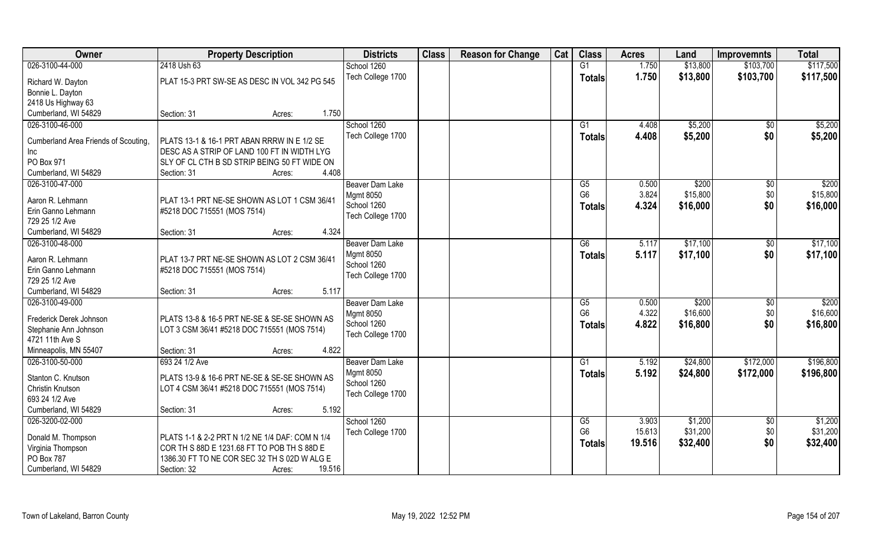| Owner | Property Description | Districts | Class | Reason for Change | Cat | Class | Acres | Land | Improvemnts | Total |
|---|---|---|---|---|---|---|---|---|---|---|
| 026-3100-44-000 | 2418 Ush 63 | School 1260 | | | | G1 | 1.750 | $13,800 | $103,700 | $117,500 |
| Richard W. Dayton | PLAT 15-3 PRT SW-SE AS DESC IN VOL 342 PG 545 | Tech College 1700 | | | | **Totals** | **1.750** | **$13,800** | **$103,700** | **$117,500** |
| Bonnie L. Dayton | | | | | | | | | | |
| 2418 Us Highway 63 | | | | | | | | | | |
| Cumberland, WI 54829 | Section: 31 Acres: 1.750 | | | | | | | | | |
| 026-3100-46-000 | | School 1260 | | | | G1 | 4.408 | $5,200 | $0 | $5,200 |
| Cumberland Area Friends of Scouting, Inc | PLATS 13-1 & 16-1 PRT ABAN RRRW IN E 1/2 SE DESC AS A STRIP OF LAND 100 FT IN WIDTH LYG | Tech College 1700 | | | | **Totals** | **4.408** | **$5,200** | **$0** | **$5,200** |
| PO Box 971 | SLY OF CL CTH B SD STRIP BEING 50 FT WIDE ON | | | | | | | | | |
| Cumberland, WI 54829 | Section: 31 Acres: 4.408 | | | | | | | | | |
| 026-3100-47-000 | | Beaver Dam Lake | | | | G5 | 0.500 | $200 | $0 | $200 |
| Aaron R. Lehmann | PLAT 13-1 PRT NE-SE SHOWN AS LOT 1 CSM 36/41 | Mgmt 8050 | | | | G6 | 3.824 | $15,800 | $0 | $15,800 |
| Erin Ganno Lehmann | #5218 DOC 715551 (MOS 7514) | School 1260 | | | | **Totals** | **4.324** | **$16,000** | **$0** | **$16,000** |
| 729 25 1/2 Ave | | Tech College 1700 | | | | | | | | |
| Cumberland, WI 54829 | Section: 31 Acres: 4.324 | | | | | | | | | |
| 026-3100-48-000 | | Beaver Dam Lake | | | | G6 | 5.117 | $17,100 | $0 | $17,100 |
| Aaron R. Lehmann | PLAT 13-7 PRT NE-SE SHOWN AS LOT 2 CSM 36/41 | Mgmt 8050 | | | | **Totals** | **5.117** | **$17,100** | **$0** | **$17,100** |
| Erin Ganno Lehmann | #5218 DOC 715551 (MOS 7514) | School 1260 | | | | | | | | |
| 729 25 1/2 Ave | | Tech College 1700 | | | | | | | | |
| Cumberland, WI 54829 | Section: 31 Acres: 5.117 | | | | | | | | | |
| 026-3100-49-000 | | Beaver Dam Lake | | | | G5 | 0.500 | $200 | $0 | $200 |
| Frederick Derek Johnson | PLATS 13-8 & 16-5 PRT NE-SE & SE-SE SHOWN AS | Mgmt 8050 | | | | G6 | 4.322 | $16,600 | $0 | $16,600 |
| Stephanie Ann Johnson | LOT 3 CSM 36/41 #5218 DOC 715551 (MOS 7514) | School 1260 | | | | **Totals** | **4.822** | **$16,800** | **$0** | **$16,800** |
| 4721 11th Ave S | | Tech College 1700 | | | | | | | | |
| Minneapolis, MN 55407 | Section: 31 Acres: 4.822 | | | | | | | | | |
| 026-3100-50-000 | 693 24 1/2 Ave | Beaver Dam Lake | | | | G1 | 5.192 | $24,800 | $172,000 | $196,800 |
| Stanton C. Knutson | PLATS 13-9 & 16-6 PRT NE-SE & SE-SE SHOWN AS | Mgmt 8050 | | | | **Totals** | **5.192** | **$24,800** | **$172,000** | **$196,800** |
| Christin Knutson | LOT 4 CSM 36/41 #5218 DOC 715551 (MOS 7514) | School 1260 | | | | | | | | |
| 693 24 1/2 Ave | | Tech College 1700 | | | | | | | | |
| Cumberland, WI 54829 | Section: 31 Acres: 5.192 | | | | | | | | | |
| 026-3200-02-000 | | School 1260 | | | | G5 | 3.903 | $1,200 | $0 | $1,200 |
| Donald M. Thompson | PLATS 1-1 & 2-2 PRT N 1/2 NE 1/4 DAF: COM N 1/4 | Tech College 1700 | | | | G6 | 15.613 | $31,200 | $0 | $31,200 |
| Virginia Thompson | COR TH S 88D E 1231.68 FT TO POB TH S 88D E | | | | | **Totals** | **19.516** | **$32,400** | **$0** | **$32,400** |
| PO Box 787 | 1386.30 FT TO NE COR SEC 32 TH S 02D W ALG E | | | | | | | | | |
| Cumberland, WI 54829 | Section: 32 Acres: 19.516 | | | | | | | | | |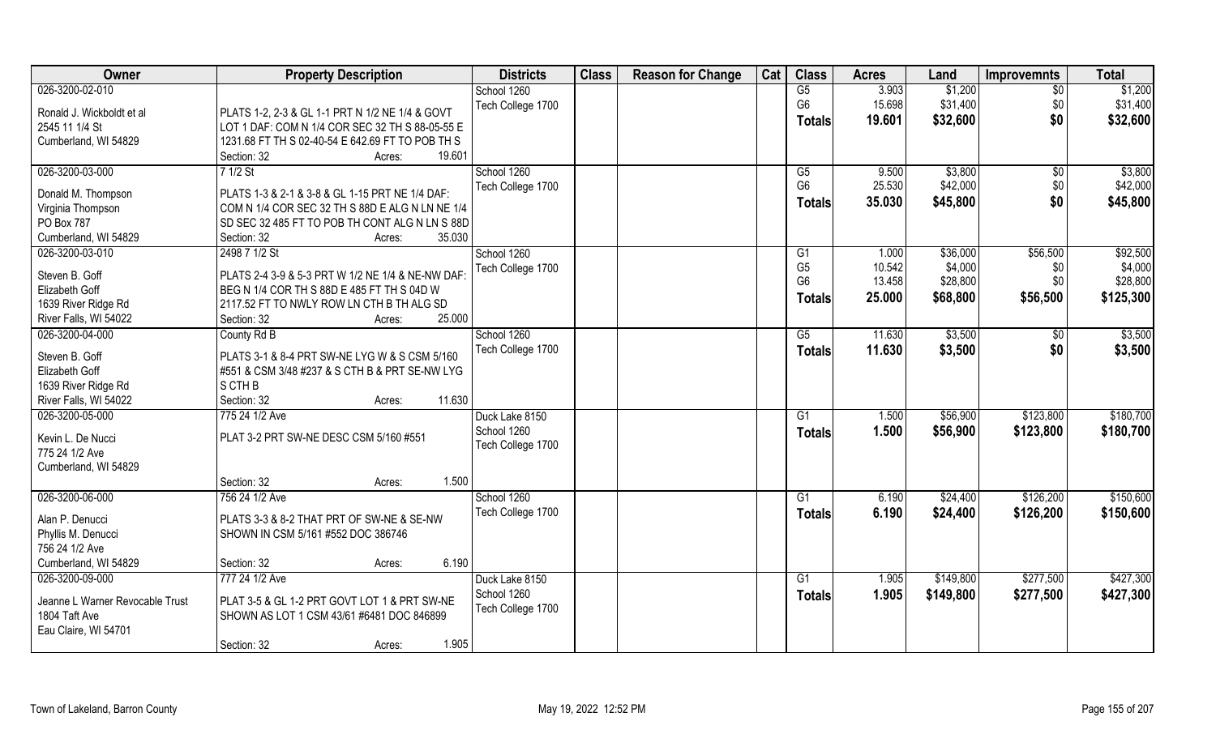| Owner | Property Description | Districts | Class | Reason for Change | Cat | Class | Acres | Land | Improvemnts | Total |
|---|---|---|---|---|---|---|---|---|---|---|
| 026-3200-02-010<br><br>Ronald J. Wickboldt et al<br>2545 11 1/4 St<br>Cumberland, WI 54829 | PLATS 1-2, 2-3 & GL 1-1 PRT N 1/2 NE 1/4 & GOVT LOT 1 DAF: COM N 1/4 COR SEC 32 TH S 88-05-55 E 1231.68 FT TH S 02-40-54 E 642.69 FT TO POB TH S<br>Section: 32 Acres: 19.601 | School 1260<br>Tech College 1700 | | | | G5<br>G6<br>**Totals** | 3.903<br>15.698<br>**19.601** | $1,200<br>$31,400<br>**$32,600** | $0<br>$0<br>**$0** | $1,200<br>$31,400<br>**$32,600** |
| 026-3200-03-000<br><br>Donald M. Thompson<br>Virginia Thompson<br>PO Box 787<br>Cumberland, WI 54829 | 7 1/2 St<br>PLATS 1-3 & 2-1 & 3-8 & GL 1-15 PRT NE 1/4 DAF: COM N 1/4 COR SEC 32 TH S 88D E ALG N LN NE 1/4 SD SEC 32 485 FT TO POB TH CONT ALG N LN S 88D<br>Section: 32 Acres: 35.030 | School 1260<br>Tech College 1700 | | | | G5<br>G6<br>**Totals** | 9.500<br>25.530<br>**35.030** | $3,800<br>$42,000<br>**$45,800** | $0<br>$0<br>**$0** | $3,800<br>$42,000<br>**$45,800** |
| 026-3200-03-010<br><br>Steven B. Goff<br>Elizabeth Goff<br>1639 River Ridge Rd<br>River Falls, WI 54022 | 2498 7 1/2 St<br>PLATS 2-4 3-9 & 5-3 PRT W 1/2 NE 1/4 & NE-NW DAF: BEG N 1/4 COR TH S 88D E 485 FT TH S 04D W 2117.52 FT TO NWLY ROW LN CTH B TH ALG SD<br>Section: 32 Acres: 25.000 | School 1260<br>Tech College 1700 | | | | G1<br>G5<br>G6<br>**Totals** | 1.000<br>10.542<br>13.458<br>**25.000** | $36,000<br>$4,000<br>$28,800<br>**$68,800** | $56,500<br>$0<br>$0<br>**$56,500** | $92,500<br>$4,000<br>$28,800<br>**$125,300** |
| 026-3200-04-000<br><br>Steven B. Goff<br>Elizabeth Goff<br>1639 River Ridge Rd<br>River Falls, WI 54022 | County Rd B<br>PLATS 3-1 & 8-4 PRT SW-NE LYG W & S CSM 5/160 #551 & CSM 3/48 #237 & S CTH B & PRT SE-NW LYG S CTH B<br>Section: 32 Acres: 11.630 | School 1260<br>Tech College 1700 | | | | G5<br>**Totals** | 11.630<br>**11.630** | $3,500<br>**$3,500** | $0<br>**$0** | $3,500<br>**$3,500** |
| 026-3200-05-000<br><br>Kevin L. De Nucci<br>775 24 1/2 Ave<br>Cumberland, WI 54829 | 775 24 1/2 Ave<br>PLAT 3-2 PRT SW-NE DESC CSM 5/160 #551<br><br>Section: 32 Acres: 1.500 | Duck Lake 8150<br>School 1260<br>Tech College 1700 | | | | G1<br>**Totals** | 1.500<br>**1.500** | $56,900<br>**$56,900** | $123,800<br>**$123,800** | $180,700<br>**$180,700** |
| 026-3200-06-000<br><br>Alan P. Denucci<br>Phyllis M. Denucci<br>756 24 1/2 Ave<br>Cumberland, WI 54829 | 756 24 1/2 Ave<br>PLATS 3-3 & 8-2 THAT PRT OF SW-NE & SE-NW SHOWN IN CSM 5/161 #552 DOC 386746<br>Section: 32 Acres: 6.190 | School 1260<br>Tech College 1700 | | | | G1<br>**Totals** | 6.190<br>**6.190** | $24,400<br>**$24,400** | $126,200<br>**$126,200** | $150,600<br>**$150,600** |
| 026-3200-09-000<br><br>Jeanne L Warner Revocable Trust<br>1804 Taft Ave<br>Eau Claire, WI 54701 | 777 24 1/2 Ave<br>PLAT 3-5 & GL 1-2 PRT GOVT LOT 1 & PRT SW-NE SHOWN AS LOT 1 CSM 43/61 #6481 DOC 846899<br>Section: 32 Acres: 1.905 | Duck Lake 8150<br>School 1260<br>Tech College 1700 | | | | G1<br>**Totals** | 1.905<br>**1.905** | $149,800<br>**$149,800** | $277,500<br>**$277,500** | $427,300<br>**$427,300** |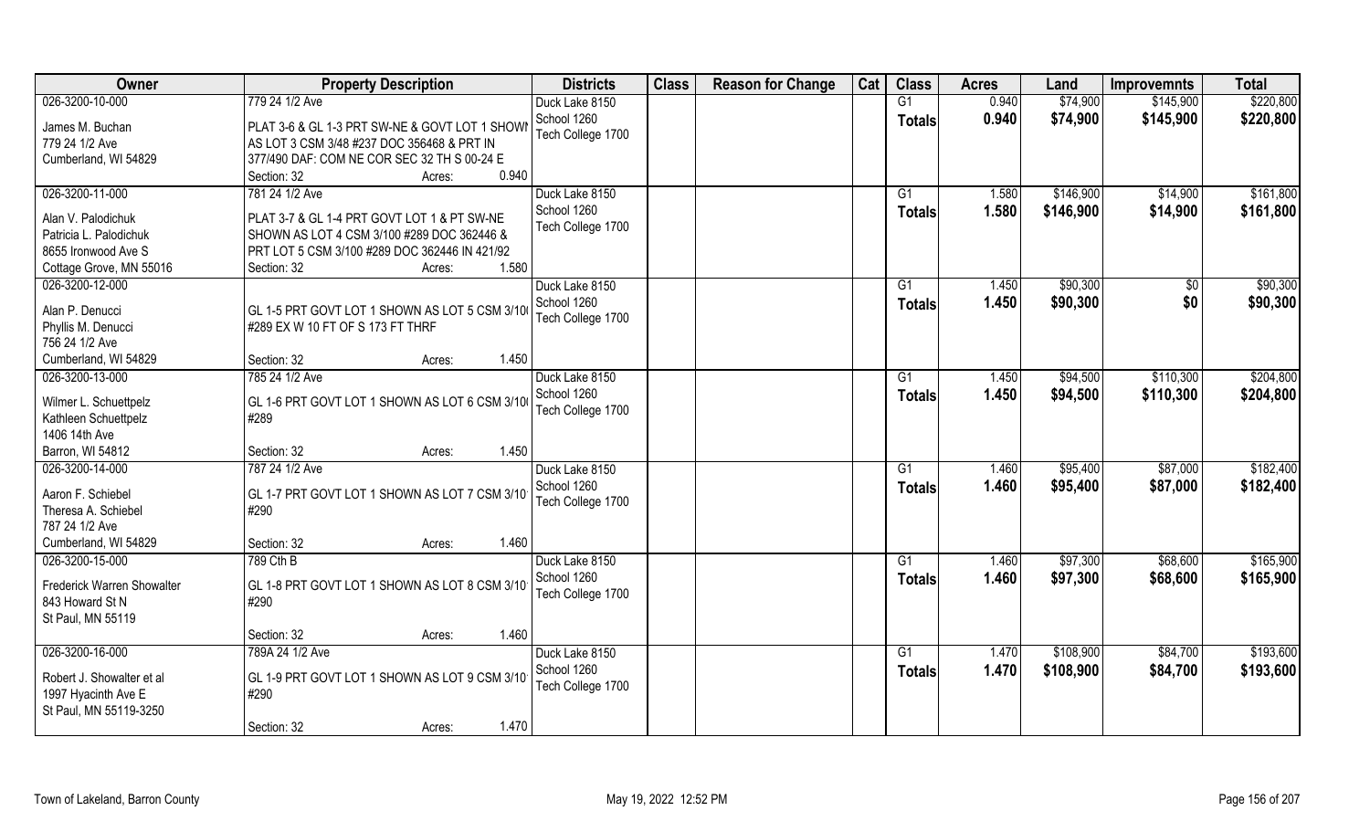| Owner | Property Description | Districts | Class | Reason for Change | Cat | Class | Acres | Land | Improvemnts | Total |
|---|---|---|---|---|---|---|---|---|---|---|
| 026-3200-10-000<br>James M. Buchan<br>779 24 1/2 Ave<br>Cumberland, WI 54829 | 779 24 1/2 Ave<br>PLAT 3-6 & GL 1-3 PRT SW-NE & GOVT LOT 1 SHOWN AS LOT 3 CSM 3/48 #237 DOC 356468 & PRT IN 377/490 DAF: COM NE COR SEC 32 TH S 00-24 E<br>Section: 32 Acres: 0.940 | Duck Lake 8150<br>School 1260<br>Tech College 1700 | | | | G1<br>**Totals** | 0.940<br>**0.940** | $74,900<br>**$74,900** | $145,900<br>**$145,900** | $220,800<br>**$220,800** |
| 026-3200-11-000<br>Alan V. Palodichuk<br>Patricia L. Palodichuk<br>8655 Ironwood Ave S<br>Cottage Grove, MN 55016 | 781 24 1/2 Ave<br>PLAT 3-7 & GL 1-4 PRT GOVT LOT 1 & PT SW-NE SHOWN AS LOT 4 CSM 3/100 #289 DOC 362446 & PRT LOT 5 CSM 3/100 #289 DOC 362446 IN 421/92<br>Section: 32 Acres: 1.580 | Duck Lake 8150<br>School 1260<br>Tech College 1700 | | | | G1<br>**Totals** | 1.580<br>**1.580** | $146,900<br>**$146,900** | $14,900<br>**$14,900** | $161,800<br>**$161,800** |
| 026-3200-12-000<br>Alan P. Denucci<br>Phyllis M. Denucci<br>756 24 1/2 Ave<br>Cumberland, WI 54829 | GL 1-5 PRT GOVT LOT 1 SHOWN AS LOT 5 CSM 3/100 #289 EX W 10 FT OF S 173 FT THRF<br>Section: 32 Acres: 1.450 | Duck Lake 8150<br>School 1260<br>Tech College 1700 | | | | G1<br>**Totals** | 1.450<br>**1.450** | $90,300<br>**$90,300** | $0<br>**$0** | $90,300<br>**$90,300** |
| 026-3200-13-000<br>Wilmer L. Schuettpelz<br>Kathleen Schuettpelz<br>1406 14th Ave<br>Barron, WI 54812 | 785 24 1/2 Ave<br>GL 1-6 PRT GOVT LOT 1 SHOWN AS LOT 6 CSM 3/100 #289<br>Section: 32 Acres: 1.450 | Duck Lake 8150<br>School 1260<br>Tech College 1700 | | | | G1<br>**Totals** | 1.450<br>**1.450** | $94,500<br>**$94,500** | $110,300<br>**$110,300** | $204,800<br>**$204,800** |
| 026-3200-14-000<br>Aaron F. Schiebel<br>Theresa A. Schiebel<br>787 24 1/2 Ave<br>Cumberland, WI 54829 | 787 24 1/2 Ave<br>GL 1-7 PRT GOVT LOT 1 SHOWN AS LOT 7 CSM 3/10 #290<br>Section: 32 Acres: 1.460 | Duck Lake 8150<br>School 1260<br>Tech College 1700 | | | | G1<br>**Totals** | 1.460<br>**1.460** | $95,400<br>**$95,400** | $87,000<br>**$87,000** | $182,400<br>**$182,400** |
| 026-3200-15-000<br>Frederick Warren Showalter<br>843 Howard St N<br>St Paul, MN 55119 | 789 Cth B<br>GL 1-8 PRT GOVT LOT 1 SHOWN AS LOT 8 CSM 3/10 #290<br>Section: 32 Acres: 1.460 | Duck Lake 8150<br>School 1260<br>Tech College 1700 | | | | G1<br>**Totals** | 1.460<br>**1.460** | $97,300<br>**$97,300** | $68,600<br>**$68,600** | $165,900<br>**$165,900** |
| 026-3200-16-000<br>Robert J. Showalter et al<br>1997 Hyacinth Ave E<br>St Paul, MN 55119-3250 | 789A 24 1/2 Ave<br>GL 1-9 PRT GOVT LOT 1 SHOWN AS LOT 9 CSM 3/10 #290<br>Section: 32 Acres: 1.470 | Duck Lake 8150<br>School 1260<br>Tech College 1700 | | | | G1<br>**Totals** | 1.470<br>**1.470** | $108,900<br>**$108,900** | $84,700<br>**$84,700** | $193,600<br>**$193,600** |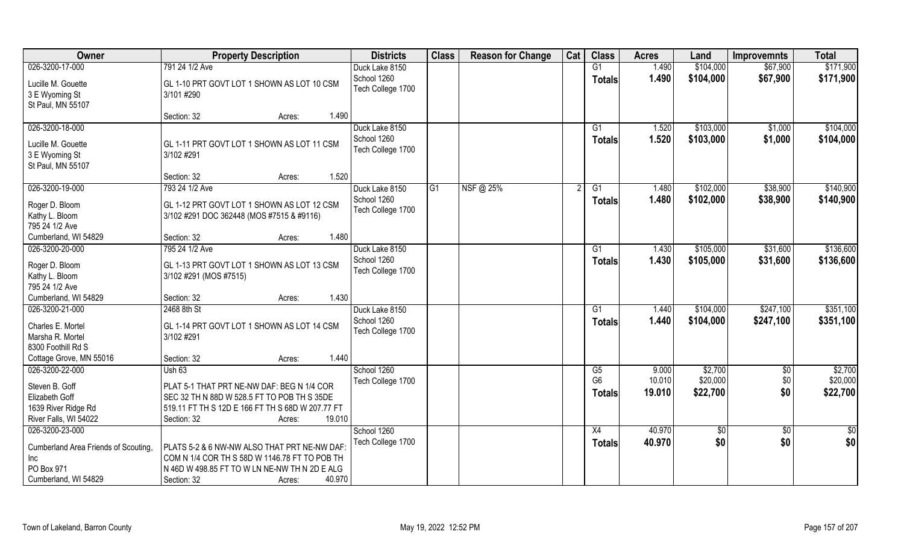| Owner | Property Description | Districts | Class | Reason for Change | Cat | Class | Acres | Land | Improvemnts | Total |
|---|---|---|---|---|---|---|---|---|---|---|
| 026-3200-17-000 | 791 24 1/2 Ave | Duck Lake 8150 | | | | G1 | 1.490 | $104,000 | $67,900 | $171,900 |
| Lucille M. Gouette | GL 1-10 PRT GOVT LOT 1 SHOWN AS LOT 10 CSM | School 1260 | | | | **Totals** | **1.490** | **$104,000** | **$67,900** | **$171,900** |
| 3 E Wyoming St | 3/101 #290 | Tech College 1700 | | | | | | | | |
| St Paul, MN 55107 | | | | | | | | | | |
| | Section: 32 Acres: 1.490 | | | | | | | | | |
| 026-3200-18-000 | | Duck Lake 8150 | | | | G1 | 1.520 | $103,000 | $1,000 | $104,000 |
| Lucille M. Gouette | GL 1-11 PRT GOVT LOT 1 SHOWN AS LOT 11 CSM | School 1260 | | | | **Totals** | **1.520** | **$103,000** | **$1,000** | **$104,000** |
| 3 E Wyoming St | 3/102 #291 | Tech College 1700 | | | | | | | | |
| St Paul, MN 55107 | | | | | | | | | | |
| | Section: 32 Acres: 1.520 | | | | | | | | | |
| 026-3200-19-000 | 793 24 1/2 Ave | Duck Lake 8150 | G1 | NSF @ 25% | 2 | G1 | 1.480 | $102,000 | $38,900 | $140,900 |
| Roger D. Bloom | GL 1-12 PRT GOVT LOT 1 SHOWN AS LOT 12 CSM | School 1260 | | | | **Totals** | **1.480** | **$102,000** | **$38,900** | **$140,900** |
| Kathy L. Bloom | 3/102 #291 DOC 362448 (MOS #7515 & #9116) | Tech College 1700 | | | | | | | | |
| 795 24 1/2 Ave | | | | | | | | | | |
| Cumberland, WI 54829 | Section: 32 Acres: 1.480 | | | | | | | | | |
| 026-3200-20-000 | 795 24 1/2 Ave | Duck Lake 8150 | | | | G1 | 1.430 | $105,000 | $31,600 | $136,600 |
| Roger D. Bloom | GL 1-13 PRT GOVT LOT 1 SHOWN AS LOT 13 CSM | School 1260 | | | | **Totals** | **1.430** | **$105,000** | **$31,600** | **$136,600** |
| Kathy L. Bloom | 3/102 #291 (MOS #7515) | Tech College 1700 | | | | | | | | |
| 795 24 1/2 Ave | | | | | | | | | | |
| Cumberland, WI 54829 | Section: 32 Acres: 1.430 | | | | | | | | | |
| 026-3200-21-000 | 2468 8th St | Duck Lake 8150 | | | | G1 | 1.440 | $104,000 | $247,100 | $351,100 |
| Charles E. Mortel | GL 1-14 PRT GOVT LOT 1 SHOWN AS LOT 14 CSM | School 1260 | | | | **Totals** | **1.440** | **$104,000** | **$247,100** | **$351,100** |
| Marsha R. Mortel | 3/102 #291 | Tech College 1700 | | | | | | | | |
| 8300 Foothill Rd S | | | | | | | | | | |
| Cottage Grove, MN 55016 | Section: 32 Acres: 1.440 | | | | | | | | | |
| 026-3200-22-000 | Ush 63 | School 1260 | | | | G5 | 9.000 | $2,700 | $0 | $2,700 |
| Steven B. Goff | PLAT 5-1 THAT PRT NE-NW DAF: BEG N 1/4 COR | Tech College 1700 | | | | G6 | 10.010 | $20,000 | $0 | $20,000 |
| Elizabeth Goff | SEC 32 TH N 88D W 528.5 FT TO POB TH S 35DE | | | | | **Totals** | **19.010** | **$22,700** | **$0** | **$22,700** |
| 1639 River Ridge Rd | 519.11 FT TH S 12D E 166 FT TH S 68D W 207.77 FT | | | | | | | | | |
| River Falls, WI 54022 | Section: 32 Acres: 19.010 | | | | | | | | | |
| 026-3200-23-000 | | School 1260 | | | | X4 | 40.970 | $0 | $0 | $0 |
| Cumberland Area Friends of Scouting, | PLATS 5-2 & 6 NW-NW ALSO THAT PRT NE-NW DAF: | Tech College 1700 | | | | **Totals** | **40.970** | **$0** | **$0** | **$0** |
| Inc | COM N 1/4 COR TH S 58D W 1146.78 FT TO POB TH | | | | | | | | | |
| PO Box 971 | N 46D W 498.85 FT TO W LN NE-NW TH N 2D E ALG | | | | | | | | | |
| Cumberland, WI 54829 | Section: 32 Acres: 40.970 | | | | | | | | | |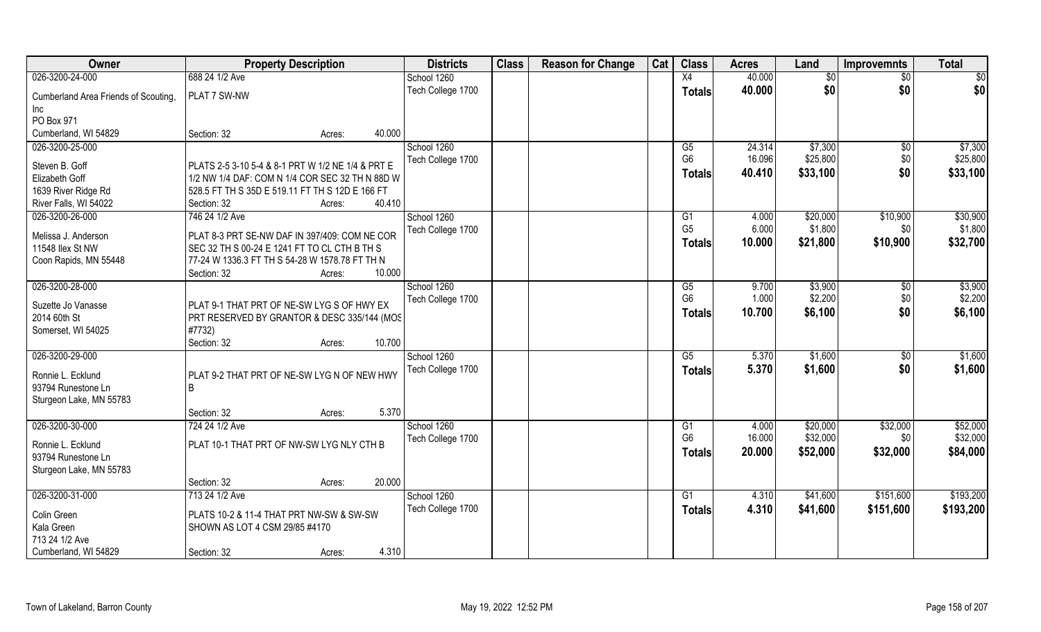| Owner | Property Description | Districts | Class | Reason for Change | Cat | Class | Acres | Land | Improvemnts | Total |
|---|---|---|---|---|---|---|---|---|---|---|
| 026-3200-24-000 | 688 24 1/2 Ave | School 1260 | | | | X4 | 40.000 | $0 | $0 | $0 |
| Cumberland Area Friends of Scouting, Inc | PLAT 7 SW-NW | Tech College 1700 | | | | **Totals** | **40.000** | **$0** | **$0** | **$0** |
| PO Box 971 | | | | | | | | | | |
| Cumberland, WI 54829 | Section: 32 Acres: 40.000 | | | | | | | | | |
| 026-3200-25-000 | | School 1260 | | | | G5 | 24.314 | $7,300 | $0 | $7,300 |
| Steven B. Goff | PLATS 2-5 3-10 5-4 & 8-1 PRT W 1/2 NE 1/4 & PRT E 1/2 NW 1/4 DAF: COM N 1/4 COR SEC 32 TH N 88D W 528.5 FT TH S 35D E 519.11 FT TH S 12D E 166 FT | Tech College 1700 | | | | G6 | 16.096 | $25,800 | $0 | $25,800 |
| Elizabeth Goff | | | | | | **Totals** | **40.410** | **$33,100** | **$0** | **$33,100** |
| 1639 River Ridge Rd | | | | | | | | | | |
| River Falls, WI 54022 | Section: 32 Acres: 40.410 | | | | | | | | | |
| 026-3200-26-000 | 746 24 1/2 Ave | School 1260 | | | | G1 | 4.000 | $20,000 | $10,900 | $30,900 |
| Melissa J. Anderson | PLAT 8-3 PRT SE-NW DAF IN 397/409: COM NE COR SEC 32 TH S 00-24 E 1241 FT TO CL CTH B TH S 77-24 W 1336.3 FT TH S 54-28 W 1578.78 FT TH N | Tech College 1700 | | | | G5 | 6.000 | $1,800 | $0 | $1,800 |
| 11548 Ilex St NW | | | | | | **Totals** | **10.000** | **$21,800** | **$10,900** | **$32,700** |
| Coon Rapids, MN 55448 | | | | | | | | | | |
| | Section: 32 Acres: 10.000 | | | | | | | | | |
| 026-3200-28-000 | | School 1260 | | | | G5 | 9.700 | $3,900 | $0 | $3,900 |
| Suzette Jo Vanasse | PLAT 9-1 THAT PRT OF NE-SW LYG S OF HWY EX PRT RESERVED BY GRANTOR & DESC 335/144 (MOS #7732) | Tech College 1700 | | | | G6 | 1.000 | $2,200 | $0 | $2,200 |
| 2014 60th St | | | | | | **Totals** | **10.700** | **$6,100** | **$0** | **$6,100** |
| Somerset, WI 54025 | | | | | | | | | | |
| | Section: 32 Acres: 10.700 | | | | | | | | | |
| 026-3200-29-000 | | School 1260 | | | | G5 | 5.370 | $1,600 | $0 | $1,600 |
| Ronnie L. Ecklund | PLAT 9-2 THAT PRT OF NE-SW LYG N OF NEW HWY B | Tech College 1700 | | | | **Totals** | **5.370** | **$1,600** | **$0** | **$1,600** |
| 93794 Runestone Ln | | | | | | | | | | |
| Sturgeon Lake, MN 55783 | | | | | | | | | | |
| | Section: 32 Acres: 5.370 | | | | | | | | | |
| 026-3200-30-000 | 724 24 1/2 Ave | School 1260 | | | | G1 | 4.000 | $20,000 | $32,000 | $52,000 |
| Ronnie L. Ecklund | PLAT 10-1 THAT PRT OF NW-SW LYG NLY CTH B | Tech College 1700 | | | | G6 | 16.000 | $32,000 | $0 | $32,000 |
| 93794 Runestone Ln | | | | | | **Totals** | **20.000** | **$52,000** | **$32,000** | **$84,000** |
| Sturgeon Lake, MN 55783 | | | | | | | | | | |
| | Section: 32 Acres: 20.000 | | | | | | | | | |
| 026-3200-31-000 | 713 24 1/2 Ave | School 1260 | | | | G1 | 4.310 | $41,600 | $151,600 | $193,200 |
| Colin Green | PLATS 10-2 & 11-4 THAT PRT NW-SW & SW-SW SHOWN AS LOT 4 CSM 29/85 #4170 | Tech College 1700 | | | | **Totals** | **4.310** | **$41,600** | **$151,600** | **$193,200** |
| Kala Green | | | | | | | | | | |
| 713 24 1/2 Ave | | | | | | | | | | |
| Cumberland, WI 54829 | Section: 32 Acres: 4.310 | | | | | | | | | |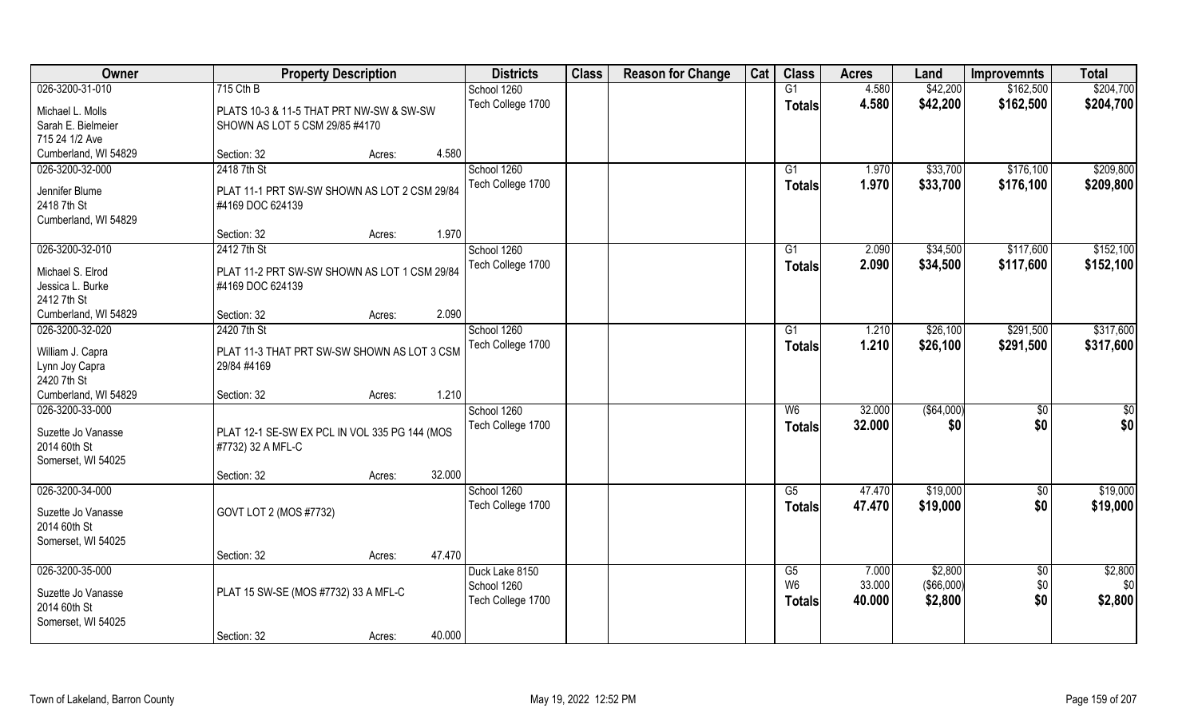| Owner | Property Description | Districts | Class | Reason for Change | Cat | Class | Acres | Land | Improvemnts | Total |
|---|---|---|---|---|---|---|---|---|---|---|
| 026-3200-31-010 | 715 Cth B | School 1260 | | | | G1 | 4.580 | $42,200 | $162,500 | $204,700 |
| Michael L. Molls | PLATS 10-3 & 11-5 THAT PRT NW-SW & SW-SW | Tech College 1700 | | | | Totals | 4.580 | $42,200 | $162,500 | $204,700 |
| Sarah E. Bielmeier | SHOWN AS LOT 5 CSM 29/85 #4170 | | | | | | | | | |
| 715 24 1/2 Ave | | | | | | | | | | |
| Cumberland, WI 54829 | Section: 32 Acres: 4.580 | | | | | | | | | |
| 026-3200-32-000 | 2418 7th St | School 1260 | | | | G1 | 1.970 | $33,700 | $176,100 | $209,800 |
| Jennifer Blume | PLAT 11-1 PRT SW-SW SHOWN AS LOT 2 CSM 29/84 | Tech College 1700 | | | | Totals | 1.970 | $33,700 | $176,100 | $209,800 |
| 2418 7th St | #4169 DOC 624139 | | | | | | | | | |
| Cumberland, WI 54829 | | | | | | | | | | |
| | Section: 32 Acres: 1.970 | | | | | | | | | |
| 026-3200-32-010 | 2412 7th St | School 1260 | | | | G1 | 2.090 | $34,500 | $117,600 | $152,100 |
| Michael S. Elrod | PLAT 11-2 PRT SW-SW SHOWN AS LOT 1 CSM 29/84 | Tech College 1700 | | | | Totals | 2.090 | $34,500 | $117,600 | $152,100 |
| Jessica L. Burke | #4169 DOC 624139 | | | | | | | | | |
| 2412 7th St | | | | | | | | | | |
| Cumberland, WI 54829 | Section: 32 Acres: 2.090 | | | | | | | | | |
| 026-3200-32-020 | 2420 7th St | School 1260 | | | | G1 | 1.210 | $26,100 | $291,500 | $317,600 |
| William J. Capra | PLAT 11-3 THAT PRT SW-SW SHOWN AS LOT 3 CSM | Tech College 1700 | | | | Totals | 1.210 | $26,100 | $291,500 | $317,600 |
| Lynn Joy Capra | 29/84 #4169 | | | | | | | | | |
| 2420 7th St | | | | | | | | | | |
| Cumberland, WI 54829 | Section: 32 Acres: 1.210 | | | | | | | | | |
| 026-3200-33-000 | | School 1260 | | | | W6 | 32.000 | ($64,000) | $0 | $0 |
| Suzette Jo Vanasse | PLAT 12-1 SE-SW EX PCL IN VOL 335 PG 144 (MOS | Tech College 1700 | | | | Totals | 32.000 | $0 | $0 | $0 |
| 2014 60th St | #7732) 32 A MFL-C | | | | | | | | | |
| Somerset, WI 54025 | | | | | | | | | | |
| | Section: 32 Acres: 32.000 | | | | | | | | | |
| 026-3200-34-000 | | School 1260 | | | | G5 | 47.470 | $19,000 | $0 | $19,000 |
| Suzette Jo Vanasse | GOVT LOT 2 (MOS #7732) | Tech College 1700 | | | | Totals | 47.470 | $19,000 | $0 | $19,000 |
| 2014 60th St | | | | | | | | | | |
| Somerset, WI 54025 | | | | | | | | | | |
| | Section: 32 Acres: 47.470 | | | | | | | | | |
| 026-3200-35-000 | | Duck Lake 8150 | | | | G5 | 7.000 | $2,800 | $0 | $2,800 |
| Suzette Jo Vanasse | PLAT 15 SW-SE (MOS #7732) 33 A MFL-C | School 1260 | | | | W6 | 33.000 | ($66,000) | $0 | $0 |
| 2014 60th St | | Tech College 1700 | | | | Totals | 40.000 | $2,800 | $0 | $2,800 |
| Somerset, WI 54025 | | | | | | | | | | |
| | Section: 32 Acres: 40.000 | | | | | | | | | |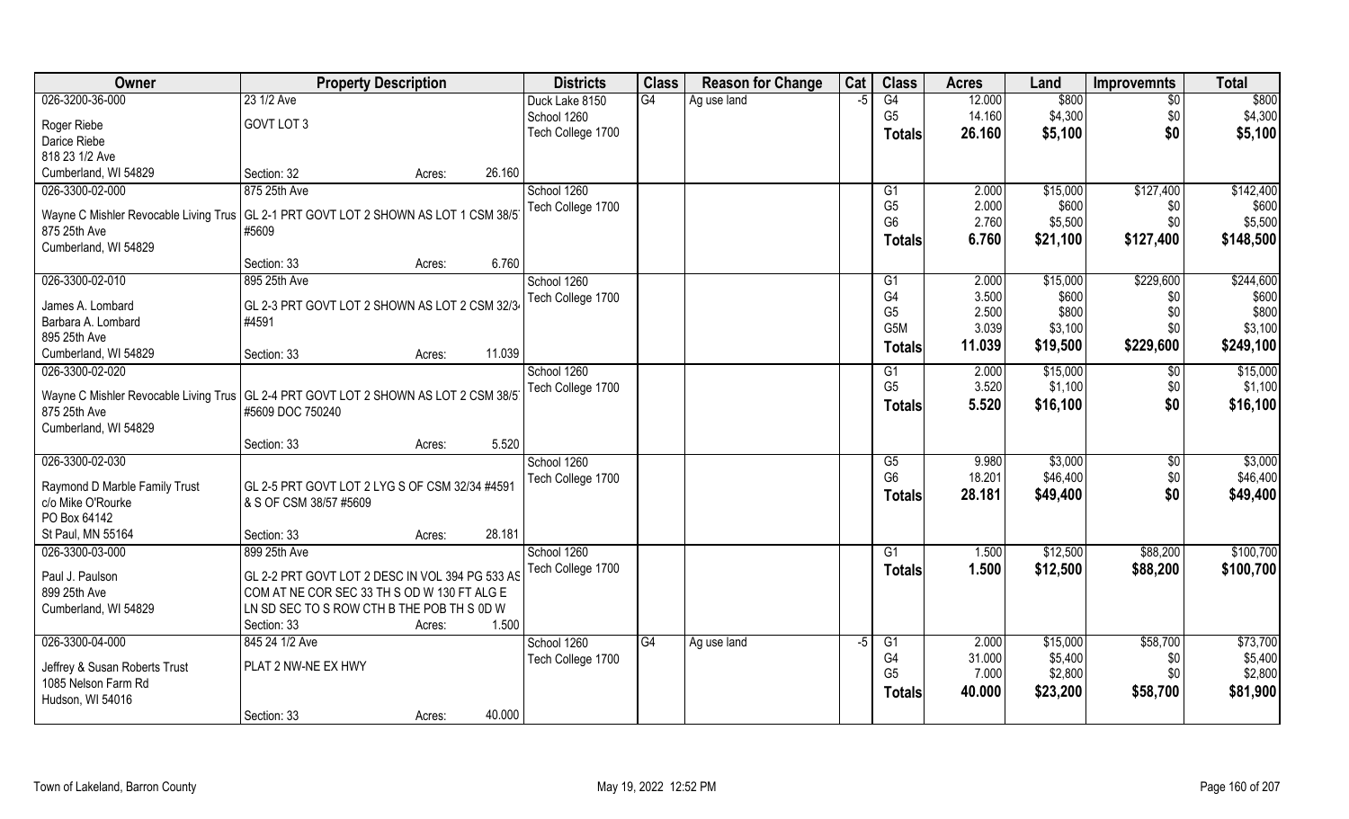| Owner | Property Description | | | Districts | Class | Reason for Change | Cat | Class | Acres | Land | Improvemnts | Total |
|---|---|---|---|---|---|---|---|---|---|---|---|---|
| 026-3200-36-000 | 23 1/2 Ave | | | Duck Lake 8150 | G4 | Ag use land | -5 | G4 | 12.000 | $800 | $0 | $800 |
| Roger Riebe | GOVT LOT 3 | | | School 1260 | | | | G5 | 14.160 | $4,300 | $0 | $4,300 |
| Darice Riebe | | | | Tech College 1700 | | | | **Totals** | **26.160** | **$5,100** | **$0** | **$5,100** |
| 818 23 1/2 Ave | | | | | | | | | | | | |
| Cumberland, WI 54829 | Section: 32 | Acres: | 26.160 | | | | | | | | | |
| 026-3300-02-000 | 875 25th Ave | | | School 1260 | | | | G1 | 2.000 | $15,000 | $127,400 | $142,400 |
| Wayne C Mishler Revocable Living Trus | GL 2-1 PRT GOVT LOT 2 SHOWN AS LOT 1 CSM 38/57 #5609 | | | Tech College 1700 | | | | G5 | 2.000 | $600 | $0 | $600 |
| 875 25th Ave | | | | | | | | G6 | 2.760 | $5,500 | $0 | $5,500 |
| Cumberland, WI 54829 | | | | | | | | **Totals** | **6.760** | **$21,100** | **$127,400** | **$148,500** |
| | Section: 33 | Acres: | 6.760 | | | | | | | | | |
| 026-3300-02-010 | 895 25th Ave | | | School 1260 | | | | G1 | 2.000 | $15,000 | $229,600 | $244,600 |
| James A. Lombard | GL 2-3 PRT GOVT LOT 2 SHOWN AS LOT 2 CSM 32/34 #4591 | | | Tech College 1700 | | | | G4 | 3.500 | $600 | $0 | $600 |
| Barbara A. Lombard | | | | | | | | G5 | 2.500 | $800 | $0 | $800 |
| 895 25th Ave | | | | | | | | G5M | 3.039 | $3,100 | $0 | $3,100 |
| Cumberland, WI 54829 | Section: 33 | Acres: | 11.039 | | | | | **Totals** | **11.039** | **$19,500** | **$229,600** | **$249,100** |
| 026-3300-02-020 | | | | School 1260 | | | | G1 | 2.000 | $15,000 | $0 | $15,000 |
| Wayne C Mishler Revocable Living Trus | GL 2-4 PRT GOVT LOT 2 SHOWN AS LOT 2 CSM 38/57 #5609 DOC 750240 | | | Tech College 1700 | | | | G5 | 3.520 | $1,100 | $0 | $1,100 |
| 875 25th Ave | | | | | | | | **Totals** | **5.520** | **$16,100** | **$0** | **$16,100** |
| Cumberland, WI 54829 | | | | | | | | | | | | |
| | Section: 33 | Acres: | 5.520 | | | | | | | | | |
| 026-3300-02-030 | | | | School 1260 | | | | G5 | 9.980 | $3,000 | $0 | $3,000 |
| Raymond D Marble Family Trust | GL 2-5 PRT GOVT LOT 2 LYG S OF CSM 32/34 #4591 & S OF CSM 38/57 #5609 | | | Tech College 1700 | | | | G6 | 18.201 | $46,400 | $0 | $46,400 |
| c/o Mike O'Rourke | | | | | | | | **Totals** | **28.181** | **$49,400** | **$0** | **$49,400** |
| PO Box 64142 | | | | | | | | | | | | |
| St Paul, MN 55164 | Section: 33 | Acres: | 28.181 | | | | | | | | | |
| 026-3300-03-000 | 899 25th Ave | | | School 1260 | | | | G1 | 1.500 | $12,500 | $88,200 | $100,700 |
| Paul J. Paulson | GL 2-2 PRT GOVT LOT 2 DESC IN VOL 394 PG 533 AS COM AT NE COR SEC 33 TH S OD W 130 FT ALG E LN SD SEC TO S ROW CTH B THE POB TH S 0D W | | | Tech College 1700 | | | | **Totals** | **1.500** | **$12,500** | **$88,200** | **$100,700** |
| 899 25th Ave | | | | | | | | | | | | |
| Cumberland, WI 54829 | | | | | | | | | | | | |
| | Section: 33 | Acres: | 1.500 | | | | | | | | | |
| 026-3300-04-000 | 845 24 1/2 Ave | | | School 1260 | G4 | Ag use land | -5 | G1 | 2.000 | $15,000 | $58,700 | $73,700 |
| Jeffrey & Susan Roberts Trust | PLAT 2 NW-NE EX HWY | | | Tech College 1700 | | | | G4 | 31.000 | $5,400 | $0 | $5,400 |
| 1085 Nelson Farm Rd | | | | | | | | G5 | 7.000 | $2,800 | $0 | $2,800 |
| Hudson, WI 54016 | | | | | | | | **Totals** | **40.000** | **$23,200** | **$58,700** | **$81,900** |
| | Section: 33 | Acres: | 40.000 | | | | | | | | | |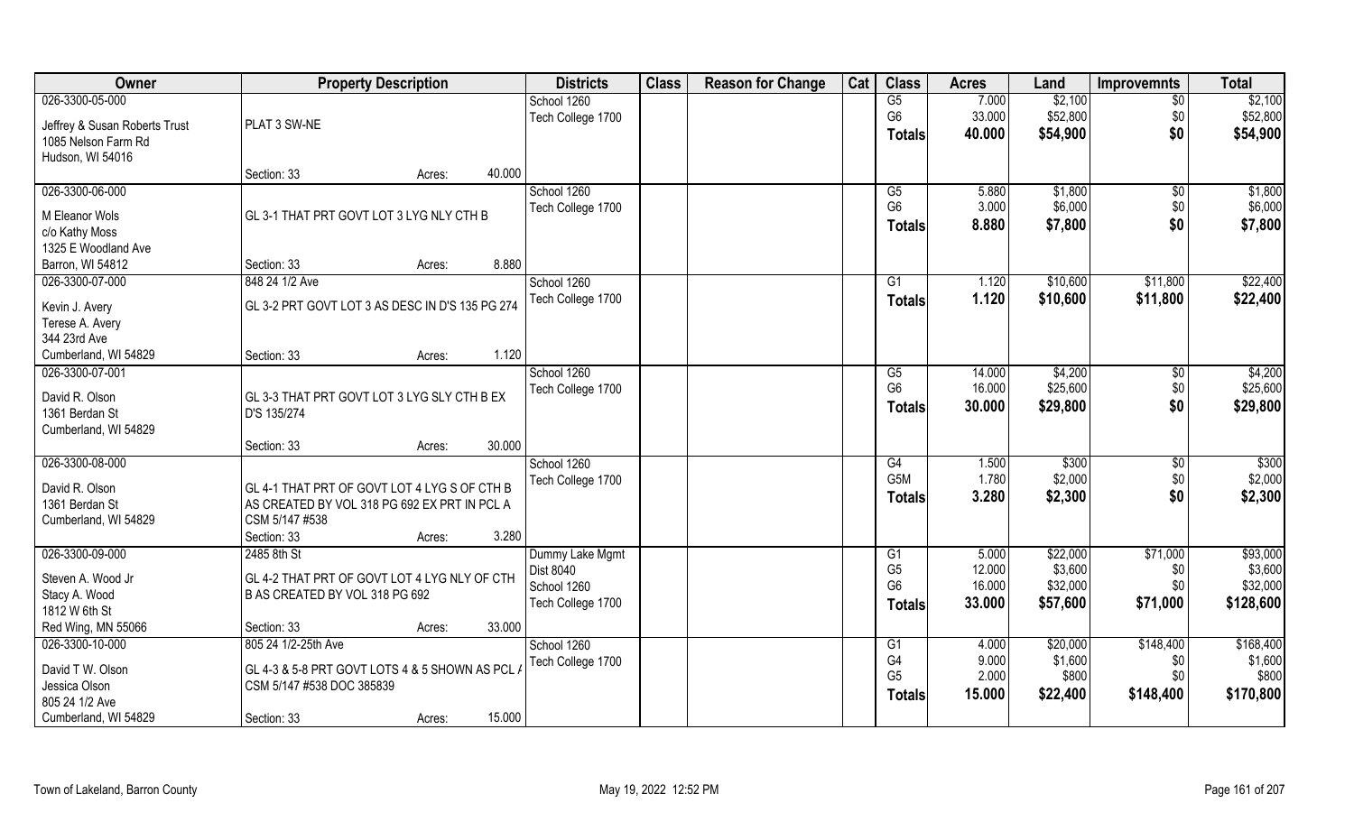| Owner | Property Description | | Districts | Class | Reason for Change | Cat | Class | Acres | Land | Improvemnts | Total |
|---|---|---|---|---|---|---|---|---|---|---|---|
| 026-3300-05-000<br>Jeffrey & Susan Roberts Trust<br>1085 Nelson Farm Rd<br>Hudson, WI 54016 | PLAT 3 SW-NE<br>Section: 33 | Acres: 40.000 | School 1260<br>Tech College 1700 | | | | G5<br>G6<br>**Totals** | 7.000<br>33.000<br>**40.000** | \$2,100<br>\$52,800<br>**\$54,900** | \$0<br>\$0<br>**\$0** | \$2,100<br>\$52,800<br>**\$54,900** |
| 026-3300-06-000<br>M Eleanor Wols<br>c/o Kathy Moss<br>1325 E Woodland Ave<br>Barron, WI 54812 | GL 3-1 THAT PRT GOVT LOT 3 LYG NLY CTH B<br>Section: 33 | Acres: 8.880 | School 1260<br>Tech College 1700 | | | | G5<br>G6<br>**Totals** | 5.880<br>3.000<br>**8.880** | \$1,800<br>\$6,000<br>**\$7,800** | \$0<br>\$0<br>**\$0** | \$1,800<br>\$6,000<br>**\$7,800** |
| 026-3300-07-000<br>Kevin J. Avery<br>Terese A. Avery<br>344 23rd Ave<br>Cumberland, WI 54829 | 848 24 1/2 Ave<br>GL 3-2 PRT GOVT LOT 3 AS DESC IN D'S 135 PG 274<br>Section: 33 | Acres: 1.120 | School 1260<br>Tech College 1700 | | | | G1<br>**Totals** | 1.120<br>**1.120** | \$10,600<br>**\$10,600** | \$11,800<br>**\$11,800** | \$22,400<br>**\$22,400** |
| 026-3300-07-001<br>David R. Olson<br>1361 Berdan St<br>Cumberland, WI 54829 | GL 3-3 THAT PRT GOVT LOT 3 LYG SLY CTH B EX D'S 135/274<br>Section: 33 | Acres: 30.000 | School 1260<br>Tech College 1700 | | | | G5<br>G6<br>**Totals** | 14.000<br>16.000<br>**30.000** | \$4,200<br>\$25,600<br>**\$29,800** | \$0<br>\$0<br>**\$0** | \$4,200<br>\$25,600<br>**\$29,800** |
| 026-3300-08-000<br>David R. Olson<br>1361 Berdan St<br>Cumberland, WI 54829 | GL 4-1 THAT PRT OF GOVT LOT 4 LYG S OF CTH B AS CREATED BY VOL 318 PG 692 EX PRT IN PCL A CSM 5/147 #538<br>Section: 33 | Acres: 3.280 | School 1260<br>Tech College 1700 | | | | G4<br>G5M<br>**Totals** | 1.500<br>1.780<br>**3.280** | \$300<br>\$2,000<br>**\$2,300** | \$0<br>\$0<br>**\$0** | \$300<br>\$2,000<br>**\$2,300** |
| 026-3300-09-000<br>Steven A. Wood Jr<br>Stacy A. Wood<br>1812 W 6th St<br>Red Wing, MN 55066 | 2485 8th St<br>GL 4-2 THAT PRT OF GOVT LOT 4 LYG NLY OF CTH B AS CREATED BY VOL 318 PG 692<br>Section: 33 | Acres: 33.000 | Dummy Lake Mgmt<br>Dist 8040<br>School 1260<br>Tech College 1700 | | | | G1<br>G5<br>G6<br>**Totals** | 5.000<br>12.000<br>16.000<br>**33.000** | \$22,000<br>\$3,600<br>\$32,000<br>**\$57,600** | \$71,000<br>\$0<br>\$0<br>**\$71,000** | \$93,000<br>\$3,600<br>\$32,000<br>**\$128,600** |
| 026-3300-10-000<br>David T W. Olson<br>Jessica Olson<br>805 24 1/2 Ave<br>Cumberland, WI 54829 | 805 24 1/2-25th Ave<br>GL 4-3 & 5-8 PRT GOVT LOTS 4 & 5 SHOWN AS PCL A CSM 5/147 #538 DOC 385839<br>Section: 33 | Acres: 15.000 | School 1260<br>Tech College 1700 | | | | G1<br>G4<br>G5<br>**Totals** | 4.000<br>9.000<br>2.000<br>**15.000** | \$20,000<br>\$1,600<br>\$800<br>**\$22,400** | \$148,400<br>\$0<br>\$0<br>**\$148,400** | \$168,400<br>\$1,600<br>\$800<br>**\$170,800** |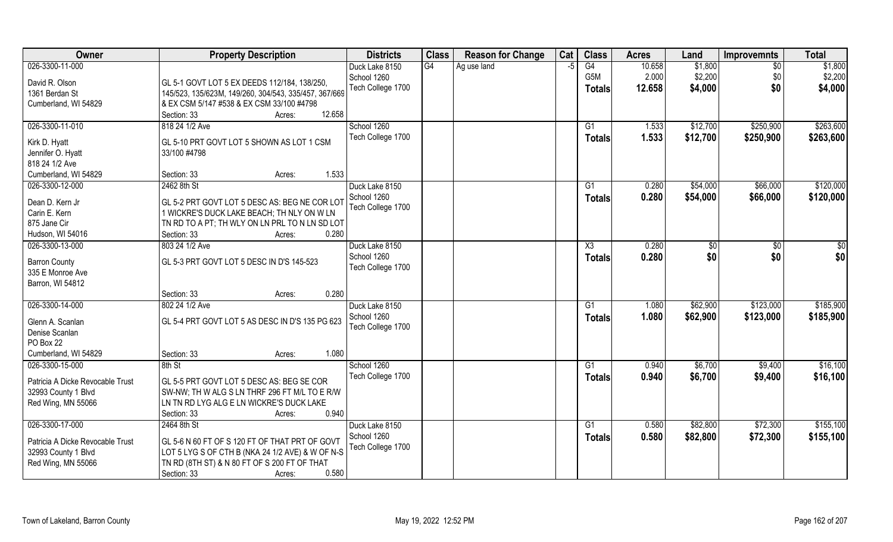| Owner | Property Description | Districts | Class | Reason for Change | Cat | Class | Acres | Land | Improvemnts | Total |
|---|---|---|---|---|---|---|---|---|---|---|
| 026-3300-11-000<br>David R. Olson<br>1361 Berdan St<br>Cumberland, WI 54829 | GL 5-1 GOVT LOT 5 EX DEEDS 112/184, 138/250, 145/523, 135/623M, 149/260, 304/543, 335/457, 367/669 & EX CSM 5/147 #538 & EX CSM 33/100 #4798<br>Section: 33 Acres: 12.658 | Duck Lake 8150<br>School 1260<br>Tech College 1700 | G4 | Ag use land | -5 | G4<br>G5M<br>**Totals** | 10.658<br>2.000<br>**12.658** | $1,800<br>$2,200<br>**$4,000** | $0<br>$0<br>**$0** | $1,800<br>$2,200<br>**$4,000** |
| 026-3300-11-010<br>Kirk D. Hyatt<br>Jennifer O. Hyatt<br>818 24 1/2 Ave<br>Cumberland, WI 54829 | 818 24 1/2 Ave<br>GL 5-10 PRT GOVT LOT 5 SHOWN AS LOT 1 CSM 33/100 #4798<br>Section: 33 Acres: 1.533 | School 1260<br>Tech College 1700 | | | | G1<br>**Totals** | 1.533<br>**1.533** | $12,700<br>**$12,700** | $250,900<br>**$250,900** | $263,600<br>**$263,600** |
| 026-3300-12-000<br>Dean D. Kern Jr<br>Carin E. Kern<br>875 Jane Cir<br>Hudson, WI 54016 | 2462 8th St<br>GL 5-2 PRT GOVT LOT 5 DESC AS: BEG NE COR LOT 1 WICKRE'S DUCK LAKE BEACH; TH NLY ON W LN TN RD TO A PT; TH WLY ON LN PRL TO N LN SD LOT<br>Section: 33 Acres: 0.280 | Duck Lake 8150<br>School 1260<br>Tech College 1700 | | | | G1<br>**Totals** | 0.280<br>**0.280** | $54,000<br>**$54,000** | $66,000<br>**$66,000** | $120,000<br>**$120,000** |
| 026-3300-13-000<br>Barron County<br>335 E Monroe Ave<br>Barron, WI 54812 | 803 24 1/2 Ave<br>GL 5-3 PRT GOVT LOT 5 DESC IN D'S 145-523<br>Section: 33 Acres: 0.280 | Duck Lake 8150<br>School 1260<br>Tech College 1700 | | | | X3<br>**Totals** | 0.280<br>**0.280** | $0<br>**$0** | $0<br>**$0** | $0<br>**$0** |
| 026-3300-14-000<br>Glenn A. Scanlan<br>Denise Scanlan<br>PO Box 22<br>Cumberland, WI 54829 | 802 24 1/2 Ave<br>GL 5-4 PRT GOVT LOT 5 AS DESC IN D'S 135 PG 623<br>Section: 33 Acres: 1.080 | Duck Lake 8150<br>School 1260<br>Tech College 1700 | | | | G1<br>**Totals** | 1.080<br>**1.080** | $62,900<br>**$62,900** | $123,000<br>**$123,000** | $185,900<br>**$185,900** |
| 026-3300-15-000<br>Patricia A Dicke Revocable Trust<br>32993 County 1 Blvd<br>Red Wing, MN 55066 | 8th St<br>GL 5-5 PRT GOVT LOT 5 DESC AS: BEG SE COR SW-NW; TH W ALG S LN THRF 296 FT M/L TO E R/W LN TN RD LYG ALG E LN WICKRE'S DUCK LAKE<br>Section: 33 Acres: 0.940 | School 1260<br>Tech College 1700 | | | | G1<br>**Totals** | 0.940<br>**0.940** | $6,700<br>**$6,700** | $9,400<br>**$9,400** | $16,100<br>**$16,100** |
| 026-3300-17-000<br>Patricia A Dicke Revocable Trust<br>32993 County 1 Blvd<br>Red Wing, MN 55066 | 2464 8th St<br>GL 5-6 N 60 FT OF S 120 FT OF THAT PRT OF GOVT LOT 5 LYG S OF CTH B (NKA 24 1/2 AVE) & W OF N-S TN RD (8TH ST) & N 80 FT OF S 200 FT OF THAT<br>Section: 33 Acres: 0.580 | Duck Lake 8150<br>School 1260<br>Tech College 1700 | | | | G1<br>**Totals** | 0.580<br>**0.580** | $82,800<br>**$82,800** | $72,300<br>**$72,300** | $155,100<br>**$155,100** |

Town of Lakeland, Barron County — May 19, 2022 12:52 PM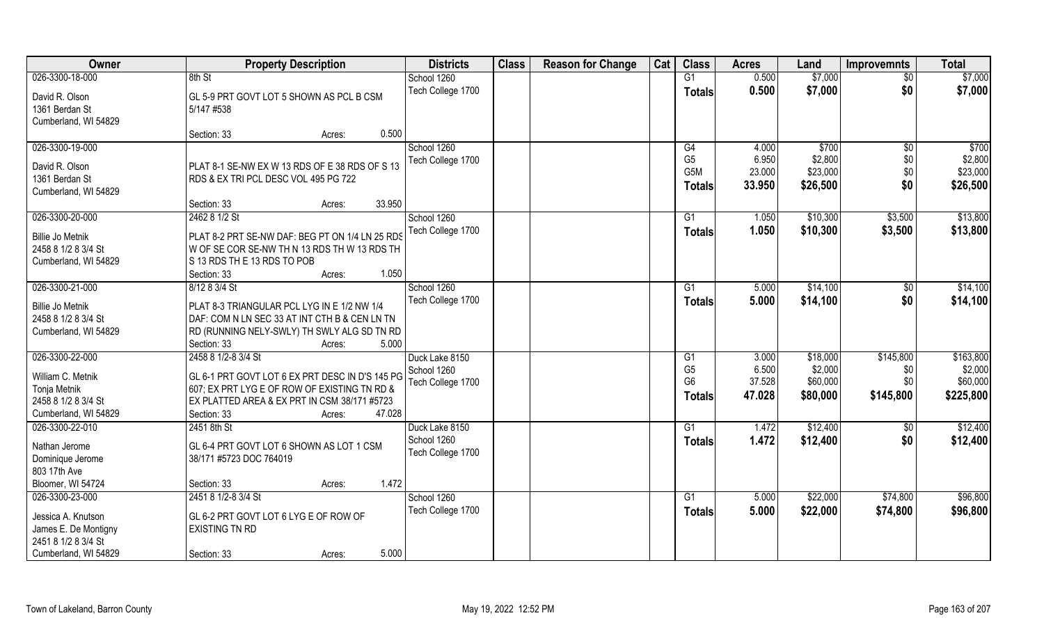| Owner | Property Description | Districts | Class | Reason for Change | Cat | Class | Acres | Land | Improvemnts | Total |
|---|---|---|---|---|---|---|---|---|---|---|
| 026-3300-18-000<br>David R. Olson<br>1361 Berdan St<br>Cumberland, WI 54829 | 8th St<br>GL 5-9 PRT GOVT LOT 5 SHOWN AS PCL B CSM 5/147 #538<br>Section: 33 Acres: 0.500 | School 1260<br>Tech College 1700 | | | | G1<br>**Totals** | 0.500<br>**0.500** | $7,000<br>**$7,000** | $0<br>**$0** | $7,000<br>**$7,000** |
| 026-3300-19-000<br>David R. Olson<br>1361 Berdan St<br>Cumberland, WI 54829 | PLAT 8-1 SE-NW EX W 13 RDS OF E 38 RDS OF S 13 RDS & EX TRI PCL DESC VOL 495 PG 722<br>Section: 33 Acres: 33.950 | School 1260<br>Tech College 1700 | | | | G4<br>G5<br>G5M<br>**Totals** | 4.000<br>6.950<br>23.000<br>**33.950** | $700<br>$2,800<br>$23,000<br>**$26,500** | $0<br>$0<br>$0<br>**$0** | $700<br>$2,800<br>$23,000<br>**$26,500** |
| 026-3300-20-000<br>Billie Jo Metnik<br>2458 8 1/2 8 3/4 St<br>Cumberland, WI 54829 | 2462 8 1/2 St<br>PLAT 8-2 PRT SE-NW DAF: BEG PT ON 1/4 LN 25 RDS W OF SE COR SE-NW TH N 13 RDS TH W 13 RDS TH S 13 RDS TH E 13 RDS TO POB<br>Section: 33 Acres: 1.050 | School 1260<br>Tech College 1700 | | | | G1<br>**Totals** | 1.050<br>**1.050** | $10,300<br>**$10,300** | $3,500<br>**$3,500** | $13,800<br>**$13,800** |
| 026-3300-21-000<br>Billie Jo Metnik<br>2458 8 1/2 8 3/4 St<br>Cumberland, WI 54829 | 8/12 8 3/4 St<br>PLAT 8-3 TRIANGULAR PCL LYG IN E 1/2 NW 1/4 DAF: COM N LN SEC 33 AT INT CTH B & CEN LN TN RD (RUNNING NELY-SWLY) TH SWLY ALG SD TN RD<br>Section: 33 Acres: 5.000 | School 1260<br>Tech College 1700 | | | | G1<br>**Totals** | 5.000<br>**5.000** | $14,100<br>**$14,100** | $0<br>**$0** | $14,100<br>**$14,100** |
| 026-3300-22-000<br>William C. Metnik<br>Tonja Metnik<br>2458 8 1/2 8 3/4 St<br>Cumberland, WI 54829 | 2458 8 1/2-8 3/4 St<br>GL 6-1 PRT GOVT LOT 6 EX PRT DESC IN D'S 145 PG 607; EX PRT LYG E OF ROW OF EXISTING TN RD & EX PLATTED AREA & EX PRT IN CSM 38/171 #5723<br>Section: 33 Acres: 47.028 | Duck Lake 8150<br>School 1260<br>Tech College 1700 | | | | G1<br>G5<br>G6<br>**Totals** | 3.000<br>6.500<br>37.528<br>**47.028** | $18,000<br>$2,000<br>$60,000<br>**$80,000** | $145,800<br>$0<br>$0<br>**$145,800** | $163,800<br>$2,000<br>$60,000<br>**$225,800** |
| 026-3300-22-010<br>Nathan Jerome<br>Dominique Jerome<br>803 17th Ave<br>Bloomer, WI 54724 | 2451 8th St<br>GL 6-4 PRT GOVT LOT 6 SHOWN AS LOT 1 CSM 38/171 #5723 DOC 764019<br>Section: 33 Acres: 1.472 | Duck Lake 8150<br>School 1260<br>Tech College 1700 | | | | G1<br>**Totals** | 1.472<br>**1.472** | $12,400<br>**$12,400** | $0<br>**$0** | $12,400<br>**$12,400** |
| 026-3300-23-000<br>Jessica A. Knutson<br>James E. De Montigny<br>2451 8 1/2 8 3/4 St<br>Cumberland, WI 54829 | 2451 8 1/2-8 3/4 St<br>GL 6-2 PRT GOVT LOT 6 LYG E OF ROW OF EXISTING TN RD<br>Section: 33 Acres: 5.000 | School 1260<br>Tech College 1700 | | | | G1<br>**Totals** | 5.000<br>**5.000** | $22,000<br>**$22,000** | $74,800<br>**$74,800** | $96,800<br>**$96,800** |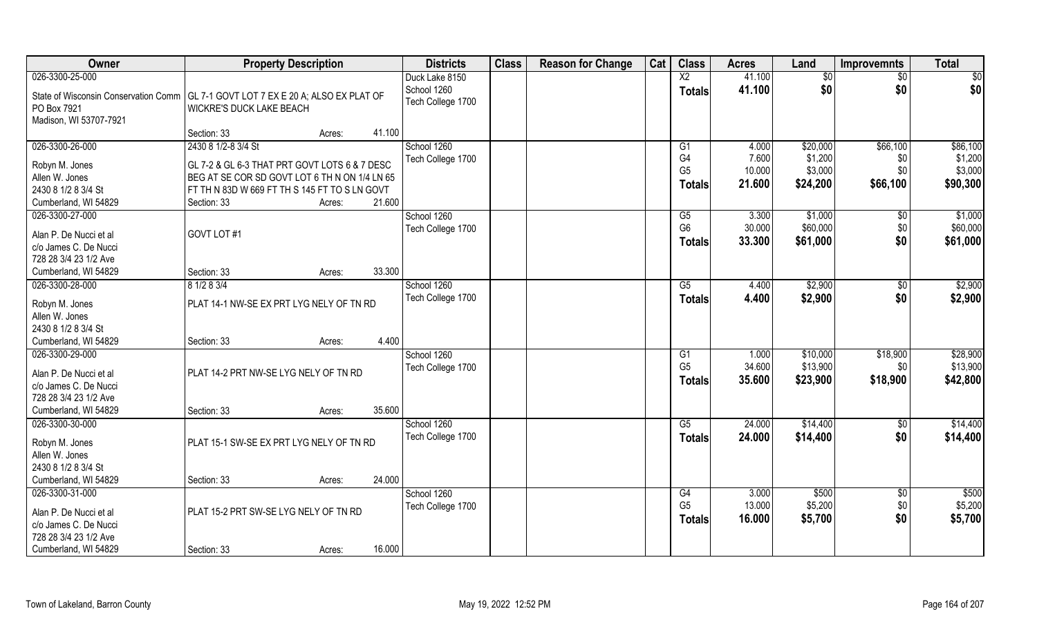| Owner | Property Description | | | Districts | Class | Reason for Change | Cat | Class | Acres | Land | Improvemnts | Total |
|---|---|---|---|---|---|---|---|---|---|---|---|---|
| 026-3300-25-000 | | | | Duck Lake 8150 | | | | X2 | 41.100 | $0 | $0 | $0 |
| State of Wisconsin Conservation Comm | GL 7-1 GOVT LOT 7 EX E 20 A; ALSO EX PLAT OF | | | School 1260 | | | | **Totals** | **41.100** | **$0** | **$0** | **$0** |
| PO Box 7921 | WICKRE'S DUCK LAKE BEACH | | | Tech College 1700 | | | | | | | | |
| Madison, WI 53707-7921 | | | | | | | | | | | | |
| | Section: 33 | Acres: | 41.100 | | | | | | | | | |
| 026-3300-26-000 | 2430 8 1/2-8 3/4 St | | | School 1260 | | | | G1 | 4.000 | $20,000 | $66,100 | $86,100 |
| Robyn M. Jones | GL 7-2 & GL 6-3 THAT PRT GOVT LOTS 6 & 7 DESC | | | Tech College 1700 | | | | G4 | 7.600 | $1,200 | $0 | $1,200 |
| Allen W. Jones | BEG AT SE COR SD GOVT LOT 6 TH N ON 1/4 LN 65 | | | | | | | G5 | 10.000 | $3,000 | $0 | $3,000 |
| 2430 8 1/2 8 3/4 St | FT TH N 83D W 669 FT TH S 145 FT TO S LN GOVT | | | | | | | **Totals** | **21.600** | **$24,200** | **$66,100** | **$90,300** |
| Cumberland, WI 54829 | Section: 33 | Acres: | 21.600 | | | | | | | | | |
| 026-3300-27-000 | | | | School 1260 | | | | G5 | 3.300 | $1,000 | $0 | $1,000 |
| Alan P. De Nucci et al | GOVT LOT #1 | | | Tech College 1700 | | | | G6 | 30.000 | $60,000 | $0 | $60,000 |
| c/o James C. De Nucci | | | | | | | | **Totals** | **33.300** | **$61,000** | **$0** | **$61,000** |
| 728 28 3/4 23 1/2 Ave | | | | | | | | | | | | |
| Cumberland, WI 54829 | Section: 33 | Acres: | 33.300 | | | | | | | | | |
| 026-3300-28-000 | 8 1/2 8 3/4 | | | School 1260 | | | | G5 | 4.400 | $2,900 | $0 | $2,900 |
| Robyn M. Jones | PLAT 14-1 NW-SE EX PRT LYG NELY OF TN RD | | | Tech College 1700 | | | | **Totals** | **4.400** | **$2,900** | **$0** | **$2,900** |
| Allen W. Jones | | | | | | | | | | | | |
| 2430 8 1/2 8 3/4 St | | | | | | | | | | | | |
| Cumberland, WI 54829 | Section: 33 | Acres: | 4.400 | | | | | | | | | |
| 026-3300-29-000 | | | | School 1260 | | | | G1 | 1.000 | $10,000 | $18,900 | $28,900 |
| Alan P. De Nucci et al | PLAT 14-2 PRT NW-SE LYG NELY OF TN RD | | | Tech College 1700 | | | | G5 | 34.600 | $13,900 | $0 | $13,900 |
| c/o James C. De Nucci | | | | | | | | **Totals** | **35.600** | **$23,900** | **$18,900** | **$42,800** |
| 728 28 3/4 23 1/2 Ave | | | | | | | | | | | | |
| Cumberland, WI 54829 | Section: 33 | Acres: | 35.600 | | | | | | | | | |
| 026-3300-30-000 | | | | School 1260 | | | | G5 | 24.000 | $14,400 | $0 | $14,400 |
| Robyn M. Jones | PLAT 15-1 SW-SE EX PRT LYG NELY OF TN RD | | | Tech College 1700 | | | | **Totals** | **24.000** | **$14,400** | **$0** | **$14,400** |
| Allen W. Jones | | | | | | | | | | | | |
| 2430 8 1/2 8 3/4 St | | | | | | | | | | | | |
| Cumberland, WI 54829 | Section: 33 | Acres: | 24.000 | | | | | | | | | |
| 026-3300-31-000 | | | | School 1260 | | | | G4 | 3.000 | $500 | $0 | $500 |
| Alan P. De Nucci et al | PLAT 15-2 PRT SW-SE LYG NELY OF TN RD | | | Tech College 1700 | | | | G5 | 13.000 | $5,200 | $0 | $5,200 |
| c/o James C. De Nucci | | | | | | | | **Totals** | **16.000** | **$5,700** | **$0** | **$5,700** |
| 728 28 3/4 23 1/2 Ave | | | | | | | | | | | | |
| Cumberland, WI 54829 | Section: 33 | Acres: | 16.000 | | | | | | | | | |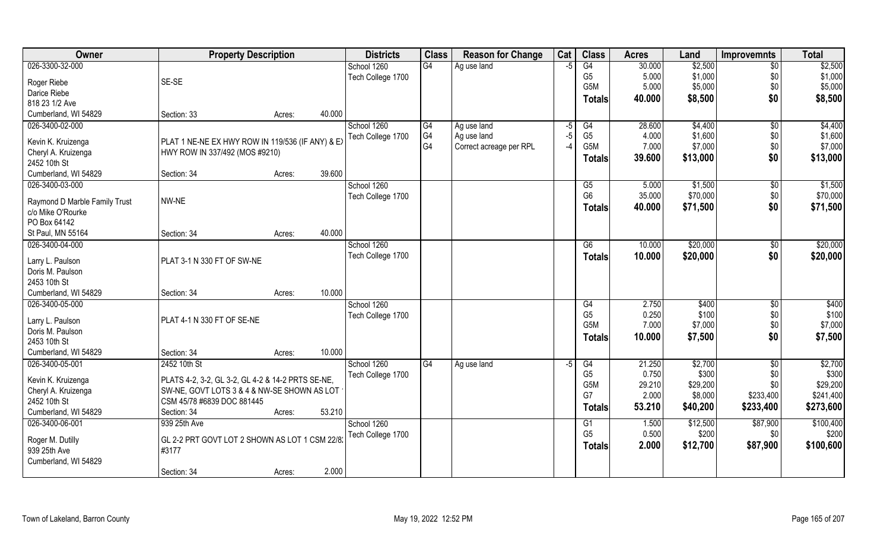| Owner | Property Description | | | Districts | Class | Reason for Change | Cat | Class | Acres | Land | Improvemnts | Total |
|---|---|---|---|---|---|---|---|---|---|---|---|---|
| 026-3300-32-000 | | | | School 1260 | G4 | Ag use land | -5 | G4 | 30.000 | $2,500 | $0 | $2,500 |
| Roger Riebe | SE-SE | | | Tech College 1700 | | | | G5 | 5.000 | $1,000 | $0 | $1,000 |
| Darice Riebe | | | | | | | | G5M | 5.000 | $5,000 | $0 | $5,000 |
| 818 23 1/2 Ave | | | | | | | | **Totals** | **40.000** | **$8,500** | **$0** | **$8,500** |
| Cumberland, WI 54829 | Section: 33 | Acres: | 40.000 | | | | | | | | | |
| 026-3400-02-000 | | | | School 1260 | G4 | Ag use land | -5 | G4 | 28.600 | $4,400 | $0 | $4,400 |
| Kevin K. Kruizenga | PLAT 1 NE-NE EX HWY ROW IN 119/536 (IF ANY) & EX | | | Tech College 1700 | G4 | Ag use land | -5 | G5 | 4.000 | $1,600 | $0 | $1,600 |
| Cheryl A. Kruizenga | HWY ROW IN 337/492 (MOS #9210) | | | | G4 | Correct acreage per RPL | -4 | G5M | 7.000 | $7,000 | $0 | $7,000 |
| 2452 10th St | | | | | | | | **Totals** | **39.600** | **$13,000** | **$0** | **$13,000** |
| Cumberland, WI 54829 | Section: 34 | Acres: | 39.600 | | | | | | | | | |
| 026-3400-03-000 | | | | School 1260 | | | | G5 | 5.000 | $1,500 | $0 | $1,500 |
| Raymond D Marble Family Trust | NW-NE | | | Tech College 1700 | | | | G6 | 35.000 | $70,000 | $0 | $70,000 |
| c/o Mike O'Rourke | | | | | | | | **Totals** | **40.000** | **$71,500** | **$0** | **$71,500** |
| PO Box 64142 | | | | | | | | | | | | |
| St Paul, MN 55164 | Section: 34 | Acres: | 40.000 | | | | | | | | | |
| 026-3400-04-000 | | | | School 1260 | | | | G6 | 10.000 | $20,000 | $0 | $20,000 |
| Larry L. Paulson | PLAT 3-1 N 330 FT OF SW-NE | | | Tech College 1700 | | | | **Totals** | **10.000** | **$20,000** | **$0** | **$20,000** |
| Doris M. Paulson | | | | | | | | | | | | |
| 2453 10th St | | | | | | | | | | | | |
| Cumberland, WI 54829 | Section: 34 | Acres: | 10.000 | | | | | | | | | |
| 026-3400-05-000 | | | | School 1260 | | | | G4 | 2.750 | $400 | $0 | $400 |
| Larry L. Paulson | PLAT 4-1 N 330 FT OF SE-NE | | | Tech College 1700 | | | | G5 | 0.250 | $100 | $0 | $100 |
| Doris M. Paulson | | | | | | | | G5M | 7.000 | $7,000 | $0 | $7,000 |
| 2453 10th St | | | | | | | | **Totals** | **10.000** | **$7,500** | **$0** | **$7,500** |
| Cumberland, WI 54829 | Section: 34 | Acres: | 10.000 | | | | | | | | | |
| 026-3400-05-001 | 2452 10th St | | | School 1260 | G4 | Ag use land | -5 | G4 | 21.250 | $2,700 | $0 | $2,700 |
| Kevin K. Kruizenga | PLATS 4-2, 3-2, GL 3-2, GL 4-2 & 14-2 PRTS SE-NE, | | | Tech College 1700 | | | | G5 | 0.750 | $300 | $0 | $300 |
| Cheryl A. Kruizenga | SW-NE, GOVT LOTS 3 & 4 & NW-SE SHOWN AS LOT | | | | | | | G5M | 29.210 | $29,200 | $0 | $29,200 |
| 2452 10th St | CSM 45/78 #6839 DOC 881445 | | | | | | | G7 | 2.000 | $8,000 | $233,400 | $241,400 |
| Cumberland, WI 54829 | Section: 34 | Acres: | 53.210 | | | | | **Totals** | **53.210** | **$40,200** | **$233,400** | **$273,600** |
| 026-3400-06-001 | 939 25th Ave | | | School 1260 | | | | G1 | 1.500 | $12,500 | $87,900 | $100,400 |
| Roger M. Dutilly | GL 2-2 PRT GOVT LOT 2 SHOWN AS LOT 1 CSM 22/8 | | | Tech College 1700 | | | | G5 | 0.500 | $200 | $0 | $200 |
| 939 25th Ave | #3177 | | | | | | | **Totals** | **2.000** | **$12,700** | **$87,900** | **$100,600** |
| Cumberland, WI 54829 | | | | | | | | | | | | |
| | Section: 34 | Acres: | 2.000 | | | | | | | | | |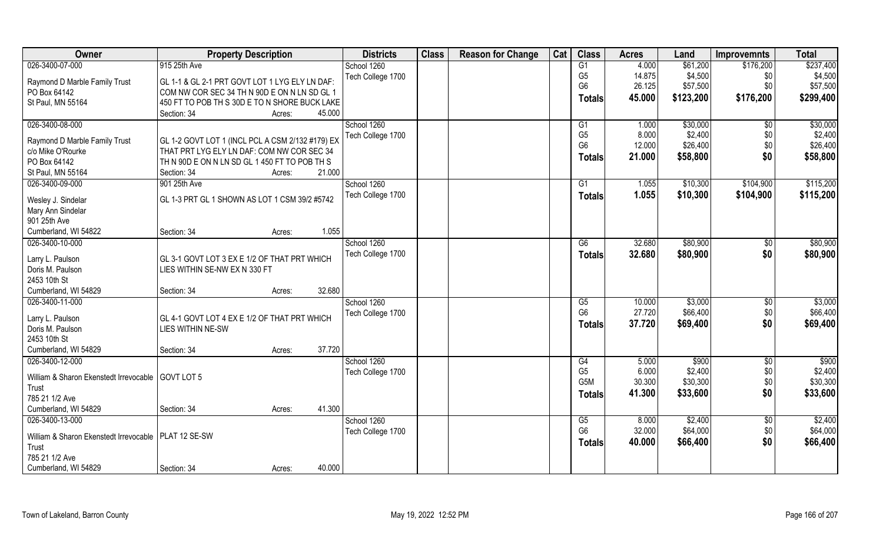| Owner | Property Description | Districts | Class | Reason for Change | Cat | Class | Acres | Land | Improvemnts | Total |
|---|---|---|---|---|---|---|---|---|---|---|
| 026-3400-07-000<br>Raymond D Marble Family Trust<br>PO Box 64142<br>St Paul, MN 55164 | 915 25th Ave<br>GL 1-1 & GL 2-1 PRT GOVT LOT 1 LYG ELY LN DAF: COM NW COR SEC 34 TH N 90D E ON N LN SD GL 1 450 FT TO POB TH S 30D E TO N SHORE BUCK LAKE<br>Section: 34 Acres: 45.000 | School 1260<br>Tech College 1700 | | | | G1<br>G5<br>G6<br>**Totals** | 4.000<br>14.875<br>26.125<br>**45.000** | $61,200<br>$4,500<br>$57,500<br>**$123,200** | $176,200<br>$0<br>$0<br>**$176,200** | $237,400<br>$4,500<br>$57,500<br>**$299,400** |
| 026-3400-08-000<br>Raymond D Marble Family Trust<br>c/o Mike O'Rourke<br>PO Box 64142<br>St Paul, MN 55164 | GL 1-2 GOVT LOT 1 (INCL PCL A CSM 2/132 #179) EX THAT PRT LYG ELY LN DAF: COM NW COR SEC 34 TH N 90D E ON N LN SD GL 1 450 FT TO POB TH S<br>Section: 34 Acres: 21.000 | School 1260<br>Tech College 1700 | | | | G1<br>G5<br>G6<br>**Totals** | 1.000<br>8.000<br>12.000<br>**21.000** | $30,000<br>$2,400<br>$26,400<br>**$58,800** | $0<br>$0<br>$0<br>**$0** | $30,000<br>$2,400<br>$26,400<br>**$58,800** |
| 026-3400-09-000<br>Wesley J. Sindelar<br>Mary Ann Sindelar<br>901 25th Ave<br>Cumberland, WI 54822 | 901 25th Ave<br>GL 1-3 PRT GL 1 SHOWN AS LOT 1 CSM 39/2 #5742<br>Section: 34 Acres: 1.055 | School 1260<br>Tech College 1700 | | | | G1<br>**Totals** | 1.055<br>**1.055** | $10,300<br>**$10,300** | $104,900<br>**$104,900** | $115,200<br>**$115,200** |
| 026-3400-10-000<br>Larry L. Paulson<br>Doris M. Paulson<br>2453 10th St<br>Cumberland, WI 54829 | GL 3-1 GOVT LOT 3 EX E 1/2 OF THAT PRT WHICH LIES WITHIN SE-NW EX N 330 FT<br>Section: 34 Acres: 32.680 | School 1260<br>Tech College 1700 | | | | G6<br>**Totals** | 32.680<br>**32.680** | $80,900<br>**$80,900** | $0<br>**$0** | $80,900<br>**$80,900** |
| 026-3400-11-000<br>Larry L. Paulson<br>Doris M. Paulson<br>2453 10th St<br>Cumberland, WI 54829 | GL 4-1 GOVT LOT 4 EX E 1/2 OF THAT PRT WHICH LIES WITHIN NE-SW<br>Section: 34 Acres: 37.720 | School 1260<br>Tech College 1700 | | | | G5<br>G6<br>**Totals** | 10.000<br>27.720<br>**37.720** | $3,000<br>$66,400<br>**$69,400** | $0<br>$0<br>**$0** | $3,000<br>$66,400<br>**$69,400** |
| 026-3400-12-000<br>William & Sharon Ekenstedt Irrevocable Trust<br>785 21 1/2 Ave<br>Cumberland, WI 54829 | GOVT LOT 5<br>Section: 34 Acres: 41.300 | School 1260<br>Tech College 1700 | | | | G4<br>G5<br>G5M<br>**Totals** | 5.000<br>6.000<br>30.300<br>**41.300** | $900<br>$2,400<br>$30,300<br>**$33,600** | $0<br>$0<br>$0<br>**$0** | $900<br>$2,400<br>$30,300<br>**$33,600** |
| 026-3400-13-000<br>William & Sharon Ekenstedt Irrevocable Trust<br>785 21 1/2 Ave<br>Cumberland, WI 54829 | PLAT 12 SE-SW<br>Section: 34 Acres: 40.000 | School 1260<br>Tech College 1700 | | | | G5<br>G6<br>**Totals** | 8.000<br>32.000<br>**40.000** | $2,400<br>$64,000<br>**$66,400** | $0<br>$0<br>**$0** | $2,400<br>$64,000<br>**$66,400** |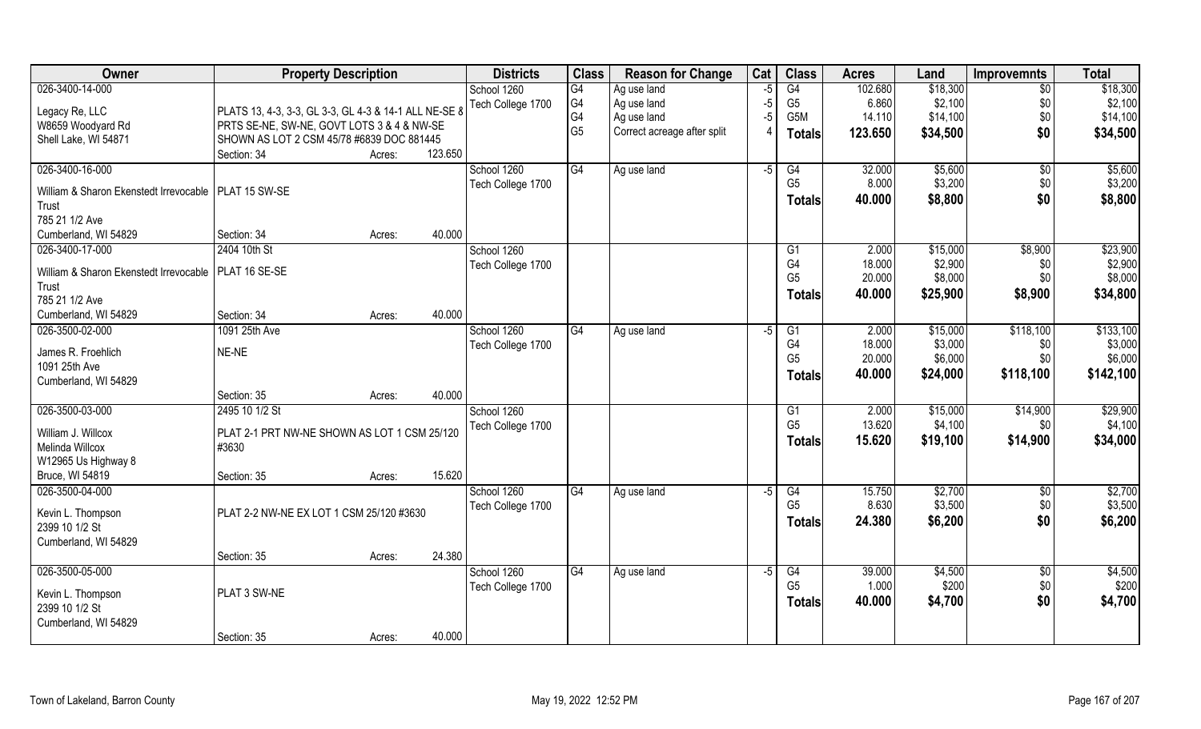| Owner | Property Description | | | Districts | Class | Reason for Change | Cat | Class | Acres | Land | Improvemnts | Total |
|---|---|---|---|---|---|---|---|---|---|---|---|---|
| 026-3400-14-000 | | | | School 1260 | G4 | Ag use land | -5 | G4 | 102.680 | $18,300 | $0 | $18,300 |
| Legacy Re, LLC | PLATS 13, 4-3, 3-3, GL 3-3, GL 4-3 & 14-1 ALL NE-SE 8 | | | Tech College 1700 | G4 | Ag use land | -5 | G5 | 6.860 | $2,100 | $0 | $2,100 |
| W8659 Woodyard Rd | PRTS SE-NE, SW-NE, GOVT LOTS 3 & 4 & NW-SE | | | | G4 | Ag use land | -5 | G5M | 14.110 | $14,100 | $0 | $14,100 |
| Shell Lake, WI 54871 | SHOWN AS LOT 2 CSM 45/78 #6839 DOC 881445 | | | | G5 | Correct acreage after split | 4 | **Totals** | **123.650** | **$34,500** | **$0** | **$34,500** |
| | Section: 34 | Acres: | 123.650 | | | | | | | | | |
| 026-3400-16-000 | | | | School 1260 | G4 | Ag use land | -5 | G4 | 32.000 | $5,600 | $0 | $5,600 |
| William & Sharon Ekenstedt Irrevocable Trust | PLAT 15 SW-SE | | | Tech College 1700 | | | | G5 | 8.000 | $3,200 | $0 | $3,200 |
| 785 21 1/2 Ave | | | | | | | | **Totals** | **40.000** | **$8,800** | **$0** | **$8,800** |
| Cumberland, WI 54829 | Section: 34 | Acres: | 40.000 | | | | | | | | | |
| 026-3400-17-000 | 2404 10th St | | | School 1260 | | | | G1 | 2.000 | $15,000 | $8,900 | $23,900 |
| William & Sharon Ekenstedt Irrevocable Trust | PLAT 16 SE-SE | | | Tech College 1700 | | | | G4 | 18.000 | $2,900 | $0 | $2,900 |
| 785 21 1/2 Ave | | | | | | | | G5 | 20.000 | $8,000 | $0 | $8,000 |
| | | | | | | | | **Totals** | **40.000** | **$25,900** | **$8,900** | **$34,800** |
| Cumberland, WI 54829 | Section: 34 | Acres: | 40.000 | | | | | | | | | |
| 026-3500-02-000 | 1091 25th Ave | | | School 1260 | G4 | Ag use land | -5 | G1 | 2.000 | $15,000 | $118,100 | $133,100 |
| James R. Froehlich | NE-NE | | | Tech College 1700 | | | | G4 | 18.000 | $3,000 | $0 | $3,000 |
| 1091 25th Ave | | | | | | | | G5 | 20.000 | $6,000 | $0 | $6,000 |
| Cumberland, WI 54829 | | | | | | | | **Totals** | **40.000** | **$24,000** | **$118,100** | **$142,100** |
| | Section: 35 | Acres: | 40.000 | | | | | | | | | |
| 026-3500-03-000 | 2495 10 1/2 St | | | School 1260 | | | | G1 | 2.000 | $15,000 | $14,900 | $29,900 |
| William J. Willcox | PLAT 2-1 PRT NW-NE SHOWN AS LOT 1 CSM 25/120 | | | Tech College 1700 | | | | G5 | 13.620 | $4,100 | $0 | $4,100 |
| Melinda Willcox | #3630 | | | | | | | **Totals** | **15.620** | **$19,100** | **$14,900** | **$34,000** |
| W12965 Us Highway 8 | | | | | | | | | | | | |
| Bruce, WI 54819 | Section: 35 | Acres: | 15.620 | | | | | | | | | |
| 026-3500-04-000 | | | | School 1260 | G4 | Ag use land | -5 | G4 | 15.750 | $2,700 | $0 | $2,700 |
| Kevin L. Thompson | PLAT 2-2 NW-NE EX LOT 1 CSM 25/120 #3630 | | | Tech College 1700 | | | | G5 | 8.630 | $3,500 | $0 | $3,500 |
| 2399 10 1/2 St | | | | | | | | **Totals** | **24.380** | **$6,200** | **$0** | **$6,200** |
| Cumberland, WI 54829 | | | | | | | | | | | | |
| | Section: 35 | Acres: | 24.380 | | | | | | | | | |
| 026-3500-05-000 | | | | School 1260 | G4 | Ag use land | -5 | G4 | 39.000 | $4,500 | $0 | $4,500 |
| Kevin L. Thompson | PLAT 3 SW-NE | | | Tech College 1700 | | | | G5 | 1.000 | $200 | $0 | $200 |
| 2399 10 1/2 St | | | | | | | | **Totals** | **40.000** | **$4,700** | **$0** | **$4,700** |
| Cumberland, WI 54829 | | | | | | | | | | | | |
| | Section: 35 | Acres: | 40.000 | | | | | | | | | |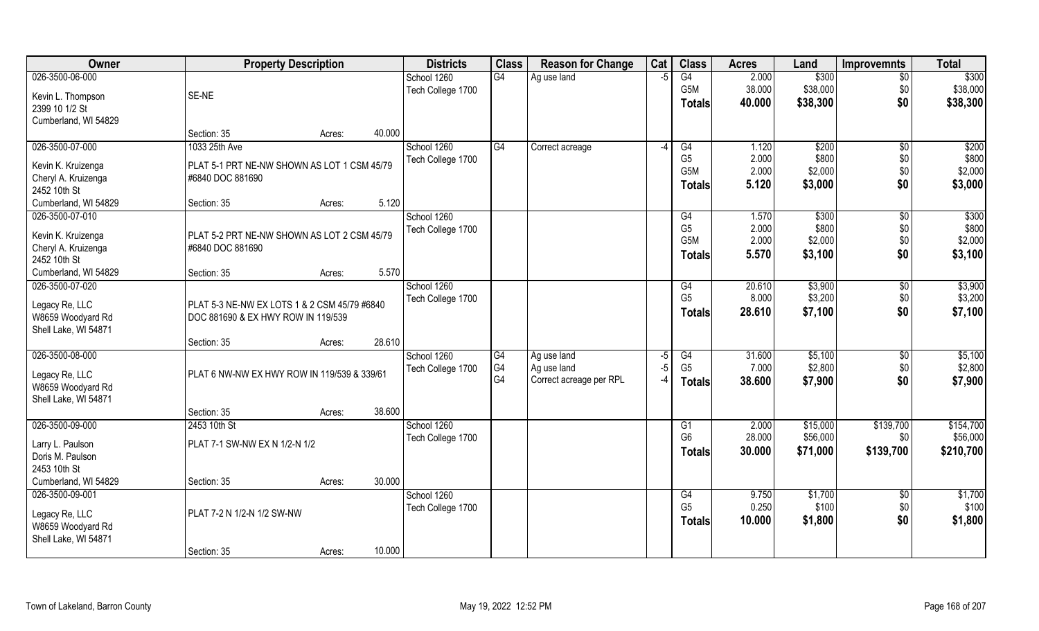| Owner | Property Description | | | Districts | Class | Reason for Change | Cat | Class | Acres | Land | Improvemnts | Total |
|---|---|---|---|---|---|---|---|---|---|---|---|---|
| 026-3500-06-000<br><br>Kevin L. Thompson<br>2399 10 1/2 St<br>Cumberland, WI 54829 | SE-NE<br><br>Section: 35 | Acres: | 40.000 | School 1260<br>Tech College 1700 | G4 | Ag use land | -5 | G4<br>G5M<br>**Totals** | 2.000<br>38.000<br>**40.000** | $300<br>$38,000<br>**$38,300** | $0<br>$0<br>**$0** | $300<br>$38,000<br>**$38,300** |
| 026-3500-07-000<br><br>Kevin K. Kruizenga<br>Cheryl A. Kruizenga<br>2452 10th St<br>Cumberland, WI 54829 | 1033 25th Ave<br>PLAT 5-1 PRT NE-NW SHOWN AS LOT 1 CSM 45/79 #6840 DOC 881690<br><br>Section: 35 | Acres: | 5.120 | School 1260<br>Tech College 1700 | G4 | Correct acreage | -4 | G4<br>G5<br>G5M<br>**Totals** | 1.120<br>2.000<br>2.000<br>**5.120** | $200<br>$800<br>$2,000<br>**$3,000** | $0<br>$0<br>$0<br>**$0** | $200<br>$800<br>$2,000<br>**$3,000** |
| 026-3500-07-010<br><br>Kevin K. Kruizenga<br>Cheryl A. Kruizenga<br>2452 10th St<br>Cumberland, WI 54829 | PLAT 5-2 PRT NE-NW SHOWN AS LOT 2 CSM 45/79 #6840 DOC 881690<br><br>Section: 35 | Acres: | 5.570 | School 1260<br>Tech College 1700 | | | | G4<br>G5<br>G5M<br>**Totals** | 1.570<br>2.000<br>2.000<br>**5.570** | $300<br>$800<br>$2,000<br>**$3,100** | $0<br>$0<br>$0<br>**$0** | $300<br>$800<br>$2,000<br>**$3,100** |
| 026-3500-07-020<br><br>Legacy Re, LLC<br>W8659 Woodyard Rd<br>Shell Lake, WI 54871 | PLAT 5-3 NE-NW EX LOTS 1 & 2 CSM 45/79 #6840 DOC 881690 & EX HWY ROW IN 119/539<br><br>Section: 35 | Acres: | 28.610 | School 1260<br>Tech College 1700 | | | | G4<br>G5<br>**Totals** | 20.610<br>8.000<br>**28.610** | $3,900<br>$3,200<br>**$7,100** | $0<br>$0<br>**$0** | $3,900<br>$3,200<br>**$7,100** |
| 026-3500-08-000<br><br>Legacy Re, LLC<br>W8659 Woodyard Rd<br>Shell Lake, WI 54871 | PLAT 6 NW-NW EX HWY ROW IN 119/539 & 339/61<br><br>Section: 35 | Acres: | 38.600 | School 1260<br>Tech College 1700 | G4<br>G4<br>G4 | Ag use land<br>Ag use land<br>Correct acreage per RPL | -5<br>-5<br>-4 | G4<br>G5<br>**Totals** | 31.600<br>7.000<br>**38.600** | $5,100<br>$2,800<br>**$7,900** | $0<br>$0<br>**$0** | $5,100<br>$2,800<br>**$7,900** |
| 026-3500-09-000<br><br>Larry L. Paulson<br>Doris M. Paulson<br>2453 10th St<br>Cumberland, WI 54829 | 2453 10th St<br>PLAT 7-1 SW-NW EX N 1/2-N 1/2<br><br>Section: 35 | Acres: | 30.000 | School 1260<br>Tech College 1700 | | | | G1<br>G6<br>**Totals** | 2.000<br>28.000<br>**30.000** | $15,000<br>$56,000<br>**$71,000** | $139,700<br>$0<br>**$139,700** | $154,700<br>$56,000<br>**$210,700** |
| 026-3500-09-001<br><br>Legacy Re, LLC<br>W8659 Woodyard Rd<br>Shell Lake, WI 54871 | PLAT 7-2 N 1/2-N 1/2 SW-NW<br><br>Section: 35 | Acres: | 10.000 | School 1260<br>Tech College 1700 | | | | G4<br>G5<br>**Totals** | 9.750<br>0.250<br>**10.000** | $1,700<br>$100<br>**$1,800** | $0<br>$0<br>**$0** | $1,700<br>$100<br>**$1,800** |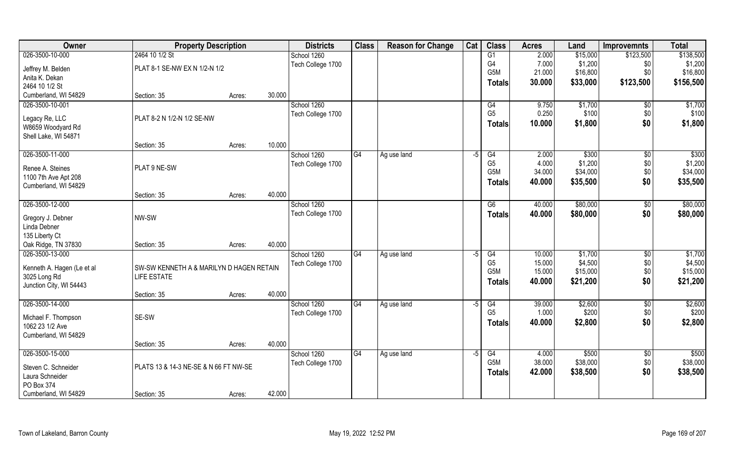| Owner | Property Description | | | Districts | Class | Reason for Change | Cat | Class | Acres | Land | Improvemnts | Total |
|---|---|---|---|---|---|---|---|---|---|---|---|---|
| 026-3500-10-000 | 2464 10 1/2 St | | | School 1260 | | | | G1 | 2.000 | $15,000 | $123,500 | $138,500 |
| Jeffrey M. Belden | PLAT 8-1 SE-NW EX N 1/2-N 1/2 | | | Tech College 1700 | | | | G4 | 7.000 | $1,200 | $0 | $1,200 |
| Anita K. Dekan | | | | | | | | G5M | 21.000 | $16,800 | $0 | $16,800 |
| 2464 10 1/2 St | | | | | | | | **Totals** | **30.000** | **$33,000** | **$123,500** | **$156,500** |
| Cumberland, WI 54829 | Section: 35 | Acres: | 30.000 | | | | | | | | | |
| 026-3500-10-001 | | | | School 1260 | | | | G4 | 9.750 | $1,700 | $0 | $1,700 |
| Legacy Re, LLC | PLAT 8-2 N 1/2-N 1/2 SE-NW | | | Tech College 1700 | | | | G5 | 0.250 | $100 | $0 | $100 |
| W8659 Woodyard Rd | | | | | | | | **Totals** | **10.000** | **$1,800** | **$0** | **$1,800** |
| Shell Lake, WI 54871 | | | | | | | | | | | | |
| | Section: 35 | Acres: | 10.000 | | | | | | | | | |
| 026-3500-11-000 | | | | School 1260 | G4 | Ag use land | -5 | G4 | 2.000 | $300 | $0 | $300 |
| Renee A. Steines | PLAT 9 NE-SW | | | Tech College 1700 | | | | G5 | 4.000 | $1,200 | $0 | $1,200 |
| 1100 7th Ave Apt 208 | | | | | | | | G5M | 34.000 | $34,000 | $0 | $34,000 |
| Cumberland, WI 54829 | | | | | | | | **Totals** | **40.000** | **$35,500** | **$0** | **$35,500** |
| | Section: 35 | Acres: | 40.000 | | | | | | | | | |
| 026-3500-12-000 | | | | School 1260 | | | | G6 | 40.000 | $80,000 | $0 | $80,000 |
| Gregory J. Debner | NW-SW | | | Tech College 1700 | | | | **Totals** | **40.000** | **$80,000** | **$0** | **$80,000** |
| Linda Debner | | | | | | | | | | | | |
| 135 Liberty Ct | | | | | | | | | | | | |
| Oak Ridge, TN 37830 | Section: 35 | Acres: | 40.000 | | | | | | | | | |
| 026-3500-13-000 | | | | School 1260 | G4 | Ag use land | -5 | G4 | 10.000 | $1,700 | $0 | $1,700 |
| Kenneth A. Hagen (Le et al | SW-SW KENNETH A & MARILYN D HAGEN RETAIN | | | Tech College 1700 | | | | G5 | 15.000 | $4,500 | $0 | $4,500 |
| 3025 Long Rd | LIFE ESTATE | | | | | | | G5M | 15.000 | $15,000 | $0 | $15,000 |
| Junction City, WI 54443 | | | | | | | | **Totals** | **40.000** | **$21,200** | **$0** | **$21,200** |
| | Section: 35 | Acres: | 40.000 | | | | | | | | | |
| 026-3500-14-000 | | | | School 1260 | G4 | Ag use land | -5 | G4 | 39.000 | $2,600 | $0 | $2,600 |
| Michael F. Thompson | SE-SW | | | Tech College 1700 | | | | G5 | 1.000 | $200 | $0 | $200 |
| 1062 23 1/2 Ave | | | | | | | | **Totals** | **40.000** | **$2,800** | **$0** | **$2,800** |
| Cumberland, WI 54829 | | | | | | | | | | | | |
| | Section: 35 | Acres: | 40.000 | | | | | | | | | |
| 026-3500-15-000 | | | | School 1260 | G4 | Ag use land | -5 | G4 | 4.000 | $500 | $0 | $500 |
| Steven C. Schneider | PLATS 13 & 14-3 NE-SE & N 66 FT NW-SE | | | Tech College 1700 | | | | G5M | 38.000 | $38,000 | $0 | $38,000 |
| Laura Schneider | | | | | | | | **Totals** | **42.000** | **$38,500** | **$0** | **$38,500** |
| PO Box 374 | | | | | | | | | | | | |
| Cumberland, WI 54829 | Section: 35 | Acres: | 42.000 | | | | | | | | | |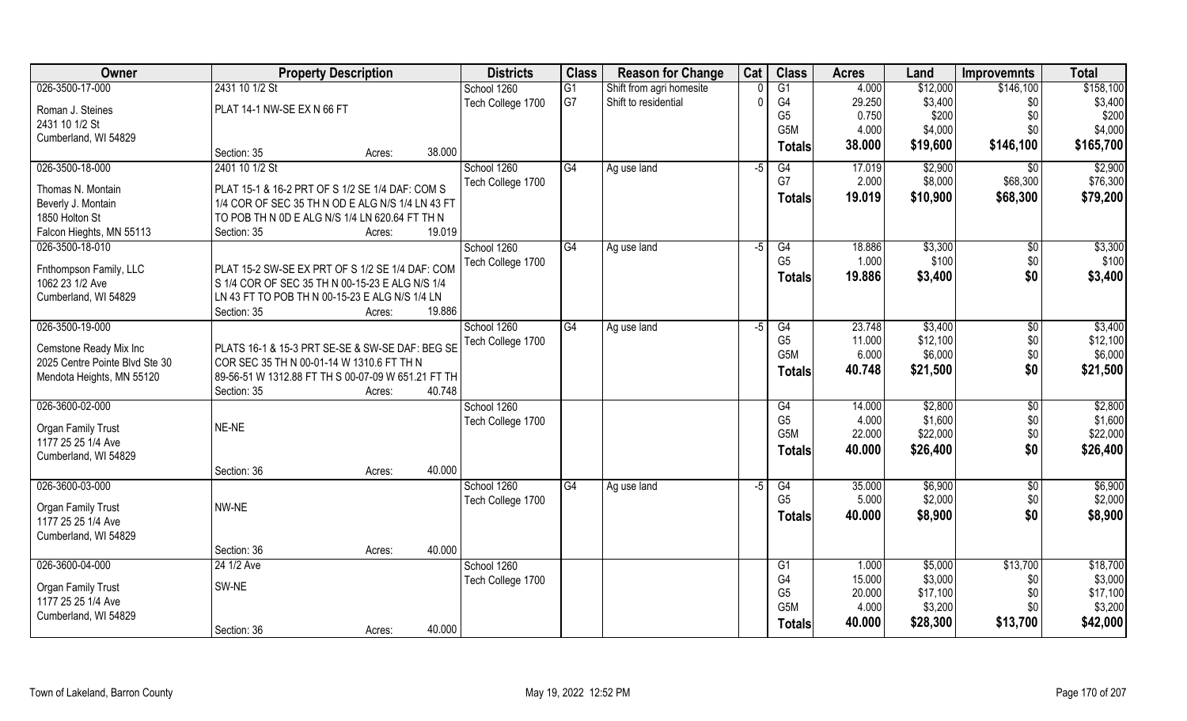| Owner | Property Description | Districts | Class | Reason for Change | Cat | Class | Acres | Land | Improvemnts | Total |
|---|---|---|---|---|---|---|---|---|---|---|
| 026-3500-17-000 | 2431 10 1/2 St | School 1260 | G1 | Shift from agri homesite | 0 | G1 | 4.000 | $12,000 | $146,100 | $158,100 |
| Roman J. Steines | PLAT 14-1 NW-SE EX N 66 FT | Tech College 1700 | G7 | Shift to residential | 0 | G4 | 29.250 | $3,400 | $0 | $3,400 |
| 2431 10 1/2 St | | | | | | G5 | 0.750 | $200 | $0 | $200 |
| Cumberland, WI 54829 | | | | | | G5M | 4.000 | $4,000 | $0 | $4,000 |
| | Section: 35 Acres: 38.000 | | | | | **Totals** | **38.000** | **$19,600** | **$146,100** | **$165,700** |
| 026-3500-18-000 | 2401 10 1/2 St | School 1260 | G4 | Ag use land | -5 | G4 | 17.019 | $2,900 | $0 | $2,900 |
| Thomas N. Montain | PLAT 15-1 & 16-2 PRT OF S 1/2 SE 1/4 DAF: COM S | Tech College 1700 | | | | G7 | 2.000 | $8,000 | $68,300 | $76,300 |
| Beverly J. Montain | 1/4 COR OF SEC 35 TH N OD E ALG N/S 1/4 LN 43 FT | | | | | **Totals** | **19.019** | **$10,900** | **$68,300** | **$79,200** |
| 1850 Holton St | TO POB TH N 0D E ALG N/S 1/4 LN 620.64 FT TH N | | | | | | | | | |
| Falcon Hieghts, MN 55113 | Section: 35 Acres: 19.019 | | | | | | | | | |
| 026-3500-18-010 | | School 1260 | G4 | Ag use land | -5 | G4 | 18.886 | $3,300 | $0 | $3,300 |
| Fnthompson Family, LLC | PLAT 15-2 SW-SE EX PRT OF S 1/2 SE 1/4 DAF: COM | Tech College 1700 | | | | G5 | 1.000 | $100 | $0 | $100 |
| 1062 23 1/2 Ave | S 1/4 COR OF SEC 35 TH N 00-15-23 E ALG N/S 1/4 | | | | | **Totals** | **19.886** | **$3,400** | **$0** | **$3,400** |
| Cumberland, WI 54829 | LN 43 FT TO POB TH N 00-15-23 E ALG N/S 1/4 LN | | | | | | | | | |
| | Section: 35 Acres: 19.886 | | | | | | | | | |
| 026-3500-19-000 | | School 1260 | G4 | Ag use land | -5 | G4 | 23.748 | $3,400 | $0 | $3,400 |
| Cemstone Ready Mix Inc | PLATS 16-1 & 15-3 PRT SE-SE & SW-SE DAF: BEG SE | Tech College 1700 | | | | G5 | 11.000 | $12,100 | $0 | $12,100 |
| 2025 Centre Pointe Blvd Ste 30 | COR SEC 35 TH N 00-01-14 W 1310.6 FT TH N | | | | | G5M | 6.000 | $6,000 | $0 | $6,000 |
| Mendota Heights, MN 55120 | 89-56-51 W 1312.88 FT TH S 00-07-09 W 651.21 FT TH | | | | | **Totals** | **40.748** | **$21,500** | **$0** | **$21,500** |
| | Section: 35 Acres: 40.748 | | | | | | | | | |
| 026-3600-02-000 | | School 1260 | | | | G4 | 14.000 | $2,800 | $0 | $2,800 |
| Organ Family Trust | NE-NE | Tech College 1700 | | | | G5 | 4.000 | $1,600 | $0 | $1,600 |
| 1177 25 25 1/4 Ave | | | | | | G5M | 22.000 | $22,000 | $0 | $22,000 |
| Cumberland, WI 54829 | | | | | | **Totals** | **40.000** | **$26,400** | **$0** | **$26,400** |
| | Section: 36 Acres: 40.000 | | | | | | | | | |
| 026-3600-03-000 | | School 1260 | G4 | Ag use land | -5 | G4 | 35.000 | $6,900 | $0 | $6,900 |
| Organ Family Trust | NW-NE | Tech College 1700 | | | | G5 | 5.000 | $2,000 | $0 | $2,000 |
| 1177 25 25 1/4 Ave | | | | | | **Totals** | **40.000** | **$8,900** | **$0** | **$8,900** |
| Cumberland, WI 54829 | | | | | | | | | | |
| | Section: 36 Acres: 40.000 | | | | | | | | | |
| 026-3600-04-000 | 24 1/2 Ave | School 1260 | | | | G1 | 1.000 | $5,000 | $13,700 | $18,700 |
| Organ Family Trust | SW-NE | Tech College 1700 | | | | G4 | 15.000 | $3,000 | $0 | $3,000 |
| 1177 25 25 1/4 Ave | | | | | | G5 | 20.000 | $17,100 | $0 | $17,100 |
| Cumberland, WI 54829 | | | | | | G5M | 4.000 | $3,200 | $0 | $3,200 |
| | Section: 36 Acres: 40.000 | | | | | **Totals** | **40.000** | **$28,300** | **$13,700** | **$42,000** |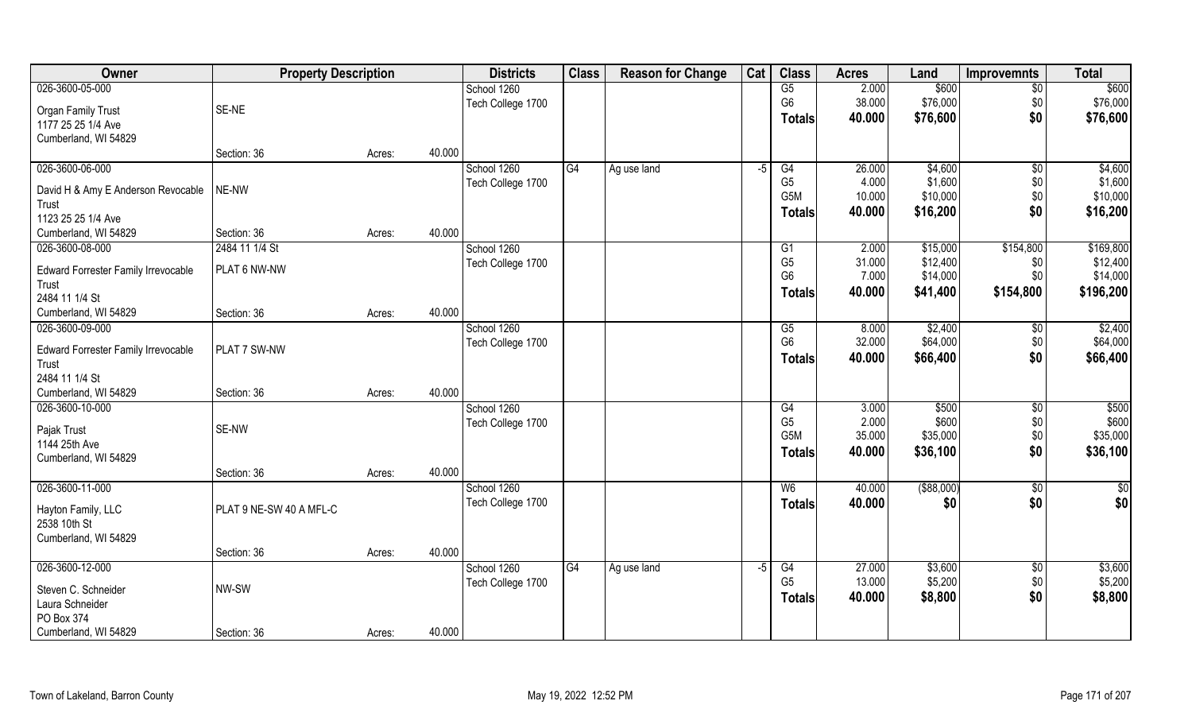| Owner | Property Description | | | Districts | Class | Reason for Change | Cat | Class | Acres | Land | Improvemnts | Total |
|---|---|---|---|---|---|---|---|---|---|---|---|---|
| 026-3600-05-000 | | | | School 1260 | | | | G5 | 2.000 | $600 | $0 | $600 |
| Organ Family Trust | SE-NE | | | Tech College 1700 | | | | G6 | 38.000 | $76,000 | $0 | $76,000 |
| 1177 25 25 1/4 Ave | | | | | | | | Totals | 40.000 | $76,600 | $0 | $76,600 |
| Cumberland, WI 54829 | | | | | | | | | | | | |
| | Section: 36 | Acres: | 40.000 | | | | | | | | | |
| 026-3600-06-000 | | | | School 1260 | G4 | Ag use land | -5 | G4 | 26.000 | $4,600 | $0 | $4,600 |
| David H & Amy E Anderson Revocable Trust | NE-NW | | | Tech College 1700 | | | | G5 | 4.000 | $1,600 | $0 | $1,600 |
| 1123 25 25 1/4 Ave | | | | | | | | G5M | 10.000 | $10,000 | $0 | $10,000 |
| Cumberland, WI 54829 | Section: 36 | Acres: | 40.000 | | | | | Totals | 40.000 | $16,200 | $0 | $16,200 |
| 026-3600-08-000 | 2484 11 1/4 St | | | School 1260 | | | | G1 | 2.000 | $15,000 | $154,800 | $169,800 |
| Edward Forrester Family Irrevocable Trust | PLAT 6 NW-NW | | | Tech College 1700 | | | | G5 | 31.000 | $12,400 | $0 | $12,400 |
| 2484 11 1/4 St | | | | | | | | G6 | 7.000 | $14,000 | $0 | $14,000 |
| Cumberland, WI 54829 | Section: 36 | Acres: | 40.000 | | | | | Totals | 40.000 | $41,400 | $154,800 | $196,200 |
| 026-3600-09-000 | | | | School 1260 | | | | G5 | 8.000 | $2,400 | $0 | $2,400 |
| Edward Forrester Family Irrevocable Trust | PLAT 7 SW-NW | | | Tech College 1700 | | | | G6 | 32.000 | $64,000 | $0 | $64,000 |
| 2484 11 1/4 St | | | | | | | | Totals | 40.000 | $66,400 | $0 | $66,400 |
| Cumberland, WI 54829 | Section: 36 | Acres: | 40.000 | | | | | | | | | |
| 026-3600-10-000 | | | | School 1260 | | | | G4 | 3.000 | $500 | $0 | $500 |
| Pajak Trust | SE-NW | | | Tech College 1700 | | | | G5 | 2.000 | $600 | $0 | $600 |
| 1144 25th Ave | | | | | | | | G5M | 35.000 | $35,000 | $0 | $35,000 |
| Cumberland, WI 54829 | | | | | | | | Totals | 40.000 | $36,100 | $0 | $36,100 |
| | Section: 36 | Acres: | 40.000 | | | | | | | | | |
| 026-3600-11-000 | | | | School 1260 | | | | W6 | 40.000 | ($88,000) | $0 | $0 |
| Hayton Family, LLC | PLAT 9 NE-SW 40 A MFL-C | | | Tech College 1700 | | | | Totals | 40.000 | $0 | $0 | $0 |
| 2538 10th St | | | | | | | | | | | | |
| Cumberland, WI 54829 | | | | | | | | | | | | |
| | Section: 36 | Acres: | 40.000 | | | | | | | | | |
| 026-3600-12-000 | | | | School 1260 | G4 | Ag use land | -5 | G4 | 27.000 | $3,600 | $0 | $3,600 |
| Steven C. Schneider | NW-SW | | | Tech College 1700 | | | | G5 | 13.000 | $5,200 | $0 | $5,200 |
| Laura Schneider | | | | | | | | Totals | 40.000 | $8,800 | $0 | $8,800 |
| PO Box 374 | | | | | | | | | | | | |
| Cumberland, WI 54829 | Section: 36 | Acres: | 40.000 | | | | | | | | | |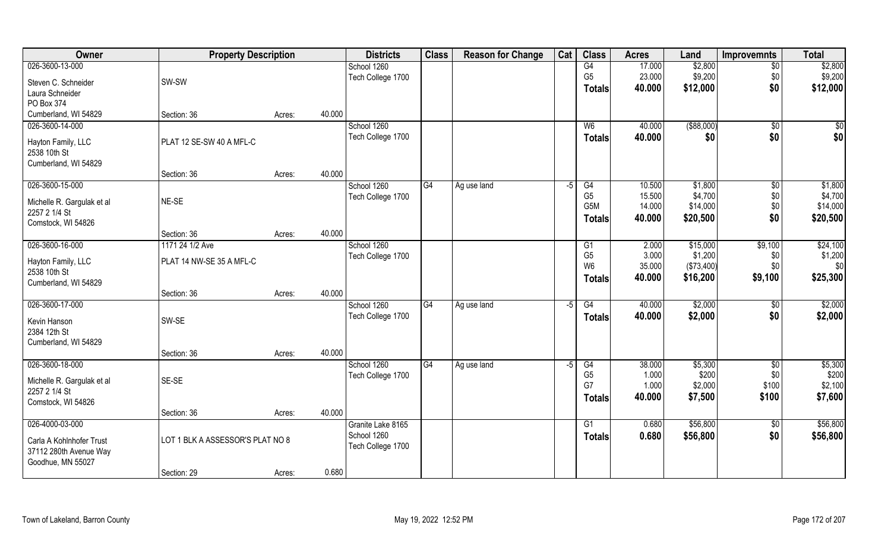| Owner | Property Description | | | Districts | Class | Reason for Change | Cat | Class | Acres | Land | Improvemnts | Total |
|---|---|---|---|---|---|---|---|---|---|---|---|---|
| 026-3600-13-000<br>Steven C. Schneider<br>Laura Schneider<br>PO Box 374<br>Cumberland, WI 54829 | SW-SW<br>Section: 36 | Acres: | 40.000 | School 1260<br>Tech College 1700 | | | | G4<br>G5<br>**Totals** | 17.000<br>23.000<br>**40.000** | \$2,800<br>\$9,200<br>**\$12,000** | \$0<br>\$0<br>**\$0** | \$2,800<br>\$9,200<br>**\$12,000** |
| 026-3600-14-000<br>Hayton Family, LLC<br>2538 10th St<br>Cumberland, WI 54829 | PLAT 12 SE-SW 40 A MFL-C<br>Section: 36 | Acres: | 40.000 | School 1260<br>Tech College 1700 | | | | W6<br>**Totals** | 40.000<br>**40.000** | (\$88,000)<br>**\$0** | \$0<br>**\$0** | \$0<br>**\$0** |
| 026-3600-15-000<br>Michelle R. Gargulak et al<br>2257 2 1/4 St<br>Comstock, WI 54826 | NE-SE<br>Section: 36 | Acres: | 40.000 | School 1260<br>Tech College 1700 | G4 | Ag use land | -5 | G4<br>G5<br>G5M<br>**Totals** | 10.500<br>15.500<br>14.000<br>**40.000** | \$1,800<br>\$4,700<br>\$14,000<br>**\$20,500** | \$0<br>\$0<br>\$0<br>**\$0** | \$1,800<br>\$4,700<br>\$14,000<br>**\$20,500** |
| 026-3600-16-000<br>Hayton Family, LLC<br>2538 10th St<br>Cumberland, WI 54829 | 1171 24 1/2 Ave<br>PLAT 14 NW-SE 35 A MFL-C<br>Section: 36 | Acres: | 40.000 | School 1260<br>Tech College 1700 | | | | G1<br>G5<br>W6<br>**Totals** | 2.000<br>3.000<br>35.000<br>**40.000** | \$15,000<br>\$1,200<br>(\$73,400)<br>**\$16,200** | \$9,100<br>\$0<br>\$0<br>**\$9,100** | \$24,100<br>\$1,200<br>\$0<br>**\$25,300** |
| 026-3600-17-000<br>Kevin Hanson<br>2384 12th St<br>Cumberland, WI 54829 | SW-SE<br>Section: 36 | Acres: | 40.000 | School 1260<br>Tech College 1700 | G4 | Ag use land | -5 | G4<br>**Totals** | 40.000<br>**40.000** | \$2,000<br>**\$2,000** | \$0<br>**\$0** | \$2,000<br>**\$2,000** |
| 026-3600-18-000<br>Michelle R. Gargulak et al<br>2257 2 1/4 St<br>Comstock, WI 54826 | SE-SE<br>Section: 36 | Acres: | 40.000 | School 1260<br>Tech College 1700 | G4 | Ag use land | -5 | G4<br>G5<br>G7<br>**Totals** | 38.000<br>1.000<br>1.000<br>**40.000** | \$5,300<br>\$200<br>\$2,000<br>**\$7,500** | \$0<br>\$0<br>\$100<br>**\$100** | \$5,300<br>\$200<br>\$2,100<br>**\$7,600** |
| 026-4000-03-000<br>Carla A Kohlnhofer Trust<br>37112 280th Avenue Way<br>Goodhue, MN 55027 | LOT 1 BLK A ASSESSOR'S PLAT NO 8<br>Section: 29 | Acres: | 0.680 | Granite Lake 8165<br>School 1260<br>Tech College 1700 | | | | G1<br>**Totals** | 0.680<br>**0.680** | \$56,800<br>**\$56,800** | \$0<br>**\$0** | \$56,800<br>**\$56,800** |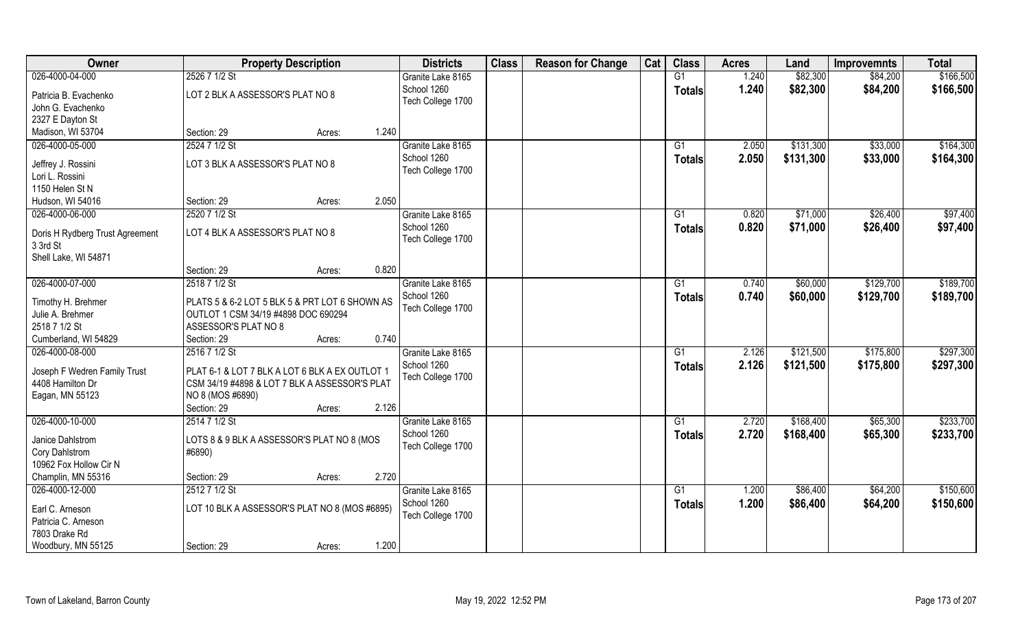| Owner | Property Description | Districts | Class | Reason for Change | Cat | Class | Acres | Land | Improvemnts | Total |
|---|---|---|---|---|---|---|---|---|---|---|
| 026-4000-04-000<br>Patricia B. Evachenko<br>John G. Evachenko<br>2327 E Dayton St<br>Madison, WI 53704 | 2526 7 1/2 St<br>LOT 2 BLK A ASSESSOR'S PLAT NO 8<br>Section: 29 Acres: 1.240 | Granite Lake 8165<br>School 1260<br>Tech College 1700 | | | | G1<br>**Totals** | 1.240<br>**1.240** | \$82,300<br>**\$82,300** | \$84,200<br>**\$84,200** | \$166,500<br>**\$166,500** |
| 026-4000-05-000<br>Jeffrey J. Rossini<br>Lori L. Rossini<br>1150 Helen St N<br>Hudson, WI 54016 | 2524 7 1/2 St<br>LOT 3 BLK A ASSESSOR'S PLAT NO 8<br>Section: 29 Acres: 2.050 | Granite Lake 8165<br>School 1260<br>Tech College 1700 | | | | G1<br>**Totals** | 2.050<br>**2.050** | \$131,300<br>**\$131,300** | \$33,000<br>**\$33,000** | \$164,300<br>**\$164,300** |
| 026-4000-06-000<br>Doris H Rydberg Trust Agreement<br>3 3rd St<br>Shell Lake, WI 54871 | 2520 7 1/2 St<br>LOT 4 BLK A ASSESSOR'S PLAT NO 8<br>Section: 29 Acres: 0.820 | Granite Lake 8165<br>School 1260<br>Tech College 1700 | | | | G1<br>**Totals** | 0.820<br>**0.820** | \$71,000<br>**\$71,000** | \$26,400<br>**\$26,400** | \$97,400<br>**\$97,400** |
| 026-4000-07-000<br>Timothy H. Brehmer<br>Julie A. Brehmer<br>2518 7 1/2 St<br>Cumberland, WI 54829 | 2518 7 1/2 St<br>PLATS 5 & 6-2 LOT 5 BLK 5 & PRT LOT 6 SHOWN AS OUTLOT 1 CSM 34/19 #4898 DOC 690294 ASSESSOR'S PLAT NO 8<br>Section: 29 Acres: 0.740 | Granite Lake 8165<br>School 1260<br>Tech College 1700 | | | | G1<br>**Totals** | 0.740<br>**0.740** | \$60,000<br>**\$60,000** | \$129,700<br>**\$129,700** | \$189,700<br>**\$189,700** |
| 026-4000-08-000<br>Joseph F Wedren Family Trust<br>4408 Hamilton Dr<br>Eagan, MN 55123 | 2516 7 1/2 St<br>PLAT 6-1 & LOT 7 BLK A LOT 6 BLK A EX OUTLOT 1 CSM 34/19 #4898 & LOT 7 BLK A ASSESSOR'S PLAT NO 8 (MOS #6890)<br>Section: 29 Acres: 2.126 | Granite Lake 8165<br>School 1260<br>Tech College 1700 | | | | G1<br>**Totals** | 2.126<br>**2.126** | \$121,500<br>**\$121,500** | \$175,800<br>**\$175,800** | \$297,300<br>**\$297,300** |
| 026-4000-10-000<br>Janice Dahlstrom<br>Cory Dahlstrom<br>10962 Fox Hollow Cir N<br>Champlin, MN 55316 | 2514 7 1/2 St<br>LOTS 8 & 9 BLK A ASSESSOR'S PLAT NO 8 (MOS #6890)<br>Section: 29 Acres: 2.720 | Granite Lake 8165<br>School 1260<br>Tech College 1700 | | | | G1<br>**Totals** | 2.720<br>**2.720** | \$168,400<br>**\$168,400** | \$65,300<br>**\$65,300** | \$233,700<br>**\$233,700** |
| 026-4000-12-000<br>Earl C. Arneson<br>Patricia C. Arneson<br>7803 Drake Rd<br>Woodbury, MN 55125 | 2512 7 1/2 St<br>LOT 10 BLK A ASSESSOR'S PLAT NO 8 (MOS #6895)<br>Section: 29 Acres: 1.200 | Granite Lake 8165<br>School 1260<br>Tech College 1700 | | | | G1<br>**Totals** | 1.200<br>**1.200** | \$86,400<br>**\$86,400** | \$64,200<br>**\$64,200** | \$150,600<br>**\$150,600** |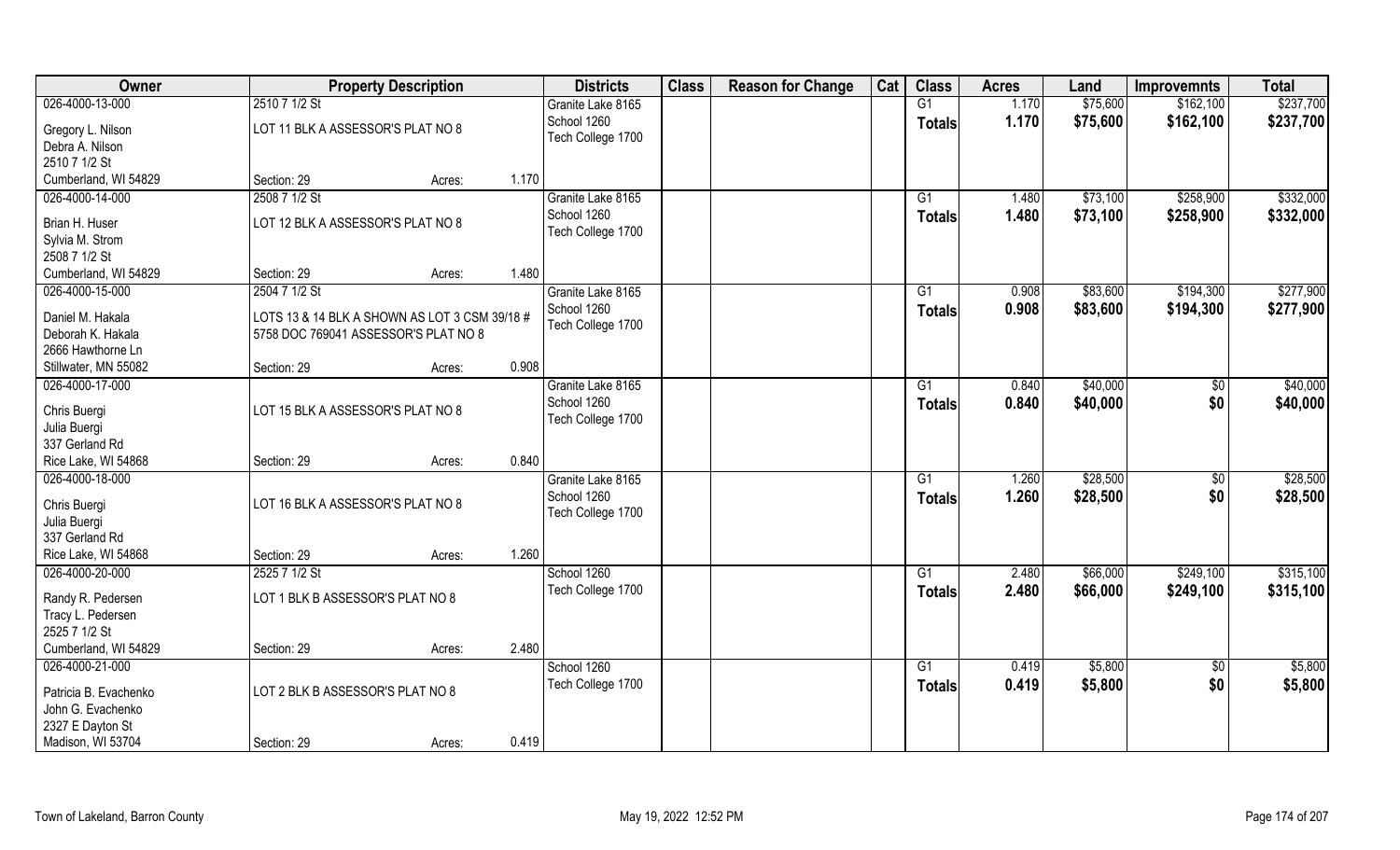| Owner | Property Description | | | Districts | Class | Reason for Change | Cat | Class | Acres | Land | Improvemnts | Total |
|---|---|---|---|---|---|---|---|---|---|---|---|---|
| 026-4000-13-000 | 2510 7 1/2 St | | | Granite Lake 8165 | | | | G1 | 1.170 | $75,600 | $162,100 | $237,700 |
| Gregory L. Nilson | LOT 11 BLK A ASSESSOR'S PLAT NO 8 | | | School 1260 | | | | Totals | 1.170 | $75,600 | $162,100 | $237,700 |
| Debra A. Nilson | | | | Tech College 1700 | | | | | | | | |
| 2510 7 1/2 St | | | | | | | | | | | | |
| Cumberland, WI 54829 | Section: 29 | Acres: | 1.170 | | | | | | | | | |
| 026-4000-14-000 | 2508 7 1/2 St | | | Granite Lake 8165 | | | | G1 | 1.480 | $73,100 | $258,900 | $332,000 |
| Brian H. Huser | LOT 12 BLK A ASSESSOR'S PLAT NO 8 | | | School 1260 | | | | Totals | 1.480 | $73,100 | $258,900 | $332,000 |
| Sylvia M. Strom | | | | Tech College 1700 | | | | | | | | |
| 2508 7 1/2 St | | | | | | | | | | | | |
| Cumberland, WI 54829 | Section: 29 | Acres: | 1.480 | | | | | | | | | |
| 026-4000-15-000 | 2504 7 1/2 St | | | Granite Lake 8165 | | | | G1 | 0.908 | $83,600 | $194,300 | $277,900 |
| Daniel M. Hakala | LOTS 13 & 14 BLK A SHOWN AS LOT 3 CSM 39/18 # | | | School 1260 | | | | Totals | 0.908 | $83,600 | $194,300 | $277,900 |
| Deborah K. Hakala | 5758 DOC 769041 ASSESSOR'S PLAT NO 8 | | | Tech College 1700 | | | | | | | | |
| 2666 Hawthorne Ln | | | | | | | | | | | | |
| Stillwater, MN 55082 | Section: 29 | Acres: | 0.908 | | | | | | | | | |
| 026-4000-17-000 | | | | Granite Lake 8165 | | | | G1 | 0.840 | $40,000 | $0 | $40,000 |
| Chris Buergi | LOT 15 BLK A ASSESSOR'S PLAT NO 8 | | | School 1260 | | | | Totals | 0.840 | $40,000 | $0 | $40,000 |
| Julia Buergi | | | | Tech College 1700 | | | | | | | | |
| 337 Gerland Rd | | | | | | | | | | | | |
| Rice Lake, WI 54868 | Section: 29 | Acres: | 0.840 | | | | | | | | | |
| 026-4000-18-000 | | | | Granite Lake 8165 | | | | G1 | 1.260 | $28,500 | $0 | $28,500 |
| Chris Buergi | LOT 16 BLK A ASSESSOR'S PLAT NO 8 | | | School 1260 | | | | Totals | 1.260 | $28,500 | $0 | $28,500 |
| Julia Buergi | | | | Tech College 1700 | | | | | | | | |
| 337 Gerland Rd | | | | | | | | | | | | |
| Rice Lake, WI 54868 | Section: 29 | Acres: | 1.260 | | | | | | | | | |
| 026-4000-20-000 | 2525 7 1/2 St | | | School 1260 | | | | G1 | 2.480 | $66,000 | $249,100 | $315,100 |
| Randy R. Pedersen | LOT 1 BLK B ASSESSOR'S PLAT NO 8 | | | Tech College 1700 | | | | Totals | 2.480 | $66,000 | $249,100 | $315,100 |
| Tracy L. Pedersen | | | | | | | | | | | | |
| 2525 7 1/2 St | | | | | | | | | | | | |
| Cumberland, WI 54829 | Section: 29 | Acres: | 2.480 | | | | | | | | | |
| 026-4000-21-000 | | | | School 1260 | | | | G1 | 0.419 | $5,800 | $0 | $5,800 |
| Patricia B. Evachenko | LOT 2 BLK B ASSESSOR'S PLAT NO 8 | | | Tech College 1700 | | | | Totals | 0.419 | $5,800 | $0 | $5,800 |
| John G. Evachenko | | | | | | | | | | | | |
| 2327 E Dayton St | | | | | | | | | | | | |
| Madison, WI 53704 | Section: 29 | Acres: | 0.419 | | | | | | | | | |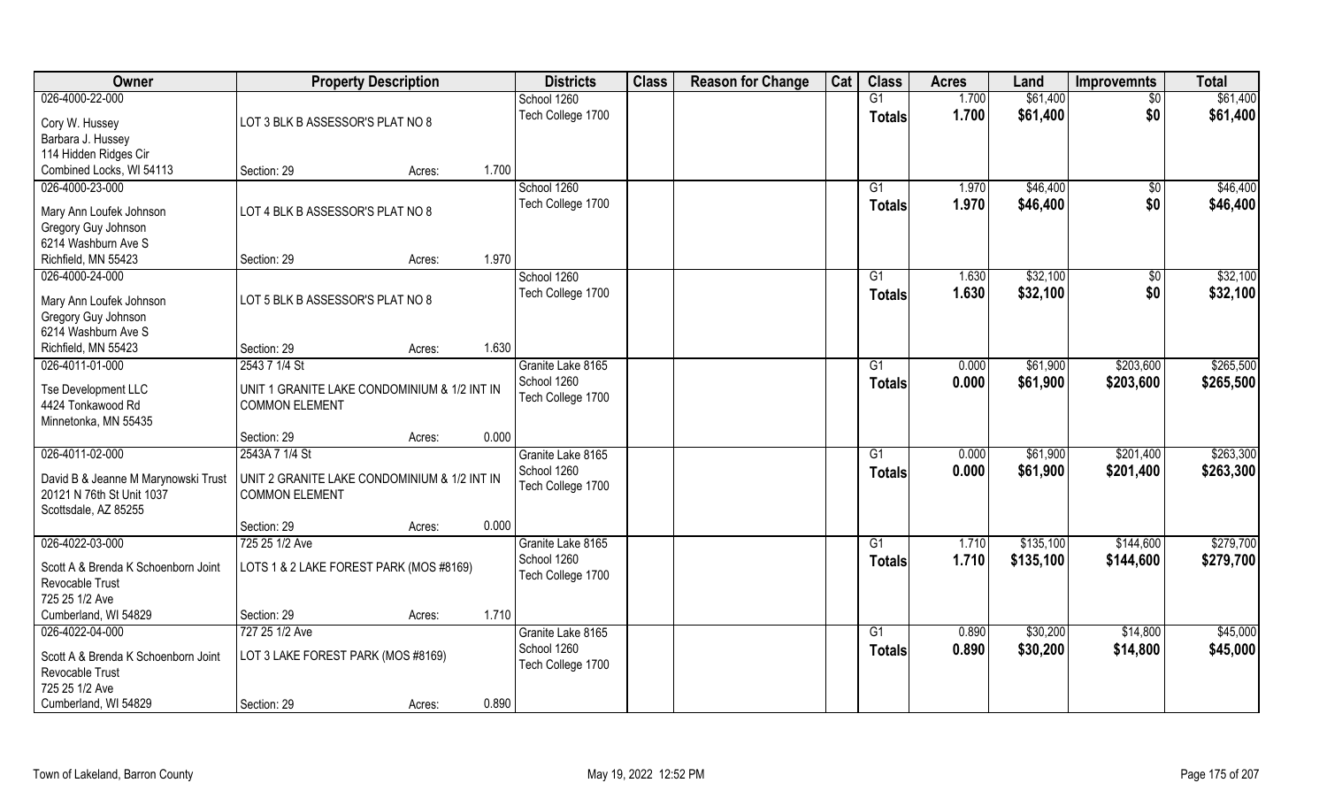| Owner | Property Description | | | Districts | Class | Reason for Change | Cat | Class | Acres | Land | Improvemnts | Total |
|---|---|---|---|---|---|---|---|---|---|---|---|---|
| 026-4000-22-000<br>Cory W. Hussey<br>Barbara J. Hussey<br>114 Hidden Ridges Cir<br>Combined Locks, WI 54113 | LOT 3 BLK B ASSESSOR'S PLAT NO 8<br>Section: 29 | Acres: | 1.700 | School 1260<br>Tech College 1700 | | | | G1<br>**Totals** | 1.700<br>**1.700** | $61,400<br>**$61,400** | $0<br>**$0** | $61,400<br>**$61,400** |
| 026-4000-23-000<br>Mary Ann Loufek Johnson<br>Gregory Guy Johnson<br>6214 Washburn Ave S<br>Richfield, MN 55423 | LOT 4 BLK B ASSESSOR'S PLAT NO 8<br>Section: 29 | Acres: | 1.970 | School 1260<br>Tech College 1700 | | | | G1<br>**Totals** | 1.970<br>**1.970** | $46,400<br>**$46,400** | $0<br>**$0** | $46,400<br>**$46,400** |
| 026-4000-24-000<br>Mary Ann Loufek Johnson<br>Gregory Guy Johnson<br>6214 Washburn Ave S<br>Richfield, MN 55423 | LOT 5 BLK B ASSESSOR'S PLAT NO 8<br>Section: 29 | Acres: | 1.630 | School 1260<br>Tech College 1700 | | | | G1<br>**Totals** | 1.630<br>**1.630** | $32,100<br>**$32,100** | $0<br>**$0** | $32,100<br>**$32,100** |
| 026-4011-01-000<br>Tse Development LLC<br>4424 Tonkawood Rd<br>Minnetonka, MN 55435 | 2543 7 1/4 St<br>UNIT 1 GRANITE LAKE CONDOMINIUM & 1/2 INT IN COMMON ELEMENT<br>Section: 29 | Acres: | 0.000 | Granite Lake 8165<br>School 1260<br>Tech College 1700 | | | | G1<br>**Totals** | 0.000<br>**0.000** | $61,900<br>**$61,900** | $203,600<br>**$203,600** | $265,500<br>**$265,500** |
| 026-4011-02-000<br>David B & Jeanne M Marynowski Trust<br>20121 N 76th St Unit 1037<br>Scottsdale, AZ 85255 | 2543A 7 1/4 St<br>UNIT 2 GRANITE LAKE CONDOMINIUM & 1/2 INT IN COMMON ELEMENT<br>Section: 29 | Acres: | 0.000 | Granite Lake 8165<br>School 1260<br>Tech College 1700 | | | | G1<br>**Totals** | 0.000<br>**0.000** | $61,900<br>**$61,900** | $201,400<br>**$201,400** | $263,300<br>**$263,300** |
| 026-4022-03-000<br>Scott A & Brenda K Schoenborn Joint Revocable Trust<br>725 25 1/2 Ave<br>Cumberland, WI 54829 | 725 25 1/2 Ave<br>LOTS 1 & 2 LAKE FOREST PARK (MOS #8169)<br>Section: 29 | Acres: | 1.710 | Granite Lake 8165<br>School 1260<br>Tech College 1700 | | | | G1<br>**Totals** | 1.710<br>**1.710** | $135,100<br>**$135,100** | $144,600<br>**$144,600** | $279,700<br>**$279,700** |
| 026-4022-04-000<br>Scott A & Brenda K Schoenborn Joint Revocable Trust<br>725 25 1/2 Ave<br>Cumberland, WI 54829 | 727 25 1/2 Ave<br>LOT 3 LAKE FOREST PARK (MOS #8169)<br>Section: 29 | Acres: | 0.890 | Granite Lake 8165<br>School 1260<br>Tech College 1700 | | | | G1<br>**Totals** | 0.890<br>**0.890** | $30,200<br>**$30,200** | $14,800<br>**$14,800** | $45,000<br>**$45,000** |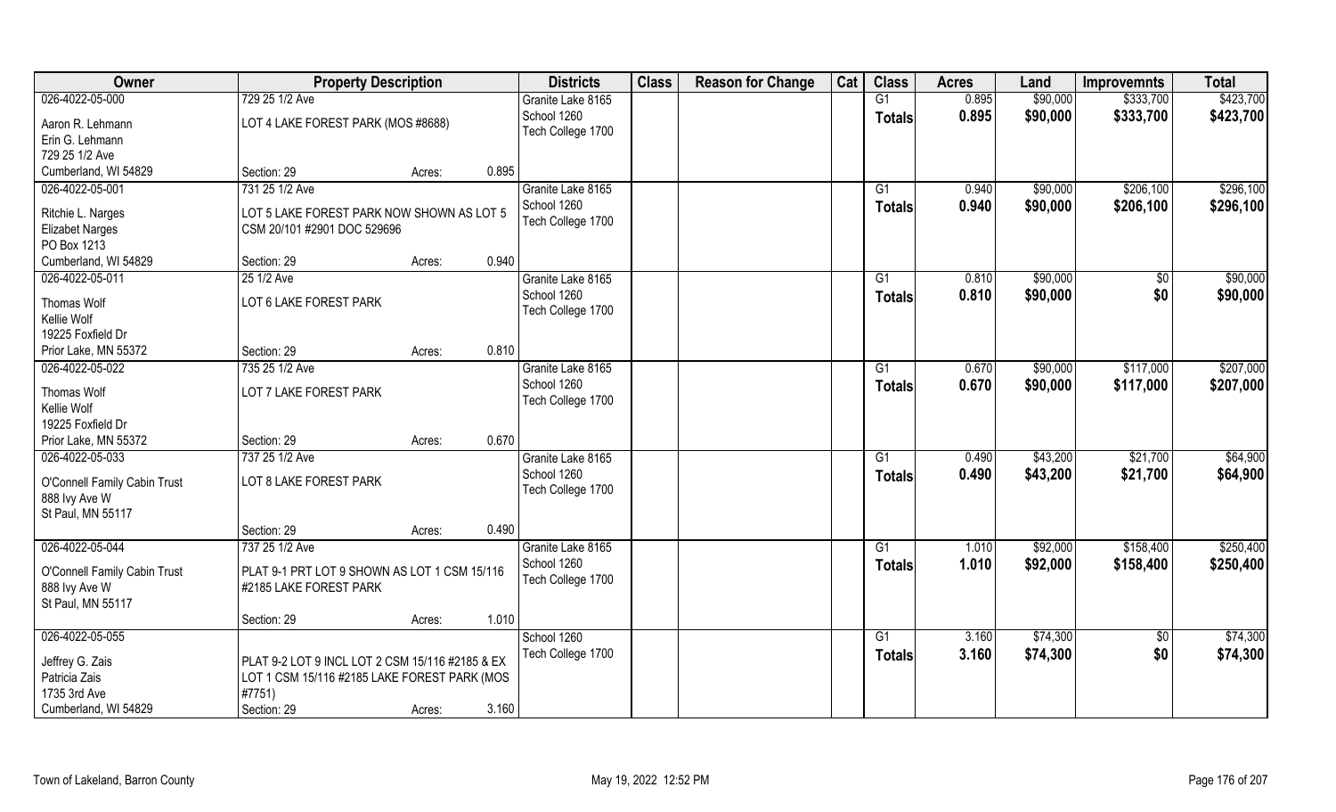| Owner | Property Description | | | Districts | Class | Reason for Change | Cat | Class | Acres | Land | Improvemnts | Total |
|---|---|---|---|---|---|---|---|---|---|---|---|---|
| 026-4022-05-000 | 729 25 1/2 Ave | | | Granite Lake 8165 | | | | G1 | 0.895 | $90,000 | $333,700 | $423,700 |
| Aaron R. Lehmann | LOT 4 LAKE FOREST PARK (MOS #8688) | | | School 1260 | | | | **Totals** | **0.895** | **$90,000** | **$333,700** | **$423,700** |
| Erin G. Lehmann | | | | Tech College 1700 | | | | | | | | |
| 729 25 1/2 Ave | | | | | | | | | | | | |
| Cumberland, WI 54829 | Section: 29 | Acres: | 0.895 | | | | | | | | | |
| 026-4022-05-001 | 731 25 1/2 Ave | | | Granite Lake 8165 | | | | G1 | 0.940 | $90,000 | $206,100 | $296,100 |
| Ritchie L. Narges | LOT 5 LAKE FOREST PARK NOW SHOWN AS LOT 5 CSM 20/101 #2901 DOC 529696 | | | School 1260 | | | | **Totals** | **0.940** | **$90,000** | **$206,100** | **$296,100** |
| Elizabet Narges | | | | Tech College 1700 | | | | | | | | |
| PO Box 1213 | | | | | | | | | | | | |
| Cumberland, WI 54829 | Section: 29 | Acres: | 0.940 | | | | | | | | | |
| 026-4022-05-011 | 25 1/2 Ave | | | Granite Lake 8165 | | | | G1 | 0.810 | $90,000 | $0 | $90,000 |
| Thomas Wolf | LOT 6 LAKE FOREST PARK | | | School 1260 | | | | **Totals** | **0.810** | **$90,000** | **$0** | **$90,000** |
| Kellie Wolf | | | | Tech College 1700 | | | | | | | | |
| 19225 Foxfield Dr | | | | | | | | | | | | |
| Prior Lake, MN 55372 | Section: 29 | Acres: | 0.810 | | | | | | | | | |
| 026-4022-05-022 | 735 25 1/2 Ave | | | Granite Lake 8165 | | | | G1 | 0.670 | $90,000 | $117,000 | $207,000 |
| Thomas Wolf | LOT 7 LAKE FOREST PARK | | | School 1260 | | | | **Totals** | **0.670** | **$90,000** | **$117,000** | **$207,000** |
| Kellie Wolf | | | | Tech College 1700 | | | | | | | | |
| 19225 Foxfield Dr | | | | | | | | | | | | |
| Prior Lake, MN 55372 | Section: 29 | Acres: | 0.670 | | | | | | | | | |
| 026-4022-05-033 | 737 25 1/2 Ave | | | Granite Lake 8165 | | | | G1 | 0.490 | $43,200 | $21,700 | $64,900 |
| O'Connell Family Cabin Trust | LOT 8 LAKE FOREST PARK | | | School 1260 | | | | **Totals** | **0.490** | **$43,200** | **$21,700** | **$64,900** |
| 888 Ivy Ave W | | | | Tech College 1700 | | | | | | | | |
| St Paul, MN 55117 | | | | | | | | | | | | |
| | Section: 29 | Acres: | 0.490 | | | | | | | | | |
| 026-4022-05-044 | 737 25 1/2 Ave | | | Granite Lake 8165 | | | | G1 | 1.010 | $92,000 | $158,400 | $250,400 |
| O'Connell Family Cabin Trust | PLAT 9-1 PRT LOT 9 SHOWN AS LOT 1 CSM 15/116 #2185 LAKE FOREST PARK | | | School 1260 | | | | **Totals** | **1.010** | **$92,000** | **$158,400** | **$250,400** |
| 888 Ivy Ave W | | | | Tech College 1700 | | | | | | | | |
| St Paul, MN 55117 | | | | | | | | | | | | |
| | Section: 29 | Acres: | 1.010 | | | | | | | | | |
| 026-4022-05-055 | | | | School 1260 | | | | G1 | 3.160 | $74,300 | $0 | $74,300 |
| Jeffrey G. Zais | PLAT 9-2 LOT 9 INCL LOT 2 CSM 15/116 #2185 & EX LOT 1 CSM 15/116 #2185 LAKE FOREST PARK (MOS #7751) | | | Tech College 1700 | | | | **Totals** | **3.160** | **$74,300** | **$0** | **$74,300** |
| Patricia Zais | | | | | | | | | | | | |
| 1735 3rd Ave | | | | | | | | | | | | |
| Cumberland, WI 54829 | Section: 29 | Acres: | 3.160 | | | | | | | | | |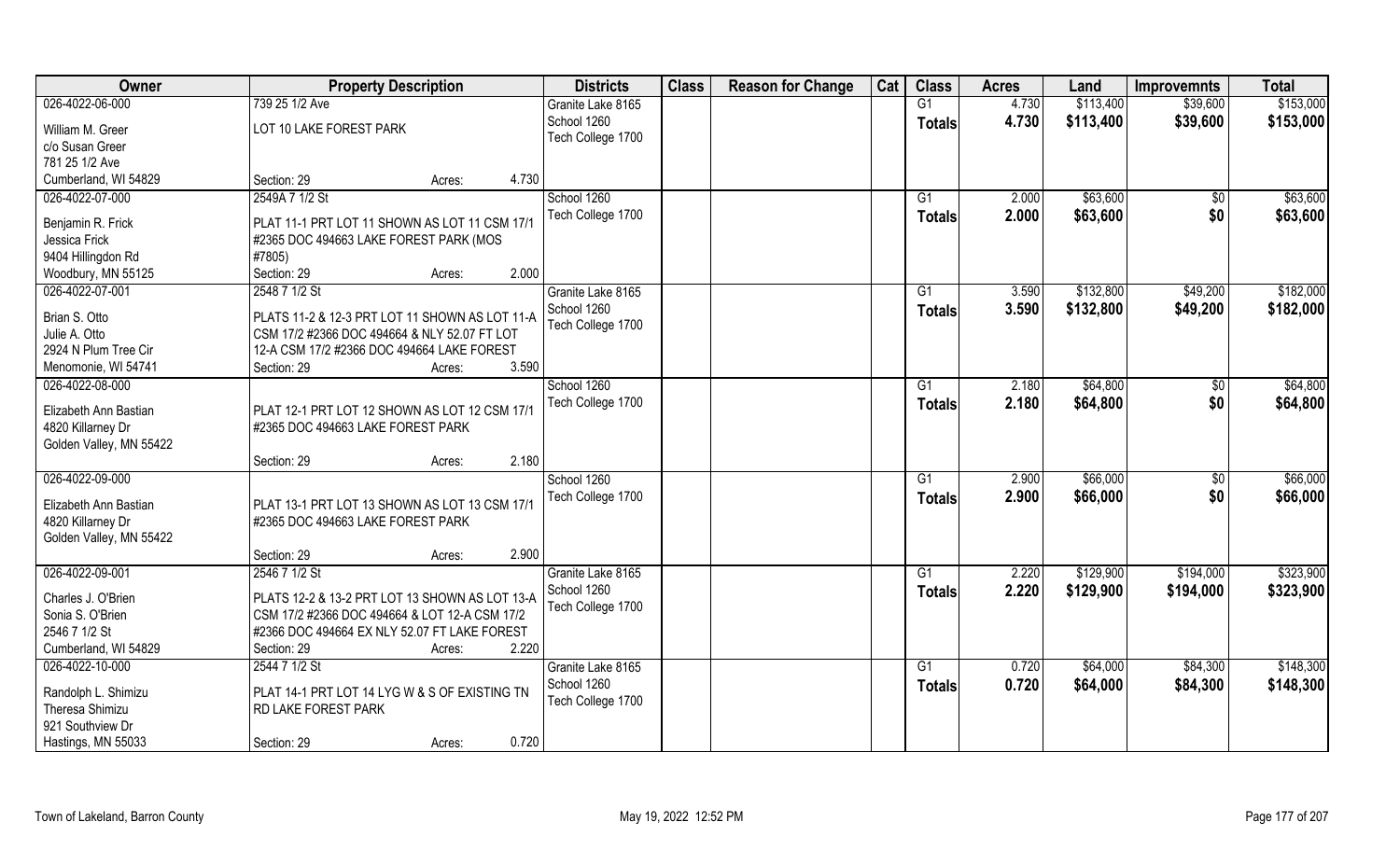| Owner | Property Description | Districts | Class | Reason for Change | Cat | Class | Acres | Land | Improvemnts | Total |
|---|---|---|---|---|---|---|---|---|---|---|
| 026-4022-06-000 | 739 25 1/2 Ave | Granite Lake 8165 | | | | G1 | 4.730 | $113,400 | $39,600 | $153,000 |
| William M. Greer | LOT 10 LAKE FOREST PARK | School 1260 | | | | **Totals** | **4.730** | **$113,400** | **$39,600** | **$153,000** |
| c/o Susan Greer | | Tech College 1700 | | | | | | | | |
| 781 25 1/2 Ave | | | | | | | | | | |
| Cumberland, WI 54829 | Section: 29 Acres: 4.730 | | | | | | | | | |
| 026-4022-07-000 | 2549A 7 1/2 St | School 1260 | | | | G1 | 2.000 | $63,600 | $0 | $63,600 |
| Benjamin R. Frick | PLAT 11-1 PRT LOT 11 SHOWN AS LOT 11 CSM 17/1 | Tech College 1700 | | | | **Totals** | **2.000** | **$63,600** | **$0** | **$63,600** |
| Jessica Frick | #2365 DOC 494663 LAKE FOREST PARK (MOS | | | | | | | | | |
| 9404 Hillingdon Rd | #7805) | | | | | | | | | |
| Woodbury, MN 55125 | Section: 29 Acres: 2.000 | | | | | | | | | |
| 026-4022-07-001 | 2548 7 1/2 St | Granite Lake 8165 | | | | G1 | 3.590 | $132,800 | $49,200 | $182,000 |
| Brian S. Otto | PLATS 11-2 & 12-3 PRT LOT 11 SHOWN AS LOT 11-A | School 1260 | | | | **Totals** | **3.590** | **$132,800** | **$49,200** | **$182,000** |
| Julie A. Otto | CSM 17/2 #2366 DOC 494664 & NLY 52.07 FT LOT | Tech College 1700 | | | | | | | | |
| 2924 N Plum Tree Cir | 12-A CSM 17/2 #2366 DOC 494664 LAKE FOREST | | | | | | | | | |
| Menomonie, WI 54741 | Section: 29 Acres: 3.590 | | | | | | | | | |
| 026-4022-08-000 | | School 1260 | | | | G1 | 2.180 | $64,800 | $0 | $64,800 |
| Elizabeth Ann Bastian | PLAT 12-1 PRT LOT 12 SHOWN AS LOT 12 CSM 17/1 | Tech College 1700 | | | | **Totals** | **2.180** | **$64,800** | **$0** | **$64,800** |
| 4820 Killarney Dr | #2365 DOC 494663 LAKE FOREST PARK | | | | | | | | | |
| Golden Valley, MN 55422 | | | | | | | | | | |
| | Section: 29 Acres: 2.180 | | | | | | | | | |
| 026-4022-09-000 | | School 1260 | | | | G1 | 2.900 | $66,000 | $0 | $66,000 |
| Elizabeth Ann Bastian | PLAT 13-1 PRT LOT 13 SHOWN AS LOT 13 CSM 17/1 | Tech College 1700 | | | | **Totals** | **2.900** | **$66,000** | **$0** | **$66,000** |
| 4820 Killarney Dr | #2365 DOC 494663 LAKE FOREST PARK | | | | | | | | | |
| Golden Valley, MN 55422 | | | | | | | | | | |
| | Section: 29 Acres: 2.900 | | | | | | | | | |
| 026-4022-09-001 | 2546 7 1/2 St | Granite Lake 8165 | | | | G1 | 2.220 | $129,900 | $194,000 | $323,900 |
| Charles J. O'Brien | PLATS 12-2 & 13-2 PRT LOT 13 SHOWN AS LOT 13-A | School 1260 | | | | **Totals** | **2.220** | **$129,900** | **$194,000** | **$323,900** |
| Sonia S. O'Brien | CSM 17/2 #2366 DOC 494664 & LOT 12-A CSM 17/2 | Tech College 1700 | | | | | | | | |
| 2546 7 1/2 St | #2366 DOC 494664 EX NLY 52.07 FT LAKE FOREST | | | | | | | | | |
| Cumberland, WI 54829 | Section: 29 Acres: 2.220 | | | | | | | | | |
| 026-4022-10-000 | 2544 7 1/2 St | Granite Lake 8165 | | | | G1 | 0.720 | $64,000 | $84,300 | $148,300 |
| Randolph L. Shimizu | PLAT 14-1 PRT LOT 14 LYG W & S OF EXISTING TN | School 1260 | | | | **Totals** | **0.720** | **$64,000** | **$84,300** | **$148,300** |
| Theresa Shimizu | RD LAKE FOREST PARK | Tech College 1700 | | | | | | | | |
| 921 Southview Dr | | | | | | | | | | |
| Hastings, MN 55033 | Section: 29 Acres: 0.720 | | | | | | | | | |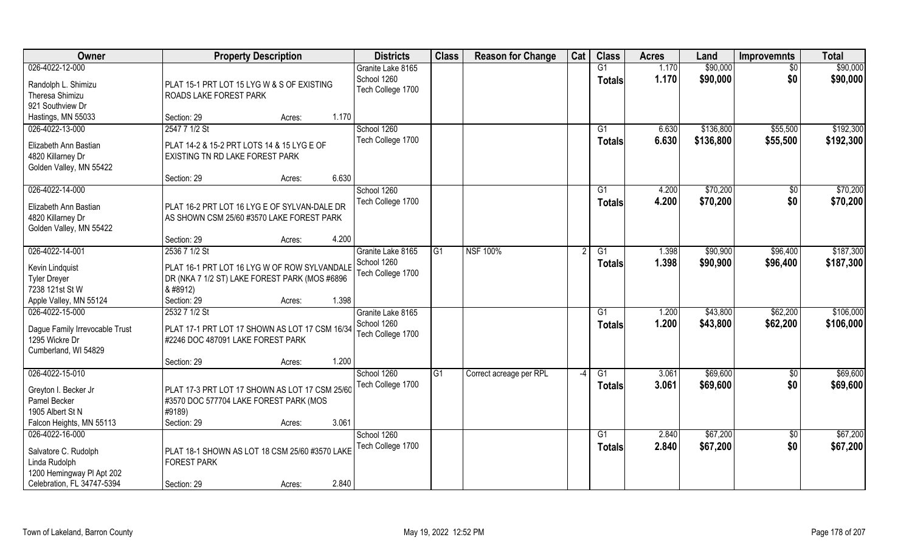| Owner | Property Description | Districts | Class | Reason for Change | Cat | Class | Acres | Land | Improvemnts | Total |
|---|---|---|---|---|---|---|---|---|---|---|
| 026-4022-12-000<br>Randolph L. Shimizu<br>Theresa Shimizu<br>921 Southview Dr<br>Hastings, MN 55033 | PLAT 15-1 PRT LOT 15 LYG W & S OF EXISTING ROADS LAKE FOREST PARK<br>Section: 29 Acres: 1.170 | Granite Lake 8165<br>School 1260<br>Tech College 1700 | | | | G1<br>**Totals** | 1.170<br>**1.170** | $90,000<br>**$90,000** | $0<br>**$0** | $90,000<br>**$90,000** |
| 026-4022-13-000<br>Elizabeth Ann Bastian<br>4820 Killarney Dr<br>Golden Valley, MN 55422 | 2547 7 1/2 St<br>PLAT 14-2 & 15-2 PRT LOTS 14 & 15 LYG E OF EXISTING TN RD LAKE FOREST PARK<br>Section: 29 Acres: 6.630 | School 1260<br>Tech College 1700 | | | | G1<br>**Totals** | 6.630<br>**6.630** | $136,800<br>**$136,800** | $55,500<br>**$55,500** | $192,300<br>**$192,300** |
| 026-4022-14-000<br>Elizabeth Ann Bastian<br>4820 Killarney Dr<br>Golden Valley, MN 55422 | PLAT 16-2 PRT LOT 16 LYG E OF SYLVAN-DALE DR AS SHOWN CSM 25/60 #3570 LAKE FOREST PARK<br>Section: 29 Acres: 4.200 | School 1260<br>Tech College 1700 | | | | G1<br>**Totals** | 4.200<br>**4.200** | $70,200<br>**$70,200** | $0<br>**$0** | $70,200<br>**$70,200** |
| 026-4022-14-001<br>Kevin Lindquist<br>Tyler Dreyer<br>7238 121st St W<br>Apple Valley, MN 55124 | 2536 7 1/2 St<br>PLAT 16-1 PRT LOT 16 LYG W OF ROW SYLVANDALE DR (NKA 7 1/2 ST) LAKE FOREST PARK (MOS #6896 & #8912)<br>Section: 29 Acres: 1.398 | Granite Lake 8165<br>School 1260<br>Tech College 1700 | G1 | NSF 100% | 2 | G1<br>**Totals** | 1.398<br>**1.398** | $90,900<br>**$90,900** | $96,400<br>**$96,400** | $187,300<br>**$187,300** |
| 026-4022-15-000<br>Dague Family Irrevocable Trust<br>1295 Wickre Dr<br>Cumberland, WI 54829 | 2532 7 1/2 St<br>PLAT 17-1 PRT LOT 17 SHOWN AS LOT 17 CSM 16/34 #2246 DOC 487091 LAKE FOREST PARK<br>Section: 29 Acres: 1.200 | Granite Lake 8165<br>School 1260<br>Tech College 1700 | | | | G1<br>**Totals** | 1.200<br>**1.200** | $43,800<br>**$43,800** | $62,200<br>**$62,200** | $106,000<br>**$106,000** |
| 026-4022-15-010<br>Greyton I. Becker Jr<br>Pamel Becker<br>1905 Albert St N<br>Falcon Heights, MN 55113 | PLAT 17-3 PRT LOT 17 SHOWN AS LOT 17 CSM 25/60 #3570 DOC 577704 LAKE FOREST PARK (MOS #9189)<br>Section: 29 Acres: 3.061 | School 1260<br>Tech College 1700 | G1 | Correct acreage per RPL | -4 | G1<br>**Totals** | 3.061<br>**3.061** | $69,600<br>**$69,600** | $0<br>**$0** | $69,600<br>**$69,600** |
| 026-4022-16-000<br>Salvatore C. Rudolph<br>Linda Rudolph<br>1200 Hemingway Pl Apt 202<br>Celebration, FL 34747-5394 | PLAT 18-1 SHOWN AS LOT 18 CSM 25/60 #3570 LAKE FOREST PARK<br>Section: 29 Acres: 2.840 | School 1260<br>Tech College 1700 | | | | G1<br>**Totals** | 2.840<br>**2.840** | $67,200<br>**$67,200** | $0<br>**$0** | $67,200<br>**$67,200** |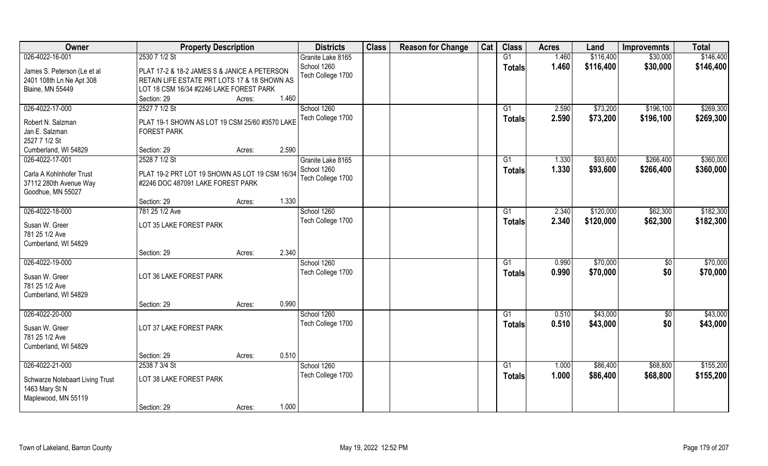| Owner | Property Description | Districts | Class | Reason for Change | Cat | Class | Acres | Land | Improvemnts | Total |
|---|---|---|---|---|---|---|---|---|---|---|
| 026-4022-16-001<br>James S. Peterson (Le et al<br>2401 108th Ln Ne Apt 308<br>Blaine, MN 55449 | 2530 7 1/2 St<br>PLAT 17-2 & 18-2 JAMES S & JANICE A PETERSON RETAIN LIFE ESTATE PRT LOTS 17 & 18 SHOWN AS LOT 18 CSM 16/34 #2246 LAKE FOREST PARK<br>Section: 29 Acres: 1.460 | Granite Lake 8165<br>School 1260<br>Tech College 1700 | | | | G1<br>**Totals** | 1.460<br>**1.460** | $116,400<br>**$116,400** | $30,000<br>**$30,000** | $146,400<br>**$146,400** |
| 026-4022-17-000<br>Robert N. Salzman<br>Jan E. Salzman<br>2527 7 1/2 St<br>Cumberland, WI 54829 | 2527 7 1/2 St<br>PLAT 19-1 SHOWN AS LOT 19 CSM 25/60 #3570 LAKE FOREST PARK<br>Section: 29 Acres: 2.590 | School 1260<br>Tech College 1700 | | | | G1<br>**Totals** | 2.590<br>**2.590** | $73,200<br>**$73,200** | $196,100<br>**$196,100** | $269,300<br>**$269,300** |
| 026-4022-17-001<br>Carla A Kohlnhofer Trust<br>37112 280th Avenue Way<br>Goodhue, MN 55027 | 2528 7 1/2 St<br>PLAT 19-2 PRT LOT 19 SHOWN AS LOT 19 CSM 16/34 #2246 DOC 487091 LAKE FOREST PARK<br>Section: 29 Acres: 1.330 | Granite Lake 8165<br>School 1260<br>Tech College 1700 | | | | G1<br>**Totals** | 1.330<br>**1.330** | $93,600<br>**$93,600** | $266,400<br>**$266,400** | $360,000<br>**$360,000** |
| 026-4022-18-000<br>Susan W. Greer<br>781 25 1/2 Ave<br>Cumberland, WI 54829 | 781 25 1/2 Ave<br>LOT 35 LAKE FOREST PARK<br>Section: 29 Acres: 2.340 | School 1260<br>Tech College 1700 | | | | G1<br>**Totals** | 2.340<br>**2.340** | $120,000<br>**$120,000** | $62,300<br>**$62,300** | $182,300<br>**$182,300** |
| 026-4022-19-000<br>Susan W. Greer<br>781 25 1/2 Ave<br>Cumberland, WI 54829 | LOT 36 LAKE FOREST PARK<br>Section: 29 Acres: 0.990 | School 1260<br>Tech College 1700 | | | | G1<br>**Totals** | 0.990<br>**0.990** | $70,000<br>**$70,000** | $0<br>**$0** | $70,000<br>**$70,000** |
| 026-4022-20-000<br>Susan W. Greer<br>781 25 1/2 Ave<br>Cumberland, WI 54829 | LOT 37 LAKE FOREST PARK<br>Section: 29 Acres: 0.510 | School 1260<br>Tech College 1700 | | | | G1<br>**Totals** | 0.510<br>**0.510** | $43,000<br>**$43,000** | $0<br>**$0** | $43,000<br>**$43,000** |
| 026-4022-21-000<br>Schwarze Notebaart Living Trust<br>1463 Mary St N<br>Maplewood, MN 55119 | 2538 7 3/4 St<br>LOT 38 LAKE FOREST PARK<br>Section: 29 Acres: 1.000 | School 1260<br>Tech College 1700 | | | | G1<br>**Totals** | 1.000<br>**1.000** | $86,400<br>**$86,400** | $68,800<br>**$68,800** | $155,200<br>**$155,200** |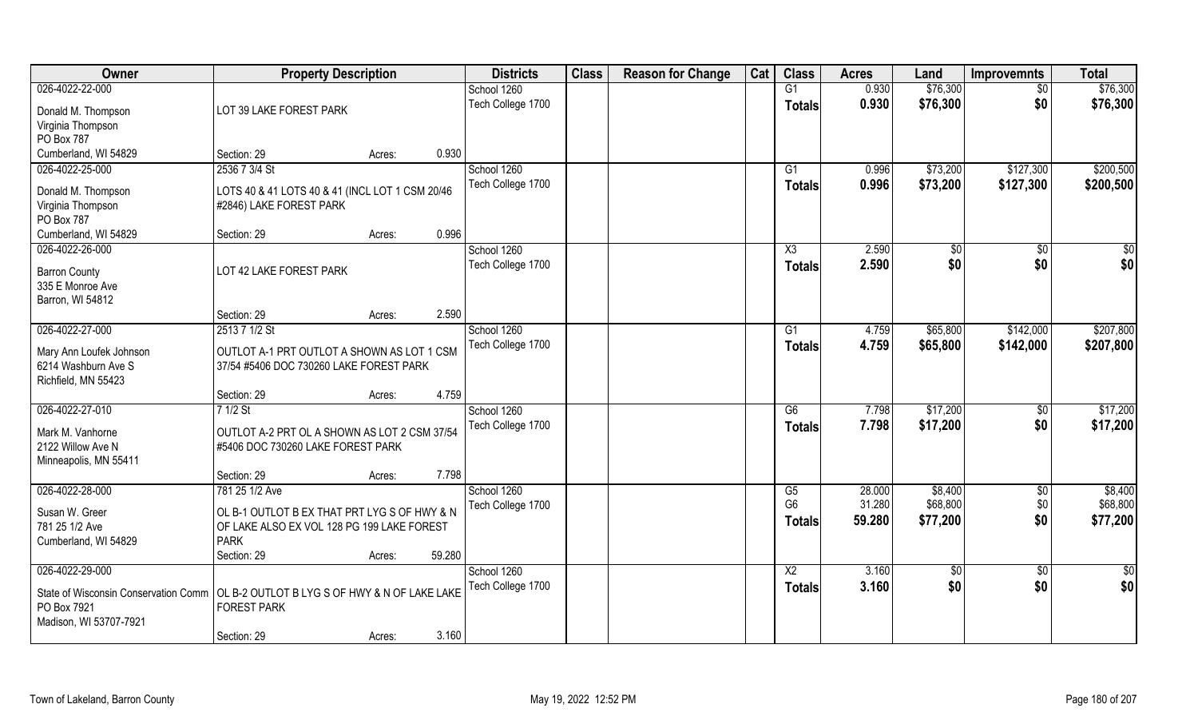| Owner | Property Description | | | Districts | Class | Reason for Change | Cat | Class | Acres | Land | Improvemnts | Total |
|---|---|---|---|---|---|---|---|---|---|---|---|---|
| 026-4022-22-000 | | | | School 1260 | | | | G1 | 0.930 | $76,300 | $0 | $76,300 |
| Donald M. Thompson<br>Virginia Thompson<br>PO Box 787<br>Cumberland, WI 54829 | LOT 39 LAKE FOREST PARK | | | Tech College 1700 | | | | Totals | 0.930 | $76,300 | $0 | $76,300 |
| | Section: 29 | Acres: | 0.930 | | | | | | | | | |
| 026-4022-25-000 | 2536 7 3/4 St | | | School 1260 | | | | G1 | 0.996 | $73,200 | $127,300 | $200,500 |
| Donald M. Thompson<br>Virginia Thompson<br>PO Box 787<br>Cumberland, WI 54829 | LOTS 40 & 41 LOTS 40 & 41 (INCL LOT 1 CSM 20/46 #2846) LAKE FOREST PARK | | | Tech College 1700 | | | | Totals | 0.996 | $73,200 | $127,300 | $200,500 |
| | Section: 29 | Acres: | 0.996 | | | | | | | | | |
| 026-4022-26-000 | | | | School 1260 | | | | X3 | 2.590 | $0 | $0 | $0 |
| Barron County<br>335 E Monroe Ave<br>Barron, WI 54812 | LOT 42 LAKE FOREST PARK | | | Tech College 1700 | | | | Totals | 2.590 | $0 | $0 | $0 |
| | Section: 29 | Acres: | 2.590 | | | | | | | | | |
| 026-4022-27-000 | 2513 7 1/2 St | | | School 1260 | | | | G1 | 4.759 | $65,800 | $142,000 | $207,800 |
| Mary Ann Loufek Johnson<br>6214 Washburn Ave S<br>Richfield, MN 55423 | OUTLOT A-1 PRT OUTLOT A SHOWN AS LOT 1 CSM 37/54 #5406 DOC 730260 LAKE FOREST PARK | | | Tech College 1700 | | | | Totals | 4.759 | $65,800 | $142,000 | $207,800 |
| | Section: 29 | Acres: | 4.759 | | | | | | | | | |
| 026-4022-27-010 | 7 1/2 St | | | School 1260 | | | | G6 | 7.798 | $17,200 | $0 | $17,200 |
| Mark M. Vanhorne<br>2122 Willow Ave N<br>Minneapolis, MN 55411 | OUTLOT A-2 PRT OL A SHOWN AS LOT 2 CSM 37/54 #5406 DOC 730260 LAKE FOREST PARK | | | Tech College 1700 | | | | Totals | 7.798 | $17,200 | $0 | $17,200 |
| | Section: 29 | Acres: | 7.798 | | | | | | | | | |
| 026-4022-28-000 | 781 25 1/2 Ave | | | School 1260 | | | | G5 | 28.000 | $8,400 | $0 | $8,400 |
| Susan W. Greer<br>781 25 1/2 Ave<br>Cumberland, WI 54829 | OL B-1 OUTLOT B EX THAT PRT LYG S OF HWY & N OF LAKE ALSO EX VOL 128 PG 199 LAKE FOREST PARK | | | Tech College 1700 | | | | G6 | 31.280 | $68,800 | $0 | $68,800 |
| | | | | | | | | Totals | 59.280 | $77,200 | $0 | $77,200 |
| | Section: 29 | Acres: | 59.280 | | | | | | | | | |
| 026-4022-29-000 | | | | School 1260 | | | | X2 | 3.160 | $0 | $0 | $0 |
| State of Wisconsin Conservation Comm<br>PO Box 7921<br>Madison, WI 53707-7921 | OL B-2 OUTLOT B LYG S OF HWY & N OF LAKE LAKE FOREST PARK | | | Tech College 1700 | | | | Totals | 3.160 | $0 | $0 | $0 |
| | Section: 29 | Acres: | 3.160 | | | | | | | | | |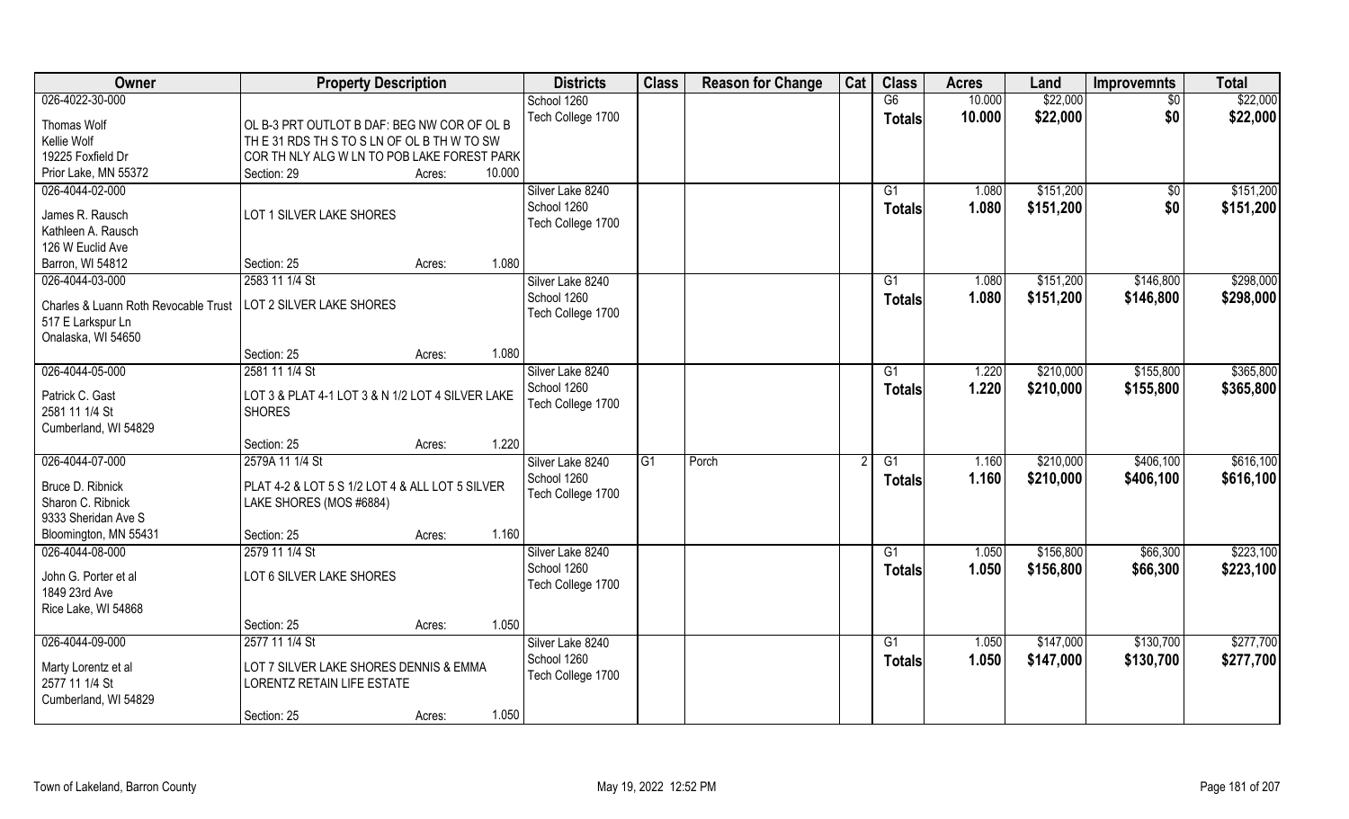| Owner | Property Description | Districts | Class | Reason for Change | Cat | Class | Acres | Land | Improvemnts | Total |
|---|---|---|---|---|---|---|---|---|---|---|
| 026-4022-30-000<br>Thomas Wolf<br>Kellie Wolf<br>19225 Foxfield Dr<br>Prior Lake, MN 55372 | OL B-3 PRT OUTLOT B DAF: BEG NW COR OF OL B TH E 31 RDS TH S TO S LN OF OL B TH W TO SW COR TH NLY ALG W LN TO POB LAKE FOREST PARK<br>Section: 29 Acres: 10.000 | School 1260<br>Tech College 1700 | | | | G6<br>**Totals** | 10.000<br>**10.000** | $22,000<br>**$22,000** | $0<br>**$0** | $22,000<br>**$22,000** |
| 026-4044-02-000<br>James R. Rausch<br>Kathleen A. Rausch<br>126 W Euclid Ave<br>Barron, WI 54812 | LOT 1 SILVER LAKE SHORES<br>Section: 25 Acres: 1.080 | Silver Lake 8240<br>School 1260<br>Tech College 1700 | | | | G1<br>**Totals** | 1.080<br>**1.080** | $151,200<br>**$151,200** | $0<br>**$0** | $151,200<br>**$151,200** |
| 026-4044-03-000<br>Charles & Luann Roth Revocable Trust<br>517 E Larkspur Ln<br>Onalaska, WI 54650 | 2583 11 1/4 St<br>LOT 2 SILVER LAKE SHORES<br>Section: 25 Acres: 1.080 | Silver Lake 8240<br>School 1260<br>Tech College 1700 | | | | G1<br>**Totals** | 1.080<br>**1.080** | $151,200<br>**$151,200** | $146,800<br>**$146,800** | $298,000<br>**$298,000** |
| 026-4044-05-000<br>Patrick C. Gast<br>2581 11 1/4 St<br>Cumberland, WI 54829 | 2581 11 1/4 St<br>LOT 3 & PLAT 4-1 LOT 3 & N 1/2 LOT 4 SILVER LAKE SHORES<br>Section: 25 Acres: 1.220 | Silver Lake 8240<br>School 1260<br>Tech College 1700 | | | | G1<br>**Totals** | 1.220<br>**1.220** | $210,000<br>**$210,000** | $155,800<br>**$155,800** | $365,800<br>**$365,800** |
| 026-4044-07-000<br>Bruce D. Ribnick<br>Sharon C. Ribnick<br>9333 Sheridan Ave S<br>Bloomington, MN 55431 | 2579A 11 1/4 St<br>PLAT 4-2 & LOT 5 S 1/2 LOT 4 & ALL LOT 5 SILVER LAKE SHORES (MOS #6884)<br>Section: 25 Acres: 1.160 | Silver Lake 8240<br>School 1260<br>Tech College 1700 | G1 | Porch | 2 | G1<br>**Totals** | 1.160<br>**1.160** | $210,000<br>**$210,000** | $406,100<br>**$406,100** | $616,100<br>**$616,100** |
| 026-4044-08-000<br>John G. Porter et al<br>1849 23rd Ave<br>Rice Lake, WI 54868 | 2579 11 1/4 St<br>LOT 6 SILVER LAKE SHORES<br>Section: 25 Acres: 1.050 | Silver Lake 8240<br>School 1260<br>Tech College 1700 | | | | G1<br>**Totals** | 1.050<br>**1.050** | $156,800<br>**$156,800** | $66,300<br>**$66,300** | $223,100<br>**$223,100** |
| 026-4044-09-000<br>Marty Lorentz et al<br>2577 11 1/4 St<br>Cumberland, WI 54829 | 2577 11 1/4 St<br>LOT 7 SILVER LAKE SHORES DENNIS & EMMA LORENTZ RETAIN LIFE ESTATE<br>Section: 25 Acres: 1.050 | Silver Lake 8240<br>School 1260<br>Tech College 1700 | | | | G1<br>**Totals** | 1.050<br>**1.050** | $147,000<br>**$147,000** | $130,700<br>**$130,700** | $277,700<br>**$277,700** |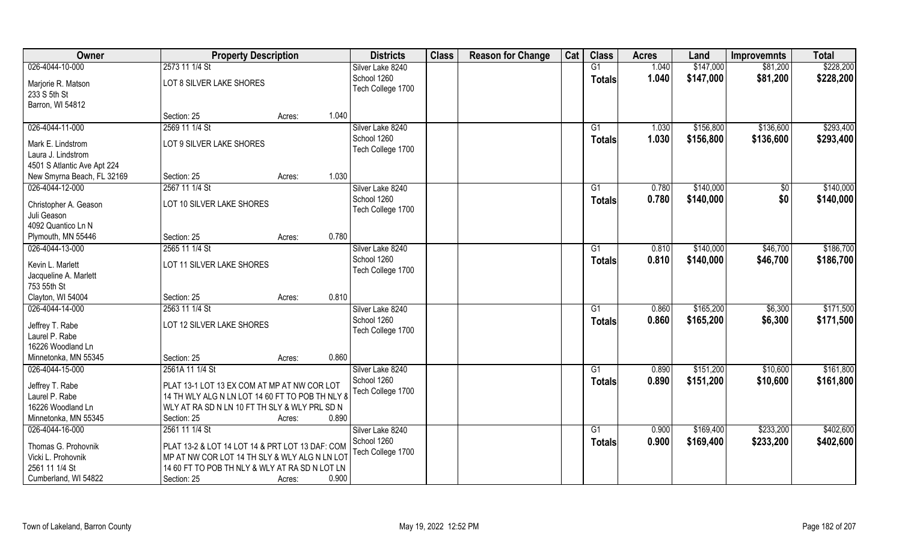| Owner | Property Description | | | Districts | Class | Reason for Change | Cat | Class | Acres | Land | Improvemnts | Total |
|---|---|---|---|---|---|---|---|---|---|---|---|---|
| 026-4044-10-000 | 2573 11 1/4 St | | | Silver Lake 8240 | | | | G1 | 1.040 | $147,000 | $81,200 | $228,200 |
| Marjorie R. Matson | LOT 8 SILVER LAKE SHORES | | | School 1260 | | | | **Totals** | **1.040** | **$147,000** | **$81,200** | **$228,200** |
| 233 S 5th St | | | | Tech College 1700 | | | | | | | | |
| Barron, WI 54812 | | | | | | | | | | | | |
| | Section: 25 | Acres: | 1.040 | | | | | | | | | |
| 026-4044-11-000 | 2569 11 1/4 St | | | Silver Lake 8240 | | | | G1 | 1.030 | $156,800 | $136,600 | $293,400 |
| Mark E. Lindstrom | LOT 9 SILVER LAKE SHORES | | | School 1260 | | | | **Totals** | **1.030** | **$156,800** | **$136,600** | **$293,400** |
| Laura J. Lindstrom | | | | Tech College 1700 | | | | | | | | |
| 4501 S Atlantic Ave Apt 224 | | | | | | | | | | | | |
| New Smyrna Beach, FL 32169 | Section: 25 | Acres: | 1.030 | | | | | | | | | |
| 026-4044-12-000 | 2567 11 1/4 St | | | Silver Lake 8240 | | | | G1 | 0.780 | $140,000 | $0 | $140,000 |
| Christopher A. Geason | LOT 10 SILVER LAKE SHORES | | | School 1260 | | | | **Totals** | **0.780** | **$140,000** | **$0** | **$140,000** |
| Juli Geason | | | | Tech College 1700 | | | | | | | | |
| 4092 Quantico Ln N | | | | | | | | | | | | |
| Plymouth, MN 55446 | Section: 25 | Acres: | 0.780 | | | | | | | | | |
| 026-4044-13-000 | 2565 11 1/4 St | | | Silver Lake 8240 | | | | G1 | 0.810 | $140,000 | $46,700 | $186,700 |
| Kevin L. Marlett | LOT 11 SILVER LAKE SHORES | | | School 1260 | | | | **Totals** | **0.810** | **$140,000** | **$46,700** | **$186,700** |
| Jacqueline A. Marlett | | | | Tech College 1700 | | | | | | | | |
| 753 55th St | | | | | | | | | | | | |
| Clayton, WI 54004 | Section: 25 | Acres: | 0.810 | | | | | | | | | |
| 026-4044-14-000 | 2563 11 1/4 St | | | Silver Lake 8240 | | | | G1 | 0.860 | $165,200 | $6,300 | $171,500 |
| Jeffrey T. Rabe | LOT 12 SILVER LAKE SHORES | | | School 1260 | | | | **Totals** | **0.860** | **$165,200** | **$6,300** | **$171,500** |
| Laurel P. Rabe | | | | Tech College 1700 | | | | | | | | |
| 16226 Woodland Ln | | | | | | | | | | | | |
| Minnetonka, MN 55345 | Section: 25 | Acres: | 0.860 | | | | | | | | | |
| 026-4044-15-000 | 2561A 11 1/4 St | | | Silver Lake 8240 | | | | G1 | 0.890 | $151,200 | $10,600 | $161,800 |
| Jeffrey T. Rabe | PLAT 13-1 LOT 13 EX COM AT MP AT NW COR LOT | | | School 1260 | | | | **Totals** | **0.890** | **$151,200** | **$10,600** | **$161,800** |
| Laurel P. Rabe | 14 TH WLY ALG N LN LOT 14 60 FT TO POB TH NLY & | | | Tech College 1700 | | | | | | | | |
| 16226 Woodland Ln | WLY AT RA SD N LN 10 FT TH SLY & WLY PRL SD N | | | | | | | | | | | |
| Minnetonka, MN 55345 | Section: 25 | Acres: | 0.890 | | | | | | | | | |
| 026-4044-16-000 | 2561 11 1/4 St | | | Silver Lake 8240 | | | | G1 | 0.900 | $169,400 | $233,200 | $402,600 |
| Thomas G. Prohovnik | PLAT 13-2 & LOT 14 LOT 14 & PRT LOT 13 DAF: COM | | | School 1260 | | | | **Totals** | **0.900** | **$169,400** | **$233,200** | **$402,600** |
| Vicki L. Prohovnik | MP AT NW COR LOT 14 TH SLY & WLY ALG N LN LOT | | | Tech College 1700 | | | | | | | | |
| 2561 11 1/4 St | 14 60 FT TO POB TH NLY & WLY AT RA SD N LOT LN | | | | | | | | | | | |
| Cumberland, WI 54822 | Section: 25 | Acres: | 0.900 | | | | | | | | | |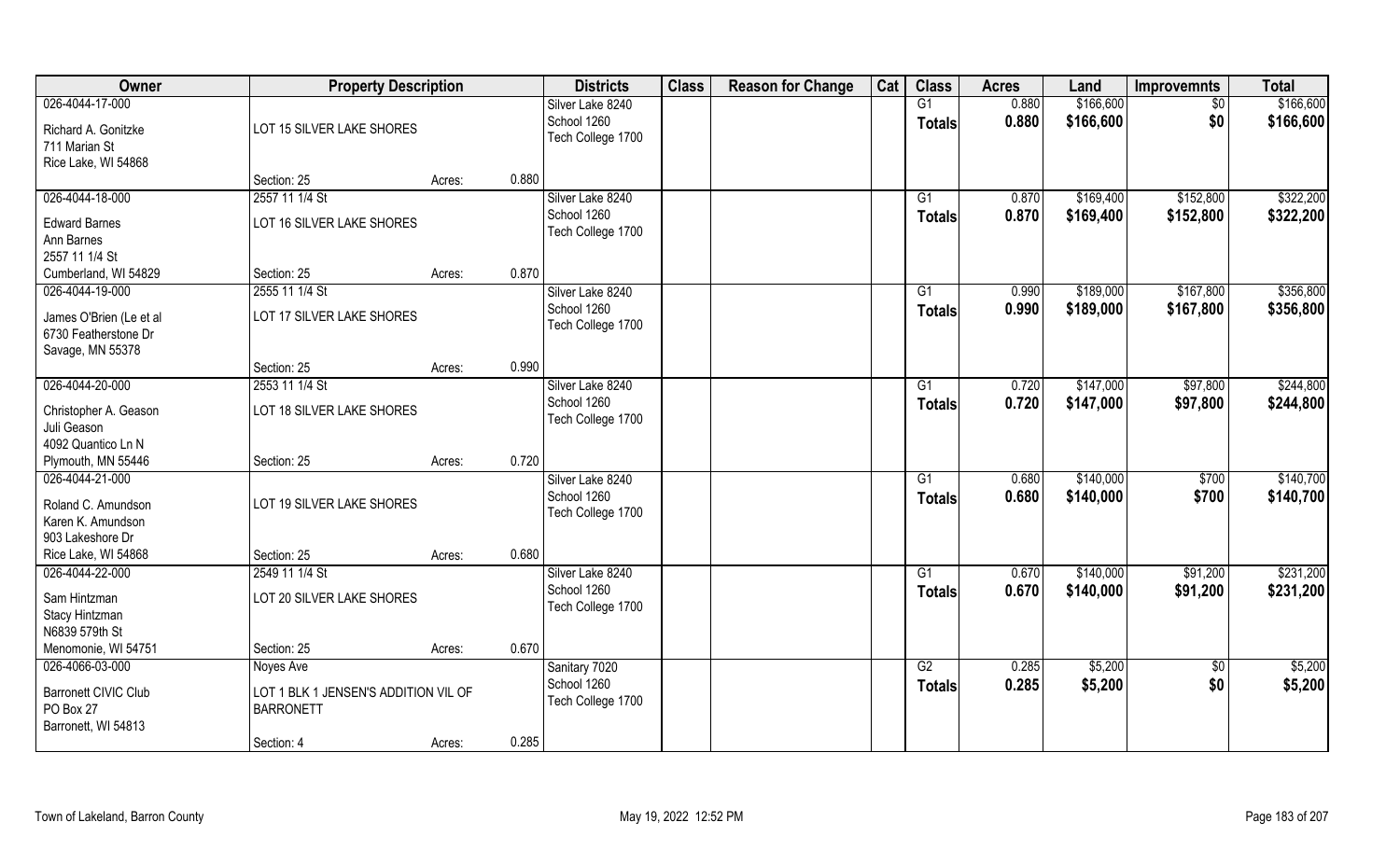| Owner | Property Description | | | Districts | Class | Reason for Change | Cat | Class | Acres | Land | Improvemnts | Total |
|---|---|---|---|---|---|---|---|---|---|---|---|---|
| 026-4044-17-000<br>Richard A. Gonitzke<br>711 Marian St<br>Rice Lake, WI 54868 | LOT 15 SILVER LAKE SHORES<br>Section: 25 | Acres: | 0.880 | Silver Lake 8240<br>School 1260<br>Tech College 1700 | | | | G1<br>**Totals** | 0.880<br>**0.880** | $166,600<br>**$166,600** | $0<br>**$0** | $166,600<br>**$166,600** |
| 026-4044-18-000<br>Edward Barnes<br>Ann Barnes<br>2557 11 1/4 St<br>Cumberland, WI 54829 | 2557 11 1/4 St<br>LOT 16 SILVER LAKE SHORES<br>Section: 25 | Acres: | 0.870 | Silver Lake 8240<br>School 1260<br>Tech College 1700 | | | | G1<br>**Totals** | 0.870<br>**0.870** | $169,400<br>**$169,400** | $152,800<br>**$152,800** | $322,200<br>**$322,200** |
| 026-4044-19-000<br>James O'Brien (Le et al<br>6730 Featherstone Dr<br>Savage, MN 55378 | 2555 11 1/4 St<br>LOT 17 SILVER LAKE SHORES<br>Section: 25 | Acres: | 0.990 | Silver Lake 8240<br>School 1260<br>Tech College 1700 | | | | G1<br>**Totals** | 0.990<br>**0.990** | $189,000<br>**$189,000** | $167,800<br>**$167,800** | $356,800<br>**$356,800** |
| 026-4044-20-000<br>Christopher A. Geason<br>Juli Geason<br>4092 Quantico Ln N<br>Plymouth, MN 55446 | 2553 11 1/4 St<br>LOT 18 SILVER LAKE SHORES<br>Section: 25 | Acres: | 0.720 | Silver Lake 8240<br>School 1260<br>Tech College 1700 | | | | G1<br>**Totals** | 0.720<br>**0.720** | $147,000<br>**$147,000** | $97,800<br>**$97,800** | $244,800<br>**$244,800** |
| 026-4044-21-000<br>Roland C. Amundson<br>Karen K. Amundson<br>903 Lakeshore Dr<br>Rice Lake, WI 54868 | LOT 19 SILVER LAKE SHORES<br>Section: 25 | Acres: | 0.680 | Silver Lake 8240<br>School 1260<br>Tech College 1700 | | | | G1<br>**Totals** | 0.680<br>**0.680** | $140,000<br>**$140,000** | $700<br>**$700** | $140,700<br>**$140,700** |
| 026-4044-22-000<br>Sam Hintzman<br>Stacy Hintzman<br>N6839 579th St<br>Menomonie, WI 54751 | 2549 11 1/4 St<br>LOT 20 SILVER LAKE SHORES<br>Section: 25 | Acres: | 0.670 | Silver Lake 8240<br>School 1260<br>Tech College 1700 | | | | G1<br>**Totals** | 0.670<br>**0.670** | $140,000<br>**$140,000** | $91,200<br>**$91,200** | $231,200<br>**$231,200** |
| 026-4066-03-000<br>Barronett CIVIC Club<br>PO Box 27<br>Barronett, WI 54813 | Noyes Ave<br>LOT 1 BLK 1 JENSEN'S ADDITION VIL OF BARRONETT<br>Section: 4 | Acres: | 0.285 | Sanitary 7020<br>School 1260<br>Tech College 1700 | | | | G2<br>**Totals** | 0.285<br>**0.285** | $5,200<br>**$5,200** | $0<br>**$0** | $5,200<br>**$5,200** |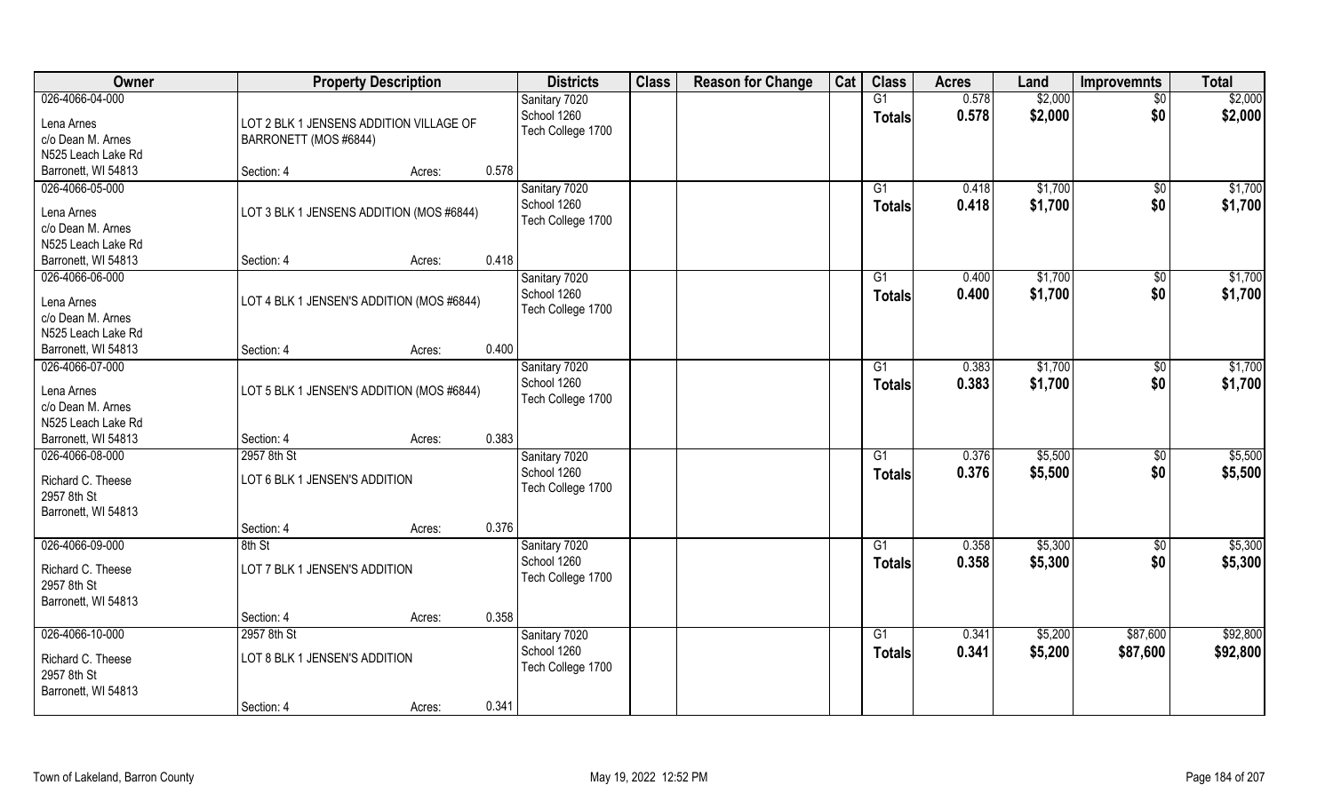| Owner | Property Description | | | Districts | Class | Reason for Change | Cat | Class | Acres | Land | Improvemnts | Total |
|---|---|---|---|---|---|---|---|---|---|---|---|---|
| 026-4066-04-000<br>Lena Arnes<br>c/o Dean M. Arnes<br>N525 Leach Lake Rd<br>Barronett, WI 54813 | LOT 2 BLK 1 JENSENS ADDITION VILLAGE OF BARRONETT (MOS #6844)<br>Section: 4 | Acres: | 0.578 | Sanitary 7020<br>School 1260<br>Tech College 1700 | | | | G1<br>Totals | 0.578<br>0.578 | $2,000<br>$2,000 | $0<br>$0 | $2,000<br>$2,000 |
| 026-4066-05-000<br>Lena Arnes<br>c/o Dean M. Arnes<br>N525 Leach Lake Rd<br>Barronett, WI 54813 | LOT 3 BLK 1 JENSENS ADDITION (MOS #6844)<br>Section: 4 | Acres: | 0.418 | Sanitary 7020<br>School 1260<br>Tech College 1700 | | | | G1<br>Totals | 0.418<br>0.418 | $1,700<br>$1,700 | $0<br>$0 | $1,700<br>$1,700 |
| 026-4066-06-000<br>Lena Arnes<br>c/o Dean M. Arnes<br>N525 Leach Lake Rd<br>Barronett, WI 54813 | LOT 4 BLK 1 JENSEN'S ADDITION (MOS #6844)<br>Section: 4 | Acres: | 0.400 | Sanitary 7020<br>School 1260<br>Tech College 1700 | | | | G1<br>Totals | 0.400<br>0.400 | $1,700<br>$1,700 | $0<br>$0 | $1,700<br>$1,700 |
| 026-4066-07-000<br>Lena Arnes<br>c/o Dean M. Arnes<br>N525 Leach Lake Rd<br>Barronett, WI 54813 | LOT 5 BLK 1 JENSEN'S ADDITION (MOS #6844)<br>Section: 4 | Acres: | 0.383 | Sanitary 7020<br>School 1260<br>Tech College 1700 | | | | G1<br>Totals | 0.383<br>0.383 | $1,700<br>$1,700 | $0<br>$0 | $1,700<br>$1,700 |
| 026-4066-08-000<br>Richard C. Theese<br>2957 8th St<br>Barronett, WI 54813 | 2957 8th St<br>LOT 6 BLK 1 JENSEN'S ADDITION<br>Section: 4 | Acres: | 0.376 | Sanitary 7020<br>School 1260<br>Tech College 1700 | | | | G1<br>Totals | 0.376<br>0.376 | $5,500<br>$5,500 | $0<br>$0 | $5,500<br>$5,500 |
| 026-4066-09-000<br>Richard C. Theese<br>2957 8th St<br>Barronett, WI 54813 | 8th St<br>LOT 7 BLK 1 JENSEN'S ADDITION<br>Section: 4 | Acres: | 0.358 | Sanitary 7020<br>School 1260<br>Tech College 1700 | | | | G1<br>Totals | 0.358<br>0.358 | $5,300<br>$5,300 | $0<br>$0 | $5,300<br>$5,300 |
| 026-4066-10-000<br>Richard C. Theese<br>2957 8th St<br>Barronett, WI 54813 | 2957 8th St<br>LOT 8 BLK 1 JENSEN'S ADDITION<br>Section: 4 | Acres: | 0.341 | Sanitary 7020<br>School 1260<br>Tech College 1700 | | | | G1<br>Totals | 0.341<br>0.341 | $5,200<br>$5,200 | $87,600<br>$87,600 | $92,800<br>$92,800 |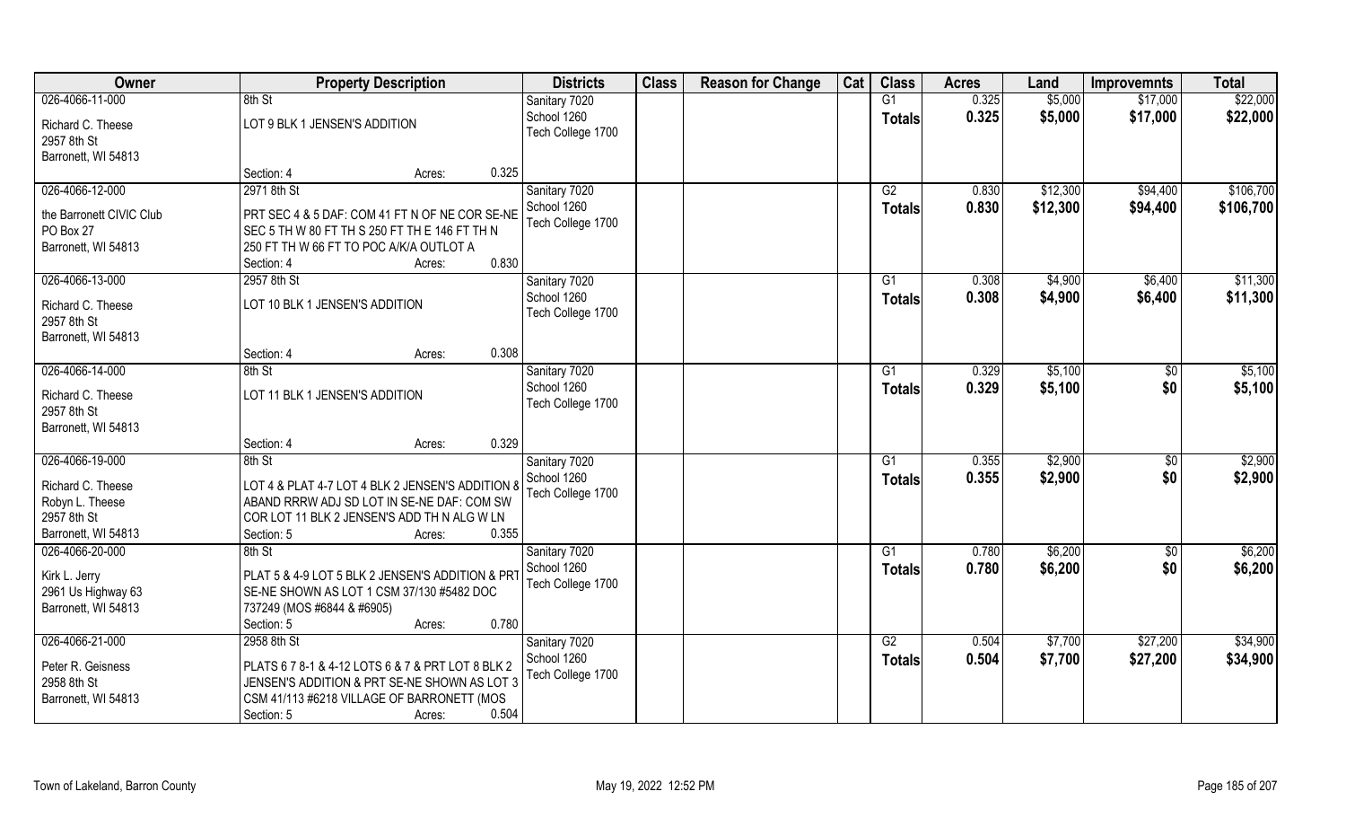| Owner | Property Description | Districts | Class | Reason for Change | Cat | Class | Acres | Land | Improvemnts | Total |
|---|---|---|---|---|---|---|---|---|---|---|
| 026-4066-11-000<br>Richard C. Theese<br>2957 8th St<br>Barronett, WI 54813 | 8th St<br>LOT 9 BLK 1 JENSEN'S ADDITION<br>Section: 4 Acres: 0.325 | Sanitary 7020<br>School 1260<br>Tech College 1700 | | | | G1<br>**Totals** | 0.325<br>**0.325** | $5,000<br>**$5,000** | $17,000<br>**$17,000** | $22,000<br>**$22,000** |
| 026-4066-12-000<br>the Barronett Civic Club<br>PO Box 27<br>Barronett, WI 54813 | 2971 8th St<br>PRT SEC 4 & 5 DAF: COM 41 FT N OF NE COR SE-NE SEC 5 TH W 80 FT TH S 250 FT TH E 146 FT TH N 250 FT TH W 66 FT TO POC A/K/A OUTLOT A<br>Section: 4 Acres: 0.830 | Sanitary 7020<br>School 1260<br>Tech College 1700 | | | | G2<br>**Totals** | 0.830<br>**0.830** | $12,300<br>**$12,300** | $94,400<br>**$94,400** | $106,700<br>**$106,700** |
| 026-4066-13-000<br>Richard C. Theese<br>2957 8th St<br>Barronett, WI 54813 | 2957 8th St<br>LOT 10 BLK 1 JENSEN'S ADDITION<br>Section: 4 Acres: 0.308 | Sanitary 7020<br>School 1260<br>Tech College 1700 | | | | G1<br>**Totals** | 0.308<br>**0.308** | $4,900<br>**$4,900** | $6,400<br>**$6,400** | $11,300<br>**$11,300** |
| 026-4066-14-000<br>Richard C. Theese<br>2957 8th St<br>Barronett, WI 54813 | 8th St<br>LOT 11 BLK 1 JENSEN'S ADDITION<br>Section: 4 Acres: 0.329 | Sanitary 7020<br>School 1260<br>Tech College 1700 | | | | G1<br>**Totals** | 0.329<br>**0.329** | $5,100<br>**$5,100** | $0<br>**$0** | $5,100<br>**$5,100** |
| 026-4066-19-000<br>Richard C. Theese<br>Robyn L. Theese<br>2957 8th St<br>Barronett, WI 54813 | 8th St<br>LOT 4 & PLAT 4-7 LOT 4 BLK 2 JENSEN'S ADDITION & ABAND RRRW ADJ SD LOT IN SE-NE DAF: COM SW COR LOT 11 BLK 2 JENSEN'S ADD TH N ALG W LN<br>Section: 5 Acres: 0.355 | Sanitary 7020<br>School 1260<br>Tech College 1700 | | | | G1<br>**Totals** | 0.355<br>**0.355** | $2,900<br>**$2,900** | $0<br>**$0** | $2,900<br>**$2,900** |
| 026-4066-20-000<br>Kirk L. Jerry<br>2961 Us Highway 63<br>Barronett, WI 54813 | 8th St<br>PLAT 5 & 4-9 LOT 5 BLK 2 JENSEN'S ADDITION & PRT SE-NE SHOWN AS LOT 1 CSM 37/130 #5482 DOC 737249 (MOS #6844 & #6905)<br>Section: 5 Acres: 0.780 | Sanitary 7020<br>School 1260<br>Tech College 1700 | | | | G1<br>**Totals** | 0.780<br>**0.780** | $6,200<br>**$6,200** | $0<br>**$0** | $6,200<br>**$6,200** |
| 026-4066-21-000<br>Peter R. Geisness<br>2958 8th St<br>Barronett, WI 54813 | 2958 8th St<br>PLATS 6 7 8-1 & 4-12 LOTS 6 & 7 & PRT LOT 8 BLK 2 JENSEN'S ADDITION & PRT SE-NE SHOWN AS LOT 3 CSM 41/113 #6218 VILLAGE OF BARRONETT (MOS<br>Section: 5 Acres: 0.504 | Sanitary 7020<br>School 1260<br>Tech College 1700 | | | | G2<br>**Totals** | 0.504<br>**0.504** | $7,700<br>**$7,700** | $27,200<br>**$27,200** | $34,900<br>**$34,900** |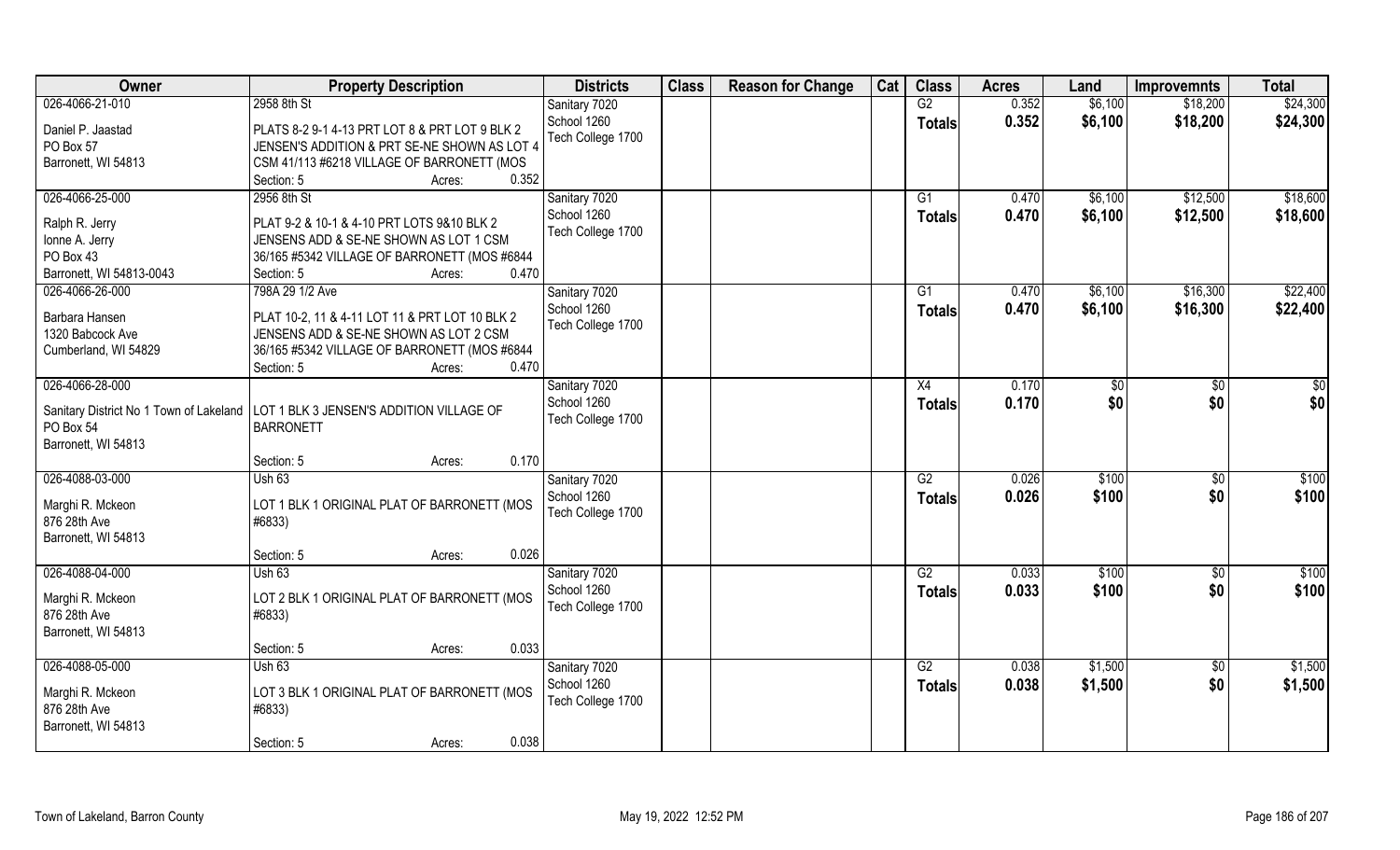| Owner | Property Description | Districts | Class | Reason for Change | Cat | Class | Acres | Land | Improvemnts | Total |
|---|---|---|---|---|---|---|---|---|---|---|
| 026-4066-21-010 | 2958 8th St | Sanitary 7020 | | | | G2 | 0.352 | $6,100 | $18,200 | $24,300 |
| Daniel P. Jaastad | PLATS 8-2 9-1 4-13 PRT LOT 8 & PRT LOT 9 BLK 2 | School 1260 | | | | Totals | 0.352 | $6,100 | $18,200 | $24,300 |
| PO Box 57 | JENSEN'S ADDITION & PRT SE-NE SHOWN AS LOT 4 | Tech College 1700 | | | | | | | | |
| Barronett, WI 54813 | CSM 41/113 #6218 VILLAGE OF BARRONETT (MOS | | | | | | | | | |
| | Section: 5 Acres: 0.352 | | | | | | | | | |
| 026-4066-25-000 | 2956 8th St | Sanitary 7020 | | | | G1 | 0.470 | $6,100 | $12,500 | $18,600 |
| Ralph R. Jerry | PLAT 9-2 & 10-1 & 4-10 PRT LOTS 9&10 BLK 2 | School 1260 | | | | Totals | 0.470 | $6,100 | $12,500 | $18,600 |
| Ionne A. Jerry | JENSENS ADD & SE-NE SHOWN AS LOT 1 CSM | Tech College 1700 | | | | | | | | |
| PO Box 43 | 36/165 #5342 VILLAGE OF BARRONETT (MOS #6844 | | | | | | | | | |
| Barronett, WI 54813-0043 | Section: 5 Acres: 0.470 | | | | | | | | | |
| 026-4066-26-000 | 798A 29 1/2 Ave | Sanitary 7020 | | | | G1 | 0.470 | $6,100 | $16,300 | $22,400 |
| Barbara Hansen | PLAT 10-2, 11 & 4-11 LOT 11 & PRT LOT 10 BLK 2 | School 1260 | | | | Totals | 0.470 | $6,100 | $16,300 | $22,400 |
| 1320 Babcock Ave | JENSENS ADD & SE-NE SHOWN AS LOT 2 CSM | Tech College 1700 | | | | | | | | |
| Cumberland, WI 54829 | 36/165 #5342 VILLAGE OF BARRONETT (MOS #6844 | | | | | | | | | |
| | Section: 5 Acres: 0.470 | | | | | | | | | |
| 026-4066-28-000 | | Sanitary 7020 | | | | X4 | 0.170 | $0 | $0 | $0 |
| Sanitary District No 1 Town of Lakeland | LOT 1 BLK 3 JENSEN'S ADDITION VILLAGE OF | School 1260 | | | | Totals | 0.170 | $0 | $0 | $0 |
| PO Box 54 | BARRONETT | Tech College 1700 | | | | | | | | |
| Barronett, WI 54813 | | | | | | | | | | |
| | Section: 5 Acres: 0.170 | | | | | | | | | |
| 026-4088-03-000 | Ush 63 | Sanitary 7020 | | | | G2 | 0.026 | $100 | $0 | $100 |
| Marghi R. Mckeon | LOT 1 BLK 1 ORIGINAL PLAT OF BARRONETT (MOS | School 1260 | | | | Totals | 0.026 | $100 | $0 | $100 |
| 876 28th Ave | #6833) | Tech College 1700 | | | | | | | | |
| Barronett, WI 54813 | | | | | | | | | | |
| | Section: 5 Acres: 0.026 | | | | | | | | | |
| 026-4088-04-000 | Ush 63 | Sanitary 7020 | | | | G2 | 0.033 | $100 | $0 | $100 |
| Marghi R. Mckeon | LOT 2 BLK 1 ORIGINAL PLAT OF BARRONETT (MOS | School 1260 | | | | Totals | 0.033 | $100 | $0 | $100 |
| 876 28th Ave | #6833) | Tech College 1700 | | | | | | | | |
| Barronett, WI 54813 | | | | | | | | | | |
| | Section: 5 Acres: 0.033 | | | | | | | | | |
| 026-4088-05-000 | Ush 63 | Sanitary 7020 | | | | G2 | 0.038 | $1,500 | $0 | $1,500 |
| Marghi R. Mckeon | LOT 3 BLK 1 ORIGINAL PLAT OF BARRONETT (MOS | School 1260 | | | | Totals | 0.038 | $1,500 | $0 | $1,500 |
| 876 28th Ave | #6833) | Tech College 1700 | | | | | | | | |
| Barronett, WI 54813 | | | | | | | | | | |
| | Section: 5 Acres: 0.038 | | | | | | | | | |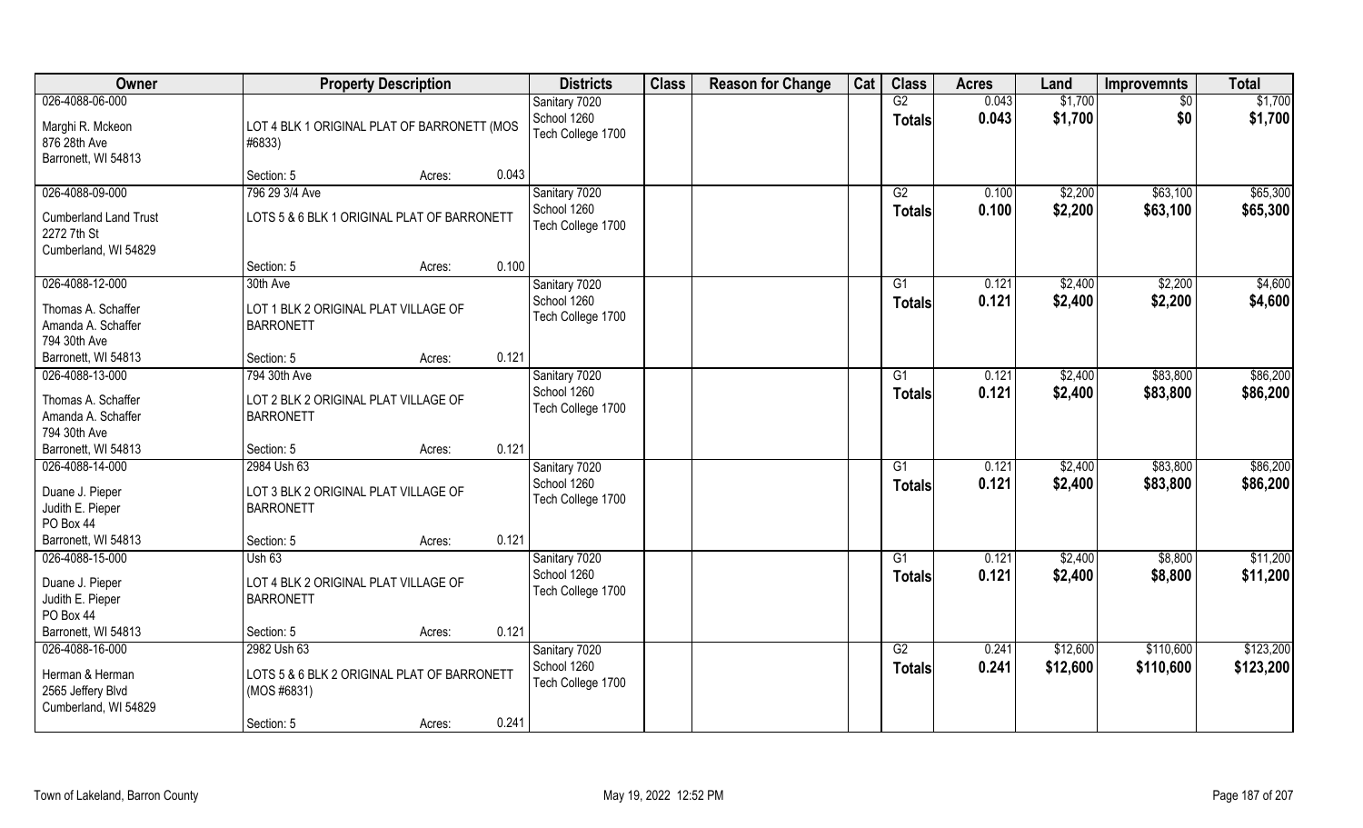| Owner | Property Description | | | Districts | Class | Reason for Change | Cat | Class | Acres | Land | Improvemnts | Total |
|---|---|---|---|---|---|---|---|---|---|---|---|---|
| 026-4088-06-000<br>Marghi R. Mckeon<br>876 28th Ave<br>Barronett, WI 54813 | LOT 4 BLK 1 ORIGINAL PLAT OF BARRONETT (MOS #6833)<br>Section: 5 | Acres: | 0.043 | Sanitary 7020<br>School 1260<br>Tech College 1700 | | | | G2<br>**Totals** | 0.043<br>**0.043** | $1,700<br>**$1,700** | $0<br>**$0** | $1,700<br>**$1,700** |
| 026-4088-09-000<br>Cumberland Land Trust<br>2272 7th St<br>Cumberland, WI 54829 | 796 29 3/4 Ave<br>LOTS 5 & 6 BLK 1 ORIGINAL PLAT OF BARRONETT<br>Section: 5 | Acres: | 0.100 | Sanitary 7020<br>School 1260<br>Tech College 1700 | | | | G2<br>**Totals** | 0.100<br>**0.100** | $2,200<br>**$2,200** | $63,100<br>**$63,100** | $65,300<br>**$65,300** |
| 026-4088-12-000<br>Thomas A. Schaffer<br>Amanda A. Schaffer<br>794 30th Ave<br>Barronett, WI 54813 | 30th Ave<br>LOT 1 BLK 2 ORIGINAL PLAT VILLAGE OF BARRONETT<br>Section: 5 | Acres: | 0.121 | Sanitary 7020<br>School 1260<br>Tech College 1700 | | | | G1<br>**Totals** | 0.121<br>**0.121** | $2,400<br>**$2,400** | $2,200<br>**$2,200** | $4,600<br>**$4,600** |
| 026-4088-13-000<br>Thomas A. Schaffer<br>Amanda A. Schaffer<br>794 30th Ave<br>Barronett, WI 54813 | 794 30th Ave<br>LOT 2 BLK 2 ORIGINAL PLAT VILLAGE OF BARRONETT<br>Section: 5 | Acres: | 0.121 | Sanitary 7020<br>School 1260<br>Tech College 1700 | | | | G1<br>**Totals** | 0.121<br>**0.121** | $2,400<br>**$2,400** | $83,800<br>**$83,800** | $86,200<br>**$86,200** |
| 026-4088-14-000<br>Duane J. Pieper<br>Judith E. Pieper<br>PO Box 44<br>Barronett, WI 54813 | 2984 Ush 63<br>LOT 3 BLK 2 ORIGINAL PLAT VILLAGE OF BARRONETT<br>Section: 5 | Acres: | 0.121 | Sanitary 7020<br>School 1260<br>Tech College 1700 | | | | G1<br>**Totals** | 0.121<br>**0.121** | $2,400<br>**$2,400** | $83,800<br>**$83,800** | $86,200<br>**$86,200** |
| 026-4088-15-000<br>Duane J. Pieper<br>Judith E. Pieper<br>PO Box 44<br>Barronett, WI 54813 | Ush 63<br>LOT 4 BLK 2 ORIGINAL PLAT VILLAGE OF BARRONETT<br>Section: 5 | Acres: | 0.121 | Sanitary 7020<br>School 1260<br>Tech College 1700 | | | | G1<br>**Totals** | 0.121<br>**0.121** | $2,400<br>**$2,400** | $8,800<br>**$8,800** | $11,200<br>**$11,200** |
| 026-4088-16-000<br>Herman & Herman<br>2565 Jeffery Blvd<br>Cumberland, WI 54829 | 2982 Ush 63<br>LOTS 5 & 6 BLK 2 ORIGINAL PLAT OF BARRONETT (MOS #6831)<br>Section: 5 | Acres: | 0.241 | Sanitary 7020<br>School 1260<br>Tech College 1700 | | | | G2<br>**Totals** | 0.241<br>**0.241** | $12,600<br>**$12,600** | $110,600<br>**$110,600** | $123,200<br>**$123,200** |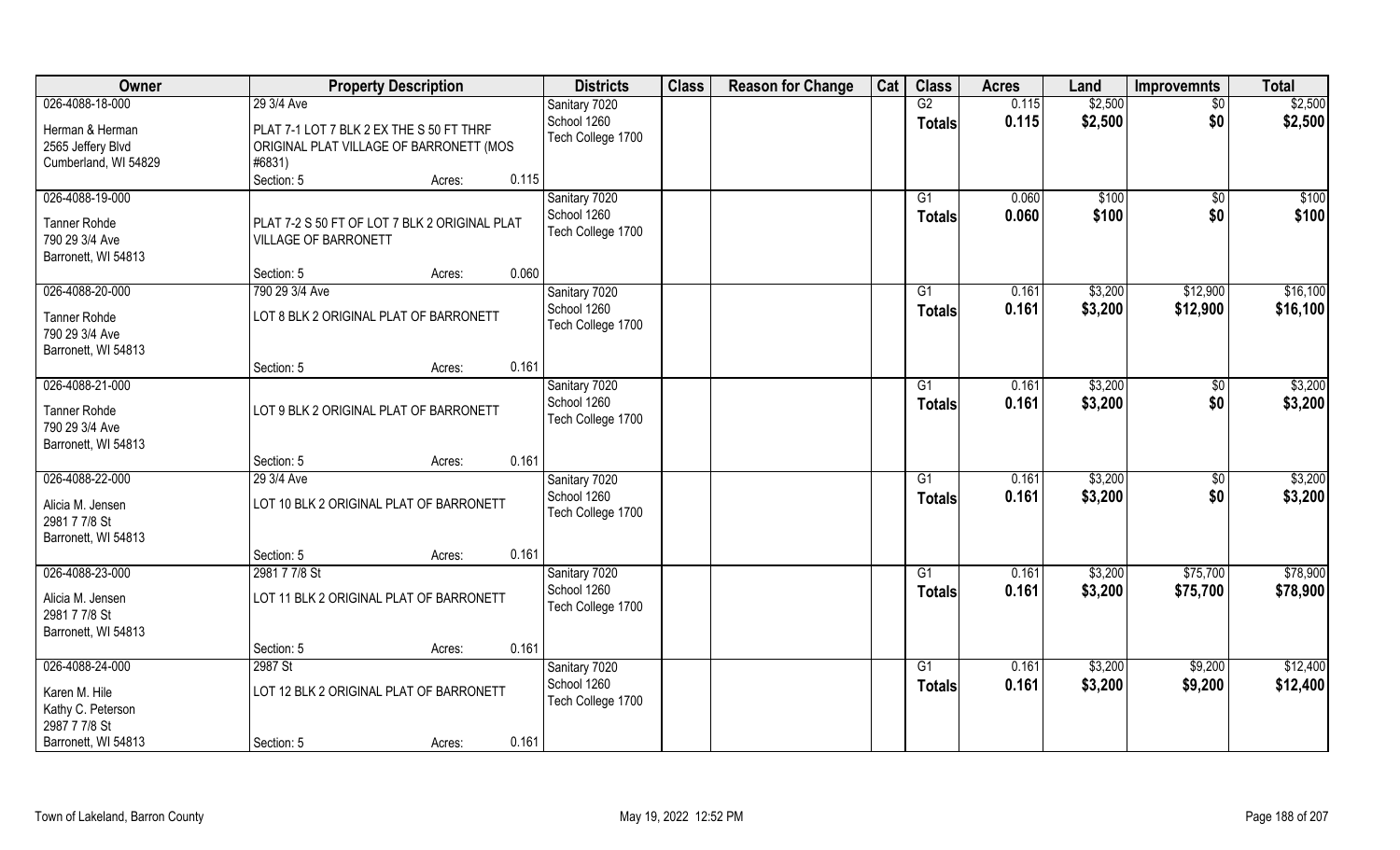| Owner | Property Description | | | Districts | Class | Reason for Change | Cat | Class | Acres | Land | Improvemnts | Total |
|---|---|---|---|---|---|---|---|---|---|---|---|---|
| 026-4088-18-000 | 29 3/4 Ave | | | Sanitary 7020 | | | | G2 | 0.115 | $2,500 | $0 | $2,500 |
| Herman & Herman<br>2565 Jeffery Blvd<br>Cumberland, WI 54829 | PLAT 7-1 LOT 7 BLK 2 EX THE S 50 FT THRF ORIGINAL PLAT VILLAGE OF BARRONETT (MOS #6831) | | | School 1260<br>Tech College 1700 | | | | Totals | 0.115 | $2,500 | $0 | $2,500 |
| | Section: 5 | Acres: | 0.115 | | | | | | | | | |
| 026-4088-19-000 | | | | Sanitary 7020 | | | | G1 | 0.060 | $100 | $0 | $100 |
| Tanner Rohde<br>790 29 3/4 Ave<br>Barronett, WI 54813 | PLAT 7-2 S 50 FT OF LOT 7 BLK 2 ORIGINAL PLAT VILLAGE OF BARRONETT | | | School 1260<br>Tech College 1700 | | | | Totals | 0.060 | $100 | $0 | $100 |
| | Section: 5 | Acres: | 0.060 | | | | | | | | | |
| 026-4088-20-000 | 790 29 3/4 Ave | | | Sanitary 7020 | | | | G1 | 0.161 | $3,200 | $12,900 | $16,100 |
| Tanner Rohde<br>790 29 3/4 Ave<br>Barronett, WI 54813 | LOT 8 BLK 2 ORIGINAL PLAT OF BARRONETT | | | School 1260<br>Tech College 1700 | | | | Totals | 0.161 | $3,200 | $12,900 | $16,100 |
| | Section: 5 | Acres: | 0.161 | | | | | | | | | |
| 026-4088-21-000 | | | | Sanitary 7020 | | | | G1 | 0.161 | $3,200 | $0 | $3,200 |
| Tanner Rohde<br>790 29 3/4 Ave<br>Barronett, WI 54813 | LOT 9 BLK 2 ORIGINAL PLAT OF BARRONETT | | | School 1260<br>Tech College 1700 | | | | Totals | 0.161 | $3,200 | $0 | $3,200 |
| | Section: 5 | Acres: | 0.161 | | | | | | | | | |
| 026-4088-22-000 | 29 3/4 Ave | | | Sanitary 7020 | | | | G1 | 0.161 | $3,200 | $0 | $3,200 |
| Alicia M. Jensen<br>2981 7 7/8 St<br>Barronett, WI 54813 | LOT 10 BLK 2 ORIGINAL PLAT OF BARRONETT | | | School 1260<br>Tech College 1700 | | | | Totals | 0.161 | $3,200 | $0 | $3,200 |
| | Section: 5 | Acres: | 0.161 | | | | | | | | | |
| 026-4088-23-000 | 2981 7 7/8 St | | | Sanitary 7020 | | | | G1 | 0.161 | $3,200 | $75,700 | $78,900 |
| Alicia M. Jensen<br>2981 7 7/8 St<br>Barronett, WI 54813 | LOT 11 BLK 2 ORIGINAL PLAT OF BARRONETT | | | School 1260<br>Tech College 1700 | | | | Totals | 0.161 | $3,200 | $75,700 | $78,900 |
| | Section: 5 | Acres: | 0.161 | | | | | | | | | |
| 026-4088-24-000 | 2987 St | | | Sanitary 7020 | | | | G1 | 0.161 | $3,200 | $9,200 | $12,400 |
| Karen M. Hile<br>Kathy C. Peterson<br>2987 7 7/8 St<br>Barronett, WI 54813 | LOT 12 BLK 2 ORIGINAL PLAT OF BARRONETT | | | School 1260<br>Tech College 1700 | | | | Totals | 0.161 | $3,200 | $9,200 | $12,400 |
| | Section: 5 | Acres: | 0.161 | | | | | | | | | |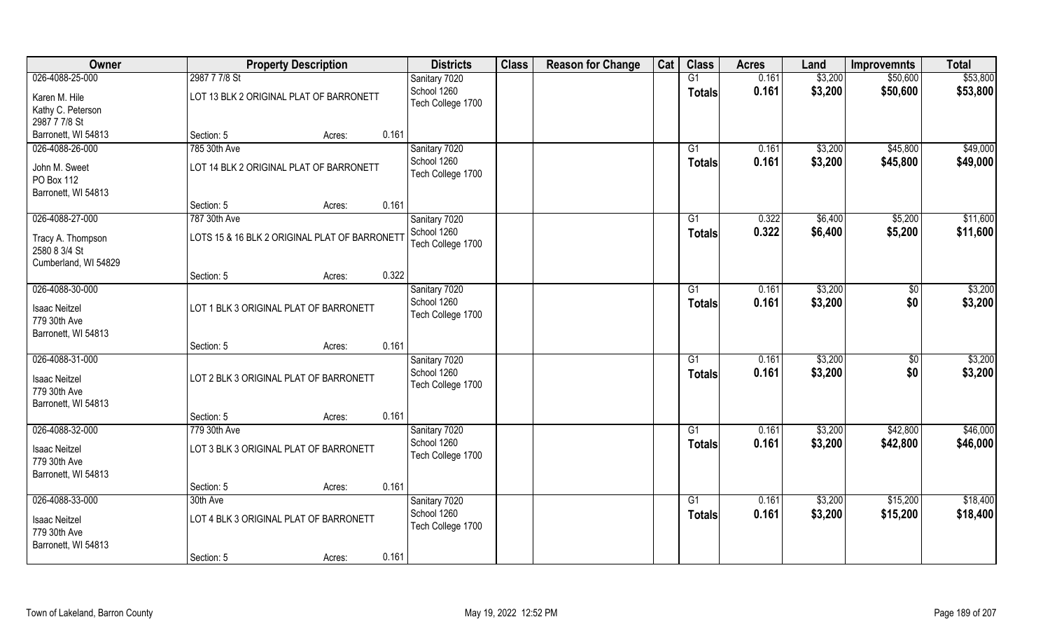| Owner | Property Description | | | Districts | Class | Reason for Change | Cat | Class | Acres | Land | Improvemnts | Total |
|---|---|---|---|---|---|---|---|---|---|---|---|---|
| 026-4088-25-000 | 2987 7 7/8 St | | | Sanitary 7020 | | | | G1 | 0.161 | $3,200 | $50,600 | $53,800 |
| Karen M. Hile | LOT 13 BLK 2 ORIGINAL PLAT OF BARRONETT | | | School 1260 | | | | **Totals** | **0.161** | **$3,200** | **$50,600** | **$53,800** |
| Kathy C. Peterson | | | | Tech College 1700 | | | | | | | | |
| 2987 7 7/8 St | | | | | | | | | | | | |
| Barronett, WI 54813 | Section: 5 | Acres: | 0.161 | | | | | | | | | |
| 026-4088-26-000 | 785 30th Ave | | | Sanitary 7020 | | | | G1 | 0.161 | $3,200 | $45,800 | $49,000 |
| John M. Sweet | LOT 14 BLK 2 ORIGINAL PLAT OF BARRONETT | | | School 1260 | | | | **Totals** | **0.161** | **$3,200** | **$45,800** | **$49,000** |
| PO Box 112 | | | | Tech College 1700 | | | | | | | | |
| Barronett, WI 54813 | | | | | | | | | | | | |
| | Section: 5 | Acres: | 0.161 | | | | | | | | | |
| 026-4088-27-000 | 787 30th Ave | | | Sanitary 7020 | | | | G1 | 0.322 | $6,400 | $5,200 | $11,600 |
| Tracy A. Thompson | LOTS 15 & 16 BLK 2 ORIGINAL PLAT OF BARRONETT | | | School 1260 | | | | **Totals** | **0.322** | **$6,400** | **$5,200** | **$11,600** |
| 2580 8 3/4 St | | | | Tech College 1700 | | | | | | | | |
| Cumberland, WI 54829 | | | | | | | | | | | | |
| | Section: 5 | Acres: | 0.322 | | | | | | | | | |
| 026-4088-30-000 | | | | Sanitary 7020 | | | | G1 | 0.161 | $3,200 | $0 | $3,200 |
| Isaac Neitzel | LOT 1 BLK 3 ORIGINAL PLAT OF BARRONETT | | | School 1260 | | | | **Totals** | **0.161** | **$3,200** | **$0** | **$3,200** |
| 779 30th Ave | | | | Tech College 1700 | | | | | | | | |
| Barronett, WI 54813 | | | | | | | | | | | | |
| | Section: 5 | Acres: | 0.161 | | | | | | | | | |
| 026-4088-31-000 | | | | Sanitary 7020 | | | | G1 | 0.161 | $3,200 | $0 | $3,200 |
| Isaac Neitzel | LOT 2 BLK 3 ORIGINAL PLAT OF BARRONETT | | | School 1260 | | | | **Totals** | **0.161** | **$3,200** | **$0** | **$3,200** |
| 779 30th Ave | | | | Tech College 1700 | | | | | | | | |
| Barronett, WI 54813 | | | | | | | | | | | | |
| | Section: 5 | Acres: | 0.161 | | | | | | | | | |
| 026-4088-32-000 | 779 30th Ave | | | Sanitary 7020 | | | | G1 | 0.161 | $3,200 | $42,800 | $46,000 |
| Isaac Neitzel | LOT 3 BLK 3 ORIGINAL PLAT OF BARRONETT | | | School 1260 | | | | **Totals** | **0.161** | **$3,200** | **$42,800** | **$46,000** |
| 779 30th Ave | | | | Tech College 1700 | | | | | | | | |
| Barronett, WI 54813 | | | | | | | | | | | | |
| | Section: 5 | Acres: | 0.161 | | | | | | | | | |
| 026-4088-33-000 | 30th Ave | | | Sanitary 7020 | | | | G1 | 0.161 | $3,200 | $15,200 | $18,400 |
| Isaac Neitzel | LOT 4 BLK 3 ORIGINAL PLAT OF BARRONETT | | | School 1260 | | | | **Totals** | **0.161** | **$3,200** | **$15,200** | **$18,400** |
| 779 30th Ave | | | | Tech College 1700 | | | | | | | | |
| Barronett, WI 54813 | | | | | | | | | | | | |
| | Section: 5 | Acres: | 0.161 | | | | | | | | | |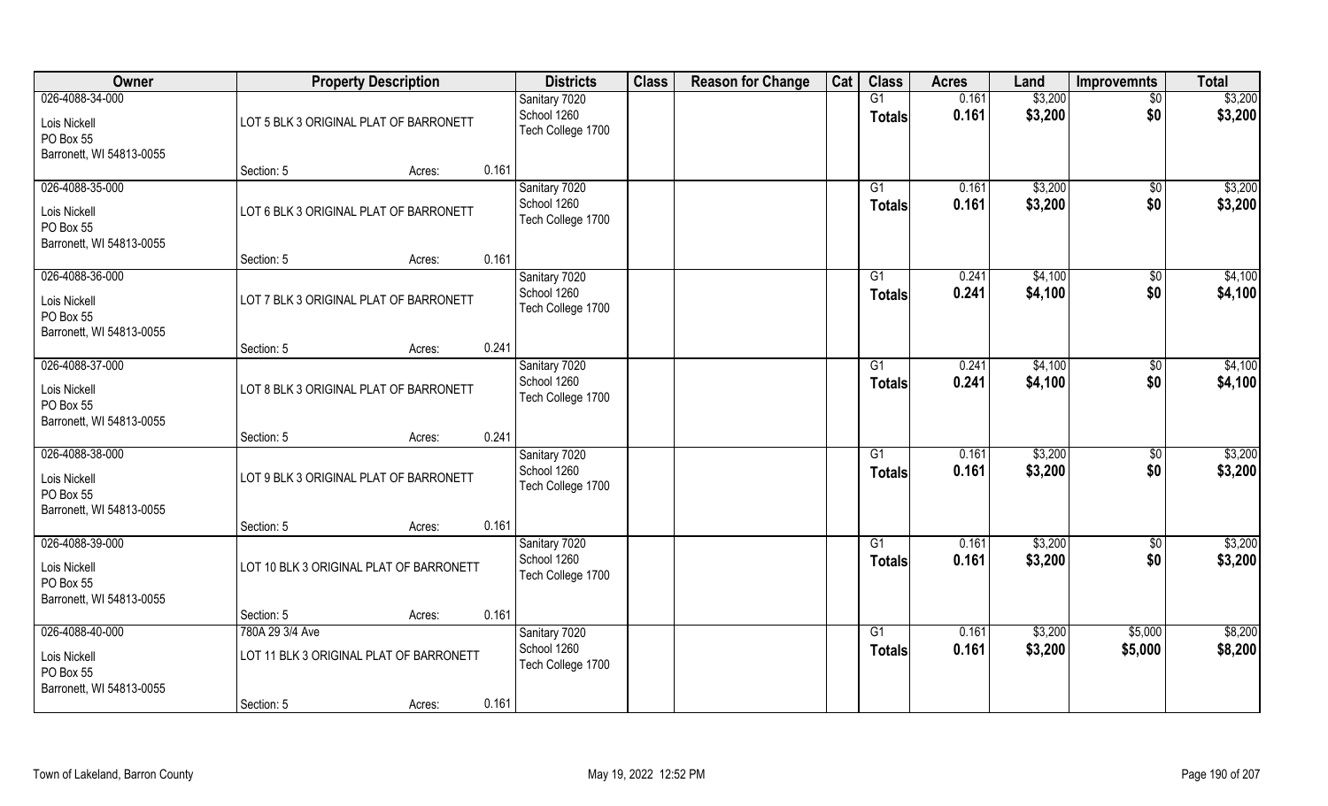| Owner | Property Description | | | Districts | Class | Reason for Change | Cat | Class | Acres | Land | Improvemnts | Total |
|---|---|---|---|---|---|---|---|---|---|---|---|---|
| 026-4088-34-000 | | | | Sanitary 7020 | | | | G1 | 0.161 | $3,200 | $0 | $3,200 |
| Lois Nickell<br>PO Box 55<br>Barronett, WI 54813-0055 | LOT 5 BLK 3 ORIGINAL PLAT OF BARRONETT | | | School 1260<br>Tech College 1700 | | | | Totals | 0.161 | $3,200 | $0 | $3,200 |
| | Section: 5 | Acres: | 0.161 | | | | | | | | | |
| 026-4088-35-000 | | | | Sanitary 7020 | | | | G1 | 0.161 | $3,200 | $0 | $3,200 |
| Lois Nickell<br>PO Box 55<br>Barronett, WI 54813-0055 | LOT 6 BLK 3 ORIGINAL PLAT OF BARRONETT | | | School 1260<br>Tech College 1700 | | | | Totals | 0.161 | $3,200 | $0 | $3,200 |
| | Section: 5 | Acres: | 0.161 | | | | | | | | | |
| 026-4088-36-000 | | | | Sanitary 7020 | | | | G1 | 0.241 | $4,100 | $0 | $4,100 |
| Lois Nickell<br>PO Box 55<br>Barronett, WI 54813-0055 | LOT 7 BLK 3 ORIGINAL PLAT OF BARRONETT | | | School 1260<br>Tech College 1700 | | | | Totals | 0.241 | $4,100 | $0 | $4,100 |
| | Section: 5 | Acres: | 0.241 | | | | | | | | | |
| 026-4088-37-000 | | | | Sanitary 7020 | | | | G1 | 0.241 | $4,100 | $0 | $4,100 |
| Lois Nickell<br>PO Box 55<br>Barronett, WI 54813-0055 | LOT 8 BLK 3 ORIGINAL PLAT OF BARRONETT | | | School 1260<br>Tech College 1700 | | | | Totals | 0.241 | $4,100 | $0 | $4,100 |
| | Section: 5 | Acres: | 0.241 | | | | | | | | | |
| 026-4088-38-000 | | | | Sanitary 7020 | | | | G1 | 0.161 | $3,200 | $0 | $3,200 |
| Lois Nickell<br>PO Box 55<br>Barronett, WI 54813-0055 | LOT 9 BLK 3 ORIGINAL PLAT OF BARRONETT | | | School 1260<br>Tech College 1700 | | | | Totals | 0.161 | $3,200 | $0 | $3,200 |
| | Section: 5 | Acres: | 0.161 | | | | | | | | | |
| 026-4088-39-000 | | | | Sanitary 7020 | | | | G1 | 0.161 | $3,200 | $0 | $3,200 |
| Lois Nickell<br>PO Box 55<br>Barronett, WI 54813-0055 | LOT 10 BLK 3 ORIGINAL PLAT OF BARRONETT | | | School 1260<br>Tech College 1700 | | | | Totals | 0.161 | $3,200 | $0 | $3,200 |
| | Section: 5 | Acres: | 0.161 | | | | | | | | | |
| 026-4088-40-000 | 780A 29 3/4 Ave | | | Sanitary 7020 | | | | G1 | 0.161 | $3,200 | $5,000 | $8,200 |
| Lois Nickell<br>PO Box 55<br>Barronett, WI 54813-0055 | LOT 11 BLK 3 ORIGINAL PLAT OF BARRONETT | | | School 1260<br>Tech College 1700 | | | | Totals | 0.161 | $3,200 | $5,000 | $8,200 |
| | Section: 5 | Acres: | 0.161 | | | | | | | | | |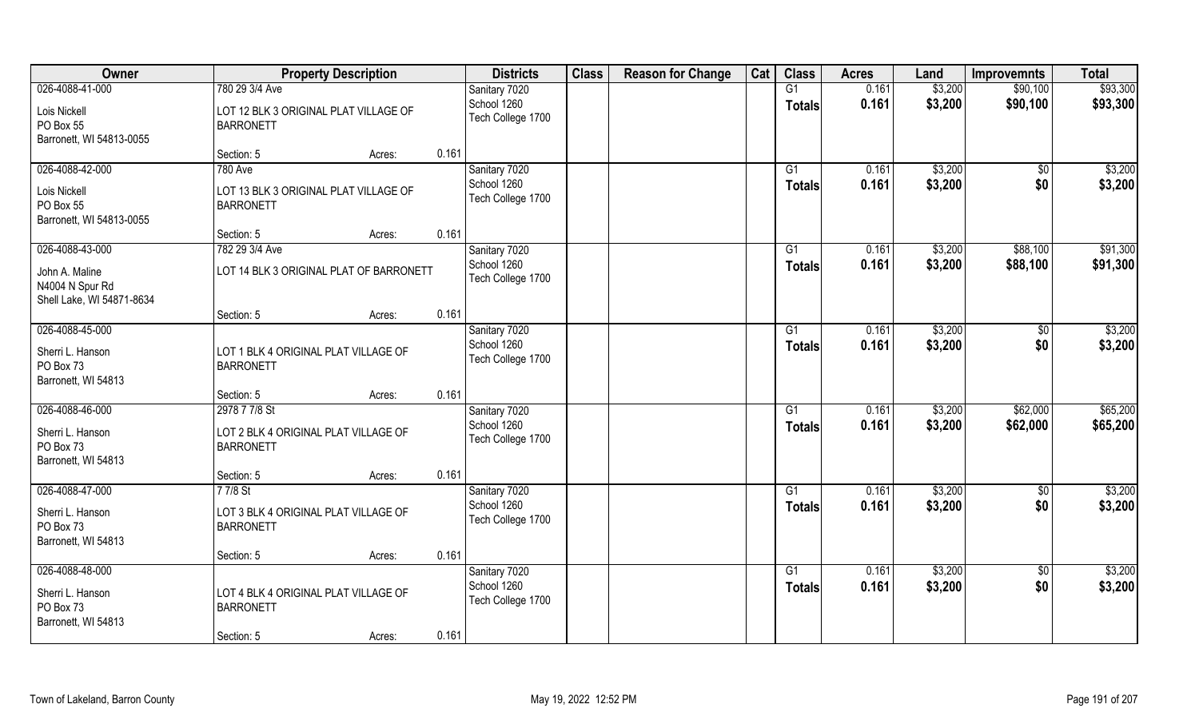| Owner | Property Description | | | Districts | Class | Reason for Change | Cat | Class | Acres | Land | Improvemnts | Total |
|---|---|---|---|---|---|---|---|---|---|---|---|---|
| 026-4088-41-000 | 780 29 3/4 Ave | | | Sanitary 7020 | | | | G1 | 0.161 | $3,200 | $90,100 | $93,300 |
| Lois Nickell<br>PO Box 55<br>Barronett, WI 54813-0055 | LOT 12 BLK 3 ORIGINAL PLAT VILLAGE OF BARRONETT | | | School 1260<br>Tech College 1700 | | | | Totals | 0.161 | $3,200 | $90,100 | $93,300 |
| | Section: 5 | Acres: | 0.161 | | | | | | | | | |
| 026-4088-42-000 | 780 Ave | | | Sanitary 7020 | | | | G1 | 0.161 | $3,200 | $0 | $3,200 |
| Lois Nickell<br>PO Box 55<br>Barronett, WI 54813-0055 | LOT 13 BLK 3 ORIGINAL PLAT VILLAGE OF BARRONETT | | | School 1260<br>Tech College 1700 | | | | Totals | 0.161 | $3,200 | $0 | $3,200 |
| | Section: 5 | Acres: | 0.161 | | | | | | | | | |
| 026-4088-43-000 | 782 29 3/4 Ave | | | Sanitary 7020 | | | | G1 | 0.161 | $3,200 | $88,100 | $91,300 |
| John A. Maline<br>N4004 N Spur Rd<br>Shell Lake, WI 54871-8634 | LOT 14 BLK 3 ORIGINAL PLAT OF BARRONETT | | | School 1260<br>Tech College 1700 | | | | Totals | 0.161 | $3,200 | $88,100 | $91,300 |
| | Section: 5 | Acres: | 0.161 | | | | | | | | | |
| 026-4088-45-000 | | | | Sanitary 7020 | | | | G1 | 0.161 | $3,200 | $0 | $3,200 |
| Sherri L. Hanson<br>PO Box 73<br>Barronett, WI 54813 | LOT 1 BLK 4 ORIGINAL PLAT VILLAGE OF BARRONETT | | | School 1260<br>Tech College 1700 | | | | Totals | 0.161 | $3,200 | $0 | $3,200 |
| | Section: 5 | Acres: | 0.161 | | | | | | | | | |
| 026-4088-46-000 | 2978 7 7/8 St | | | Sanitary 7020 | | | | G1 | 0.161 | $3,200 | $62,000 | $65,200 |
| Sherri L. Hanson<br>PO Box 73<br>Barronett, WI 54813 | LOT 2 BLK 4 ORIGINAL PLAT VILLAGE OF BARRONETT | | | School 1260<br>Tech College 1700 | | | | Totals | 0.161 | $3,200 | $62,000 | $65,200 |
| | Section: 5 | Acres: | 0.161 | | | | | | | | | |
| 026-4088-47-000 | 7 7/8 St | | | Sanitary 7020 | | | | G1 | 0.161 | $3,200 | $0 | $3,200 |
| Sherri L. Hanson<br>PO Box 73<br>Barronett, WI 54813 | LOT 3 BLK 4 ORIGINAL PLAT VILLAGE OF BARRONETT | | | School 1260<br>Tech College 1700 | | | | Totals | 0.161 | $3,200 | $0 | $3,200 |
| | Section: 5 | Acres: | 0.161 | | | | | | | | | |
| 026-4088-48-000 | | | | Sanitary 7020 | | | | G1 | 0.161 | $3,200 | $0 | $3,200 |
| Sherri L. Hanson<br>PO Box 73<br>Barronett, WI 54813 | LOT 4 BLK 4 ORIGINAL PLAT VILLAGE OF BARRONETT | | | School 1260<br>Tech College 1700 | | | | Totals | 0.161 | $3,200 | $0 | $3,200 |
| | Section: 5 | Acres: | 0.161 | | | | | | | | | |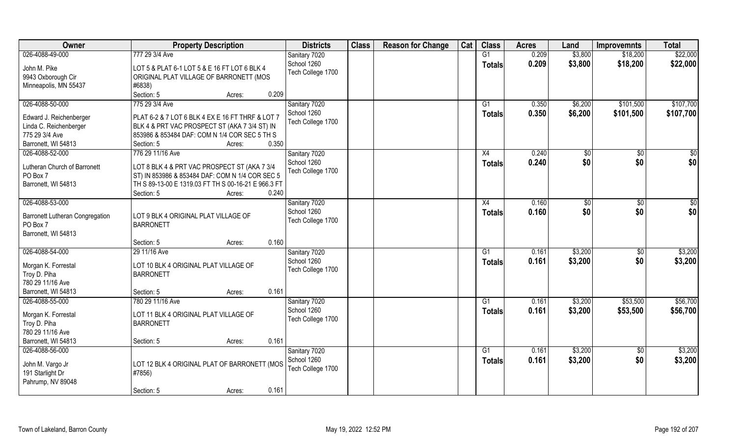| Owner | Property Description | Districts | Class | Reason for Change | Cat | Class | Acres | Land | Improvemnts | Total |
|---|---|---|---|---|---|---|---|---|---|---|
| 026-4088-49-000 | 777 29 3/4 Ave | Sanitary 7020 | | | | G1 | 0.209 | $3,800 | $18,200 | $22,000 |
| John M. Pike | LOT 5 & PLAT 6-1 LOT 5 & E 16 FT LOT 6 BLK 4 | School 1260 | | | | **Totals** | **0.209** | **$3,800** | **$18,200** | **$22,000** |
| 9943 Oxborough Cir | ORIGINAL PLAT VILLAGE OF BARRONETT (MOS | Tech College 1700 | | | | | | | | |
| Minneapolis, MN 55437 | #6838) | | | | | | | | | |
| | Section: 5 Acres: 0.209 | | | | | | | | | |
| 026-4088-50-000 | 775 29 3/4 Ave | Sanitary 7020 | | | | G1 | 0.350 | $6,200 | $101,500 | $107,700 |
| Edward J. Reichenberger | PLAT 6-2 & 7 LOT 6 BLK 4 EX E 16 FT THRF & LOT 7 | School 1260 | | | | **Totals** | **0.350** | **$6,200** | **$101,500** | **$107,700** |
| Linda C. Reichenberger | BLK 4 & PRT VAC PROSPECT ST (AKA 7 3/4 ST) IN | Tech College 1700 | | | | | | | | |
| 775 29 3/4 Ave | 853986 & 853484 DAF: COM N 1/4 COR SEC 5 TH S | | | | | | | | | |
| Barronett, WI 54813 | Section: 5 Acres: 0.350 | | | | | | | | | |
| 026-4088-52-000 | 776 29 11/16 Ave | Sanitary 7020 | | | | X4 | 0.240 | $0 | $0 | $0 |
| Lutheran Church of Barronett | LOT 8 BLK 4 & PRT VAC PROSPECT ST (AKA 7 3/4 | School 1260 | | | | **Totals** | **0.240** | **$0** | **$0** | **$0** |
| PO Box 7 | ST) IN 853986 & 853484 DAF: COM N 1/4 COR SEC 5 | Tech College 1700 | | | | | | | | |
| Barronett, WI 54813 | TH S 89-13-00 E 1319.03 FT TH S 00-16-21 E 966.3 FT | | | | | | | | | |
| | Section: 5 Acres: 0.240 | | | | | | | | | |
| 026-4088-53-000 | | Sanitary 7020 | | | | X4 | 0.160 | $0 | $0 | $0 |
| Barronett Lutheran Congregation | LOT 9 BLK 4 ORIGINAL PLAT VILLAGE OF | School 1260 | | | | **Totals** | **0.160** | **$0** | **$0** | **$0** |
| PO Box 7 | BARRONETT | Tech College 1700 | | | | | | | | |
| Barronett, WI 54813 | | | | | | | | | | |
| | Section: 5 Acres: 0.160 | | | | | | | | | |
| 026-4088-54-000 | 29 11/16 Ave | Sanitary 7020 | | | | G1 | 0.161 | $3,200 | $0 | $3,200 |
| Morgan K. Forrestal | LOT 10 BLK 4 ORIGINAL PLAT VILLAGE OF | School 1260 | | | | **Totals** | **0.161** | **$3,200** | **$0** | **$3,200** |
| Troy D. Piha | BARRONETT | Tech College 1700 | | | | | | | | |
| 780 29 11/16 Ave | | | | | | | | | | |
| Barronett, WI 54813 | Section: 5 Acres: 0.161 | | | | | | | | | |
| 026-4088-55-000 | 780 29 11/16 Ave | Sanitary 7020 | | | | G1 | 0.161 | $3,200 | $53,500 | $56,700 |
| Morgan K. Forrestal | LOT 11 BLK 4 ORIGINAL PLAT VILLAGE OF | School 1260 | | | | **Totals** | **0.161** | **$3,200** | **$53,500** | **$56,700** |
| Troy D. Piha | BARRONETT | Tech College 1700 | | | | | | | | |
| 780 29 11/16 Ave | | | | | | | | | | |
| Barronett, WI 54813 | Section: 5 Acres: 0.161 | | | | | | | | | |
| 026-4088-56-000 | | Sanitary 7020 | | | | G1 | 0.161 | $3,200 | $0 | $3,200 |
| John M. Vargo Jr | LOT 12 BLK 4 ORIGINAL PLAT OF BARRONETT (MOS | School 1260 | | | | **Totals** | **0.161** | **$3,200** | **$0** | **$3,200** |
| 191 Starlight Dr | #7856) | Tech College 1700 | | | | | | | | |
| Pahrump, NV 89048 | | | | | | | | | | |
| | Section: 5 Acres: 0.161 | | | | | | | | | |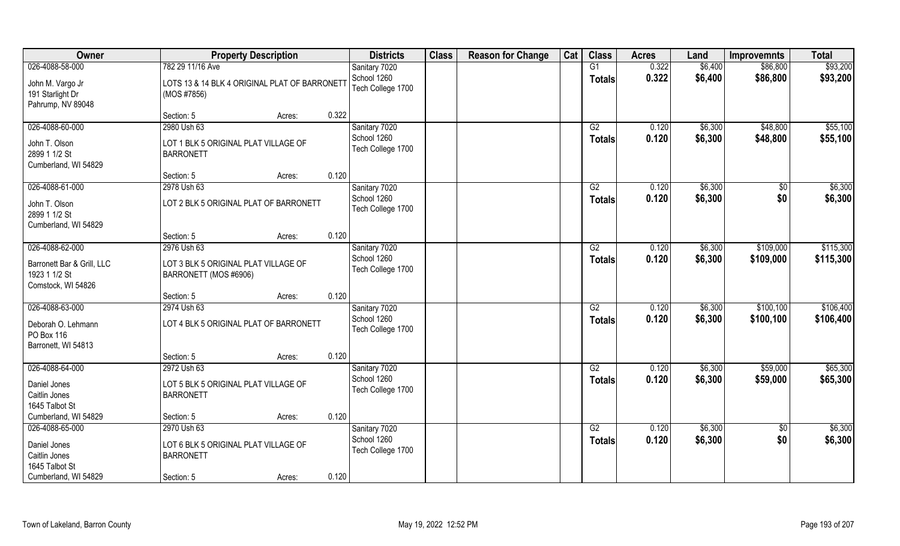| Owner | Property Description | | | Districts | Class | Reason for Change | Cat | Class | Acres | Land | Improvemnts | Total |
|---|---|---|---|---|---|---|---|---|---|---|---|---|
| 026-4088-58-000 | 782 29 11/16 Ave | | | Sanitary 7020 | | | | G1 | 0.322 | $6,400 | $86,800 | $93,200 |
| John M. Vargo Jr<br>191 Starlight Dr<br>Pahrump, NV 89048 | LOTS 13 & 14 BLK 4 ORIGINAL PLAT OF BARRONETT (MOS #7856) | | | School 1260<br>Tech College 1700 | | | | **Totals** | **0.322** | **$6,400** | **$86,800** | **$93,200** |
| | Section: 5 | Acres: | 0.322 | | | | | | | | | |
| 026-4088-60-000 | 2980 Ush 63 | | | Sanitary 7020 | | | | G2 | 0.120 | $6,300 | $48,800 | $55,100 |
| John T. Olson<br>2899 1 1/2 St<br>Cumberland, WI 54829 | LOT 1 BLK 5 ORIGINAL PLAT VILLAGE OF BARRONETT | | | School 1260<br>Tech College 1700 | | | | **Totals** | **0.120** | **$6,300** | **$48,800** | **$55,100** |
| | Section: 5 | Acres: | 0.120 | | | | | | | | | |
| 026-4088-61-000 | 2978 Ush 63 | | | Sanitary 7020 | | | | G2 | 0.120 | $6,300 | $0 | $6,300 |
| John T. Olson<br>2899 1 1/2 St<br>Cumberland, WI 54829 | LOT 2 BLK 5 ORIGINAL PLAT OF BARRONETT | | | School 1260<br>Tech College 1700 | | | | **Totals** | **0.120** | **$6,300** | **$0** | **$6,300** |
| | Section: 5 | Acres: | 0.120 | | | | | | | | | |
| 026-4088-62-000 | 2976 Ush 63 | | | Sanitary 7020 | | | | G2 | 0.120 | $6,300 | $109,000 | $115,300 |
| Barronett Bar & Grill, LLC<br>1923 1 1/2 St<br>Comstock, WI 54826 | LOT 3 BLK 5 ORIGINAL PLAT VILLAGE OF BARRONETT (MOS #6906) | | | School 1260<br>Tech College 1700 | | | | **Totals** | **0.120** | **$6,300** | **$109,000** | **$115,300** |
| | Section: 5 | Acres: | 0.120 | | | | | | | | | |
| 026-4088-63-000 | 2974 Ush 63 | | | Sanitary 7020 | | | | G2 | 0.120 | $6,300 | $100,100 | $106,400 |
| Deborah O. Lehmann<br>PO Box 116<br>Barronett, WI 54813 | LOT 4 BLK 5 ORIGINAL PLAT OF BARRONETT | | | School 1260<br>Tech College 1700 | | | | **Totals** | **0.120** | **$6,300** | **$100,100** | **$106,400** |
| | Section: 5 | Acres: | 0.120 | | | | | | | | | |
| 026-4088-64-000 | 2972 Ush 63 | | | Sanitary 7020 | | | | G2 | 0.120 | $6,300 | $59,000 | $65,300 |
| Daniel Jones<br>Caitlin Jones<br>1645 Talbot St<br>Cumberland, WI 54829 | LOT 5 BLK 5 ORIGINAL PLAT VILLAGE OF BARRONETT | | | School 1260<br>Tech College 1700 | | | | **Totals** | **0.120** | **$6,300** | **$59,000** | **$65,300** |
| | Section: 5 | Acres: | 0.120 | | | | | | | | | |
| 026-4088-65-000 | 2970 Ush 63 | | | Sanitary 7020 | | | | G2 | 0.120 | $6,300 | $0 | $6,300 |
| Daniel Jones<br>Caitlin Jones<br>1645 Talbot St<br>Cumberland, WI 54829 | LOT 6 BLK 5 ORIGINAL PLAT VILLAGE OF BARRONETT | | | School 1260<br>Tech College 1700 | | | | **Totals** | **0.120** | **$6,300** | **$0** | **$6,300** |
| | Section: 5 | Acres: | 0.120 | | | | | | | | | |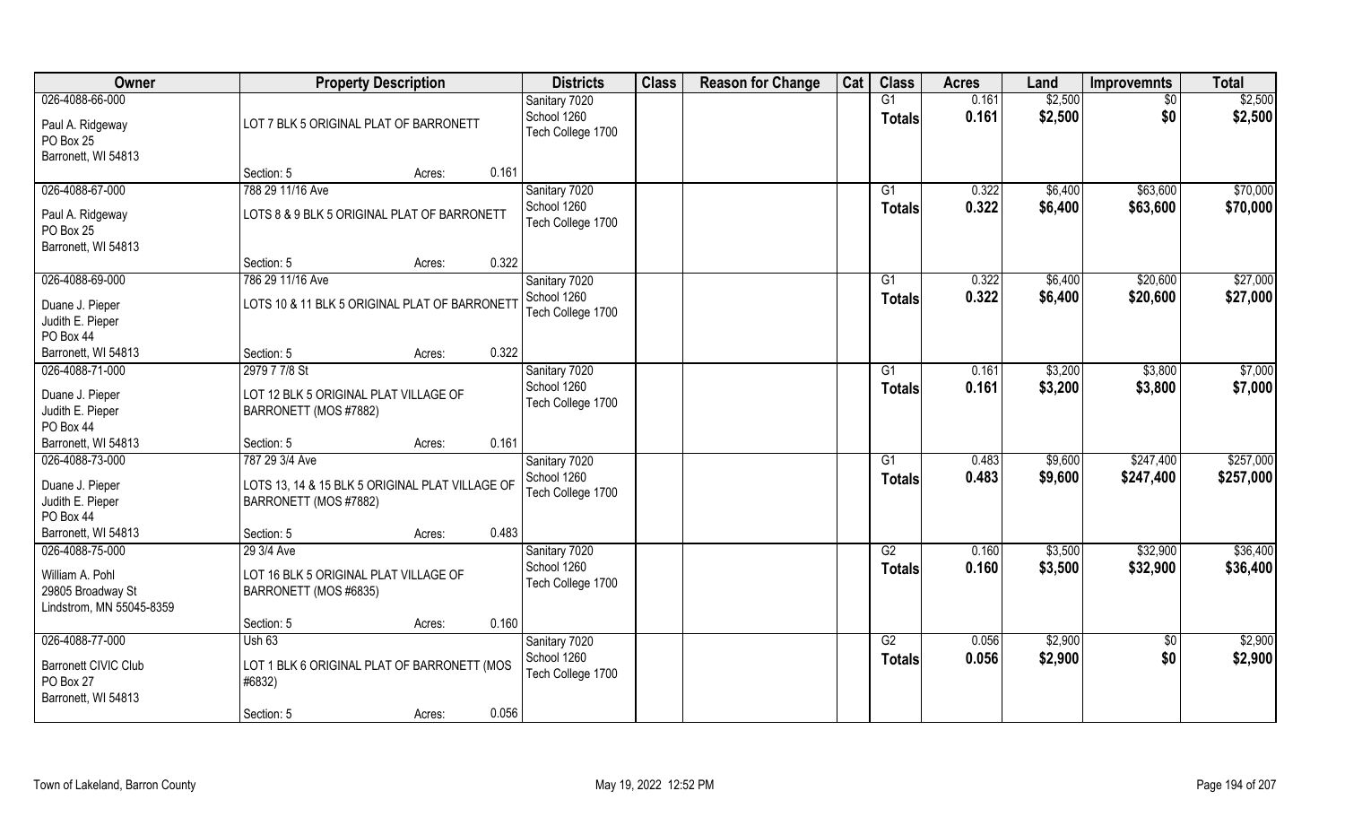| Owner | Property Description | | | Districts | Class | Reason for Change | Cat | Class | Acres | Land | Improvemnts | Total |
|---|---|---|---|---|---|---|---|---|---|---|---|---|
| 026-4088-66-000 | | | | Sanitary 7020 | | | | G1 | 0.161 | $2,500 | $0 | $2,500 |
| Paul A. Ridgeway<br>PO Box 25<br>Barronett, WI 54813 | LOT 7 BLK 5 ORIGINAL PLAT OF BARRONETT | | | School 1260<br>Tech College 1700 | | | | Totals | 0.161 | $2,500 | $0 | $2,500 |
| | Section: 5 | Acres: | 0.161 | | | | | | | | | |
| 026-4088-67-000 | 788 29 11/16 Ave | | | Sanitary 7020 | | | | G1 | 0.322 | $6,400 | $63,600 | $70,000 |
| Paul A. Ridgeway<br>PO Box 25<br>Barronett, WI 54813 | LOTS 8 & 9 BLK 5 ORIGINAL PLAT OF BARRONETT | | | School 1260<br>Tech College 1700 | | | | Totals | 0.322 | $6,400 | $63,600 | $70,000 |
| | Section: 5 | Acres: | 0.322 | | | | | | | | | |
| 026-4088-69-000 | 786 29 11/16 Ave | | | Sanitary 7020 | | | | G1 | 0.322 | $6,400 | $20,600 | $27,000 |
| Duane J. Pieper<br>Judith E. Pieper<br>PO Box 44<br>Barronett, WI 54813 | LOTS 10 & 11 BLK 5 ORIGINAL PLAT OF BARRONETT | | | School 1260<br>Tech College 1700 | | | | Totals | 0.322 | $6,400 | $20,600 | $27,000 |
| | Section: 5 | Acres: | 0.322 | | | | | | | | | |
| 026-4088-71-000 | 2979 7 7/8 St | | | Sanitary 7020 | | | | G1 | 0.161 | $3,200 | $3,800 | $7,000 |
| Duane J. Pieper<br>Judith E. Pieper<br>PO Box 44<br>Barronett, WI 54813 | LOT 12 BLK 5 ORIGINAL PLAT VILLAGE OF BARRONETT (MOS #7882) | | | School 1260<br>Tech College 1700 | | | | Totals | 0.161 | $3,200 | $3,800 | $7,000 |
| | Section: 5 | Acres: | 0.161 | | | | | | | | | |
| 026-4088-73-000 | 787 29 3/4 Ave | | | Sanitary 7020 | | | | G1 | 0.483 | $9,600 | $247,400 | $257,000 |
| Duane J. Pieper<br>Judith E. Pieper<br>PO Box 44<br>Barronett, WI 54813 | LOTS 13, 14 & 15 BLK 5 ORIGINAL PLAT VILLAGE OF BARRONETT (MOS #7882) | | | School 1260<br>Tech College 1700 | | | | Totals | 0.483 | $9,600 | $247,400 | $257,000 |
| | Section: 5 | Acres: | 0.483 | | | | | | | | | |
| 026-4088-75-000 | 29 3/4 Ave | | | Sanitary 7020 | | | | G2 | 0.160 | $3,500 | $32,900 | $36,400 |
| William A. Pohl<br>29805 Broadway St<br>Lindstrom, MN 55045-8359 | LOT 16 BLK 5 ORIGINAL PLAT VILLAGE OF BARRONETT (MOS #6835) | | | School 1260<br>Tech College 1700 | | | | Totals | 0.160 | $3,500 | $32,900 | $36,400 |
| | Section: 5 | Acres: | 0.160 | | | | | | | | | |
| 026-4088-77-000 | Ush 63 | | | Sanitary 7020 | | | | G2 | 0.056 | $2,900 | $0 | $2,900 |
| Barronett CIVIC Club<br>PO Box 27<br>Barronett, WI 54813 | LOT 1 BLK 6 ORIGINAL PLAT OF BARRONETT (MOS #6832) | | | School 1260<br>Tech College 1700 | | | | Totals | 0.056 | $2,900 | $0 | $2,900 |
| | Section: 5 | Acres: | 0.056 | | | | | | | | | |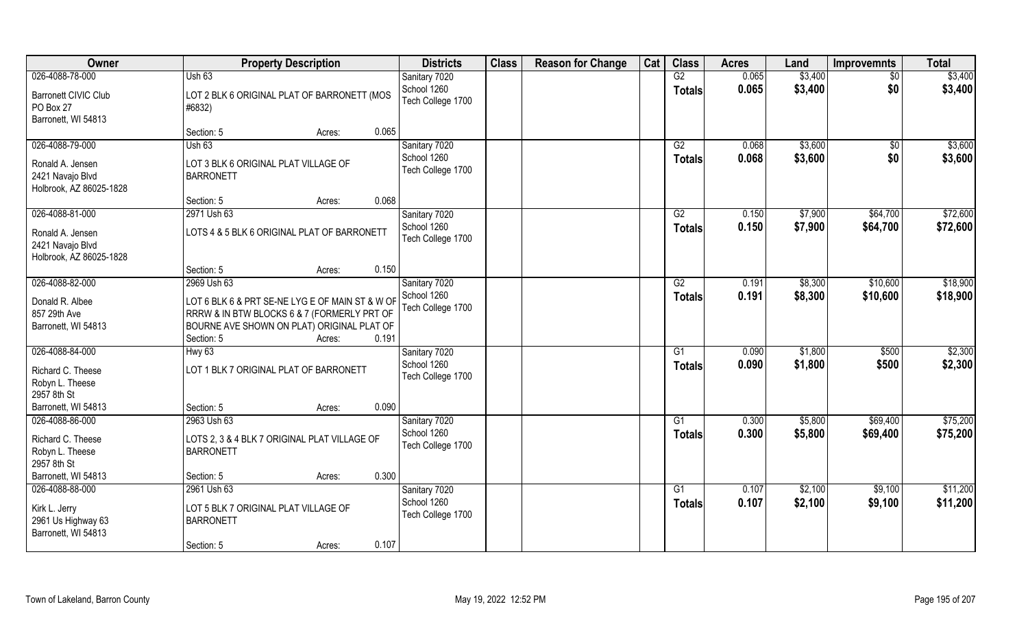| Owner | Property Description | Districts | Class | Reason for Change | Cat | Class | Acres | Land | Improvemnts | Total |
|---|---|---|---|---|---|---|---|---|---|---|
| 026-4088-78-000<br>Barronett CIVIC Club<br>PO Box 27<br>Barronett, WI 54813 | Ush 63<br>LOT 2 BLK 6 ORIGINAL PLAT OF BARRONETT (MOS #6832)<br>Section: 5 Acres: 0.065 | Sanitary 7020<br>School 1260<br>Tech College 1700 | | | | G2<br>**Totals** | 0.065<br>**0.065** | $3,400<br>**$3,400** | $0<br>**$0** | $3,400<br>**$3,400** |
| 026-4088-79-000<br>Ronald A. Jensen<br>2421 Navajo Blvd<br>Holbrook, AZ 86025-1828 | Ush 63<br>LOT 3 BLK 6 ORIGINAL PLAT VILLAGE OF BARRONETT<br>Section: 5 Acres: 0.068 | Sanitary 7020<br>School 1260<br>Tech College 1700 | | | | G2<br>**Totals** | 0.068<br>**0.068** | $3,600<br>**$3,600** | $0<br>**$0** | $3,600<br>**$3,600** |
| 026-4088-81-000<br>Ronald A. Jensen<br>2421 Navajo Blvd<br>Holbrook, AZ 86025-1828 | 2971 Ush 63<br>LOTS 4 & 5 BLK 6 ORIGINAL PLAT OF BARRONETT<br>Section: 5 Acres: 0.150 | Sanitary 7020<br>School 1260<br>Tech College 1700 | | | | G2<br>**Totals** | 0.150<br>**0.150** | $7,900<br>**$7,900** | $64,700<br>**$64,700** | $72,600<br>**$72,600** |
| 026-4088-82-000<br>Donald R. Albee<br>857 29th Ave<br>Barronett, WI 54813 | 2969 Ush 63<br>LOT 6 BLK 6 & PRT SE-NE LYG E OF MAIN ST & W OF RRRW & IN BTW BLOCKS 6 & 7 (FORMERLY PRT OF BOURNE AVE SHOWN ON PLAT) ORIGINAL PLAT OF<br>Section: 5 Acres: 0.191 | Sanitary 7020<br>School 1260<br>Tech College 1700 | | | | G2<br>**Totals** | 0.191<br>**0.191** | $8,300<br>**$8,300** | $10,600<br>**$10,600** | $18,900<br>**$18,900** |
| 026-4088-84-000<br>Richard C. Theese<br>Robyn L. Theese<br>2957 8th St<br>Barronett, WI 54813 | Hwy 63<br>LOT 1 BLK 7 ORIGINAL PLAT OF BARRONETT<br>Section: 5 Acres: 0.090 | Sanitary 7020<br>School 1260<br>Tech College 1700 | | | | G1<br>**Totals** | 0.090<br>**0.090** | $1,800<br>**$1,800** | $500<br>**$500** | $2,300<br>**$2,300** |
| 026-4088-86-000<br>Richard C. Theese<br>Robyn L. Theese<br>2957 8th St<br>Barronett, WI 54813 | 2963 Ush 63<br>LOTS 2, 3 & 4 BLK 7 ORIGINAL PLAT VILLAGE OF BARRONETT<br>Section: 5 Acres: 0.300 | Sanitary 7020<br>School 1260<br>Tech College 1700 | | | | G1<br>**Totals** | 0.300<br>**0.300** | $5,800<br>**$5,800** | $69,400<br>**$69,400** | $75,200<br>**$75,200** |
| 026-4088-88-000<br>Kirk L. Jerry<br>2961 Us Highway 63<br>Barronett, WI 54813 | 2961 Ush 63<br>LOT 5 BLK 7 ORIGINAL PLAT VILLAGE OF BARRONETT<br>Section: 5 Acres: 0.107 | Sanitary 7020<br>School 1260<br>Tech College 1700 | | | | G1<br>**Totals** | 0.107<br>**0.107** | $2,100<br>**$2,100** | $9,100<br>**$9,100** | $11,200<br>**$11,200** |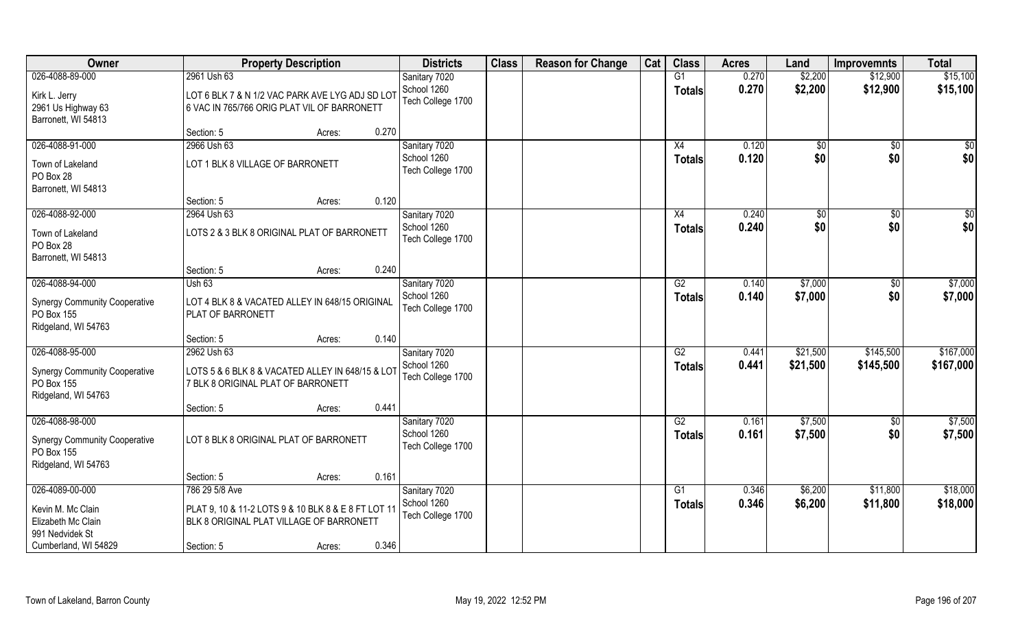| Owner | Property Description | | | Districts | Class | Reason for Change | Cat | Class | Acres | Land | Improvemnts | Total |
|---|---|---|---|---|---|---|---|---|---|---|---|---|
| 026-4088-89-000 | 2961 Ush 63 | | | Sanitary 7020 | | | | G1 | 0.270 | $2,200 | $12,900 | $15,100 |
| Kirk L. Jerry<br>2961 Us Highway 63<br>Barronett, WI 54813 | LOT 6 BLK 7 & N 1/2 VAC PARK AVE LYG ADJ SD LOT 6 VAC IN 765/766 ORIG PLAT VIL OF BARRONETT | | | School 1260<br>Tech College 1700 | | | | **Totals** | **0.270** | **$2,200** | **$12,900** | **$15,100** |
| | Section: 5 | Acres: | 0.270 | | | | | | | | | |
| 026-4088-91-000 | 2966 Ush 63 | | | Sanitary 7020 | | | | X4 | 0.120 | $0 | $0 | $0 |
| Town of Lakeland<br>PO Box 28<br>Barronett, WI 54813 | LOT 1 BLK 8 VILLAGE OF BARRONETT | | | School 1260<br>Tech College 1700 | | | | **Totals** | **0.120** | **$0** | **$0** | **$0** |
| | Section: 5 | Acres: | 0.120 | | | | | | | | | |
| 026-4088-92-000 | 2964 Ush 63 | | | Sanitary 7020 | | | | X4 | 0.240 | $0 | $0 | $0 |
| Town of Lakeland<br>PO Box 28<br>Barronett, WI 54813 | LOTS 2 & 3 BLK 8 ORIGINAL PLAT OF BARRONETT | | | School 1260<br>Tech College 1700 | | | | **Totals** | **0.240** | **$0** | **$0** | **$0** |
| | Section: 5 | Acres: | 0.240 | | | | | | | | | |
| 026-4088-94-000 | Ush 63 | | | Sanitary 7020 | | | | G2 | 0.140 | $7,000 | $0 | $7,000 |
| Synergy Community Cooperative<br>PO Box 155<br>Ridgeland, WI 54763 | LOT 4 BLK 8 & VACATED ALLEY IN 648/15 ORIGINAL PLAT OF BARRONETT | | | School 1260<br>Tech College 1700 | | | | **Totals** | **0.140** | **$7,000** | **$0** | **$7,000** |
| | Section: 5 | Acres: | 0.140 | | | | | | | | | |
| 026-4088-95-000 | 2962 Ush 63 | | | Sanitary 7020 | | | | G2 | 0.441 | $21,500 | $145,500 | $167,000 |
| Synergy Community Cooperative<br>PO Box 155<br>Ridgeland, WI 54763 | LOTS 5 & 6 BLK 8 & VACATED ALLEY IN 648/15 & LOT 7 BLK 8 ORIGINAL PLAT OF BARRONETT | | | School 1260<br>Tech College 1700 | | | | **Totals** | **0.441** | **$21,500** | **$145,500** | **$167,000** |
| | Section: 5 | Acres: | 0.441 | | | | | | | | | |
| 026-4088-98-000 | | | | Sanitary 7020 | | | | G2 | 0.161 | $7,500 | $0 | $7,500 |
| Synergy Community Cooperative<br>PO Box 155<br>Ridgeland, WI 54763 | LOT 8 BLK 8 ORIGINAL PLAT OF BARRONETT | | | School 1260<br>Tech College 1700 | | | | **Totals** | **0.161** | **$7,500** | **$0** | **$7,500** |
| | Section: 5 | Acres: | 0.161 | | | | | | | | | |
| 026-4089-00-000 | 786 29 5/8 Ave | | | Sanitary 7020 | | | | G1 | 0.346 | $6,200 | $11,800 | $18,000 |
| Kevin M. Mc Clain<br>Elizabeth Mc Clain<br>991 Nedvidek St<br>Cumberland, WI 54829 | PLAT 9, 10 & 11-2 LOTS 9 & 10 BLK 8 & E 8 FT LOT 11 BLK 8 ORIGINAL PLAT VILLAGE OF BARRONETT | | | School 1260<br>Tech College 1700 | | | | **Totals** | **0.346** | **$6,200** | **$11,800** | **$18,000** |
| | Section: 5 | Acres: | 0.346 | | | | | | | | | |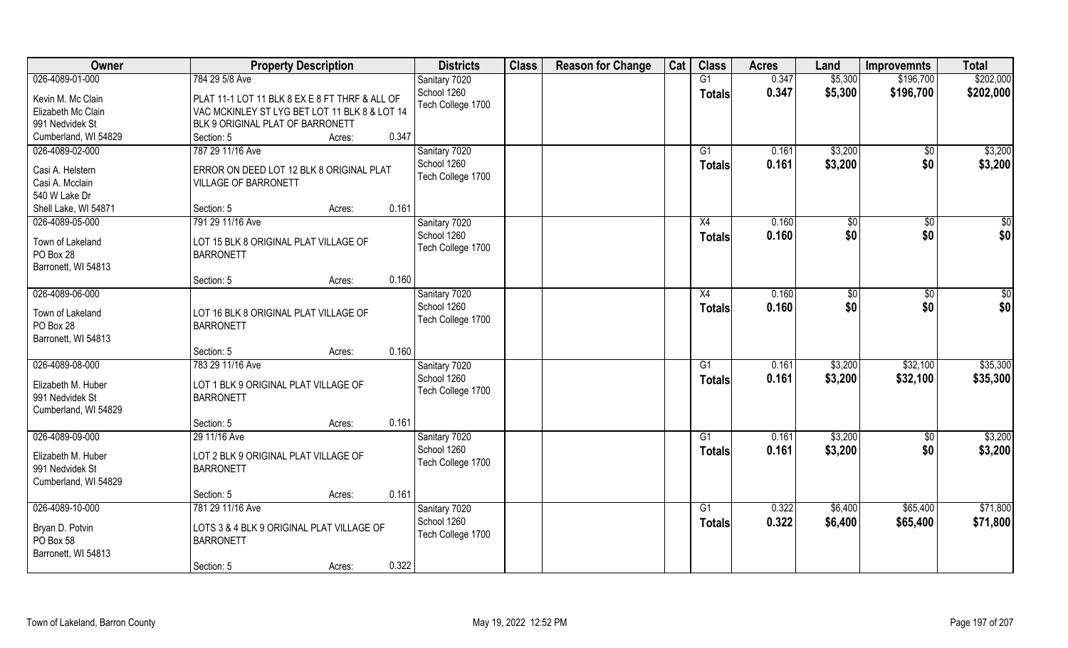| Owner | Property Description | | Districts | Class | Reason for Change | Cat | Class | Acres | Land | Improvemnts | Total |
|---|---|---|---|---|---|---|---|---|---|---|---|
| 026-4089-01-000 | 784 29 5/8 Ave | | Sanitary 7020 | | | | G1 | 0.347 | $5,300 | $196,700 | $202,000 |
| Kevin M. Mc Clain<br>Elizabeth Mc Clain<br>991 Nedvidek St<br>Cumberland, WI 54829 | PLAT 11-1 LOT 11 BLK 8 EX E 8 FT THRF & ALL OF VAC MCKINLEY ST LYG BET LOT 11 BLK 8 & LOT 14 BLK 9 ORIGINAL PLAT OF BARRONETT | | School 1260<br>Tech College 1700 | | | | Totals | 0.347 | $5,300 | $196,700 | $202,000 |
| | Section: 5 | Acres: 0.347 | | | | | | | | | |
| 026-4089-02-000 | 787 29 11/16 Ave | | Sanitary 7020 | | | | G1 | 0.161 | $3,200 | $0 | $3,200 |
| Casi A. Helstern<br>Casi A. Mcclain<br>540 W Lake Dr<br>Shell Lake, WI 54871 | ERROR ON DEED LOT 12 BLK 8 ORIGINAL PLAT VILLAGE OF BARRONETT | | School 1260<br>Tech College 1700 | | | | Totals | 0.161 | $3,200 | $0 | $3,200 |
| | Section: 5 | Acres: 0.161 | | | | | | | | | |
| 026-4089-05-000 | 791 29 11/16 Ave | | Sanitary 7020 | | | | X4 | 0.160 | $0 | $0 | $0 |
| Town of Lakeland<br>PO Box 28<br>Barronett, WI 54813 | LOT 15 BLK 8 ORIGINAL PLAT VILLAGE OF BARRONETT | | School 1260<br>Tech College 1700 | | | | Totals | 0.160 | $0 | $0 | $0 |
| | Section: 5 | Acres: 0.160 | | | | | | | | | |
| 026-4089-06-000 | | | Sanitary 7020 | | | | X4 | 0.160 | $0 | $0 | $0 |
| Town of Lakeland<br>PO Box 28<br>Barronett, WI 54813 | LOT 16 BLK 8 ORIGINAL PLAT VILLAGE OF BARRONETT | | School 1260<br>Tech College 1700 | | | | Totals | 0.160 | $0 | $0 | $0 |
| | Section: 5 | Acres: 0.160 | | | | | | | | | |
| 026-4089-08-000 | 783 29 11/16 Ave | | Sanitary 7020 | | | | G1 | 0.161 | $3,200 | $32,100 | $35,300 |
| Elizabeth M. Huber<br>991 Nedvidek St<br>Cumberland, WI 54829 | LOT 1 BLK 9 ORIGINAL PLAT VILLAGE OF BARRONETT | | School 1260<br>Tech College 1700 | | | | Totals | 0.161 | $3,200 | $32,100 | $35,300 |
| | Section: 5 | Acres: 0.161 | | | | | | | | | |
| 026-4089-09-000 | 29 11/16 Ave | | Sanitary 7020 | | | | G1 | 0.161 | $3,200 | $0 | $3,200 |
| Elizabeth M. Huber<br>991 Nedvidek St<br>Cumberland, WI 54829 | LOT 2 BLK 9 ORIGINAL PLAT VILLAGE OF BARRONETT | | School 1260<br>Tech College 1700 | | | | Totals | 0.161 | $3,200 | $0 | $3,200 |
| | Section: 5 | Acres: 0.161 | | | | | | | | | |
| 026-4089-10-000 | 781 29 11/16 Ave | | Sanitary 7020 | | | | G1 | 0.322 | $6,400 | $65,400 | $71,800 |
| Bryan D. Potvin<br>PO Box 58<br>Barronett, WI 54813 | LOTS 3 & 4 BLK 9 ORIGINAL PLAT VILLAGE OF BARRONETT | | School 1260<br>Tech College 1700 | | | | Totals | 0.322 | $6,400 | $65,400 | $71,800 |
| | Section: 5 | Acres: 0.322 | | | | | | | | | |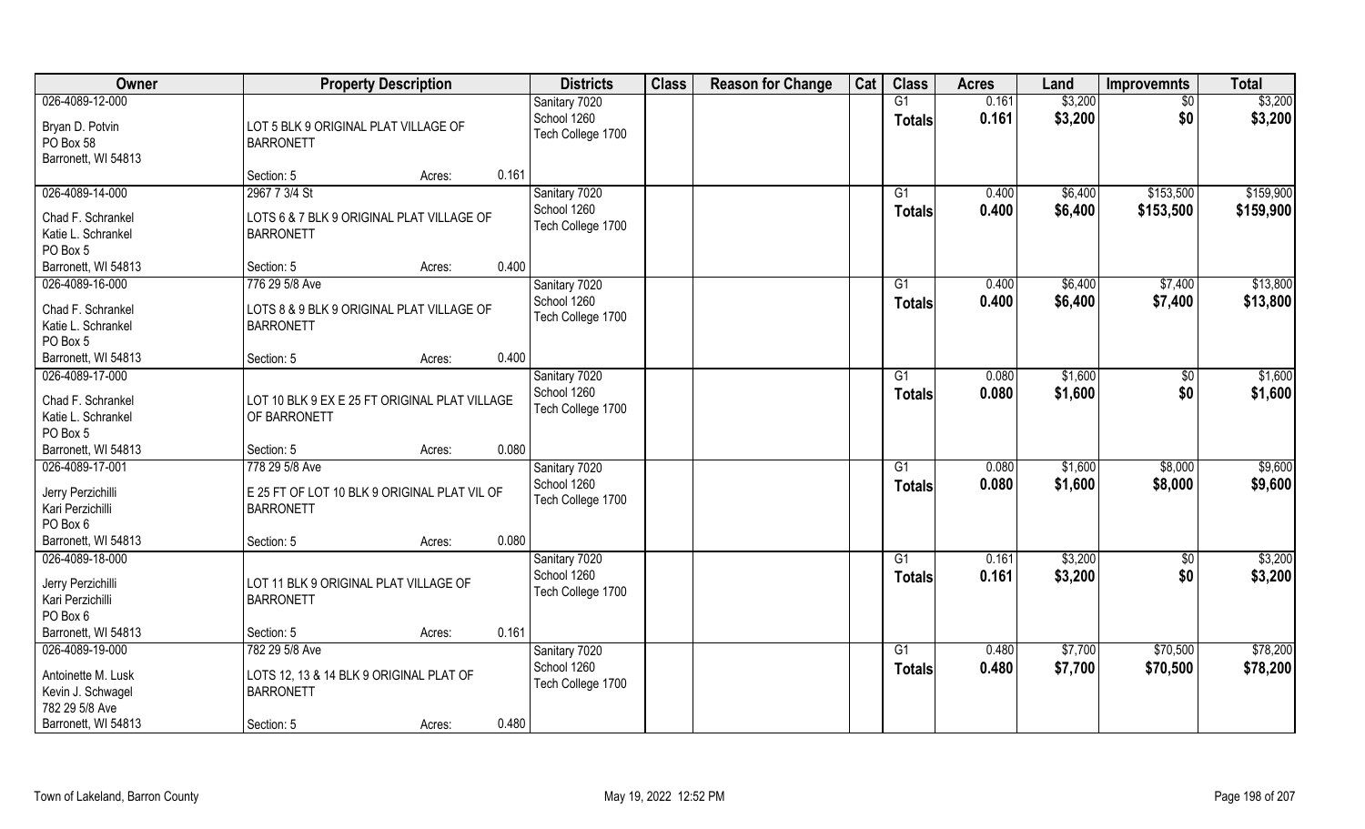| Owner | Property Description | Districts | Class | Reason for Change | Cat | Class | Acres | Land | Improvemnts | Total |
|---|---|---|---|---|---|---|---|---|---|---|
| 026-4089-12-000<br>Bryan D. Potvin<br>PO Box 58<br>Barronett, WI 54813 | LOT 5 BLK 9 ORIGINAL PLAT VILLAGE OF BARRONETT<br>Section: 5 Acres: 0.161 | Sanitary 7020<br>School 1260<br>Tech College 1700 | | | | G1<br>**Totals** | 0.161<br>**0.161** | $3,200<br>**$3,200** | $0<br>**$0** | $3,200<br>**$3,200** |
| 026-4089-14-000<br>Chad F. Schrankel<br>Katie L. Schrankel<br>PO Box 5<br>Barronett, WI 54813 | 2967 7 3/4 St<br>LOTS 6 & 7 BLK 9 ORIGINAL PLAT VILLAGE OF BARRONETT<br>Section: 5 Acres: 0.400 | Sanitary 7020<br>School 1260<br>Tech College 1700 | | | | G1<br>**Totals** | 0.400<br>**0.400** | $6,400<br>**$6,400** | $153,500<br>**$153,500** | $159,900<br>**$159,900** |
| 026-4089-16-000<br>Chad F. Schrankel<br>Katie L. Schrankel<br>PO Box 5<br>Barronett, WI 54813 | 776 29 5/8 Ave<br>LOTS 8 & 9 BLK 9 ORIGINAL PLAT VILLAGE OF BARRONETT<br>Section: 5 Acres: 0.400 | Sanitary 7020<br>School 1260<br>Tech College 1700 | | | | G1<br>**Totals** | 0.400<br>**0.400** | $6,400<br>**$6,400** | $7,400<br>**$7,400** | $13,800<br>**$13,800** |
| 026-4089-17-000<br>Chad F. Schrankel<br>Katie L. Schrankel<br>PO Box 5<br>Barronett, WI 54813 | LOT 10 BLK 9 EX E 25 FT ORIGINAL PLAT VILLAGE OF BARRONETT<br>Section: 5 Acres: 0.080 | Sanitary 7020<br>School 1260<br>Tech College 1700 | | | | G1<br>**Totals** | 0.080<br>**0.080** | $1,600<br>**$1,600** | $0<br>**$0** | $1,600<br>**$1,600** |
| 026-4089-17-001<br>Jerry Perzichilli<br>Kari Perzichilli<br>PO Box 6<br>Barronett, WI 54813 | 778 29 5/8 Ave<br>E 25 FT OF LOT 10 BLK 9 ORIGINAL PLAT VIL OF BARRONETT<br>Section: 5 Acres: 0.080 | Sanitary 7020<br>School 1260<br>Tech College 1700 | | | | G1<br>**Totals** | 0.080<br>**0.080** | $1,600<br>**$1,600** | $8,000<br>**$8,000** | $9,600<br>**$9,600** |
| 026-4089-18-000<br>Jerry Perzichilli<br>Kari Perzichilli<br>PO Box 6<br>Barronett, WI 54813 | LOT 11 BLK 9 ORIGINAL PLAT VILLAGE OF BARRONETT<br>Section: 5 Acres: 0.161 | Sanitary 7020<br>School 1260<br>Tech College 1700 | | | | G1<br>**Totals** | 0.161<br>**0.161** | $3,200<br>**$3,200** | $0<br>**$0** | $3,200<br>**$3,200** |
| 026-4089-19-000<br>Antoinette M. Lusk<br>Kevin J. Schwagel<br>782 29 5/8 Ave<br>Barronett, WI 54813 | 782 29 5/8 Ave<br>LOTS 12, 13 & 14 BLK 9 ORIGINAL PLAT OF BARRONETT<br>Section: 5 Acres: 0.480 | Sanitary 7020<br>School 1260<br>Tech College 1700 | | | | G1<br>**Totals** | 0.480<br>**0.480** | $7,700<br>**$7,700** | $70,500<br>**$70,500** | $78,200<br>**$78,200** |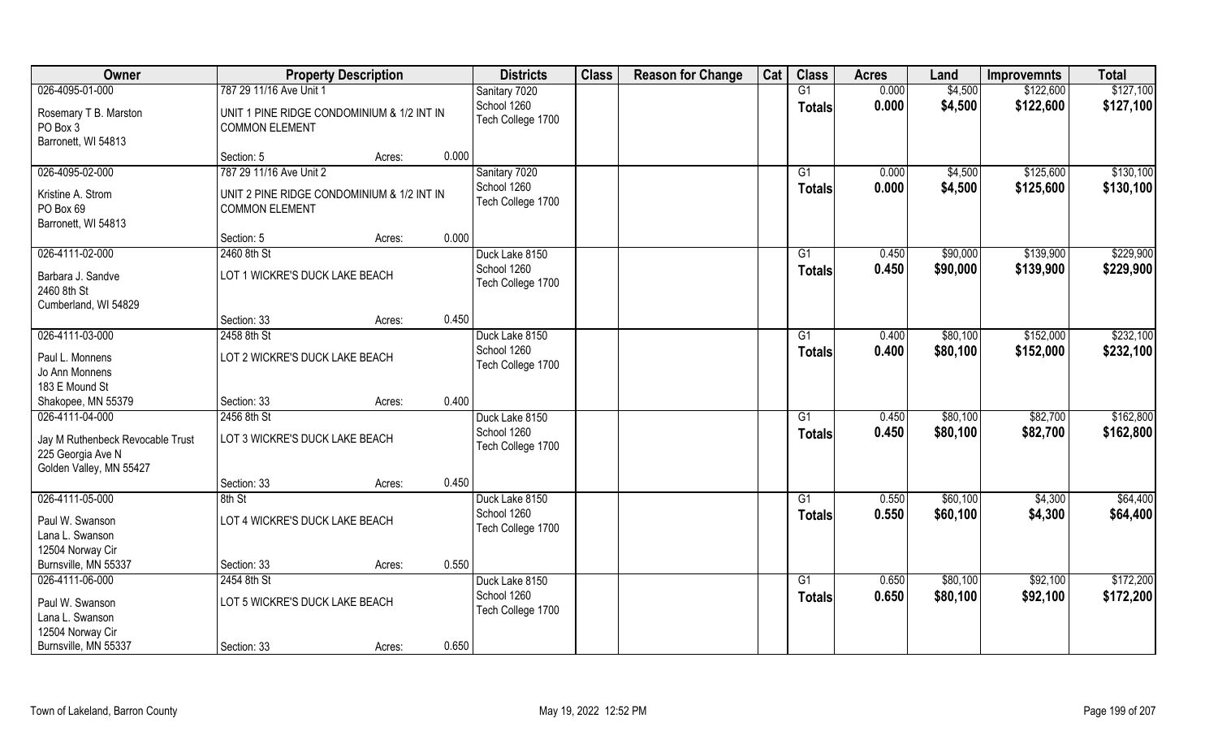| Owner | Property Description | | | Districts | Class | Reason for Change | Cat | Class | Acres | Land | Improvemnts | Total |
|---|---|---|---|---|---|---|---|---|---|---|---|---|
| 026-4095-01-000<br>Rosemary T B. Marston<br>PO Box 3<br>Barronett, WI 54813 | 787 29 11/16 Ave Unit 1<br>UNIT 1 PINE RIDGE CONDOMINIUM & 1/2 INT IN COMMON ELEMENT<br>Section: 5 | Acres: | 0.000 | Sanitary 7020<br>School 1260<br>Tech College 1700 | | | | G1<br>**Totals** | 0.000<br>**0.000** | \$4,500<br>**\$4,500** | \$122,600<br>**\$122,600** | \$127,100<br>**\$127,100** |
| 026-4095-02-000<br>Kristine A. Strom<br>PO Box 69<br>Barronett, WI 54813 | 787 29 11/16 Ave Unit 2<br>UNIT 2 PINE RIDGE CONDOMINIUM & 1/2 INT IN COMMON ELEMENT<br>Section: 5 | Acres: | 0.000 | Sanitary 7020<br>School 1260<br>Tech College 1700 | | | | G1<br>**Totals** | 0.000<br>**0.000** | \$4,500<br>**\$4,500** | \$125,600<br>**\$125,600** | \$130,100<br>**\$130,100** |
| 026-4111-02-000<br>Barbara J. Sandve<br>2460 8th St<br>Cumberland, WI 54829 | 2460 8th St<br>LOT 1 WICKRE'S DUCK LAKE BEACH<br>Section: 33 | Acres: | 0.450 | Duck Lake 8150<br>School 1260<br>Tech College 1700 | | | | G1<br>**Totals** | 0.450<br>**0.450** | \$90,000<br>**\$90,000** | \$139,900<br>**\$139,900** | \$229,900<br>**\$229,900** |
| 026-4111-03-000<br>Paul L. Monnens<br>Jo Ann Monnens<br>183 E Mound St<br>Shakopee, MN 55379 | 2458 8th St<br>LOT 2 WICKRE'S DUCK LAKE BEACH<br>Section: 33 | Acres: | 0.400 | Duck Lake 8150<br>School 1260<br>Tech College 1700 | | | | G1<br>**Totals** | 0.400<br>**0.400** | \$80,100<br>**\$80,100** | \$152,000<br>**\$152,000** | \$232,100<br>**\$232,100** |
| 026-4111-04-000<br>Jay M Ruthenbeck Revocable Trust<br>225 Georgia Ave N<br>Golden Valley, MN 55427 | 2456 8th St<br>LOT 3 WICKRE'S DUCK LAKE BEACH<br>Section: 33 | Acres: | 0.450 | Duck Lake 8150<br>School 1260<br>Tech College 1700 | | | | G1<br>**Totals** | 0.450<br>**0.450** | \$80,100<br>**\$80,100** | \$82,700<br>**\$82,700** | \$162,800<br>**\$162,800** |
| 026-4111-05-000<br>Paul W. Swanson<br>Lana L. Swanson<br>12504 Norway Cir<br>Burnsville, MN 55337 | 8th St<br>LOT 4 WICKRE'S DUCK LAKE BEACH<br>Section: 33 | Acres: | 0.550 | Duck Lake 8150<br>School 1260<br>Tech College 1700 | | | | G1<br>**Totals** | 0.550<br>**0.550** | \$60,100<br>**\$60,100** | \$4,300<br>**\$4,300** | \$64,400<br>**\$64,400** |
| 026-4111-06-000<br>Paul W. Swanson<br>Lana L. Swanson<br>12504 Norway Cir<br>Burnsville, MN 55337 | 2454 8th St<br>LOT 5 WICKRE'S DUCK LAKE BEACH<br>Section: 33 | Acres: | 0.650 | Duck Lake 8150<br>School 1260<br>Tech College 1700 | | | | G1<br>**Totals** | 0.650<br>**0.650** | \$80,100<br>**\$80,100** | \$92,100<br>**\$92,100** | \$172,200<br>**\$172,200** |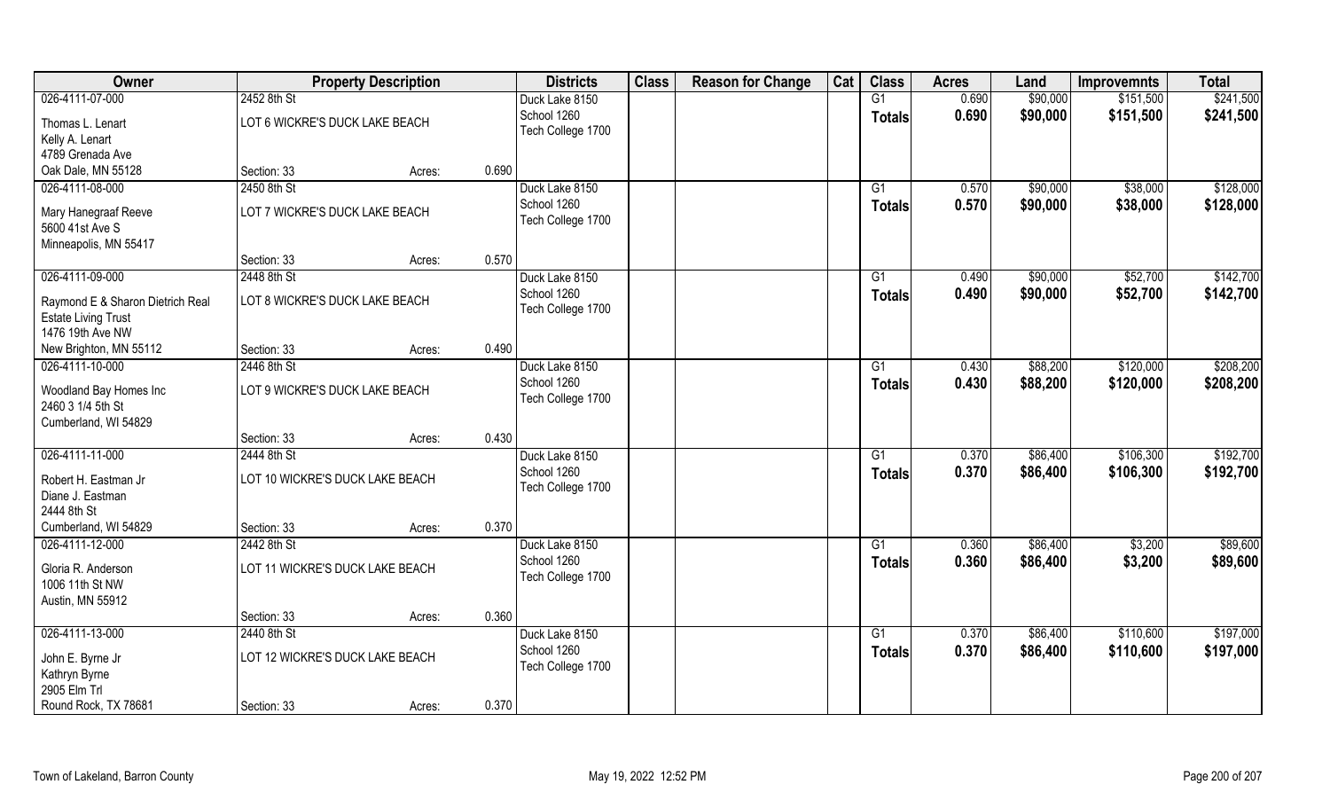| Owner | Property Description | | | Districts | Class | Reason for Change | Cat | Class | Acres | Land | Improvemnts | Total |
|---|---|---|---|---|---|---|---|---|---|---|---|---|
| 026-4111-07-000 | 2452 8th St | | | Duck Lake 8150 | | | | G1 | 0.690 | $90,000 | $151,500 | $241,500 |
| Thomas L. Lenart<br>Kelly A. Lenart<br>4789 Grenada Ave<br>Oak Dale, MN 55128 | LOT 6 WICKRE'S DUCK LAKE BEACH | | | School 1260<br>Tech College 1700 | | | | Totals | 0.690 | $90,000 | $151,500 | $241,500 |
| | Section: 33 | Acres: | 0.690 | | | | | | | | | |
| 026-4111-08-000 | 2450 8th St | | | Duck Lake 8150 | | | | G1 | 0.570 | $90,000 | $38,000 | $128,000 |
| Mary Hanegraaf Reeve<br>5600 41st Ave S<br>Minneapolis, MN 55417 | LOT 7 WICKRE'S DUCK LAKE BEACH | | | School 1260<br>Tech College 1700 | | | | Totals | 0.570 | $90,000 | $38,000 | $128,000 |
| | Section: 33 | Acres: | 0.570 | | | | | | | | | |
| 026-4111-09-000 | 2448 8th St | | | Duck Lake 8150 | | | | G1 | 0.490 | $90,000 | $52,700 | $142,700 |
| Raymond E & Sharon Dietrich Real Estate Living Trust<br>1476 19th Ave NW<br>New Brighton, MN 55112 | LOT 8 WICKRE'S DUCK LAKE BEACH | | | School 1260<br>Tech College 1700 | | | | Totals | 0.490 | $90,000 | $52,700 | $142,700 |
| | Section: 33 | Acres: | 0.490 | | | | | | | | | |
| 026-4111-10-000 | 2446 8th St | | | Duck Lake 8150 | | | | G1 | 0.430 | $88,200 | $120,000 | $208,200 |
| Woodland Bay Homes Inc<br>2460 3 1/4 5th St<br>Cumberland, WI 54829 | LOT 9 WICKRE'S DUCK LAKE BEACH | | | School 1260<br>Tech College 1700 | | | | Totals | 0.430 | $88,200 | $120,000 | $208,200 |
| | Section: 33 | Acres: | 0.430 | | | | | | | | | |
| 026-4111-11-000 | 2444 8th St | | | Duck Lake 8150 | | | | G1 | 0.370 | $86,400 | $106,300 | $192,700 |
| Robert H. Eastman Jr<br>Diane J. Eastman<br>2444 8th St<br>Cumberland, WI 54829 | LOT 10 WICKRE'S DUCK LAKE BEACH | | | School 1260<br>Tech College 1700 | | | | Totals | 0.370 | $86,400 | $106,300 | $192,700 |
| | Section: 33 | Acres: | 0.370 | | | | | | | | | |
| 026-4111-12-000 | 2442 8th St | | | Duck Lake 8150 | | | | G1 | 0.360 | $86,400 | $3,200 | $89,600 |
| Gloria R. Anderson<br>1006 11th St NW<br>Austin, MN 55912 | LOT 11 WICKRE'S DUCK LAKE BEACH | | | School 1260<br>Tech College 1700 | | | | Totals | 0.360 | $86,400 | $3,200 | $89,600 |
| | Section: 33 | Acres: | 0.360 | | | | | | | | | |
| 026-4111-13-000 | 2440 8th St | | | Duck Lake 8150 | | | | G1 | 0.370 | $86,400 | $110,600 | $197,000 |
| John E. Byrne Jr<br>Kathryn Byrne<br>2905 Elm Trl<br>Round Rock, TX 78681 | LOT 12 WICKRE'S DUCK LAKE BEACH | | | School 1260<br>Tech College 1700 | | | | Totals | 0.370 | $86,400 | $110,600 | $197,000 |
| | Section: 33 | Acres: | 0.370 | | | | | | | | | |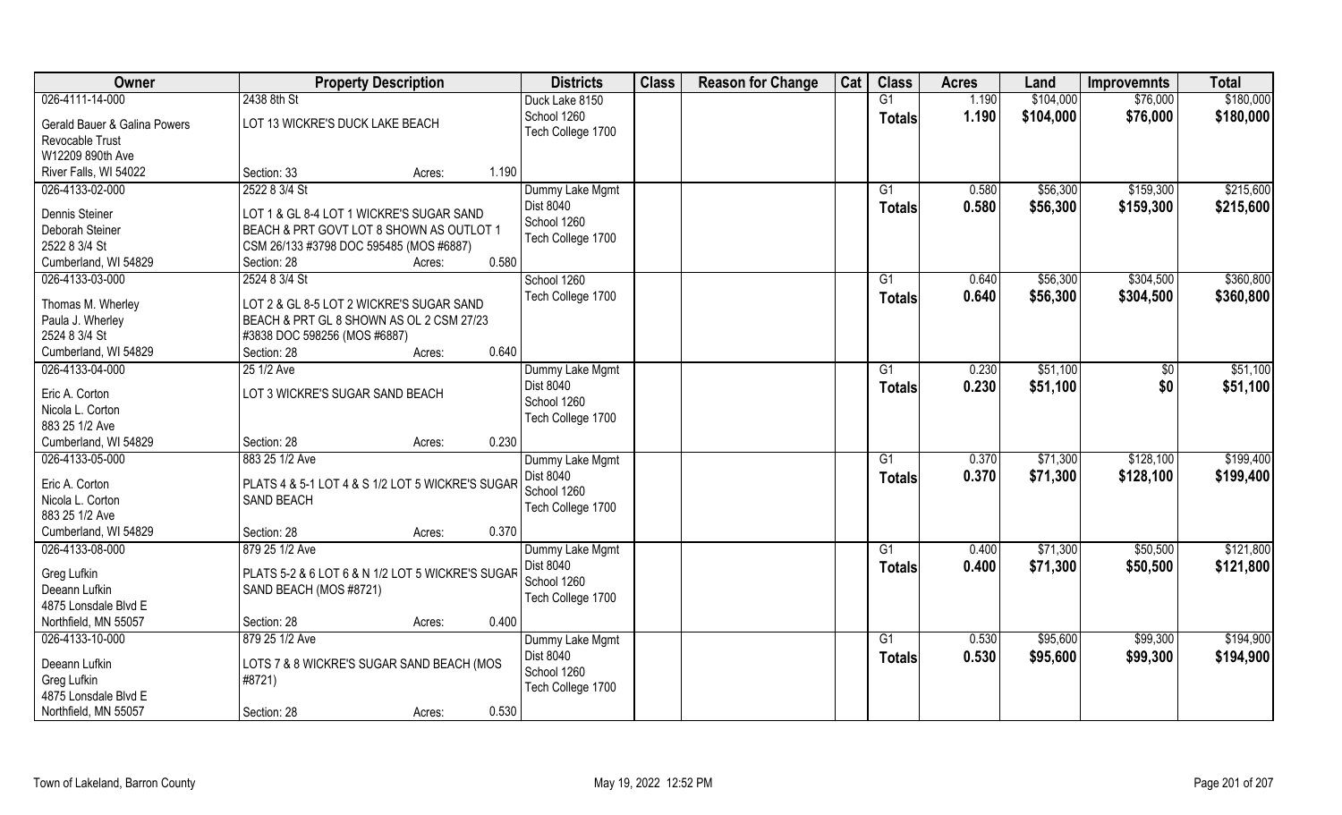| Owner | Property Description | Districts | Class | Reason for Change | Cat | Class | Acres | Land | Improvemnts | Total |
|---|---|---|---|---|---|---|---|---|---|---|
| 026-4111-14-000 | 2438 8th St | Duck Lake 8150 | | | | G1 | 1.190 | $104,000 | $76,000 | $180,000 |
| Gerald Bauer & Galina Powers Revocable Trust W12209 890th Ave River Falls, WI 54022 | LOT 13 WICKRE'S DUCK LAKE BEACH Section: 33 Acres: 1.190 | School 1260 Tech College 1700 | | | | Totals | 1.190 | $104,000 | $76,000 | $180,000 |
| 026-4133-02-000 | 2522 8 3/4 St | Dummy Lake Mgmt | | | | G1 | 0.580 | $56,300 | $159,300 | $215,600 |
| Dennis Steiner Deborah Steiner 2522 8 3/4 St Cumberland, WI 54829 | LOT 1 & GL 8-4 LOT 1 WICKRE'S SUGAR SAND BEACH & PRT GOVT LOT 8 SHOWN AS OUTLOT 1 CSM 26/133 #3798 DOC 595485 (MOS #6887) Section: 28 Acres: 0.580 | Dist 8040 School 1260 Tech College 1700 | | | | Totals | 0.580 | $56,300 | $159,300 | $215,600 |
| 026-4133-03-000 | 2524 8 3/4 St | School 1260 | | | | G1 | 0.640 | $56,300 | $304,500 | $360,800 |
| Thomas M. Wherley Paula J. Wherley 2524 8 3/4 St Cumberland, WI 54829 | LOT 2 & GL 8-5 LOT 2 WICKRE'S SUGAR SAND BEACH & PRT GL 8 SHOWN AS OL 2 CSM 27/23 #3838 DOC 598256 (MOS #6887) Section: 28 Acres: 0.640 | Tech College 1700 | | | | Totals | 0.640 | $56,300 | $304,500 | $360,800 |
| 026-4133-04-000 | 25 1/2 Ave | Dummy Lake Mgmt | | | | G1 | 0.230 | $51,100 | $0 | $51,100 |
| Eric A. Corton Nicola L. Corton 883 25 1/2 Ave Cumberland, WI 54829 | LOT 3 WICKRE'S SUGAR SAND BEACH Section: 28 Acres: 0.230 | Dist 8040 School 1260 Tech College 1700 | | | | Totals | 0.230 | $51,100 | $0 | $51,100 |
| 026-4133-05-000 | 883 25 1/2 Ave | Dummy Lake Mgmt | | | | G1 | 0.370 | $71,300 | $128,100 | $199,400 |
| Eric A. Corton Nicola L. Corton 883 25 1/2 Ave Cumberland, WI 54829 | PLATS 4 & 5-1 LOT 4 & S 1/2 LOT 5 WICKRE'S SUGAR SAND BEACH Section: 28 Acres: 0.370 | Dist 8040 School 1260 Tech College 1700 | | | | Totals | 0.370 | $71,300 | $128,100 | $199,400 |
| 026-4133-08-000 | 879 25 1/2 Ave | Dummy Lake Mgmt | | | | G1 | 0.400 | $71,300 | $50,500 | $121,800 |
| Greg Lufkin Deeann Lufkin 4875 Lonsdale Blvd E Northfield, MN 55057 | PLATS 5-2 & 6 LOT 6 & N 1/2 LOT 5 WICKRE'S SUGAR SAND BEACH (MOS #8721) Section: 28 Acres: 0.400 | Dist 8040 School 1260 Tech College 1700 | | | | Totals | 0.400 | $71,300 | $50,500 | $121,800 |
| 026-4133-10-000 | 879 25 1/2 Ave | Dummy Lake Mgmt | | | | G1 | 0.530 | $95,600 | $99,300 | $194,900 |
| Deeann Lufkin Greg Lufkin 4875 Lonsdale Blvd E Northfield, MN 55057 | LOTS 7 & 8 WICKRE'S SUGAR SAND BEACH (MOS #8721) Section: 28 Acres: 0.530 | Dist 8040 School 1260 Tech College 1700 | | | | Totals | 0.530 | $95,600 | $99,300 | $194,900 |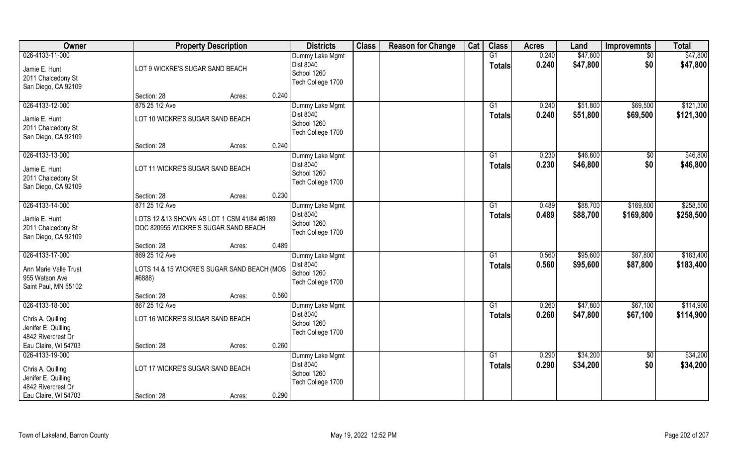| Owner | Property Description | | | Districts | Class | Reason for Change | Cat | Class | Acres | Land | Improvemnts | Total |
|---|---|---|---|---|---|---|---|---|---|---|---|---|
| 026-4133-11-000<br>Jamie E. Hunt<br>2011 Chalcedony St<br>San Diego, CA 92109 | LOT 9 WICKRE'S SUGAR SAND BEACH | | | Dummy Lake Mgmt<br>Dist 8040<br>School 1260<br>Tech College 1700 | | | | G1<br>**Totals** | 0.240<br>**0.240** | $47,800<br>**$47,800** | $0<br>**$0** | $47,800<br>**$47,800** |
| | Section: 28 | Acres: | 0.240 | | | | | | | | | |
| 026-4133-12-000<br>Jamie E. Hunt<br>2011 Chalcedony St<br>San Diego, CA 92109 | 875 25 1/2 Ave<br>LOT 10 WICKRE'S SUGAR SAND BEACH | | | Dummy Lake Mgmt<br>Dist 8040<br>School 1260<br>Tech College 1700 | | | | G1<br>**Totals** | 0.240<br>**0.240** | $51,800<br>**$51,800** | $69,500<br>**$69,500** | $121,300<br>**$121,300** |
| | Section: 28 | Acres: | 0.240 | | | | | | | | | |
| 026-4133-13-000<br>Jamie E. Hunt<br>2011 Chalcedony St<br>San Diego, CA 92109 | LOT 11 WICKRE'S SUGAR SAND BEACH | | | Dummy Lake Mgmt<br>Dist 8040<br>School 1260<br>Tech College 1700 | | | | G1<br>**Totals** | 0.230<br>**0.230** | $46,800<br>**$46,800** | $0<br>**$0** | $46,800<br>**$46,800** |
| | Section: 28 | Acres: | 0.230 | | | | | | | | | |
| 026-4133-14-000<br>Jamie E. Hunt<br>2011 Chalcedony St<br>San Diego, CA 92109 | 871 25 1/2 Ave<br>LOTS 12 &13 SHOWN AS LOT 1 CSM 41/84 #6189 DOC 820955 WICKRE'S SUGAR SAND BEACH | | | Dummy Lake Mgmt<br>Dist 8040<br>School 1260<br>Tech College 1700 | | | | G1<br>**Totals** | 0.489<br>**0.489** | $88,700<br>**$88,700** | $169,800<br>**$169,800** | $258,500<br>**$258,500** |
| | Section: 28 | Acres: | 0.489 | | | | | | | | | |
| 026-4133-17-000<br>Ann Marie Valle Trust<br>955 Watson Ave<br>Saint Paul, MN 55102 | 869 25 1/2 Ave<br>LOTS 14 & 15 WICKRE'S SUGAR SAND BEACH (MOS #6888) | | | Dummy Lake Mgmt<br>Dist 8040<br>School 1260<br>Tech College 1700 | | | | G1<br>**Totals** | 0.560<br>**0.560** | $95,600<br>**$95,600** | $87,800<br>**$87,800** | $183,400<br>**$183,400** |
| | Section: 28 | Acres: | 0.560 | | | | | | | | | |
| 026-4133-18-000<br>Chris A. Quilling<br>Jenifer E. Quilling<br>4842 Rivercrest Dr<br>Eau Claire, WI 54703 | 867 25 1/2 Ave<br>LOT 16 WICKRE'S SUGAR SAND BEACH | | | Dummy Lake Mgmt<br>Dist 8040<br>School 1260<br>Tech College 1700 | | | | G1<br>**Totals** | 0.260<br>**0.260** | $47,800<br>**$47,800** | $67,100<br>**$67,100** | $114,900<br>**$114,900** |
| | Section: 28 | Acres: | 0.260 | | | | | | | | | |
| 026-4133-19-000<br>Chris A. Quilling<br>Jenifer E. Quilling<br>4842 Rivercrest Dr<br>Eau Claire, WI 54703 | LOT 17 WICKRE'S SUGAR SAND BEACH | | | Dummy Lake Mgmt<br>Dist 8040<br>School 1260<br>Tech College 1700 | | | | G1<br>**Totals** | 0.290<br>**0.290** | $34,200<br>**$34,200** | $0<br>**$0** | $34,200<br>**$34,200** |
| | Section: 28 | Acres: | 0.290 | | | | | | | | | |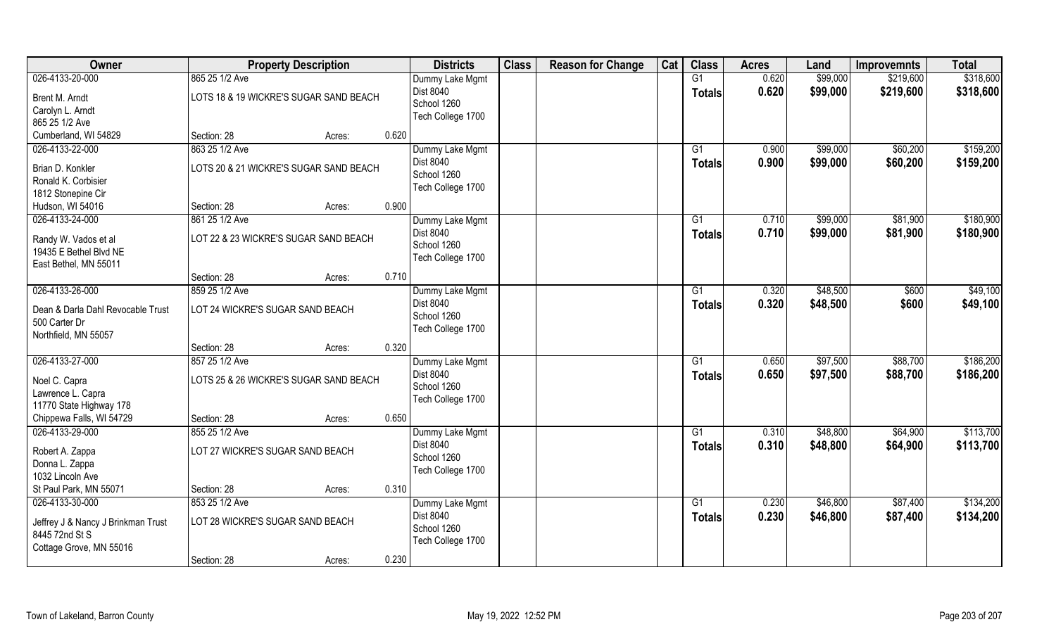| Owner | Property Description | | | Districts | Class | Reason for Change | Cat | Class | Acres | Land | Improvemnts | Total |
|---|---|---|---|---|---|---|---|---|---|---|---|---|
| 026-4133-20-000 | 865 25 1/2 Ave | | | Dummy Lake Mgmt | | | | G1 | 0.620 | $99,000 | $219,600 | $318,600 |
| Brent M. Arndt<br>Carolyn L. Arndt<br>865 25 1/2 Ave<br>Cumberland, WI 54829 | LOTS 18 & 19 WICKRE'S SUGAR SAND BEACH | | | Dist 8040<br>School 1260<br>Tech College 1700 | | | | **Totals** | **0.620** | **$99,000** | **$219,600** | **$318,600** |
| | Section: 28 | Acres: | 0.620 | | | | | | | | | |
| 026-4133-22-000 | 863 25 1/2 Ave | | | Dummy Lake Mgmt | | | | G1 | 0.900 | $99,000 | $60,200 | $159,200 |
| Brian D. Konkler<br>Ronald K. Corbisier<br>1812 Stonepine Cir<br>Hudson, WI 54016 | LOTS 20 & 21 WICKRE'S SUGAR SAND BEACH | | | Dist 8040<br>School 1260<br>Tech College 1700 | | | | **Totals** | **0.900** | **$99,000** | **$60,200** | **$159,200** |
| | Section: 28 | Acres: | 0.900 | | | | | | | | | |
| 026-4133-24-000 | 861 25 1/2 Ave | | | Dummy Lake Mgmt | | | | G1 | 0.710 | $99,000 | $81,900 | $180,900 |
| Randy W. Vados et al<br>19435 E Bethel Blvd NE<br>East Bethel, MN 55011 | LOT 22 & 23 WICKRE'S SUGAR SAND BEACH | | | Dist 8040<br>School 1260<br>Tech College 1700 | | | | **Totals** | **0.710** | **$99,000** | **$81,900** | **$180,900** |
| | Section: 28 | Acres: | 0.710 | | | | | | | | | |
| 026-4133-26-000 | 859 25 1/2 Ave | | | Dummy Lake Mgmt | | | | G1 | 0.320 | $48,500 | $600 | $49,100 |
| Dean & Darla Dahl Revocable Trust<br>500 Carter Dr<br>Northfield, MN 55057 | LOT 24 WICKRE'S SUGAR SAND BEACH | | | Dist 8040<br>School 1260<br>Tech College 1700 | | | | **Totals** | **0.320** | **$48,500** | **$600** | **$49,100** |
| | Section: 28 | Acres: | 0.320 | | | | | | | | | |
| 026-4133-27-000 | 857 25 1/2 Ave | | | Dummy Lake Mgmt | | | | G1 | 0.650 | $97,500 | $88,700 | $186,200 |
| Noel C. Capra<br>Lawrence L. Capra<br>11770 State Highway 178<br>Chippewa Falls, WI 54729 | LOTS 25 & 26 WICKRE'S SUGAR SAND BEACH | | | Dist 8040<br>School 1260<br>Tech College 1700 | | | | **Totals** | **0.650** | **$97,500** | **$88,700** | **$186,200** |
| | Section: 28 | Acres: | 0.650 | | | | | | | | | |
| 026-4133-29-000 | 855 25 1/2 Ave | | | Dummy Lake Mgmt | | | | G1 | 0.310 | $48,800 | $64,900 | $113,700 |
| Robert A. Zappa<br>Donna L. Zappa<br>1032 Lincoln Ave<br>St Paul Park, MN 55071 | LOT 27 WICKRE'S SUGAR SAND BEACH | | | Dist 8040<br>School 1260<br>Tech College 1700 | | | | **Totals** | **0.310** | **$48,800** | **$64,900** | **$113,700** |
| | Section: 28 | Acres: | 0.310 | | | | | | | | | |
| 026-4133-30-000 | 853 25 1/2 Ave | | | Dummy Lake Mgmt | | | | G1 | 0.230 | $46,800 | $87,400 | $134,200 |
| Jeffrey J & Nancy J Brinkman Trust<br>8445 72nd St S<br>Cottage Grove, MN 55016 | LOT 28 WICKRE'S SUGAR SAND BEACH | | | Dist 8040<br>School 1260<br>Tech College 1700 | | | | **Totals** | **0.230** | **$46,800** | **$87,400** | **$134,200** |
| | Section: 28 | Acres: | 0.230 | | | | | | | | | |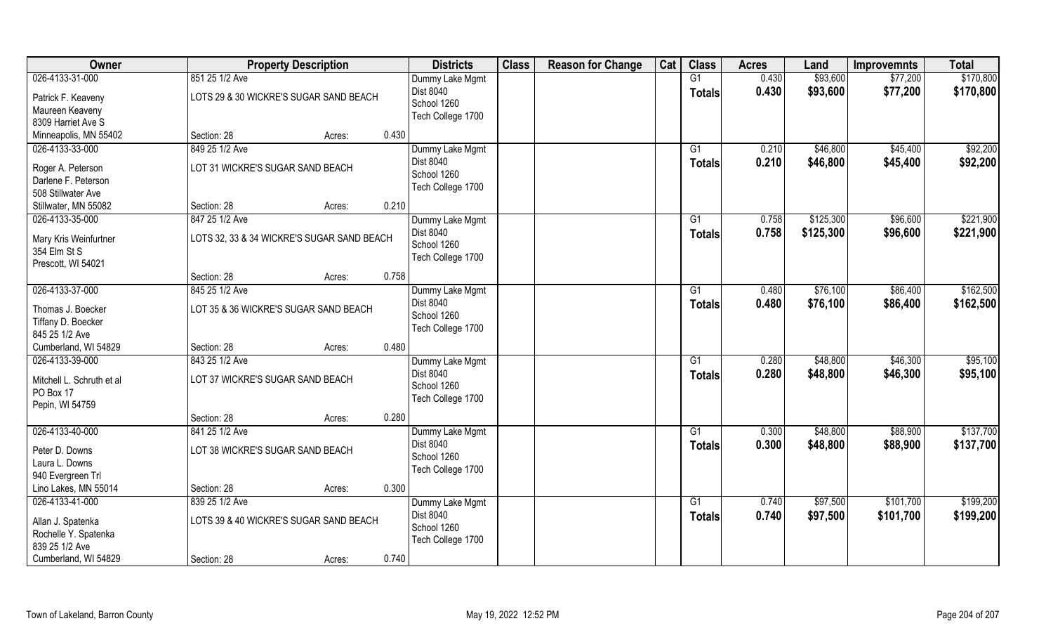| Owner | Property Description | | | Districts | Class | Reason for Change | Cat | Class | Acres | Land | Improvemnts | Total |
|---|---|---|---|---|---|---|---|---|---|---|---|---|
| 026-4133-31-000 | 851 25 1/2 Ave | | | Dummy Lake Mgmt | | | | G1 | 0.430 | $93,600 | $77,200 | $170,800 |
| Patrick F. Keaveny<br>Maureen Keaveny<br>8309 Harriet Ave S<br>Minneapolis, MN 55402 | LOTS 29 & 30 WICKRE'S SUGAR SAND BEACH | | | Dist 8040<br>School 1260<br>Tech College 1700 | | | | Totals | 0.430 | $93,600 | $77,200 | $170,800 |
| | Section: 28 | Acres: | 0.430 | | | | | | | | | |
| 026-4133-33-000 | 849 25 1/2 Ave | | | Dummy Lake Mgmt | | | | G1 | 0.210 | $46,800 | $45,400 | $92,200 |
| Roger A. Peterson<br>Darlene F. Peterson<br>508 Stillwater Ave<br>Stillwater, MN 55082 | LOT 31 WICKRE'S SUGAR SAND BEACH | | | Dist 8040<br>School 1260<br>Tech College 1700 | | | | Totals | 0.210 | $46,800 | $45,400 | $92,200 |
| | Section: 28 | Acres: | 0.210 | | | | | | | | | |
| 026-4133-35-000 | 847 25 1/2 Ave | | | Dummy Lake Mgmt | | | | G1 | 0.758 | $125,300 | $96,600 | $221,900 |
| Mary Kris Weinfurtner<br>354 Elm St S<br>Prescott, WI 54021 | LOTS 32, 33 & 34 WICKRE'S SUGAR SAND BEACH | | | Dist 8040<br>School 1260<br>Tech College 1700 | | | | Totals | 0.758 | $125,300 | $96,600 | $221,900 |
| | Section: 28 | Acres: | 0.758 | | | | | | | | | |
| 026-4133-37-000 | 845 25 1/2 Ave | | | Dummy Lake Mgmt | | | | G1 | 0.480 | $76,100 | $86,400 | $162,500 |
| Thomas J. Boecker<br>Tiffany D. Boecker<br>845 25 1/2 Ave<br>Cumberland, WI 54829 | LOT 35 & 36 WICKRE'S SUGAR SAND BEACH | | | Dist 8040<br>School 1260<br>Tech College 1700 | | | | Totals | 0.480 | $76,100 | $86,400 | $162,500 |
| | Section: 28 | Acres: | 0.480 | | | | | | | | | |
| 026-4133-39-000 | 843 25 1/2 Ave | | | Dummy Lake Mgmt | | | | G1 | 0.280 | $48,800 | $46,300 | $95,100 |
| Mitchell L. Schruth et al<br>PO Box 17<br>Pepin, WI 54759 | LOT 37 WICKRE'S SUGAR SAND BEACH | | | Dist 8040<br>School 1260<br>Tech College 1700 | | | | Totals | 0.280 | $48,800 | $46,300 | $95,100 |
| | Section: 28 | Acres: | 0.280 | | | | | | | | | |
| 026-4133-40-000 | 841 25 1/2 Ave | | | Dummy Lake Mgmt | | | | G1 | 0.300 | $48,800 | $88,900 | $137,700 |
| Peter D. Downs<br>Laura L. Downs<br>940 Evergreen Trl<br>Lino Lakes, MN 55014 | LOT 38 WICKRE'S SUGAR SAND BEACH | | | Dist 8040<br>School 1260<br>Tech College 1700 | | | | Totals | 0.300 | $48,800 | $88,900 | $137,700 |
| | Section: 28 | Acres: | 0.300 | | | | | | | | | |
| 026-4133-41-000 | 839 25 1/2 Ave | | | Dummy Lake Mgmt | | | | G1 | 0.740 | $97,500 | $101,700 | $199,200 |
| Allan J. Spatenka<br>Rochelle Y. Spatenka<br>839 25 1/2 Ave<br>Cumberland, WI 54829 | LOTS 39 & 40 WICKRE'S SUGAR SAND BEACH | | | Dist 8040<br>School 1260<br>Tech College 1700 | | | | Totals | 0.740 | $97,500 | $101,700 | $199,200 |
| | Section: 28 | Acres: | 0.740 | | | | | | | | | |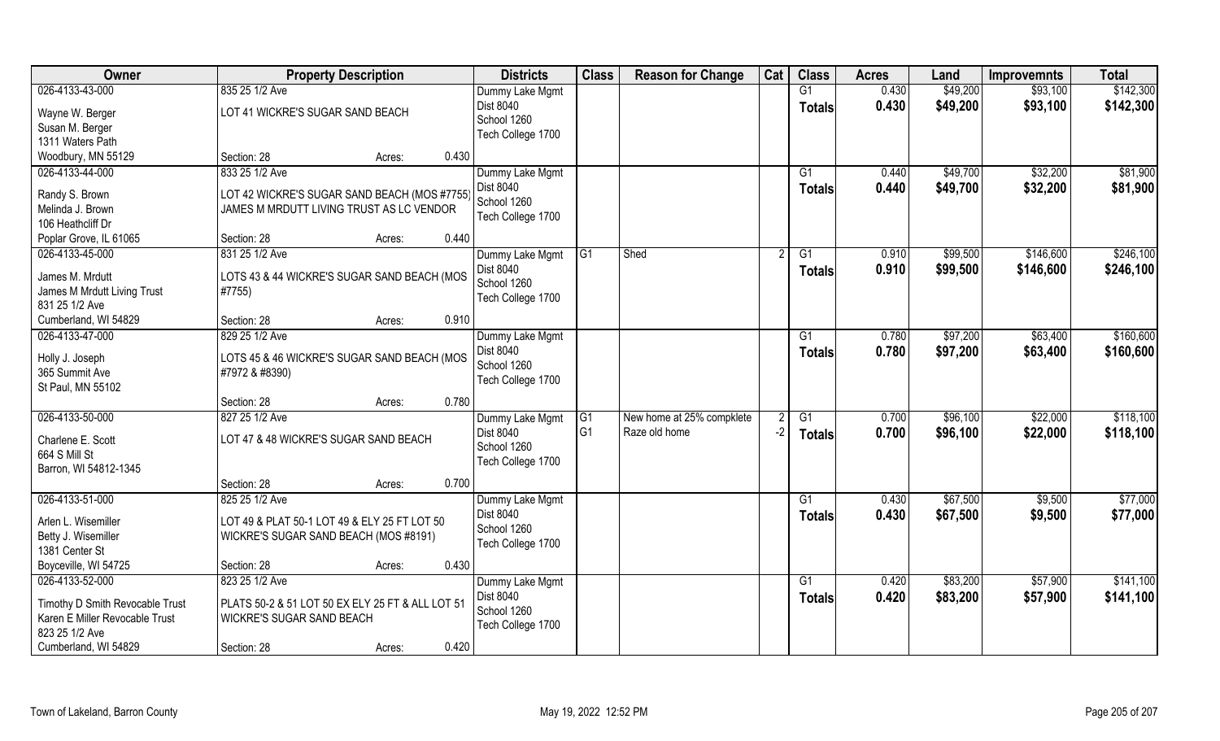| Owner | Property Description | | | Districts | Class | Reason for Change | Cat | Class | Acres | Land | Improvemnts | Total |
|---|---|---|---|---|---|---|---|---|---|---|---|---|
| 026-4133-43-000 | 835 25 1/2 Ave | | | Dummy Lake Mgmt | | | | G1 | 0.430 | $49,200 | $93,100 | $142,300 |
| Wayne W. Berger | LOT 41 WICKRE'S SUGAR SAND BEACH | | | Dist 8040 | | | | Totals | 0.430 | $49,200 | $93,100 | $142,300 |
| Susan M. Berger | | | | School 1260 | | | | | | | | |
| 1311 Waters Path | | | | Tech College 1700 | | | | | | | | |
| Woodbury, MN 55129 | Section: 28 | Acres: | 0.430 | | | | | | | | | |
| 026-4133-44-000 | 833 25 1/2 Ave | | | Dummy Lake Mgmt | | | | G1 | 0.440 | $49,700 | $32,200 | $81,900 |
| Randy S. Brown | LOT 42 WICKRE'S SUGAR SAND BEACH (MOS #7755) | | | Dist 8040 | | | | Totals | 0.440 | $49,700 | $32,200 | $81,900 |
| Melinda J. Brown | JAMES M MRDUTT LIVING TRUST AS LC VENDOR | | | School 1260 | | | | | | | | |
| 106 Heathcliff Dr | | | | Tech College 1700 | | | | | | | | |
| Poplar Grove, IL 61065 | Section: 28 | Acres: | 0.440 | | | | | | | | | |
| 026-4133-45-000 | 831 25 1/2 Ave | | | Dummy Lake Mgmt | G1 | Shed | 2 | G1 | 0.910 | $99,500 | $146,600 | $246,100 |
| James M. Mrdutt | LOTS 43 & 44 WICKRE'S SUGAR SAND BEACH (MOS #7755) | | | Dist 8040 | | | | Totals | 0.910 | $99,500 | $146,600 | $246,100 |
| James M Mrdutt Living Trust | | | | School 1260 | | | | | | | | |
| 831 25 1/2 Ave | | | | Tech College 1700 | | | | | | | | |
| Cumberland, WI 54829 | Section: 28 | Acres: | 0.910 | | | | | | | | | |
| 026-4133-47-000 | 829 25 1/2 Ave | | | Dummy Lake Mgmt | | | | G1 | 0.780 | $97,200 | $63,400 | $160,600 |
| Holly J. Joseph | LOTS 45 & 46 WICKRE'S SUGAR SAND BEACH (MOS #7972 & #8390) | | | Dist 8040 | | | | Totals | 0.780 | $97,200 | $63,400 | $160,600 |
| 365 Summit Ave | | | | School 1260 | | | | | | | | |
| St Paul, MN 55102 | | | | Tech College 1700 | | | | | | | | |
| | Section: 28 | Acres: | 0.780 | | | | | | | | | |
| 026-4133-50-000 | 827 25 1/2 Ave | | | Dummy Lake Mgmt | G1 | New home at 25% compklete | 2 | G1 | 0.700 | $96,100 | $22,000 | $118,100 |
| Charlene E. Scott | LOT 47 & 48 WICKRE'S SUGAR SAND BEACH | | | Dist 8040 | G1 | Raze old home | -2 | Totals | 0.700 | $96,100 | $22,000 | $118,100 |
| 664 S Mill St | | | | School 1260 | | | | | | | | |
| Barron, WI 54812-1345 | | | | Tech College 1700 | | | | | | | | |
| | Section: 28 | Acres: | 0.700 | | | | | | | | | |
| 026-4133-51-000 | 825 25 1/2 Ave | | | Dummy Lake Mgmt | | | | G1 | 0.430 | $67,500 | $9,500 | $77,000 |
| Arlen L. Wisemiller | LOT 49 & PLAT 50-1 LOT 49 & ELY 25 FT LOT 50 | | | Dist 8040 | | | | Totals | 0.430 | $67,500 | $9,500 | $77,000 |
| Betty J. Wisemiller | WICKRE'S SUGAR SAND BEACH (MOS #8191) | | | School 1260 | | | | | | | | |
| 1381 Center St | | | | Tech College 1700 | | | | | | | | |
| Boyceville, WI 54725 | Section: 28 | Acres: | 0.430 | | | | | | | | | |
| 026-4133-52-000 | 823 25 1/2 Ave | | | Dummy Lake Mgmt | | | | G1 | 0.420 | $83,200 | $57,900 | $141,100 |
| Timothy D Smith Revocable Trust | PLATS 50-2 & 51 LOT 50 EX ELY 25 FT & ALL LOT 51 | | | Dist 8040 | | | | Totals | 0.420 | $83,200 | $57,900 | $141,100 |
| Karen E Miller Revocable Trust | WICKRE'S SUGAR SAND BEACH | | | School 1260 | | | | | | | | |
| 823 25 1/2 Ave | | | | Tech College 1700 | | | | | | | | |
| Cumberland, WI 54829 | Section: 28 | Acres: | 0.420 | | | | | | | | | |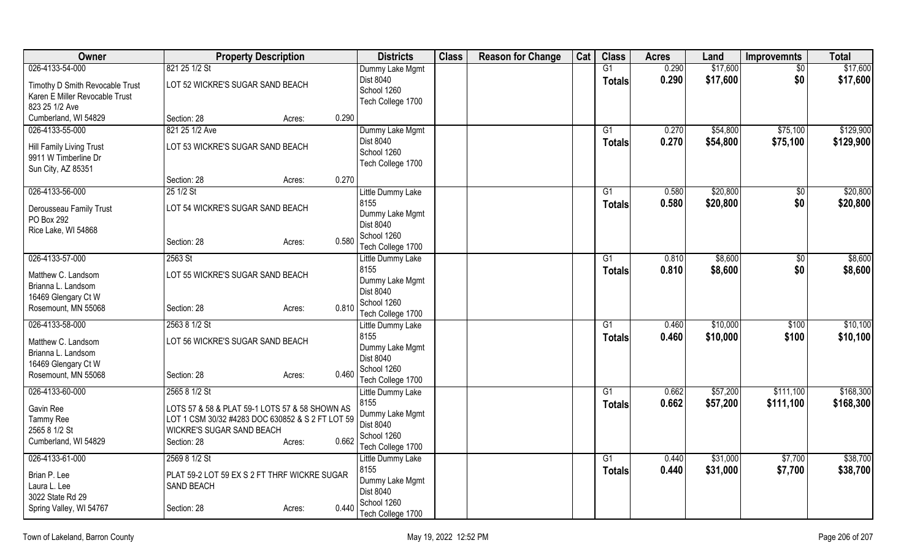| Owner | Property Description | | | Districts | Class | Reason for Change | Cat | Class | Acres | Land | Improvemnts | Total |
|---|---|---|---|---|---|---|---|---|---|---|---|---|
| 026-4133-54-000 | 821 25 1/2 St | | | Dummy Lake Mgmt | | | | G1 | 0.290 | $17,600 | $0 | $17,600 |
| Timothy D Smith Revocable Trust<br>Karen E Miller Revocable Trust<br>823 25 1/2 Ave<br>Cumberland, WI 54829 | LOT 52 WICKRE'S SUGAR SAND BEACH<br><br>Section: 28 | Acres: | 0.290 | Dist 8040<br>School 1260<br>Tech College 1700 | | | | **Totals** | **0.290** | **$17,600** | **$0** | **$17,600** |
| 026-4133-55-000 | 821 25 1/2 Ave | | | Dummy Lake Mgmt | | | | G1 | 0.270 | $54,800 | $75,100 | $129,900 |
| Hill Family Living Trust<br>9911 W Timberline Dr<br>Sun City, AZ 85351 | LOT 53 WICKRE'S SUGAR SAND BEACH<br><br>Section: 28 | Acres: | 0.270 | Dist 8040<br>School 1260<br>Tech College 1700 | | | | **Totals** | **0.270** | **$54,800** | **$75,100** | **$129,900** |
| 026-4133-56-000 | 25 1/2 St | | | Little Dummy Lake 8155 | | | | G1 | 0.580 | $20,800 | $0 | $20,800 |
| Derousseau Family Trust<br>PO Box 292<br>Rice Lake, WI 54868 | LOT 54 WICKRE'S SUGAR SAND BEACH<br><br>Section: 28 | Acres: | 0.580 | Dummy Lake Mgmt<br>Dist 8040<br>School 1260<br>Tech College 1700 | | | | **Totals** | **0.580** | **$20,800** | **$0** | **$20,800** |
| 026-4133-57-000 | 2563 St | | | Little Dummy Lake 8155 | | | | G1 | 0.810 | $8,600 | $0 | $8,600 |
| Matthew C. Landsom<br>Brianna L. Landsom<br>16469 Glengary Ct W<br>Rosemount, MN 55068 | LOT 55 WICKRE'S SUGAR SAND BEACH<br><br>Section: 28 | Acres: | 0.810 | Dummy Lake Mgmt<br>Dist 8040<br>School 1260<br>Tech College 1700 | | | | **Totals** | **0.810** | **$8,600** | **$0** | **$8,600** |
| 026-4133-58-000 | 2563 8 1/2 St | | | Little Dummy Lake 8155 | | | | G1 | 0.460 | $10,000 | $100 | $10,100 |
| Matthew C. Landsom<br>Brianna L. Landsom<br>16469 Glengary Ct W<br>Rosemount, MN 55068 | LOT 56 WICKRE'S SUGAR SAND BEACH<br><br>Section: 28 | Acres: | 0.460 | Dummy Lake Mgmt<br>Dist 8040<br>School 1260<br>Tech College 1700 | | | | **Totals** | **0.460** | **$10,000** | **$100** | **$10,100** |
| 026-4133-60-000 | 2565 8 1/2 St | | | Little Dummy Lake 8155 | | | | G1 | 0.662 | $57,200 | $111,100 | $168,300 |
| Gavin Ree<br>Tammy Ree<br>2565 8 1/2 St<br>Cumberland, WI 54829 | LOTS 57 & 58 & PLAT 59-1 LOTS 57 & 58 SHOWN AS LOT 1 CSM 30/32 #4283 DOC 630852 & S 2 FT LOT 59 WICKRE'S SUGAR SAND BEACH<br>Section: 28 | Acres: | 0.662 | Dummy Lake Mgmt<br>Dist 8040<br>School 1260<br>Tech College 1700 | | | | **Totals** | **0.662** | **$57,200** | **$111,100** | **$168,300** |
| 026-4133-61-000 | 2569 8 1/2 St | | | Little Dummy Lake 8155 | | | | G1 | 0.440 | $31,000 | $7,700 | $38,700 |
| Brian P. Lee<br>Laura L. Lee<br>3022 State Rd 29<br>Spring Valley, WI 54767 | PLAT 59-2 LOT 59 EX S 2 FT THRF WICKRE SUGAR SAND BEACH<br>Section: 28 | Acres: | 0.440 | Dummy Lake Mgmt<br>Dist 8040<br>School 1260<br>Tech College 1700 | | | | **Totals** | **0.440** | **$31,000** | **$7,700** | **$38,700** |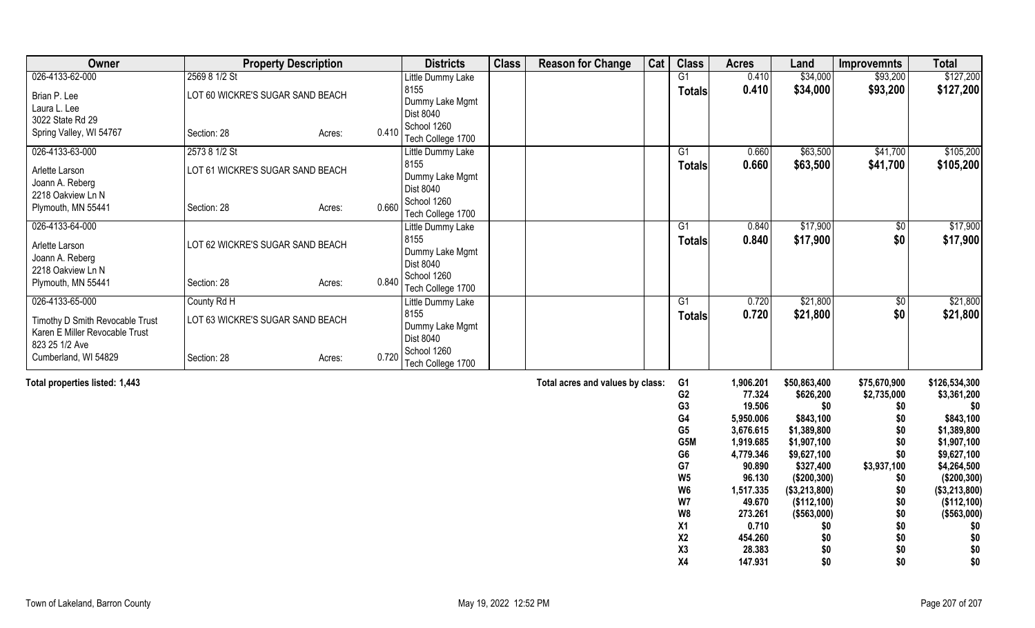| Owner | Property Description | | | Districts | Class | Reason for Change | Cat | Class | Acres | Land | Improvemnts | Total |
|---|---|---|---|---|---|---|---|---|---|---|---|---|
| 026-4133-62-000<br>Brian P. Lee<br>Laura L. Lee<br>3022 State Rd 29<br>Spring Valley, WI 54767 | 2569 8 1/2 St<br>LOT 60 WICKRE'S SUGAR SAND BEACH<br>Section: 28 | Acres: | 0.410 | Little Dummy Lake 8155<br>Dummy Lake Mgmt Dist 8040<br>School 1260<br>Tech College 1700 | | | | G1<br>**Totals** | 0.410<br>**0.410** | $34,000<br>**$34,000** | $93,200<br>**$93,200** | $127,200<br>**$127,200** |
| 026-4133-63-000<br>Arlette Larson<br>Joann A. Reberg<br>2218 Oakview Ln N<br>Plymouth, MN 55441 | 2573 8 1/2 St<br>LOT 61 WICKRE'S SUGAR SAND BEACH<br>Section: 28 | Acres: | 0.660 | Little Dummy Lake 8155<br>Dummy Lake Mgmt Dist 8040<br>School 1260<br>Tech College 1700 | | | | G1<br>**Totals** | 0.660<br>**0.660** | $63,500<br>**$63,500** | $41,700<br>**$41,700** | $105,200<br>**$105,200** |
| 026-4133-64-000<br>Arlette Larson<br>Joann A. Reberg<br>2218 Oakview Ln N<br>Plymouth, MN 55441 | LOT 62 WICKRE'S SUGAR SAND BEACH<br>Section: 28 | Acres: | 0.840 | Little Dummy Lake 8155<br>Dummy Lake Mgmt Dist 8040<br>School 1260<br>Tech College 1700 | | | | G1<br>**Totals** | 0.840<br>**0.840** | $17,900<br>**$17,900** | $0<br>**$0** | $17,900<br>**$17,900** |
| 026-4133-65-000<br>Timothy D Smith Revocable Trust<br>Karen E Miller Revocable Trust<br>823 25 1/2 Ave<br>Cumberland, WI 54829 | County Rd H<br>LOT 63 WICKRE'S SUGAR SAND BEACH<br>Section: 28 | Acres: | 0.720 | Little Dummy Lake 8155<br>Dummy Lake Mgmt Dist 8040<br>School 1260<br>Tech College 1700 | | | | G1<br>**Totals** | 0.720<br>**0.720** | $21,800<br>**$21,800** | $0<br>**$0** | $21,800<br>**$21,800** |

**Total properties listed: 1,443**

**Total acres and values by class:**

| Class | Acres | Land | Improvemnts | Total |
|---|---|---|---|---|
| G1 | 1,906.201 | $50,863,400 | $75,670,900 | $126,534,300 |
| G2 | 77.324 | $626,200 | $2,735,000 | $3,361,200 |
| G3 | 19.506 | $0 | $0 | $0 |
| G4 | 5,950.006 | $843,100 | $0 | $843,100 |
| G5 | 3,676.615 | $1,389,800 | $0 | $1,389,800 |
| G5M | 1,919.685 | $1,907,100 | $0 | $1,907,100 |
| G6 | 4,779.346 | $9,627,100 | $0 | $9,627,100 |
| G7 | 90.890 | $327,400 | $3,937,100 | $4,264,500 |
| W5 | 96.130 | ($200,300) | $0 | ($200,300) |
| W6 | 1,517.335 | ($3,213,800) | $0 | ($3,213,800) |
| W7 | 49.670 | ($112,100) | $0 | ($112,100) |
| W8 | 273.261 | ($563,000) | $0 | ($563,000) |
| X1 | 0.710 | $0 | $0 | $0 |
| X2 | 454.260 | $0 | $0 | $0 |
| X3 | 28.383 | $0 | $0 | $0 |
| X4 | 147.931 | $0 | $0 | $0 |

Town of Lakeland, Barron County

May 19, 2022 12:52 PM